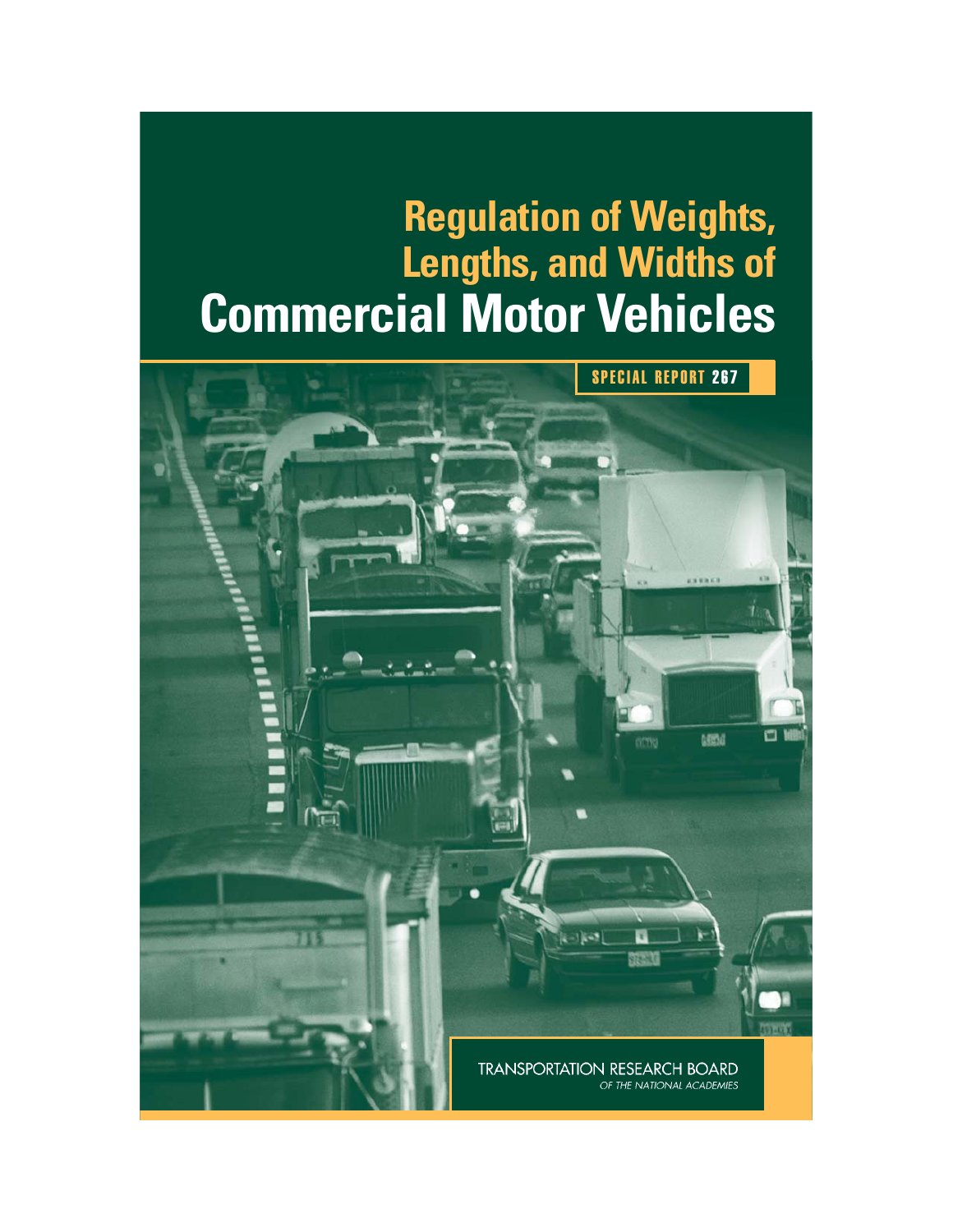# Regulation of Weights, Lengths, and Widths of Commercial Motor Vehicles

SPECIAL REPORT 267

TRANSPORTATION RESEARCH BOARD

*OF THE NATIONAL ACADEMIES*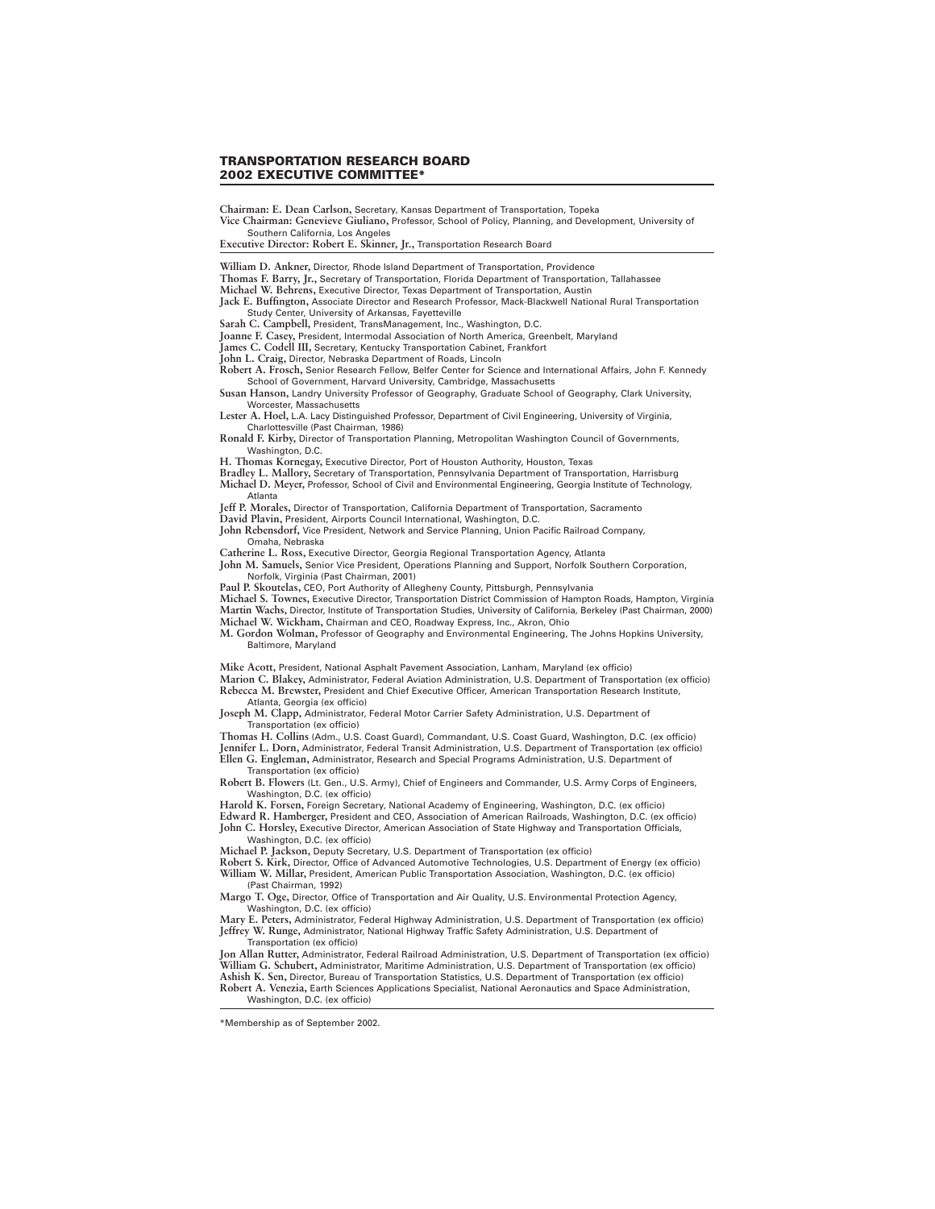## TRANSPORTATION RESEARCH BOARD
## 2002 EXECUTIVE COMMITTEE*

**Chairman: E. Dean Carlson,** Secretary, Kansas Department of Transportation, Topeka
**Vice Chairman: Genevieve Giuliano,** Professor, School of Policy, Planning, and Development, University of Southern California, Los Angeles
**Executive Director: Robert E. Skinner, Jr.,** Transportation Research Board

---

**William D. Ankner,** Director, Rhode Island Department of Transportation, Providence
**Thomas F. Barry, Jr.,** Secretary of Transportation, Florida Department of Transportation, Tallahassee
**Michael W. Behrens,** Executive Director, Texas Department of Transportation, Austin
**Jack E. Buffington,** Associate Director and Research Professor, Mack-Blackwell National Rural Transportation Study Center, University of Arkansas, Fayetteville
**Sarah C. Campbell,** President, TransManagement, Inc., Washington, D.C.
**Joanne F. Casey,** President, Intermodal Association of North America, Greenbelt, Maryland
**James C. Codell III,** Secretary, Kentucky Transportation Cabinet, Frankfort
**John L. Craig,** Director, Nebraska Department of Roads, Lincoln
**Robert A. Frosch,** Senior Research Fellow, Belfer Center for Science and International Affairs, John F. Kennedy School of Government, Harvard University, Cambridge, Massachusetts
**Susan Hanson,** Landry University Professor of Geography, Graduate School of Geography, Clark University, Worcester, Massachusetts
**Lester A. Hoel,** L.A. Lacy Distinguished Professor, Department of Civil Engineering, University of Virginia, Charlottesville (Past Chairman, 1986)
**Ronald F. Kirby,** Director of Transportation Planning, Metropolitan Washington Council of Governments, Washington, D.C.
**H. Thomas Kornegay,** Executive Director, Port of Houston Authority, Houston, Texas
**Bradley L. Mallory,** Secretary of Transportation, Pennsylvania Department of Transportation, Harrisburg
**Michael D. Meyer,** Professor, School of Civil and Environmental Engineering, Georgia Institute of Technology, Atlanta
**Jeff P. Morales,** Director of Transportation, California Department of Transportation, Sacramento
**David Plavin,** President, Airports Council International, Washington, D.C.
**John Rebensdorf,** Vice President, Network and Service Planning, Union Pacific Railroad Company, Omaha, Nebraska
**Catherine L. Ross,** Executive Director, Georgia Regional Transportation Agency, Atlanta
**John M. Samuels,** Senior Vice President, Operations Planning and Support, Norfolk Southern Corporation, Norfolk, Virginia (Past Chairman, 2001)
**Paul P. Skoutelas,** CEO, Port Authority of Allegheny County, Pittsburgh, Pennsylvania
**Michael S. Townes,** Executive Director, Transportation District Commission of Hampton Roads, Hampton, Virginia
**Martin Wachs,** Director, Institute of Transportation Studies, University of California, Berkeley (Past Chairman, 2000)
**Michael W. Wickham,** Chairman and CEO, Roadway Express, Inc., Akron, Ohio
**M. Gordon Wolman,** Professor of Geography and Environmental Engineering, The Johns Hopkins University, Baltimore, Maryland

**Mike Acott,** President, National Asphalt Pavement Association, Lanham, Maryland (ex officio)
**Marion C. Blakey,** Administrator, Federal Aviation Administration, U.S. Department of Transportation (ex officio)
**Rebecca M. Brewster,** President and Chief Executive Officer, American Transportation Research Institute, Atlanta, Georgia (ex officio)
**Joseph M. Clapp,** Administrator, Federal Motor Carrier Safety Administration, U.S. Department of Transportation (ex officio)
**Thomas H. Collins** (Adm., U.S. Coast Guard), Commandant, U.S. Coast Guard, Washington, D.C. (ex officio)
**Jennifer L. Dorn,** Administrator, Federal Transit Administration, U.S. Department of Transportation (ex officio)
**Ellen G. Engleman,** Administrator, Research and Special Programs Administration, U.S. Department of Transportation (ex officio)
**Robert B. Flowers** (Lt. Gen., U.S. Army), Chief of Engineers and Commander, U.S. Army Corps of Engineers, Washington, D.C. (ex officio)
**Harold K. Forsen,** Foreign Secretary, National Academy of Engineering, Washington, D.C. (ex officio)
**Edward R. Hamberger,** President and CEO, Association of American Railroads, Washington, D.C. (ex officio)
**John C. Horsley,** Executive Director, American Association of State Highway and Transportation Officials, Washington, D.C. (ex officio)
**Michael P. Jackson,** Deputy Secretary, U.S. Department of Transportation (ex officio)
**Robert S. Kirk,** Director, Office of Advanced Automotive Technologies, U.S. Department of Energy (ex officio)
**William W. Millar,** President, American Public Transportation Association, Washington, D.C. (ex officio) (Past Chairman, 1992)
**Margo T. Oge,** Director, Office of Transportation and Air Quality, U.S. Environmental Protection Agency, Washington, D.C. (ex officio)
**Mary E. Peters,** Administrator, Federal Highway Administration, U.S. Department of Transportation (ex officio)
**Jeffrey W. Runge,** Administrator, National Highway Traffic Safety Administration, U.S. Department of Transportation (ex officio)
**Jon Allan Rutter,** Administrator, Federal Railroad Administration, U.S. Department of Transportation (ex officio)
**William G. Schubert,** Administrator, Maritime Administration, U.S. Department of Transportation (ex officio)
**Ashish K. Sen,** Director, Bureau of Transportation Statistics, U.S. Department of Transportation (ex officio)
**Robert A. Venezia,** Earth Sciences Applications Specialist, National Aeronautics and Space Administration, Washington, D.C. (ex officio)

---

*Membership as of September 2002.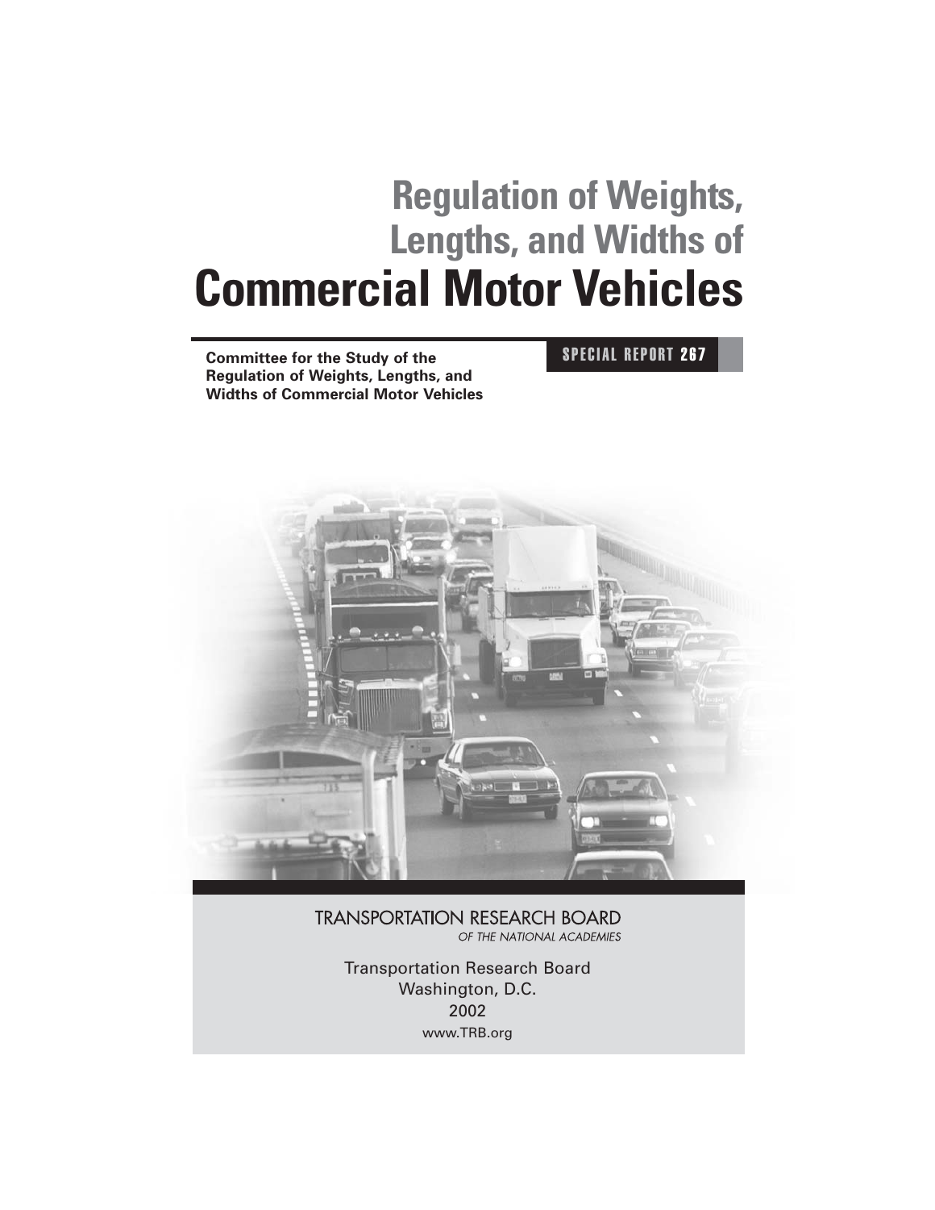# Regulation of Weights, Lengths, and Widths of Commercial Motor Vehicles

**Committee for the Study of the Regulation of Weights, Lengths, and Widths of Commercial Motor Vehicles**

**SPECIAL REPORT 267**

TRANSPORTATION RESEARCH BOARD
*OF THE NATIONAL ACADEMIES*

Transportation Research Board
Washington, D.C.
2002
www.TRB.org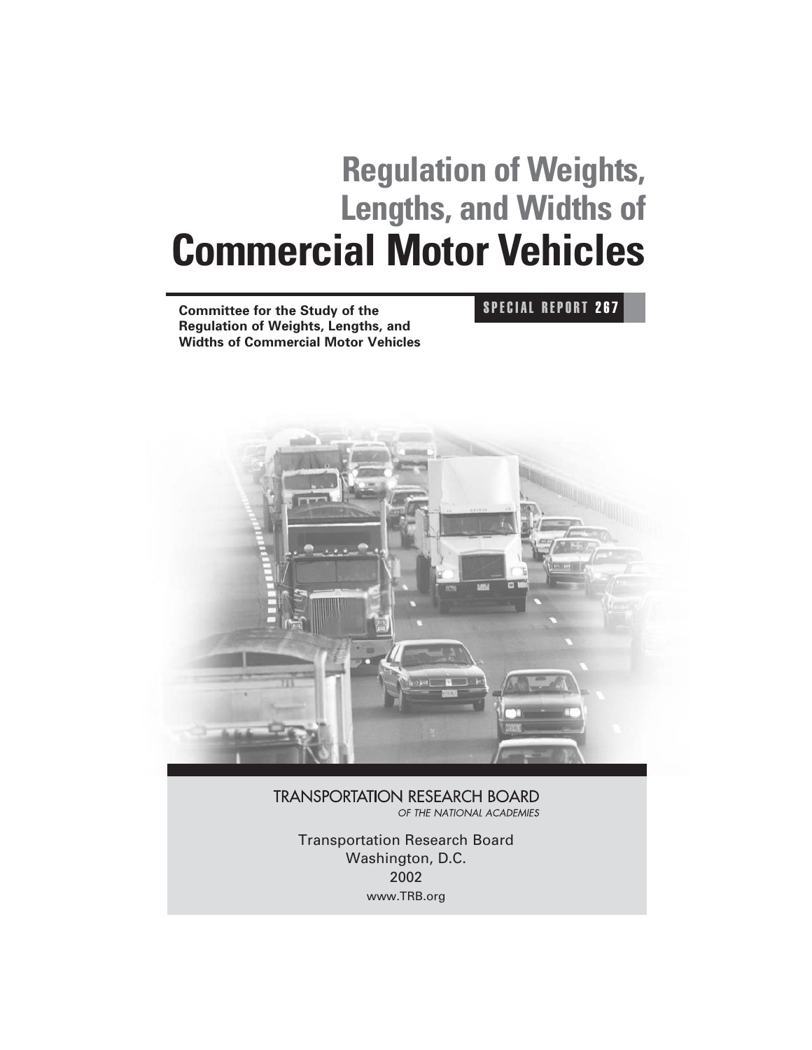# Regulation of Weights, Lengths, and Widths of Commercial Motor Vehicles

**Committee for the Study of the Regulation of Weights, Lengths, and Widths of Commercial Motor Vehicles**

**SPECIAL REPORT 267**

TRANSPORTATION RESEARCH BOARD
*OF THE NATIONAL ACADEMIES*

Transportation Research Board
Washington, D.C.
2002
www.TRB.org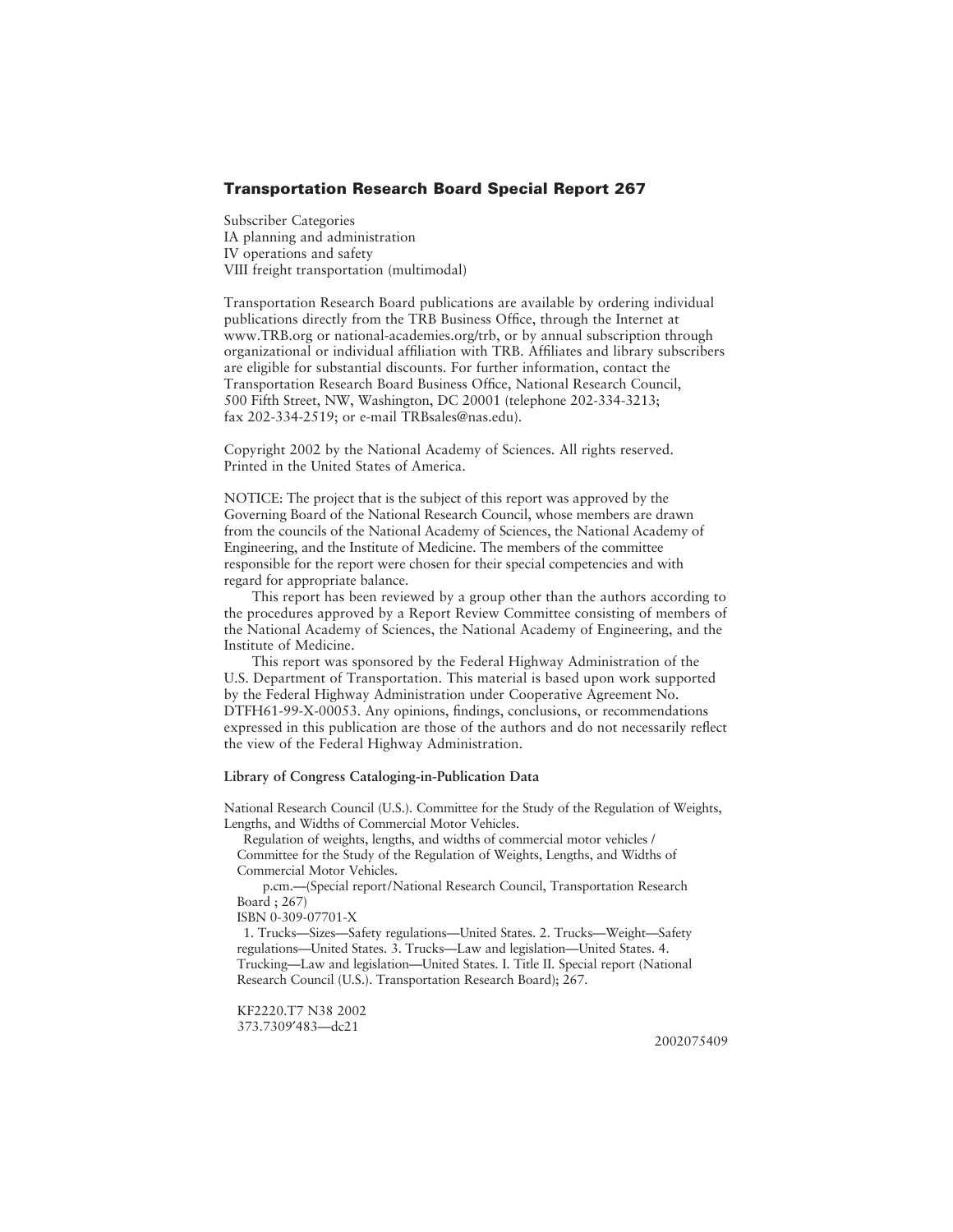**Transportation Research Board Special Report 267**

Subscriber Categories
IA planning and administration
IV operations and safety
VIII freight transportation (multimodal)

Transportation Research Board publications are available by ordering individual publications directly from the TRB Business Office, through the Internet at www.TRB.org or national-academies.org/trb, or by annual subscription through organizational or individual affiliation with TRB. Affiliates and library subscribers are eligible for substantial discounts. For further information, contact the Transportation Research Board Business Office, National Research Council, 500 Fifth Street, NW, Washington, DC 20001 (telephone 202-334-3213; fax 202-334-2519; or e-mail TRBsales@nas.edu).

Copyright 2002 by the National Academy of Sciences. All rights reserved.
Printed in the United States of America.

NOTICE: The project that is the subject of this report was approved by the Governing Board of the National Research Council, whose members are drawn from the councils of the National Academy of Sciences, the National Academy of Engineering, and the Institute of Medicine. The members of the committee responsible for the report were chosen for their special competencies and with regard for appropriate balance.

This report has been reviewed by a group other than the authors according to the procedures approved by a Report Review Committee consisting of members of the National Academy of Sciences, the National Academy of Engineering, and the Institute of Medicine.

This report was sponsored by the Federal Highway Administration of the U.S. Department of Transportation. This material is based upon work supported by the Federal Highway Administration under Cooperative Agreement No. DTFH61-99-X-00053. Any opinions, findings, conclusions, or recommendations expressed in this publication are those of the authors and do not necessarily reflect the view of the Federal Highway Administration.

**Library of Congress Cataloging-in-Publication Data**

National Research Council (U.S.). Committee for the Study of the Regulation of Weights, Lengths, and Widths of Commercial Motor Vehicles.

Regulation of weights, lengths, and widths of commercial motor vehicles / Committee for the Study of the Regulation of Weights, Lengths, and Widths of Commercial Motor Vehicles.

p.cm.—(Special report/National Research Council, Transportation Research Board ; 267)

ISBN 0-309-07701-X

1. Trucks—Sizes—Safety regulations—United States. 2. Trucks—Weight—Safety regulations—United States. 3. Trucks—Law and legislation—United States. 4. Trucking—Law and legislation—United States. I. Title II. Special report (National Research Council (U.S.). Transportation Research Board); 267.

KF2220.T7 N38 2002
373.7309′483—dc21

2002075409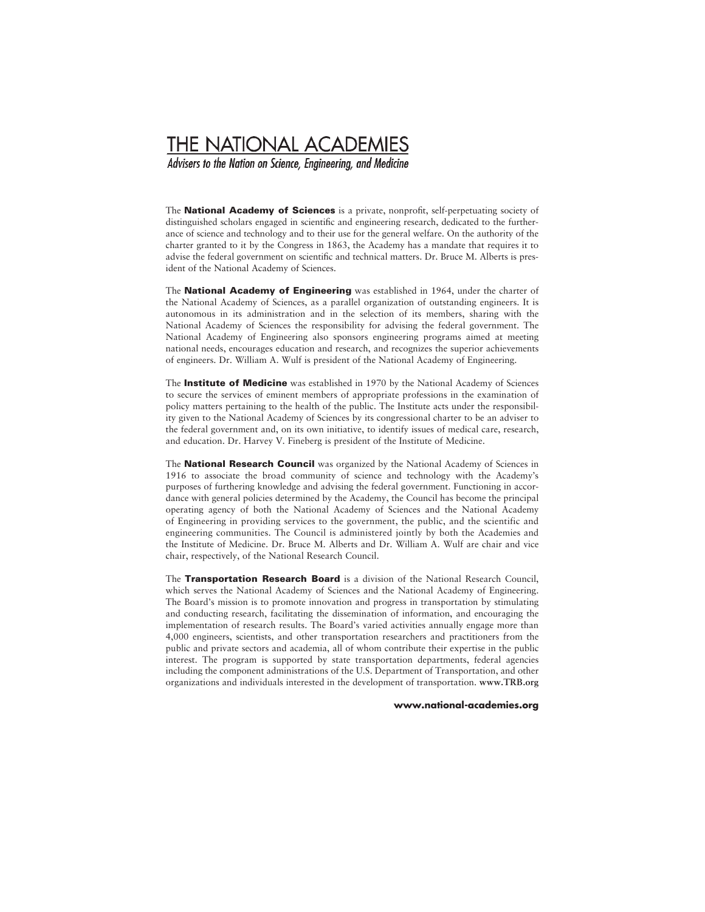# THE NATIONAL ACADEMIES

*Advisers to the Nation on Science, Engineering, and Medicine*

The **National Academy of Sciences** is a private, nonprofit, self-perpetuating society of distinguished scholars engaged in scientific and engineering research, dedicated to the furtherance of science and technology and to their use for the general welfare. On the authority of the charter granted to it by the Congress in 1863, the Academy has a mandate that requires it to advise the federal government on scientific and technical matters. Dr. Bruce M. Alberts is president of the National Academy of Sciences.

The **National Academy of Engineering** was established in 1964, under the charter of the National Academy of Sciences, as a parallel organization of outstanding engineers. It is autonomous in its administration and in the selection of its members, sharing with the National Academy of Sciences the responsibility for advising the federal government. The National Academy of Engineering also sponsors engineering programs aimed at meeting national needs, encourages education and research, and recognizes the superior achievements of engineers. Dr. William A. Wulf is president of the National Academy of Engineering.

The **Institute of Medicine** was established in 1970 by the National Academy of Sciences to secure the services of eminent members of appropriate professions in the examination of policy matters pertaining to the health of the public. The Institute acts under the responsibility given to the National Academy of Sciences by its congressional charter to be an adviser to the federal government and, on its own initiative, to identify issues of medical care, research, and education. Dr. Harvey V. Fineberg is president of the Institute of Medicine.

The **National Research Council** was organized by the National Academy of Sciences in 1916 to associate the broad community of science and technology with the Academy's purposes of furthering knowledge and advising the federal government. Functioning in accordance with general policies determined by the Academy, the Council has become the principal operating agency of both the National Academy of Sciences and the National Academy of Engineering in providing services to the government, the public, and the scientific and engineering communities. The Council is administered jointly by both the Academies and the Institute of Medicine. Dr. Bruce M. Alberts and Dr. William A. Wulf are chair and vice chair, respectively, of the National Research Council.

The **Transportation Research Board** is a division of the National Research Council, which serves the National Academy of Sciences and the National Academy of Engineering. The Board's mission is to promote innovation and progress in transportation by stimulating and conducting research, facilitating the dissemination of information, and encouraging the implementation of research results. The Board's varied activities annually engage more than 4,000 engineers, scientists, and other transportation researchers and practitioners from the public and private sectors and academia, all of whom contribute their expertise in the public interest. The program is supported by state transportation departments, federal agencies including the component administrations of the U.S. Department of Transportation, and other organizations and individuals interested in the development of transportation. **www.TRB.org**

**www.national-academies.org**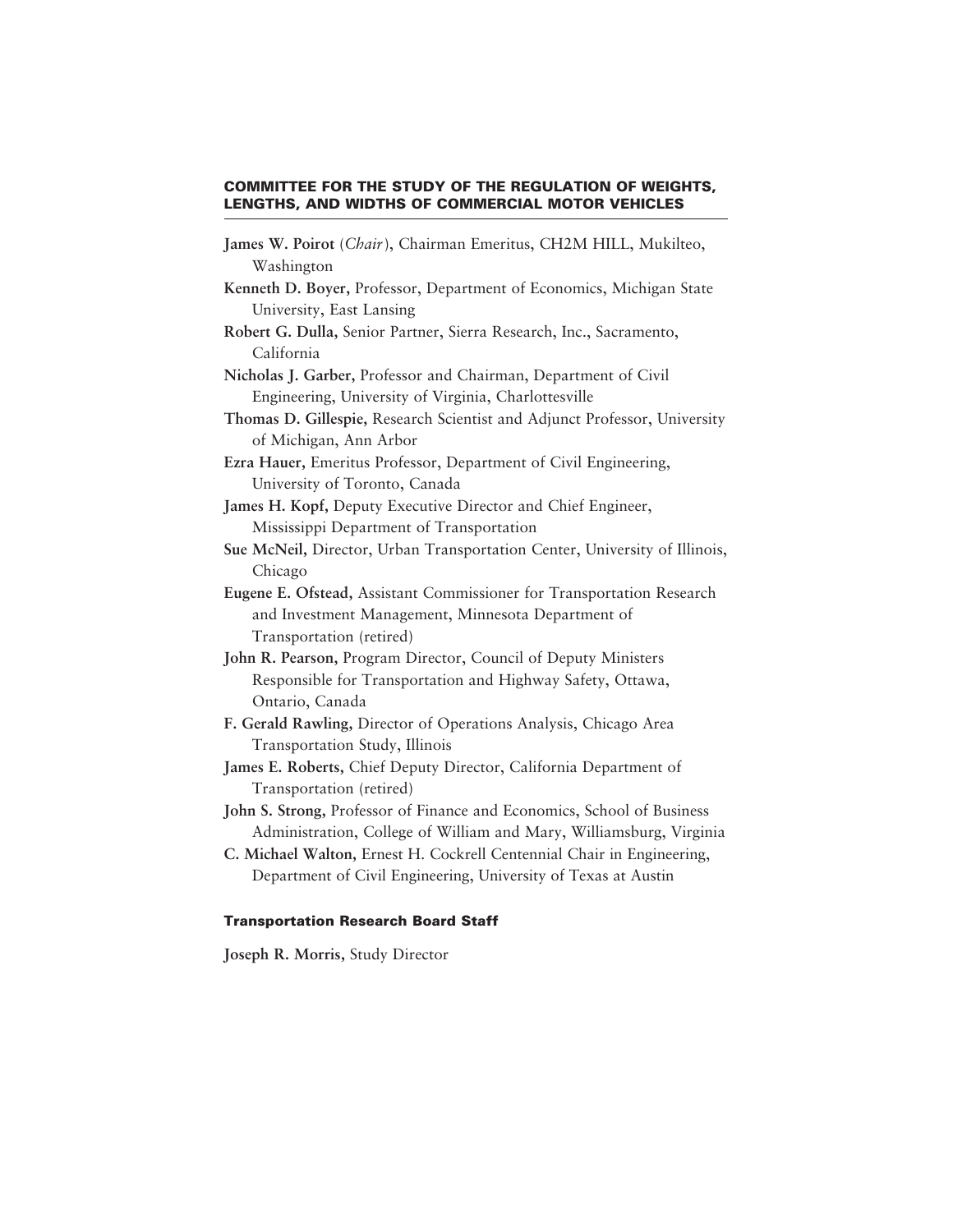## COMMITTEE FOR THE STUDY OF THE REGULATION OF WEIGHTS, LENGTHS, AND WIDTHS OF COMMERCIAL MOTOR VEHICLES

**James W. Poirot** (*Chair*), Chairman Emeritus, CH2M HILL, Mukilteo, Washington

**Kenneth D. Boyer,** Professor, Department of Economics, Michigan State University, East Lansing

**Robert G. Dulla,** Senior Partner, Sierra Research, Inc., Sacramento, California

**Nicholas J. Garber,** Professor and Chairman, Department of Civil Engineering, University of Virginia, Charlottesville

**Thomas D. Gillespie,** Research Scientist and Adjunct Professor, University of Michigan, Ann Arbor

**Ezra Hauer,** Emeritus Professor, Department of Civil Engineering, University of Toronto, Canada

**James H. Kopf,** Deputy Executive Director and Chief Engineer, Mississippi Department of Transportation

**Sue McNeil,** Director, Urban Transportation Center, University of Illinois, Chicago

**Eugene E. Ofstead,** Assistant Commissioner for Transportation Research and Investment Management, Minnesota Department of Transportation (retired)

**John R. Pearson,** Program Director, Council of Deputy Ministers Responsible for Transportation and Highway Safety, Ottawa, Ontario, Canada

**F. Gerald Rawling,** Director of Operations Analysis, Chicago Area Transportation Study, Illinois

**James E. Roberts,** Chief Deputy Director, California Department of Transportation (retired)

**John S. Strong,** Professor of Finance and Economics, School of Business Administration, College of William and Mary, Williamsburg, Virginia

**C. Michael Walton,** Ernest H. Cockrell Centennial Chair in Engineering, Department of Civil Engineering, University of Texas at Austin

### Transportation Research Board Staff

**Joseph R. Morris,** Study Director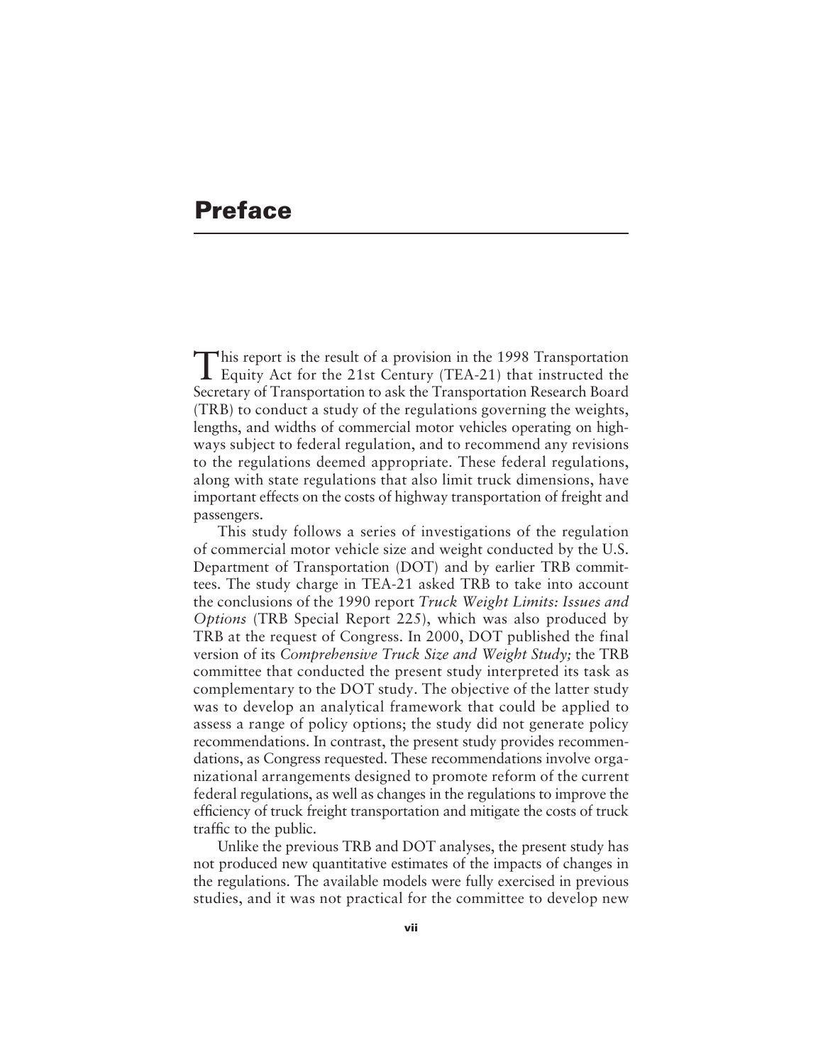# Preface

This report is the result of a provision in the 1998 Transportation Equity Act for the 21st Century (TEA-21) that instructed the Secretary of Transportation to ask the Transportation Research Board (TRB) to conduct a study of the regulations governing the weights, lengths, and widths of commercial motor vehicles operating on highways subject to federal regulation, and to recommend any revisions to the regulations deemed appropriate. These federal regulations, along with state regulations that also limit truck dimensions, have important effects on the costs of highway transportation of freight and passengers.

This study follows a series of investigations of the regulation of commercial motor vehicle size and weight conducted by the U.S. Department of Transportation (DOT) and by earlier TRB committees. The study charge in TEA-21 asked TRB to take into account the conclusions of the 1990 report *Truck Weight Limits: Issues and Options* (TRB Special Report 225), which was also produced by TRB at the request of Congress. In 2000, DOT published the final version of its *Comprehensive Truck Size and Weight Study;* the TRB committee that conducted the present study interpreted its task as complementary to the DOT study. The objective of the latter study was to develop an analytical framework that could be applied to assess a range of policy options; the study did not generate policy recommendations. In contrast, the present study provides recommendations, as Congress requested. These recommendations involve organizational arrangements designed to promote reform of the current federal regulations, as well as changes in the regulations to improve the efficiency of truck freight transportation and mitigate the costs of truck traffic to the public.

Unlike the previous TRB and DOT analyses, the present study has not produced new quantitative estimates of the impacts of changes in the regulations. The available models were fully exercised in previous studies, and it was not practical for the committee to develop new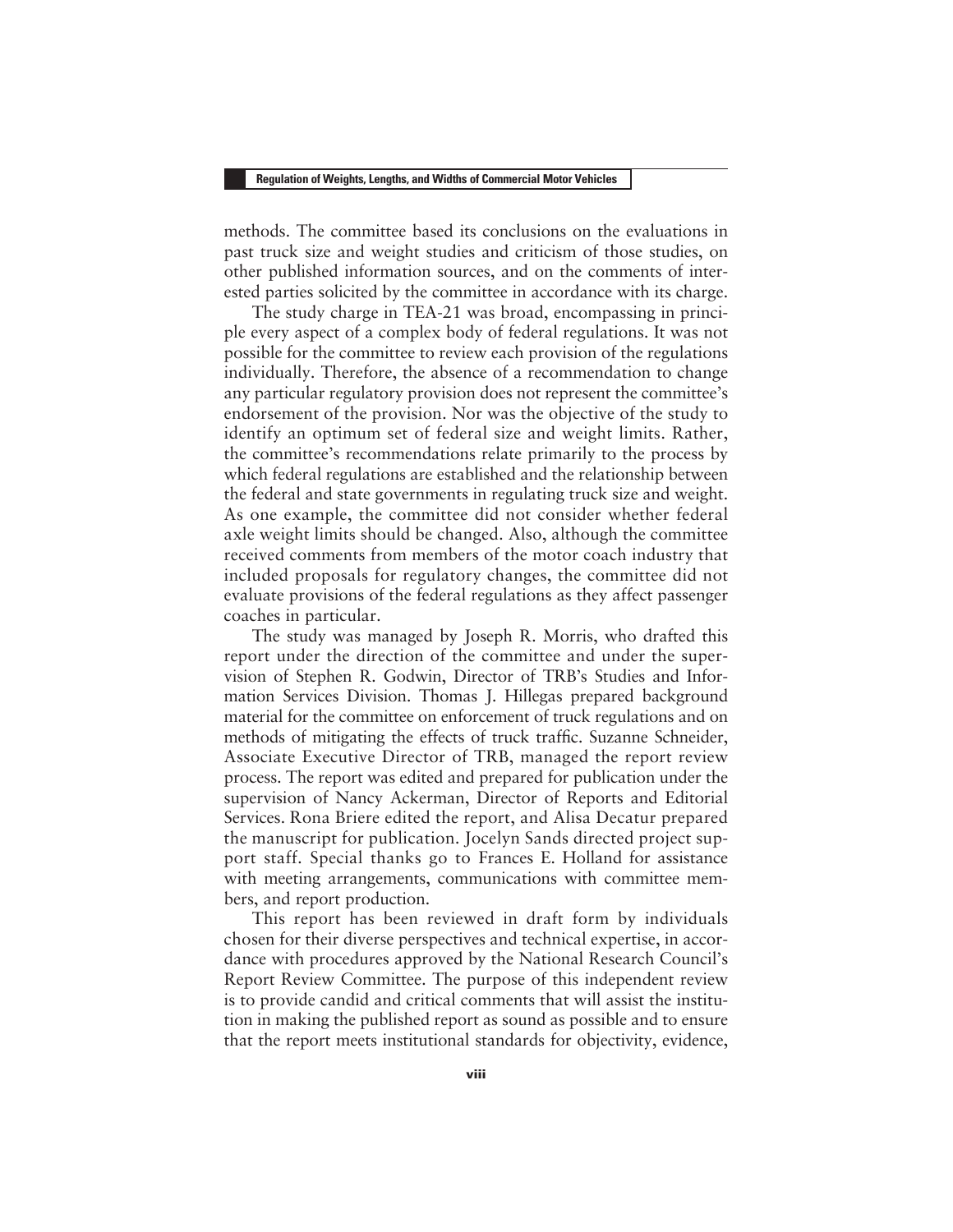methods. The committee based its conclusions on the evaluations in past truck size and weight studies and criticism of those studies, on other published information sources, and on the comments of interested parties solicited by the committee in accordance with its charge.

The study charge in TEA-21 was broad, encompassing in principle every aspect of a complex body of federal regulations. It was not possible for the committee to review each provision of the regulations individually. Therefore, the absence of a recommendation to change any particular regulatory provision does not represent the committee's endorsement of the provision. Nor was the objective of the study to identify an optimum set of federal size and weight limits. Rather, the committee's recommendations relate primarily to the process by which federal regulations are established and the relationship between the federal and state governments in regulating truck size and weight. As one example, the committee did not consider whether federal axle weight limits should be changed. Also, although the committee received comments from members of the motor coach industry that included proposals for regulatory changes, the committee did not evaluate provisions of the federal regulations as they affect passenger coaches in particular.

The study was managed by Joseph R. Morris, who drafted this report under the direction of the committee and under the supervision of Stephen R. Godwin, Director of TRB's Studies and Information Services Division. Thomas J. Hillegas prepared background material for the committee on enforcement of truck regulations and on methods of mitigating the effects of truck traffic. Suzanne Schneider, Associate Executive Director of TRB, managed the report review process. The report was edited and prepared for publication under the supervision of Nancy Ackerman, Director of Reports and Editorial Services. Rona Briere edited the report, and Alisa Decatur prepared the manuscript for publication. Jocelyn Sands directed project support staff. Special thanks go to Frances E. Holland for assistance with meeting arrangements, communications with committee members, and report production.

This report has been reviewed in draft form by individuals chosen for their diverse perspectives and technical expertise, in accordance with procedures approved by the National Research Council's Report Review Committee. The purpose of this independent review is to provide candid and critical comments that will assist the institution in making the published report as sound as possible and to ensure that the report meets institutional standards for objectivity, evidence,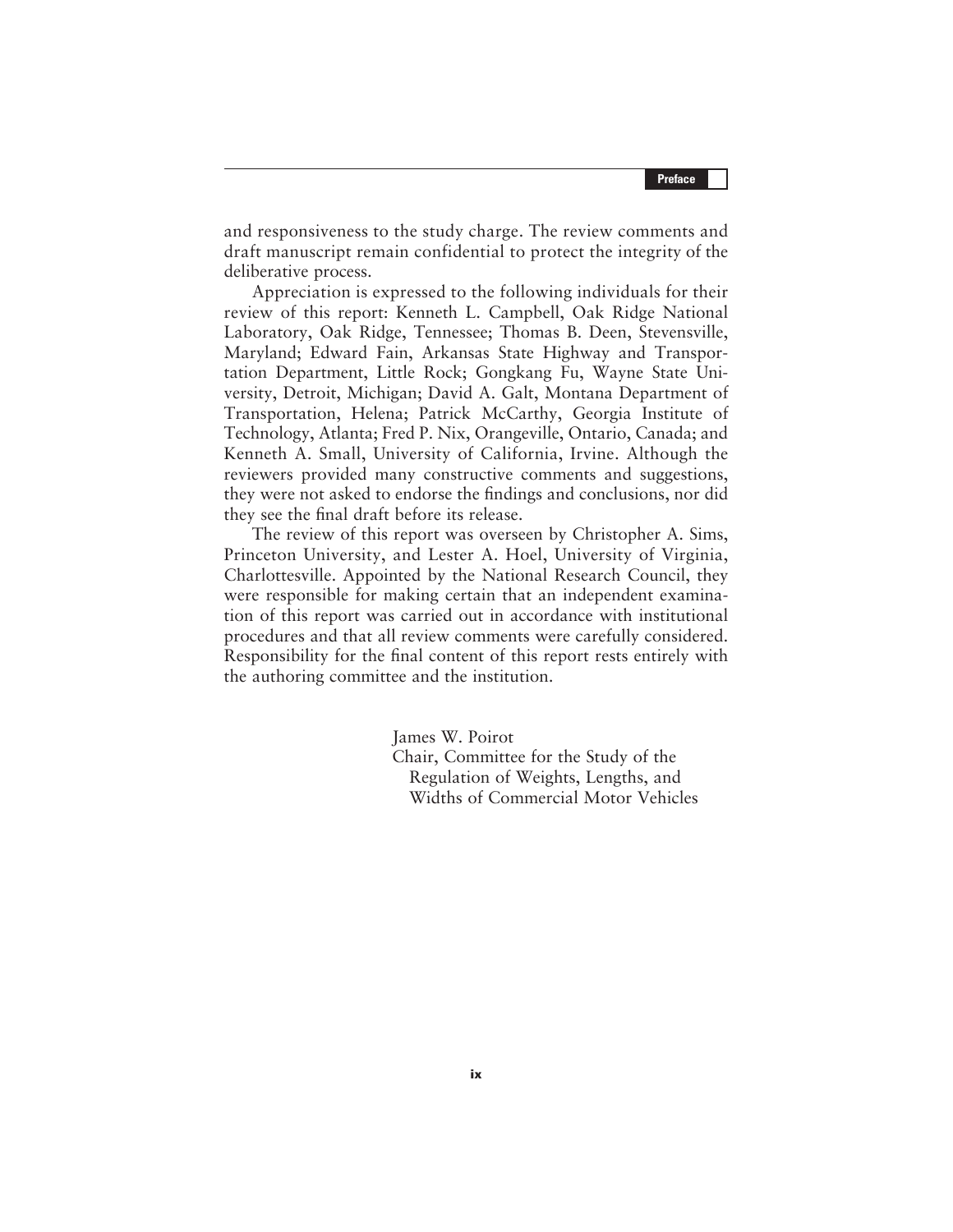and responsiveness to the study charge. The review comments and draft manuscript remain confidential to protect the integrity of the deliberative process.

Appreciation is expressed to the following individuals for their review of this report: Kenneth L. Campbell, Oak Ridge National Laboratory, Oak Ridge, Tennessee; Thomas B. Deen, Stevensville, Maryland; Edward Fain, Arkansas State Highway and Transportation Department, Little Rock; Gongkang Fu, Wayne State University, Detroit, Michigan; David A. Galt, Montana Department of Transportation, Helena; Patrick McCarthy, Georgia Institute of Technology, Atlanta; Fred P. Nix, Orangeville, Ontario, Canada; and Kenneth A. Small, University of California, Irvine. Although the reviewers provided many constructive comments and suggestions, they were not asked to endorse the findings and conclusions, nor did they see the final draft before its release.

The review of this report was overseen by Christopher A. Sims, Princeton University, and Lester A. Hoel, University of Virginia, Charlottesville. Appointed by the National Research Council, they were responsible for making certain that an independent examination of this report was carried out in accordance with institutional procedures and that all review comments were carefully considered. Responsibility for the final content of this report rests entirely with the authoring committee and the institution.

James W. Poirot
Chair, Committee for the Study of the Regulation of Weights, Lengths, and Widths of Commercial Motor Vehicles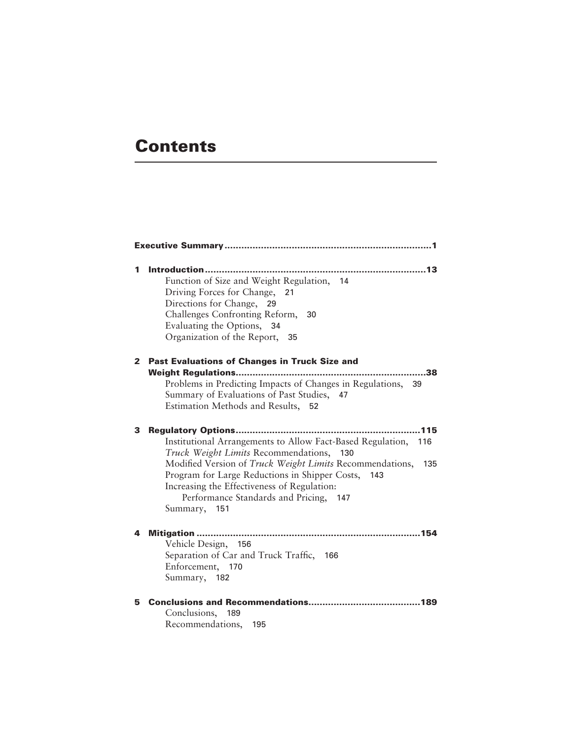# Contents

**Executive Summary** ............................................................................ 1

**1 Introduction** ............................................................................ 13

- Function of Size and Weight Regulation, 14
- Driving Forces for Change, 21
- Directions for Change, 29
- Challenges Confronting Reform, 30
- Evaluating the Options, 34
- Organization of the Report, 35

**2 Past Evaluations of Changes in Truck Size and Weight Regulations** ............................................................................ 38

- Problems in Predicting Impacts of Changes in Regulations, 39
- Summary of Evaluations of Past Studies, 47
- Estimation Methods and Results, 52

**3 Regulatory Options** ............................................................................ 115

- Institutional Arrangements to Allow Fact-Based Regulation, 116
- *Truck Weight Limits* Recommendations, 130
- Modified Version of *Truck Weight Limits* Recommendations, 135
- Program for Large Reductions in Shipper Costs, 143
- Increasing the Effectiveness of Regulation: Performance Standards and Pricing, 147
- Summary, 151

**4 Mitigation** ............................................................................ 154

- Vehicle Design, 156
- Separation of Car and Truck Traffic, 166
- Enforcement, 170
- Summary, 182

**5 Conclusions and Recommendations** ............................................................................ 189

- Conclusions, 189
- Recommendations, 195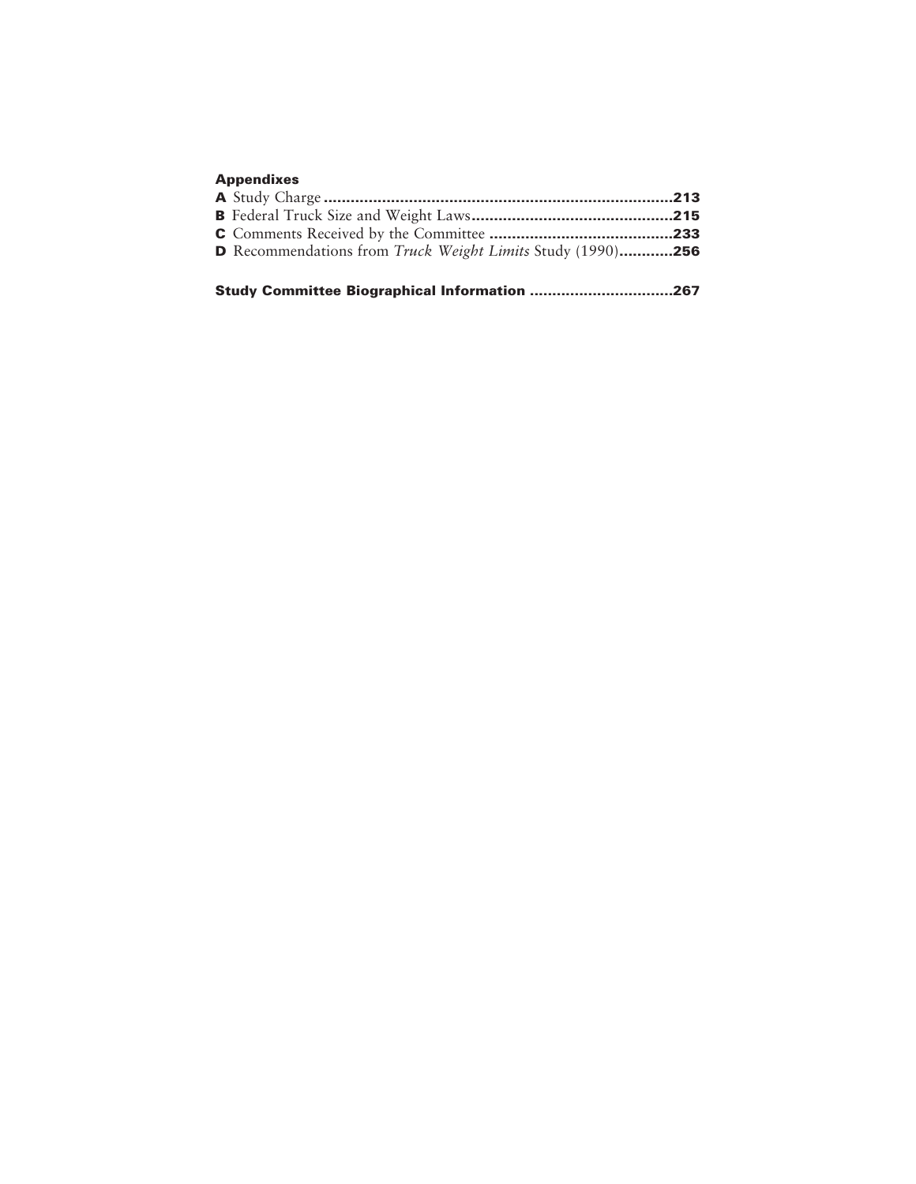**Appendixes**

**A** Study Charge ............................................................................**213**

**B** Federal Truck Size and Weight Laws............................................**215**

**C** Comments Received by the Committee .........................................**233**

**D** Recommendations from *Truck Weight Limits* Study (1990)............**256**

**Study Committee Biographical Information ................................267**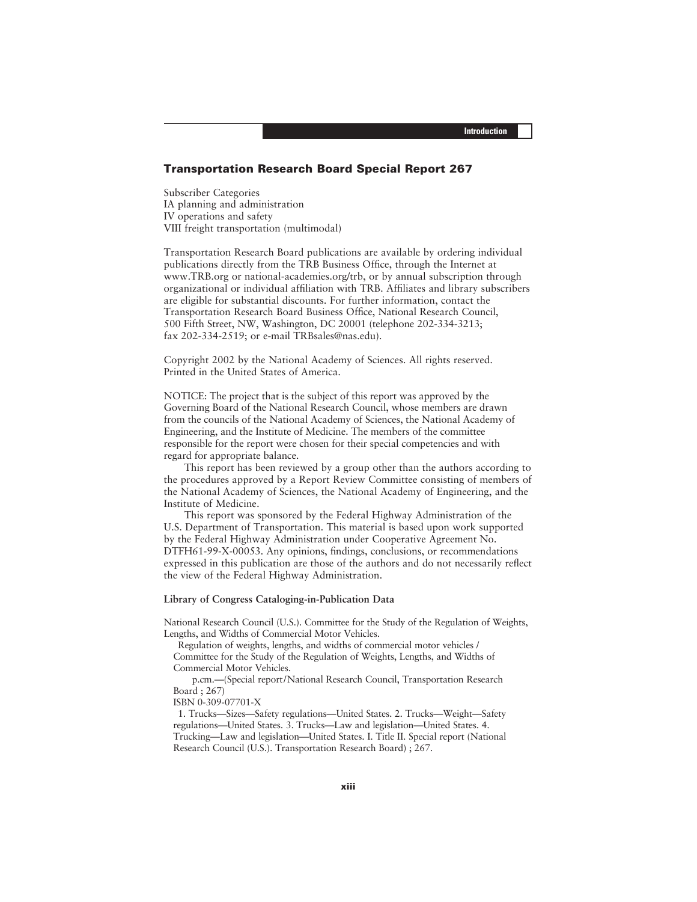## Transportation Research Board Special Report 267

Subscriber Categories
IA planning and administration
IV operations and safety
VIII freight transportation (multimodal)

Transportation Research Board publications are available by ordering individual publications directly from the TRB Business Office, through the Internet at www.TRB.org or national-academies.org/trb, or by annual subscription through organizational or individual affiliation with TRB. Affiliates and library subscribers are eligible for substantial discounts. For further information, contact the Transportation Research Board Business Office, National Research Council, 500 Fifth Street, NW, Washington, DC 20001 (telephone 202-334-3213; fax 202-334-2519; or e-mail TRBsales@nas.edu).

Copyright 2002 by the National Academy of Sciences. All rights reserved.
Printed in the United States of America.

NOTICE: The project that is the subject of this report was approved by the Governing Board of the National Research Council, whose members are drawn from the councils of the National Academy of Sciences, the National Academy of Engineering, and the Institute of Medicine. The members of the committee responsible for the report were chosen for their special competencies and with regard for appropriate balance.

This report has been reviewed by a group other than the authors according to the procedures approved by a Report Review Committee consisting of members of the National Academy of Sciences, the National Academy of Engineering, and the Institute of Medicine.

This report was sponsored by the Federal Highway Administration of the U.S. Department of Transportation. This material is based upon work supported by the Federal Highway Administration under Cooperative Agreement No. DTFH61-99-X-00053. Any opinions, findings, conclusions, or recommendations expressed in this publication are those of the authors and do not necessarily reflect the view of the Federal Highway Administration.

**Library of Congress Cataloging-in-Publication Data**

National Research Council (U.S.). Committee for the Study of the Regulation of Weights, Lengths, and Widths of Commercial Motor Vehicles.

Regulation of weights, lengths, and widths of commercial motor vehicles / Committee for the Study of the Regulation of Weights, Lengths, and Widths of Commercial Motor Vehicles.

p.cm.—(Special report/National Research Council, Transportation Research Board ; 267)

ISBN 0-309-07701-X

1. Trucks—Sizes—Safety regulations—United States. 2. Trucks—Weight—Safety regulations—United States. 3. Trucks—Law and legislation—United States. 4. Trucking—Law and legislation—United States. I. Title II. Special report (National Research Council (U.S.). Transportation Research Board) ; 267.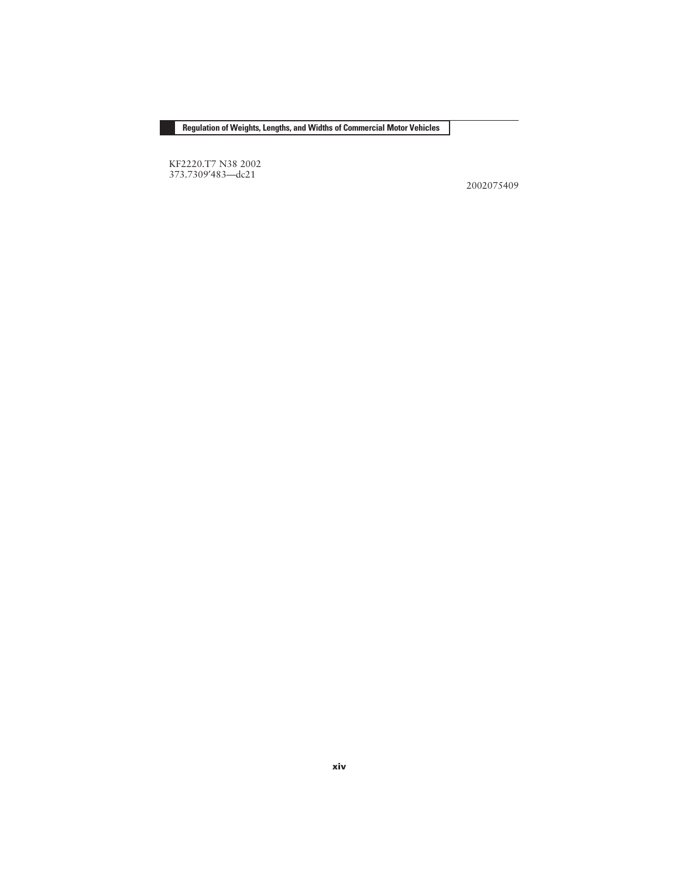KF2220.T7 N38 2002
373.7309′483—dc21

2002075409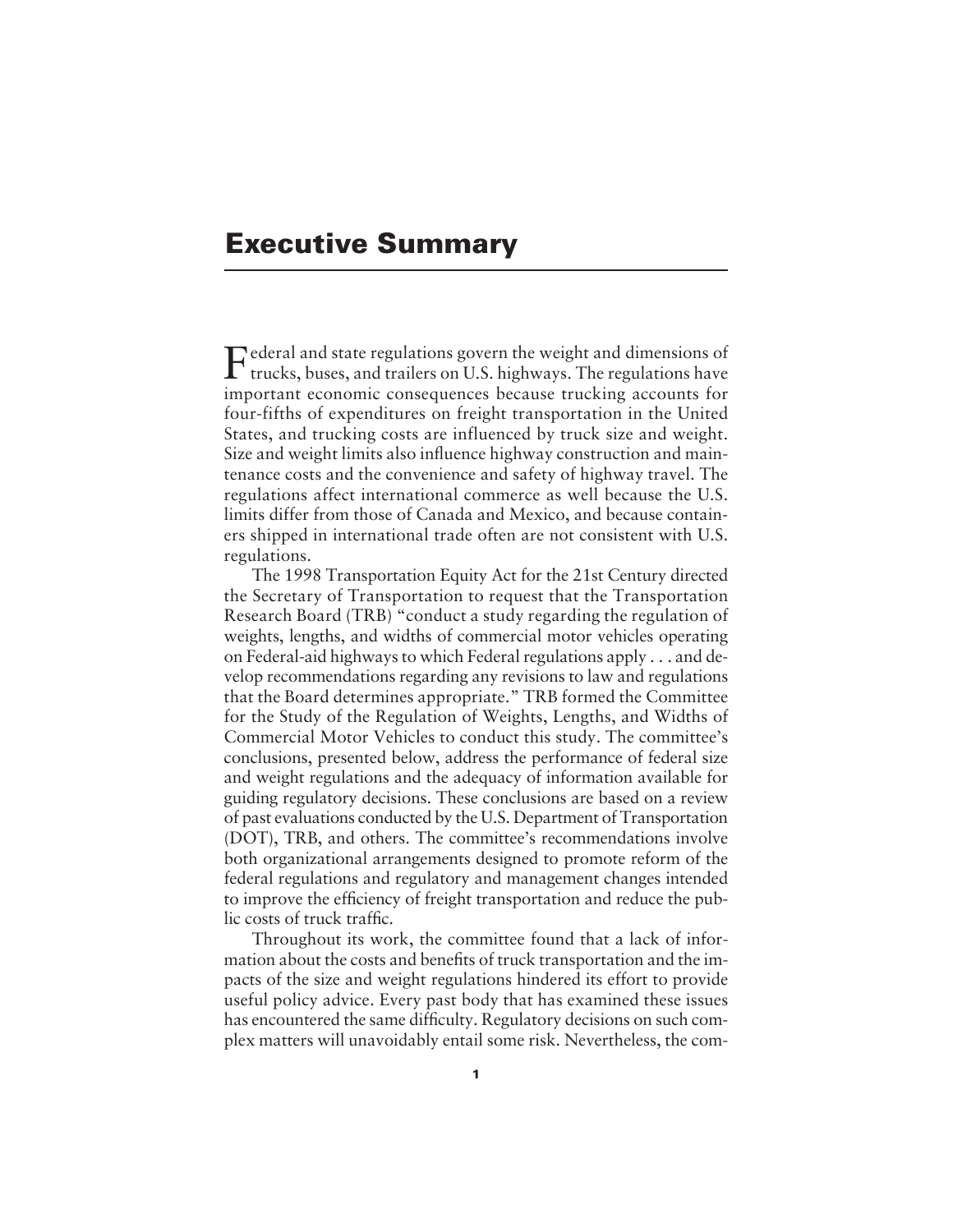# Executive Summary

Federal and state regulations govern the weight and dimensions of trucks, buses, and trailers on U.S. highways. The regulations have important economic consequences because trucking accounts for four-fifths of expenditures on freight transportation in the United States, and trucking costs are influenced by truck size and weight. Size and weight limits also influence highway construction and maintenance costs and the convenience and safety of highway travel. The regulations affect international commerce as well because the U.S. limits differ from those of Canada and Mexico, and because containers shipped in international trade often are not consistent with U.S. regulations.

The 1998 Transportation Equity Act for the 21st Century directed the Secretary of Transportation to request that the Transportation Research Board (TRB) "conduct a study regarding the regulation of weights, lengths, and widths of commercial motor vehicles operating on Federal-aid highways to which Federal regulations apply . . . and develop recommendations regarding any revisions to law and regulations that the Board determines appropriate." TRB formed the Committee for the Study of the Regulation of Weights, Lengths, and Widths of Commercial Motor Vehicles to conduct this study. The committee's conclusions, presented below, address the performance of federal size and weight regulations and the adequacy of information available for guiding regulatory decisions. These conclusions are based on a review of past evaluations conducted by the U.S. Department of Transportation (DOT), TRB, and others. The committee's recommendations involve both organizational arrangements designed to promote reform of the federal regulations and regulatory and management changes intended to improve the efficiency of freight transportation and reduce the public costs of truck traffic.

Throughout its work, the committee found that a lack of information about the costs and benefits of truck transportation and the impacts of the size and weight regulations hindered its effort to provide useful policy advice. Every past body that has examined these issues has encountered the same difficulty. Regulatory decisions on such complex matters will unavoidably entail some risk. Nevertheless, the com-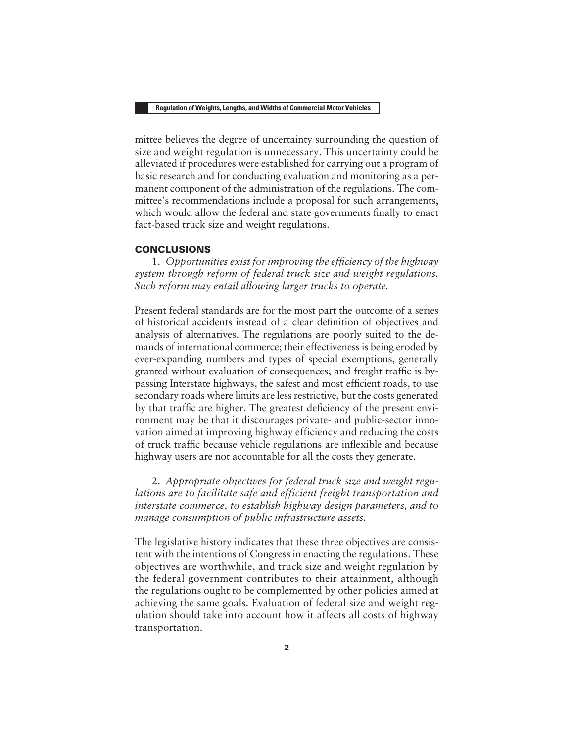mittee believes the degree of uncertainty surrounding the question of size and weight regulation is unnecessary. This uncertainty could be alleviated if procedures were established for carrying out a program of basic research and for conducting evaluation and monitoring as a permanent component of the administration of the regulations. The committee's recommendations include a proposal for such arrangements, which would allow the federal and state governments finally to enact fact-based truck size and weight regulations.

## CONCLUSIONS

1. *Opportunities exist for improving the efficiency of the highway system through reform of federal truck size and weight regulations. Such reform may entail allowing larger trucks to operate.*

Present federal standards are for the most part the outcome of a series of historical accidents instead of a clear definition of objectives and analysis of alternatives. The regulations are poorly suited to the demands of international commerce; their effectiveness is being eroded by ever-expanding numbers and types of special exemptions, generally granted without evaluation of consequences; and freight traffic is bypassing Interstate highways, the safest and most efficient roads, to use secondary roads where limits are less restrictive, but the costs generated by that traffic are higher. The greatest deficiency of the present environment may be that it discourages private- and public-sector innovation aimed at improving highway efficiency and reducing the costs of truck traffic because vehicle regulations are inflexible and because highway users are not accountable for all the costs they generate.

2. *Appropriate objectives for federal truck size and weight regulations are to facilitate safe and efficient freight transportation and interstate commerce, to establish highway design parameters, and to manage consumption of public infrastructure assets.*

The legislative history indicates that these three objectives are consistent with the intentions of Congress in enacting the regulations. These objectives are worthwhile, and truck size and weight regulation by the federal government contributes to their attainment, although the regulations ought to be complemented by other policies aimed at achieving the same goals. Evaluation of federal size and weight regulation should take into account how it affects all costs of highway transportation.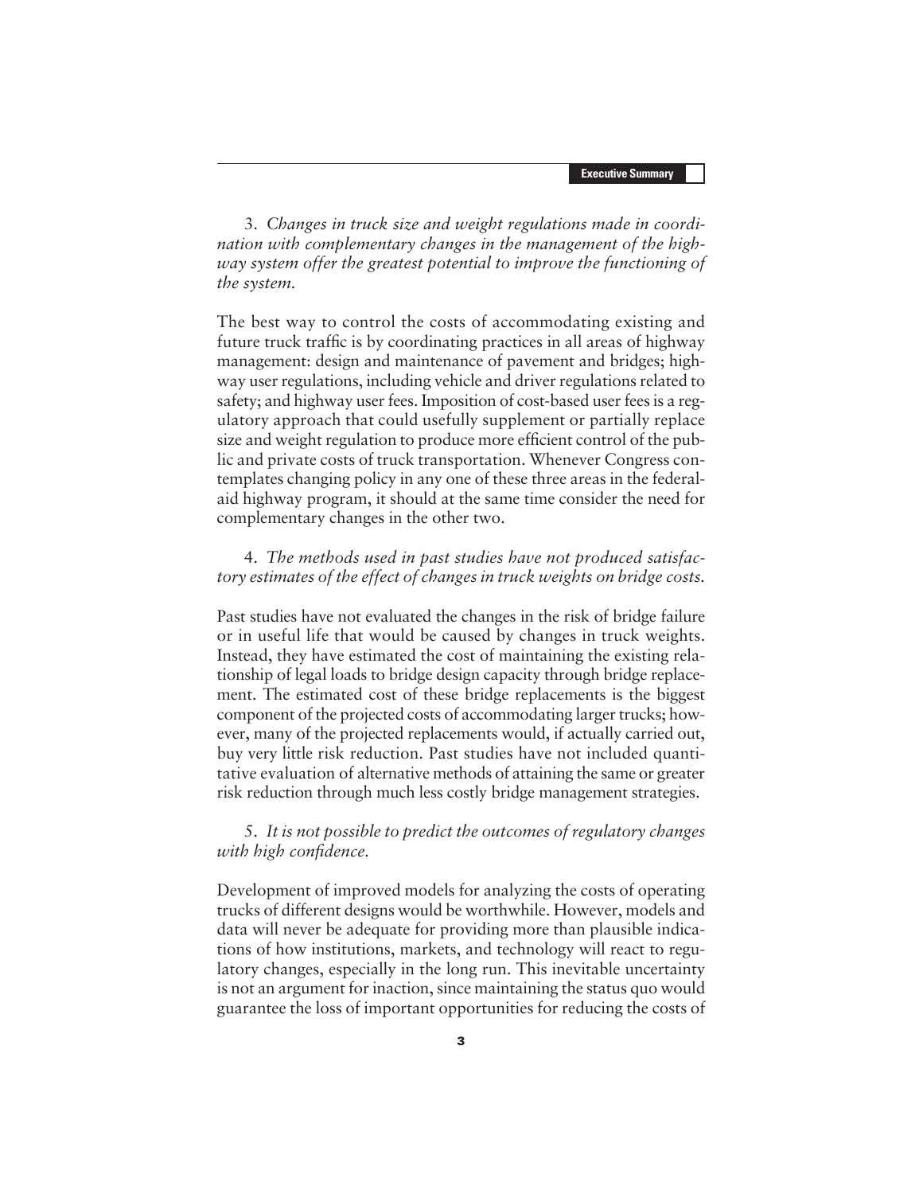3. *Changes in truck size and weight regulations made in coordination with complementary changes in the management of the highway system offer the greatest potential to improve the functioning of the system.*

The best way to control the costs of accommodating existing and future truck traffic is by coordinating practices in all areas of highway management: design and maintenance of pavement and bridges; highway user regulations, including vehicle and driver regulations related to safety; and highway user fees. Imposition of cost-based user fees is a regulatory approach that could usefully supplement or partially replace size and weight regulation to produce more efficient control of the public and private costs of truck transportation. Whenever Congress contemplates changing policy in any one of these three areas in the federal-aid highway program, it should at the same time consider the need for complementary changes in the other two.

4. *The methods used in past studies have not produced satisfactory estimates of the effect of changes in truck weights on bridge costs.*

Past studies have not evaluated the changes in the risk of bridge failure or in useful life that would be caused by changes in truck weights. Instead, they have estimated the cost of maintaining the existing relationship of legal loads to bridge design capacity through bridge replacement. The estimated cost of these bridge replacements is the biggest component of the projected costs of accommodating larger trucks; however, many of the projected replacements would, if actually carried out, buy very little risk reduction. Past studies have not included quantitative evaluation of alternative methods of attaining the same or greater risk reduction through much less costly bridge management strategies.

5. *It is not possible to predict the outcomes of regulatory changes with high confidence.*

Development of improved models for analyzing the costs of operating trucks of different designs would be worthwhile. However, models and data will never be adequate for providing more than plausible indications of how institutions, markets, and technology will react to regulatory changes, especially in the long run. This inevitable uncertainty is not an argument for inaction, since maintaining the status quo would guarantee the loss of important opportunities for reducing the costs of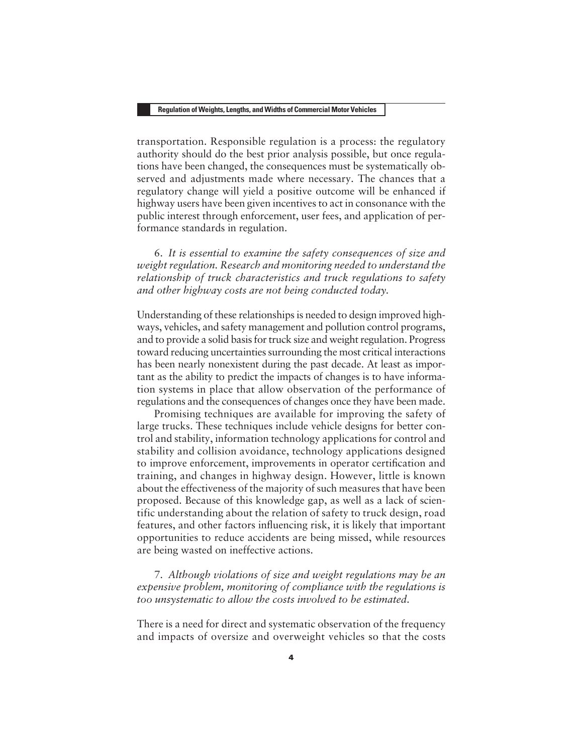transportation. Responsible regulation is a process: the regulatory authority should do the best prior analysis possible, but once regulations have been changed, the consequences must be systematically observed and adjustments made where necessary. The chances that a regulatory change will yield a positive outcome will be enhanced if highway users have been given incentives to act in consonance with the public interest through enforcement, user fees, and application of performance standards in regulation.

6. *It is essential to examine the safety consequences of size and weight regulation. Research and monitoring needed to understand the relationship of truck characteristics and truck regulations to safety and other highway costs are not being conducted today.*

Understanding of these relationships is needed to design improved highways, vehicles, and safety management and pollution control programs, and to provide a solid basis for truck size and weight regulation. Progress toward reducing uncertainties surrounding the most critical interactions has been nearly nonexistent during the past decade. At least as important as the ability to predict the impacts of changes is to have information systems in place that allow observation of the performance of regulations and the consequences of changes once they have been made.

Promising techniques are available for improving the safety of large trucks. These techniques include vehicle designs for better control and stability, information technology applications for control and stability and collision avoidance, technology applications designed to improve enforcement, improvements in operator certification and training, and changes in highway design. However, little is known about the effectiveness of the majority of such measures that have been proposed. Because of this knowledge gap, as well as a lack of scientific understanding about the relation of safety to truck design, road features, and other factors influencing risk, it is likely that important opportunities to reduce accidents are being missed, while resources are being wasted on ineffective actions.

7. *Although violations of size and weight regulations may be an expensive problem, monitoring of compliance with the regulations is too unsystematic to allow the costs involved to be estimated.*

There is a need for direct and systematic observation of the frequency and impacts of oversize and overweight vehicles so that the costs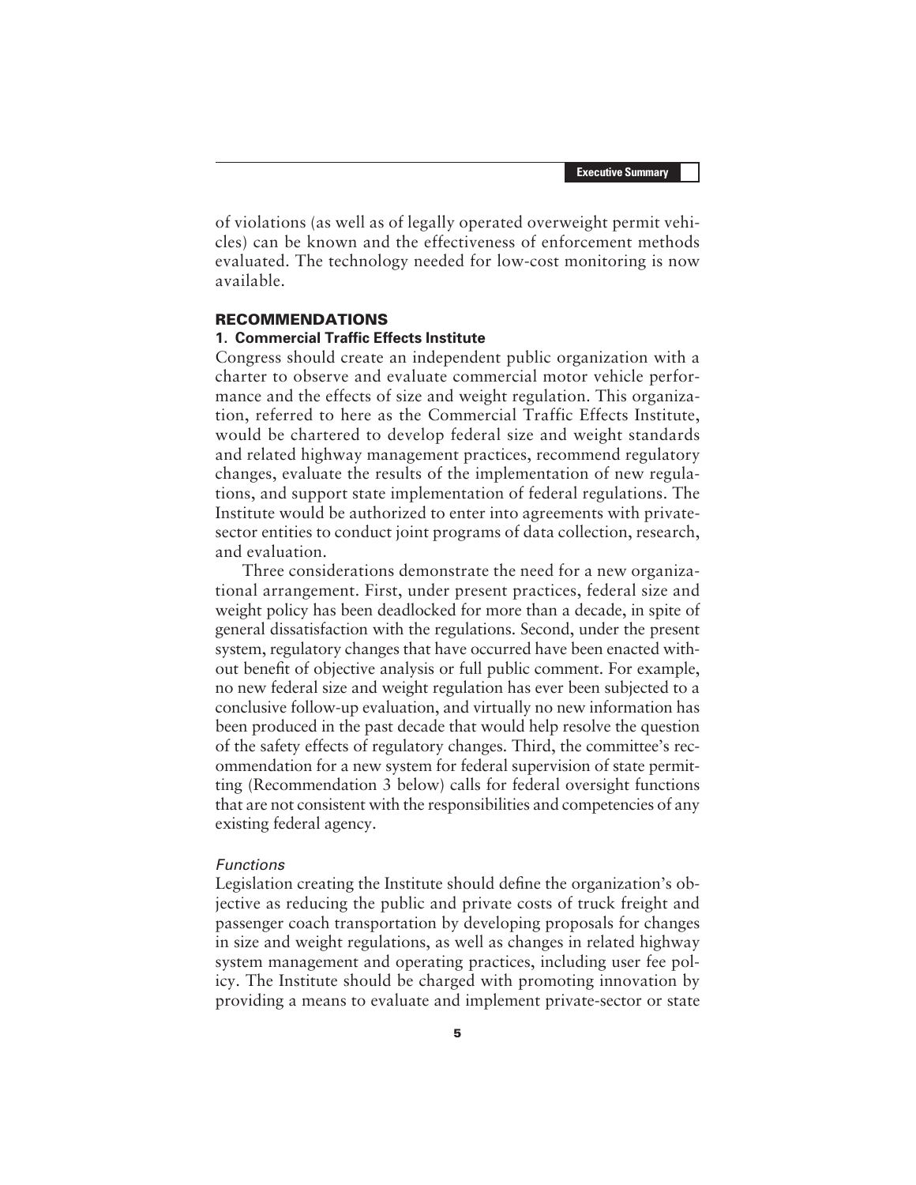of violations (as well as of legally operated overweight permit vehicles) can be known and the effectiveness of enforcement methods evaluated. The technology needed for low-cost monitoring is now available.

## RECOMMENDATIONS

### 1. Commercial Traffic Effects Institute

Congress should create an independent public organization with a charter to observe and evaluate commercial motor vehicle performance and the effects of size and weight regulation. This organization, referred to here as the Commercial Traffic Effects Institute, would be chartered to develop federal size and weight standards and related highway management practices, recommend regulatory changes, evaluate the results of the implementation of new regulations, and support state implementation of federal regulations. The Institute would be authorized to enter into agreements with private-sector entities to conduct joint programs of data collection, research, and evaluation.

Three considerations demonstrate the need for a new organizational arrangement. First, under present practices, federal size and weight policy has been deadlocked for more than a decade, in spite of general dissatisfaction with the regulations. Second, under the present system, regulatory changes that have occurred have been enacted without benefit of objective analysis or full public comment. For example, no new federal size and weight regulation has ever been subjected to a conclusive follow-up evaluation, and virtually no new information has been produced in the past decade that would help resolve the question of the safety effects of regulatory changes. Third, the committee's recommendation for a new system for federal supervision of state permitting (Recommendation 3 below) calls for federal oversight functions that are not consistent with the responsibilities and competencies of any existing federal agency.

#### *Functions*

Legislation creating the Institute should define the organization's objective as reducing the public and private costs of truck freight and passenger coach transportation by developing proposals for changes in size and weight regulations, as well as changes in related highway system management and operating practices, including user fee policy. The Institute should be charged with promoting innovation by providing a means to evaluate and implement private-sector or state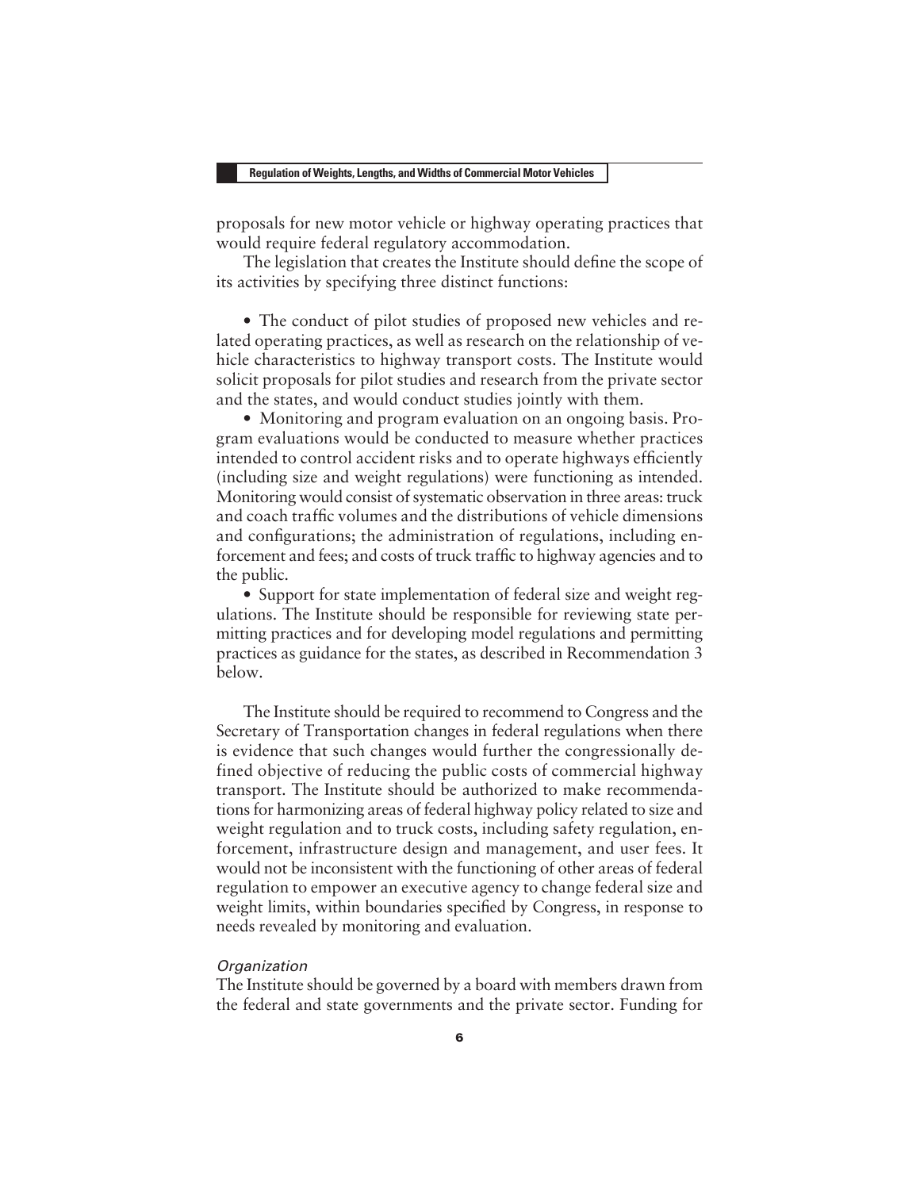proposals for new motor vehicle or highway operating practices that would require federal regulatory accommodation.

The legislation that creates the Institute should define the scope of its activities by specifying three distinct functions:

- The conduct of pilot studies of proposed new vehicles and related operating practices, as well as research on the relationship of vehicle characteristics to highway transport costs. The Institute would solicit proposals for pilot studies and research from the private sector and the states, and would conduct studies jointly with them.
- Monitoring and program evaluation on an ongoing basis. Program evaluations would be conducted to measure whether practices intended to control accident risks and to operate highways efficiently (including size and weight regulations) were functioning as intended. Monitoring would consist of systematic observation in three areas: truck and coach traffic volumes and the distributions of vehicle dimensions and configurations; the administration of regulations, including enforcement and fees; and costs of truck traffic to highway agencies and to the public.
- Support for state implementation of federal size and weight regulations. The Institute should be responsible for reviewing state permitting practices and for developing model regulations and permitting practices as guidance for the states, as described in Recommendation 3 below.

The Institute should be required to recommend to Congress and the Secretary of Transportation changes in federal regulations when there is evidence that such changes would further the congressionally defined objective of reducing the public costs of commercial highway transport. The Institute should be authorized to make recommendations for harmonizing areas of federal highway policy related to size and weight regulation and to truck costs, including safety regulation, enforcement, infrastructure design and management, and user fees. It would not be inconsistent with the functioning of other areas of federal regulation to empower an executive agency to change federal size and weight limits, within boundaries specified by Congress, in response to needs revealed by monitoring and evaluation.

*Organization*

The Institute should be governed by a board with members drawn from the federal and state governments and the private sector. Funding for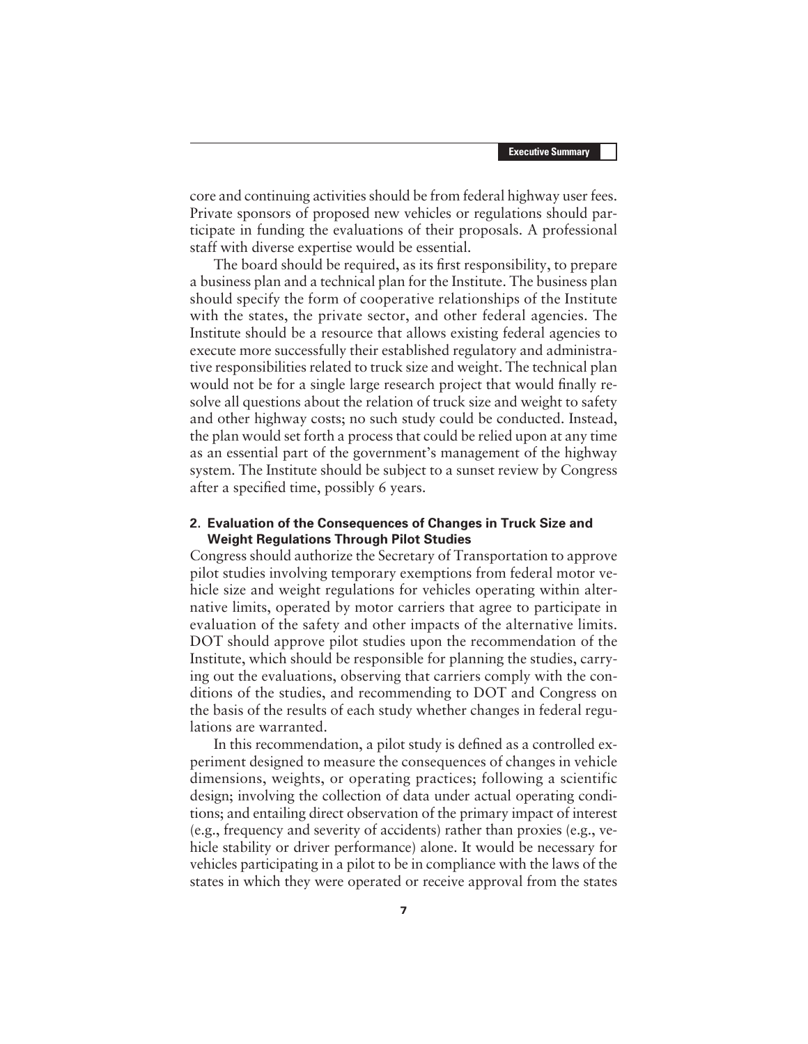core and continuing activities should be from federal highway user fees. Private sponsors of proposed new vehicles or regulations should participate in funding the evaluations of their proposals. A professional staff with diverse expertise would be essential.

The board should be required, as its first responsibility, to prepare a business plan and a technical plan for the Institute. The business plan should specify the form of cooperative relationships of the Institute with the states, the private sector, and other federal agencies. The Institute should be a resource that allows existing federal agencies to execute more successfully their established regulatory and administrative responsibilities related to truck size and weight. The technical plan would not be for a single large research project that would finally resolve all questions about the relation of truck size and weight to safety and other highway costs; no such study could be conducted. Instead, the plan would set forth a process that could be relied upon at any time as an essential part of the government's management of the highway system. The Institute should be subject to a sunset review by Congress after a specified time, possibly 6 years.

**2. Evaluation of the Consequences of Changes in Truck Size and Weight Regulations Through Pilot Studies**

Congress should authorize the Secretary of Transportation to approve pilot studies involving temporary exemptions from federal motor vehicle size and weight regulations for vehicles operating within alternative limits, operated by motor carriers that agree to participate in evaluation of the safety and other impacts of the alternative limits. DOT should approve pilot studies upon the recommendation of the Institute, which should be responsible for planning the studies, carrying out the evaluations, observing that carriers comply with the conditions of the studies, and recommending to DOT and Congress on the basis of the results of each study whether changes in federal regulations are warranted.

In this recommendation, a pilot study is defined as a controlled experiment designed to measure the consequences of changes in vehicle dimensions, weights, or operating practices; following a scientific design; involving the collection of data under actual operating conditions; and entailing direct observation of the primary impact of interest (e.g., frequency and severity of accidents) rather than proxies (e.g., vehicle stability or driver performance) alone. It would be necessary for vehicles participating in a pilot to be in compliance with the laws of the states in which they were operated or receive approval from the states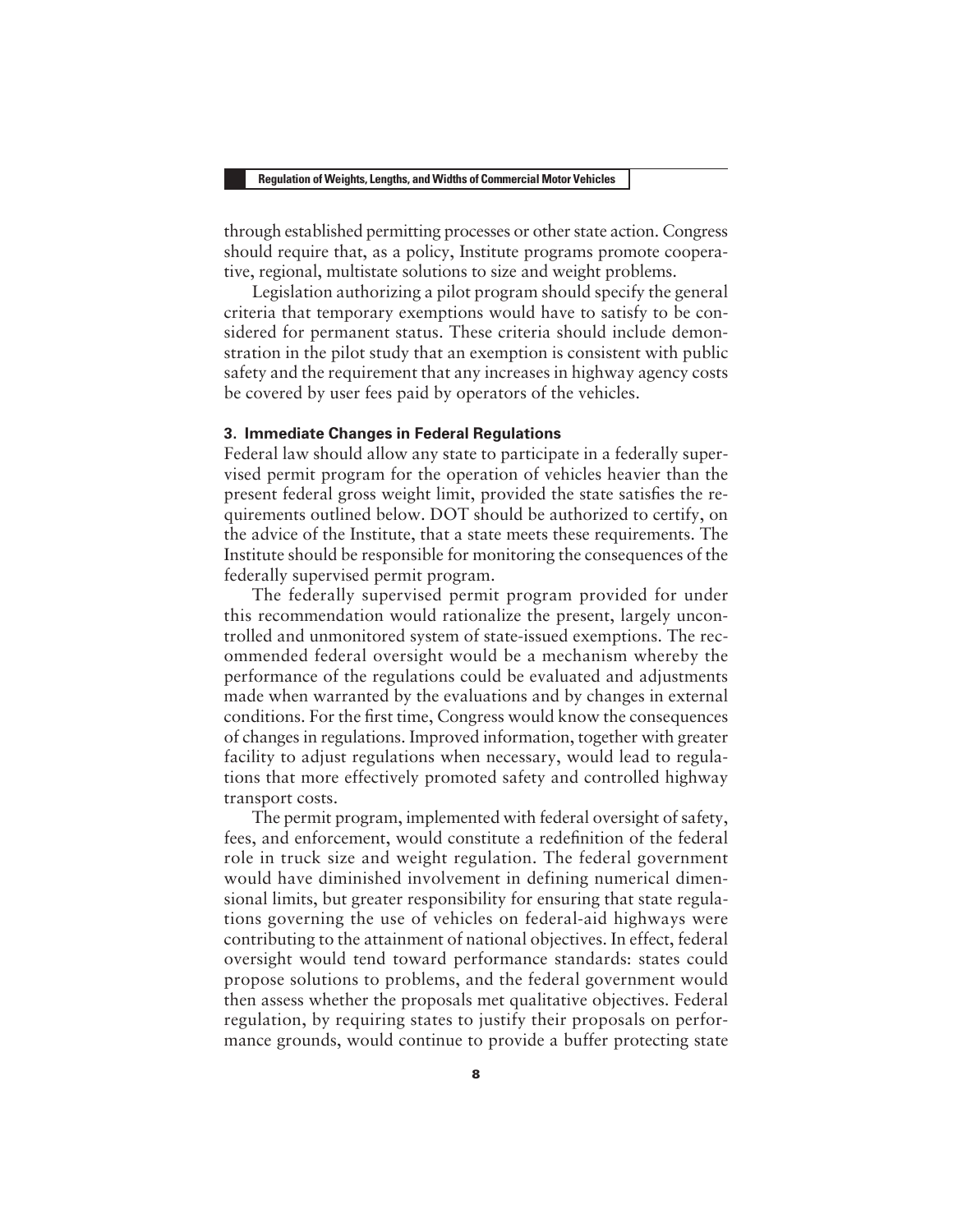through established permitting processes or other state action. Congress should require that, as a policy, Institute programs promote cooperative, regional, multistate solutions to size and weight problems.

Legislation authorizing a pilot program should specify the general criteria that temporary exemptions would have to satisfy to be considered for permanent status. These criteria should include demonstration in the pilot study that an exemption is consistent with public safety and the requirement that any increases in highway agency costs be covered by user fees paid by operators of the vehicles.

### 3. Immediate Changes in Federal Regulations

Federal law should allow any state to participate in a federally supervised permit program for the operation of vehicles heavier than the present federal gross weight limit, provided the state satisfies the requirements outlined below. DOT should be authorized to certify, on the advice of the Institute, that a state meets these requirements. The Institute should be responsible for monitoring the consequences of the federally supervised permit program.

The federally supervised permit program provided for under this recommendation would rationalize the present, largely uncontrolled and unmonitored system of state-issued exemptions. The recommended federal oversight would be a mechanism whereby the performance of the regulations could be evaluated and adjustments made when warranted by the evaluations and by changes in external conditions. For the first time, Congress would know the consequences of changes in regulations. Improved information, together with greater facility to adjust regulations when necessary, would lead to regulations that more effectively promoted safety and controlled highway transport costs.

The permit program, implemented with federal oversight of safety, fees, and enforcement, would constitute a redefinition of the federal role in truck size and weight regulation. The federal government would have diminished involvement in defining numerical dimensional limits, but greater responsibility for ensuring that state regulations governing the use of vehicles on federal-aid highways were contributing to the attainment of national objectives. In effect, federal oversight would tend toward performance standards: states could propose solutions to problems, and the federal government would then assess whether the proposals met qualitative objectives. Federal regulation, by requiring states to justify their proposals on performance grounds, would continue to provide a buffer protecting state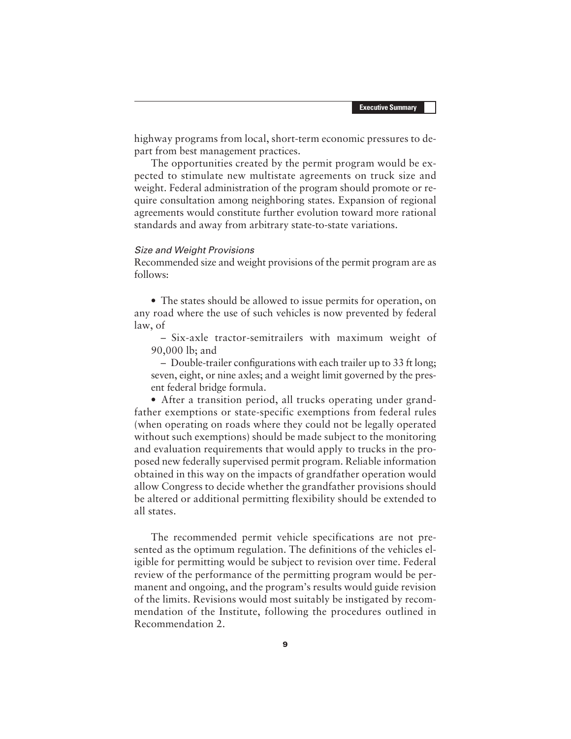highway programs from local, short-term economic pressures to depart from best management practices.

The opportunities created by the permit program would be expected to stimulate new multistate agreements on truck size and weight. Federal administration of the program should promote or require consultation among neighboring states. Expansion of regional agreements would constitute further evolution toward more rational standards and away from arbitrary state-to-state variations.

*Size and Weight Provisions*

Recommended size and weight provisions of the permit program are as follows:

- The states should be allowed to issue permits for operation, on any road where the use of such vehicles is now prevented by federal law, of
  - Six-axle tractor-semitrailers with maximum weight of 90,000 lb; and
  - Double-trailer configurations with each trailer up to 33 ft long; seven, eight, or nine axles; and a weight limit governed by the present federal bridge formula.
- After a transition period, all trucks operating under grandfather exemptions or state-specific exemptions from federal rules (when operating on roads where they could not be legally operated without such exemptions) should be made subject to the monitoring and evaluation requirements that would apply to trucks in the proposed new federally supervised permit program. Reliable information obtained in this way on the impacts of grandfather operation would allow Congress to decide whether the grandfather provisions should be altered or additional permitting flexibility should be extended to all states.

The recommended permit vehicle specifications are not presented as the optimum regulation. The definitions of the vehicles eligible for permitting would be subject to revision over time. Federal review of the performance of the permitting program would be permanent and ongoing, and the program's results would guide revision of the limits. Revisions would most suitably be instigated by recommendation of the Institute, following the procedures outlined in Recommendation 2.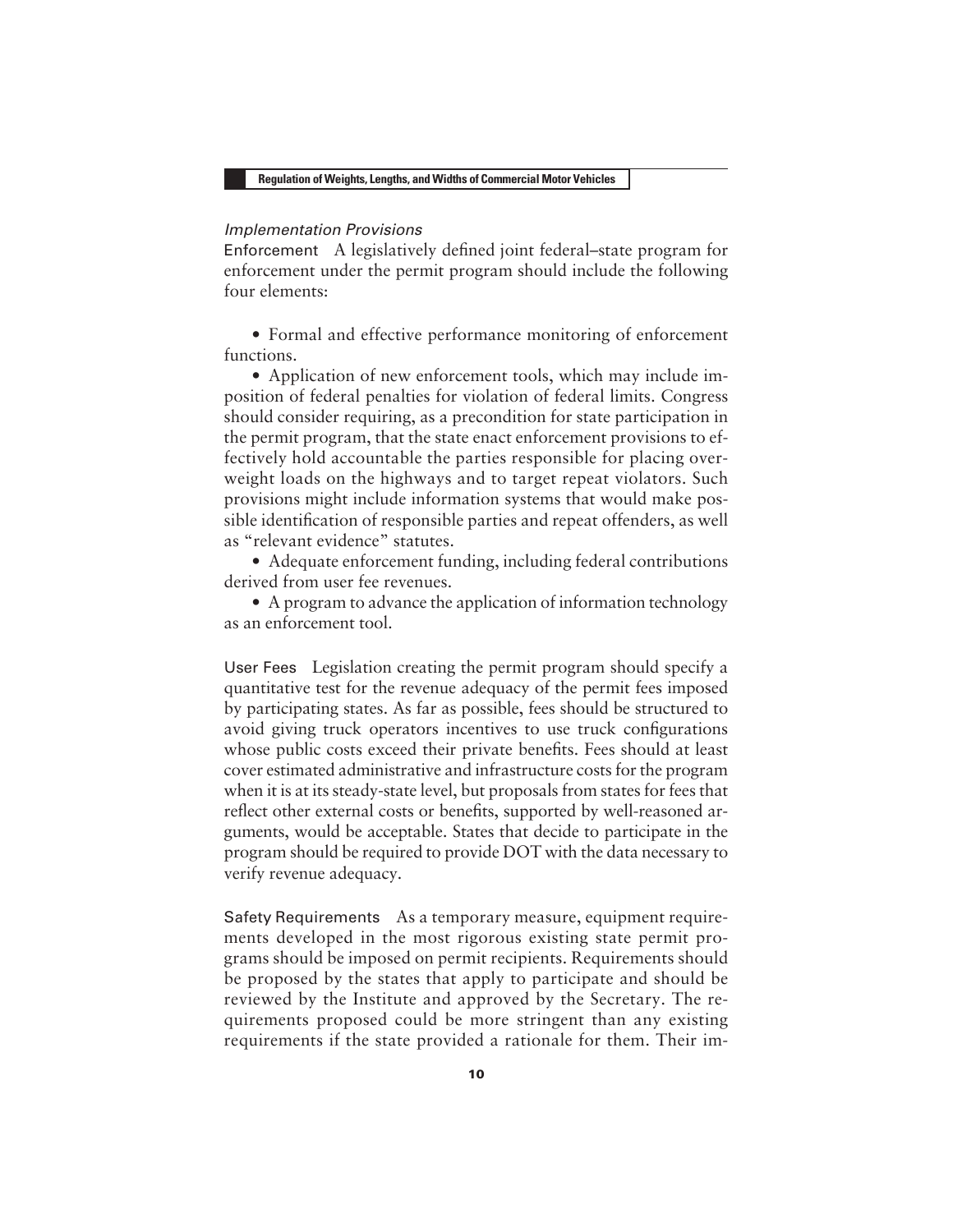*Implementation Provisions*

Enforcement A legislatively defined joint federal–state program for enforcement under the permit program should include the following four elements:

- Formal and effective performance monitoring of enforcement functions.
- Application of new enforcement tools, which may include imposition of federal penalties for violation of federal limits. Congress should consider requiring, as a precondition for state participation in the permit program, that the state enact enforcement provisions to effectively hold accountable the parties responsible for placing overweight loads on the highways and to target repeat violators. Such provisions might include information systems that would make possible identification of responsible parties and repeat offenders, as well as "relevant evidence" statutes.
- Adequate enforcement funding, including federal contributions derived from user fee revenues.
- A program to advance the application of information technology as an enforcement tool.

User Fees Legislation creating the permit program should specify a quantitative test for the revenue adequacy of the permit fees imposed by participating states. As far as possible, fees should be structured to avoid giving truck operators incentives to use truck configurations whose public costs exceed their private benefits. Fees should at least cover estimated administrative and infrastructure costs for the program when it is at its steady-state level, but proposals from states for fees that reflect other external costs or benefits, supported by well-reasoned arguments, would be acceptable. States that decide to participate in the program should be required to provide DOT with the data necessary to verify revenue adequacy.

Safety Requirements As a temporary measure, equipment requirements developed in the most rigorous existing state permit programs should be imposed on permit recipients. Requirements should be proposed by the states that apply to participate and should be reviewed by the Institute and approved by the Secretary. The requirements proposed could be more stringent than any existing requirements if the state provided a rationale for them. Their im-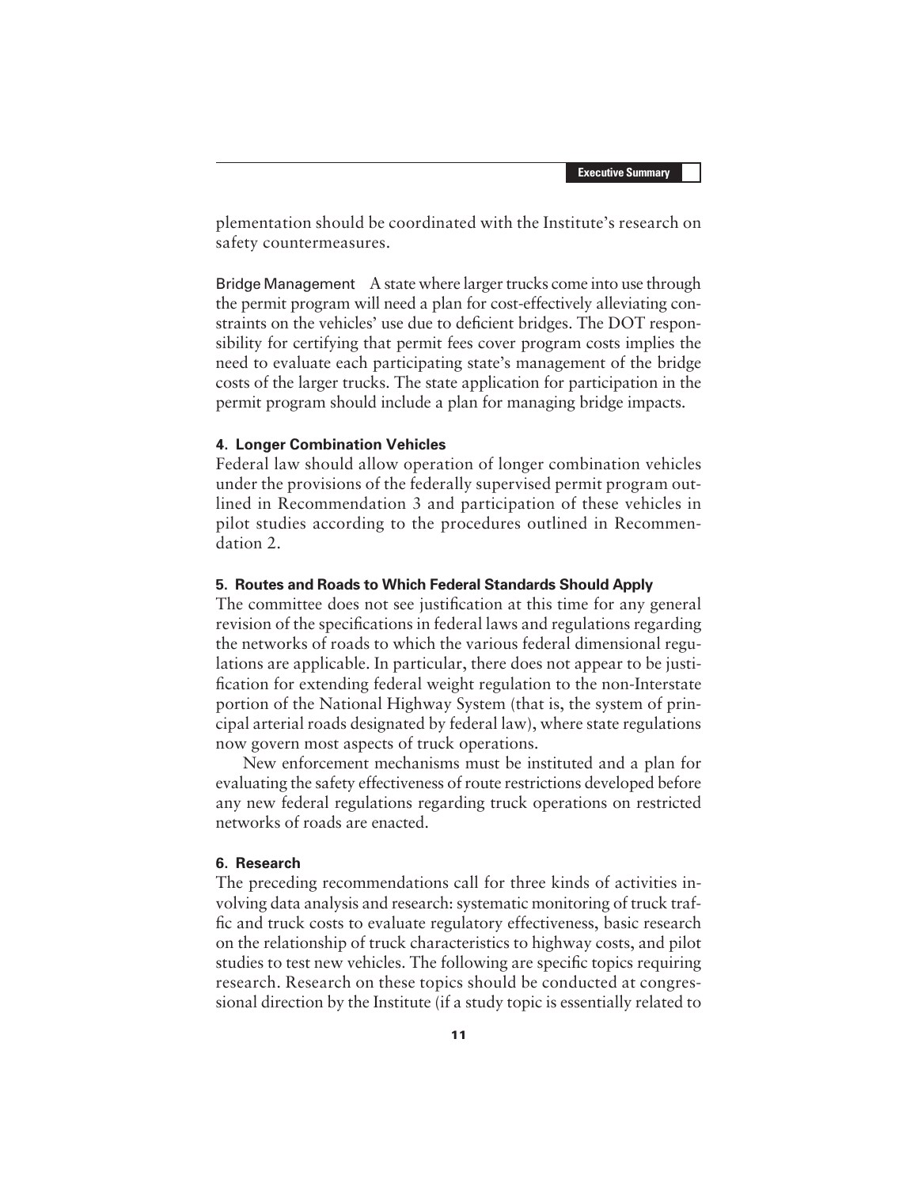plementation should be coordinated with the Institute's research on safety countermeasures.

Bridge Management A state where larger trucks come into use through the permit program will need a plan for cost-effectively alleviating constraints on the vehicles' use due to deficient bridges. The DOT responsibility for certifying that permit fees cover program costs implies the need to evaluate each participating state's management of the bridge costs of the larger trucks. The state application for participation in the permit program should include a plan for managing bridge impacts.

#### 4. Longer Combination Vehicles

Federal law should allow operation of longer combination vehicles under the provisions of the federally supervised permit program outlined in Recommendation 3 and participation of these vehicles in pilot studies according to the procedures outlined in Recommendation 2.

#### 5. Routes and Roads to Which Federal Standards Should Apply

The committee does not see justification at this time for any general revision of the specifications in federal laws and regulations regarding the networks of roads to which the various federal dimensional regulations are applicable. In particular, there does not appear to be justification for extending federal weight regulation to the non-Interstate portion of the National Highway System (that is, the system of principal arterial roads designated by federal law), where state regulations now govern most aspects of truck operations.

New enforcement mechanisms must be instituted and a plan for evaluating the safety effectiveness of route restrictions developed before any new federal regulations regarding truck operations on restricted networks of roads are enacted.

#### 6. Research

The preceding recommendations call for three kinds of activities involving data analysis and research: systematic monitoring of truck traffic and truck costs to evaluate regulatory effectiveness, basic research on the relationship of truck characteristics to highway costs, and pilot studies to test new vehicles. The following are specific topics requiring research. Research on these topics should be conducted at congressional direction by the Institute (if a study topic is essentially related to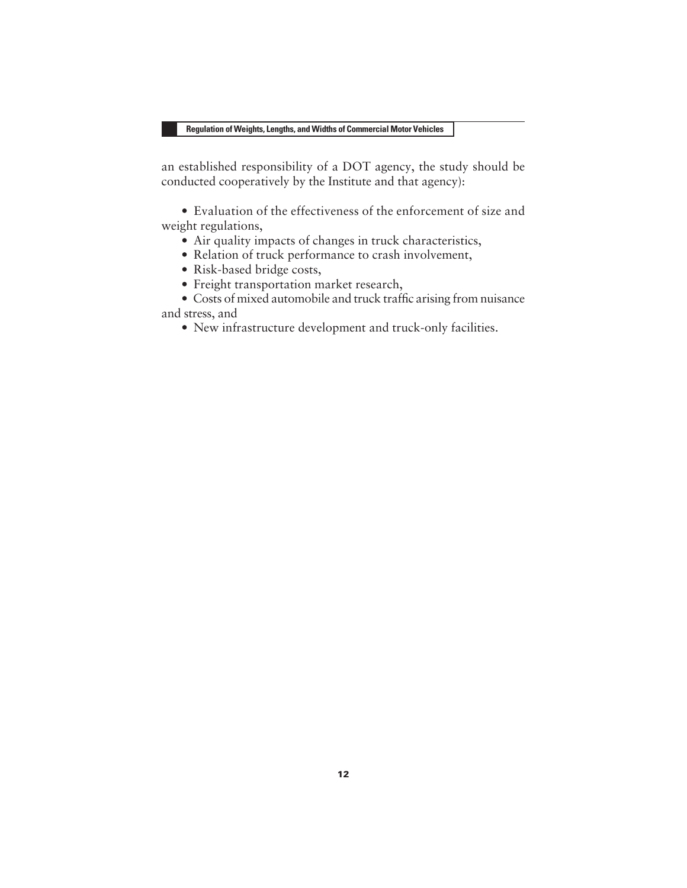an established responsibility of a DOT agency, the study should be conducted cooperatively by the Institute and that agency):

- Evaluation of the effectiveness of the enforcement of size and weight regulations,
- Air quality impacts of changes in truck characteristics,
- Relation of truck performance to crash involvement,
- Risk-based bridge costs,
- Freight transportation market research,
- Costs of mixed automobile and truck traffic arising from nuisance and stress, and
- New infrastructure development and truck-only facilities.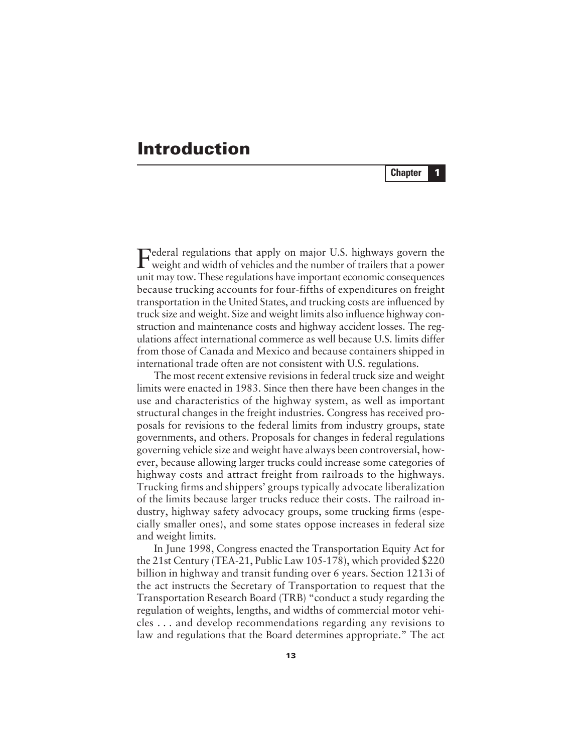# Introduction

**Chapter 1**

Federal regulations that apply on major U.S. highways govern the weight and width of vehicles and the number of trailers that a power unit may tow. These regulations have important economic consequences because trucking accounts for four-fifths of expenditures on freight transportation in the United States, and trucking costs are influenced by truck size and weight. Size and weight limits also influence highway construction and maintenance costs and highway accident losses. The regulations affect international commerce as well because U.S. limits differ from those of Canada and Mexico and because containers shipped in international trade often are not consistent with U.S. regulations.

The most recent extensive revisions in federal truck size and weight limits were enacted in 1983. Since then there have been changes in the use and characteristics of the highway system, as well as important structural changes in the freight industries. Congress has received proposals for revisions to the federal limits from industry groups, state governments, and others. Proposals for changes in federal regulations governing vehicle size and weight have always been controversial, however, because allowing larger trucks could increase some categories of highway costs and attract freight from railroads to the highways. Trucking firms and shippers' groups typically advocate liberalization of the limits because larger trucks reduce their costs. The railroad industry, highway safety advocacy groups, some trucking firms (especially smaller ones), and some states oppose increases in federal size and weight limits.

In June 1998, Congress enacted the Transportation Equity Act for the 21st Century (TEA-21, Public Law 105-178), which provided $220 billion in highway and transit funding over 6 years. Section 1213i of the act instructs the Secretary of Transportation to request that the Transportation Research Board (TRB) "conduct a study regarding the regulation of weights, lengths, and widths of commercial motor vehicles . . . and develop recommendations regarding any revisions to law and regulations that the Board determines appropriate." The act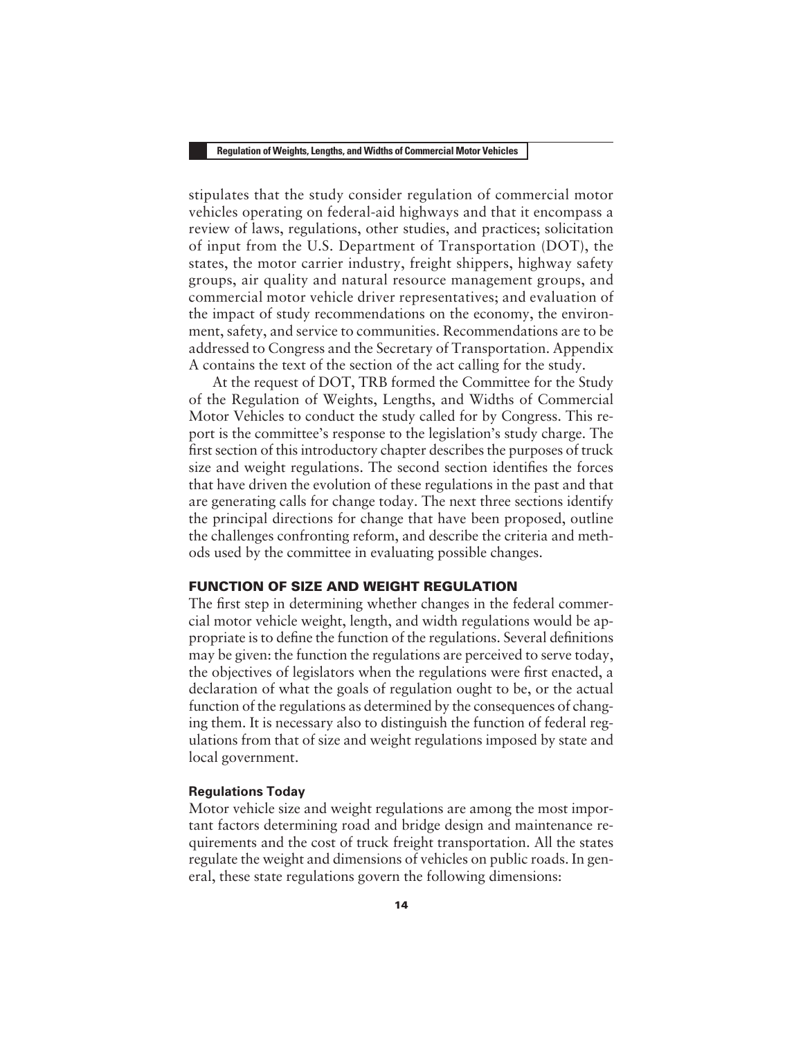stipulates that the study consider regulation of commercial motor vehicles operating on federal-aid highways and that it encompass a review of laws, regulations, other studies, and practices; solicitation of input from the U.S. Department of Transportation (DOT), the states, the motor carrier industry, freight shippers, highway safety groups, air quality and natural resource management groups, and commercial motor vehicle driver representatives; and evaluation of the impact of study recommendations on the economy, the environment, safety, and service to communities. Recommendations are to be addressed to Congress and the Secretary of Transportation. Appendix A contains the text of the section of the act calling for the study.

At the request of DOT, TRB formed the Committee for the Study of the Regulation of Weights, Lengths, and Widths of Commercial Motor Vehicles to conduct the study called for by Congress. This report is the committee's response to the legislation's study charge. The first section of this introductory chapter describes the purposes of truck size and weight regulations. The second section identifies the forces that have driven the evolution of these regulations in the past and that are generating calls for change today. The next three sections identify the principal directions for change that have been proposed, outline the challenges confronting reform, and describe the criteria and methods used by the committee in evaluating possible changes.

## FUNCTION OF SIZE AND WEIGHT REGULATION

The first step in determining whether changes in the federal commercial motor vehicle weight, length, and width regulations would be appropriate is to define the function of the regulations. Several definitions may be given: the function the regulations are perceived to serve today, the objectives of legislators when the regulations were first enacted, a declaration of what the goals of regulation ought to be, or the actual function of the regulations as determined by the consequences of changing them. It is necessary also to distinguish the function of federal regulations from that of size and weight regulations imposed by state and local government.

### Regulations Today

Motor vehicle size and weight regulations are among the most important factors determining road and bridge design and maintenance requirements and the cost of truck freight transportation. All the states regulate the weight and dimensions of vehicles on public roads. In general, these state regulations govern the following dimensions: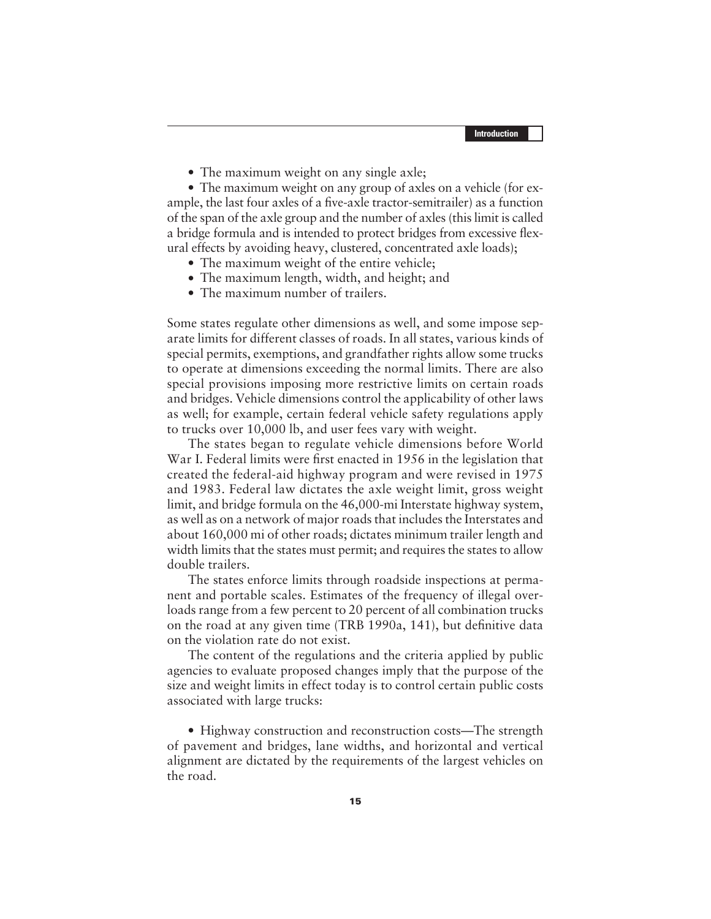- The maximum weight on any single axle;
- The maximum weight on any group of axles on a vehicle (for example, the last four axles of a five-axle tractor-semitrailer) as a function of the span of the axle group and the number of axles (this limit is called a bridge formula and is intended to protect bridges from excessive flexural effects by avoiding heavy, clustered, concentrated axle loads);
- The maximum weight of the entire vehicle;
- The maximum length, width, and height; and
- The maximum number of trailers.

Some states regulate other dimensions as well, and some impose separate limits for different classes of roads. In all states, various kinds of special permits, exemptions, and grandfather rights allow some trucks to operate at dimensions exceeding the normal limits. There are also special provisions imposing more restrictive limits on certain roads and bridges. Vehicle dimensions control the applicability of other laws as well; for example, certain federal vehicle safety regulations apply to trucks over 10,000 lb, and user fees vary with weight.

The states began to regulate vehicle dimensions before World War I. Federal limits were first enacted in 1956 in the legislation that created the federal-aid highway program and were revised in 1975 and 1983. Federal law dictates the axle weight limit, gross weight limit, and bridge formula on the 46,000-mi Interstate highway system, as well as on a network of major roads that includes the Interstates and about 160,000 mi of other roads; dictates minimum trailer length and width limits that the states must permit; and requires the states to allow double trailers.

The states enforce limits through roadside inspections at permanent and portable scales. Estimates of the frequency of illegal overloads range from a few percent to 20 percent of all combination trucks on the road at any given time (TRB 1990a, 141), but definitive data on the violation rate do not exist.

The content of the regulations and the criteria applied by public agencies to evaluate proposed changes imply that the purpose of the size and weight limits in effect today is to control certain public costs associated with large trucks:

- Highway construction and reconstruction costs—The strength of pavement and bridges, lane widths, and horizontal and vertical alignment are dictated by the requirements of the largest vehicles on the road.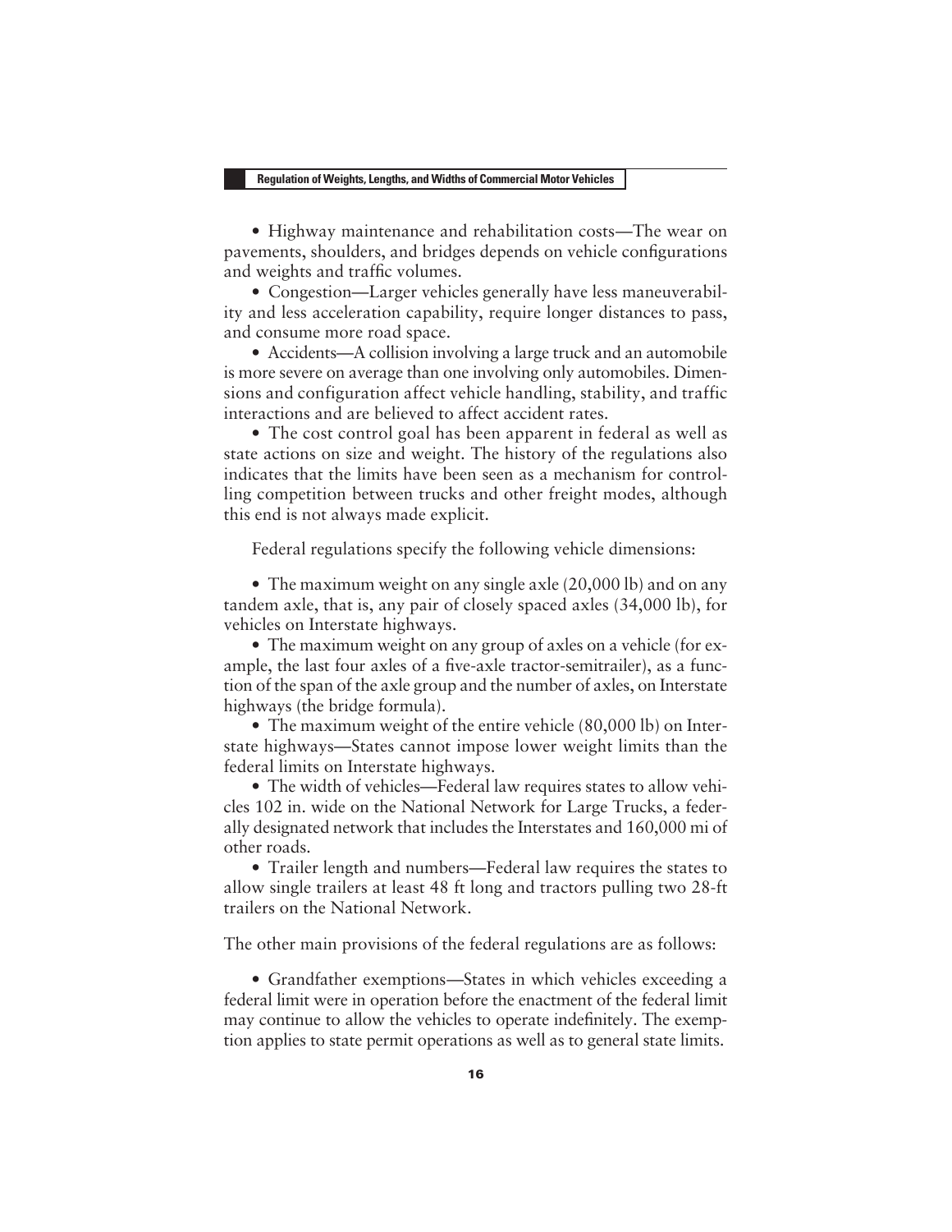- Highway maintenance and rehabilitation costs—The wear on pavements, shoulders, and bridges depends on vehicle configurations and weights and traffic volumes.
- Congestion—Larger vehicles generally have less maneuverability and less acceleration capability, require longer distances to pass, and consume more road space.
- Accidents—A collision involving a large truck and an automobile is more severe on average than one involving only automobiles. Dimensions and configuration affect vehicle handling, stability, and traffic interactions and are believed to affect accident rates.
- The cost control goal has been apparent in federal as well as state actions on size and weight. The history of the regulations also indicates that the limits have been seen as a mechanism for controlling competition between trucks and other freight modes, although this end is not always made explicit.

Federal regulations specify the following vehicle dimensions:

- The maximum weight on any single axle (20,000 lb) and on any tandem axle, that is, any pair of closely spaced axles (34,000 lb), for vehicles on Interstate highways.
- The maximum weight on any group of axles on a vehicle (for example, the last four axles of a five-axle tractor-semitrailer), as a function of the span of the axle group and the number of axles, on Interstate highways (the bridge formula).
- The maximum weight of the entire vehicle (80,000 lb) on Interstate highways—States cannot impose lower weight limits than the federal limits on Interstate highways.
- The width of vehicles—Federal law requires states to allow vehicles 102 in. wide on the National Network for Large Trucks, a federally designated network that includes the Interstates and 160,000 mi of other roads.
- Trailer length and numbers—Federal law requires the states to allow single trailers at least 48 ft long and tractors pulling two 28-ft trailers on the National Network.

The other main provisions of the federal regulations are as follows:

- Grandfather exemptions—States in which vehicles exceeding a federal limit were in operation before the enactment of the federal limit may continue to allow the vehicles to operate indefinitely. The exemption applies to state permit operations as well as to general state limits.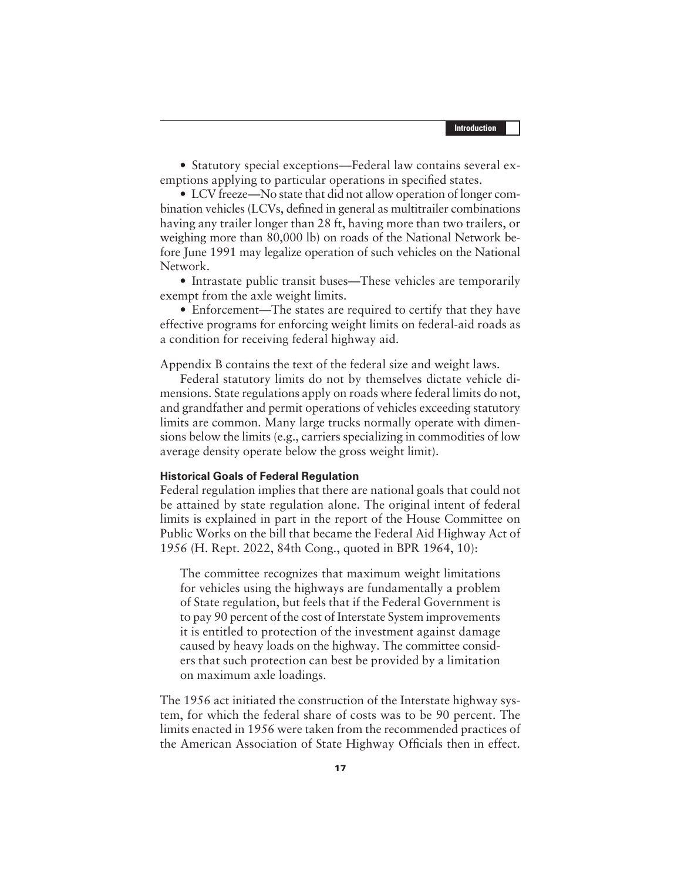- Statutory special exceptions—Federal law contains several exemptions applying to particular operations in specified states.
- LCV freeze—No state that did not allow operation of longer combination vehicles (LCVs, defined in general as multitrailer combinations having any trailer longer than 28 ft, having more than two trailers, or weighing more than 80,000 lb) on roads of the National Network before June 1991 may legalize operation of such vehicles on the National Network.
- Intrastate public transit buses—These vehicles are temporarily exempt from the axle weight limits.
- Enforcement—The states are required to certify that they have effective programs for enforcing weight limits on federal-aid roads as a condition for receiving federal highway aid.

Appendix B contains the text of the federal size and weight laws.

Federal statutory limits do not by themselves dictate vehicle dimensions. State regulations apply on roads where federal limits do not, and grandfather and permit operations of vehicles exceeding statutory limits are common. Many large trucks normally operate with dimensions below the limits (e.g., carriers specializing in commodities of low average density operate below the gross weight limit).

### Historical Goals of Federal Regulation

Federal regulation implies that there are national goals that could not be attained by state regulation alone. The original intent of federal limits is explained in part in the report of the House Committee on Public Works on the bill that became the Federal Aid Highway Act of 1956 (H. Rept. 2022, 84th Cong., quoted in BPR 1964, 10):

> The committee recognizes that maximum weight limitations for vehicles using the highways are fundamentally a problem of State regulation, but feels that if the Federal Government is to pay 90 percent of the cost of Interstate System improvements it is entitled to protection of the investment against damage caused by heavy loads on the highway. The committee considers that such protection can best be provided by a limitation on maximum axle loadings.

The 1956 act initiated the construction of the Interstate highway system, for which the federal share of costs was to be 90 percent. The limits enacted in 1956 were taken from the recommended practices of the American Association of State Highway Officials then in effect.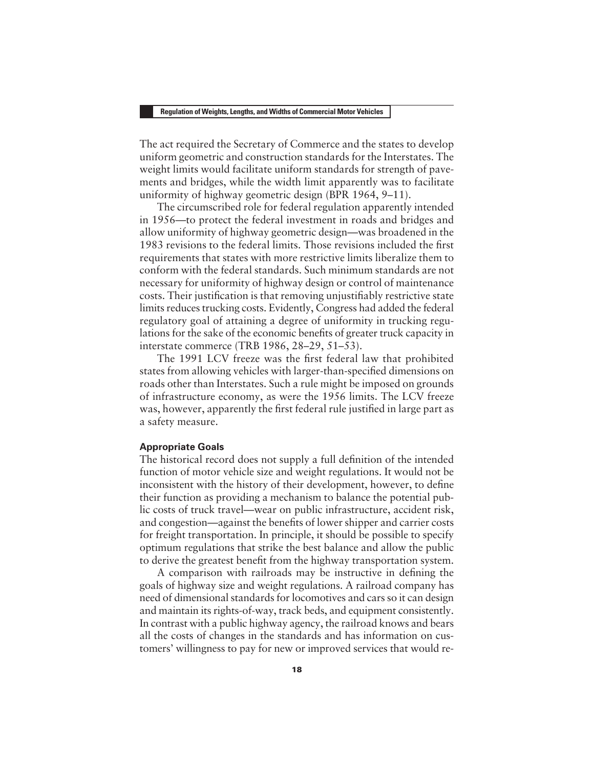The act required the Secretary of Commerce and the states to develop uniform geometric and construction standards for the Interstates. The weight limits would facilitate uniform standards for strength of pavements and bridges, while the width limit apparently was to facilitate uniformity of highway geometric design (BPR 1964, 9–11).

The circumscribed role for federal regulation apparently intended in 1956—to protect the federal investment in roads and bridges and allow uniformity of highway geometric design—was broadened in the 1983 revisions to the federal limits. Those revisions included the first requirements that states with more restrictive limits liberalize them to conform with the federal standards. Such minimum standards are not necessary for uniformity of highway design or control of maintenance costs. Their justification is that removing unjustifiably restrictive state limits reduces trucking costs. Evidently, Congress had added the federal regulatory goal of attaining a degree of uniformity in trucking regulations for the sake of the economic benefits of greater truck capacity in interstate commerce (TRB 1986, 28–29, 51–53).

The 1991 LCV freeze was the first federal law that prohibited states from allowing vehicles with larger-than-specified dimensions on roads other than Interstates. Such a rule might be imposed on grounds of infrastructure economy, as were the 1956 limits. The LCV freeze was, however, apparently the first federal rule justified in large part as a safety measure.

### Appropriate Goals

The historical record does not supply a full definition of the intended function of motor vehicle size and weight regulations. It would not be inconsistent with the history of their development, however, to define their function as providing a mechanism to balance the potential public costs of truck travel—wear on public infrastructure, accident risk, and congestion—against the benefits of lower shipper and carrier costs for freight transportation. In principle, it should be possible to specify optimum regulations that strike the best balance and allow the public to derive the greatest benefit from the highway transportation system.

A comparison with railroads may be instructive in defining the goals of highway size and weight regulations. A railroad company has need of dimensional standards for locomotives and cars so it can design and maintain its rights-of-way, track beds, and equipment consistently. In contrast with a public highway agency, the railroad knows and bears all the costs of changes in the standards and has information on customers' willingness to pay for new or improved services that would re-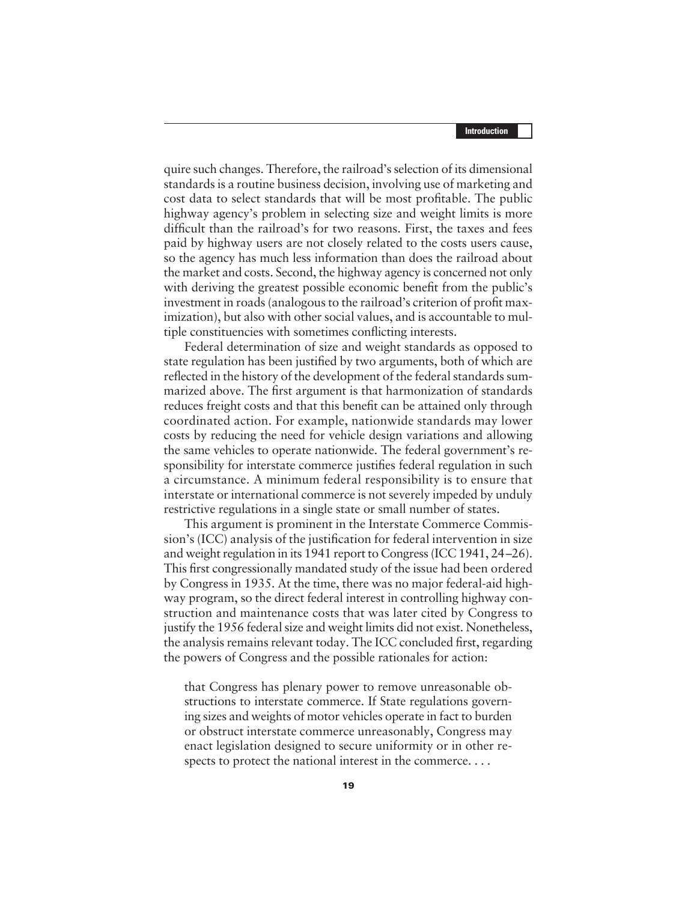quire such changes. Therefore, the railroad's selection of its dimensional standards is a routine business decision, involving use of marketing and cost data to select standards that will be most profitable. The public highway agency's problem in selecting size and weight limits is more difficult than the railroad's for two reasons. First, the taxes and fees paid by highway users are not closely related to the costs users cause, so the agency has much less information than does the railroad about the market and costs. Second, the highway agency is concerned not only with deriving the greatest possible economic benefit from the public's investment in roads (analogous to the railroad's criterion of profit maximization), but also with other social values, and is accountable to multiple constituencies with sometimes conflicting interests.

Federal determination of size and weight standards as opposed to state regulation has been justified by two arguments, both of which are reflected in the history of the development of the federal standards summarized above. The first argument is that harmonization of standards reduces freight costs and that this benefit can be attained only through coordinated action. For example, nationwide standards may lower costs by reducing the need for vehicle design variations and allowing the same vehicles to operate nationwide. The federal government's responsibility for interstate commerce justifies federal regulation in such a circumstance. A minimum federal responsibility is to ensure that interstate or international commerce is not severely impeded by unduly restrictive regulations in a single state or small number of states.

This argument is prominent in the Interstate Commerce Commission's (ICC) analysis of the justification for federal intervention in size and weight regulation in its 1941 report to Congress (ICC 1941, 24–26). This first congressionally mandated study of the issue had been ordered by Congress in 1935. At the time, there was no major federal-aid highway program, so the direct federal interest in controlling highway construction and maintenance costs that was later cited by Congress to justify the 1956 federal size and weight limits did not exist. Nonetheless, the analysis remains relevant today. The ICC concluded first, regarding the powers of Congress and the possible rationales for action:

> that Congress has plenary power to remove unreasonable obstructions to interstate commerce. If State regulations governing sizes and weights of motor vehicles operate in fact to burden or obstruct interstate commerce unreasonably, Congress may enact legislation designed to secure uniformity or in other respects to protect the national interest in the commerce. . . .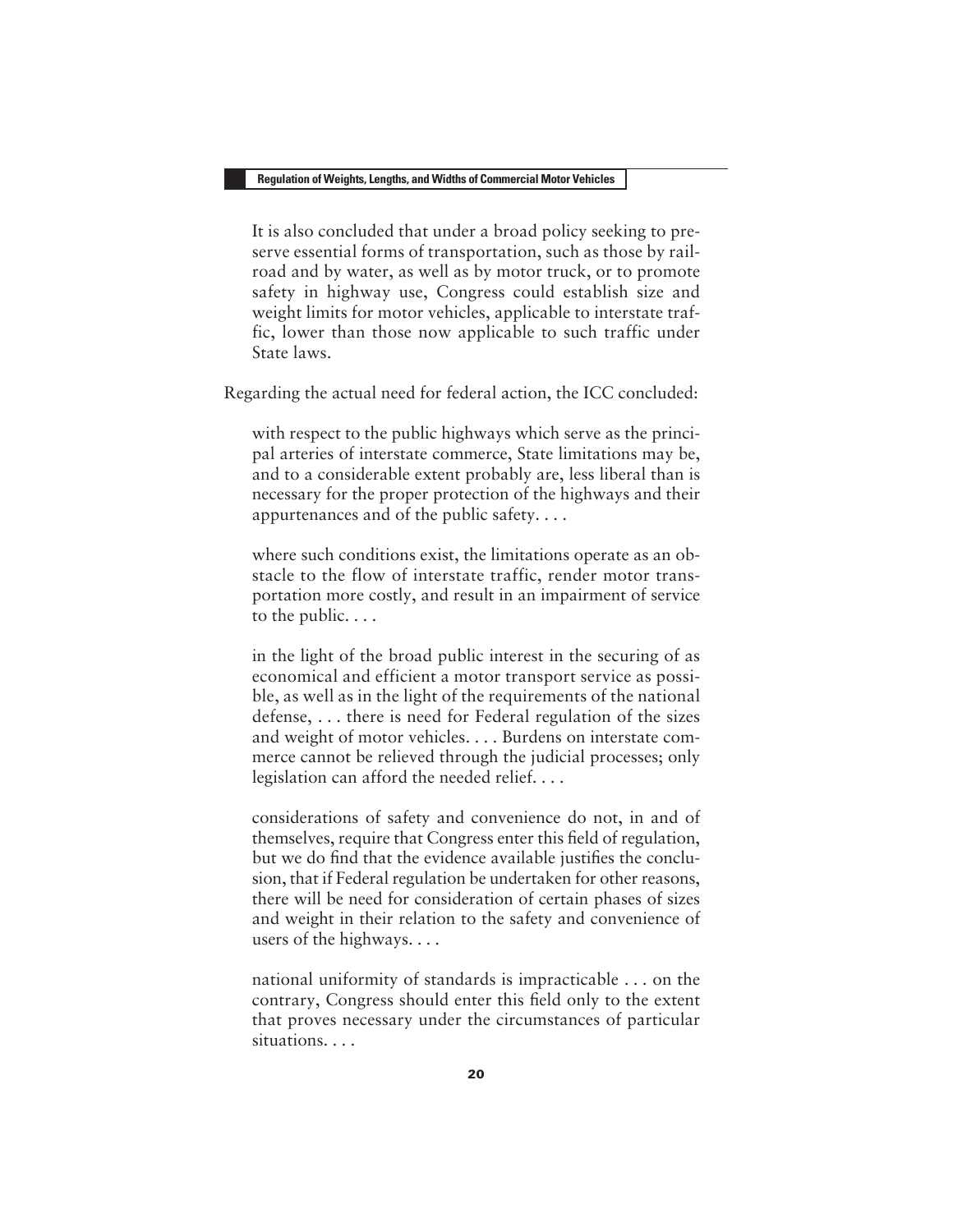> It is also concluded that under a broad policy seeking to preserve essential forms of transportation, such as those by railroad and by water, as well as by motor truck, or to promote safety in highway use, Congress could establish size and weight limits for motor vehicles, applicable to interstate traffic, lower than those now applicable to such traffic under State laws.

Regarding the actual need for federal action, the ICC concluded:

> with respect to the public highways which serve as the principal arteries of interstate commerce, State limitations may be, and to a considerable extent probably are, less liberal than is necessary for the proper protection of the highways and their appurtenances and of the public safety. . . .
>
> where such conditions exist, the limitations operate as an obstacle to the flow of interstate traffic, render motor transportation more costly, and result in an impairment of service to the public. . . .
>
> in the light of the broad public interest in the securing of as economical and efficient a motor transport service as possible, as well as in the light of the requirements of the national defense, . . . there is need for Federal regulation of the sizes and weight of motor vehicles. . . . Burdens on interstate commerce cannot be relieved through the judicial processes; only legislation can afford the needed relief. . . .
>
> considerations of safety and convenience do not, in and of themselves, require that Congress enter this field of regulation, but we do find that the evidence available justifies the conclusion, that if Federal regulation be undertaken for other reasons, there will be need for consideration of certain phases of sizes and weight in their relation to the safety and convenience of users of the highways. . . .
>
> national uniformity of standards is impracticable . . . on the contrary, Congress should enter this field only to the extent that proves necessary under the circumstances of particular situations. . . .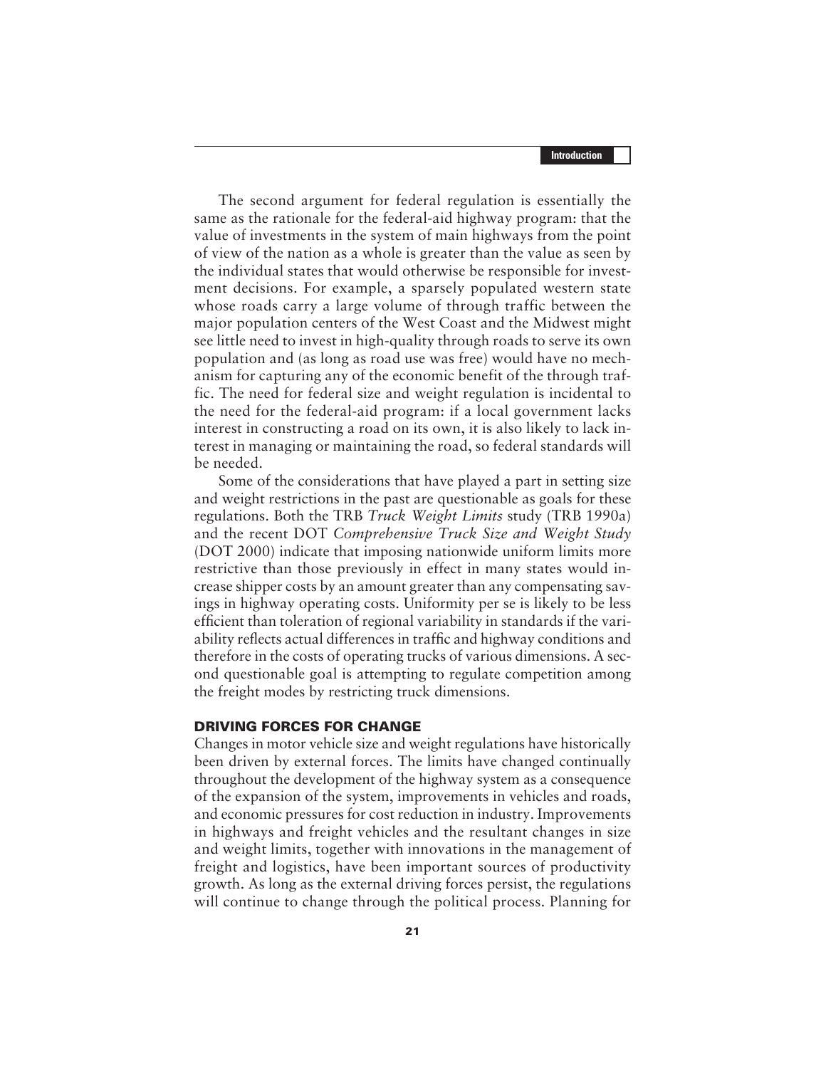The second argument for federal regulation is essentially the same as the rationale for the federal-aid highway program: that the value of investments in the system of main highways from the point of view of the nation as a whole is greater than the value as seen by the individual states that would otherwise be responsible for investment decisions. For example, a sparsely populated western state whose roads carry a large volume of through traffic between the major population centers of the West Coast and the Midwest might see little need to invest in high-quality through roads to serve its own population and (as long as road use was free) would have no mechanism for capturing any of the economic benefit of the through traffic. The need for federal size and weight regulation is incidental to the need for the federal-aid program: if a local government lacks interest in constructing a road on its own, it is also likely to lack interest in managing or maintaining the road, so federal standards will be needed.

Some of the considerations that have played a part in setting size and weight restrictions in the past are questionable as goals for these regulations. Both the TRB *Truck Weight Limits* study (TRB 1990a) and the recent DOT *Comprehensive Truck Size and Weight Study* (DOT 2000) indicate that imposing nationwide uniform limits more restrictive than those previously in effect in many states would increase shipper costs by an amount greater than any compensating savings in highway operating costs. Uniformity per se is likely to be less efficient than toleration of regional variability in standards if the variability reflects actual differences in traffic and highway conditions and therefore in the costs of operating trucks of various dimensions. A second questionable goal is attempting to regulate competition among the freight modes by restricting truck dimensions.

## DRIVING FORCES FOR CHANGE

Changes in motor vehicle size and weight regulations have historically been driven by external forces. The limits have changed continually throughout the development of the highway system as a consequence of the expansion of the system, improvements in vehicles and roads, and economic pressures for cost reduction in industry. Improvements in highways and freight vehicles and the resultant changes in size and weight limits, together with innovations in the management of freight and logistics, have been important sources of productivity growth. As long as the external driving forces persist, the regulations will continue to change through the political process. Planning for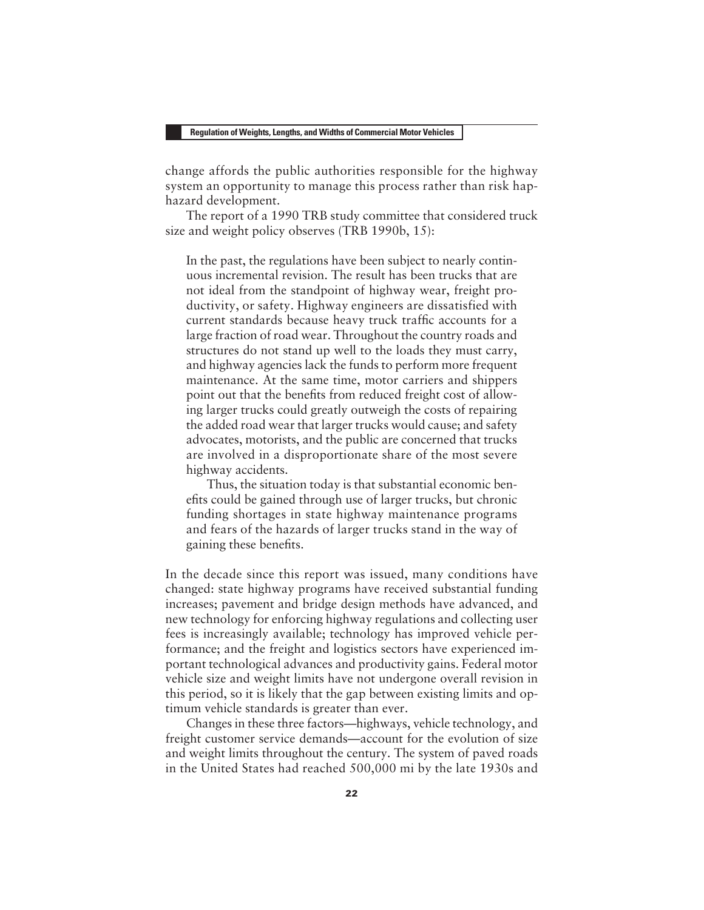change affords the public authorities responsible for the highway system an opportunity to manage this process rather than risk haphazard development.

The report of a 1990 TRB study committee that considered truck size and weight policy observes (TRB 1990b, 15):

> In the past, the regulations have been subject to nearly continuous incremental revision. The result has been trucks that are not ideal from the standpoint of highway wear, freight productivity, or safety. Highway engineers are dissatisfied with current standards because heavy truck traffic accounts for a large fraction of road wear. Throughout the country roads and structures do not stand up well to the loads they must carry, and highway agencies lack the funds to perform more frequent maintenance. At the same time, motor carriers and shippers point out that the benefits from reduced freight cost of allowing larger trucks could greatly outweigh the costs of repairing the added road wear that larger trucks would cause; and safety advocates, motorists, and the public are concerned that trucks are involved in a disproportionate share of the most severe highway accidents.
>
> Thus, the situation today is that substantial economic benefits could be gained through use of larger trucks, but chronic funding shortages in state highway maintenance programs and fears of the hazards of larger trucks stand in the way of gaining these benefits.

In the decade since this report was issued, many conditions have changed: state highway programs have received substantial funding increases; pavement and bridge design methods have advanced, and new technology for enforcing highway regulations and collecting user fees is increasingly available; technology has improved vehicle performance; and the freight and logistics sectors have experienced important technological advances and productivity gains. Federal motor vehicle size and weight limits have not undergone overall revision in this period, so it is likely that the gap between existing limits and optimum vehicle standards is greater than ever.

Changes in these three factors—highways, vehicle technology, and freight customer service demands—account for the evolution of size and weight limits throughout the century. The system of paved roads in the United States had reached 500,000 mi by the late 1930s and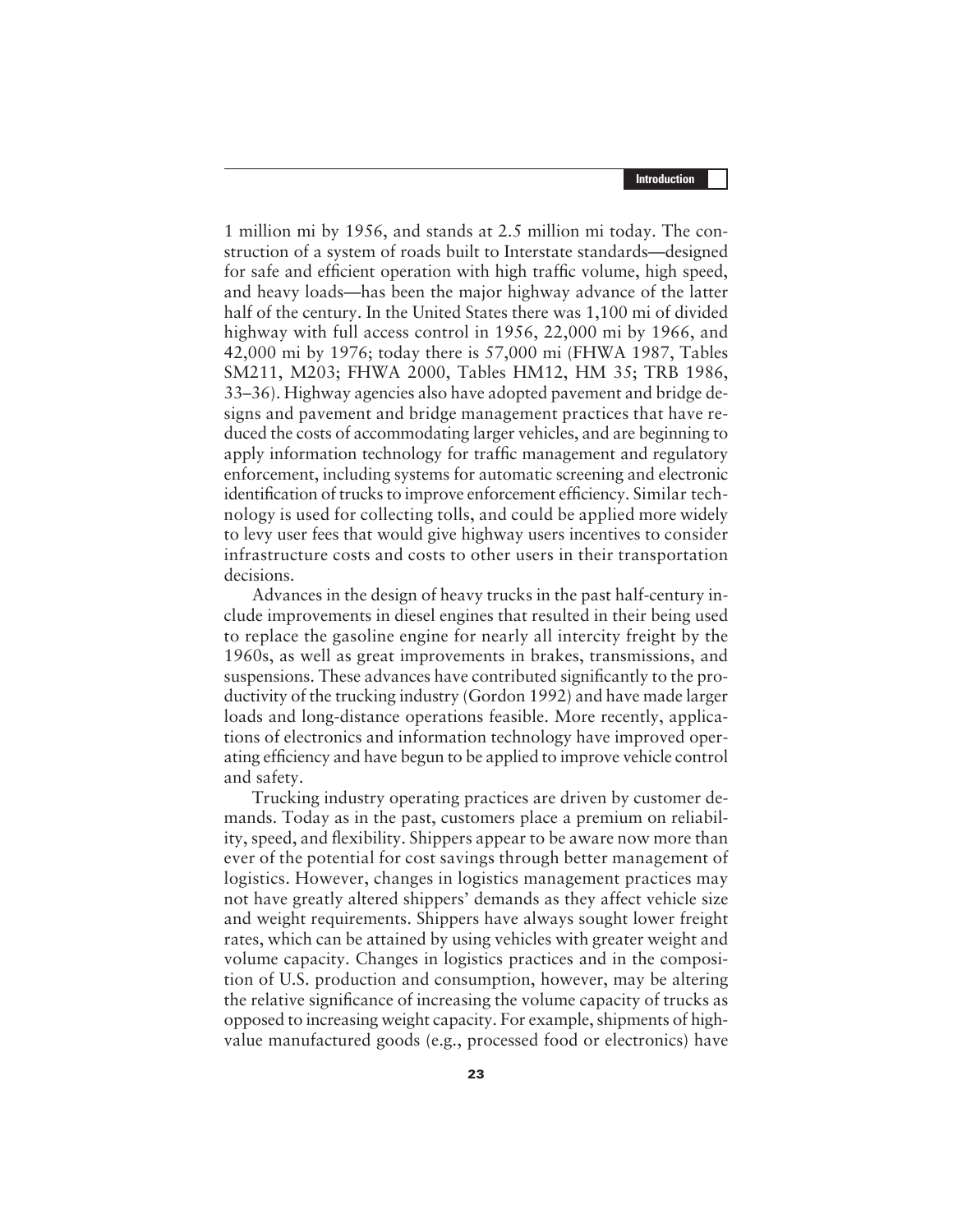1 million mi by 1956, and stands at 2.5 million mi today. The construction of a system of roads built to Interstate standards—designed for safe and efficient operation with high traffic volume, high speed, and heavy loads—has been the major highway advance of the latter half of the century. In the United States there was 1,100 mi of divided highway with full access control in 1956, 22,000 mi by 1966, and 42,000 mi by 1976; today there is 57,000 mi (FHWA 1987, Tables SM211, M203; FHWA 2000, Tables HM12, HM 35; TRB 1986, 33–36). Highway agencies also have adopted pavement and bridge designs and pavement and bridge management practices that have reduced the costs of accommodating larger vehicles, and are beginning to apply information technology for traffic management and regulatory enforcement, including systems for automatic screening and electronic identification of trucks to improve enforcement efficiency. Similar technology is used for collecting tolls, and could be applied more widely to levy user fees that would give highway users incentives to consider infrastructure costs and costs to other users in their transportation decisions.

Advances in the design of heavy trucks in the past half-century include improvements in diesel engines that resulted in their being used to replace the gasoline engine for nearly all intercity freight by the 1960s, as well as great improvements in brakes, transmissions, and suspensions. These advances have contributed significantly to the productivity of the trucking industry (Gordon 1992) and have made larger loads and long-distance operations feasible. More recently, applications of electronics and information technology have improved operating efficiency and have begun to be applied to improve vehicle control and safety.

Trucking industry operating practices are driven by customer demands. Today as in the past, customers place a premium on reliability, speed, and flexibility. Shippers appear to be aware now more than ever of the potential for cost savings through better management of logistics. However, changes in logistics management practices may not have greatly altered shippers' demands as they affect vehicle size and weight requirements. Shippers have always sought lower freight rates, which can be attained by using vehicles with greater weight and volume capacity. Changes in logistics practices and in the composition of U.S. production and consumption, however, may be altering the relative significance of increasing the volume capacity of trucks as opposed to increasing weight capacity. For example, shipments of high-value manufactured goods (e.g., processed food or electronics) have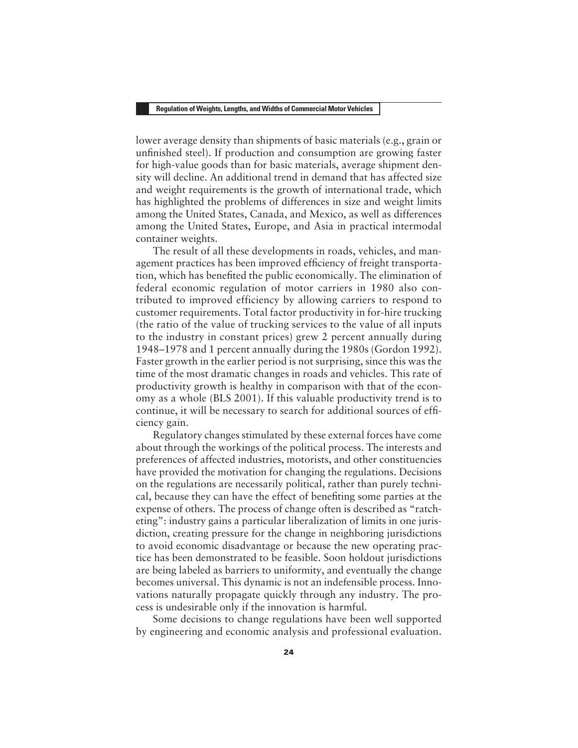lower average density than shipments of basic materials (e.g., grain or unfinished steel). If production and consumption are growing faster for high-value goods than for basic materials, average shipment density will decline. An additional trend in demand that has affected size and weight requirements is the growth of international trade, which has highlighted the problems of differences in size and weight limits among the United States, Canada, and Mexico, as well as differences among the United States, Europe, and Asia in practical intermodal container weights.

The result of all these developments in roads, vehicles, and management practices has been improved efficiency of freight transportation, which has benefited the public economically. The elimination of federal economic regulation of motor carriers in 1980 also contributed to improved efficiency by allowing carriers to respond to customer requirements. Total factor productivity in for-hire trucking (the ratio of the value of trucking services to the value of all inputs to the industry in constant prices) grew 2 percent annually during 1948–1978 and 1 percent annually during the 1980s (Gordon 1992). Faster growth in the earlier period is not surprising, since this was the time of the most dramatic changes in roads and vehicles. This rate of productivity growth is healthy in comparison with that of the economy as a whole (BLS 2001). If this valuable productivity trend is to continue, it will be necessary to search for additional sources of efficiency gain.

Regulatory changes stimulated by these external forces have come about through the workings of the political process. The interests and preferences of affected industries, motorists, and other constituencies have provided the motivation for changing the regulations. Decisions on the regulations are necessarily political, rather than purely technical, because they can have the effect of benefiting some parties at the expense of others. The process of change often is described as "ratcheting": industry gains a particular liberalization of limits in one jurisdiction, creating pressure for the change in neighboring jurisdictions to avoid economic disadvantage or because the new operating practice has been demonstrated to be feasible. Soon holdout jurisdictions are being labeled as barriers to uniformity, and eventually the change becomes universal. This dynamic is not an indefensible process. Innovations naturally propagate quickly through any industry. The process is undesirable only if the innovation is harmful.

Some decisions to change regulations have been well supported by engineering and economic analysis and professional evaluation.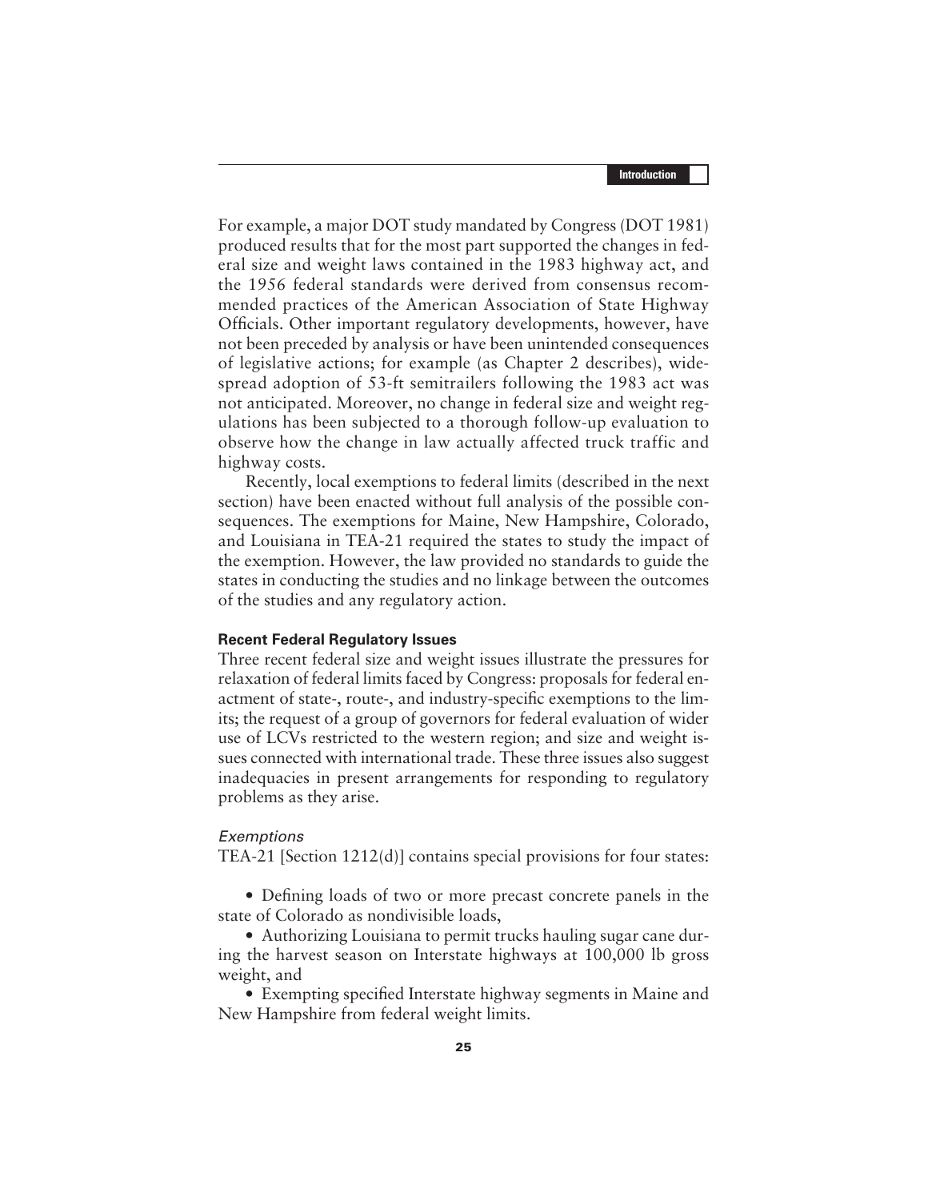For example, a major DOT study mandated by Congress (DOT 1981) produced results that for the most part supported the changes in federal size and weight laws contained in the 1983 highway act, and the 1956 federal standards were derived from consensus recommended practices of the American Association of State Highway Officials. Other important regulatory developments, however, have not been preceded by analysis or have been unintended consequences of legislative actions; for example (as Chapter 2 describes), widespread adoption of 53-ft semitrailers following the 1983 act was not anticipated. Moreover, no change in federal size and weight regulations has been subjected to a thorough follow-up evaluation to observe how the change in law actually affected truck traffic and highway costs.

Recently, local exemptions to federal limits (described in the next section) have been enacted without full analysis of the possible consequences. The exemptions for Maine, New Hampshire, Colorado, and Louisiana in TEA-21 required the states to study the impact of the exemption. However, the law provided no standards to guide the states in conducting the studies and no linkage between the outcomes of the studies and any regulatory action.

### Recent Federal Regulatory Issues

Three recent federal size and weight issues illustrate the pressures for relaxation of federal limits faced by Congress: proposals for federal enactment of state-, route-, and industry-specific exemptions to the limits; the request of a group of governors for federal evaluation of wider use of LCVs restricted to the western region; and size and weight issues connected with international trade. These three issues also suggest inadequacies in present arrangements for responding to regulatory problems as they arise.

#### *Exemptions*

TEA-21 [Section 1212(d)] contains special provisions for four states:

- Defining loads of two or more precast concrete panels in the state of Colorado as nondivisible loads,
- Authorizing Louisiana to permit trucks hauling sugar cane during the harvest season on Interstate highways at 100,000 lb gross weight, and
- Exempting specified Interstate highway segments in Maine and New Hampshire from federal weight limits.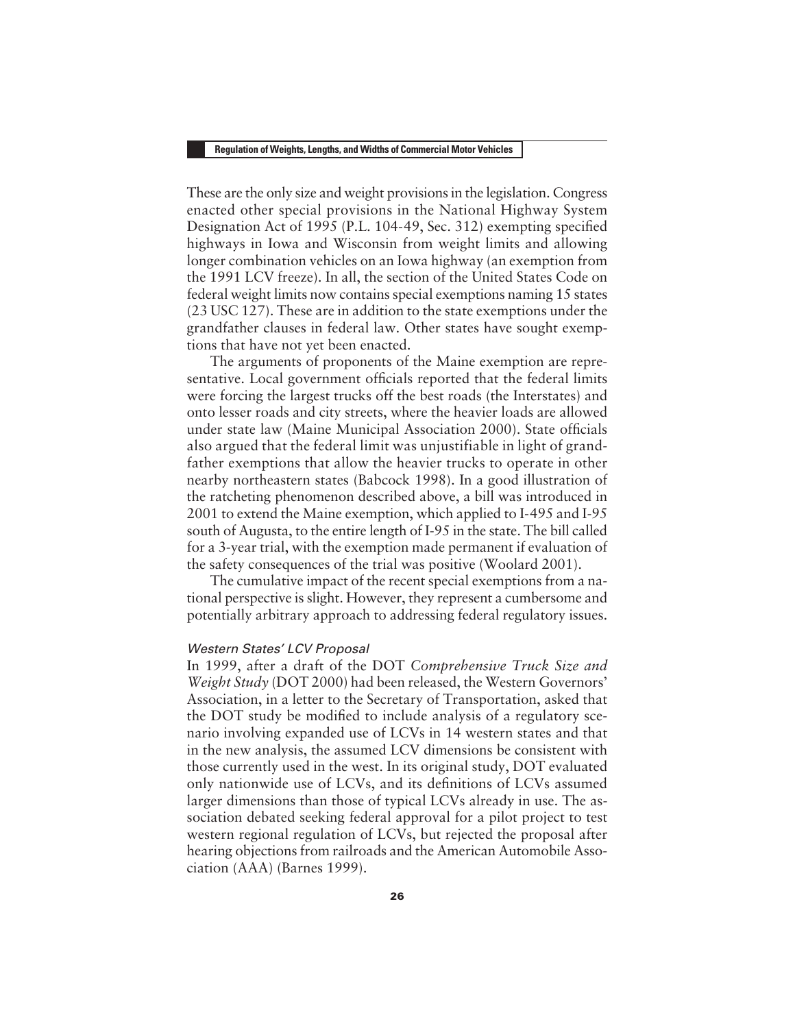These are the only size and weight provisions in the legislation. Congress enacted other special provisions in the National Highway System Designation Act of 1995 (P.L. 104-49, Sec. 312) exempting specified highways in Iowa and Wisconsin from weight limits and allowing longer combination vehicles on an Iowa highway (an exemption from the 1991 LCV freeze). In all, the section of the United States Code on federal weight limits now contains special exemptions naming 15 states (23 USC 127). These are in addition to the state exemptions under the grandfather clauses in federal law. Other states have sought exemptions that have not yet been enacted.

The arguments of proponents of the Maine exemption are representative. Local government officials reported that the federal limits were forcing the largest trucks off the best roads (the Interstates) and onto lesser roads and city streets, where the heavier loads are allowed under state law (Maine Municipal Association 2000). State officials also argued that the federal limit was unjustifiable in light of grandfather exemptions that allow the heavier trucks to operate in other nearby northeastern states (Babcock 1998). In a good illustration of the ratcheting phenomenon described above, a bill was introduced in 2001 to extend the Maine exemption, which applied to I-495 and I-95 south of Augusta, to the entire length of I-95 in the state. The bill called for a 3-year trial, with the exemption made permanent if evaluation of the safety consequences of the trial was positive (Woolard 2001).

The cumulative impact of the recent special exemptions from a national perspective is slight. However, they represent a cumbersome and potentially arbitrary approach to addressing federal regulatory issues.

### *Western States' LCV Proposal*

In 1999, after a draft of the DOT *Comprehensive Truck Size and Weight Study* (DOT 2000) had been released, the Western Governors' Association, in a letter to the Secretary of Transportation, asked that the DOT study be modified to include analysis of a regulatory scenario involving expanded use of LCVs in 14 western states and that in the new analysis, the assumed LCV dimensions be consistent with those currently used in the west. In its original study, DOT evaluated only nationwide use of LCVs, and its definitions of LCVs assumed larger dimensions than those of typical LCVs already in use. The association debated seeking federal approval for a pilot project to test western regional regulation of LCVs, but rejected the proposal after hearing objections from railroads and the American Automobile Association (AAA) (Barnes 1999).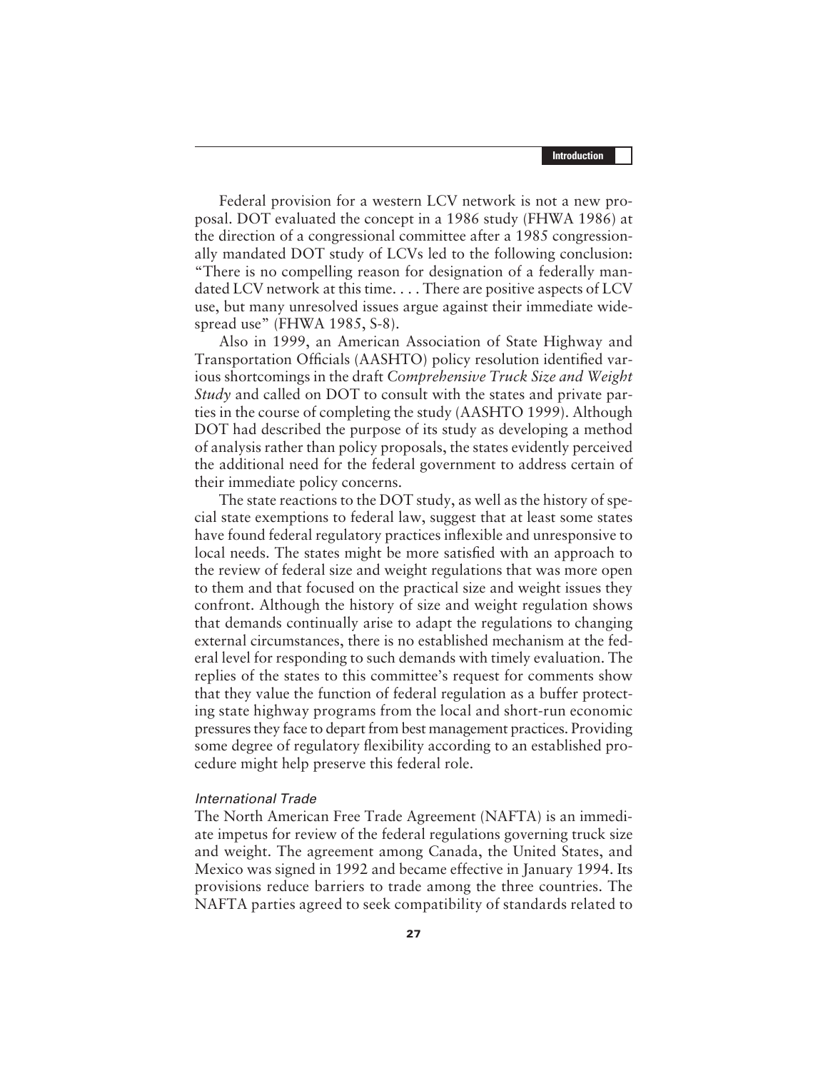Federal provision for a western LCV network is not a new proposal. DOT evaluated the concept in a 1986 study (FHWA 1986) at the direction of a congressional committee after a 1985 congressionally mandated DOT study of LCVs led to the following conclusion: "There is no compelling reason for designation of a federally mandated LCV network at this time. . . . There are positive aspects of LCV use, but many unresolved issues argue against their immediate widespread use" (FHWA 1985, S-8).

Also in 1999, an American Association of State Highway and Transportation Officials (AASHTO) policy resolution identified various shortcomings in the draft *Comprehensive Truck Size and Weight Study* and called on DOT to consult with the states and private parties in the course of completing the study (AASHTO 1999). Although DOT had described the purpose of its study as developing a method of analysis rather than policy proposals, the states evidently perceived the additional need for the federal government to address certain of their immediate policy concerns.

The state reactions to the DOT study, as well as the history of special state exemptions to federal law, suggest that at least some states have found federal regulatory practices inflexible and unresponsive to local needs. The states might be more satisfied with an approach to the review of federal size and weight regulations that was more open to them and that focused on the practical size and weight issues they confront. Although the history of size and weight regulation shows that demands continually arise to adapt the regulations to changing external circumstances, there is no established mechanism at the federal level for responding to such demands with timely evaluation. The replies of the states to this committee's request for comments show that they value the function of federal regulation as a buffer protecting state highway programs from the local and short-run economic pressures they face to depart from best management practices. Providing some degree of regulatory flexibility according to an established procedure might help preserve this federal role.

#### *International Trade*

The North American Free Trade Agreement (NAFTA) is an immediate impetus for review of the federal regulations governing truck size and weight. The agreement among Canada, the United States, and Mexico was signed in 1992 and became effective in January 1994. Its provisions reduce barriers to trade among the three countries. The NAFTA parties agreed to seek compatibility of standards related to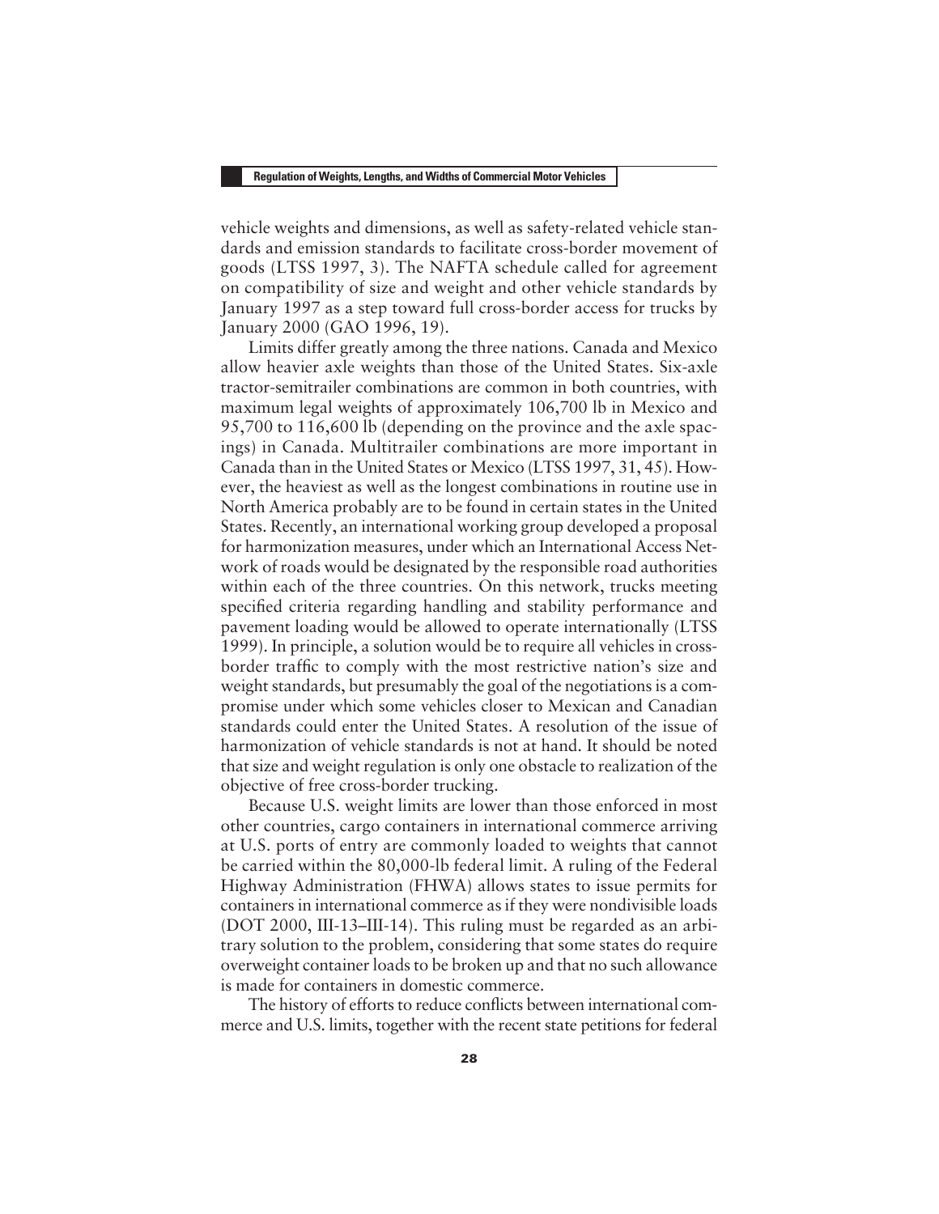vehicle weights and dimensions, as well as safety-related vehicle standards and emission standards to facilitate cross-border movement of goods (LTSS 1997, 3). The NAFTA schedule called for agreement on compatibility of size and weight and other vehicle standards by January 1997 as a step toward full cross-border access for trucks by January 2000 (GAO 1996, 19).

Limits differ greatly among the three nations. Canada and Mexico allow heavier axle weights than those of the United States. Six-axle tractor-semitrailer combinations are common in both countries, with maximum legal weights of approximately 106,700 lb in Mexico and 95,700 to 116,600 lb (depending on the province and the axle spacings) in Canada. Multitrailer combinations are more important in Canada than in the United States or Mexico (LTSS 1997, 31, 45). However, the heaviest as well as the longest combinations in routine use in North America probably are to be found in certain states in the United States. Recently, an international working group developed a proposal for harmonization measures, under which an International Access Network of roads would be designated by the responsible road authorities within each of the three countries. On this network, trucks meeting specified criteria regarding handling and stability performance and pavement loading would be allowed to operate internationally (LTSS 1999). In principle, a solution would be to require all vehicles in cross-border traffic to comply with the most restrictive nation's size and weight standards, but presumably the goal of the negotiations is a compromise under which some vehicles closer to Mexican and Canadian standards could enter the United States. A resolution of the issue of harmonization of vehicle standards is not at hand. It should be noted that size and weight regulation is only one obstacle to realization of the objective of free cross-border trucking.

Because U.S. weight limits are lower than those enforced in most other countries, cargo containers in international commerce arriving at U.S. ports of entry are commonly loaded to weights that cannot be carried within the 80,000-lb federal limit. A ruling of the Federal Highway Administration (FHWA) allows states to issue permits for containers in international commerce as if they were nondivisible loads (DOT 2000, III-13–III-14). This ruling must be regarded as an arbitrary solution to the problem, considering that some states do require overweight container loads to be broken up and that no such allowance is made for containers in domestic commerce.

The history of efforts to reduce conflicts between international commerce and U.S. limits, together with the recent state petitions for federal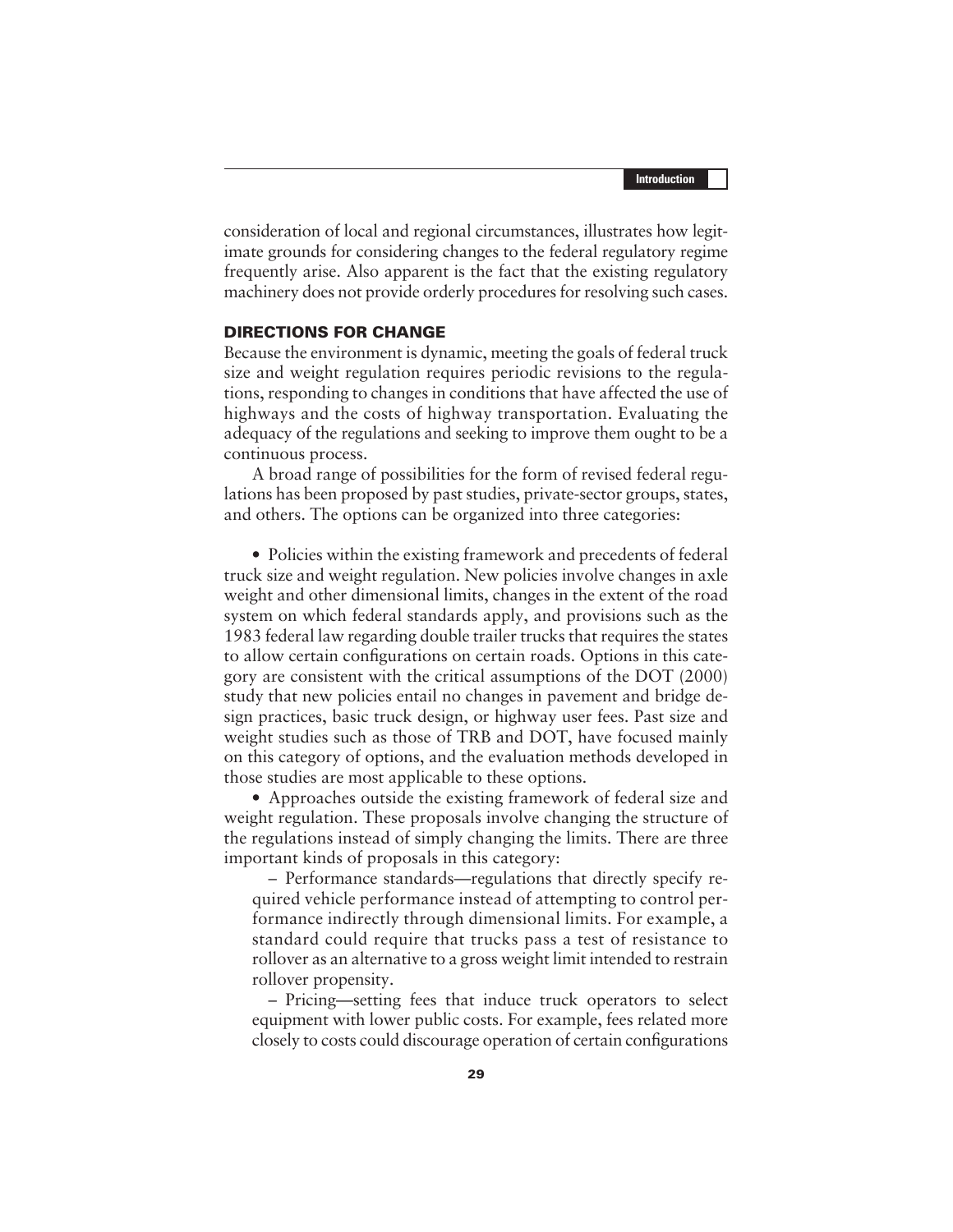consideration of local and regional circumstances, illustrates how legitimate grounds for considering changes to the federal regulatory regime frequently arise. Also apparent is the fact that the existing regulatory machinery does not provide orderly procedures for resolving such cases.

## DIRECTIONS FOR CHANGE

Because the environment is dynamic, meeting the goals of federal truck size and weight regulation requires periodic revisions to the regulations, responding to changes in conditions that have affected the use of highways and the costs of highway transportation. Evaluating the adequacy of the regulations and seeking to improve them ought to be a continuous process.

A broad range of possibilities for the form of revised federal regulations has been proposed by past studies, private-sector groups, states, and others. The options can be organized into three categories:

- Policies within the existing framework and precedents of federal truck size and weight regulation. New policies involve changes in axle weight and other dimensional limits, changes in the extent of the road system on which federal standards apply, and provisions such as the 1983 federal law regarding double trailer trucks that requires the states to allow certain configurations on certain roads. Options in this category are consistent with the critical assumptions of the DOT (2000) study that new policies entail no changes in pavement and bridge design practices, basic truck design, or highway user fees. Past size and weight studies such as those of TRB and DOT, have focused mainly on this category of options, and the evaluation methods developed in those studies are most applicable to these options.
- Approaches outside the existing framework of federal size and weight regulation. These proposals involve changing the structure of the regulations instead of simply changing the limits. There are three important kinds of proposals in this category:
  - Performance standards—regulations that directly specify required vehicle performance instead of attempting to control performance indirectly through dimensional limits. For example, a standard could require that trucks pass a test of resistance to rollover as an alternative to a gross weight limit intended to restrain rollover propensity.
  - Pricing—setting fees that induce truck operators to select equipment with lower public costs. For example, fees related more closely to costs could discourage operation of certain configurations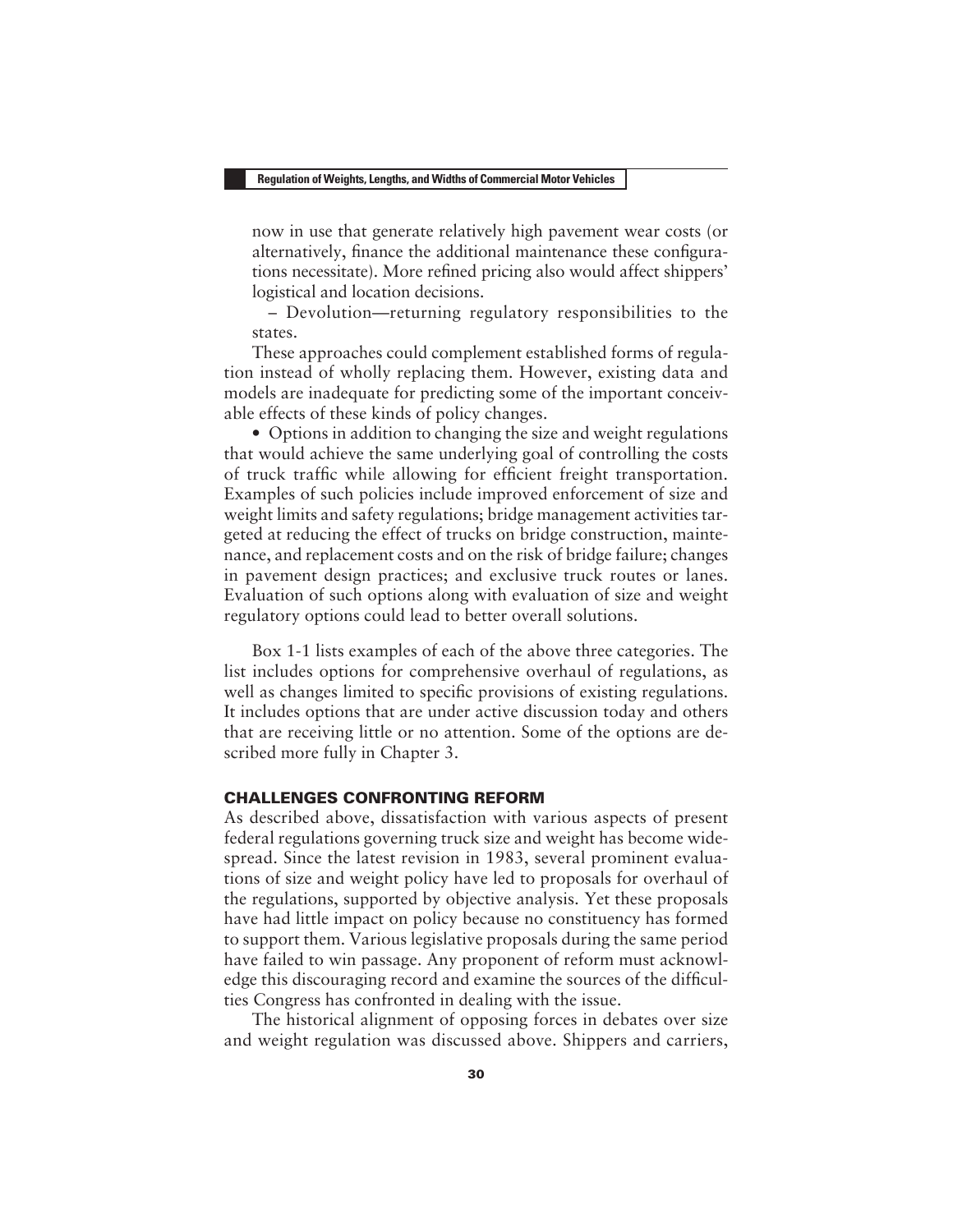now in use that generate relatively high pavement wear costs (or alternatively, finance the additional maintenance these configurations necessitate). More refined pricing also would affect shippers' logistical and location decisions.

– Devolution—returning regulatory responsibilities to the states.

These approaches could complement established forms of regulation instead of wholly replacing them. However, existing data and models are inadequate for predicting some of the important conceivable effects of these kinds of policy changes.

- Options in addition to changing the size and weight regulations that would achieve the same underlying goal of controlling the costs of truck traffic while allowing for efficient freight transportation. Examples of such policies include improved enforcement of size and weight limits and safety regulations; bridge management activities targeted at reducing the effect of trucks on bridge construction, maintenance, and replacement costs and on the risk of bridge failure; changes in pavement design practices; and exclusive truck routes or lanes. Evaluation of such options along with evaluation of size and weight regulatory options could lead to better overall solutions.

Box 1-1 lists examples of each of the above three categories. The list includes options for comprehensive overhaul of regulations, as well as changes limited to specific provisions of existing regulations. It includes options that are under active discussion today and others that are receiving little or no attention. Some of the options are described more fully in Chapter 3.

## CHALLENGES CONFRONTING REFORM

As described above, dissatisfaction with various aspects of present federal regulations governing truck size and weight has become widespread. Since the latest revision in 1983, several prominent evaluations of size and weight policy have led to proposals for overhaul of the regulations, supported by objective analysis. Yet these proposals have had little impact on policy because no constituency has formed to support them. Various legislative proposals during the same period have failed to win passage. Any proponent of reform must acknowledge this discouraging record and examine the sources of the difficulties Congress has confronted in dealing with the issue.

The historical alignment of opposing forces in debates over size and weight regulation was discussed above. Shippers and carriers,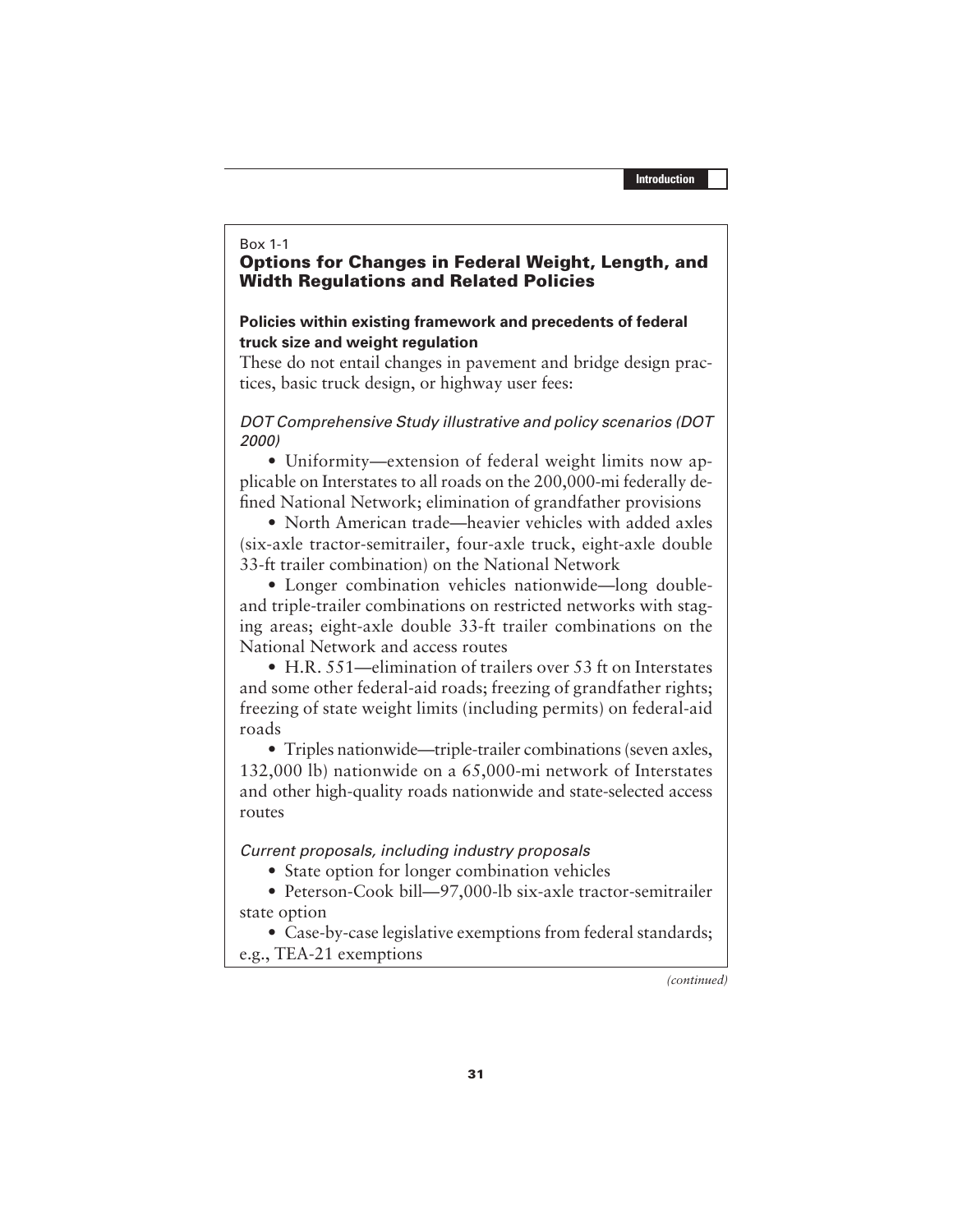Box 1-1

### Options for Changes in Federal Weight, Length, and Width Regulations and Related Policies

**Policies within existing framework and precedents of federal truck size and weight regulation**

These do not entail changes in pavement and bridge design practices, basic truck design, or highway user fees:

*DOT Comprehensive Study illustrative and policy scenarios (DOT 2000)*

- Uniformity—extension of federal weight limits now applicable on Interstates to all roads on the 200,000-mi federally defined National Network; elimination of grandfather provisions
- North American trade—heavier vehicles with added axles (six-axle tractor-semitrailer, four-axle truck, eight-axle double 33-ft trailer combination) on the National Network
- Longer combination vehicles nationwide—long double- and triple-trailer combinations on restricted networks with staging areas; eight-axle double 33-ft trailer combinations on the National Network and access routes
- H.R. 551—elimination of trailers over 53 ft on Interstates and some other federal-aid roads; freezing of grandfather rights; freezing of state weight limits (including permits) on federal-aid roads
- Triples nationwide—triple-trailer combinations (seven axles, 132,000 lb) nationwide on a 65,000-mi network of Interstates and other high-quality roads nationwide and state-selected access routes

*Current proposals, including industry proposals*

- State option for longer combination vehicles
- Peterson-Cook bill—97,000-lb six-axle tractor-semitrailer state option
- Case-by-case legislative exemptions from federal standards; e.g., TEA-21 exemptions

*(continued)*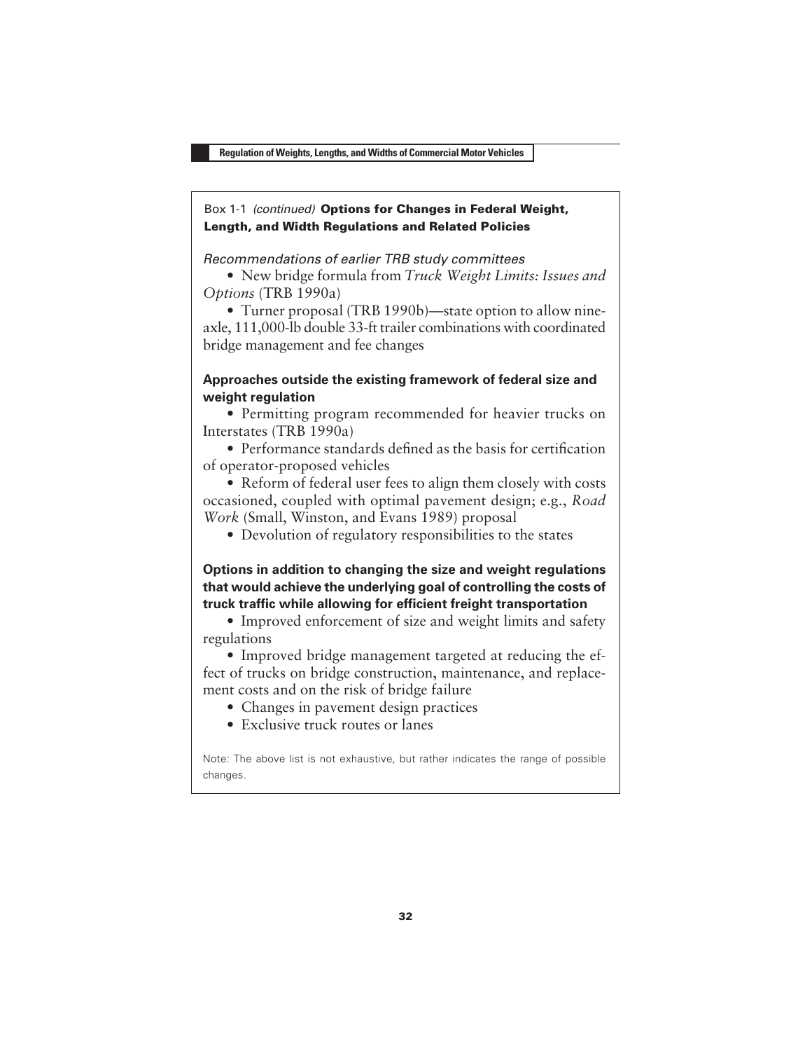Box 1-1 *(continued)* **Options for Changes in Federal Weight, Length, and Width Regulations and Related Policies**

*Recommendations of earlier TRB study committees*

- New bridge formula from *Truck Weight Limits: Issues and Options* (TRB 1990a)
- Turner proposal (TRB 1990b)—state option to allow nine-axle, 111,000-lb double 33-ft trailer combinations with coordinated bridge management and fee changes

**Approaches outside the existing framework of federal size and weight regulation**

- Permitting program recommended for heavier trucks on Interstates (TRB 1990a)
- Performance standards defined as the basis for certification of operator-proposed vehicles
- Reform of federal user fees to align them closely with costs occasioned, coupled with optimal pavement design; e.g., *Road Work* (Small, Winston, and Evans 1989) proposal
- Devolution of regulatory responsibilities to the states

**Options in addition to changing the size and weight regulations that would achieve the underlying goal of controlling the costs of truck traffic while allowing for efficient freight transportation**

- Improved enforcement of size and weight limits and safety regulations
- Improved bridge management targeted at reducing the effect of trucks on bridge construction, maintenance, and replacement costs and on the risk of bridge failure
- Changes in pavement design practices
- Exclusive truck routes or lanes

Note: The above list is not exhaustive, but rather indicates the range of possible changes.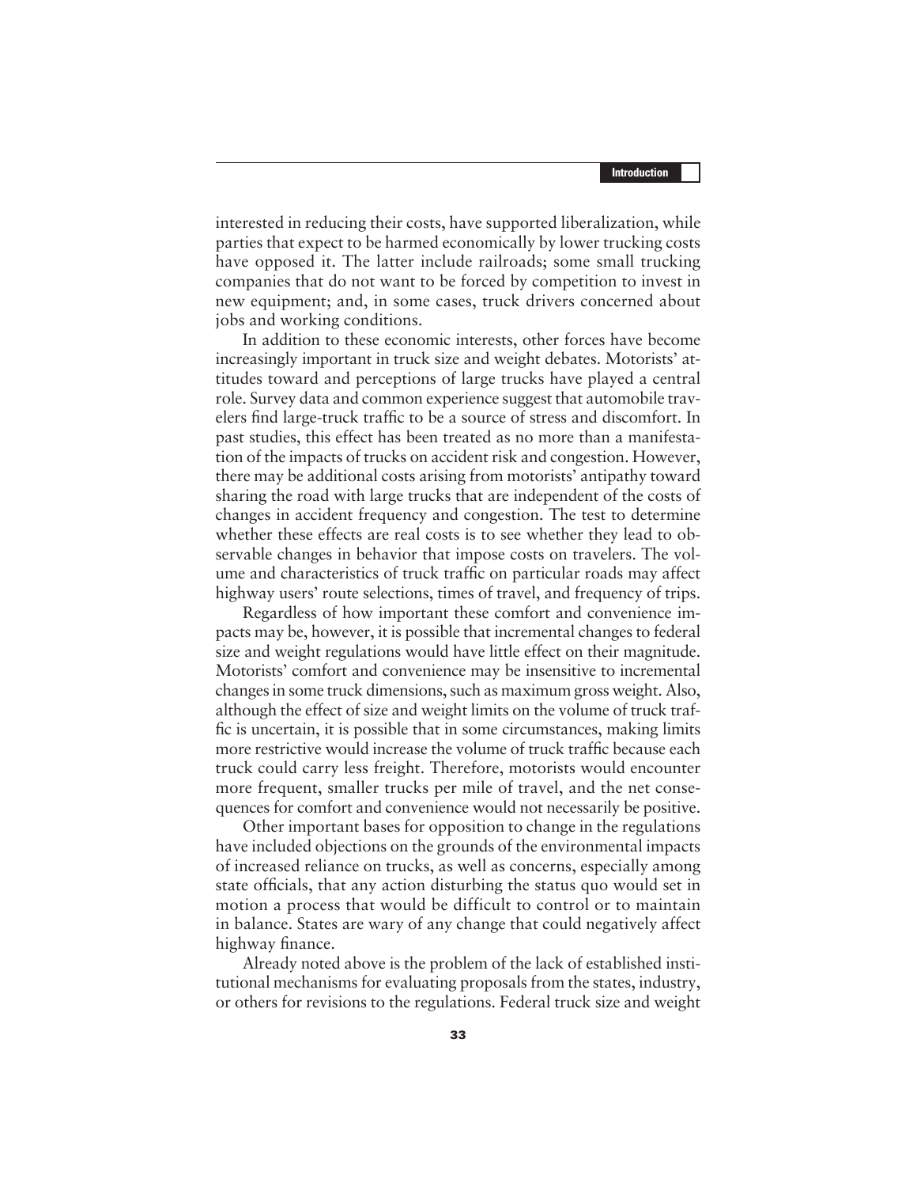interested in reducing their costs, have supported liberalization, while parties that expect to be harmed economically by lower trucking costs have opposed it. The latter include railroads; some small trucking companies that do not want to be forced by competition to invest in new equipment; and, in some cases, truck drivers concerned about jobs and working conditions.

In addition to these economic interests, other forces have become increasingly important in truck size and weight debates. Motorists' attitudes toward and perceptions of large trucks have played a central role. Survey data and common experience suggest that automobile travelers find large-truck traffic to be a source of stress and discomfort. In past studies, this effect has been treated as no more than a manifestation of the impacts of trucks on accident risk and congestion. However, there may be additional costs arising from motorists' antipathy toward sharing the road with large trucks that are independent of the costs of changes in accident frequency and congestion. The test to determine whether these effects are real costs is to see whether they lead to observable changes in behavior that impose costs on travelers. The volume and characteristics of truck traffic on particular roads may affect highway users' route selections, times of travel, and frequency of trips.

Regardless of how important these comfort and convenience impacts may be, however, it is possible that incremental changes to federal size and weight regulations would have little effect on their magnitude. Motorists' comfort and convenience may be insensitive to incremental changes in some truck dimensions, such as maximum gross weight. Also, although the effect of size and weight limits on the volume of truck traffic is uncertain, it is possible that in some circumstances, making limits more restrictive would increase the volume of truck traffic because each truck could carry less freight. Therefore, motorists would encounter more frequent, smaller trucks per mile of travel, and the net consequences for comfort and convenience would not necessarily be positive.

Other important bases for opposition to change in the regulations have included objections on the grounds of the environmental impacts of increased reliance on trucks, as well as concerns, especially among state officials, that any action disturbing the status quo would set in motion a process that would be difficult to control or to maintain in balance. States are wary of any change that could negatively affect highway finance.

Already noted above is the problem of the lack of established institutional mechanisms for evaluating proposals from the states, industry, or others for revisions to the regulations. Federal truck size and weight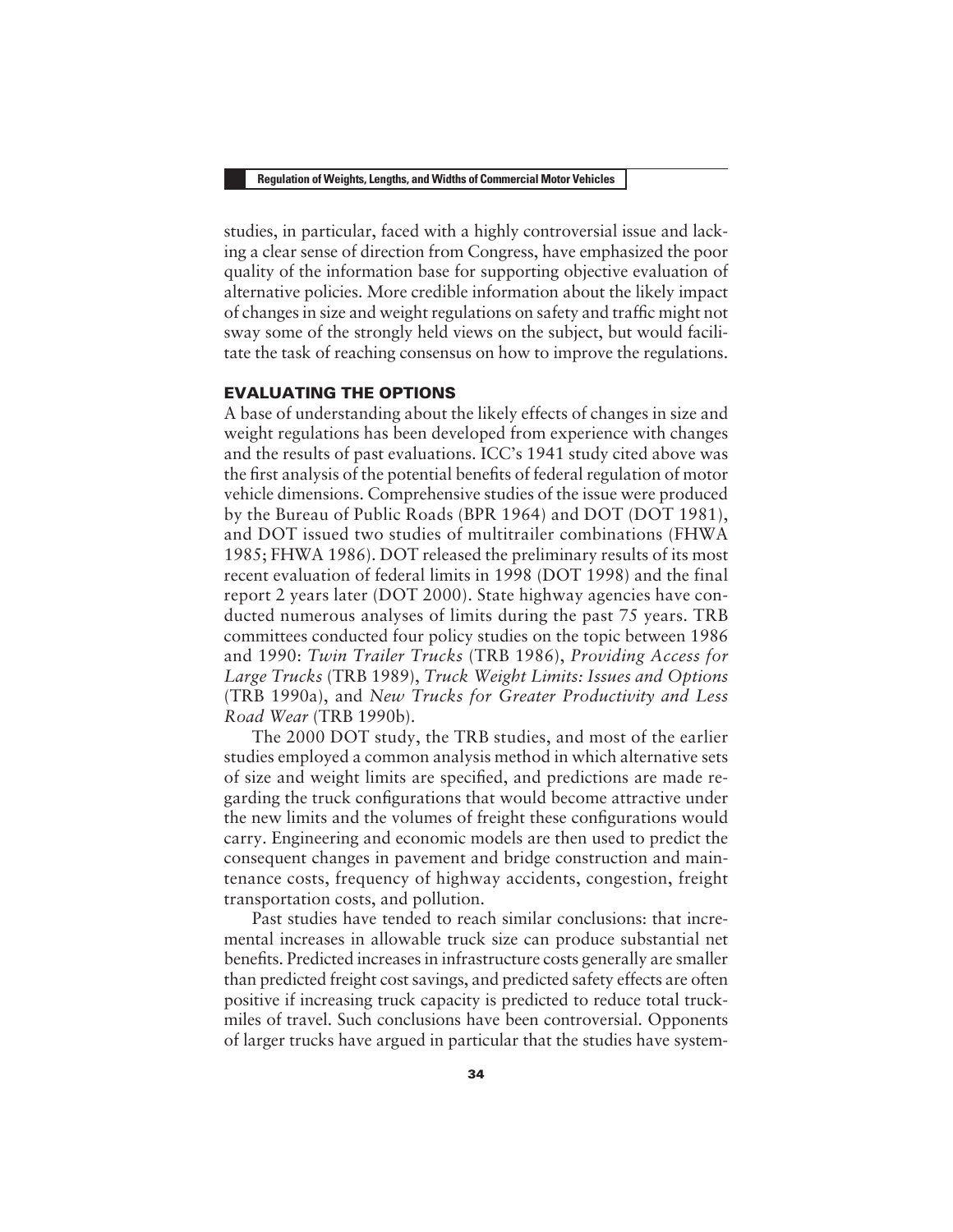studies, in particular, faced with a highly controversial issue and lacking a clear sense of direction from Congress, have emphasized the poor quality of the information base for supporting objective evaluation of alternative policies. More credible information about the likely impact of changes in size and weight regulations on safety and traffic might not sway some of the strongly held views on the subject, but would facilitate the task of reaching consensus on how to improve the regulations.

## EVALUATING THE OPTIONS

A base of understanding about the likely effects of changes in size and weight regulations has been developed from experience with changes and the results of past evaluations. ICC's 1941 study cited above was the first analysis of the potential benefits of federal regulation of motor vehicle dimensions. Comprehensive studies of the issue were produced by the Bureau of Public Roads (BPR 1964) and DOT (DOT 1981), and DOT issued two studies of multitrailer combinations (FHWA 1985; FHWA 1986). DOT released the preliminary results of its most recent evaluation of federal limits in 1998 (DOT 1998) and the final report 2 years later (DOT 2000). State highway agencies have conducted numerous analyses of limits during the past 75 years. TRB committees conducted four policy studies on the topic between 1986 and 1990: *Twin Trailer Trucks* (TRB 1986), *Providing Access for Large Trucks* (TRB 1989), *Truck Weight Limits: Issues and Options* (TRB 1990a), and *New Trucks for Greater Productivity and Less Road Wear* (TRB 1990b).

The 2000 DOT study, the TRB studies, and most of the earlier studies employed a common analysis method in which alternative sets of size and weight limits are specified, and predictions are made regarding the truck configurations that would become attractive under the new limits and the volumes of freight these configurations would carry. Engineering and economic models are then used to predict the consequent changes in pavement and bridge construction and maintenance costs, frequency of highway accidents, congestion, freight transportation costs, and pollution.

Past studies have tended to reach similar conclusions: that incremental increases in allowable truck size can produce substantial net benefits. Predicted increases in infrastructure costs generally are smaller than predicted freight cost savings, and predicted safety effects are often positive if increasing truck capacity is predicted to reduce total truck-miles of travel. Such conclusions have been controversial. Opponents of larger trucks have argued in particular that the studies have system-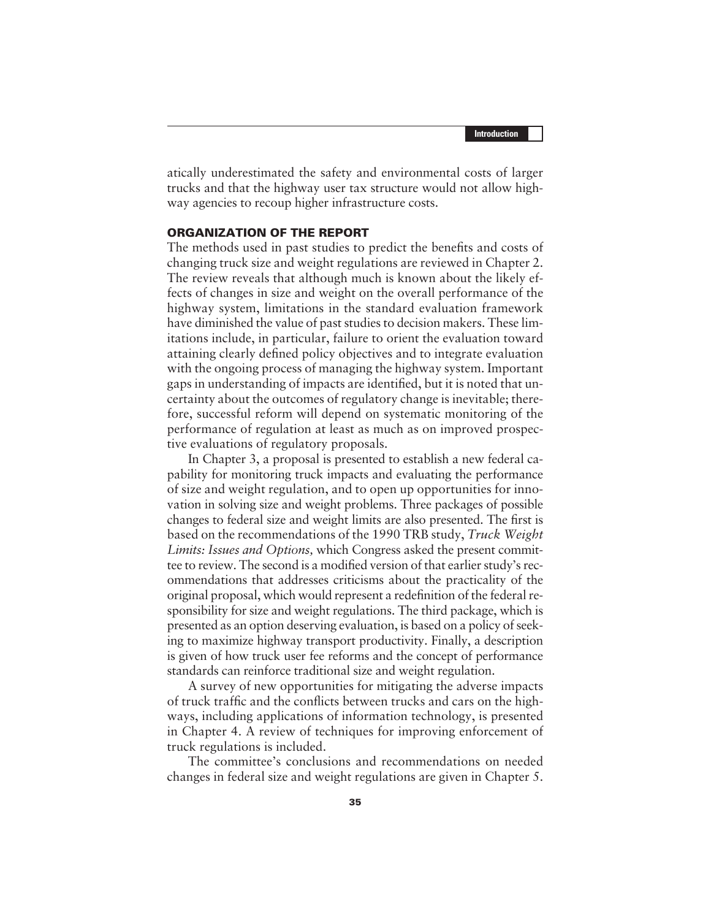atically underestimated the safety and environmental costs of larger trucks and that the highway user tax structure would not allow highway agencies to recoup higher infrastructure costs.

## ORGANIZATION OF THE REPORT

The methods used in past studies to predict the benefits and costs of changing truck size and weight regulations are reviewed in Chapter 2. The review reveals that although much is known about the likely effects of changes in size and weight on the overall performance of the highway system, limitations in the standard evaluation framework have diminished the value of past studies to decision makers. These limitations include, in particular, failure to orient the evaluation toward attaining clearly defined policy objectives and to integrate evaluation with the ongoing process of managing the highway system. Important gaps in understanding of impacts are identified, but it is noted that uncertainty about the outcomes of regulatory change is inevitable; therefore, successful reform will depend on systematic monitoring of the performance of regulation at least as much as on improved prospective evaluations of regulatory proposals.

In Chapter 3, a proposal is presented to establish a new federal capability for monitoring truck impacts and evaluating the performance of size and weight regulation, and to open up opportunities for innovation in solving size and weight problems. Three packages of possible changes to federal size and weight limits are also presented. The first is based on the recommendations of the 1990 TRB study, *Truck Weight Limits: Issues and Options,* which Congress asked the present committee to review. The second is a modified version of that earlier study's recommendations that addresses criticisms about the practicality of the original proposal, which would represent a redefinition of the federal responsibility for size and weight regulations. The third package, which is presented as an option deserving evaluation, is based on a policy of seeking to maximize highway transport productivity. Finally, a description is given of how truck user fee reforms and the concept of performance standards can reinforce traditional size and weight regulation.

A survey of new opportunities for mitigating the adverse impacts of truck traffic and the conflicts between trucks and cars on the highways, including applications of information technology, is presented in Chapter 4. A review of techniques for improving enforcement of truck regulations is included.

The committee's conclusions and recommendations on needed changes in federal size and weight regulations are given in Chapter 5.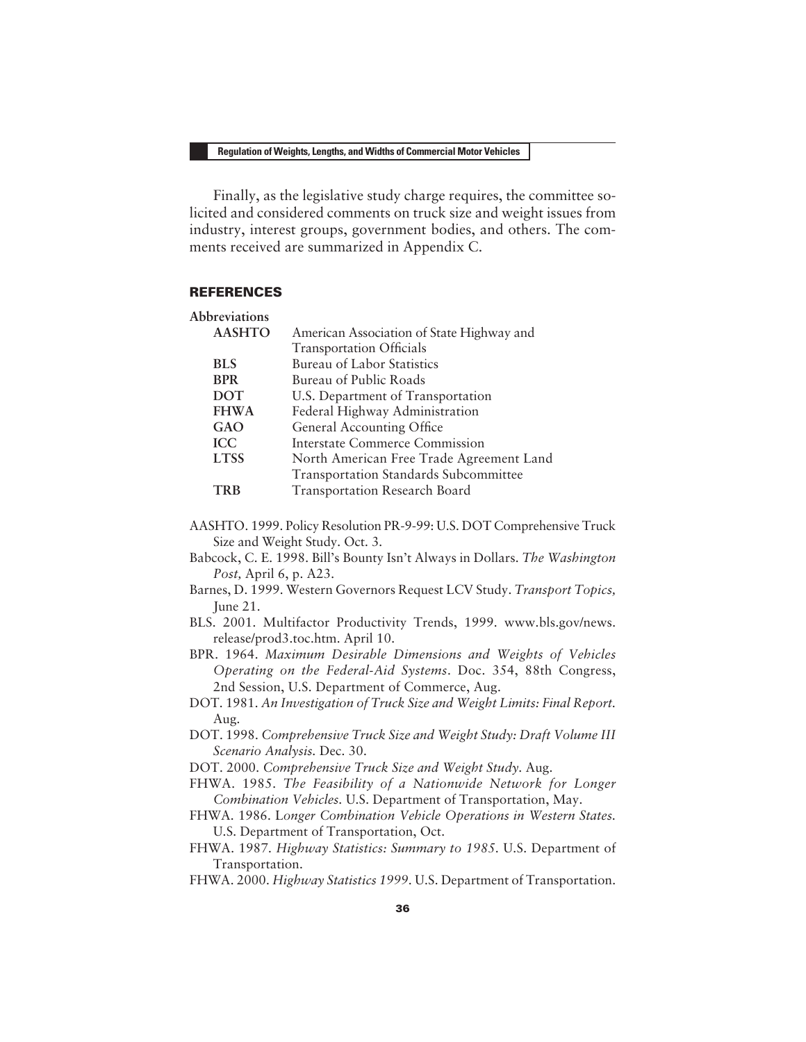Finally, as the legislative study charge requires, the committee solicited and considered comments on truck size and weight issues from industry, interest groups, government bodies, and others. The comments received are summarized in Appendix C.

## REFERENCES

**Abbreviations**

| | |
|---|---|
| **AASHTO** | American Association of State Highway and Transportation Officials |
| **BLS** | Bureau of Labor Statistics |
| **BPR** | Bureau of Public Roads |
| **DOT** | U.S. Department of Transportation |
| **FHWA** | Federal Highway Administration |
| **GAO** | General Accounting Office |
| **ICC** | Interstate Commerce Commission |
| **LTSS** | North American Free Trade Agreement Land Transportation Standards Subcommittee |
| **TRB** | Transportation Research Board |

AASHTO. 1999. Policy Resolution PR-9-99: U.S. DOT Comprehensive Truck Size and Weight Study. Oct. 3.

Babcock, C. E. 1998. Bill's Bounty Isn't Always in Dollars. *The Washington Post,* April 6, p. A23.

Barnes, D. 1999. Western Governors Request LCV Study. *Transport Topics,* June 21.

BLS. 2001. Multifactor Productivity Trends, 1999. www.bls.gov/news.release/prod3.toc.htm. April 10.

BPR. 1964. *Maximum Desirable Dimensions and Weights of Vehicles Operating on the Federal-Aid Systems*. Doc. 354, 88th Congress, 2nd Session, U.S. Department of Commerce, Aug.

DOT. 1981. *An Investigation of Truck Size and Weight Limits: Final Report.* Aug.

DOT. 1998. *Comprehensive Truck Size and Weight Study: Draft Volume III Scenario Analysis.* Dec. 30.

DOT. 2000. *Comprehensive Truck Size and Weight Study.* Aug.

FHWA. 1985. *The Feasibility of a Nationwide Network for Longer Combination Vehicles.* U.S. Department of Transportation, May.

FHWA. 1986. *Longer Combination Vehicle Operations in Western States.* U.S. Department of Transportation, Oct.

FHWA. 1987. *Highway Statistics: Summary to 1985.* U.S. Department of Transportation.

FHWA. 2000. *Highway Statistics 1999.* U.S. Department of Transportation.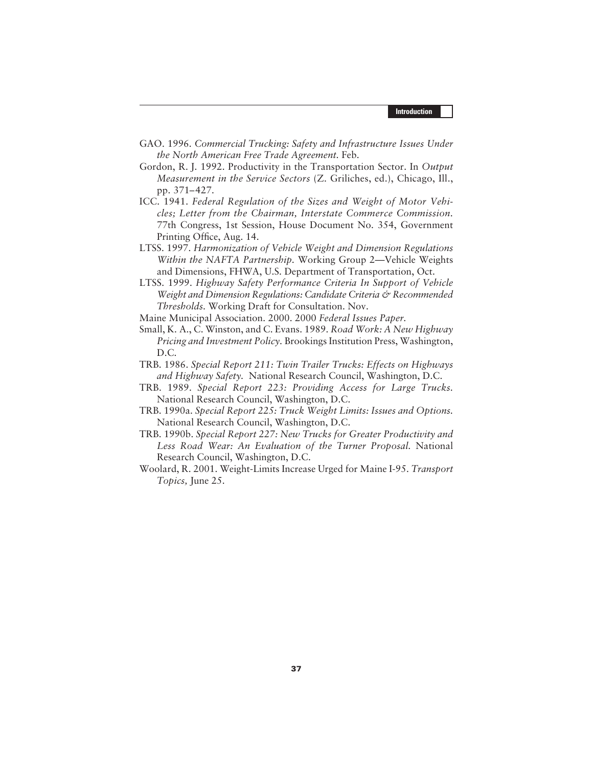GAO. 1996. *Commercial Trucking: Safety and Infrastructure Issues Under the North American Free Trade Agreement.* Feb.

Gordon, R. J. 1992. Productivity in the Transportation Sector. In *Output Measurement in the Service Sectors* (Z. Griliches, ed.), Chicago, Ill., pp. 371–427.

ICC. 1941. *Federal Regulation of the Sizes and Weight of Motor Vehicles; Letter from the Chairman, Interstate Commerce Commission.* 77th Congress, 1st Session, House Document No. 354, Government Printing Office, Aug. 14.

LTSS. 1997. *Harmonization of Vehicle Weight and Dimension Regulations Within the NAFTA Partnership.* Working Group 2—Vehicle Weights and Dimensions, FHWA, U.S. Department of Transportation, Oct.

LTSS. 1999. *Highway Safety Performance Criteria In Support of Vehicle Weight and Dimension Regulations: Candidate Criteria & Recommended Thresholds.* Working Draft for Consultation. Nov.

Maine Municipal Association. 2000. 2000 *Federal Issues Paper.*

Small, K. A., C. Winston, and C. Evans. 1989. *Road Work: A New Highway Pricing and Investment Policy.* Brookings Institution Press, Washington, D.C.

TRB. 1986. *Special Report 211: Twin Trailer Trucks: Effects on Highways and Highway Safety.* National Research Council, Washington, D.C.

TRB. 1989. *Special Report 223: Providing Access for Large Trucks.* National Research Council, Washington, D.C.

TRB. 1990a. *Special Report 225: Truck Weight Limits: Issues and Options.* National Research Council, Washington, D.C.

TRB. 1990b. *Special Report 227: New Trucks for Greater Productivity and Less Road Wear: An Evaluation of the Turner Proposal.* National Research Council, Washington, D.C.

Woolard, R. 2001. Weight-Limits Increase Urged for Maine I-95. *Transport Topics,* June 25.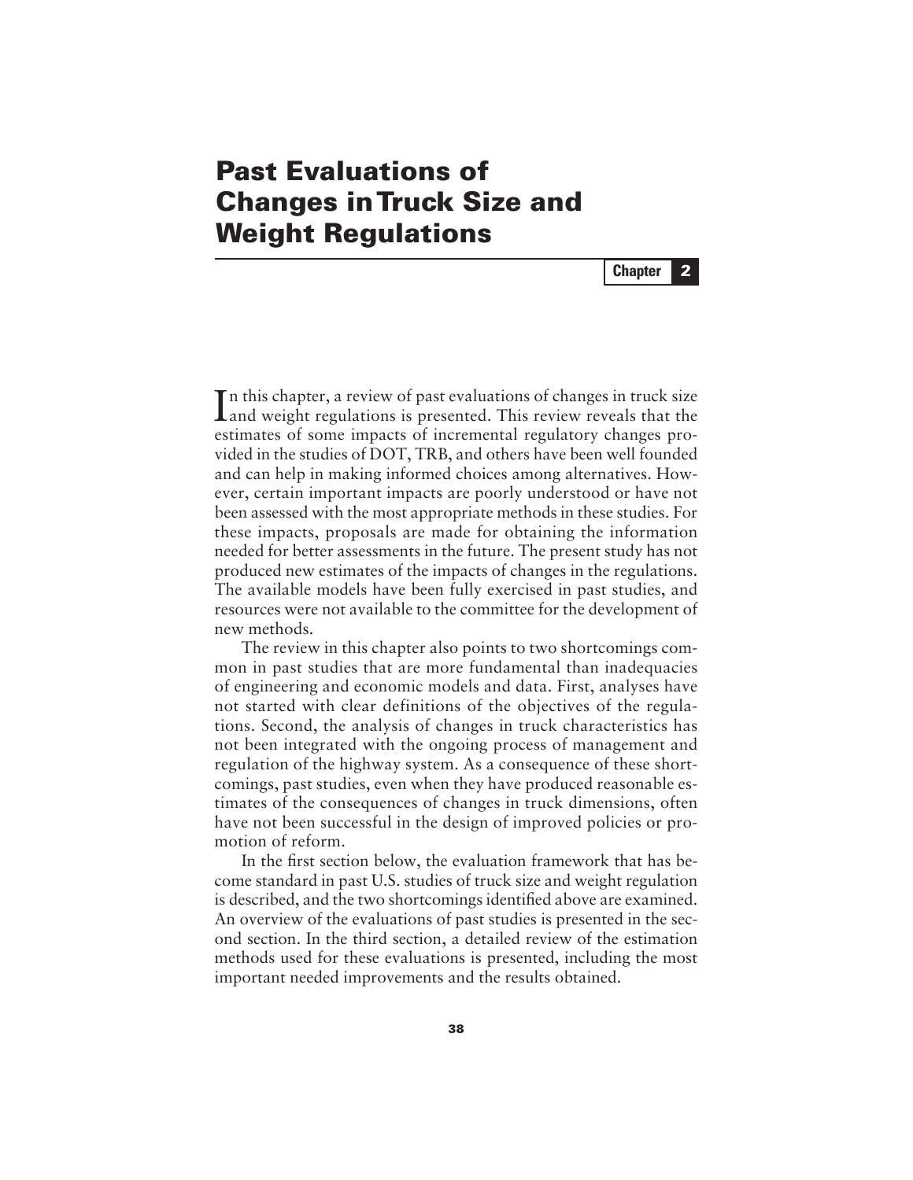# Past Evaluations of Changes in Truck Size and Weight Regulations

**Chapter 2**

In this chapter, a review of past evaluations of changes in truck size and weight regulations is presented. This review reveals that the estimates of some impacts of incremental regulatory changes provided in the studies of DOT, TRB, and others have been well founded and can help in making informed choices among alternatives. However, certain important impacts are poorly understood or have not been assessed with the most appropriate methods in these studies. For these impacts, proposals are made for obtaining the information needed for better assessments in the future. The present study has not produced new estimates of the impacts of changes in the regulations. The available models have been fully exercised in past studies, and resources were not available to the committee for the development of new methods.

The review in this chapter also points to two shortcomings common in past studies that are more fundamental than inadequacies of engineering and economic models and data. First, analyses have not started with clear definitions of the objectives of the regulations. Second, the analysis of changes in truck characteristics has not been integrated with the ongoing process of management and regulation of the highway system. As a consequence of these shortcomings, past studies, even when they have produced reasonable estimates of the consequences of changes in truck dimensions, often have not been successful in the design of improved policies or promotion of reform.

In the first section below, the evaluation framework that has become standard in past U.S. studies of truck size and weight regulation is described, and the two shortcomings identified above are examined. An overview of the evaluations of past studies is presented in the second section. In the third section, a detailed review of the estimation methods used for these evaluations is presented, including the most important needed improvements and the results obtained.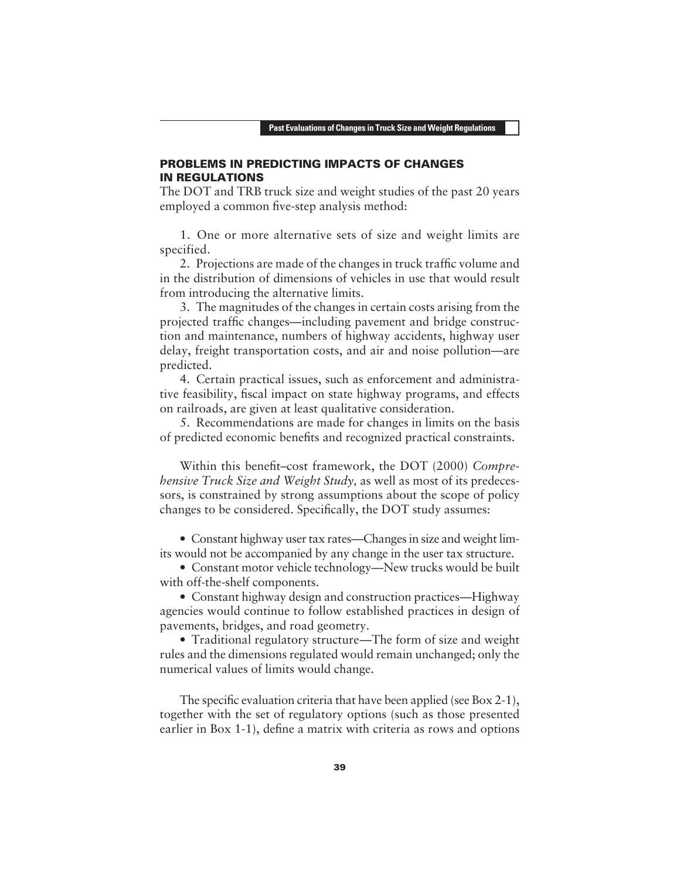## PROBLEMS IN PREDICTING IMPACTS OF CHANGES IN REGULATIONS

The DOT and TRB truck size and weight studies of the past 20 years employed a common five-step analysis method:

1. One or more alternative sets of size and weight limits are specified.
2. Projections are made of the changes in truck traffic volume and in the distribution of dimensions of vehicles in use that would result from introducing the alternative limits.
3. The magnitudes of the changes in certain costs arising from the projected traffic changes—including pavement and bridge construction and maintenance, numbers of highway accidents, highway user delay, freight transportation costs, and air and noise pollution—are predicted.
4. Certain practical issues, such as enforcement and administrative feasibility, fiscal impact on state highway programs, and effects on railroads, are given at least qualitative consideration.
5. Recommendations are made for changes in limits on the basis of predicted economic benefits and recognized practical constraints.

Within this benefit–cost framework, the DOT (2000) *Comprehensive Truck Size and Weight Study,* as well as most of its predecessors, is constrained by strong assumptions about the scope of policy changes to be considered. Specifically, the DOT study assumes:

- Constant highway user tax rates—Changes in size and weight limits would not be accompanied by any change in the user tax structure.
- Constant motor vehicle technology—New trucks would be built with off-the-shelf components.
- Constant highway design and construction practices—Highway agencies would continue to follow established practices in design of pavements, bridges, and road geometry.
- Traditional regulatory structure—The form of size and weight rules and the dimensions regulated would remain unchanged; only the numerical values of limits would change.

The specific evaluation criteria that have been applied (see Box 2-1), together with the set of regulatory options (such as those presented earlier in Box 1-1), define a matrix with criteria as rows and options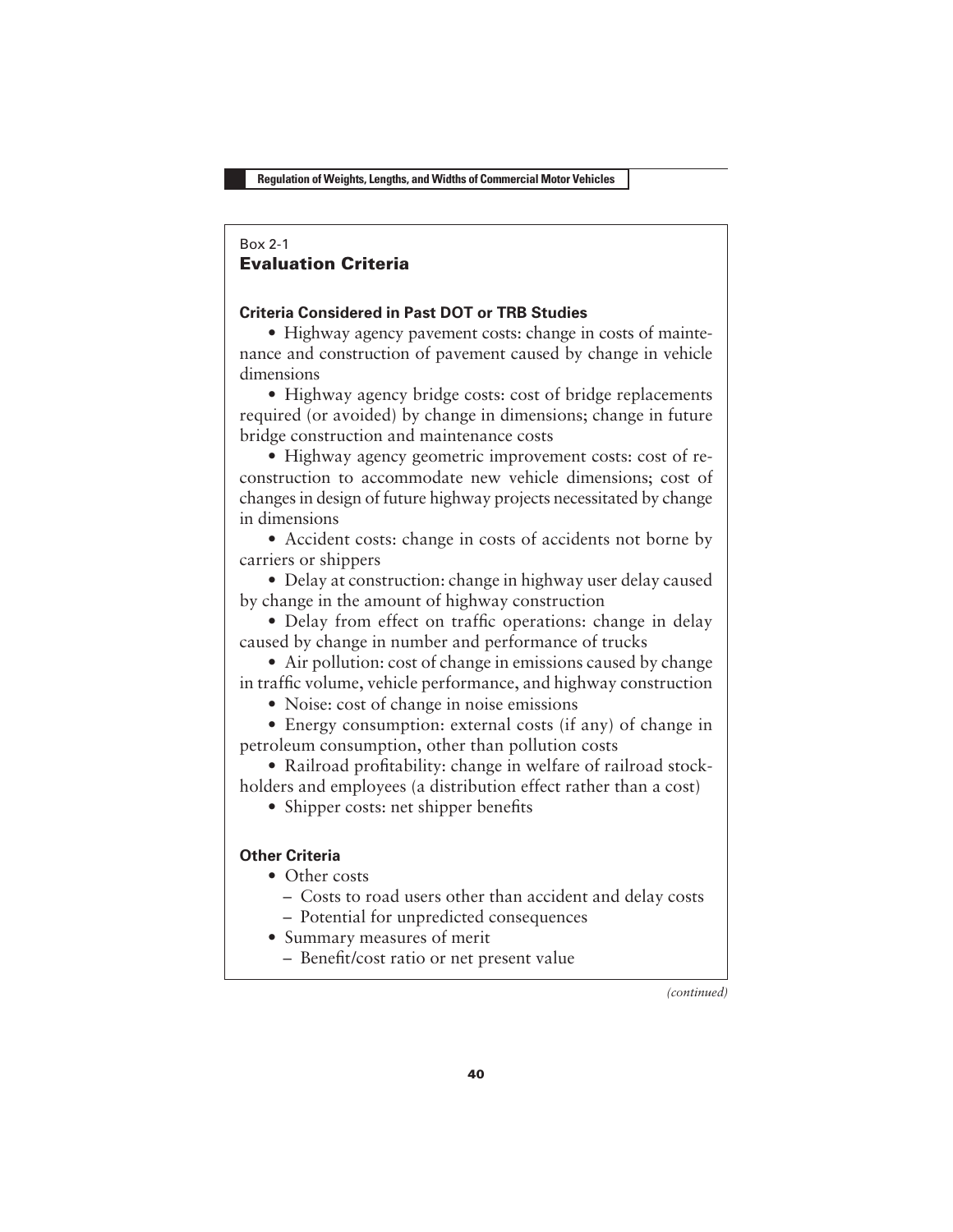Box 2-1
## Evaluation Criteria

### Criteria Considered in Past DOT or TRB Studies

- Highway agency pavement costs: change in costs of maintenance and construction of pavement caused by change in vehicle dimensions
- Highway agency bridge costs: cost of bridge replacements required (or avoided) by change in dimensions; change in future bridge construction and maintenance costs
- Highway agency geometric improvement costs: cost of reconstruction to accommodate new vehicle dimensions; cost of changes in design of future highway projects necessitated by change in dimensions
- Accident costs: change in costs of accidents not borne by carriers or shippers
- Delay at construction: change in highway user delay caused by change in the amount of highway construction
- Delay from effect on traffic operations: change in delay caused by change in number and performance of trucks
- Air pollution: cost of change in emissions caused by change in traffic volume, vehicle performance, and highway construction
- Noise: cost of change in noise emissions
- Energy consumption: external costs (if any) of change in petroleum consumption, other than pollution costs
- Railroad profitability: change in welfare of railroad stockholders and employees (a distribution effect rather than a cost)
- Shipper costs: net shipper benefits

### Other Criteria

- Other costs
  - Costs to road users other than accident and delay costs
  - Potential for unpredicted consequences
- Summary measures of merit
  - Benefit/cost ratio or net present value

*(continued)*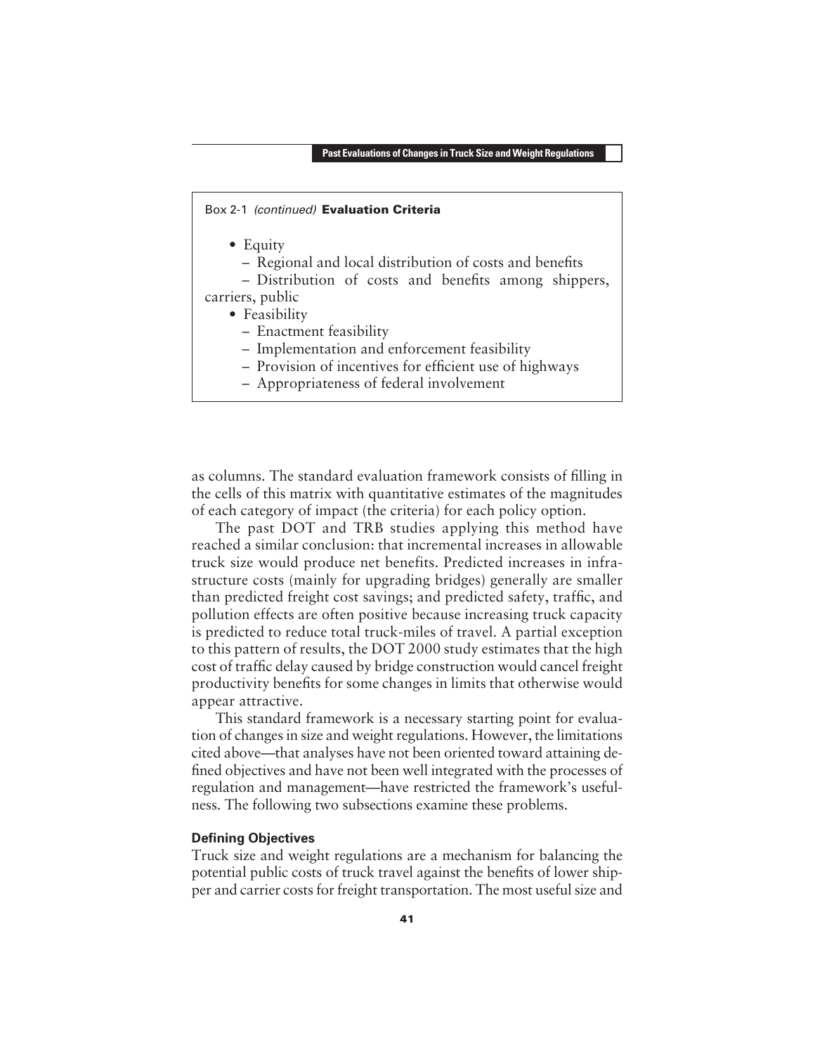Box 2-1 *(continued)* **Evaluation Criteria**

- Equity
  - Regional and local distribution of costs and benefits
  - Distribution of costs and benefits among shippers, carriers, public
- Feasibility
  - Enactment feasibility
  - Implementation and enforcement feasibility
  - Provision of incentives for efficient use of highways
  - Appropriateness of federal involvement

as columns. The standard evaluation framework consists of filling in the cells of this matrix with quantitative estimates of the magnitudes of each category of impact (the criteria) for each policy option.

The past DOT and TRB studies applying this method have reached a similar conclusion: that incremental increases in allowable truck size would produce net benefits. Predicted increases in infrastructure costs (mainly for upgrading bridges) generally are smaller than predicted freight cost savings; and predicted safety, traffic, and pollution effects are often positive because increasing truck capacity is predicted to reduce total truck-miles of travel. A partial exception to this pattern of results, the DOT 2000 study estimates that the high cost of traffic delay caused by bridge construction would cancel freight productivity benefits for some changes in limits that otherwise would appear attractive.

This standard framework is a necessary starting point for evaluation of changes in size and weight regulations. However, the limitations cited above—that analyses have not been oriented toward attaining defined objectives and have not been well integrated with the processes of regulation and management—have restricted the framework's usefulness. The following two subsections examine these problems.

### Defining Objectives

Truck size and weight regulations are a mechanism for balancing the potential public costs of truck travel against the benefits of lower shipper and carrier costs for freight transportation. The most useful size and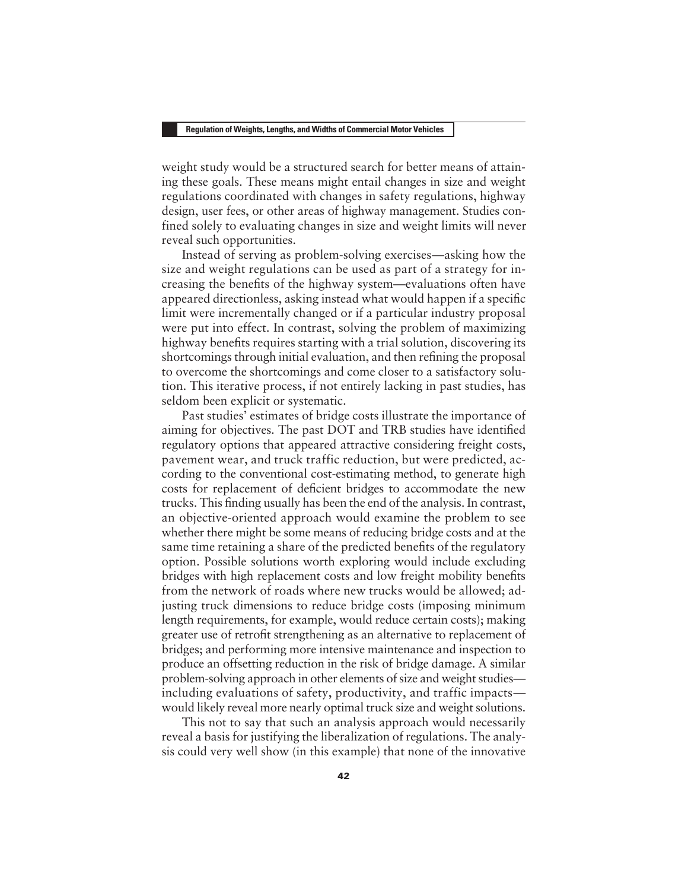weight study would be a structured search for better means of attaining these goals. These means might entail changes in size and weight regulations coordinated with changes in safety regulations, highway design, user fees, or other areas of highway management. Studies confined solely to evaluating changes in size and weight limits will never reveal such opportunities.

Instead of serving as problem-solving exercises—asking how the size and weight regulations can be used as part of a strategy for increasing the benefits of the highway system—evaluations often have appeared directionless, asking instead what would happen if a specific limit were incrementally changed or if a particular industry proposal were put into effect. In contrast, solving the problem of maximizing highway benefits requires starting with a trial solution, discovering its shortcomings through initial evaluation, and then refining the proposal to overcome the shortcomings and come closer to a satisfactory solution. This iterative process, if not entirely lacking in past studies, has seldom been explicit or systematic.

Past studies' estimates of bridge costs illustrate the importance of aiming for objectives. The past DOT and TRB studies have identified regulatory options that appeared attractive considering freight costs, pavement wear, and truck traffic reduction, but were predicted, according to the conventional cost-estimating method, to generate high costs for replacement of deficient bridges to accommodate the new trucks. This finding usually has been the end of the analysis. In contrast, an objective-oriented approach would examine the problem to see whether there might be some means of reducing bridge costs and at the same time retaining a share of the predicted benefits of the regulatory option. Possible solutions worth exploring would include excluding bridges with high replacement costs and low freight mobility benefits from the network of roads where new trucks would be allowed; adjusting truck dimensions to reduce bridge costs (imposing minimum length requirements, for example, would reduce certain costs); making greater use of retrofit strengthening as an alternative to replacement of bridges; and performing more intensive maintenance and inspection to produce an offsetting reduction in the risk of bridge damage. A similar problem-solving approach in other elements of size and weight studies—including evaluations of safety, productivity, and traffic impacts—would likely reveal more nearly optimal truck size and weight solutions.

This not to say that such an analysis approach would necessarily reveal a basis for justifying the liberalization of regulations. The analysis could very well show (in this example) that none of the innovative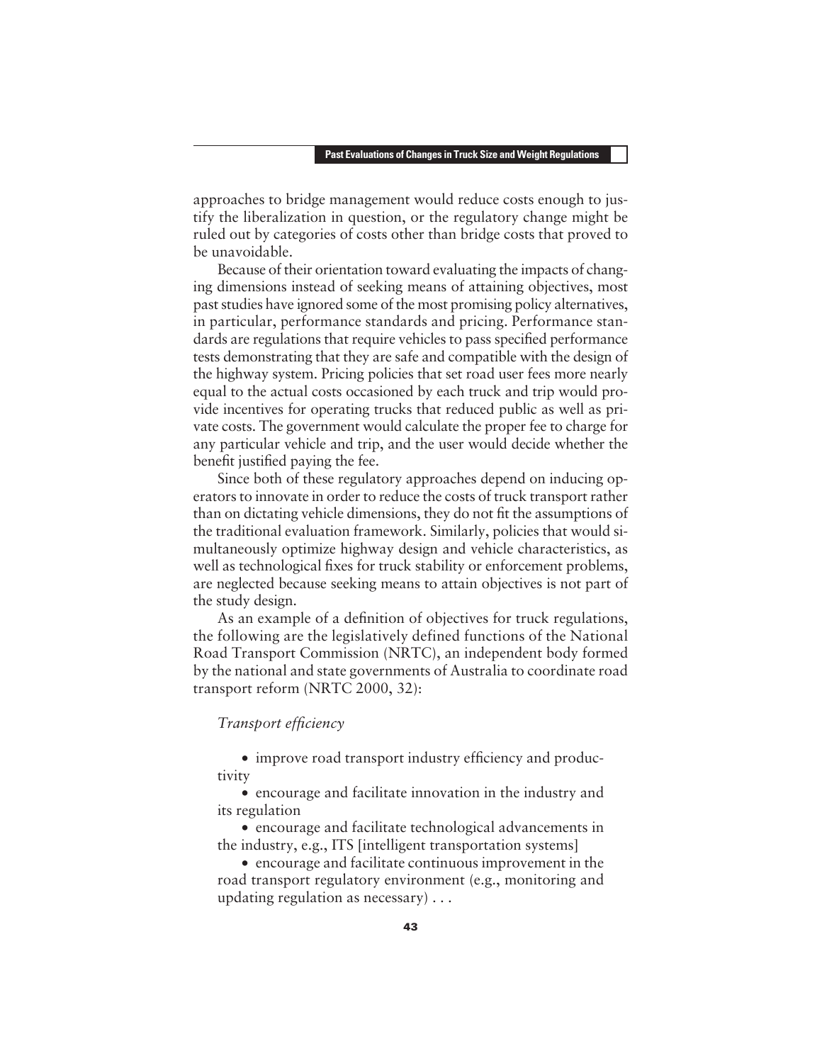approaches to bridge management would reduce costs enough to justify the liberalization in question, or the regulatory change might be ruled out by categories of costs other than bridge costs that proved to be unavoidable.

Because of their orientation toward evaluating the impacts of changing dimensions instead of seeking means of attaining objectives, most past studies have ignored some of the most promising policy alternatives, in particular, performance standards and pricing. Performance standards are regulations that require vehicles to pass specified performance tests demonstrating that they are safe and compatible with the design of the highway system. Pricing policies that set road user fees more nearly equal to the actual costs occasioned by each truck and trip would provide incentives for operating trucks that reduced public as well as private costs. The government would calculate the proper fee to charge for any particular vehicle and trip, and the user would decide whether the benefit justified paying the fee.

Since both of these regulatory approaches depend on inducing operators to innovate in order to reduce the costs of truck transport rather than on dictating vehicle dimensions, they do not fit the assumptions of the traditional evaluation framework. Similarly, policies that would simultaneously optimize highway design and vehicle characteristics, as well as technological fixes for truck stability or enforcement problems, are neglected because seeking means to attain objectives is not part of the study design.

As an example of a definition of objectives for truck regulations, the following are the legislatively defined functions of the National Road Transport Commission (NRTC), an independent body formed by the national and state governments of Australia to coordinate road transport reform (NRTC 2000, 32):

*Transport efficiency*

- improve road transport industry efficiency and productivity
- encourage and facilitate innovation in the industry and its regulation
- encourage and facilitate technological advancements in the industry, e.g., ITS [intelligent transportation systems]
- encourage and facilitate continuous improvement in the road transport regulatory environment (e.g., monitoring and updating regulation as necessary) . . .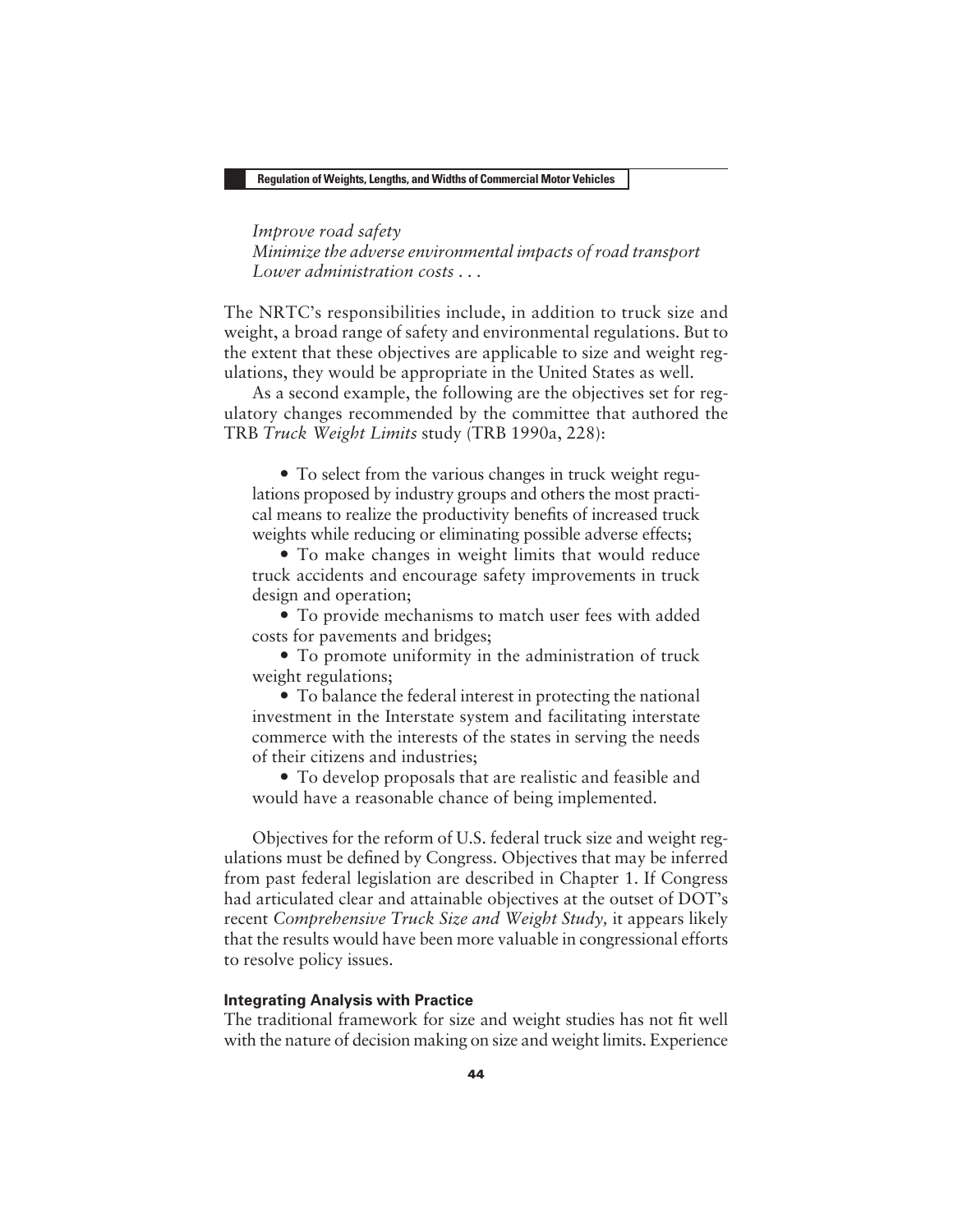*Improve road safety*
*Minimize the adverse environmental impacts of road transport*
*Lower administration costs . . .*

The NRTC's responsibilities include, in addition to truck size and weight, a broad range of safety and environmental regulations. But to the extent that these objectives are applicable to size and weight regulations, they would be appropriate in the United States as well.

As a second example, the following are the objectives set for regulatory changes recommended by the committee that authored the TRB *Truck Weight Limits* study (TRB 1990a, 228):

> • To select from the various changes in truck weight regulations proposed by industry groups and others the most practical means to realize the productivity benefits of increased truck weights while reducing or eliminating possible adverse effects;
>
> • To make changes in weight limits that would reduce truck accidents and encourage safety improvements in truck design and operation;
>
> • To provide mechanisms to match user fees with added costs for pavements and bridges;
>
> • To promote uniformity in the administration of truck weight regulations;
>
> • To balance the federal interest in protecting the national investment in the Interstate system and facilitating interstate commerce with the interests of the states in serving the needs of their citizens and industries;
>
> • To develop proposals that are realistic and feasible and would have a reasonable chance of being implemented.

Objectives for the reform of U.S. federal truck size and weight regulations must be defined by Congress. Objectives that may be inferred from past federal legislation are described in Chapter 1. If Congress had articulated clear and attainable objectives at the outset of DOT's recent *Comprehensive Truck Size and Weight Study,* it appears likely that the results would have been more valuable in congressional efforts to resolve policy issues.

#### Integrating Analysis with Practice

The traditional framework for size and weight studies has not fit well with the nature of decision making on size and weight limits. Experience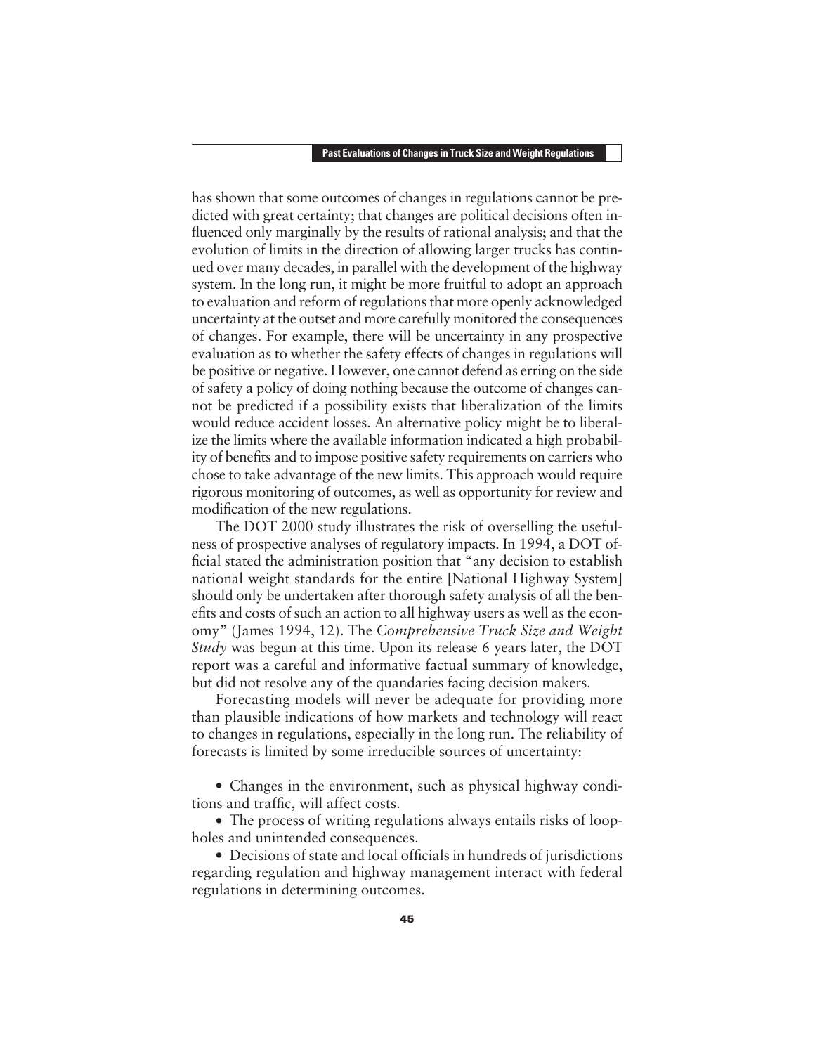has shown that some outcomes of changes in regulations cannot be predicted with great certainty; that changes are political decisions often influenced only marginally by the results of rational analysis; and that the evolution of limits in the direction of allowing larger trucks has continued over many decades, in parallel with the development of the highway system. In the long run, it might be more fruitful to adopt an approach to evaluation and reform of regulations that more openly acknowledged uncertainty at the outset and more carefully monitored the consequences of changes. For example, there will be uncertainty in any prospective evaluation as to whether the safety effects of changes in regulations will be positive or negative. However, one cannot defend as erring on the side of safety a policy of doing nothing because the outcome of changes cannot be predicted if a possibility exists that liberalization of the limits would reduce accident losses. An alternative policy might be to liberalize the limits where the available information indicated a high probability of benefits and to impose positive safety requirements on carriers who chose to take advantage of the new limits. This approach would require rigorous monitoring of outcomes, as well as opportunity for review and modification of the new regulations.

The DOT 2000 study illustrates the risk of overselling the usefulness of prospective analyses of regulatory impacts. In 1994, a DOT official stated the administration position that "any decision to establish national weight standards for the entire [National Highway System] should only be undertaken after thorough safety analysis of all the benefits and costs of such an action to all highway users as well as the economy" (James 1994, 12). The *Comprehensive Truck Size and Weight Study* was begun at this time. Upon its release 6 years later, the DOT report was a careful and informative factual summary of knowledge, but did not resolve any of the quandaries facing decision makers.

Forecasting models will never be adequate for providing more than plausible indications of how markets and technology will react to changes in regulations, especially in the long run. The reliability of forecasts is limited by some irreducible sources of uncertainty:

- Changes in the environment, such as physical highway conditions and traffic, will affect costs.
- The process of writing regulations always entails risks of loopholes and unintended consequences.
- Decisions of state and local officials in hundreds of jurisdictions regarding regulation and highway management interact with federal regulations in determining outcomes.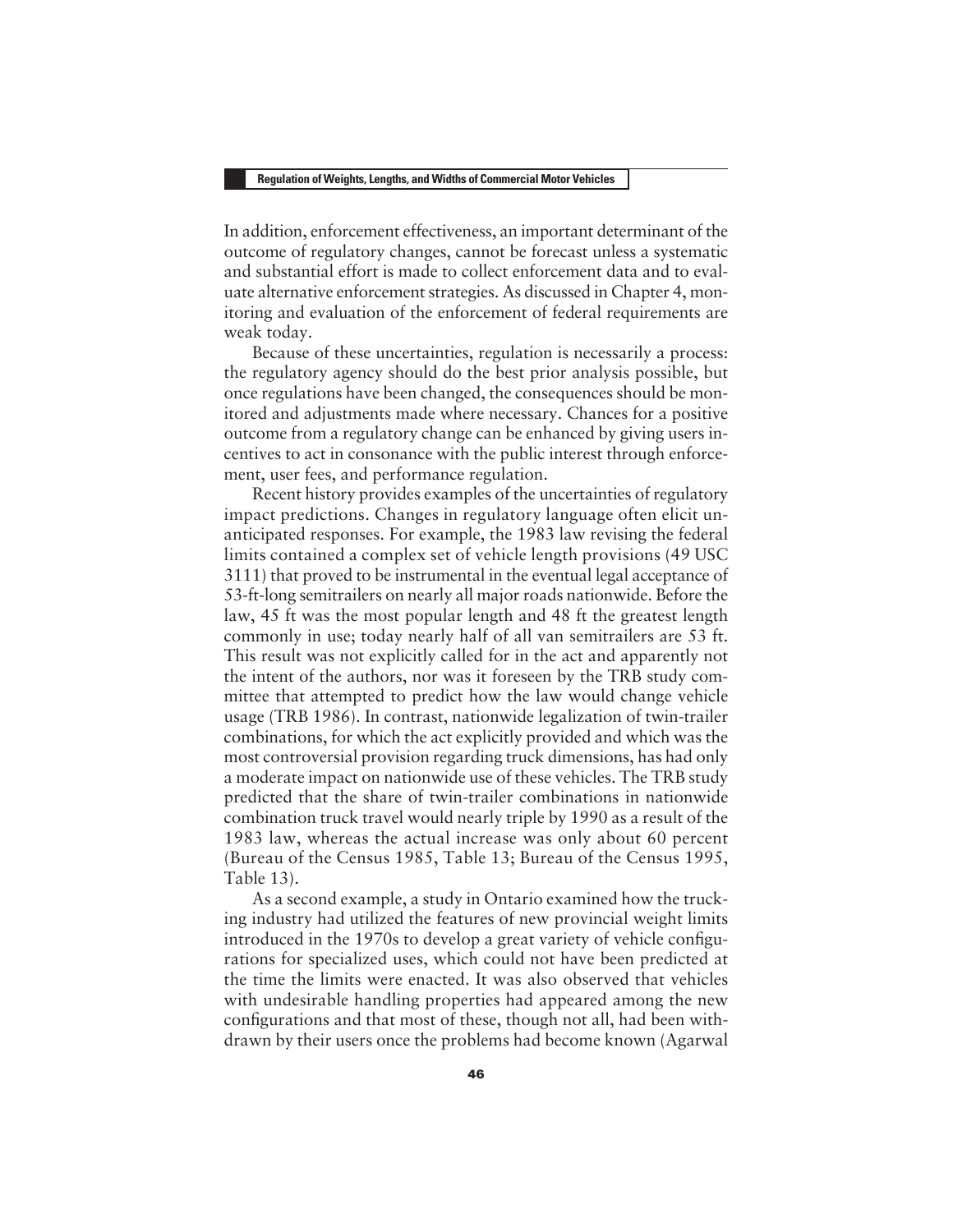In addition, enforcement effectiveness, an important determinant of the outcome of regulatory changes, cannot be forecast unless a systematic and substantial effort is made to collect enforcement data and to evaluate alternative enforcement strategies. As discussed in Chapter 4, monitoring and evaluation of the enforcement of federal requirements are weak today.

Because of these uncertainties, regulation is necessarily a process: the regulatory agency should do the best prior analysis possible, but once regulations have been changed, the consequences should be monitored and adjustments made where necessary. Chances for a positive outcome from a regulatory change can be enhanced by giving users incentives to act in consonance with the public interest through enforcement, user fees, and performance regulation.

Recent history provides examples of the uncertainties of regulatory impact predictions. Changes in regulatory language often elicit unanticipated responses. For example, the 1983 law revising the federal limits contained a complex set of vehicle length provisions (49 USC 3111) that proved to be instrumental in the eventual legal acceptance of 53-ft-long semitrailers on nearly all major roads nationwide. Before the law, 45 ft was the most popular length and 48 ft the greatest length commonly in use; today nearly half of all van semitrailers are 53 ft. This result was not explicitly called for in the act and apparently not the intent of the authors, nor was it foreseen by the TRB study committee that attempted to predict how the law would change vehicle usage (TRB 1986). In contrast, nationwide legalization of twin-trailer combinations, for which the act explicitly provided and which was the most controversial provision regarding truck dimensions, has had only a moderate impact on nationwide use of these vehicles. The TRB study predicted that the share of twin-trailer combinations in nationwide combination truck travel would nearly triple by 1990 as a result of the 1983 law, whereas the actual increase was only about 60 percent (Bureau of the Census 1985, Table 13; Bureau of the Census 1995, Table 13).

As a second example, a study in Ontario examined how the trucking industry had utilized the features of new provincial weight limits introduced in the 1970s to develop a great variety of vehicle configurations for specialized uses, which could not have been predicted at the time the limits were enacted. It was also observed that vehicles with undesirable handling properties had appeared among the new configurations and that most of these, though not all, had been withdrawn by their users once the problems had become known (Agarwal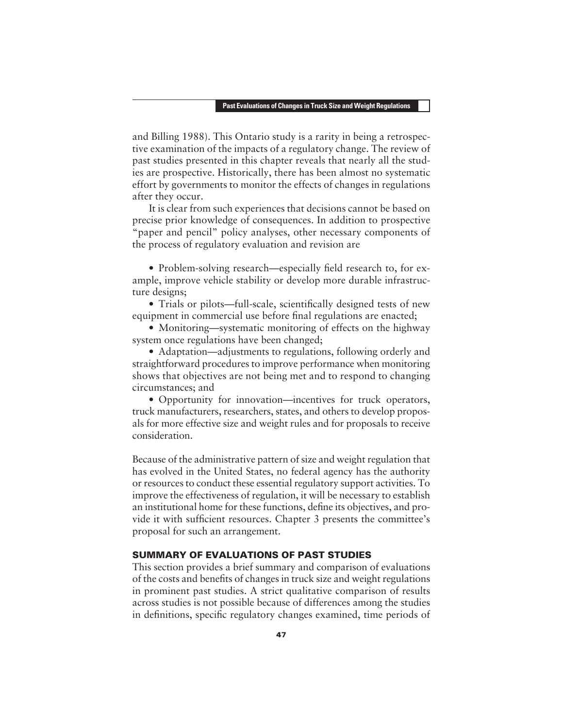and Billing 1988). This Ontario study is a rarity in being a retrospective examination of the impacts of a regulatory change. The review of past studies presented in this chapter reveals that nearly all the studies are prospective. Historically, there has been almost no systematic effort by governments to monitor the effects of changes in regulations after they occur.

It is clear from such experiences that decisions cannot be based on precise prior knowledge of consequences. In addition to prospective "paper and pencil" policy analyses, other necessary components of the process of regulatory evaluation and revision are

- Problem-solving research—especially field research to, for example, improve vehicle stability or develop more durable infrastructure designs;
- Trials or pilots—full-scale, scientifically designed tests of new equipment in commercial use before final regulations are enacted;
- Monitoring—systematic monitoring of effects on the highway system once regulations have been changed;
- Adaptation—adjustments to regulations, following orderly and straightforward procedures to improve performance when monitoring shows that objectives are not being met and to respond to changing circumstances; and
- Opportunity for innovation—incentives for truck operators, truck manufacturers, researchers, states, and others to develop proposals for more effective size and weight rules and for proposals to receive consideration.

Because of the administrative pattern of size and weight regulation that has evolved in the United States, no federal agency has the authority or resources to conduct these essential regulatory support activities. To improve the effectiveness of regulation, it will be necessary to establish an institutional home for these functions, define its objectives, and provide it with sufficient resources. Chapter 3 presents the committee's proposal for such an arrangement.

## SUMMARY OF EVALUATIONS OF PAST STUDIES

This section provides a brief summary and comparison of evaluations of the costs and benefits of changes in truck size and weight regulations in prominent past studies. A strict qualitative comparison of results across studies is not possible because of differences among the studies in definitions, specific regulatory changes examined, time periods of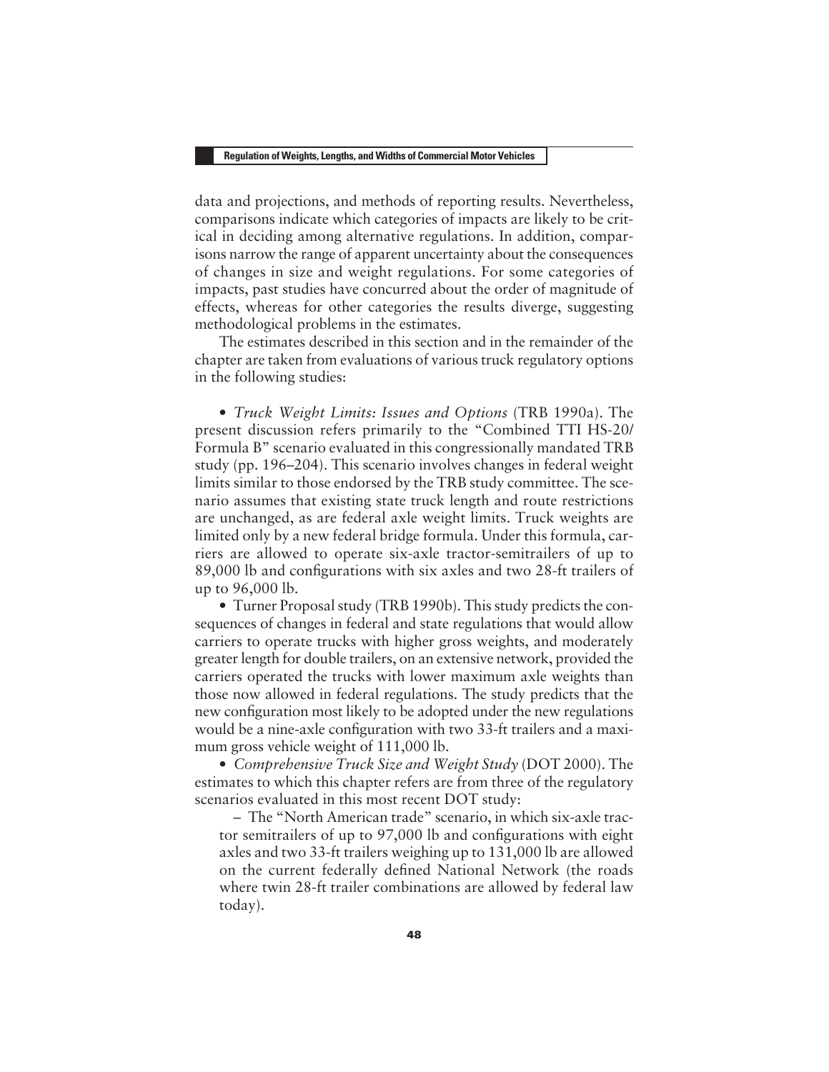data and projections, and methods of reporting results. Nevertheless, comparisons indicate which categories of impacts are likely to be critical in deciding among alternative regulations. In addition, comparisons narrow the range of apparent uncertainty about the consequences of changes in size and weight regulations. For some categories of impacts, past studies have concurred about the order of magnitude of effects, whereas for other categories the results diverge, suggesting methodological problems in the estimates.

The estimates described in this section and in the remainder of the chapter are taken from evaluations of various truck regulatory options in the following studies:

- *Truck Weight Limits: Issues and Options* (TRB 1990a). The present discussion refers primarily to the "Combined TTI HS-20/ Formula B" scenario evaluated in this congressionally mandated TRB study (pp. 196–204). This scenario involves changes in federal weight limits similar to those endorsed by the TRB study committee. The scenario assumes that existing state truck length and route restrictions are unchanged, as are federal axle weight limits. Truck weights are limited only by a new federal bridge formula. Under this formula, carriers are allowed to operate six-axle tractor-semitrailers of up to 89,000 lb and configurations with six axles and two 28-ft trailers of up to 96,000 lb.
- Turner Proposal study (TRB 1990b). This study predicts the consequences of changes in federal and state regulations that would allow carriers to operate trucks with higher gross weights, and moderately greater length for double trailers, on an extensive network, provided the carriers operated the trucks with lower maximum axle weights than those now allowed in federal regulations. The study predicts that the new configuration most likely to be adopted under the new regulations would be a nine-axle configuration with two 33-ft trailers and a maximum gross vehicle weight of 111,000 lb.
- *Comprehensive Truck Size and Weight Study* (DOT 2000). The estimates to which this chapter refers are from three of the regulatory scenarios evaluated in this most recent DOT study:
  - The "North American trade" scenario, in which six-axle tractor semitrailers of up to 97,000 lb and configurations with eight axles and two 33-ft trailers weighing up to 131,000 lb are allowed on the current federally defined National Network (the roads where twin 28-ft trailer combinations are allowed by federal law today).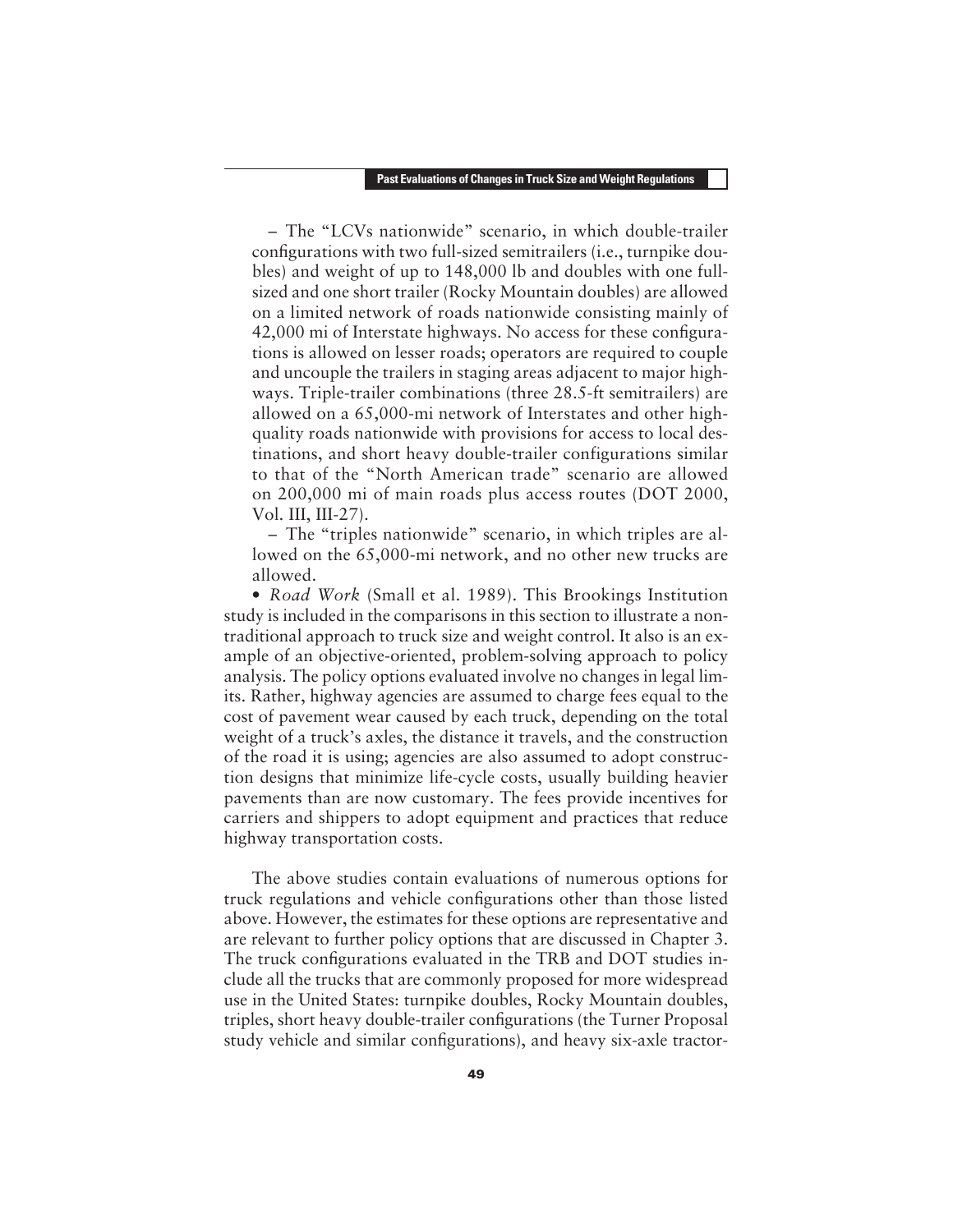– The "LCVs nationwide" scenario, in which double-trailer configurations with two full-sized semitrailers (i.e., turnpike doubles) and weight of up to 148,000 lb and doubles with one full-sized and one short trailer (Rocky Mountain doubles) are allowed on a limited network of roads nationwide consisting mainly of 42,000 mi of Interstate highways. No access for these configurations is allowed on lesser roads; operators are required to couple and uncouple the trailers in staging areas adjacent to major highways. Triple-trailer combinations (three 28.5-ft semitrailers) are allowed on a 65,000-mi network of Interstates and other high-quality roads nationwide with provisions for access to local destinations, and short heavy double-trailer configurations similar to that of the "North American trade" scenario are allowed on 200,000 mi of main roads plus access routes (DOT 2000, Vol. III, III-27).

– The "triples nationwide" scenario, in which triples are allowed on the 65,000-mi network, and no other new trucks are allowed.

- *Road Work* (Small et al. 1989). This Brookings Institution study is included in the comparisons in this section to illustrate a nontraditional approach to truck size and weight control. It also is an example of an objective-oriented, problem-solving approach to policy analysis. The policy options evaluated involve no changes in legal limits. Rather, highway agencies are assumed to charge fees equal to the cost of pavement wear caused by each truck, depending on the total weight of a truck's axles, the distance it travels, and the construction of the road it is using; agencies are also assumed to adopt construction designs that minimize life-cycle costs, usually building heavier pavements than are now customary. The fees provide incentives for carriers and shippers to adopt equipment and practices that reduce highway transportation costs.

The above studies contain evaluations of numerous options for truck regulations and vehicle configurations other than those listed above. However, the estimates for these options are representative and are relevant to further policy options that are discussed in Chapter 3. The truck configurations evaluated in the TRB and DOT studies include all the trucks that are commonly proposed for more widespread use in the United States: turnpike doubles, Rocky Mountain doubles, triples, short heavy double-trailer configurations (the Turner Proposal study vehicle and similar configurations), and heavy six-axle tractor-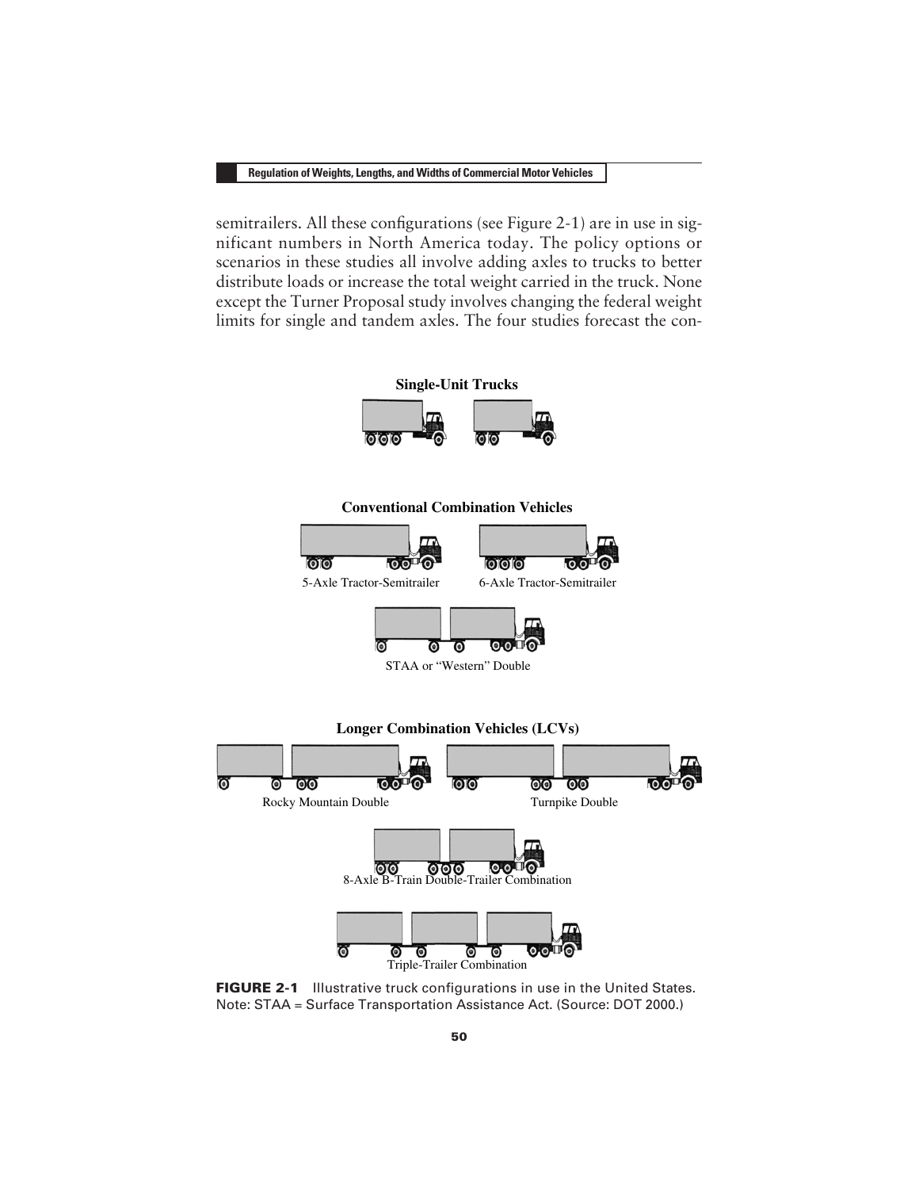semitrailers. All these configurations (see Figure 2-1) are in use in significant numbers in North America today. The policy options or scenarios in these studies all involve adding axles to trucks to better distribute loads or increase the total weight carried in the truck. None except the Turner Proposal study involves changing the federal weight limits for single and tandem axles. The four studies forecast the con-

**Single-Unit Trucks**

**Conventional Combination Vehicles**

5-Axle Tractor-Semitrailer

6-Axle Tractor-Semitrailer

STAA or "Western" Double

**Longer Combination Vehicles (LCVs)**

Rocky Mountain Double

Turnpike Double

8-Axle B-Train Double-Trailer Combination

Triple-Trailer Combination

**FIGURE 2-1** Illustrative truck configurations in use in the United States. Note: STAA = Surface Transportation Assistance Act. (Source: DOT 2000.)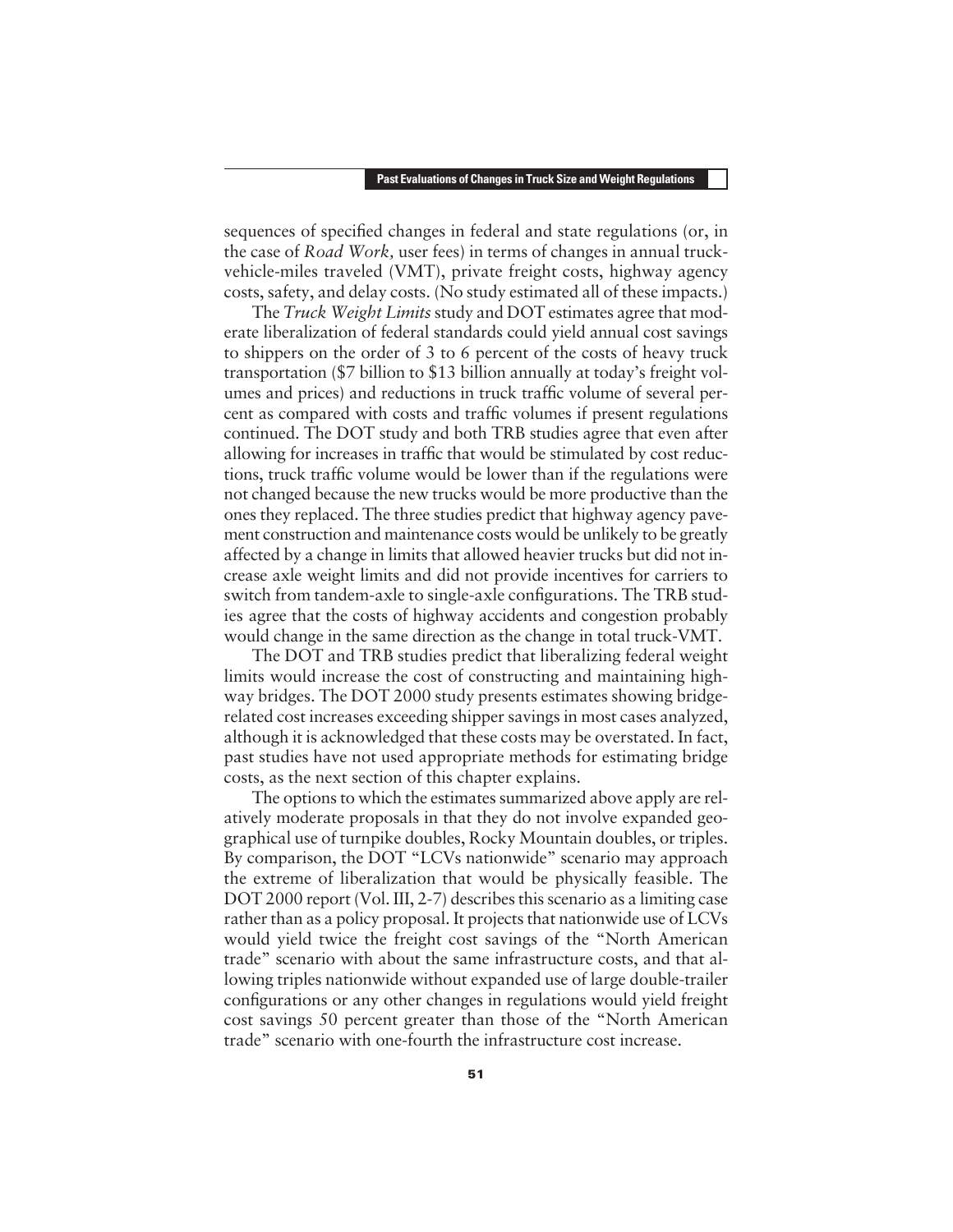sequences of specified changes in federal and state regulations (or, in the case of *Road Work,* user fees) in terms of changes in annual truck-vehicle-miles traveled (VMT), private freight costs, highway agency costs, safety, and delay costs. (No study estimated all of these impacts.)

The *Truck Weight Limits* study and DOT estimates agree that moderate liberalization of federal standards could yield annual cost savings to shippers on the order of 3 to 6 percent of the costs of heavy truck transportation ($7 billion to $13 billion annually at today's freight volumes and prices) and reductions in truck traffic volume of several percent as compared with costs and traffic volumes if present regulations continued. The DOT study and both TRB studies agree that even after allowing for increases in traffic that would be stimulated by cost reductions, truck traffic volume would be lower than if the regulations were not changed because the new trucks would be more productive than the ones they replaced. The three studies predict that highway agency pavement construction and maintenance costs would be unlikely to be greatly affected by a change in limits that allowed heavier trucks but did not increase axle weight limits and did not provide incentives for carriers to switch from tandem-axle to single-axle configurations. The TRB studies agree that the costs of highway accidents and congestion probably would change in the same direction as the change in total truck-VMT.

The DOT and TRB studies predict that liberalizing federal weight limits would increase the cost of constructing and maintaining highway bridges. The DOT 2000 study presents estimates showing bridge-related cost increases exceeding shipper savings in most cases analyzed, although it is acknowledged that these costs may be overstated. In fact, past studies have not used appropriate methods for estimating bridge costs, as the next section of this chapter explains.

The options to which the estimates summarized above apply are relatively moderate proposals in that they do not involve expanded geographical use of turnpike doubles, Rocky Mountain doubles, or triples. By comparison, the DOT "LCVs nationwide" scenario may approach the extreme of liberalization that would be physically feasible. The DOT 2000 report (Vol. III, 2-7) describes this scenario as a limiting case rather than as a policy proposal. It projects that nationwide use of LCVs would yield twice the freight cost savings of the "North American trade" scenario with about the same infrastructure costs, and that allowing triples nationwide without expanded use of large double-trailer configurations or any other changes in regulations would yield freight cost savings 50 percent greater than those of the "North American trade" scenario with one-fourth the infrastructure cost increase.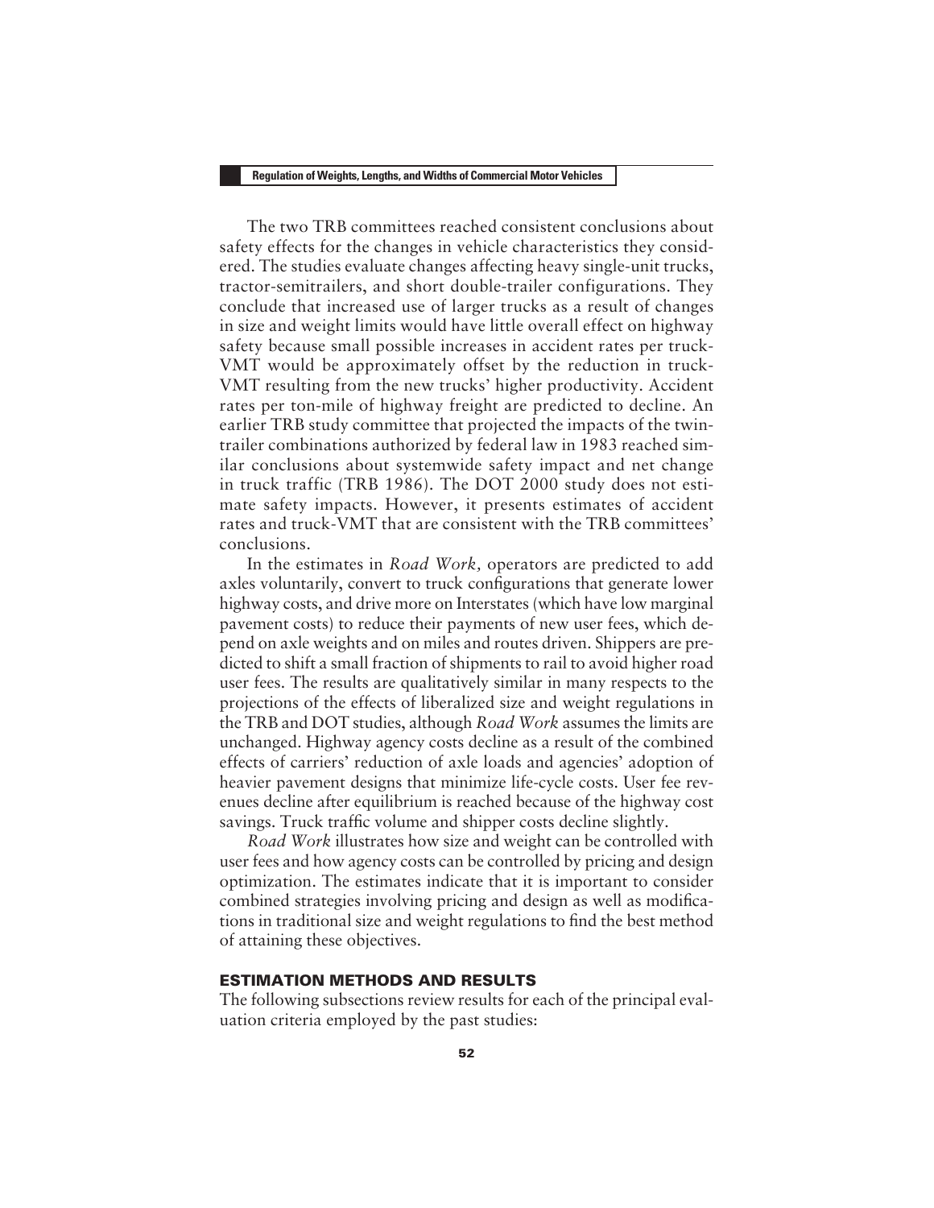The two TRB committees reached consistent conclusions about safety effects for the changes in vehicle characteristics they considered. The studies evaluate changes affecting heavy single-unit trucks, tractor-semitrailers, and short double-trailer configurations. They conclude that increased use of larger trucks as a result of changes in size and weight limits would have little overall effect on highway safety because small possible increases in accident rates per truck-VMT would be approximately offset by the reduction in truck-VMT resulting from the new trucks' higher productivity. Accident rates per ton-mile of highway freight are predicted to decline. An earlier TRB study committee that projected the impacts of the twin-trailer combinations authorized by federal law in 1983 reached similar conclusions about systemwide safety impact and net change in truck traffic (TRB 1986). The DOT 2000 study does not estimate safety impacts. However, it presents estimates of accident rates and truck-VMT that are consistent with the TRB committees' conclusions.

In the estimates in *Road Work,* operators are predicted to add axles voluntarily, convert to truck configurations that generate lower highway costs, and drive more on Interstates (which have low marginal pavement costs) to reduce their payments of new user fees, which depend on axle weights and on miles and routes driven. Shippers are predicted to shift a small fraction of shipments to rail to avoid higher road user fees. The results are qualitatively similar in many respects to the projections of the effects of liberalized size and weight regulations in the TRB and DOT studies, although *Road Work* assumes the limits are unchanged. Highway agency costs decline as a result of the combined effects of carriers' reduction of axle loads and agencies' adoption of heavier pavement designs that minimize life-cycle costs. User fee revenues decline after equilibrium is reached because of the highway cost savings. Truck traffic volume and shipper costs decline slightly.

*Road Work* illustrates how size and weight can be controlled with user fees and how agency costs can be controlled by pricing and design optimization. The estimates indicate that it is important to consider combined strategies involving pricing and design as well as modifications in traditional size and weight regulations to find the best method of attaining these objectives.

## ESTIMATION METHODS AND RESULTS

The following subsections review results for each of the principal evaluation criteria employed by the past studies: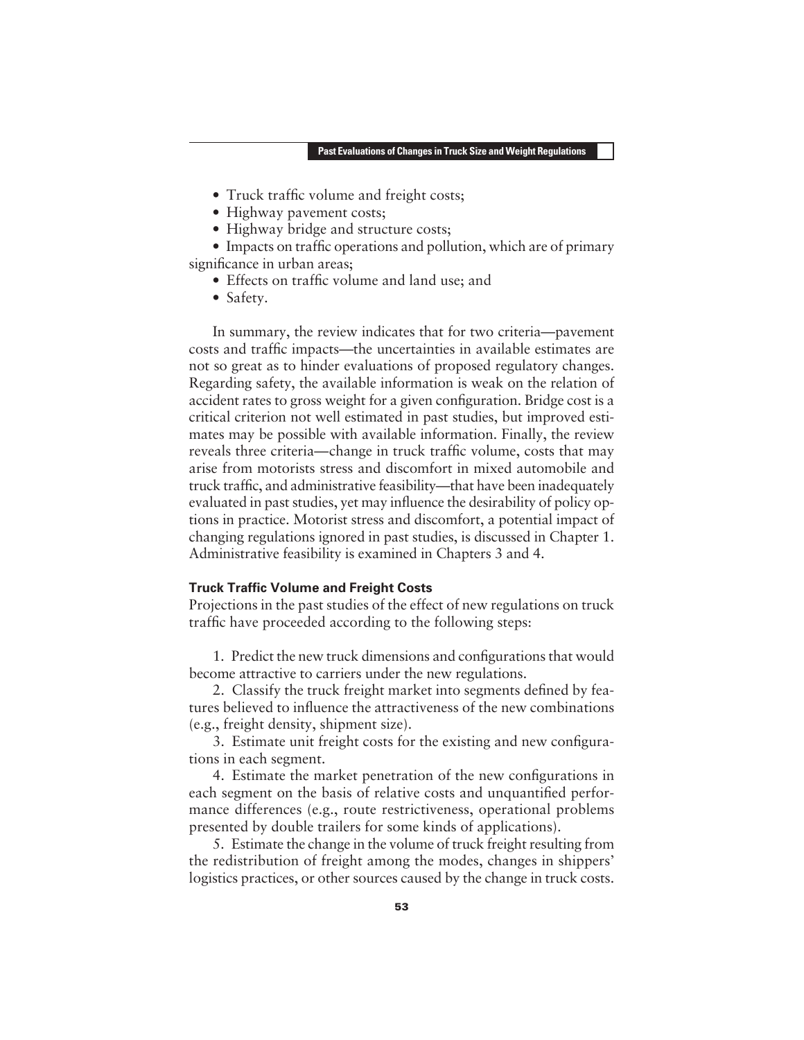- Truck traffic volume and freight costs;
- Highway pavement costs;
- Highway bridge and structure costs;
- Impacts on traffic operations and pollution, which are of primary significance in urban areas;
- Effects on traffic volume and land use; and
- Safety.

In summary, the review indicates that for two criteria—pavement costs and traffic impacts—the uncertainties in available estimates are not so great as to hinder evaluations of proposed regulatory changes. Regarding safety, the available information is weak on the relation of accident rates to gross weight for a given configuration. Bridge cost is a critical criterion not well estimated in past studies, but improved estimates may be possible with available information. Finally, the review reveals three criteria—change in truck traffic volume, costs that may arise from motorists stress and discomfort in mixed automobile and truck traffic, and administrative feasibility—that have been inadequately evaluated in past studies, yet may influence the desirability of policy options in practice. Motorist stress and discomfort, a potential impact of changing regulations ignored in past studies, is discussed in Chapter 1. Administrative feasibility is examined in Chapters 3 and 4.

### Truck Traffic Volume and Freight Costs

Projections in the past studies of the effect of new regulations on truck traffic have proceeded according to the following steps:

1. Predict the new truck dimensions and configurations that would become attractive to carriers under the new regulations.
2. Classify the truck freight market into segments defined by features believed to influence the attractiveness of the new combinations (e.g., freight density, shipment size).
3. Estimate unit freight costs for the existing and new configurations in each segment.
4. Estimate the market penetration of the new configurations in each segment on the basis of relative costs and unquantified performance differences (e.g., route restrictiveness, operational problems presented by double trailers for some kinds of applications).
5. Estimate the change in the volume of truck freight resulting from the redistribution of freight among the modes, changes in shippers' logistics practices, or other sources caused by the change in truck costs.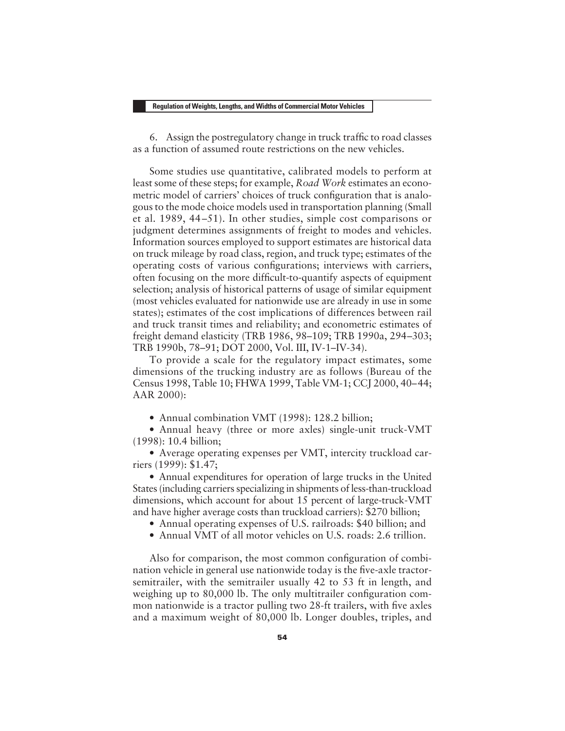6. Assign the postregulatory change in truck traffic to road classes as a function of assumed route restrictions on the new vehicles.

Some studies use quantitative, calibrated models to perform at least some of these steps; for example, *Road Work* estimates an econometric model of carriers' choices of truck configuration that is analogous to the mode choice models used in transportation planning (Small et al. 1989, 44–51). In other studies, simple cost comparisons or judgment determines assignments of freight to modes and vehicles. Information sources employed to support estimates are historical data on truck mileage by road class, region, and truck type; estimates of the operating costs of various configurations; interviews with carriers, often focusing on the more difficult-to-quantify aspects of equipment selection; analysis of historical patterns of usage of similar equipment (most vehicles evaluated for nationwide use are already in use in some states); estimates of the cost implications of differences between rail and truck transit times and reliability; and econometric estimates of freight demand elasticity (TRB 1986, 98–109; TRB 1990a, 294–303; TRB 1990b, 78–91; DOT 2000, Vol. III, IV-1–IV-34).

To provide a scale for the regulatory impact estimates, some dimensions of the trucking industry are as follows (Bureau of the Census 1998, Table 10; FHWA 1999, Table VM-1; CCJ 2000, 40–44; AAR 2000):

- Annual combination VMT (1998): 128.2 billion;
- Annual heavy (three or more axles) single-unit truck-VMT (1998): 10.4 billion;
- Average operating expenses per VMT, intercity truckload carriers (1999): $1.47;
- Annual expenditures for operation of large trucks in the United States (including carriers specializing in shipments of less-than-truckload dimensions, which account for about 15 percent of large-truck-VMT and have higher average costs than truckload carriers): $270 billion;
- Annual operating expenses of U.S. railroads: $40 billion; and
- Annual VMT of all motor vehicles on U.S. roads: 2.6 trillion.

Also for comparison, the most common configuration of combination vehicle in general use nationwide today is the five-axle tractor-semitrailer, with the semitrailer usually 42 to 53 ft in length, and weighing up to 80,000 lb. The only multitrailer configuration common nationwide is a tractor pulling two 28-ft trailers, with five axles and a maximum weight of 80,000 lb. Longer doubles, triples, and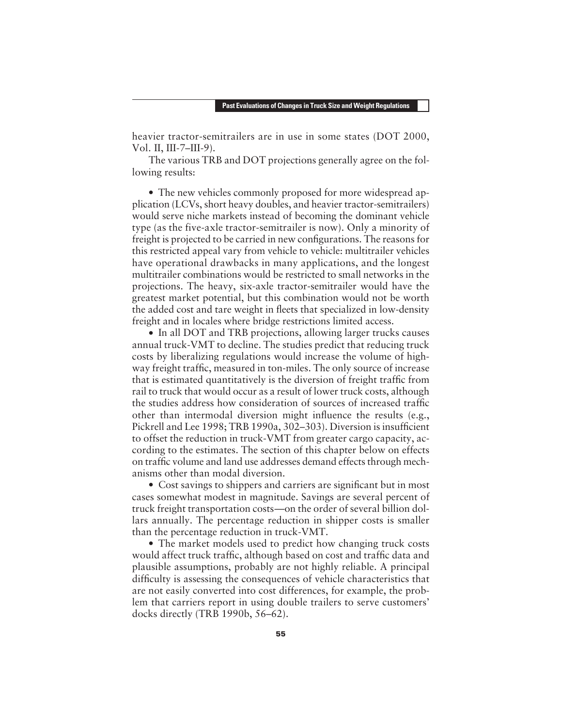heavier tractor-semitrailers are in use in some states (DOT 2000, Vol. II, III-7–III-9).

The various TRB and DOT projections generally agree on the following results:

- The new vehicles commonly proposed for more widespread application (LCVs, short heavy doubles, and heavier tractor-semitrailers) would serve niche markets instead of becoming the dominant vehicle type (as the five-axle tractor-semitrailer is now). Only a minority of freight is projected to be carried in new configurations. The reasons for this restricted appeal vary from vehicle to vehicle: multitrailer vehicles have operational drawbacks in many applications, and the longest multitrailer combinations would be restricted to small networks in the projections. The heavy, six-axle tractor-semitrailer would have the greatest market potential, but this combination would not be worth the added cost and tare weight in fleets that specialized in low-density freight and in locales where bridge restrictions limited access.
- In all DOT and TRB projections, allowing larger trucks causes annual truck-VMT to decline. The studies predict that reducing truck costs by liberalizing regulations would increase the volume of highway freight traffic, measured in ton-miles. The only source of increase that is estimated quantitatively is the diversion of freight traffic from rail to truck that would occur as a result of lower truck costs, although the studies address how consideration of sources of increased traffic other than intermodal diversion might influence the results (e.g., Pickrell and Lee 1998; TRB 1990a, 302–303). Diversion is insufficient to offset the reduction in truck-VMT from greater cargo capacity, according to the estimates. The section of this chapter below on effects on traffic volume and land use addresses demand effects through mechanisms other than modal diversion.
- Cost savings to shippers and carriers are significant but in most cases somewhat modest in magnitude. Savings are several percent of truck freight transportation costs—on the order of several billion dollars annually. The percentage reduction in shipper costs is smaller than the percentage reduction in truck-VMT.
- The market models used to predict how changing truck costs would affect truck traffic, although based on cost and traffic data and plausible assumptions, probably are not highly reliable. A principal difficulty is assessing the consequences of vehicle characteristics that are not easily converted into cost differences, for example, the problem that carriers report in using double trailers to serve customers' docks directly (TRB 1990b, 56–62).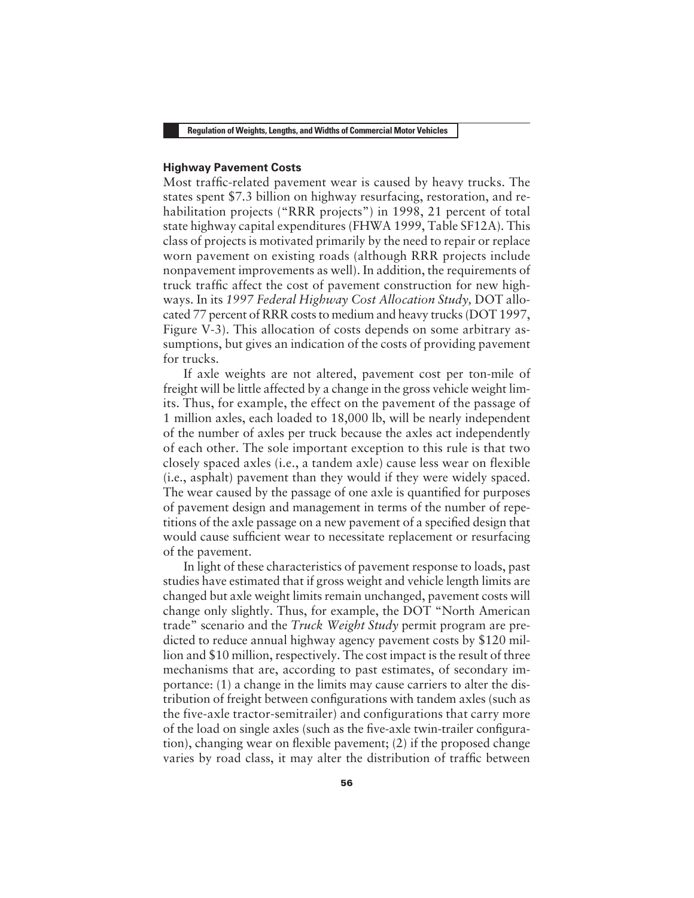### Highway Pavement Costs

Most traffic-related pavement wear is caused by heavy trucks. The states spent \$7.3 billion on highway resurfacing, restoration, and rehabilitation projects ("RRR projects") in 1998, 21 percent of total state highway capital expenditures (FHWA 1999, Table SF12A). This class of projects is motivated primarily by the need to repair or replace worn pavement on existing roads (although RRR projects include nonpavement improvements as well). In addition, the requirements of truck traffic affect the cost of pavement construction for new highways. In its *1997 Federal Highway Cost Allocation Study,* DOT allocated 77 percent of RRR costs to medium and heavy trucks (DOT 1997, Figure V-3). This allocation of costs depends on some arbitrary assumptions, but gives an indication of the costs of providing pavement for trucks.

If axle weights are not altered, pavement cost per ton-mile of freight will be little affected by a change in the gross vehicle weight limits. Thus, for example, the effect on the pavement of the passage of 1 million axles, each loaded to 18,000 lb, will be nearly independent of the number of axles per truck because the axles act independently of each other. The sole important exception to this rule is that two closely spaced axles (i.e., a tandem axle) cause less wear on flexible (i.e., asphalt) pavement than they would if they were widely spaced. The wear caused by the passage of one axle is quantified for purposes of pavement design and management in terms of the number of repetitions of the axle passage on a new pavement of a specified design that would cause sufficient wear to necessitate replacement or resurfacing of the pavement.

In light of these characteristics of pavement response to loads, past studies have estimated that if gross weight and vehicle length limits are changed but axle weight limits remain unchanged, pavement costs will change only slightly. Thus, for example, the DOT "North American trade" scenario and the *Truck Weight Study* permit program are predicted to reduce annual highway agency pavement costs by \$120 million and \$10 million, respectively. The cost impact is the result of three mechanisms that are, according to past estimates, of secondary importance: (1) a change in the limits may cause carriers to alter the distribution of freight between configurations with tandem axles (such as the five-axle tractor-semitrailer) and configurations that carry more of the load on single axles (such as the five-axle twin-trailer configuration), changing wear on flexible pavement; (2) if the proposed change varies by road class, it may alter the distribution of traffic between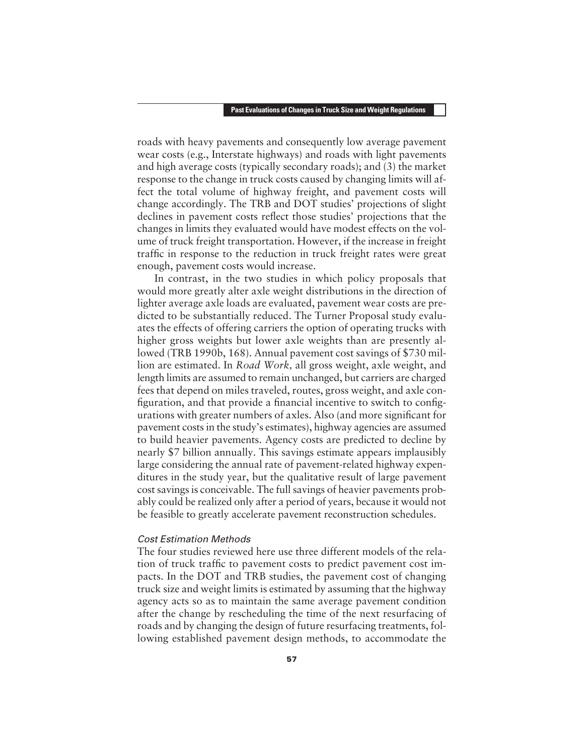roads with heavy pavements and consequently low average pavement wear costs (e.g., Interstate highways) and roads with light pavements and high average costs (typically secondary roads); and (3) the market response to the change in truck costs caused by changing limits will affect the total volume of highway freight, and pavement costs will change accordingly. The TRB and DOT studies' projections of slight declines in pavement costs reflect those studies' projections that the changes in limits they evaluated would have modest effects on the volume of truck freight transportation. However, if the increase in freight traffic in response to the reduction in truck freight rates were great enough, pavement costs would increase.

In contrast, in the two studies in which policy proposals that would more greatly alter axle weight distributions in the direction of lighter average axle loads are evaluated, pavement wear costs are predicted to be substantially reduced. The Turner Proposal study evaluates the effects of offering carriers the option of operating trucks with higher gross weights but lower axle weights than are presently allowed (TRB 1990b, 168). Annual pavement cost savings of $730 million are estimated. In *Road Work,* all gross weight, axle weight, and length limits are assumed to remain unchanged, but carriers are charged fees that depend on miles traveled, routes, gross weight, and axle configuration, and that provide a financial incentive to switch to configurations with greater numbers of axles. Also (and more significant for pavement costs in the study's estimates), highway agencies are assumed to build heavier pavements. Agency costs are predicted to decline by nearly $7 billion annually. This savings estimate appears implausibly large considering the annual rate of pavement-related highway expenditures in the study year, but the qualitative result of large pavement cost savings is conceivable. The full savings of heavier pavements probably could be realized only after a period of years, because it would not be feasible to greatly accelerate pavement reconstruction schedules.

#### *Cost Estimation Methods*

The four studies reviewed here use three different models of the relation of truck traffic to pavement costs to predict pavement cost impacts. In the DOT and TRB studies, the pavement cost of changing truck size and weight limits is estimated by assuming that the highway agency acts so as to maintain the same average pavement condition after the change by rescheduling the time of the next resurfacing of roads and by changing the design of future resurfacing treatments, following established pavement design methods, to accommodate the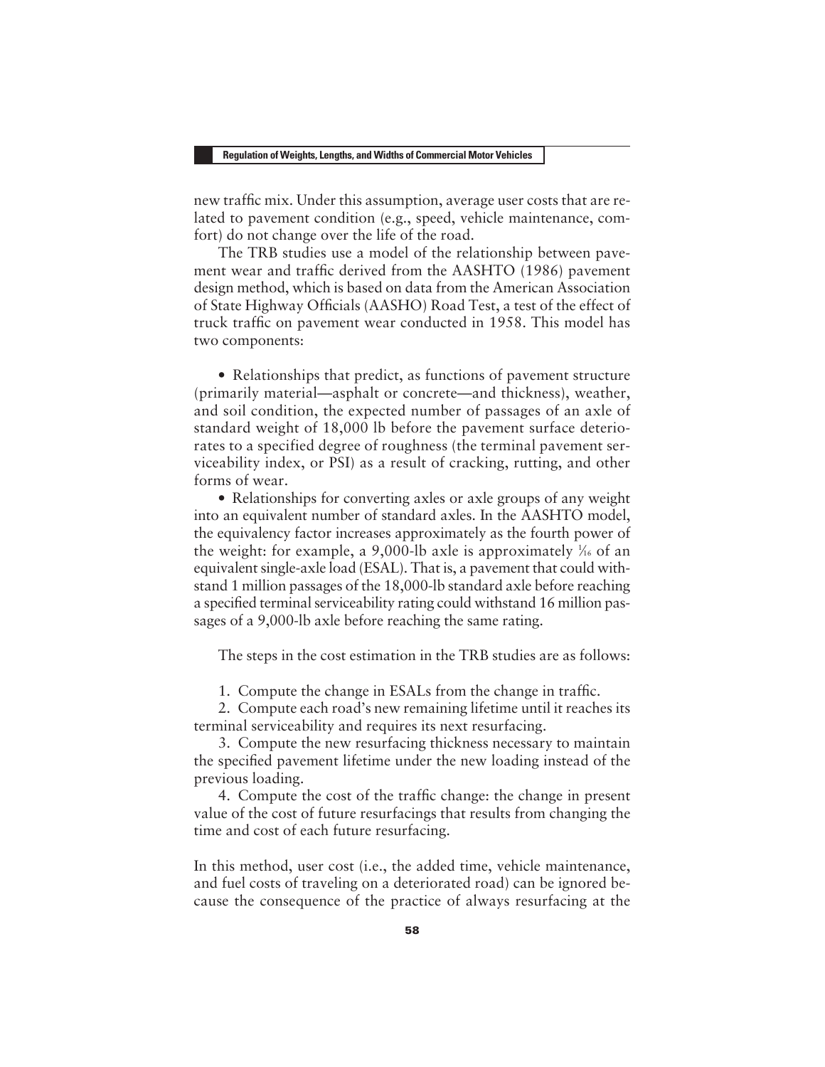new traffic mix. Under this assumption, average user costs that are related to pavement condition (e.g., speed, vehicle maintenance, comfort) do not change over the life of the road.

The TRB studies use a model of the relationship between pavement wear and traffic derived from the AASHTO (1986) pavement design method, which is based on data from the American Association of State Highway Officials (AASHO) Road Test, a test of the effect of truck traffic on pavement wear conducted in 1958. This model has two components:

- Relationships that predict, as functions of pavement structure (primarily material—asphalt or concrete—and thickness), weather, and soil condition, the expected number of passages of an axle of standard weight of 18,000 lb before the pavement surface deteriorates to a specified degree of roughness (the terminal pavement serviceability index, or PSI) as a result of cracking, rutting, and other forms of wear.
- Relationships for converting axles or axle groups of any weight into an equivalent number of standard axles. In the AASHTO model, the equivalency factor increases approximately as the fourth power of the weight: for example, a 9,000-lb axle is approximately $\frac{1}{16}$ of an equivalent single-axle load (ESAL). That is, a pavement that could withstand 1 million passages of the 18,000-lb standard axle before reaching a specified terminal serviceability rating could withstand 16 million passages of a 9,000-lb axle before reaching the same rating.

The steps in the cost estimation in the TRB studies are as follows:

1. Compute the change in ESALs from the change in traffic.
2. Compute each road's new remaining lifetime until it reaches its terminal serviceability and requires its next resurfacing.
3. Compute the new resurfacing thickness necessary to maintain the specified pavement lifetime under the new loading instead of the previous loading.
4. Compute the cost of the traffic change: the change in present value of the cost of future resurfacings that results from changing the time and cost of each future resurfacing.

In this method, user cost (i.e., the added time, vehicle maintenance, and fuel costs of traveling on a deteriorated road) can be ignored because the consequence of the practice of always resurfacing at the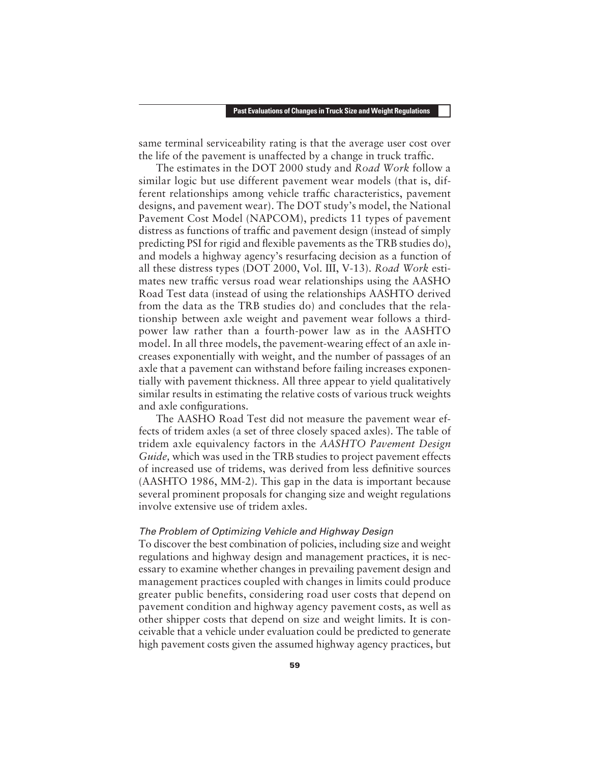same terminal serviceability rating is that the average user cost over the life of the pavement is unaffected by a change in truck traffic.

The estimates in the DOT 2000 study and *Road Work* follow a similar logic but use different pavement wear models (that is, different relationships among vehicle traffic characteristics, pavement designs, and pavement wear). The DOT study's model, the National Pavement Cost Model (NAPCOM), predicts 11 types of pavement distress as functions of traffic and pavement design (instead of simply predicting PSI for rigid and flexible pavements as the TRB studies do), and models a highway agency's resurfacing decision as a function of all these distress types (DOT 2000, Vol. III, V-13). *Road Work* estimates new traffic versus road wear relationships using the AASHO Road Test data (instead of using the relationships AASHTO derived from the data as the TRB studies do) and concludes that the relationship between axle weight and pavement wear follows a third-power law rather than a fourth-power law as in the AASHTO model. In all three models, the pavement-wearing effect of an axle increases exponentially with weight, and the number of passages of an axle that a pavement can withstand before failing increases exponentially with pavement thickness. All three appear to yield qualitatively similar results in estimating the relative costs of various truck weights and axle configurations.

The AASHO Road Test did not measure the pavement wear effects of tridem axles (a set of three closely spaced axles). The table of tridem axle equivalency factors in the *AASHTO Pavement Design Guide,* which was used in the TRB studies to project pavement effects of increased use of tridems, was derived from less definitive sources (AASHTO 1986, MM-2). This gap in the data is important because several prominent proposals for changing size and weight regulations involve extensive use of tridem axles.

### *The Problem of Optimizing Vehicle and Highway Design*

To discover the best combination of policies, including size and weight regulations and highway design and management practices, it is necessary to examine whether changes in prevailing pavement design and management practices coupled with changes in limits could produce greater public benefits, considering road user costs that depend on pavement condition and highway agency pavement costs, as well as other shipper costs that depend on size and weight limits. It is conceivable that a vehicle under evaluation could be predicted to generate high pavement costs given the assumed highway agency practices, but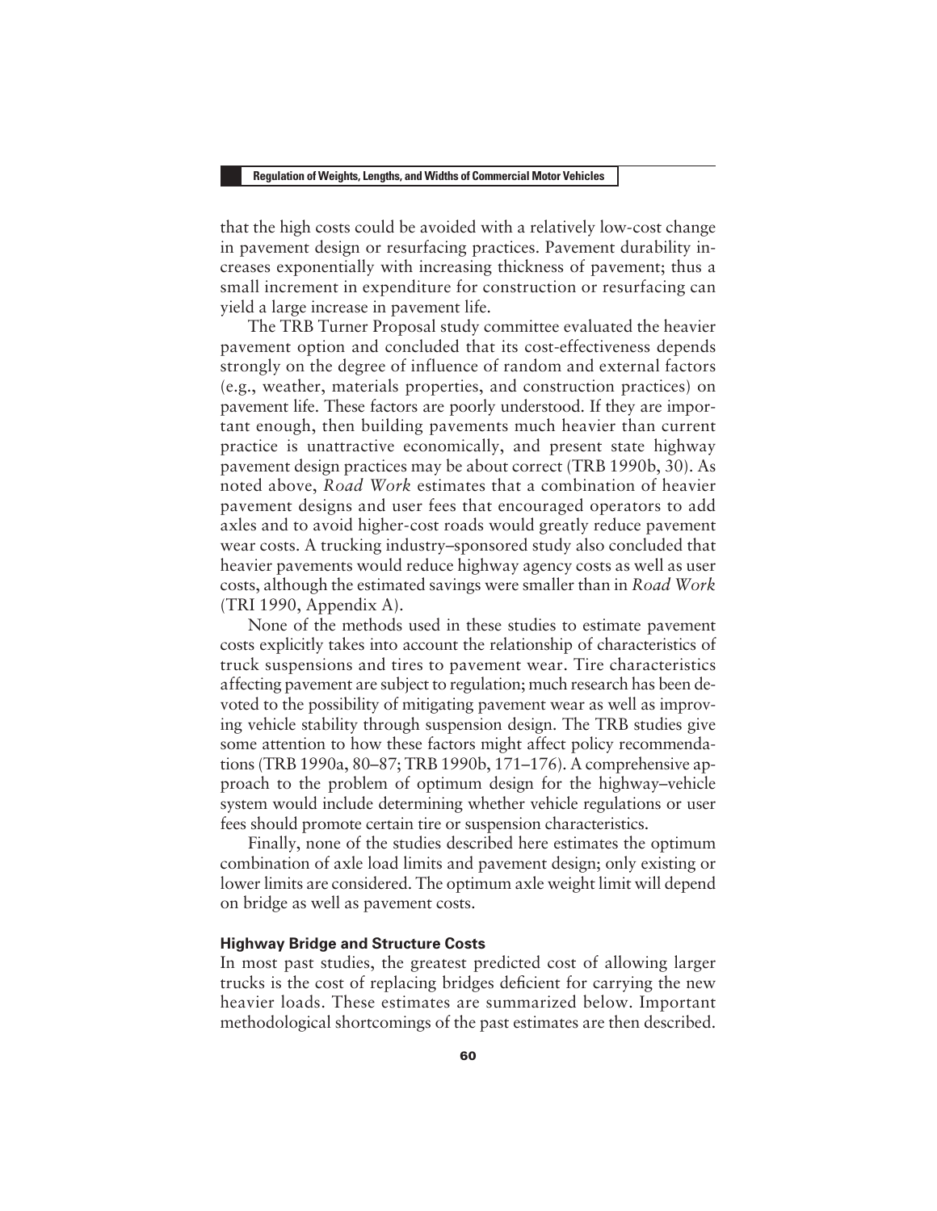that the high costs could be avoided with a relatively low-cost change in pavement design or resurfacing practices. Pavement durability increases exponentially with increasing thickness of pavement; thus a small increment in expenditure for construction or resurfacing can yield a large increase in pavement life.

The TRB Turner Proposal study committee evaluated the heavier pavement option and concluded that its cost-effectiveness depends strongly on the degree of influence of random and external factors (e.g., weather, materials properties, and construction practices) on pavement life. These factors are poorly understood. If they are important enough, then building pavements much heavier than current practice is unattractive economically, and present state highway pavement design practices may be about correct (TRB 1990b, 30). As noted above, *Road Work* estimates that a combination of heavier pavement designs and user fees that encouraged operators to add axles and to avoid higher-cost roads would greatly reduce pavement wear costs. A trucking industry–sponsored study also concluded that heavier pavements would reduce highway agency costs as well as user costs, although the estimated savings were smaller than in *Road Work* (TRI 1990, Appendix A).

None of the methods used in these studies to estimate pavement costs explicitly takes into account the relationship of characteristics of truck suspensions and tires to pavement wear. Tire characteristics affecting pavement are subject to regulation; much research has been devoted to the possibility of mitigating pavement wear as well as improving vehicle stability through suspension design. The TRB studies give some attention to how these factors might affect policy recommendations (TRB 1990a, 80–87; TRB 1990b, 171–176). A comprehensive approach to the problem of optimum design for the highway–vehicle system would include determining whether vehicle regulations or user fees should promote certain tire or suspension characteristics.

Finally, none of the studies described here estimates the optimum combination of axle load limits and pavement design; only existing or lower limits are considered. The optimum axle weight limit will depend on bridge as well as pavement costs.

### Highway Bridge and Structure Costs

In most past studies, the greatest predicted cost of allowing larger trucks is the cost of replacing bridges deficient for carrying the new heavier loads. These estimates are summarized below. Important methodological shortcomings of the past estimates are then described.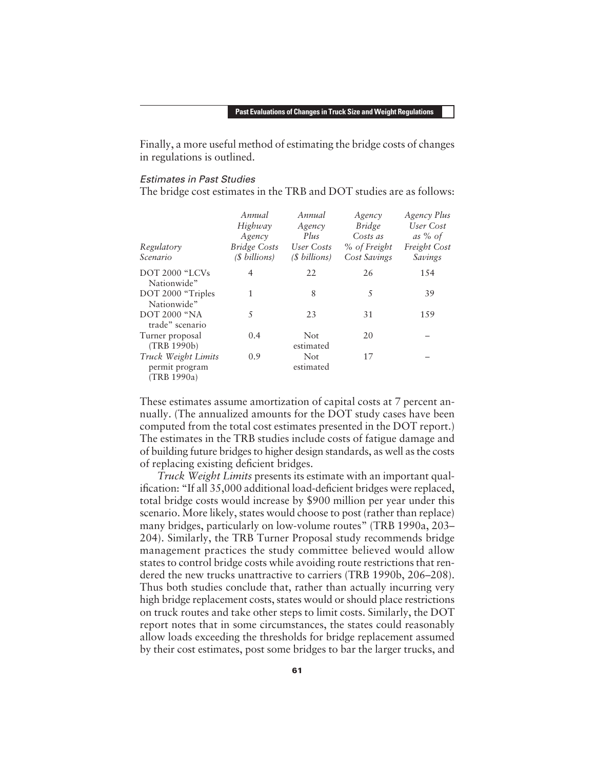Finally, a more useful method of estimating the bridge costs of changes in regulations is outlined.

### *Estimates in Past Studies*

The bridge cost estimates in the TRB and DOT studies are as follows:

| *Regulatory Scenario* | *Annual Highway Agency Bridge Costs ($ billions)* | *Annual Agency Plus User Costs ($ billions)* | *Agency Bridge Costs as % of Freight Cost Savings* | *Agency Plus User Cost as % of Freight Cost Savings* |
|---|---|---|---|---|
| DOT 2000 "LCVs Nationwide" | 4 | 22 | 26 | 154 |
| DOT 2000 "Triples Nationwide" | 1 | 8 | 5 | 39 |
| DOT 2000 "NA trade" scenario | 5 | 23 | 31 | 159 |
| Turner proposal (TRB 1990b) | 0.4 | Not estimated | 20 | – |
| *Truck Weight Limits* permit program (TRB 1990a) | 0.9 | Not estimated | 17 | – |

These estimates assume amortization of capital costs at 7 percent annually. (The annualized amounts for the DOT study cases have been computed from the total cost estimates presented in the DOT report.) The estimates in the TRB studies include costs of fatigue damage and of building future bridges to higher design standards, as well as the costs of replacing existing deficient bridges.

*Truck Weight Limits* presents its estimate with an important qualification: "If all 35,000 additional load-deficient bridges were replaced, total bridge costs would increase by $900 million per year under this scenario. More likely, states would choose to post (rather than replace) many bridges, particularly on low-volume routes" (TRB 1990a, 203–204). Similarly, the TRB Turner Proposal study recommends bridge management practices the study committee believed would allow states to control bridge costs while avoiding route restrictions that rendered the new trucks unattractive to carriers (TRB 1990b, 206–208). Thus both studies conclude that, rather than actually incurring very high bridge replacement costs, states would or should place restrictions on truck routes and take other steps to limit costs. Similarly, the DOT report notes that in some circumstances, the states could reasonably allow loads exceeding the thresholds for bridge replacement assumed by their cost estimates, post some bridges to bar the larger trucks, and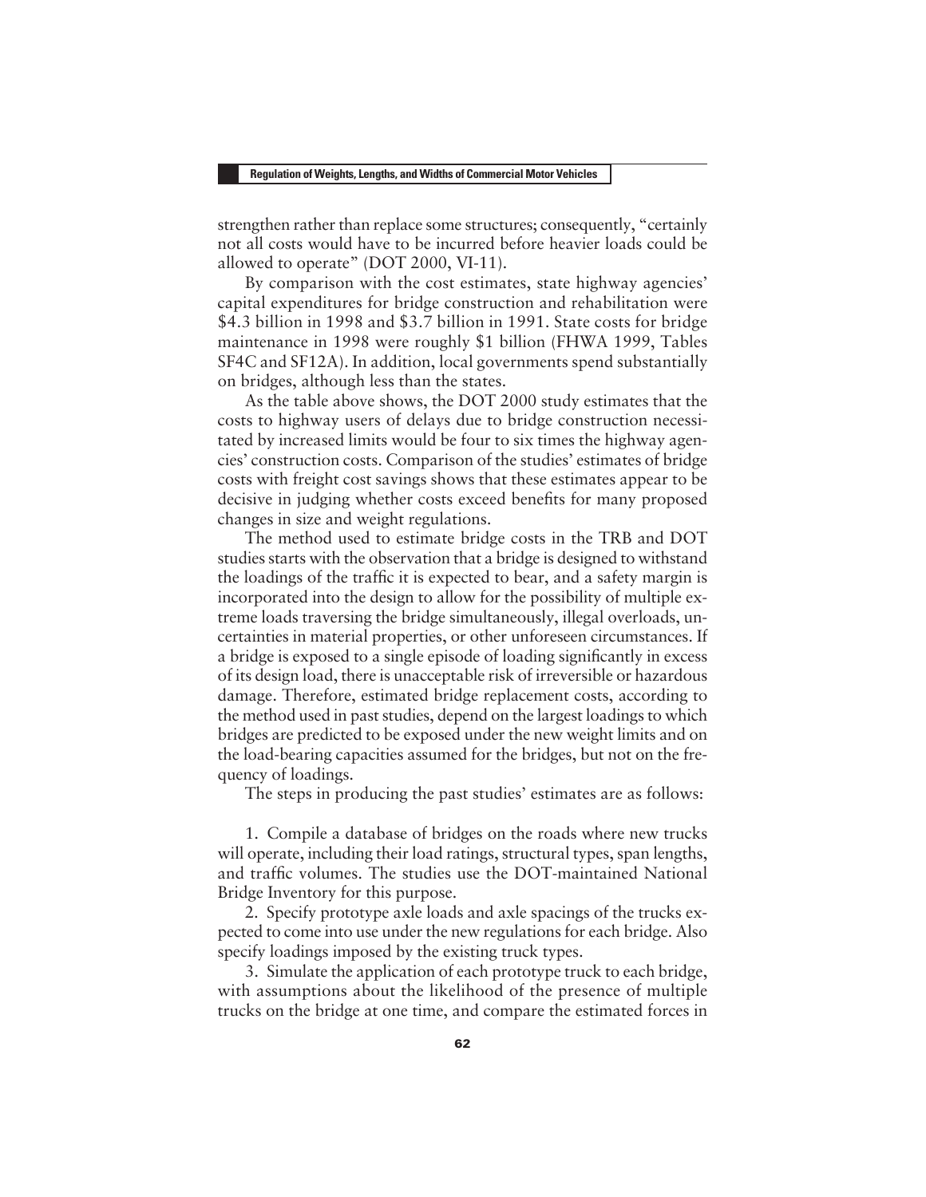strengthen rather than replace some structures; consequently, "certainly not all costs would have to be incurred before heavier loads could be allowed to operate" (DOT 2000, VI-11).

By comparison with the cost estimates, state highway agencies' capital expenditures for bridge construction and rehabilitation were \$4.3 billion in 1998 and \$3.7 billion in 1991. State costs for bridge maintenance in 1998 were roughly \$1 billion (FHWA 1999, Tables SF4C and SF12A). In addition, local governments spend substantially on bridges, although less than the states.

As the table above shows, the DOT 2000 study estimates that the costs to highway users of delays due to bridge construction necessitated by increased limits would be four to six times the highway agencies' construction costs. Comparison of the studies' estimates of bridge costs with freight cost savings shows that these estimates appear to be decisive in judging whether costs exceed benefits for many proposed changes in size and weight regulations.

The method used to estimate bridge costs in the TRB and DOT studies starts with the observation that a bridge is designed to withstand the loadings of the traffic it is expected to bear, and a safety margin is incorporated into the design to allow for the possibility of multiple extreme loads traversing the bridge simultaneously, illegal overloads, uncertainties in material properties, or other unforeseen circumstances. If a bridge is exposed to a single episode of loading significantly in excess of its design load, there is unacceptable risk of irreversible or hazardous damage. Therefore, estimated bridge replacement costs, according to the method used in past studies, depend on the largest loadings to which bridges are predicted to be exposed under the new weight limits and on the load-bearing capacities assumed for the bridges, but not on the frequency of loadings.

The steps in producing the past studies' estimates are as follows:

1. Compile a database of bridges on the roads where new trucks will operate, including their load ratings, structural types, span lengths, and traffic volumes. The studies use the DOT-maintained National Bridge Inventory for this purpose.
2. Specify prototype axle loads and axle spacings of the trucks expected to come into use under the new regulations for each bridge. Also specify loadings imposed by the existing truck types.
3. Simulate the application of each prototype truck to each bridge, with assumptions about the likelihood of the presence of multiple trucks on the bridge at one time, and compare the estimated forces in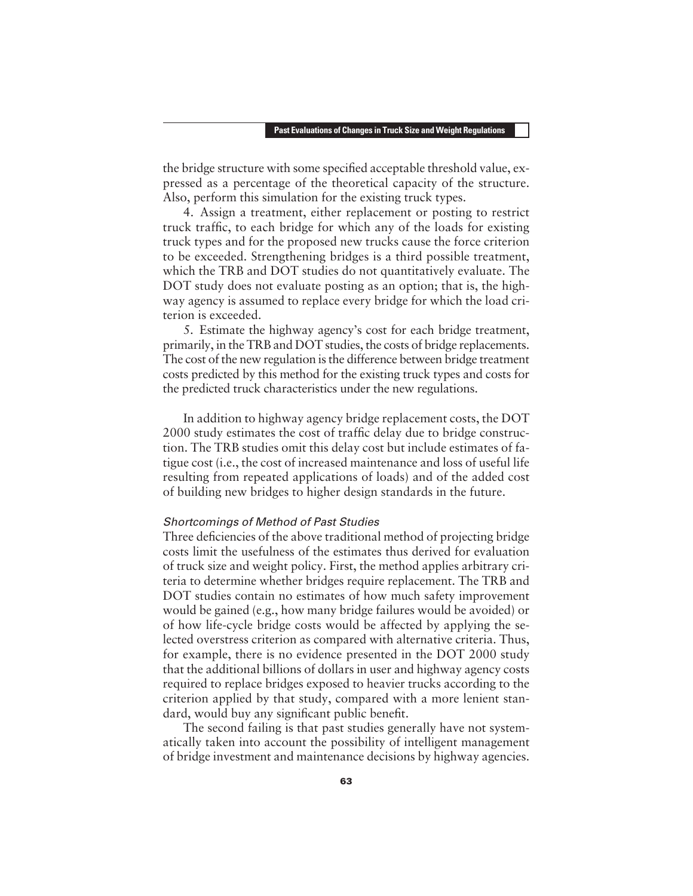the bridge structure with some specified acceptable threshold value, expressed as a percentage of the theoretical capacity of the structure. Also, perform this simulation for the existing truck types.

4. Assign a treatment, either replacement or posting to restrict truck traffic, to each bridge for which any of the loads for existing truck types and for the proposed new trucks cause the force criterion to be exceeded. Strengthening bridges is a third possible treatment, which the TRB and DOT studies do not quantitatively evaluate. The DOT study does not evaluate posting as an option; that is, the highway agency is assumed to replace every bridge for which the load criterion is exceeded.

5. Estimate the highway agency's cost for each bridge treatment, primarily, in the TRB and DOT studies, the costs of bridge replacements. The cost of the new regulation is the difference between bridge treatment costs predicted by this method for the existing truck types and costs for the predicted truck characteristics under the new regulations.

In addition to highway agency bridge replacement costs, the DOT 2000 study estimates the cost of traffic delay due to bridge construction. The TRB studies omit this delay cost but include estimates of fatigue cost (i.e., the cost of increased maintenance and loss of useful life resulting from repeated applications of loads) and of the added cost of building new bridges to higher design standards in the future.

#### *Shortcomings of Method of Past Studies*

Three deficiencies of the above traditional method of projecting bridge costs limit the usefulness of the estimates thus derived for evaluation of truck size and weight policy. First, the method applies arbitrary criteria to determine whether bridges require replacement. The TRB and DOT studies contain no estimates of how much safety improvement would be gained (e.g., how many bridge failures would be avoided) or of how life-cycle bridge costs would be affected by applying the selected overstress criterion as compared with alternative criteria. Thus, for example, there is no evidence presented in the DOT 2000 study that the additional billions of dollars in user and highway agency costs required to replace bridges exposed to heavier trucks according to the criterion applied by that study, compared with a more lenient standard, would buy any significant public benefit.

The second failing is that past studies generally have not systematically taken into account the possibility of intelligent management of bridge investment and maintenance decisions by highway agencies.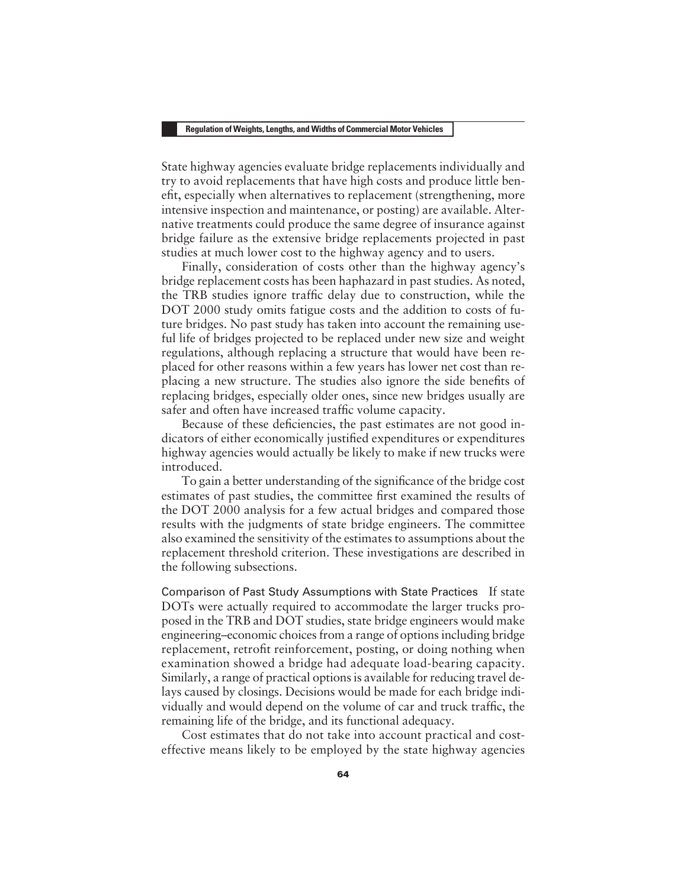State highway agencies evaluate bridge replacements individually and try to avoid replacements that have high costs and produce little benefit, especially when alternatives to replacement (strengthening, more intensive inspection and maintenance, or posting) are available. Alternative treatments could produce the same degree of insurance against bridge failure as the extensive bridge replacements projected in past studies at much lower cost to the highway agency and to users.

Finally, consideration of costs other than the highway agency's bridge replacement costs has been haphazard in past studies. As noted, the TRB studies ignore traffic delay due to construction, while the DOT 2000 study omits fatigue costs and the addition to costs of future bridges. No past study has taken into account the remaining useful life of bridges projected to be replaced under new size and weight regulations, although replacing a structure that would have been replaced for other reasons within a few years has lower net cost than replacing a new structure. The studies also ignore the side benefits of replacing bridges, especially older ones, since new bridges usually are safer and often have increased traffic volume capacity.

Because of these deficiencies, the past estimates are not good indicators of either economically justified expenditures or expenditures highway agencies would actually be likely to make if new trucks were introduced.

To gain a better understanding of the significance of the bridge cost estimates of past studies, the committee first examined the results of the DOT 2000 analysis for a few actual bridges and compared those results with the judgments of state bridge engineers. The committee also examined the sensitivity of the estimates to assumptions about the replacement threshold criterion. These investigations are described in the following subsections.

Comparison of Past Study Assumptions with State Practices If state DOTs were actually required to accommodate the larger trucks proposed in the TRB and DOT studies, state bridge engineers would make engineering–economic choices from a range of options including bridge replacement, retrofit reinforcement, posting, or doing nothing when examination showed a bridge had adequate load-bearing capacity. Similarly, a range of practical options is available for reducing travel delays caused by closings. Decisions would be made for each bridge individually and would depend on the volume of car and truck traffic, the remaining life of the bridge, and its functional adequacy.

Cost estimates that do not take into account practical and cost-effective means likely to be employed by the state highway agencies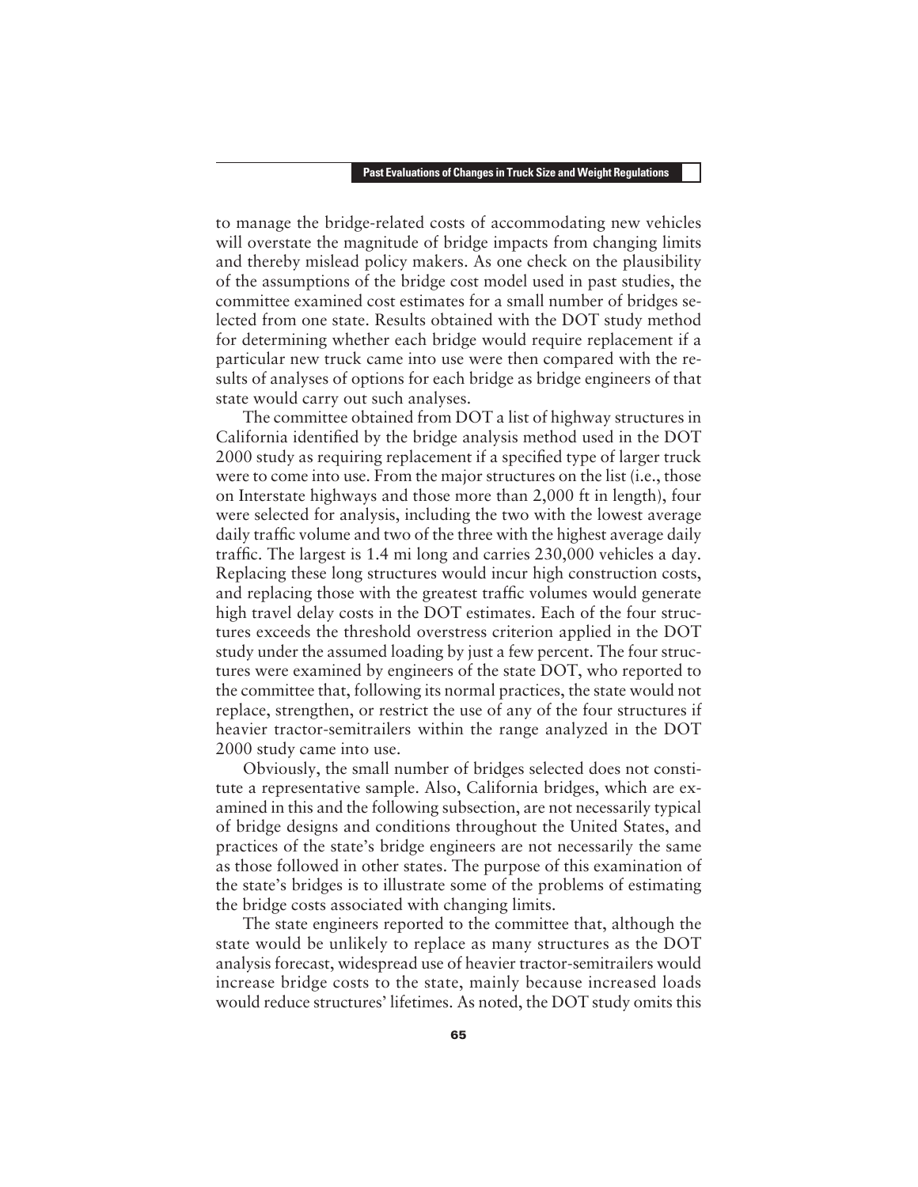to manage the bridge-related costs of accommodating new vehicles will overstate the magnitude of bridge impacts from changing limits and thereby mislead policy makers. As one check on the plausibility of the assumptions of the bridge cost model used in past studies, the committee examined cost estimates for a small number of bridges selected from one state. Results obtained with the DOT study method for determining whether each bridge would require replacement if a particular new truck came into use were then compared with the results of analyses of options for each bridge as bridge engineers of that state would carry out such analyses.

The committee obtained from DOT a list of highway structures in California identified by the bridge analysis method used in the DOT 2000 study as requiring replacement if a specified type of larger truck were to come into use. From the major structures on the list (i.e., those on Interstate highways and those more than 2,000 ft in length), four were selected for analysis, including the two with the lowest average daily traffic volume and two of the three with the highest average daily traffic. The largest is 1.4 mi long and carries 230,000 vehicles a day. Replacing these long structures would incur high construction costs, and replacing those with the greatest traffic volumes would generate high travel delay costs in the DOT estimates. Each of the four structures exceeds the threshold overstress criterion applied in the DOT study under the assumed loading by just a few percent. The four structures were examined by engineers of the state DOT, who reported to the committee that, following its normal practices, the state would not replace, strengthen, or restrict the use of any of the four structures if heavier tractor-semitrailers within the range analyzed in the DOT 2000 study came into use.

Obviously, the small number of bridges selected does not constitute a representative sample. Also, California bridges, which are examined in this and the following subsection, are not necessarily typical of bridge designs and conditions throughout the United States, and practices of the state's bridge engineers are not necessarily the same as those followed in other states. The purpose of this examination of the state's bridges is to illustrate some of the problems of estimating the bridge costs associated with changing limits.

The state engineers reported to the committee that, although the state would be unlikely to replace as many structures as the DOT analysis forecast, widespread use of heavier tractor-semitrailers would increase bridge costs to the state, mainly because increased loads would reduce structures' lifetimes. As noted, the DOT study omits this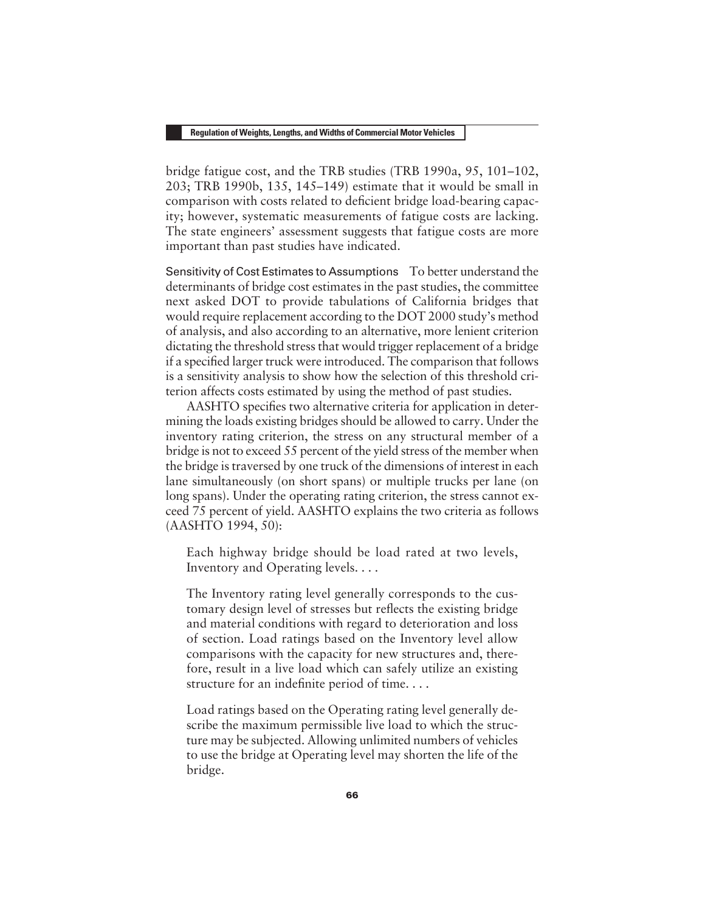bridge fatigue cost, and the TRB studies (TRB 1990a, 95, 101–102, 203; TRB 1990b, 135, 145–149) estimate that it would be small in comparison with costs related to deficient bridge load-bearing capacity; however, systematic measurements of fatigue costs are lacking. The state engineers' assessment suggests that fatigue costs are more important than past studies have indicated.

Sensitivity of Cost Estimates to Assumptions To better understand the determinants of bridge cost estimates in the past studies, the committee next asked DOT to provide tabulations of California bridges that would require replacement according to the DOT 2000 study's method of analysis, and also according to an alternative, more lenient criterion dictating the threshold stress that would trigger replacement of a bridge if a specified larger truck were introduced. The comparison that follows is a sensitivity analysis to show how the selection of this threshold criterion affects costs estimated by using the method of past studies.

AASHTO specifies two alternative criteria for application in determining the loads existing bridges should be allowed to carry. Under the inventory rating criterion, the stress on any structural member of a bridge is not to exceed 55 percent of the yield stress of the member when the bridge is traversed by one truck of the dimensions of interest in each lane simultaneously (on short spans) or multiple trucks per lane (on long spans). Under the operating rating criterion, the stress cannot exceed 75 percent of yield. AASHTO explains the two criteria as follows (AASHTO 1994, 50):

> Each highway bridge should be load rated at two levels, Inventory and Operating levels. . . .
>
> The Inventory rating level generally corresponds to the customary design level of stresses but reflects the existing bridge and material conditions with regard to deterioration and loss of section. Load ratings based on the Inventory level allow comparisons with the capacity for new structures and, therefore, result in a live load which can safely utilize an existing structure for an indefinite period of time. . . .
>
> Load ratings based on the Operating rating level generally describe the maximum permissible live load to which the structure may be subjected. Allowing unlimited numbers of vehicles to use the bridge at Operating level may shorten the life of the bridge.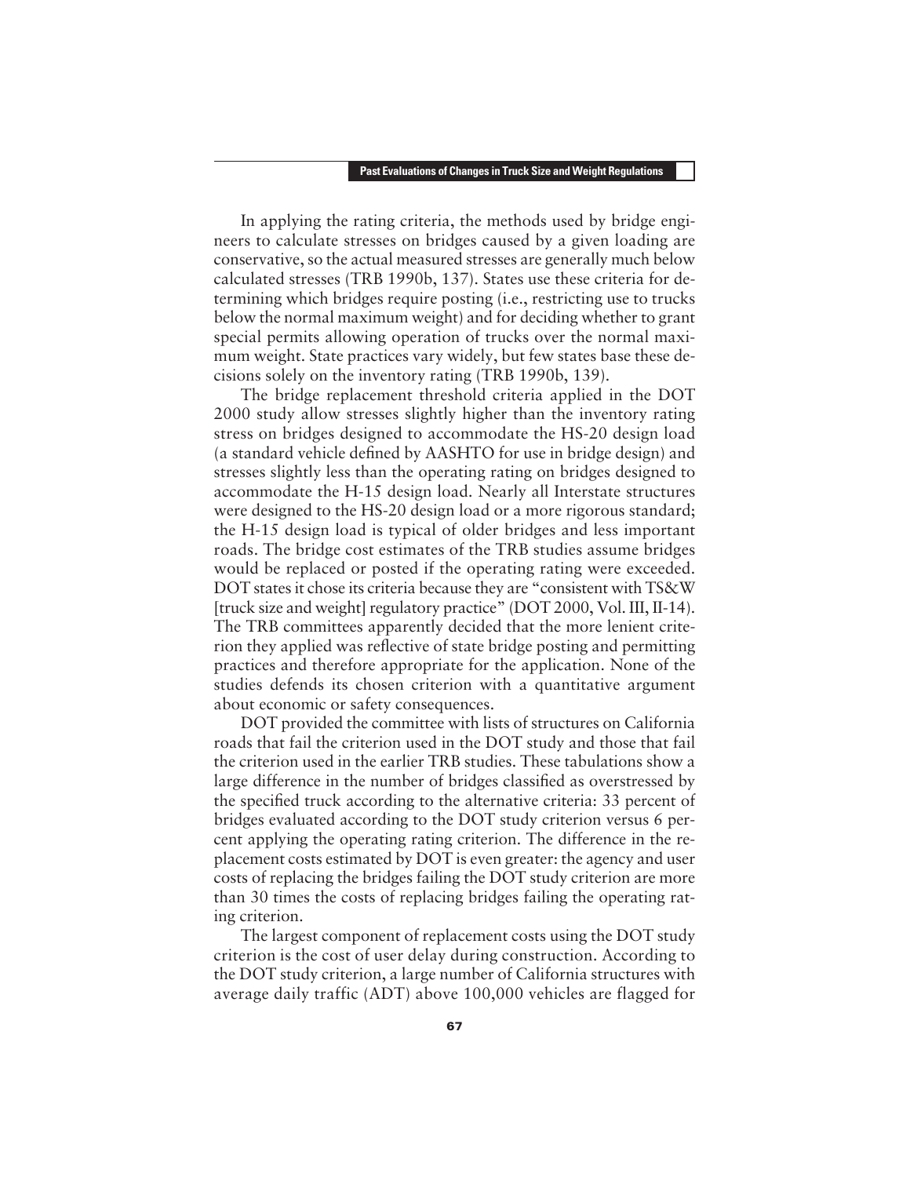In applying the rating criteria, the methods used by bridge engineers to calculate stresses on bridges caused by a given loading are conservative, so the actual measured stresses are generally much below calculated stresses (TRB 1990b, 137). States use these criteria for determining which bridges require posting (i.e., restricting use to trucks below the normal maximum weight) and for deciding whether to grant special permits allowing operation of trucks over the normal maximum weight. State practices vary widely, but few states base these decisions solely on the inventory rating (TRB 1990b, 139).

The bridge replacement threshold criteria applied in the DOT 2000 study allow stresses slightly higher than the inventory rating stress on bridges designed to accommodate the HS-20 design load (a standard vehicle defined by AASHTO for use in bridge design) and stresses slightly less than the operating rating on bridges designed to accommodate the H-15 design load. Nearly all Interstate structures were designed to the HS-20 design load or a more rigorous standard; the H-15 design load is typical of older bridges and less important roads. The bridge cost estimates of the TRB studies assume bridges would be replaced or posted if the operating rating were exceeded. DOT states it chose its criteria because they are "consistent with TS&W [truck size and weight] regulatory practice" (DOT 2000, Vol. III, II-14). The TRB committees apparently decided that the more lenient criterion they applied was reflective of state bridge posting and permitting practices and therefore appropriate for the application. None of the studies defends its chosen criterion with a quantitative argument about economic or safety consequences.

DOT provided the committee with lists of structures on California roads that fail the criterion used in the DOT study and those that fail the criterion used in the earlier TRB studies. These tabulations show a large difference in the number of bridges classified as overstressed by the specified truck according to the alternative criteria: 33 percent of bridges evaluated according to the DOT study criterion versus 6 percent applying the operating rating criterion. The difference in the replacement costs estimated by DOT is even greater: the agency and user costs of replacing the bridges failing the DOT study criterion are more than 30 times the costs of replacing bridges failing the operating rating criterion.

The largest component of replacement costs using the DOT study criterion is the cost of user delay during construction. According to the DOT study criterion, a large number of California structures with average daily traffic (ADT) above 100,000 vehicles are flagged for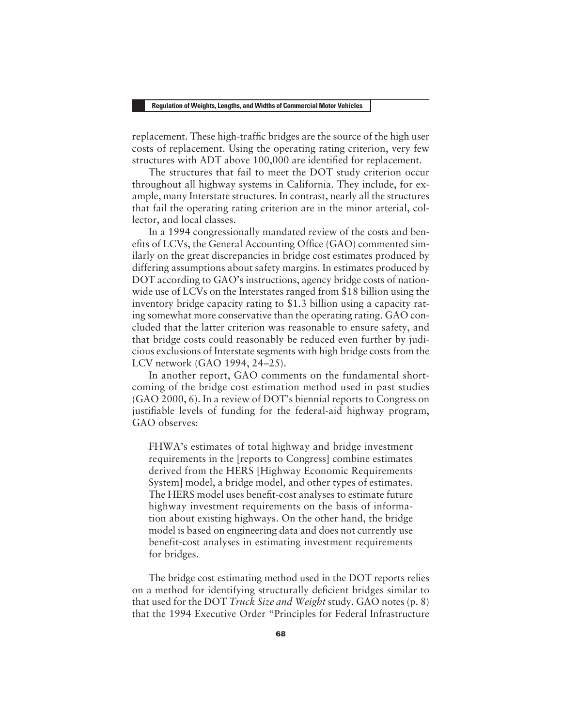replacement. These high-traffic bridges are the source of the high user costs of replacement. Using the operating rating criterion, very few structures with ADT above 100,000 are identified for replacement.

The structures that fail to meet the DOT study criterion occur throughout all highway systems in California. They include, for example, many Interstate structures. In contrast, nearly all the structures that fail the operating rating criterion are in the minor arterial, collector, and local classes.

In a 1994 congressionally mandated review of the costs and benefits of LCVs, the General Accounting Office (GAO) commented similarly on the great discrepancies in bridge cost estimates produced by differing assumptions about safety margins. In estimates produced by DOT according to GAO's instructions, agency bridge costs of nationwide use of LCVs on the Interstates ranged from $18 billion using the inventory bridge capacity rating to $1.3 billion using a capacity rating somewhat more conservative than the operating rating. GAO concluded that the latter criterion was reasonable to ensure safety, and that bridge costs could reasonably be reduced even further by judicious exclusions of Interstate segments with high bridge costs from the LCV network (GAO 1994, 24–25).

In another report, GAO comments on the fundamental shortcoming of the bridge cost estimation method used in past studies (GAO 2000, 6). In a review of DOT's biennial reports to Congress on justifiable levels of funding for the federal-aid highway program, GAO observes:

> FHWA's estimates of total highway and bridge investment requirements in the [reports to Congress] combine estimates derived from the HERS [Highway Economic Requirements System] model, a bridge model, and other types of estimates. The HERS model uses benefit-cost analyses to estimate future highway investment requirements on the basis of information about existing highways. On the other hand, the bridge model is based on engineering data and does not currently use benefit-cost analyses in estimating investment requirements for bridges.

The bridge cost estimating method used in the DOT reports relies on a method for identifying structurally deficient bridges similar to that used for the DOT *Truck Size and Weight* study. GAO notes (p. 8) that the 1994 Executive Order "Principles for Federal Infrastructure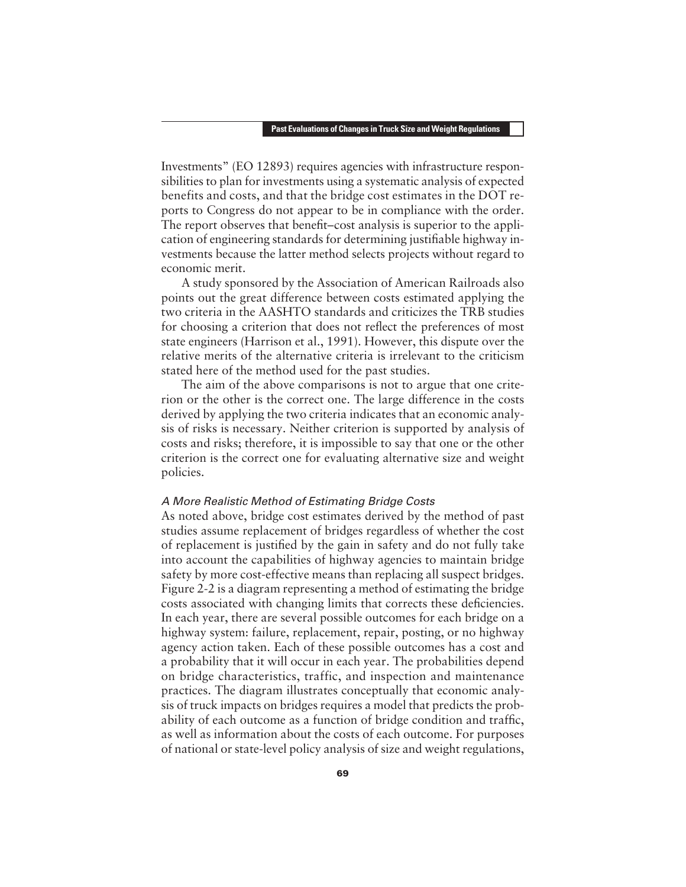Investments" (EO 12893) requires agencies with infrastructure responsibilities to plan for investments using a systematic analysis of expected benefits and costs, and that the bridge cost estimates in the DOT reports to Congress do not appear to be in compliance with the order. The report observes that benefit–cost analysis is superior to the application of engineering standards for determining justifiable highway investments because the latter method selects projects without regard to economic merit.

A study sponsored by the Association of American Railroads also points out the great difference between costs estimated applying the two criteria in the AASHTO standards and criticizes the TRB studies for choosing a criterion that does not reflect the preferences of most state engineers (Harrison et al., 1991). However, this dispute over the relative merits of the alternative criteria is irrelevant to the criticism stated here of the method used for the past studies.

The aim of the above comparisons is not to argue that one criterion or the other is the correct one. The large difference in the costs derived by applying the two criteria indicates that an economic analysis of risks is necessary. Neither criterion is supported by analysis of costs and risks; therefore, it is impossible to say that one or the other criterion is the correct one for evaluating alternative size and weight policies.

### *A More Realistic Method of Estimating Bridge Costs*

As noted above, bridge cost estimates derived by the method of past studies assume replacement of bridges regardless of whether the cost of replacement is justified by the gain in safety and do not fully take into account the capabilities of highway agencies to maintain bridge safety by more cost-effective means than replacing all suspect bridges. Figure 2-2 is a diagram representing a method of estimating the bridge costs associated with changing limits that corrects these deficiencies. In each year, there are several possible outcomes for each bridge on a highway system: failure, replacement, repair, posting, or no highway agency action taken. Each of these possible outcomes has a cost and a probability that it will occur in each year. The probabilities depend on bridge characteristics, traffic, and inspection and maintenance practices. The diagram illustrates conceptually that economic analysis of truck impacts on bridges requires a model that predicts the probability of each outcome as a function of bridge condition and traffic, as well as information about the costs of each outcome. For purposes of national or state-level policy analysis of size and weight regulations,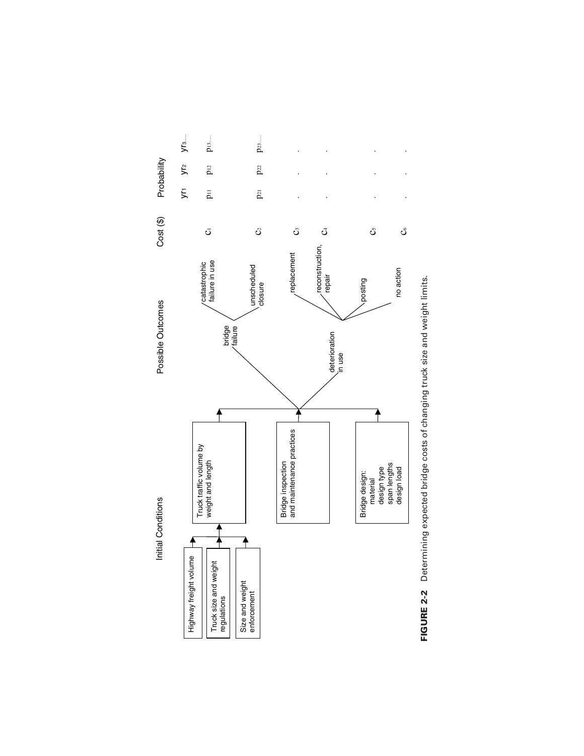**Initial Conditions**

- Highway freight volume
- Truck size and weight regulations
- Size and weight enforcement

→ Truck traffic volume by weight and length

- Bridge inspection and maintenance practices
- Bridge design: material, design type, span lengths, design load

| Possible Outcomes | | Cost ($) | Probability $yr_1$ | $yr_2$ | $yr_3$..... |
|---|---|---|---|---|---|
| bridge failure | catastrophic failure in use | $C_1$ | $p_{11}$ | $p_{12}$ | $p_{13}$..... |
| | unscheduled closure | $C_2$ | $p_{21}$ | $p_{22}$ | $p_{23}$..... |
| deterioration in use | replacement | $C_3$ | . | . | . |
| | reconstruction, repair | $C_4$ | . | . | . |
| | posting | $C_5$ | . | . | . |
| | no action | $C_6$ | . | . | . |

**FIGURE 2-2** Determining expected bridge costs of changing truck size and weight limits.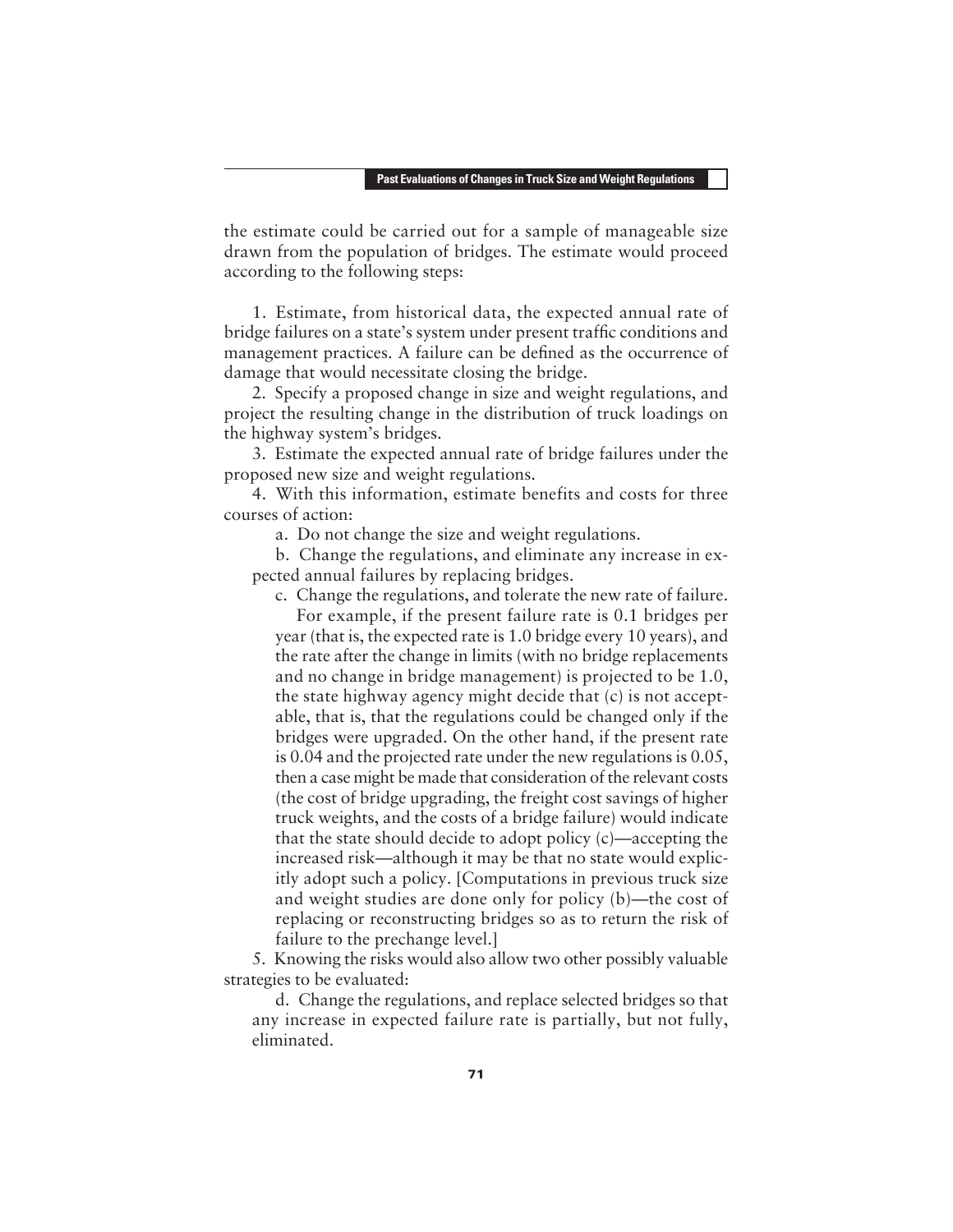the estimate could be carried out for a sample of manageable size drawn from the population of bridges. The estimate would proceed according to the following steps:

1. Estimate, from historical data, the expected annual rate of bridge failures on a state's system under present traffic conditions and management practices. A failure can be defined as the occurrence of damage that would necessitate closing the bridge.

2. Specify a proposed change in size and weight regulations, and project the resulting change in the distribution of truck loadings on the highway system's bridges.

3. Estimate the expected annual rate of bridge failures under the proposed new size and weight regulations.

4. With this information, estimate benefits and costs for three courses of action:

   a. Do not change the size and weight regulations.

   b. Change the regulations, and eliminate any increase in expected annual failures by replacing bridges.

   c. Change the regulations, and tolerate the new rate of failure.

   For example, if the present failure rate is 0.1 bridges per year (that is, the expected rate is 1.0 bridge every 10 years), and the rate after the change in limits (with no bridge replacements and no change in bridge management) is projected to be 1.0, the state highway agency might decide that (c) is not acceptable, that is, that the regulations could be changed only if the bridges were upgraded. On the other hand, if the present rate is 0.04 and the projected rate under the new regulations is 0.05, then a case might be made that consideration of the relevant costs (the cost of bridge upgrading, the freight cost savings of higher truck weights, and the costs of a bridge failure) would indicate that the state should decide to adopt policy (c)—accepting the increased risk—although it may be that no state would explicitly adopt such a policy. [Computations in previous truck size and weight studies are done only for policy (b)—the cost of replacing or reconstructing bridges so as to return the risk of failure to the prechange level.]

5. Knowing the risks would also allow two other possibly valuable strategies to be evaluated:

   d. Change the regulations, and replace selected bridges so that any increase in expected failure rate is partially, but not fully, eliminated.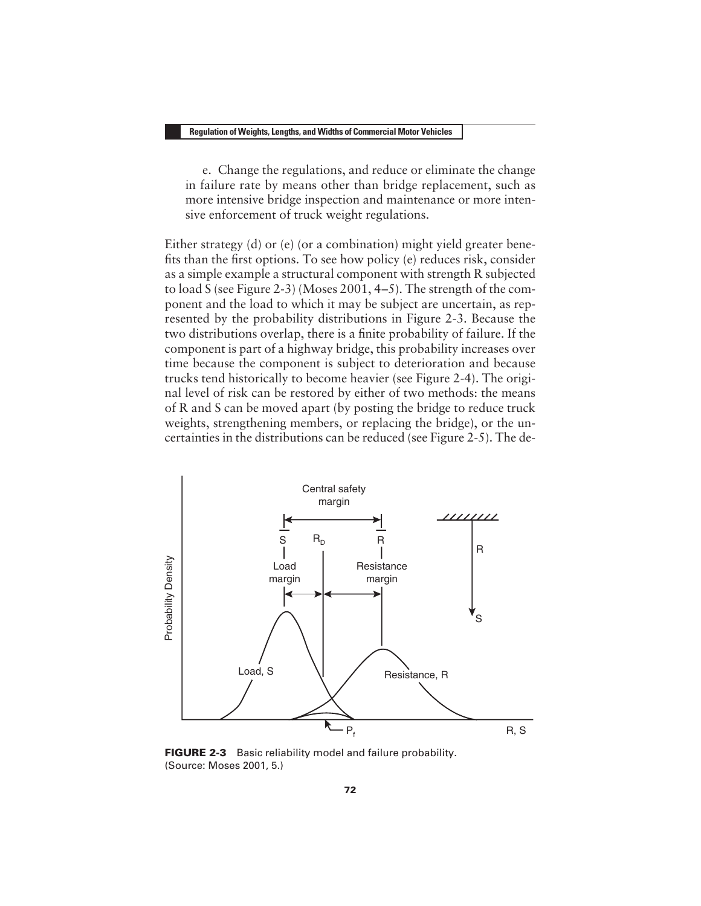e. Change the regulations, and reduce or eliminate the change in failure rate by means other than bridge replacement, such as more intensive bridge inspection and maintenance or more intensive enforcement of truck weight regulations.

Either strategy (d) or (e) (or a combination) might yield greater benefits than the first options. To see how policy (e) reduces risk, consider as a simple example a structural component with strength R subjected to load S (see Figure 2-3) (Moses 2001, 4–5). The strength of the component and the load to which it may be subject are uncertain, as represented by the probability distributions in Figure 2-3. Because the two distributions overlap, there is a finite probability of failure. If the component is part of a highway bridge, this probability increases over time because the component is subject to deterioration and because trucks tend historically to become heavier (see Figure 2-4). The original level of risk can be restored by either of two methods: the means of R and S can be moved apart (by posting the bridge to reduce truck weights, strengthening members, or replacing the bridge), or the uncertainties in the distributions can be reduced (see Figure 2-5). The de-

**FIGURE 2-3** Basic reliability model and failure probability. (Source: Moses 2001, 5.)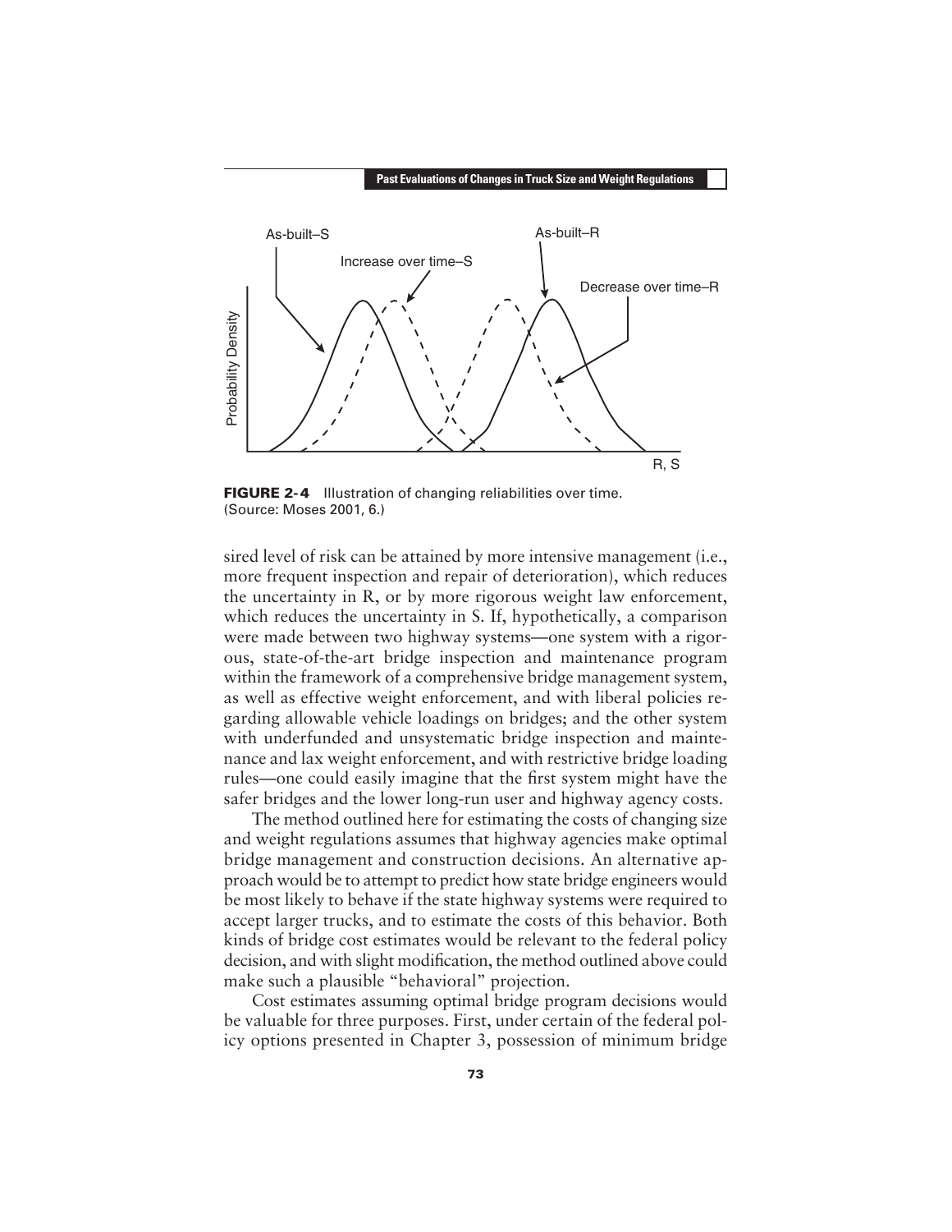**FIGURE 2-4** Illustration of changing reliabilities over time. (Source: Moses 2001, 6.)

sired level of risk can be attained by more intensive management (i.e., more frequent inspection and repair of deterioration), which reduces the uncertainty in R, or by more rigorous weight law enforcement, which reduces the uncertainty in S. If, hypothetically, a comparison were made between two highway systems—one system with a rigorous, state-of-the-art bridge inspection and maintenance program within the framework of a comprehensive bridge management system, as well as effective weight enforcement, and with liberal policies regarding allowable vehicle loadings on bridges; and the other system with underfunded and unsystematic bridge inspection and maintenance and lax weight enforcement, and with restrictive bridge loading rules—one could easily imagine that the first system might have the safer bridges and the lower long-run user and highway agency costs.

The method outlined here for estimating the costs of changing size and weight regulations assumes that highway agencies make optimal bridge management and construction decisions. An alternative approach would be to attempt to predict how state bridge engineers would be most likely to behave if the state highway systems were required to accept larger trucks, and to estimate the costs of this behavior. Both kinds of bridge cost estimates would be relevant to the federal policy decision, and with slight modification, the method outlined above could make such a plausible "behavioral" projection.

Cost estimates assuming optimal bridge program decisions would be valuable for three purposes. First, under certain of the federal policy options presented in Chapter 3, possession of minimum bridge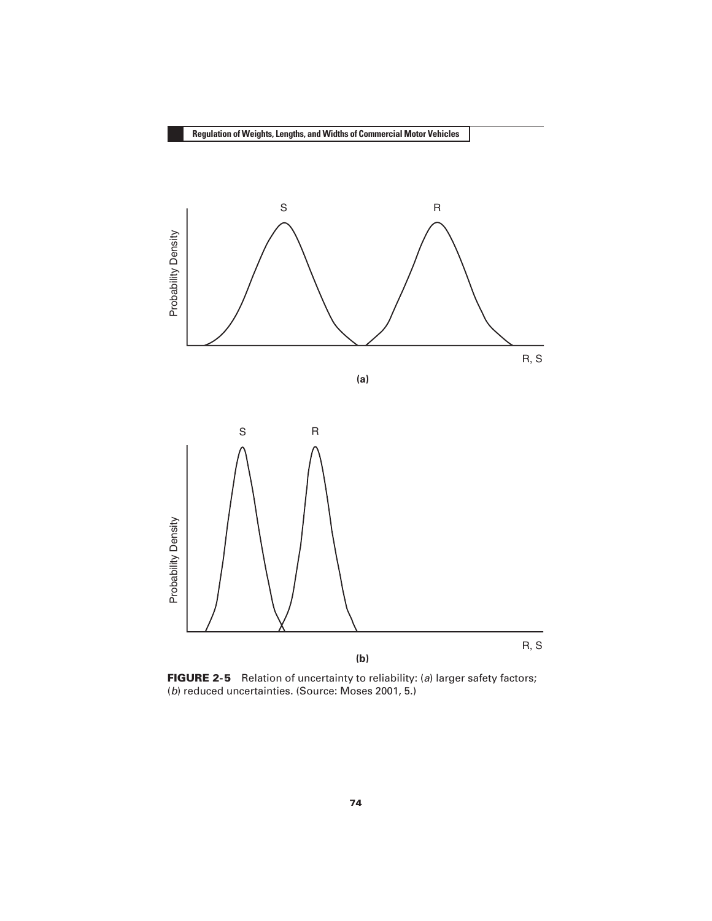**FIGURE 2-5** Relation of uncertainty to reliability: (*a*) larger safety factors; (*b*) reduced uncertainties. (Source: Moses 2001, 5.)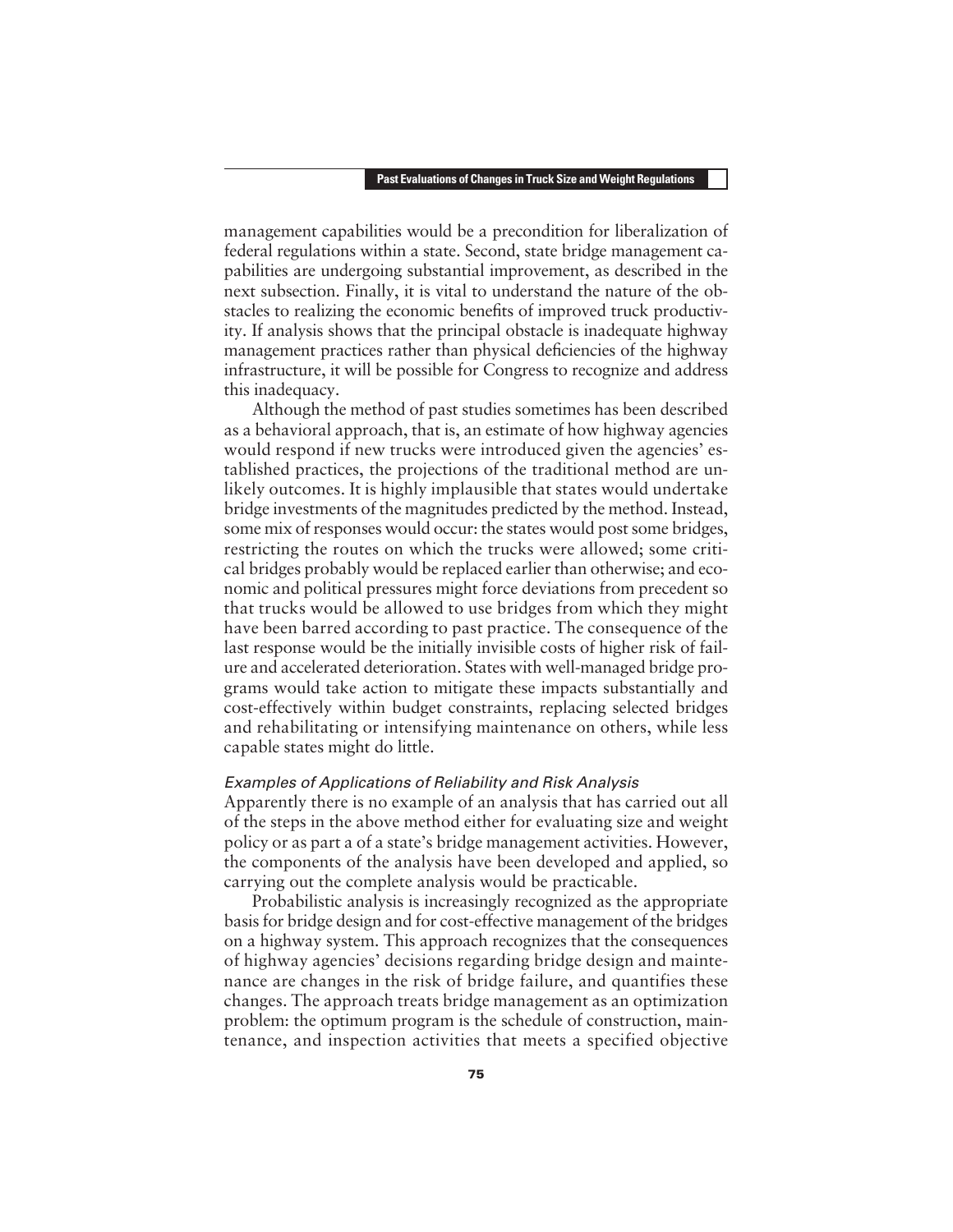management capabilities would be a precondition for liberalization of federal regulations within a state. Second, state bridge management capabilities are undergoing substantial improvement, as described in the next subsection. Finally, it is vital to understand the nature of the obstacles to realizing the economic benefits of improved truck productivity. If analysis shows that the principal obstacle is inadequate highway management practices rather than physical deficiencies of the highway infrastructure, it will be possible for Congress to recognize and address this inadequacy.

Although the method of past studies sometimes has been described as a behavioral approach, that is, an estimate of how highway agencies would respond if new trucks were introduced given the agencies' established practices, the projections of the traditional method are unlikely outcomes. It is highly implausible that states would undertake bridge investments of the magnitudes predicted by the method. Instead, some mix of responses would occur: the states would post some bridges, restricting the routes on which the trucks were allowed; some critical bridges probably would be replaced earlier than otherwise; and economic and political pressures might force deviations from precedent so that trucks would be allowed to use bridges from which they might have been barred according to past practice. The consequence of the last response would be the initially invisible costs of higher risk of failure and accelerated deterioration. States with well-managed bridge programs would take action to mitigate these impacts substantially and cost-effectively within budget constraints, replacing selected bridges and rehabilitating or intensifying maintenance on others, while less capable states might do little.

#### *Examples of Applications of Reliability and Risk Analysis*

Apparently there is no example of an analysis that has carried out all of the steps in the above method either for evaluating size and weight policy or as part a of a state's bridge management activities. However, the components of the analysis have been developed and applied, so carrying out the complete analysis would be practicable.

Probabilistic analysis is increasingly recognized as the appropriate basis for bridge design and for cost-effective management of the bridges on a highway system. This approach recognizes that the consequences of highway agencies' decisions regarding bridge design and maintenance are changes in the risk of bridge failure, and quantifies these changes. The approach treats bridge management as an optimization problem: the optimum program is the schedule of construction, maintenance, and inspection activities that meets a specified objective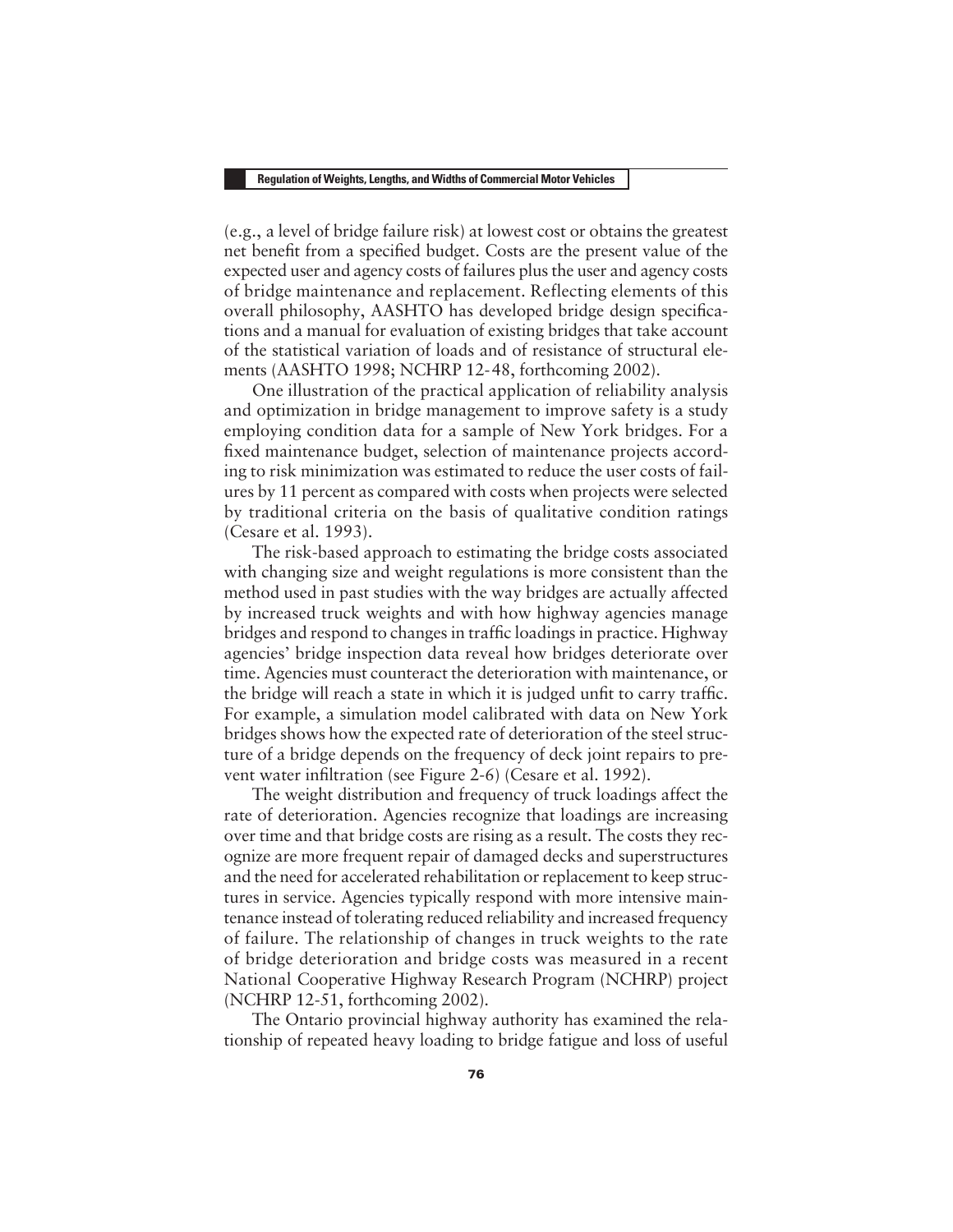(e.g., a level of bridge failure risk) at lowest cost or obtains the greatest net benefit from a specified budget. Costs are the present value of the expected user and agency costs of failures plus the user and agency costs of bridge maintenance and replacement. Reflecting elements of this overall philosophy, AASHTO has developed bridge design specifications and a manual for evaluation of existing bridges that take account of the statistical variation of loads and of resistance of structural elements (AASHTO 1998; NCHRP 12-48, forthcoming 2002).

One illustration of the practical application of reliability analysis and optimization in bridge management to improve safety is a study employing condition data for a sample of New York bridges. For a fixed maintenance budget, selection of maintenance projects according to risk minimization was estimated to reduce the user costs of failures by 11 percent as compared with costs when projects were selected by traditional criteria on the basis of qualitative condition ratings (Cesare et al. 1993).

The risk-based approach to estimating the bridge costs associated with changing size and weight regulations is more consistent than the method used in past studies with the way bridges are actually affected by increased truck weights and with how highway agencies manage bridges and respond to changes in traffic loadings in practice. Highway agencies' bridge inspection data reveal how bridges deteriorate over time. Agencies must counteract the deterioration with maintenance, or the bridge will reach a state in which it is judged unfit to carry traffic. For example, a simulation model calibrated with data on New York bridges shows how the expected rate of deterioration of the steel structure of a bridge depends on the frequency of deck joint repairs to prevent water infiltration (see Figure 2-6) (Cesare et al. 1992).

The weight distribution and frequency of truck loadings affect the rate of deterioration. Agencies recognize that loadings are increasing over time and that bridge costs are rising as a result. The costs they recognize are more frequent repair of damaged decks and superstructures and the need for accelerated rehabilitation or replacement to keep structures in service. Agencies typically respond with more intensive maintenance instead of tolerating reduced reliability and increased frequency of failure. The relationship of changes in truck weights to the rate of bridge deterioration and bridge costs was measured in a recent National Cooperative Highway Research Program (NCHRP) project (NCHRP 12-51, forthcoming 2002).

The Ontario provincial highway authority has examined the relationship of repeated heavy loading to bridge fatigue and loss of useful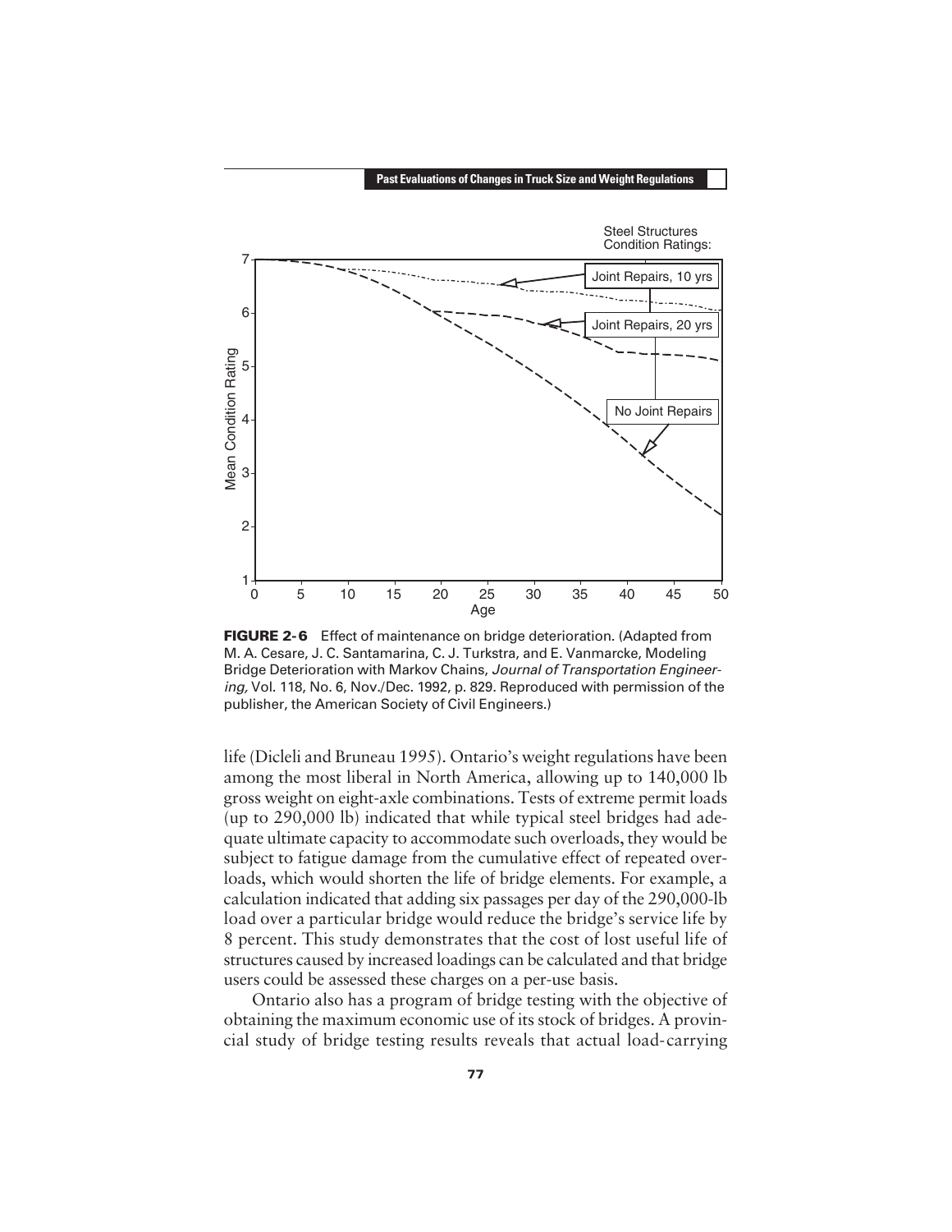**FIGURE 2-6** Effect of maintenance on bridge deterioration. (Adapted from M. A. Cesare, J. C. Santamarina, C. J. Turkstra, and E. Vanmarcke, Modeling Bridge Deterioration with Markov Chains, *Journal of Transportation Engineering,* Vol. 118, No. 6, Nov./Dec. 1992, p. 829. Reproduced with permission of the publisher, the American Society of Civil Engineers.)

life (Dicleli and Bruneau 1995). Ontario's weight regulations have been among the most liberal in North America, allowing up to 140,000 lb gross weight on eight-axle combinations. Tests of extreme permit loads (up to 290,000 lb) indicated that while typical steel bridges had adequate ultimate capacity to accommodate such overloads, they would be subject to fatigue damage from the cumulative effect of repeated overloads, which would shorten the life of bridge elements. For example, a calculation indicated that adding six passages per day of the 290,000-lb load over a particular bridge would reduce the bridge's service life by 8 percent. This study demonstrates that the cost of lost useful life of structures caused by increased loadings can be calculated and that bridge users could be assessed these charges on a per-use basis.

Ontario also has a program of bridge testing with the objective of obtaining the maximum economic use of its stock of bridges. A provincial study of bridge testing results reveals that actual load-carrying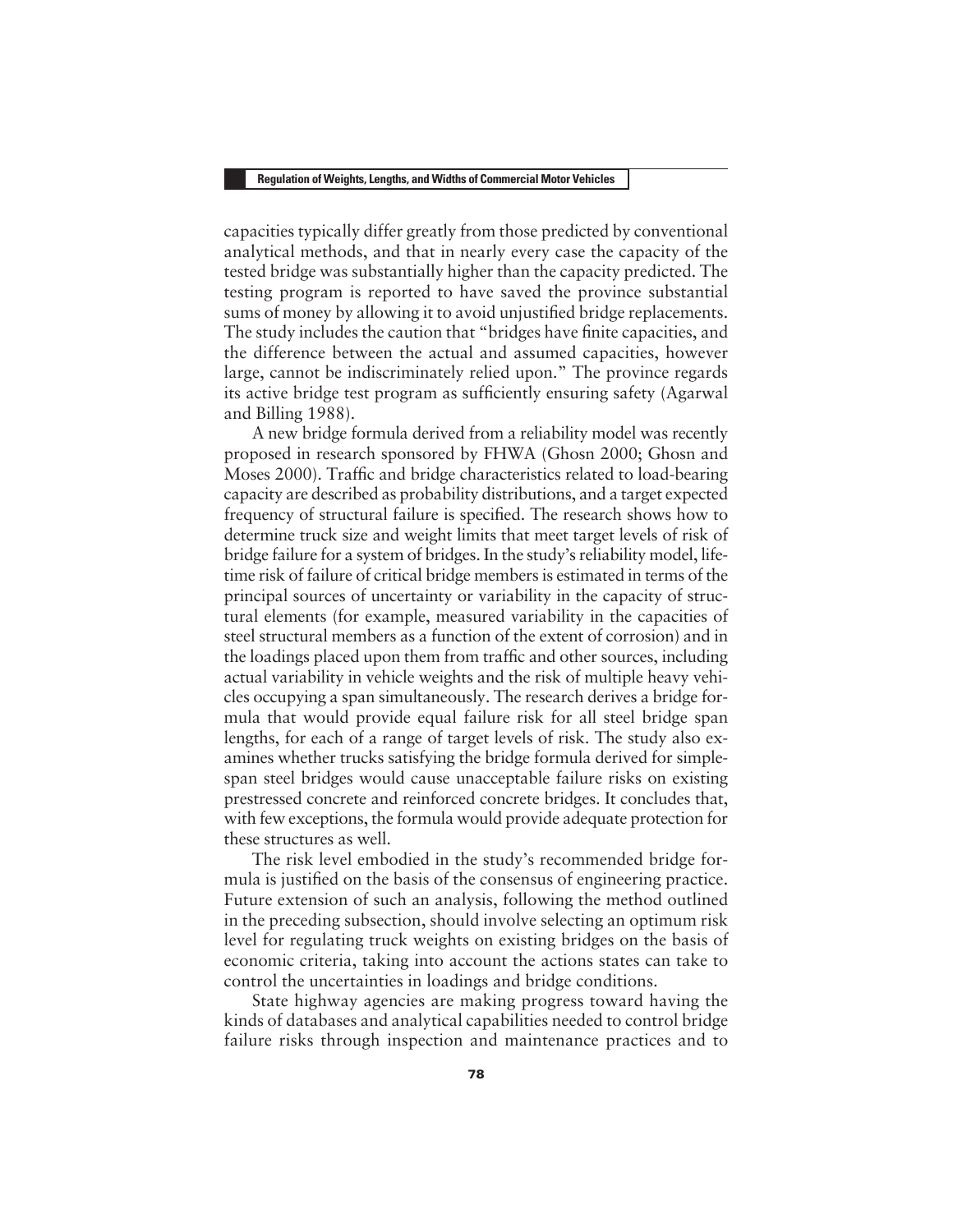capacities typically differ greatly from those predicted by conventional analytical methods, and that in nearly every case the capacity of the tested bridge was substantially higher than the capacity predicted. The testing program is reported to have saved the province substantial sums of money by allowing it to avoid unjustified bridge replacements. The study includes the caution that "bridges have finite capacities, and the difference between the actual and assumed capacities, however large, cannot be indiscriminately relied upon." The province regards its active bridge test program as sufficiently ensuring safety (Agarwal and Billing 1988).

A new bridge formula derived from a reliability model was recently proposed in research sponsored by FHWA (Ghosn 2000; Ghosn and Moses 2000). Traffic and bridge characteristics related to load-bearing capacity are described as probability distributions, and a target expected frequency of structural failure is specified. The research shows how to determine truck size and weight limits that meet target levels of risk of bridge failure for a system of bridges. In the study's reliability model, lifetime risk of failure of critical bridge members is estimated in terms of the principal sources of uncertainty or variability in the capacity of structural elements (for example, measured variability in the capacities of steel structural members as a function of the extent of corrosion) and in the loadings placed upon them from traffic and other sources, including actual variability in vehicle weights and the risk of multiple heavy vehicles occupying a span simultaneously. The research derives a bridge formula that would provide equal failure risk for all steel bridge span lengths, for each of a range of target levels of risk. The study also examines whether trucks satisfying the bridge formula derived for simple-span steel bridges would cause unacceptable failure risks on existing prestressed concrete and reinforced concrete bridges. It concludes that, with few exceptions, the formula would provide adequate protection for these structures as well.

The risk level embodied in the study's recommended bridge formula is justified on the basis of the consensus of engineering practice. Future extension of such an analysis, following the method outlined in the preceding subsection, should involve selecting an optimum risk level for regulating truck weights on existing bridges on the basis of economic criteria, taking into account the actions states can take to control the uncertainties in loadings and bridge conditions.

State highway agencies are making progress toward having the kinds of databases and analytical capabilities needed to control bridge failure risks through inspection and maintenance practices and to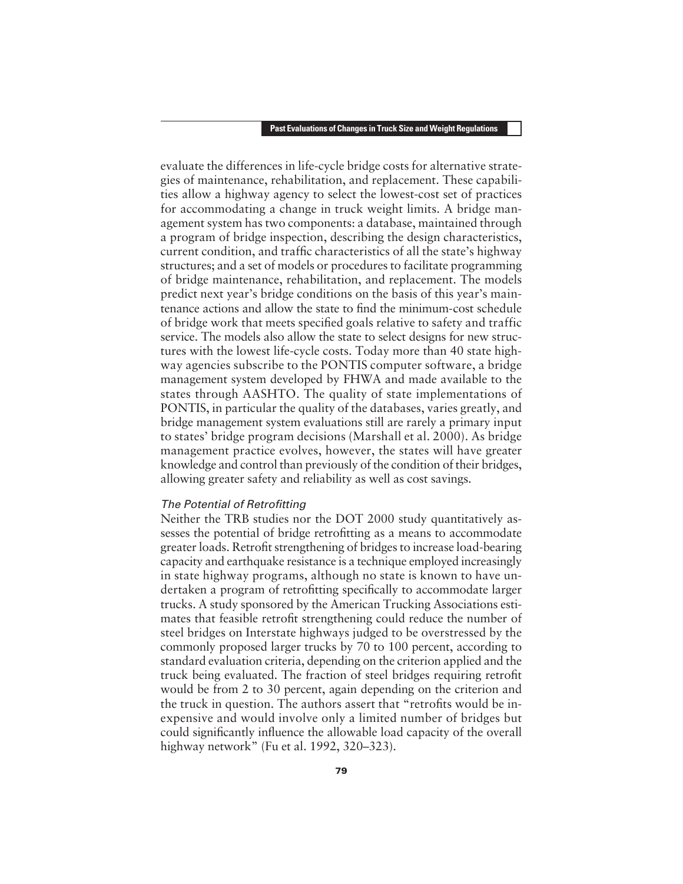evaluate the differences in life-cycle bridge costs for alternative strategies of maintenance, rehabilitation, and replacement. These capabilities allow a highway agency to select the lowest-cost set of practices for accommodating a change in truck weight limits. A bridge management system has two components: a database, maintained through a program of bridge inspection, describing the design characteristics, current condition, and traffic characteristics of all the state's highway structures; and a set of models or procedures to facilitate programming of bridge maintenance, rehabilitation, and replacement. The models predict next year's bridge conditions on the basis of this year's maintenance actions and allow the state to find the minimum-cost schedule of bridge work that meets specified goals relative to safety and traffic service. The models also allow the state to select designs for new structures with the lowest life-cycle costs. Today more than 40 state highway agencies subscribe to the PONTIS computer software, a bridge management system developed by FHWA and made available to the states through AASHTO. The quality of state implementations of PONTIS, in particular the quality of the databases, varies greatly, and bridge management system evaluations still are rarely a primary input to states' bridge program decisions (Marshall et al. 2000). As bridge management practice evolves, however, the states will have greater knowledge and control than previously of the condition of their bridges, allowing greater safety and reliability as well as cost savings.

### *The Potential of Retrofitting*

Neither the TRB studies nor the DOT 2000 study quantitatively assesses the potential of bridge retrofitting as a means to accommodate greater loads. Retrofit strengthening of bridges to increase load-bearing capacity and earthquake resistance is a technique employed increasingly in state highway programs, although no state is known to have undertaken a program of retrofitting specifically to accommodate larger trucks. A study sponsored by the American Trucking Associations estimates that feasible retrofit strengthening could reduce the number of steel bridges on Interstate highways judged to be overstressed by the commonly proposed larger trucks by 70 to 100 percent, according to standard evaluation criteria, depending on the criterion applied and the truck being evaluated. The fraction of steel bridges requiring retrofit would be from 2 to 30 percent, again depending on the criterion and the truck in question. The authors assert that "retrofits would be inexpensive and would involve only a limited number of bridges but could significantly influence the allowable load capacity of the overall highway network" (Fu et al. 1992, 320–323).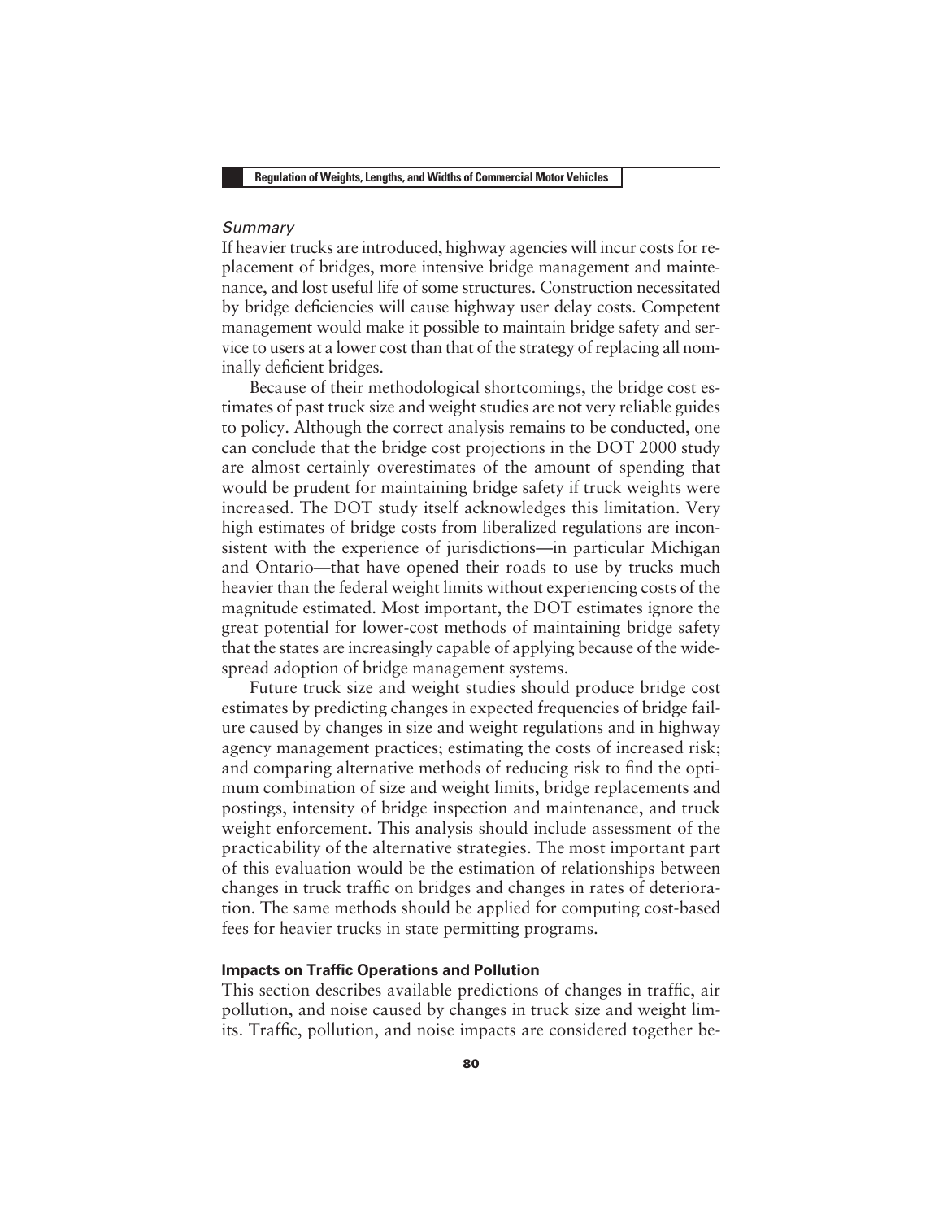*Summary*

If heavier trucks are introduced, highway agencies will incur costs for replacement of bridges, more intensive bridge management and maintenance, and lost useful life of some structures. Construction necessitated by bridge deficiencies will cause highway user delay costs. Competent management would make it possible to maintain bridge safety and service to users at a lower cost than that of the strategy of replacing all nominally deficient bridges.

Because of their methodological shortcomings, the bridge cost estimates of past truck size and weight studies are not very reliable guides to policy. Although the correct analysis remains to be conducted, one can conclude that the bridge cost projections in the DOT 2000 study are almost certainly overestimates of the amount of spending that would be prudent for maintaining bridge safety if truck weights were increased. The DOT study itself acknowledges this limitation. Very high estimates of bridge costs from liberalized regulations are inconsistent with the experience of jurisdictions—in particular Michigan and Ontario—that have opened their roads to use by trucks much heavier than the federal weight limits without experiencing costs of the magnitude estimated. Most important, the DOT estimates ignore the great potential for lower-cost methods of maintaining bridge safety that the states are increasingly capable of applying because of the widespread adoption of bridge management systems.

Future truck size and weight studies should produce bridge cost estimates by predicting changes in expected frequencies of bridge failure caused by changes in size and weight regulations and in highway agency management practices; estimating the costs of increased risk; and comparing alternative methods of reducing risk to find the optimum combination of size and weight limits, bridge replacements and postings, intensity of bridge inspection and maintenance, and truck weight enforcement. This analysis should include assessment of the practicability of the alternative strategies. The most important part of this evaluation would be the estimation of relationships between changes in truck traffic on bridges and changes in rates of deterioration. The same methods should be applied for computing cost-based fees for heavier trucks in state permitting programs.

### Impacts on Traffic Operations and Pollution

This section describes available predictions of changes in traffic, air pollution, and noise caused by changes in truck size and weight limits. Traffic, pollution, and noise impacts are considered together be-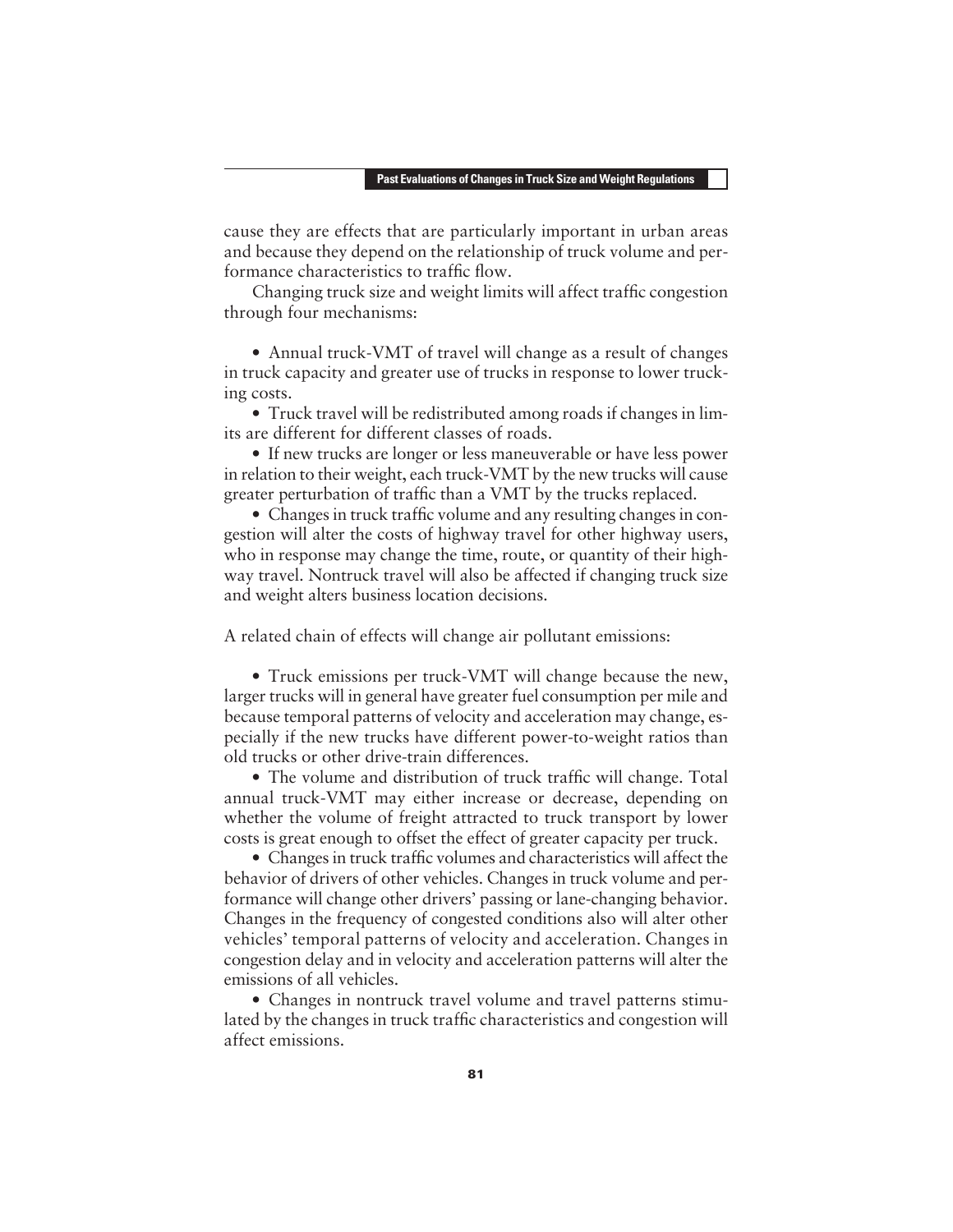cause they are effects that are particularly important in urban areas and because they depend on the relationship of truck volume and performance characteristics to traffic flow.

Changing truck size and weight limits will affect traffic congestion through four mechanisms:

- Annual truck-VMT of travel will change as a result of changes in truck capacity and greater use of trucks in response to lower trucking costs.
- Truck travel will be redistributed among roads if changes in limits are different for different classes of roads.
- If new trucks are longer or less maneuverable or have less power in relation to their weight, each truck-VMT by the new trucks will cause greater perturbation of traffic than a VMT by the trucks replaced.
- Changes in truck traffic volume and any resulting changes in congestion will alter the costs of highway travel for other highway users, who in response may change the time, route, or quantity of their highway travel. Nontruck travel will also be affected if changing truck size and weight alters business location decisions.

A related chain of effects will change air pollutant emissions:

- Truck emissions per truck-VMT will change because the new, larger trucks will in general have greater fuel consumption per mile and because temporal patterns of velocity and acceleration may change, especially if the new trucks have different power-to-weight ratios than old trucks or other drive-train differences.
- The volume and distribution of truck traffic will change. Total annual truck-VMT may either increase or decrease, depending on whether the volume of freight attracted to truck transport by lower costs is great enough to offset the effect of greater capacity per truck.
- Changes in truck traffic volumes and characteristics will affect the behavior of drivers of other vehicles. Changes in truck volume and performance will change other drivers' passing or lane-changing behavior. Changes in the frequency of congested conditions also will alter other vehicles' temporal patterns of velocity and acceleration. Changes in congestion delay and in velocity and acceleration patterns will alter the emissions of all vehicles.
- Changes in nontruck travel volume and travel patterns stimulated by the changes in truck traffic characteristics and congestion will affect emissions.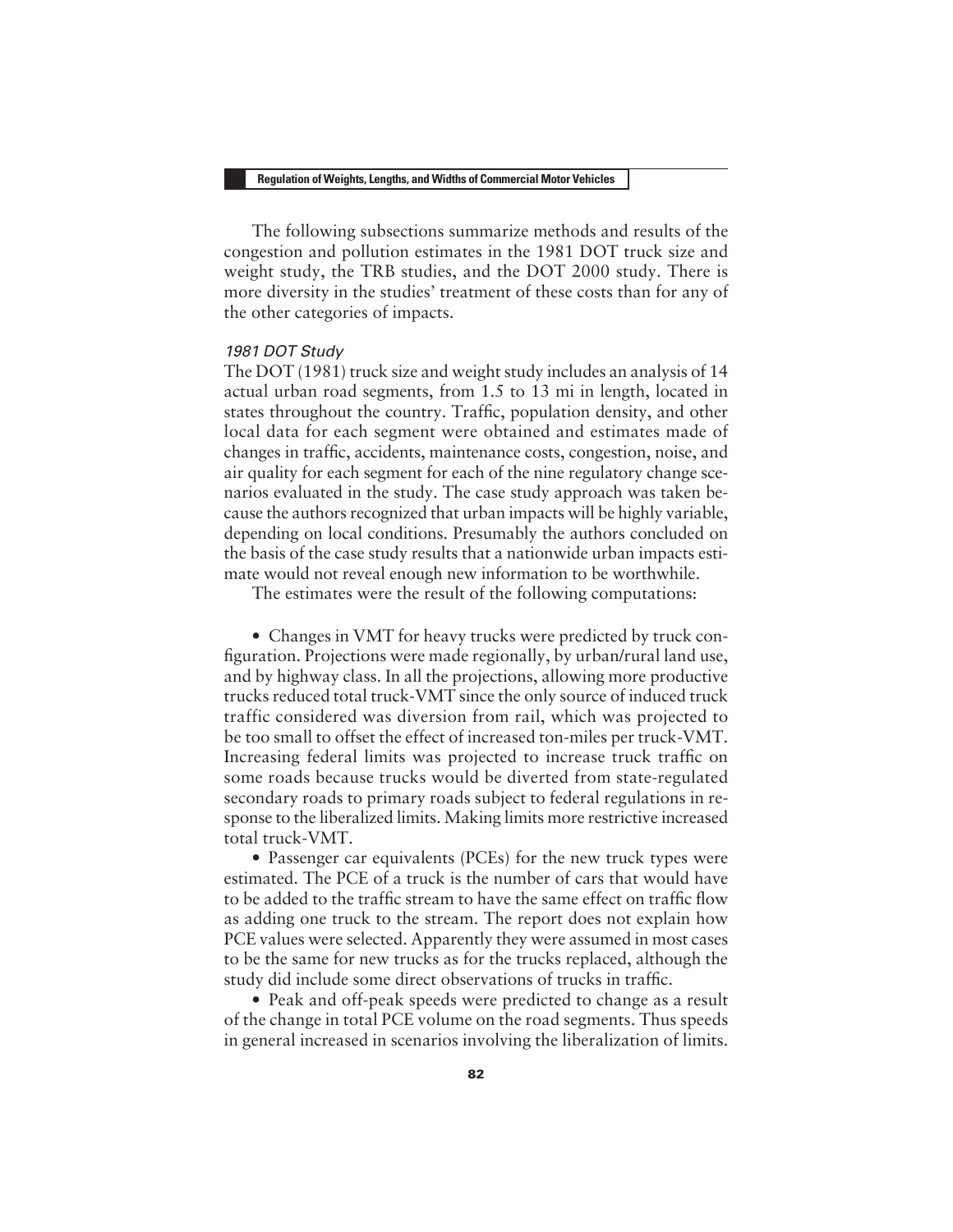The following subsections summarize methods and results of the congestion and pollution estimates in the 1981 DOT truck size and weight study, the TRB studies, and the DOT 2000 study. There is more diversity in the studies' treatment of these costs than for any of the other categories of impacts.

### *1981 DOT Study*

The DOT (1981) truck size and weight study includes an analysis of 14 actual urban road segments, from 1.5 to 13 mi in length, located in states throughout the country. Traffic, population density, and other local data for each segment were obtained and estimates made of changes in traffic, accidents, maintenance costs, congestion, noise, and air quality for each segment for each of the nine regulatory change scenarios evaluated in the study. The case study approach was taken because the authors recognized that urban impacts will be highly variable, depending on local conditions. Presumably the authors concluded on the basis of the case study results that a nationwide urban impacts estimate would not reveal enough new information to be worthwhile.

The estimates were the result of the following computations:

- Changes in VMT for heavy trucks were predicted by truck configuration. Projections were made regionally, by urban/rural land use, and by highway class. In all the projections, allowing more productive trucks reduced total truck-VMT since the only source of induced truck traffic considered was diversion from rail, which was projected to be too small to offset the effect of increased ton-miles per truck-VMT. Increasing federal limits was projected to increase truck traffic on some roads because trucks would be diverted from state-regulated secondary roads to primary roads subject to federal regulations in response to the liberalized limits. Making limits more restrictive increased total truck-VMT.
- Passenger car equivalents (PCEs) for the new truck types were estimated. The PCE of a truck is the number of cars that would have to be added to the traffic stream to have the same effect on traffic flow as adding one truck to the stream. The report does not explain how PCE values were selected. Apparently they were assumed in most cases to be the same for new trucks as for the trucks replaced, although the study did include some direct observations of trucks in traffic.
- Peak and off-peak speeds were predicted to change as a result of the change in total PCE volume on the road segments. Thus speeds in general increased in scenarios involving the liberalization of limits.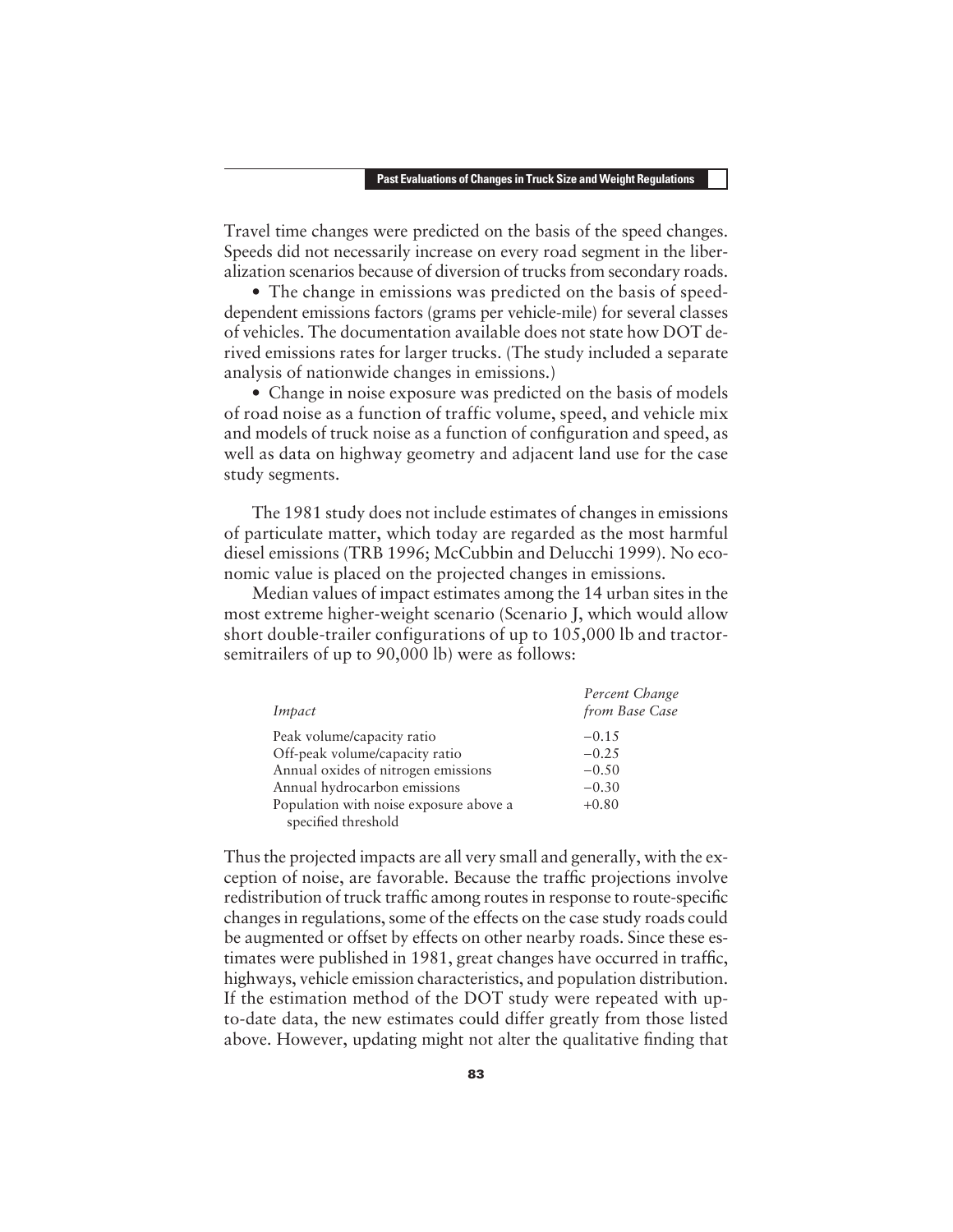Travel time changes were predicted on the basis of the speed changes. Speeds did not necessarily increase on every road segment in the liberalization scenarios because of diversion of trucks from secondary roads.

- The change in emissions was predicted on the basis of speed-dependent emissions factors (grams per vehicle-mile) for several classes of vehicles. The documentation available does not state how DOT derived emissions rates for larger trucks. (The study included a separate analysis of nationwide changes in emissions.)
- Change in noise exposure was predicted on the basis of models of road noise as a function of traffic volume, speed, and vehicle mix and models of truck noise as a function of configuration and speed, as well as data on highway geometry and adjacent land use for the case study segments.

The 1981 study does not include estimates of changes in emissions of particulate matter, which today are regarded as the most harmful diesel emissions (TRB 1996; McCubbin and Delucchi 1999). No economic value is placed on the projected changes in emissions.

Median values of impact estimates among the 14 urban sites in the most extreme higher-weight scenario (Scenario J, which would allow short double-trailer configurations of up to 105,000 lb and tractor-semitrailers of up to 90,000 lb) were as follows:

| *Impact* | *Percent Change from Base Case* |
|---|---|
| Peak volume/capacity ratio | −0.15 |
| Off-peak volume/capacity ratio | −0.25 |
| Annual oxides of nitrogen emissions | −0.50 |
| Annual hydrocarbon emissions | −0.30 |
| Population with noise exposure above a specified threshold | +0.80 |

Thus the projected impacts are all very small and generally, with the exception of noise, are favorable. Because the traffic projections involve redistribution of truck traffic among routes in response to route-specific changes in regulations, some of the effects on the case study roads could be augmented or offset by effects on other nearby roads. Since these estimates were published in 1981, great changes have occurred in traffic, highways, vehicle emission characteristics, and population distribution. If the estimation method of the DOT study were repeated with up-to-date data, the new estimates could differ greatly from those listed above. However, updating might not alter the qualitative finding that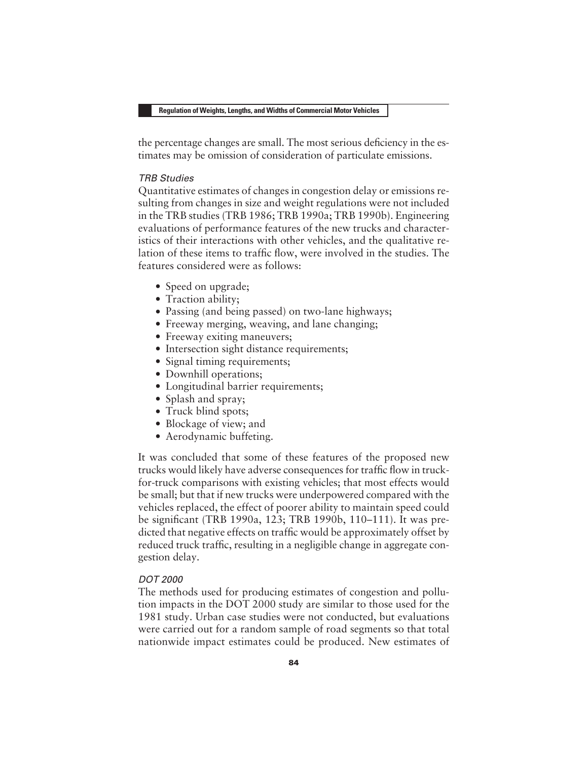the percentage changes are small. The most serious deficiency in the estimates may be omission of consideration of particulate emissions.

#### *TRB Studies*

Quantitative estimates of changes in congestion delay or emissions resulting from changes in size and weight regulations were not included in the TRB studies (TRB 1986; TRB 1990a; TRB 1990b). Engineering evaluations of performance features of the new trucks and characteristics of their interactions with other vehicles, and the qualitative relation of these items to traffic flow, were involved in the studies. The features considered were as follows:

- Speed on upgrade;
- Traction ability;
- Passing (and being passed) on two-lane highways;
- Freeway merging, weaving, and lane changing;
- Freeway exiting maneuvers;
- Intersection sight distance requirements;
- Signal timing requirements;
- Downhill operations;
- Longitudinal barrier requirements;
- Splash and spray;
- Truck blind spots;
- Blockage of view; and
- Aerodynamic buffeting.

It was concluded that some of these features of the proposed new trucks would likely have adverse consequences for traffic flow in truck-for-truck comparisons with existing vehicles; that most effects would be small; but that if new trucks were underpowered compared with the vehicles replaced, the effect of poorer ability to maintain speed could be significant (TRB 1990a, 123; TRB 1990b, 110–111). It was predicted that negative effects on traffic would be approximately offset by reduced truck traffic, resulting in a negligible change in aggregate congestion delay.

#### *DOT 2000*

The methods used for producing estimates of congestion and pollution impacts in the DOT 2000 study are similar to those used for the 1981 study. Urban case studies were not conducted, but evaluations were carried out for a random sample of road segments so that total nationwide impact estimates could be produced. New estimates of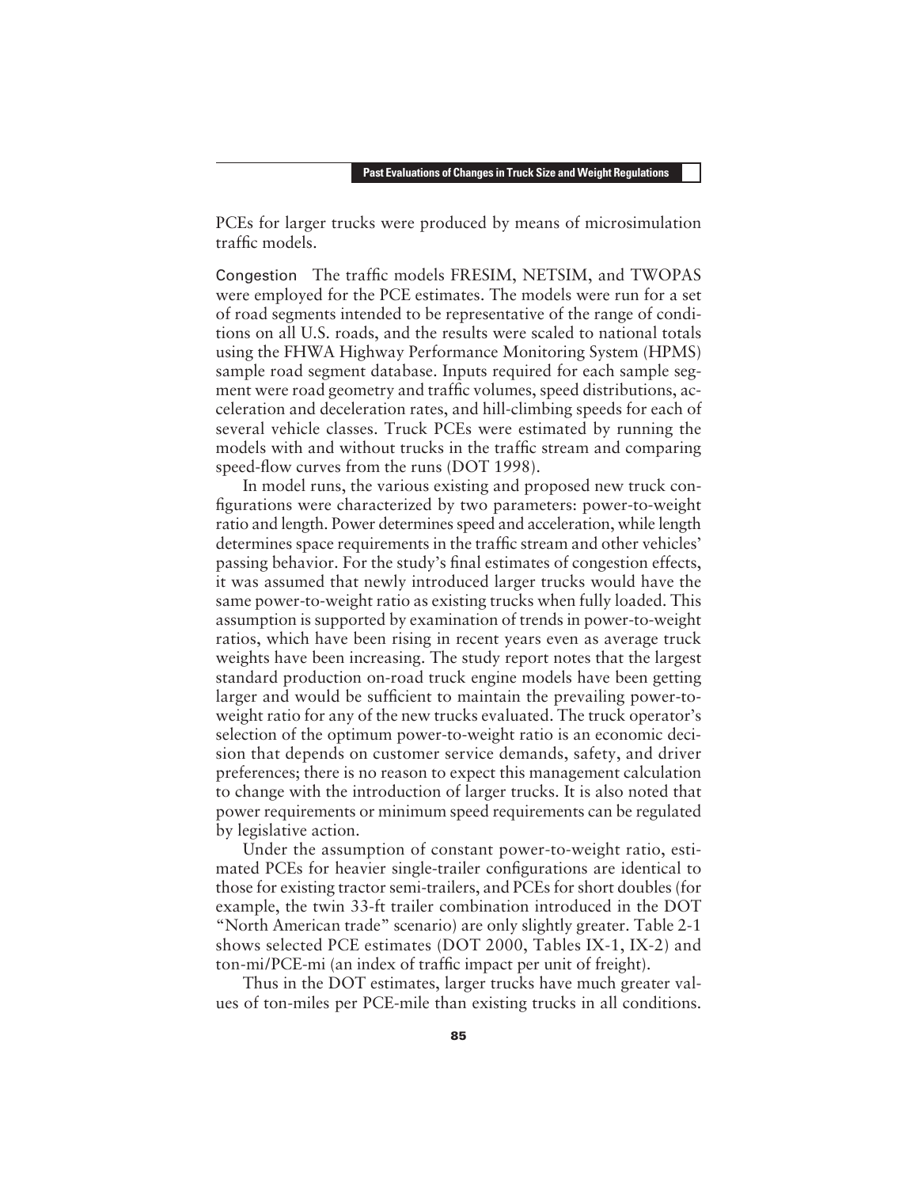PCEs for larger trucks were produced by means of microsimulation traffic models.

Congestion The traffic models FRESIM, NETSIM, and TWOPAS were employed for the PCE estimates. The models were run for a set of road segments intended to be representative of the range of conditions on all U.S. roads, and the results were scaled to national totals using the FHWA Highway Performance Monitoring System (HPMS) sample road segment database. Inputs required for each sample segment were road geometry and traffic volumes, speed distributions, acceleration and deceleration rates, and hill-climbing speeds for each of several vehicle classes. Truck PCEs were estimated by running the models with and without trucks in the traffic stream and comparing speed-flow curves from the runs (DOT 1998).

In model runs, the various existing and proposed new truck configurations were characterized by two parameters: power-to-weight ratio and length. Power determines speed and acceleration, while length determines space requirements in the traffic stream and other vehicles' passing behavior. For the study's final estimates of congestion effects, it was assumed that newly introduced larger trucks would have the same power-to-weight ratio as existing trucks when fully loaded. This assumption is supported by examination of trends in power-to-weight ratios, which have been rising in recent years even as average truck weights have been increasing. The study report notes that the largest standard production on-road truck engine models have been getting larger and would be sufficient to maintain the prevailing power-to-weight ratio for any of the new trucks evaluated. The truck operator's selection of the optimum power-to-weight ratio is an economic decision that depends on customer service demands, safety, and driver preferences; there is no reason to expect this management calculation to change with the introduction of larger trucks. It is also noted that power requirements or minimum speed requirements can be regulated by legislative action.

Under the assumption of constant power-to-weight ratio, estimated PCEs for heavier single-trailer configurations are identical to those for existing tractor semi-trailers, and PCEs for short doubles (for example, the twin 33-ft trailer combination introduced in the DOT "North American trade" scenario) are only slightly greater. Table 2-1 shows selected PCE estimates (DOT 2000, Tables IX-1, IX-2) and ton-mi/PCE-mi (an index of traffic impact per unit of freight).

Thus in the DOT estimates, larger trucks have much greater values of ton-miles per PCE-mile than existing trucks in all conditions.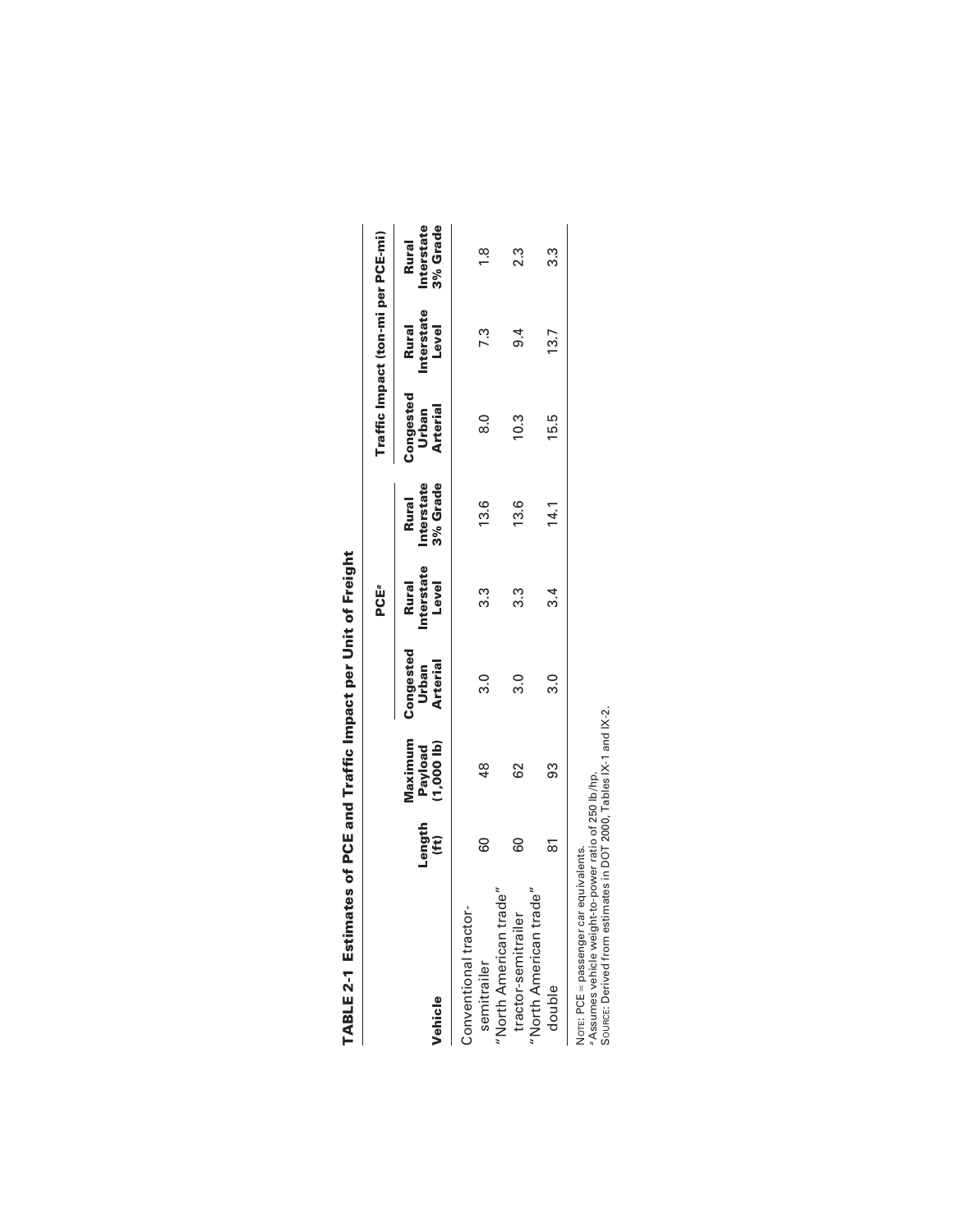**TABLE 2-1 Estimates of PCE and Traffic Impact per Unit of Freight**

| Vehicle | Length (ft) | Maximum Payload (1,000 lb) | PCE[a] | | | Traffic Impact (ton-mi per PCE-mi) | | |
|---|---|---|---|---|---|---|---|---|
| | | | Congested Urban Arterial | Rural Interstate Level | Rural Interstate 3% Grade | Congested Urban Arterial | Rural Interstate Level | Rural Interstate 3% Grade |
| Conventional tractor-semitrailer | 60 | 48 | 3.0 | 3.3 | 13.6 | 8.0 | 7.3 | 1.8 |
| "North American trade" tractor-semitrailer | 60 | 62 | 3.0 | 3.3 | 13.6 | 10.3 | 9.4 | 2.3 |
| "North American trade" double | 81 | 93 | 3.0 | 3.4 | 14.1 | 15.5 | 13.7 | 3.3 |

NOTE: PCE = passenger car equivalents.
[a] Assumes vehicle weight-to-power ratio of 250 lb/hp.
SOURCE: Derived from estimates in DOT 2000, Tables IX-1 and IX-2.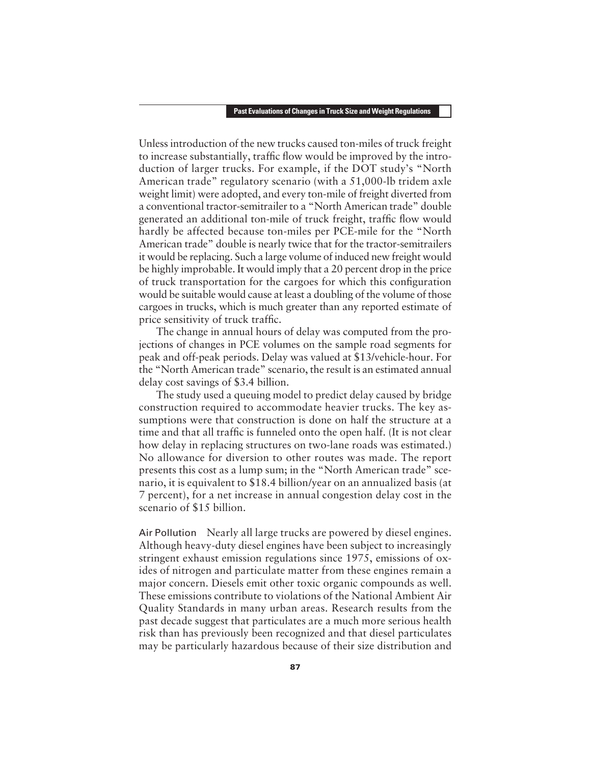Unless introduction of the new trucks caused ton-miles of truck freight to increase substantially, traffic flow would be improved by the introduction of larger trucks. For example, if the DOT study's "North American trade" regulatory scenario (with a 51,000-lb tridem axle weight limit) were adopted, and every ton-mile of freight diverted from a conventional tractor-semitrailer to a "North American trade" double generated an additional ton-mile of truck freight, traffic flow would hardly be affected because ton-miles per PCE-mile for the "North American trade" double is nearly twice that for the tractor-semitrailers it would be replacing. Such a large volume of induced new freight would be highly improbable. It would imply that a 20 percent drop in the price of truck transportation for the cargoes for which this configuration would be suitable would cause at least a doubling of the volume of those cargoes in trucks, which is much greater than any reported estimate of price sensitivity of truck traffic.

The change in annual hours of delay was computed from the projections of changes in PCE volumes on the sample road segments for peak and off-peak periods. Delay was valued at $13/vehicle-hour. For the "North American trade" scenario, the result is an estimated annual delay cost savings of $3.4 billion.

The study used a queuing model to predict delay caused by bridge construction required to accommodate heavier trucks. The key assumptions were that construction is done on half the structure at a time and that all traffic is funneled onto the open half. (It is not clear how delay in replacing structures on two-lane roads was estimated.) No allowance for diversion to other routes was made. The report presents this cost as a lump sum; in the "North American trade" scenario, it is equivalent to $18.4 billion/year on an annualized basis (at 7 percent), for a net increase in annual congestion delay cost in the scenario of $15 billion.

Air Pollution Nearly all large trucks are powered by diesel engines. Although heavy-duty diesel engines have been subject to increasingly stringent exhaust emission regulations since 1975, emissions of oxides of nitrogen and particulate matter from these engines remain a major concern. Diesels emit other toxic organic compounds as well. These emissions contribute to violations of the National Ambient Air Quality Standards in many urban areas. Research results from the past decade suggest that particulates are a much more serious health risk than has previously been recognized and that diesel particulates may be particularly hazardous because of their size distribution and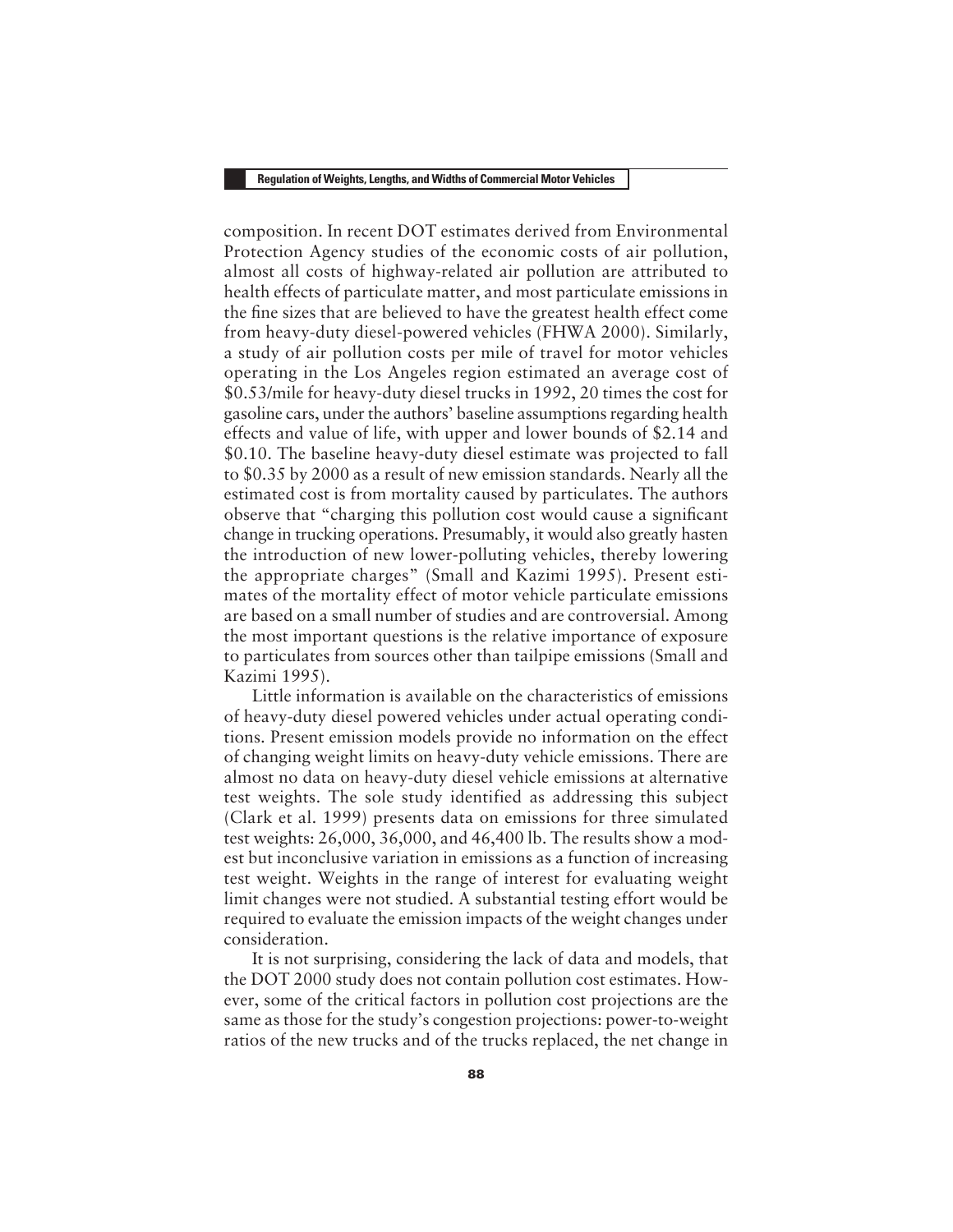composition. In recent DOT estimates derived from Environmental Protection Agency studies of the economic costs of air pollution, almost all costs of highway-related air pollution are attributed to health effects of particulate matter, and most particulate emissions in the fine sizes that are believed to have the greatest health effect come from heavy-duty diesel-powered vehicles (FHWA 2000). Similarly, a study of air pollution costs per mile of travel for motor vehicles operating in the Los Angeles region estimated an average cost of $0.53/mile for heavy-duty diesel trucks in 1992, 20 times the cost for gasoline cars, under the authors' baseline assumptions regarding health effects and value of life, with upper and lower bounds of $2.14 and $0.10. The baseline heavy-duty diesel estimate was projected to fall to $0.35 by 2000 as a result of new emission standards. Nearly all the estimated cost is from mortality caused by particulates. The authors observe that "charging this pollution cost would cause a significant change in trucking operations. Presumably, it would also greatly hasten the introduction of new lower-polluting vehicles, thereby lowering the appropriate charges" (Small and Kazimi 1995). Present estimates of the mortality effect of motor vehicle particulate emissions are based on a small number of studies and are controversial. Among the most important questions is the relative importance of exposure to particulates from sources other than tailpipe emissions (Small and Kazimi 1995).

Little information is available on the characteristics of emissions of heavy-duty diesel powered vehicles under actual operating conditions. Present emission models provide no information on the effect of changing weight limits on heavy-duty vehicle emissions. There are almost no data on heavy-duty diesel vehicle emissions at alternative test weights. The sole study identified as addressing this subject (Clark et al. 1999) presents data on emissions for three simulated test weights: 26,000, 36,000, and 46,400 lb. The results show a modest but inconclusive variation in emissions as a function of increasing test weight. Weights in the range of interest for evaluating weight limit changes were not studied. A substantial testing effort would be required to evaluate the emission impacts of the weight changes under consideration.

It is not surprising, considering the lack of data and models, that the DOT 2000 study does not contain pollution cost estimates. However, some of the critical factors in pollution cost projections are the same as those for the study's congestion projections: power-to-weight ratios of the new trucks and of the trucks replaced, the net change in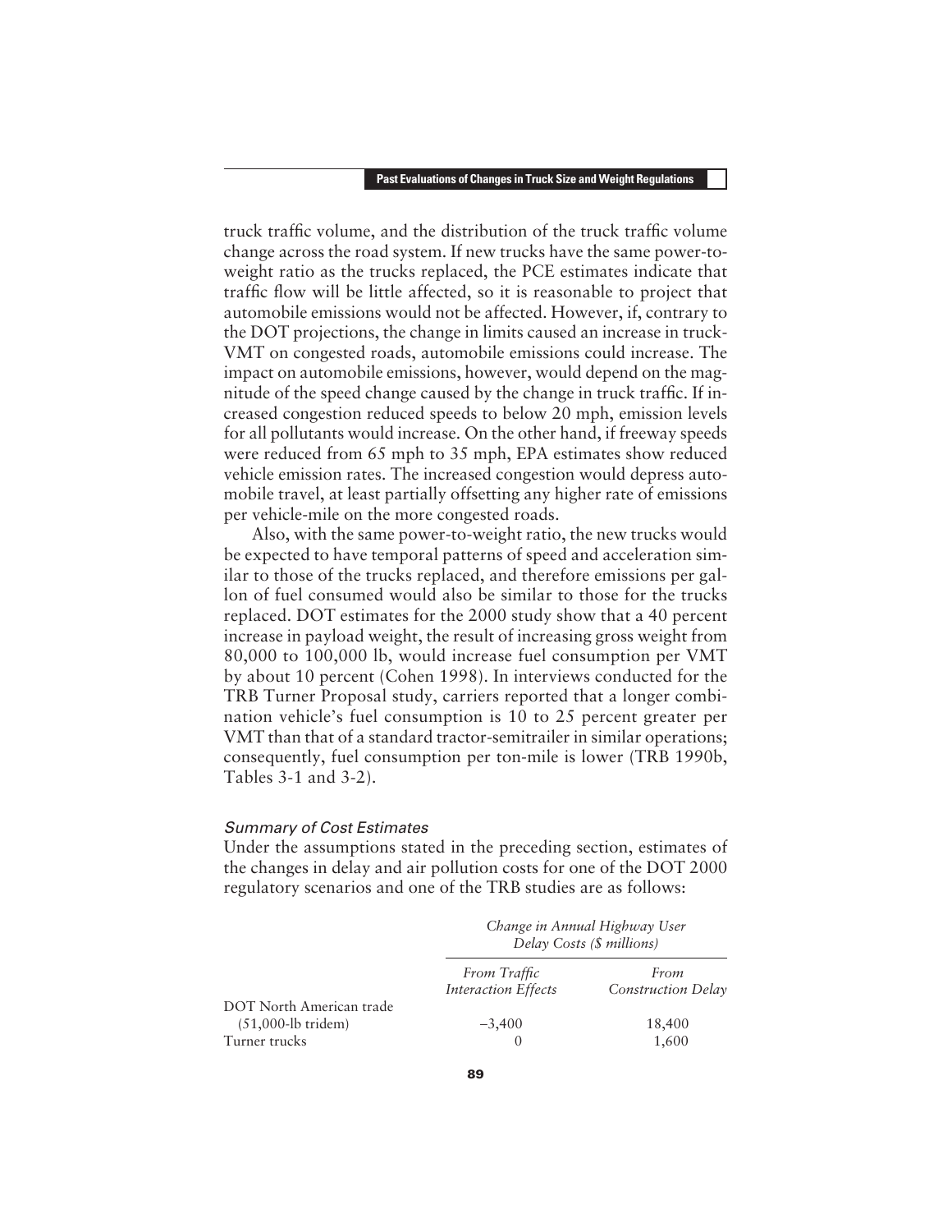truck traffic volume, and the distribution of the truck traffic volume change across the road system. If new trucks have the same power-to-weight ratio as the trucks replaced, the PCE estimates indicate that traffic flow will be little affected, so it is reasonable to project that automobile emissions would not be affected. However, if, contrary to the DOT projections, the change in limits caused an increase in truck-VMT on congested roads, automobile emissions could increase. The impact on automobile emissions, however, would depend on the magnitude of the speed change caused by the change in truck traffic. If increased congestion reduced speeds to below 20 mph, emission levels for all pollutants would increase. On the other hand, if freeway speeds were reduced from 65 mph to 35 mph, EPA estimates show reduced vehicle emission rates. The increased congestion would depress automobile travel, at least partially offsetting any higher rate of emissions per vehicle-mile on the more congested roads.

Also, with the same power-to-weight ratio, the new trucks would be expected to have temporal patterns of speed and acceleration similar to those of the trucks replaced, and therefore emissions per gallon of fuel consumed would also be similar to those for the trucks replaced. DOT estimates for the 2000 study show that a 40 percent increase in payload weight, the result of increasing gross weight from 80,000 to 100,000 lb, would increase fuel consumption per VMT by about 10 percent (Cohen 1998). In interviews conducted for the TRB Turner Proposal study, carriers reported that a longer combination vehicle's fuel consumption is 10 to 25 percent greater per VMT than that of a standard tractor-semitrailer in similar operations; consequently, fuel consumption per ton-mile is lower (TRB 1990b, Tables 3-1 and 3-2).

### *Summary of Cost Estimates*

Under the assumptions stated in the preceding section, estimates of the changes in delay and air pollution costs for one of the DOT 2000 regulatory scenarios and one of the TRB studies are as follows:

| | *Change in Annual Highway User Delay Costs ($ millions)* | |
|---|---|---|
| | *From Traffic Interaction Effects* | *From Construction Delay* |
| DOT North American trade (51,000-lb tridem) | −3,400 | 18,400 |
| Turner trucks | 0 | 1,600 |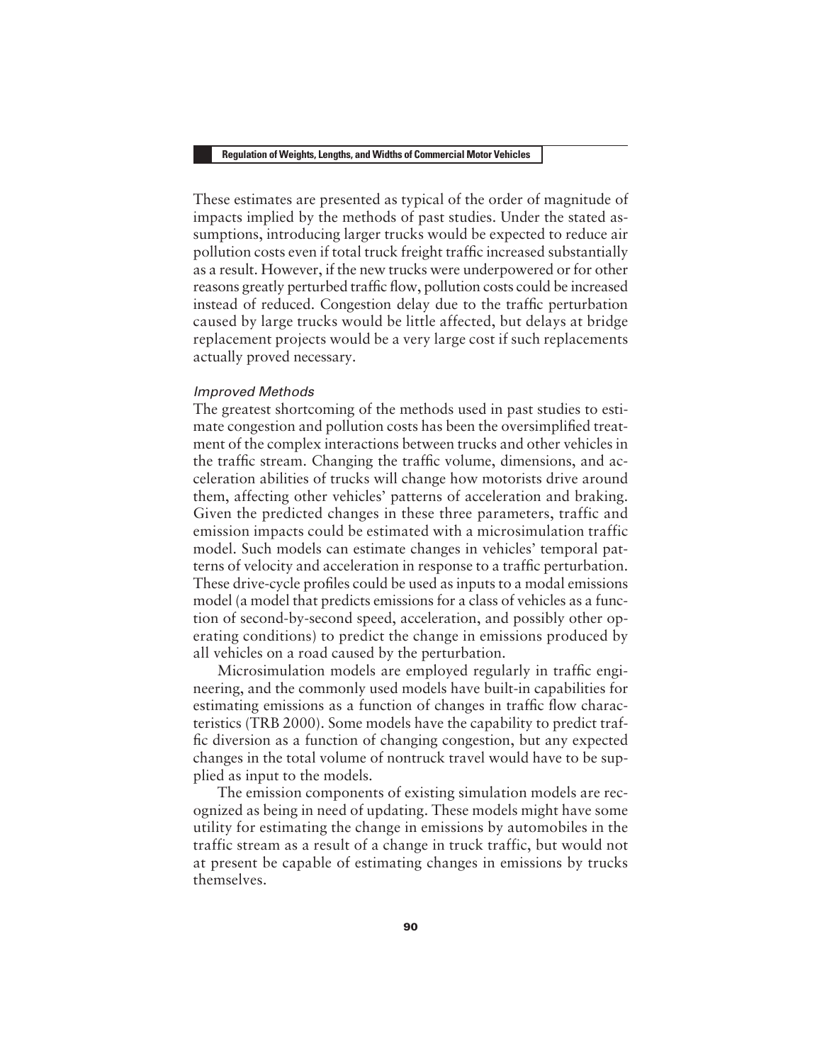These estimates are presented as typical of the order of magnitude of impacts implied by the methods of past studies. Under the stated assumptions, introducing larger trucks would be expected to reduce air pollution costs even if total truck freight traffic increased substantially as a result. However, if the new trucks were underpowered or for other reasons greatly perturbed traffic flow, pollution costs could be increased instead of reduced. Congestion delay due to the traffic perturbation caused by large trucks would be little affected, but delays at bridge replacement projects would be a very large cost if such replacements actually proved necessary.

### *Improved Methods*

The greatest shortcoming of the methods used in past studies to estimate congestion and pollution costs has been the oversimplified treatment of the complex interactions between trucks and other vehicles in the traffic stream. Changing the traffic volume, dimensions, and acceleration abilities of trucks will change how motorists drive around them, affecting other vehicles' patterns of acceleration and braking. Given the predicted changes in these three parameters, traffic and emission impacts could be estimated with a microsimulation traffic model. Such models can estimate changes in vehicles' temporal patterns of velocity and acceleration in response to a traffic perturbation. These drive-cycle profiles could be used as inputs to a modal emissions model (a model that predicts emissions for a class of vehicles as a function of second-by-second speed, acceleration, and possibly other operating conditions) to predict the change in emissions produced by all vehicles on a road caused by the perturbation.

Microsimulation models are employed regularly in traffic engineering, and the commonly used models have built-in capabilities for estimating emissions as a function of changes in traffic flow characteristics (TRB 2000). Some models have the capability to predict traffic diversion as a function of changing congestion, but any expected changes in the total volume of nontruck travel would have to be supplied as input to the models.

The emission components of existing simulation models are recognized as being in need of updating. These models might have some utility for estimating the change in emissions by automobiles in the traffic stream as a result of a change in truck traffic, but would not at present be capable of estimating changes in emissions by trucks themselves.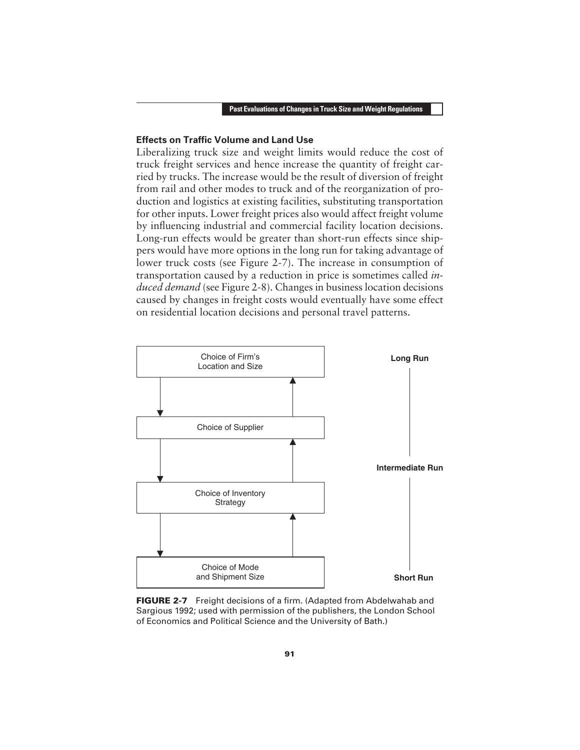### Effects on Traffic Volume and Land Use

Liberalizing truck size and weight limits would reduce the cost of truck freight services and hence increase the quantity of freight carried by trucks. The increase would be the result of diversion of freight from rail and other modes to truck and of the reorganization of production and logistics at existing facilities, substituting transportation for other inputs. Lower freight prices also would affect freight volume by influencing industrial and commercial facility location decisions. Long-run effects would be greater than short-run effects since shippers would have more options in the long run for taking advantage of lower truck costs (see Figure 2-7). The increase in consumption of transportation caused by a reduction in price is sometimes called *induced demand* (see Figure 2-8). Changes in business location decisions caused by changes in freight costs would eventually have some effect on residential location decisions and personal travel patterns.

Choice of Firm's Location and Size — Long Run

Choice of Supplier

Choice of Inventory Strategy — Intermediate Run

Choice of Mode and Shipment Size — Short Run

**FIGURE 2-7** Freight decisions of a firm. (Adapted from Abdelwahab and Sargious 1992; used with permission of the publishers, the London School of Economics and Political Science and the University of Bath.)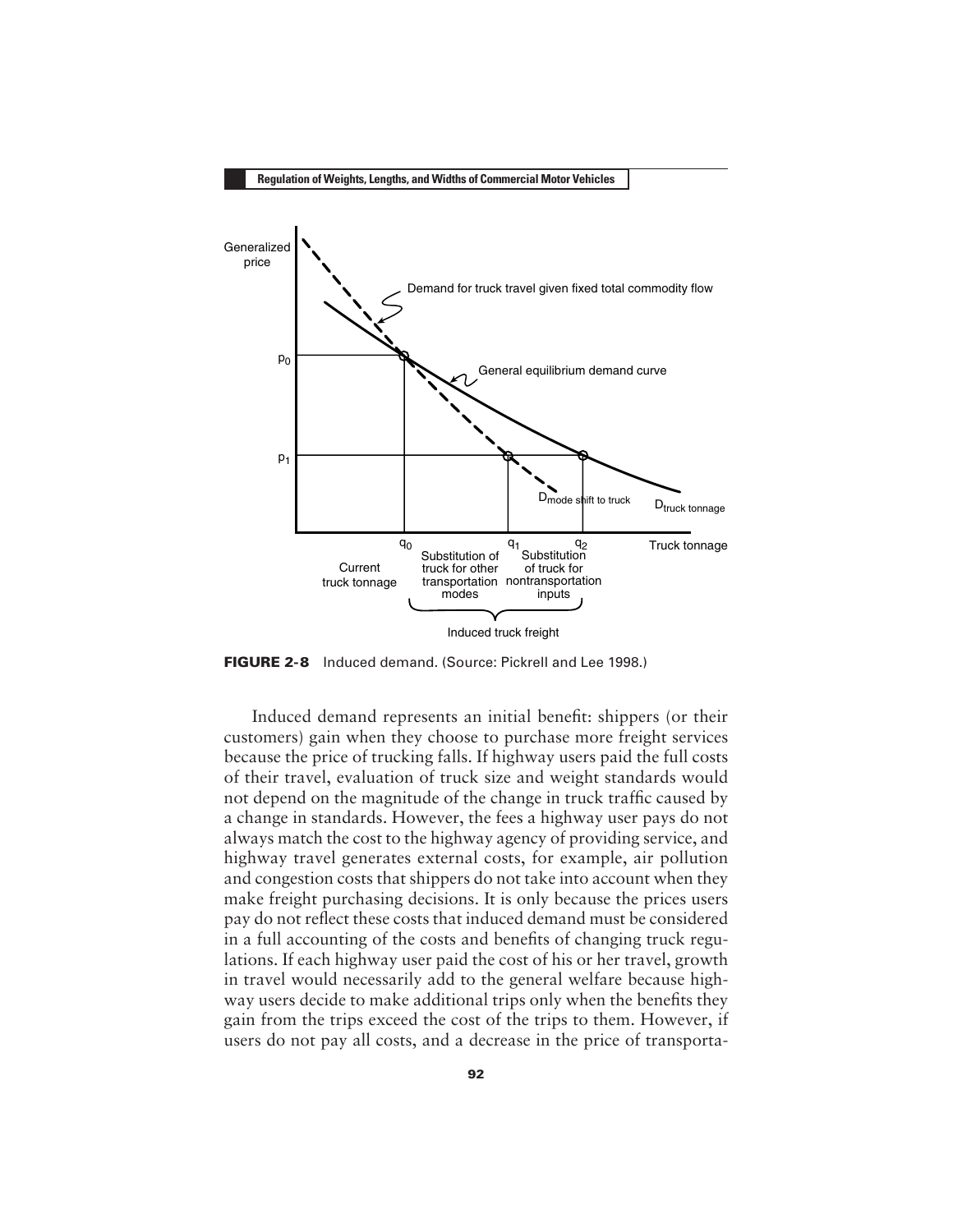**FIGURE 2-8** Induced demand. (Source: Pickrell and Lee 1998.)

Induced demand represents an initial benefit: shippers (or their customers) gain when they choose to purchase more freight services because the price of trucking falls. If highway users paid the full costs of their travel, evaluation of truck size and weight standards would not depend on the magnitude of the change in truck traffic caused by a change in standards. However, the fees a highway user pays do not always match the cost to the highway agency of providing service, and highway travel generates external costs, for example, air pollution and congestion costs that shippers do not take into account when they make freight purchasing decisions. It is only because the prices users pay do not reflect these costs that induced demand must be considered in a full accounting of the costs and benefits of changing truck regulations. If each highway user paid the cost of his or her travel, growth in travel would necessarily add to the general welfare because highway users decide to make additional trips only when the benefits they gain from the trips exceed the cost of the trips to them. However, if users do not pay all costs, and a decrease in the price of transporta-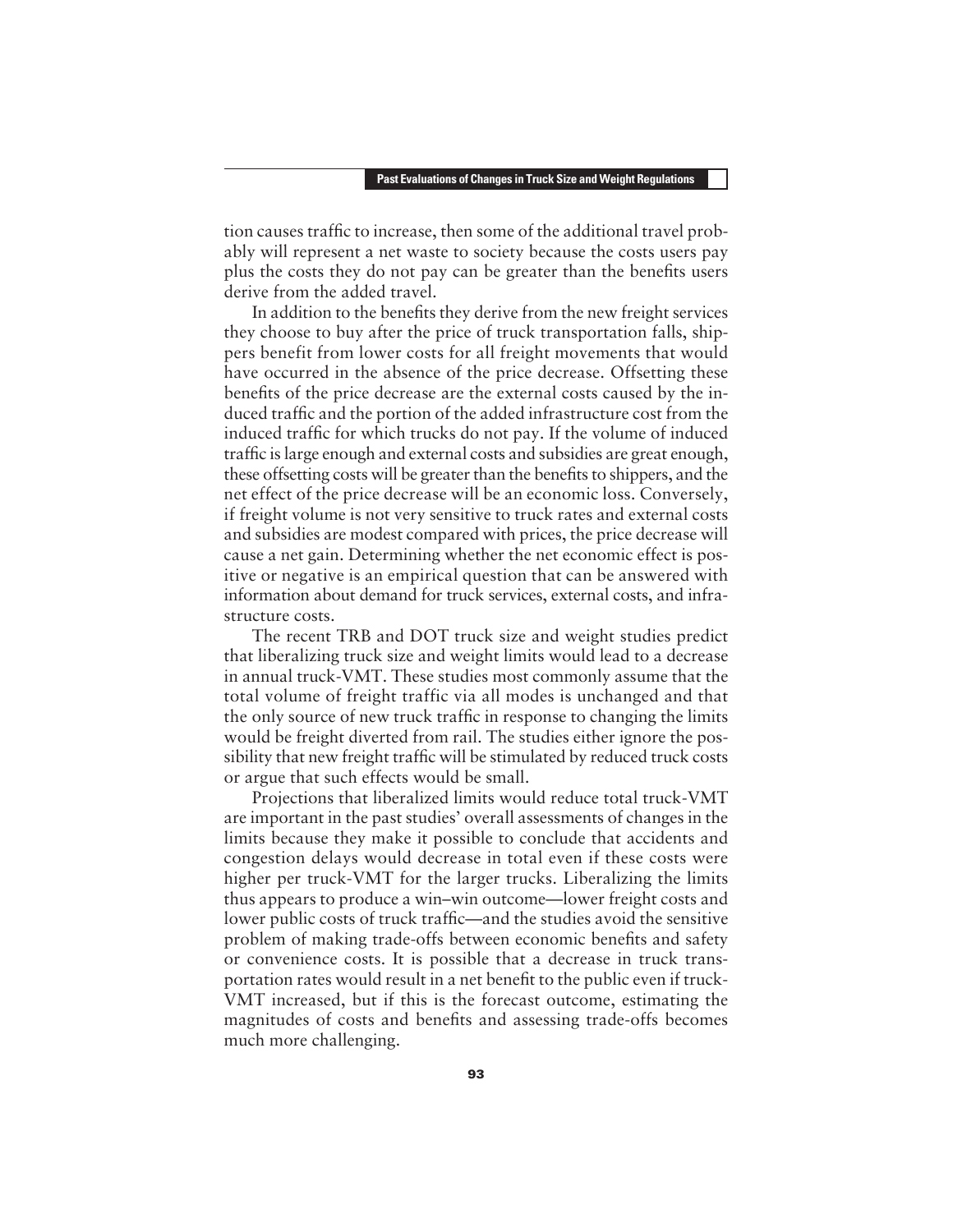tion causes traffic to increase, then some of the additional travel probably will represent a net waste to society because the costs users pay plus the costs they do not pay can be greater than the benefits users derive from the added travel.

In addition to the benefits they derive from the new freight services they choose to buy after the price of truck transportation falls, shippers benefit from lower costs for all freight movements that would have occurred in the absence of the price decrease. Offsetting these benefits of the price decrease are the external costs caused by the induced traffic and the portion of the added infrastructure cost from the induced traffic for which trucks do not pay. If the volume of induced traffic is large enough and external costs and subsidies are great enough, these offsetting costs will be greater than the benefits to shippers, and the net effect of the price decrease will be an economic loss. Conversely, if freight volume is not very sensitive to truck rates and external costs and subsidies are modest compared with prices, the price decrease will cause a net gain. Determining whether the net economic effect is positive or negative is an empirical question that can be answered with information about demand for truck services, external costs, and infrastructure costs.

The recent TRB and DOT truck size and weight studies predict that liberalizing truck size and weight limits would lead to a decrease in annual truck-VMT. These studies most commonly assume that the total volume of freight traffic via all modes is unchanged and that the only source of new truck traffic in response to changing the limits would be freight diverted from rail. The studies either ignore the possibility that new freight traffic will be stimulated by reduced truck costs or argue that such effects would be small.

Projections that liberalized limits would reduce total truck-VMT are important in the past studies' overall assessments of changes in the limits because they make it possible to conclude that accidents and congestion delays would decrease in total even if these costs were higher per truck-VMT for the larger trucks. Liberalizing the limits thus appears to produce a win–win outcome—lower freight costs and lower public costs of truck traffic—and the studies avoid the sensitive problem of making trade-offs between economic benefits and safety or convenience costs. It is possible that a decrease in truck transportation rates would result in a net benefit to the public even if truck-VMT increased, but if this is the forecast outcome, estimating the magnitudes of costs and benefits and assessing trade-offs becomes much more challenging.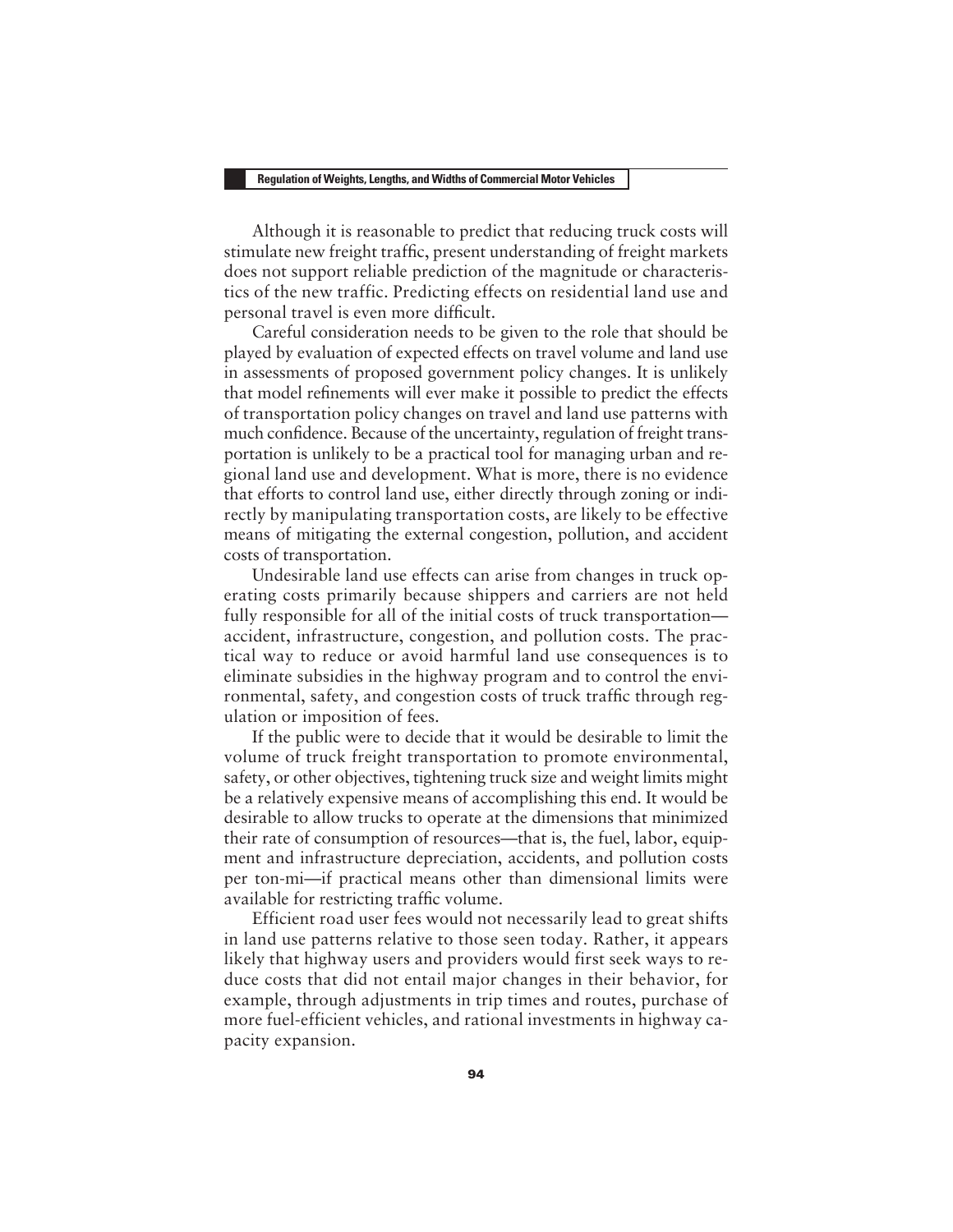Although it is reasonable to predict that reducing truck costs will stimulate new freight traffic, present understanding of freight markets does not support reliable prediction of the magnitude or characteristics of the new traffic. Predicting effects on residential land use and personal travel is even more difficult.

Careful consideration needs to be given to the role that should be played by evaluation of expected effects on travel volume and land use in assessments of proposed government policy changes. It is unlikely that model refinements will ever make it possible to predict the effects of transportation policy changes on travel and land use patterns with much confidence. Because of the uncertainty, regulation of freight transportation is unlikely to be a practical tool for managing urban and regional land use and development. What is more, there is no evidence that efforts to control land use, either directly through zoning or indirectly by manipulating transportation costs, are likely to be effective means of mitigating the external congestion, pollution, and accident costs of transportation.

Undesirable land use effects can arise from changes in truck operating costs primarily because shippers and carriers are not held fully responsible for all of the initial costs of truck transportation—accident, infrastructure, congestion, and pollution costs. The practical way to reduce or avoid harmful land use consequences is to eliminate subsidies in the highway program and to control the environmental, safety, and congestion costs of truck traffic through regulation or imposition of fees.

If the public were to decide that it would be desirable to limit the volume of truck freight transportation to promote environmental, safety, or other objectives, tightening truck size and weight limits might be a relatively expensive means of accomplishing this end. It would be desirable to allow trucks to operate at the dimensions that minimized their rate of consumption of resources—that is, the fuel, labor, equipment and infrastructure depreciation, accidents, and pollution costs per ton-mi—if practical means other than dimensional limits were available for restricting traffic volume.

Efficient road user fees would not necessarily lead to great shifts in land use patterns relative to those seen today. Rather, it appears likely that highway users and providers would first seek ways to reduce costs that did not entail major changes in their behavior, for example, through adjustments in trip times and routes, purchase of more fuel-efficient vehicles, and rational investments in highway capacity expansion.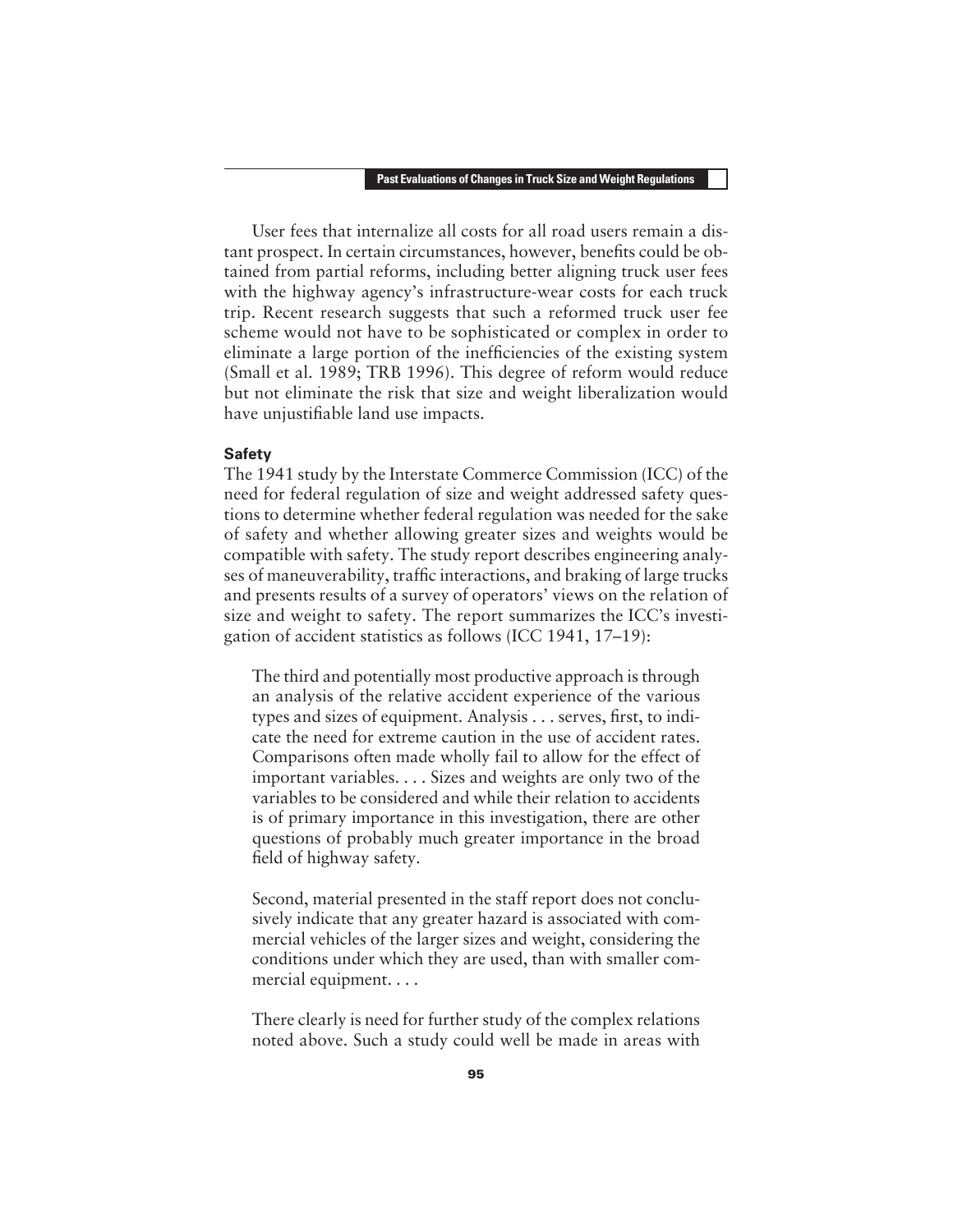User fees that internalize all costs for all road users remain a distant prospect. In certain circumstances, however, benefits could be obtained from partial reforms, including better aligning truck user fees with the highway agency's infrastructure-wear costs for each truck trip. Recent research suggests that such a reformed truck user fee scheme would not have to be sophisticated or complex in order to eliminate a large portion of the inefficiencies of the existing system (Small et al. 1989; TRB 1996). This degree of reform would reduce but not eliminate the risk that size and weight liberalization would have unjustifiable land use impacts.

### Safety

The 1941 study by the Interstate Commerce Commission (ICC) of the need for federal regulation of size and weight addressed safety questions to determine whether federal regulation was needed for the sake of safety and whether allowing greater sizes and weights would be compatible with safety. The study report describes engineering analyses of maneuverability, traffic interactions, and braking of large trucks and presents results of a survey of operators' views on the relation of size and weight to safety. The report summarizes the ICC's investigation of accident statistics as follows (ICC 1941, 17–19):

> The third and potentially most productive approach is through an analysis of the relative accident experience of the various types and sizes of equipment. Analysis . . . serves, first, to indicate the need for extreme caution in the use of accident rates. Comparisons often made wholly fail to allow for the effect of important variables. . . . Sizes and weights are only two of the variables to be considered and while their relation to accidents is of primary importance in this investigation, there are other questions of probably much greater importance in the broad field of highway safety.
>
> Second, material presented in the staff report does not conclusively indicate that any greater hazard is associated with commercial vehicles of the larger sizes and weight, considering the conditions under which they are used, than with smaller commercial equipment. . . .
>
> There clearly is need for further study of the complex relations noted above. Such a study could well be made in areas with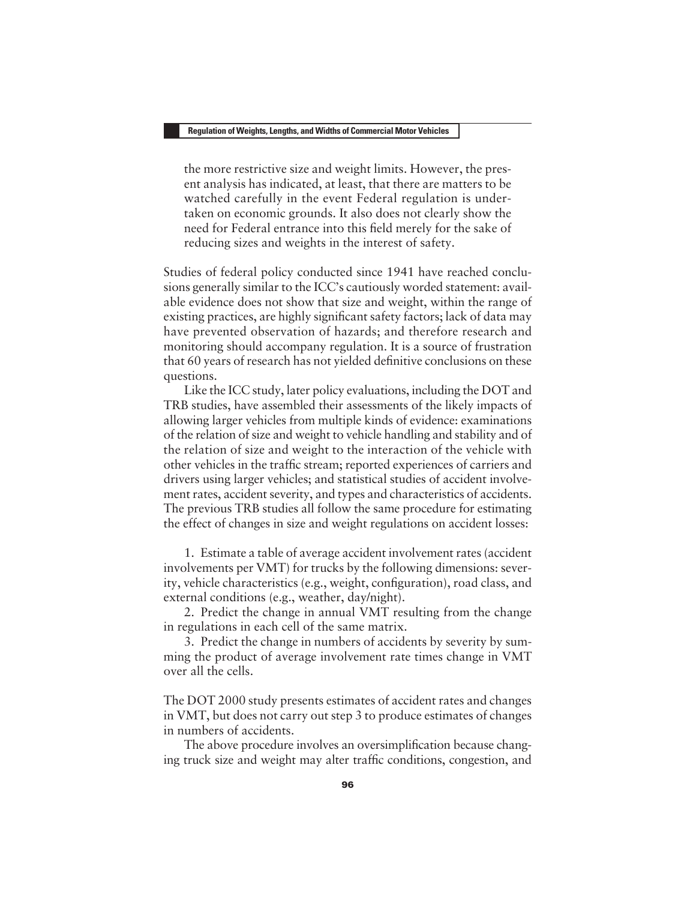the more restrictive size and weight limits. However, the present analysis has indicated, at least, that there are matters to be watched carefully in the event Federal regulation is undertaken on economic grounds. It also does not clearly show the need for Federal entrance into this field merely for the sake of reducing sizes and weights in the interest of safety.

Studies of federal policy conducted since 1941 have reached conclusions generally similar to the ICC's cautiously worded statement: available evidence does not show that size and weight, within the range of existing practices, are highly significant safety factors; lack of data may have prevented observation of hazards; and therefore research and monitoring should accompany regulation. It is a source of frustration that 60 years of research has not yielded definitive conclusions on these questions.

Like the ICC study, later policy evaluations, including the DOT and TRB studies, have assembled their assessments of the likely impacts of allowing larger vehicles from multiple kinds of evidence: examinations of the relation of size and weight to vehicle handling and stability and of the relation of size and weight to the interaction of the vehicle with other vehicles in the traffic stream; reported experiences of carriers and drivers using larger vehicles; and statistical studies of accident involvement rates, accident severity, and types and characteristics of accidents. The previous TRB studies all follow the same procedure for estimating the effect of changes in size and weight regulations on accident losses:

1. Estimate a table of average accident involvement rates (accident involvements per VMT) for trucks by the following dimensions: severity, vehicle characteristics (e.g., weight, configuration), road class, and external conditions (e.g., weather, day/night).
2. Predict the change in annual VMT resulting from the change in regulations in each cell of the same matrix.
3. Predict the change in numbers of accidents by severity by summing the product of average involvement rate times change in VMT over all the cells.

The DOT 2000 study presents estimates of accident rates and changes in VMT, but does not carry out step 3 to produce estimates of changes in numbers of accidents.

The above procedure involves an oversimplification because changing truck size and weight may alter traffic conditions, congestion, and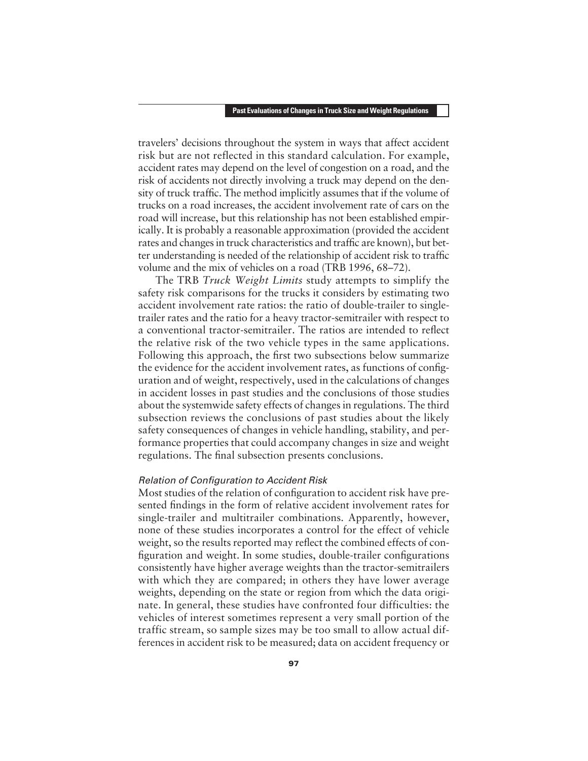travelers' decisions throughout the system in ways that affect accident risk but are not reflected in this standard calculation. For example, accident rates may depend on the level of congestion on a road, and the risk of accidents not directly involving a truck may depend on the density of truck traffic. The method implicitly assumes that if the volume of trucks on a road increases, the accident involvement rate of cars on the road will increase, but this relationship has not been established empirically. It is probably a reasonable approximation (provided the accident rates and changes in truck characteristics and traffic are known), but better understanding is needed of the relationship of accident risk to traffic volume and the mix of vehicles on a road (TRB 1996, 68–72).

The TRB *Truck Weight Limits* study attempts to simplify the safety risk comparisons for the trucks it considers by estimating two accident involvement rate ratios: the ratio of double-trailer to single-trailer rates and the ratio for a heavy tractor-semitrailer with respect to a conventional tractor-semitrailer. The ratios are intended to reflect the relative risk of the two vehicle types in the same applications. Following this approach, the first two subsections below summarize the evidence for the accident involvement rates, as functions of configuration and of weight, respectively, used in the calculations of changes in accident losses in past studies and the conclusions of those studies about the systemwide safety effects of changes in regulations. The third subsection reviews the conclusions of past studies about the likely safety consequences of changes in vehicle handling, stability, and performance properties that could accompany changes in size and weight regulations. The final subsection presents conclusions.

### *Relation of Configuration to Accident Risk*

Most studies of the relation of configuration to accident risk have presented findings in the form of relative accident involvement rates for single-trailer and multitrailer combinations. Apparently, however, none of these studies incorporates a control for the effect of vehicle weight, so the results reported may reflect the combined effects of configuration and weight. In some studies, double-trailer configurations consistently have higher average weights than the tractor-semitrailers with which they are compared; in others they have lower average weights, depending on the state or region from which the data originate. In general, these studies have confronted four difficulties: the vehicles of interest sometimes represent a very small portion of the traffic stream, so sample sizes may be too small to allow actual differences in accident risk to be measured; data on accident frequency or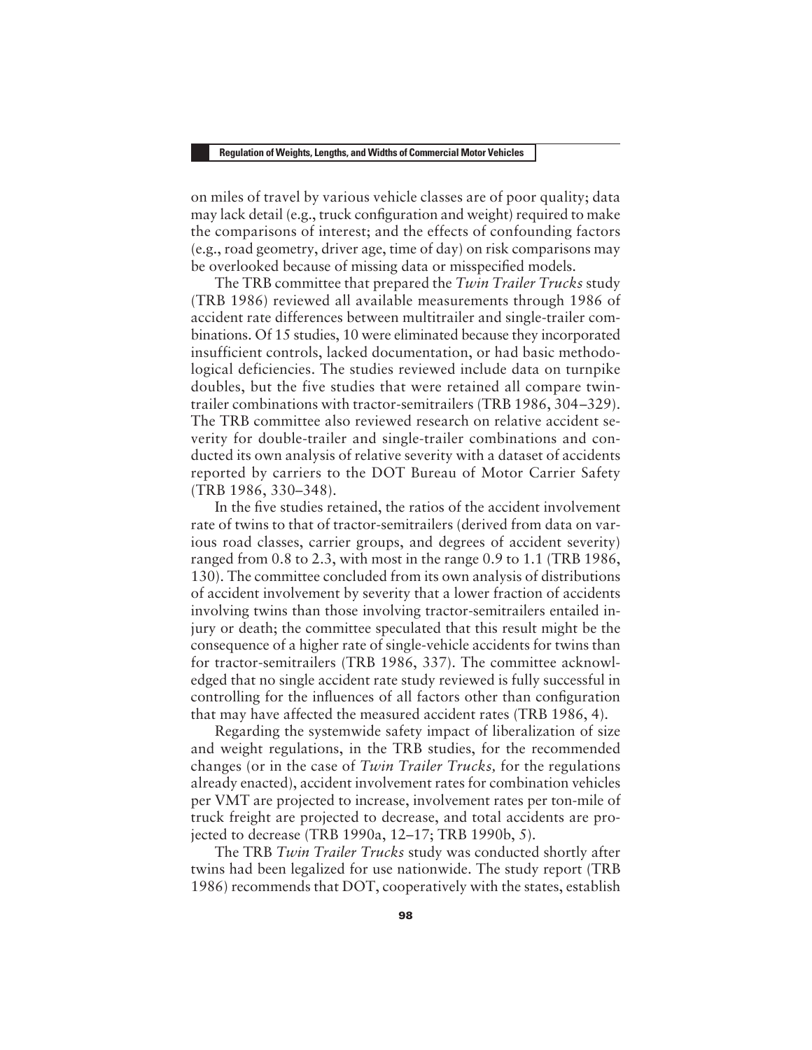on miles of travel by various vehicle classes are of poor quality; data may lack detail (e.g., truck configuration and weight) required to make the comparisons of interest; and the effects of confounding factors (e.g., road geometry, driver age, time of day) on risk comparisons may be overlooked because of missing data or misspecified models.

The TRB committee that prepared the *Twin Trailer Trucks* study (TRB 1986) reviewed all available measurements through 1986 of accident rate differences between multitrailer and single-trailer combinations. Of 15 studies, 10 were eliminated because they incorporated insufficient controls, lacked documentation, or had basic methodological deficiencies. The studies reviewed include data on turnpike doubles, but the five studies that were retained all compare twin-trailer combinations with tractor-semitrailers (TRB 1986, 304–329). The TRB committee also reviewed research on relative accident severity for double-trailer and single-trailer combinations and conducted its own analysis of relative severity with a dataset of accidents reported by carriers to the DOT Bureau of Motor Carrier Safety (TRB 1986, 330–348).

In the five studies retained, the ratios of the accident involvement rate of twins to that of tractor-semitrailers (derived from data on various road classes, carrier groups, and degrees of accident severity) ranged from 0.8 to 2.3, with most in the range 0.9 to 1.1 (TRB 1986, 130). The committee concluded from its own analysis of distributions of accident involvement by severity that a lower fraction of accidents involving twins than those involving tractor-semitrailers entailed injury or death; the committee speculated that this result might be the consequence of a higher rate of single-vehicle accidents for twins than for tractor-semitrailers (TRB 1986, 337). The committee acknowledged that no single accident rate study reviewed is fully successful in controlling for the influences of all factors other than configuration that may have affected the measured accident rates (TRB 1986, 4).

Regarding the systemwide safety impact of liberalization of size and weight regulations, in the TRB studies, for the recommended changes (or in the case of *Twin Trailer Trucks,* for the regulations already enacted), accident involvement rates for combination vehicles per VMT are projected to increase, involvement rates per ton-mile of truck freight are projected to decrease, and total accidents are projected to decrease (TRB 1990a, 12–17; TRB 1990b, 5).

The TRB *Twin Trailer Trucks* study was conducted shortly after twins had been legalized for use nationwide. The study report (TRB 1986) recommends that DOT, cooperatively with the states, establish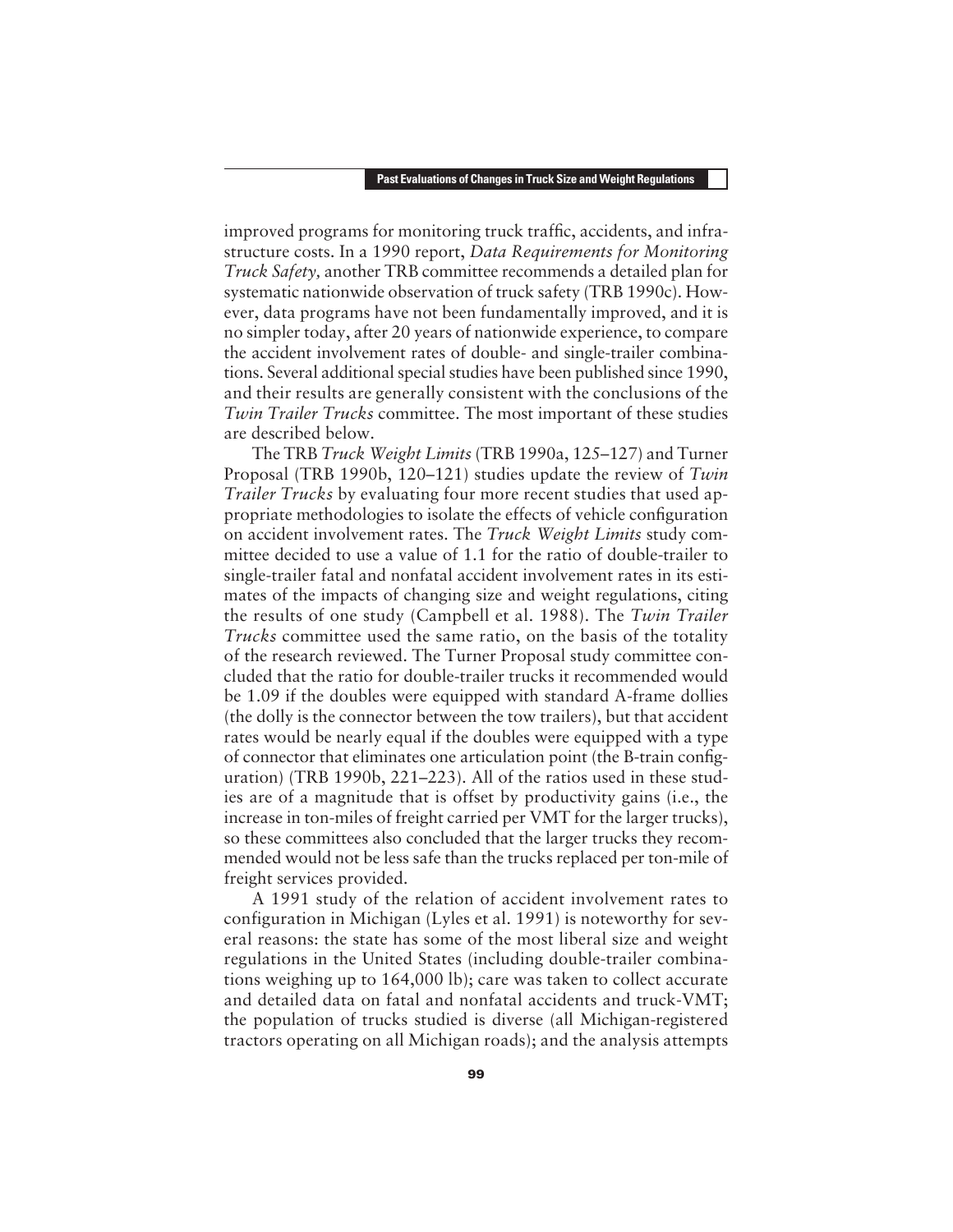improved programs for monitoring truck traffic, accidents, and infrastructure costs. In a 1990 report, *Data Requirements for Monitoring Truck Safety,* another TRB committee recommends a detailed plan for systematic nationwide observation of truck safety (TRB 1990c). However, data programs have not been fundamentally improved, and it is no simpler today, after 20 years of nationwide experience, to compare the accident involvement rates of double- and single-trailer combinations. Several additional special studies have been published since 1990, and their results are generally consistent with the conclusions of the *Twin Trailer Trucks* committee. The most important of these studies are described below.

The TRB *Truck Weight Limits* (TRB 1990a, 125–127) and Turner Proposal (TRB 1990b, 120–121) studies update the review of *Twin Trailer Trucks* by evaluating four more recent studies that used appropriate methodologies to isolate the effects of vehicle configuration on accident involvement rates. The *Truck Weight Limits* study committee decided to use a value of 1.1 for the ratio of double-trailer to single-trailer fatal and nonfatal accident involvement rates in its estimates of the impacts of changing size and weight regulations, citing the results of one study (Campbell et al. 1988). The *Twin Trailer Trucks* committee used the same ratio, on the basis of the totality of the research reviewed. The Turner Proposal study committee concluded that the ratio for double-trailer trucks it recommended would be 1.09 if the doubles were equipped with standard A-frame dollies (the dolly is the connector between the tow trailers), but that accident rates would be nearly equal if the doubles were equipped with a type of connector that eliminates one articulation point (the B-train configuration) (TRB 1990b, 221–223). All of the ratios used in these studies are of a magnitude that is offset by productivity gains (i.e., the increase in ton-miles of freight carried per VMT for the larger trucks), so these committees also concluded that the larger trucks they recommended would not be less safe than the trucks replaced per ton-mile of freight services provided.

A 1991 study of the relation of accident involvement rates to configuration in Michigan (Lyles et al. 1991) is noteworthy for several reasons: the state has some of the most liberal size and weight regulations in the United States (including double-trailer combinations weighing up to 164,000 lb); care was taken to collect accurate and detailed data on fatal and nonfatal accidents and truck-VMT; the population of trucks studied is diverse (all Michigan-registered tractors operating on all Michigan roads); and the analysis attempts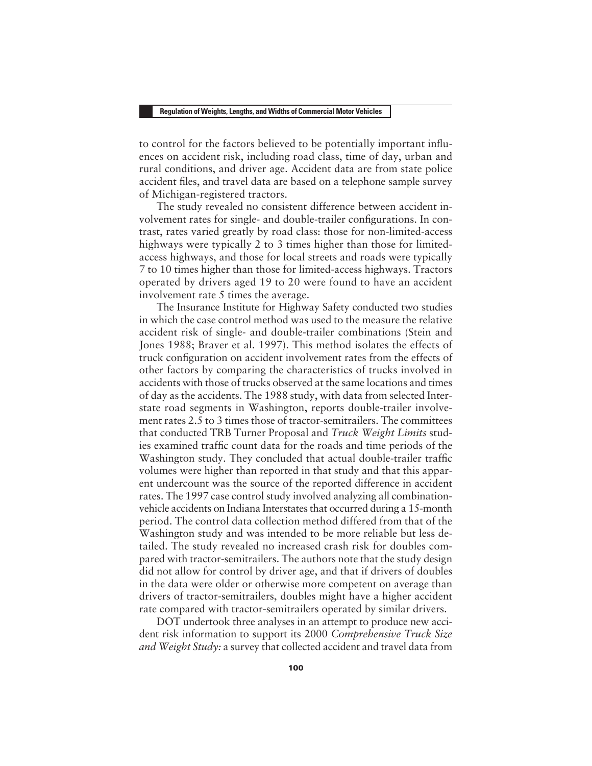to control for the factors believed to be potentially important influences on accident risk, including road class, time of day, urban and rural conditions, and driver age. Accident data are from state police accident files, and travel data are based on a telephone sample survey of Michigan-registered tractors.

The study revealed no consistent difference between accident involvement rates for single- and double-trailer configurations. In contrast, rates varied greatly by road class: those for non-limited-access highways were typically 2 to 3 times higher than those for limited-access highways, and those for local streets and roads were typically 7 to 10 times higher than those for limited-access highways. Tractors operated by drivers aged 19 to 20 were found to have an accident involvement rate 5 times the average.

The Insurance Institute for Highway Safety conducted two studies in which the case control method was used to the measure the relative accident risk of single- and double-trailer combinations (Stein and Jones 1988; Braver et al. 1997). This method isolates the effects of truck configuration on accident involvement rates from the effects of other factors by comparing the characteristics of trucks involved in accidents with those of trucks observed at the same locations and times of day as the accidents. The 1988 study, with data from selected Interstate road segments in Washington, reports double-trailer involvement rates 2.5 to 3 times those of tractor-semitrailers. The committees that conducted TRB Turner Proposal and *Truck Weight Limits* studies examined traffic count data for the roads and time periods of the Washington study. They concluded that actual double-trailer traffic volumes were higher than reported in that study and that this apparent undercount was the source of the reported difference in accident rates. The 1997 case control study involved analyzing all combination-vehicle accidents on Indiana Interstates that occurred during a 15-month period. The control data collection method differed from that of the Washington study and was intended to be more reliable but less detailed. The study revealed no increased crash risk for doubles compared with tractor-semitrailers. The authors note that the study design did not allow for control by driver age, and that if drivers of doubles in the data were older or otherwise more competent on average than drivers of tractor-semitrailers, doubles might have a higher accident rate compared with tractor-semitrailers operated by similar drivers.

DOT undertook three analyses in an attempt to produce new accident risk information to support its 2000 *Comprehensive Truck Size and Weight Study:* a survey that collected accident and travel data from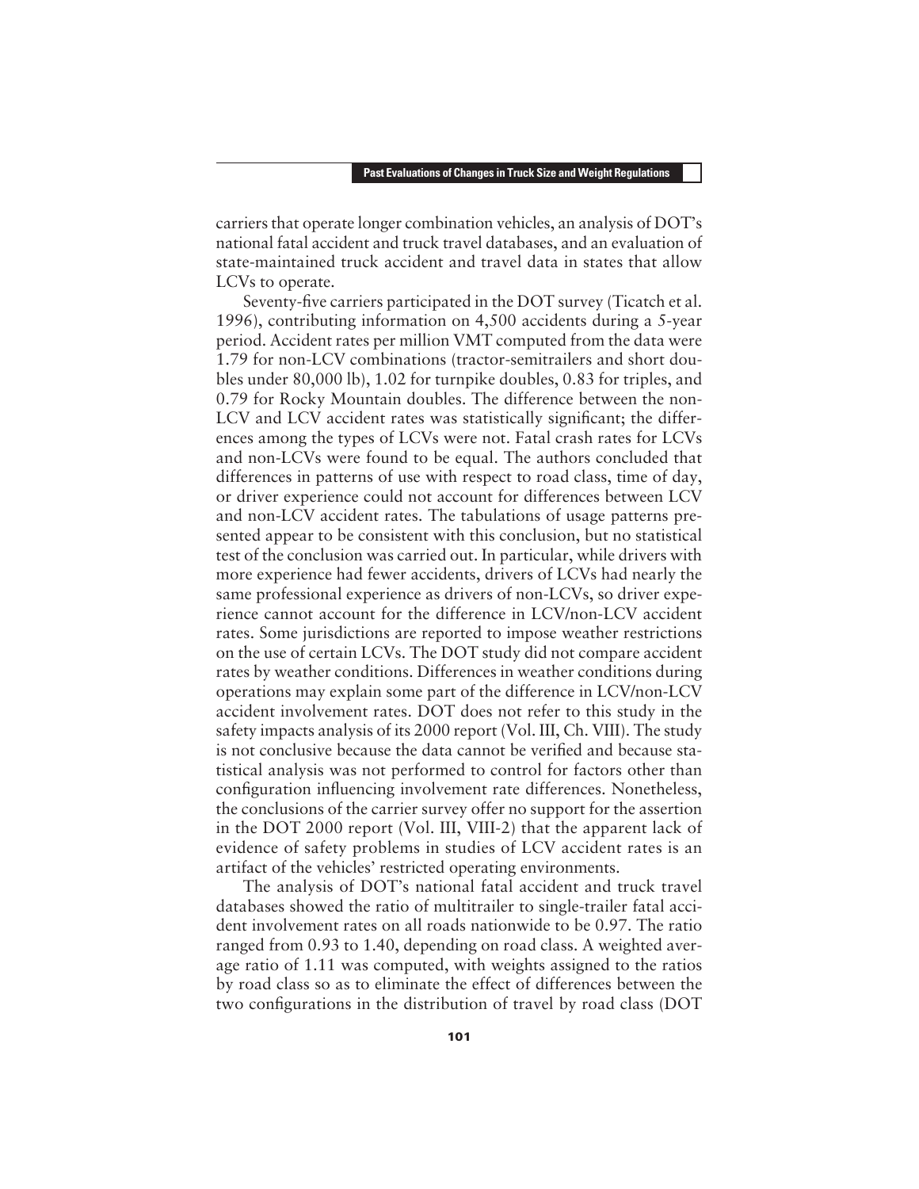carriers that operate longer combination vehicles, an analysis of DOT's national fatal accident and truck travel databases, and an evaluation of state-maintained truck accident and travel data in states that allow LCVs to operate.

Seventy-five carriers participated in the DOT survey (Ticatch et al. 1996), contributing information on 4,500 accidents during a 5-year period. Accident rates per million VMT computed from the data were 1.79 for non-LCV combinations (tractor-semitrailers and short doubles under 80,000 lb), 1.02 for turnpike doubles, 0.83 for triples, and 0.79 for Rocky Mountain doubles. The difference between the non-LCV and LCV accident rates was statistically significant; the differences among the types of LCVs were not. Fatal crash rates for LCVs and non-LCVs were found to be equal. The authors concluded that differences in patterns of use with respect to road class, time of day, or driver experience could not account for differences between LCV and non-LCV accident rates. The tabulations of usage patterns presented appear to be consistent with this conclusion, but no statistical test of the conclusion was carried out. In particular, while drivers with more experience had fewer accidents, drivers of LCVs had nearly the same professional experience as drivers of non-LCVs, so driver experience cannot account for the difference in LCV/non-LCV accident rates. Some jurisdictions are reported to impose weather restrictions on the use of certain LCVs. The DOT study did not compare accident rates by weather conditions. Differences in weather conditions during operations may explain some part of the difference in LCV/non-LCV accident involvement rates. DOT does not refer to this study in the safety impacts analysis of its 2000 report (Vol. III, Ch. VIII). The study is not conclusive because the data cannot be verified and because statistical analysis was not performed to control for factors other than configuration influencing involvement rate differences. Nonetheless, the conclusions of the carrier survey offer no support for the assertion in the DOT 2000 report (Vol. III, VIII-2) that the apparent lack of evidence of safety problems in studies of LCV accident rates is an artifact of the vehicles' restricted operating environments.

The analysis of DOT's national fatal accident and truck travel databases showed the ratio of multitrailer to single-trailer fatal accident involvement rates on all roads nationwide to be 0.97. The ratio ranged from 0.93 to 1.40, depending on road class. A weighted average ratio of 1.11 was computed, with weights assigned to the ratios by road class so as to eliminate the effect of differences between the two configurations in the distribution of travel by road class (DOT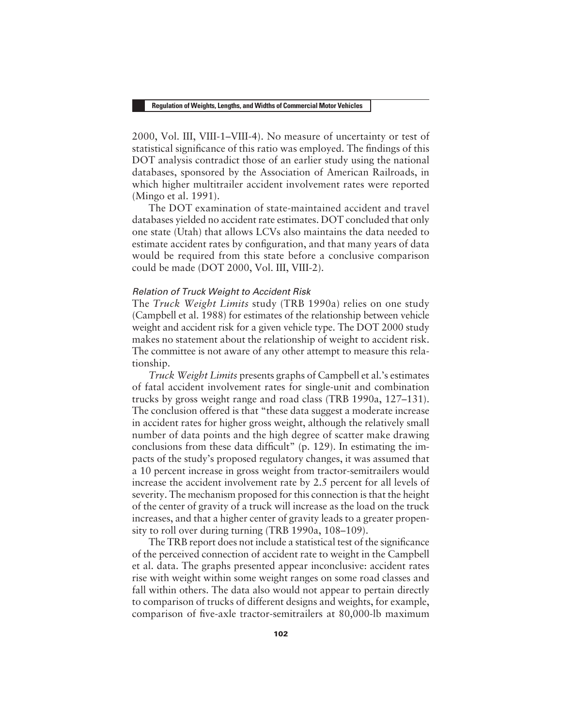2000, Vol. III, VIII-1–VIII-4). No measure of uncertainty or test of statistical significance of this ratio was employed. The findings of this DOT analysis contradict those of an earlier study using the national databases, sponsored by the Association of American Railroads, in which higher multitrailer accident involvement rates were reported (Mingo et al. 1991).

The DOT examination of state-maintained accident and travel databases yielded no accident rate estimates. DOT concluded that only one state (Utah) that allows LCVs also maintains the data needed to estimate accident rates by configuration, and that many years of data would be required from this state before a conclusive comparison could be made (DOT 2000, Vol. III, VIII-2).

#### *Relation of Truck Weight to Accident Risk*

The *Truck Weight Limits* study (TRB 1990a) relies on one study (Campbell et al. 1988) for estimates of the relationship between vehicle weight and accident risk for a given vehicle type. The DOT 2000 study makes no statement about the relationship of weight to accident risk. The committee is not aware of any other attempt to measure this relationship.

*Truck Weight Limits* presents graphs of Campbell et al.'s estimates of fatal accident involvement rates for single-unit and combination trucks by gross weight range and road class (TRB 1990a, 127–131). The conclusion offered is that "these data suggest a moderate increase in accident rates for higher gross weight, although the relatively small number of data points and the high degree of scatter make drawing conclusions from these data difficult" (p. 129). In estimating the impacts of the study's proposed regulatory changes, it was assumed that a 10 percent increase in gross weight from tractor-semitrailers would increase the accident involvement rate by 2.5 percent for all levels of severity. The mechanism proposed for this connection is that the height of the center of gravity of a truck will increase as the load on the truck increases, and that a higher center of gravity leads to a greater propensity to roll over during turning (TRB 1990a, 108–109).

The TRB report does not include a statistical test of the significance of the perceived connection of accident rate to weight in the Campbell et al. data. The graphs presented appear inconclusive: accident rates rise with weight within some weight ranges on some road classes and fall within others. The data also would not appear to pertain directly to comparison of trucks of different designs and weights, for example, comparison of five-axle tractor-semitrailers at 80,000-lb maximum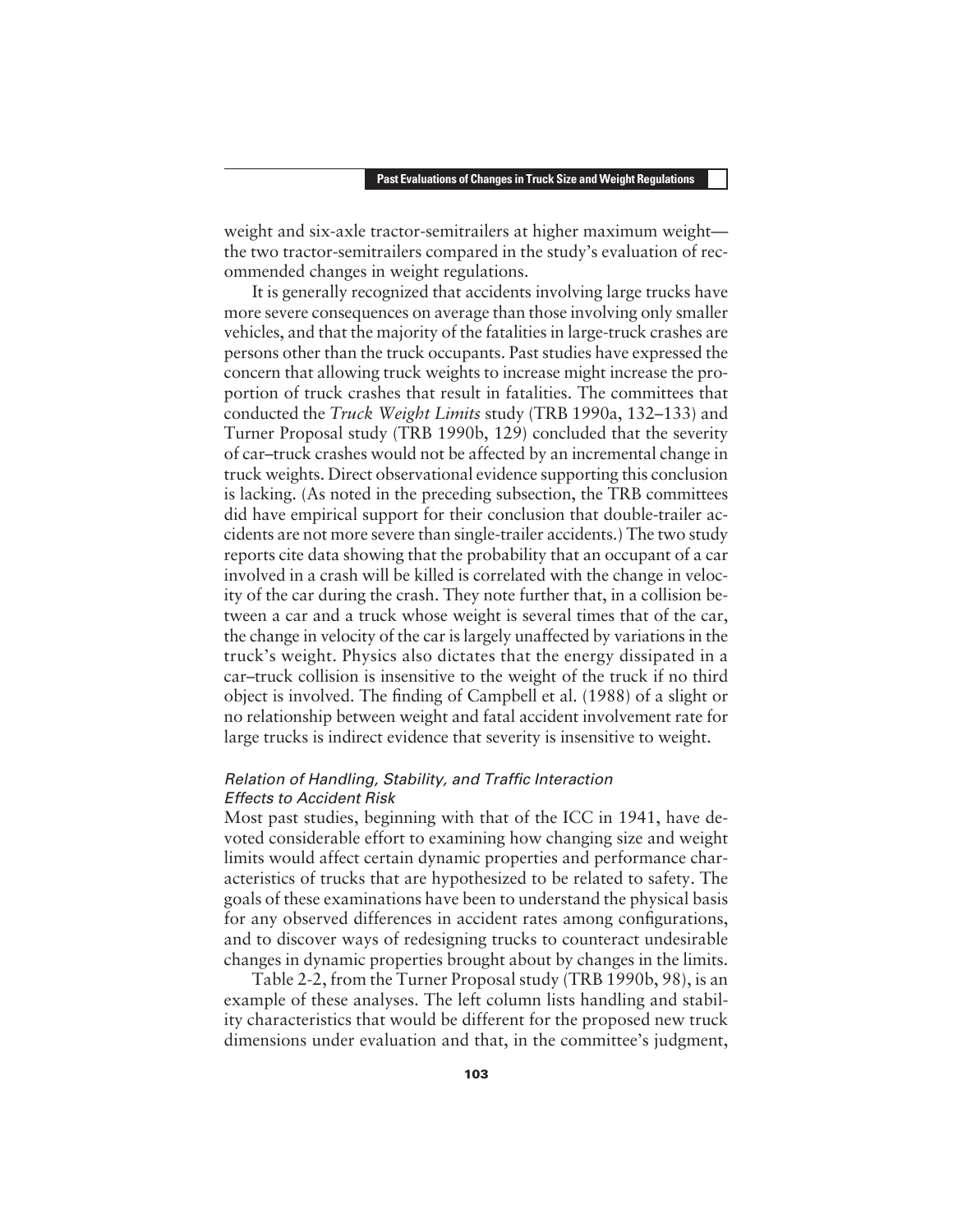weight and six-axle tractor-semitrailers at higher maximum weight—the two tractor-semitrailers compared in the study's evaluation of recommended changes in weight regulations.

It is generally recognized that accidents involving large trucks have more severe consequences on average than those involving only smaller vehicles, and that the majority of the fatalities in large-truck crashes are persons other than the truck occupants. Past studies have expressed the concern that allowing truck weights to increase might increase the proportion of truck crashes that result in fatalities. The committees that conducted the *Truck Weight Limits* study (TRB 1990a, 132–133) and Turner Proposal study (TRB 1990b, 129) concluded that the severity of car–truck crashes would not be affected by an incremental change in truck weights. Direct observational evidence supporting this conclusion is lacking. (As noted in the preceding subsection, the TRB committees did have empirical support for their conclusion that double-trailer accidents are not more severe than single-trailer accidents.) The two study reports cite data showing that the probability that an occupant of a car involved in a crash will be killed is correlated with the change in velocity of the car during the crash. They note further that, in a collision between a car and a truck whose weight is several times that of the car, the change in velocity of the car is largely unaffected by variations in the truck's weight. Physics also dictates that the energy dissipated in a car–truck collision is insensitive to the weight of the truck if no third object is involved. The finding of Campbell et al. (1988) of a slight or no relationship between weight and fatal accident involvement rate for large trucks is indirect evidence that severity is insensitive to weight.

### *Relation of Handling, Stability, and Traffic Interaction Effects to Accident Risk*

Most past studies, beginning with that of the ICC in 1941, have devoted considerable effort to examining how changing size and weight limits would affect certain dynamic properties and performance characteristics of trucks that are hypothesized to be related to safety. The goals of these examinations have been to understand the physical basis for any observed differences in accident rates among configurations, and to discover ways of redesigning trucks to counteract undesirable changes in dynamic properties brought about by changes in the limits.

Table 2-2, from the Turner Proposal study (TRB 1990b, 98), is an example of these analyses. The left column lists handling and stability characteristics that would be different for the proposed new truck dimensions under evaluation and that, in the committee's judgment,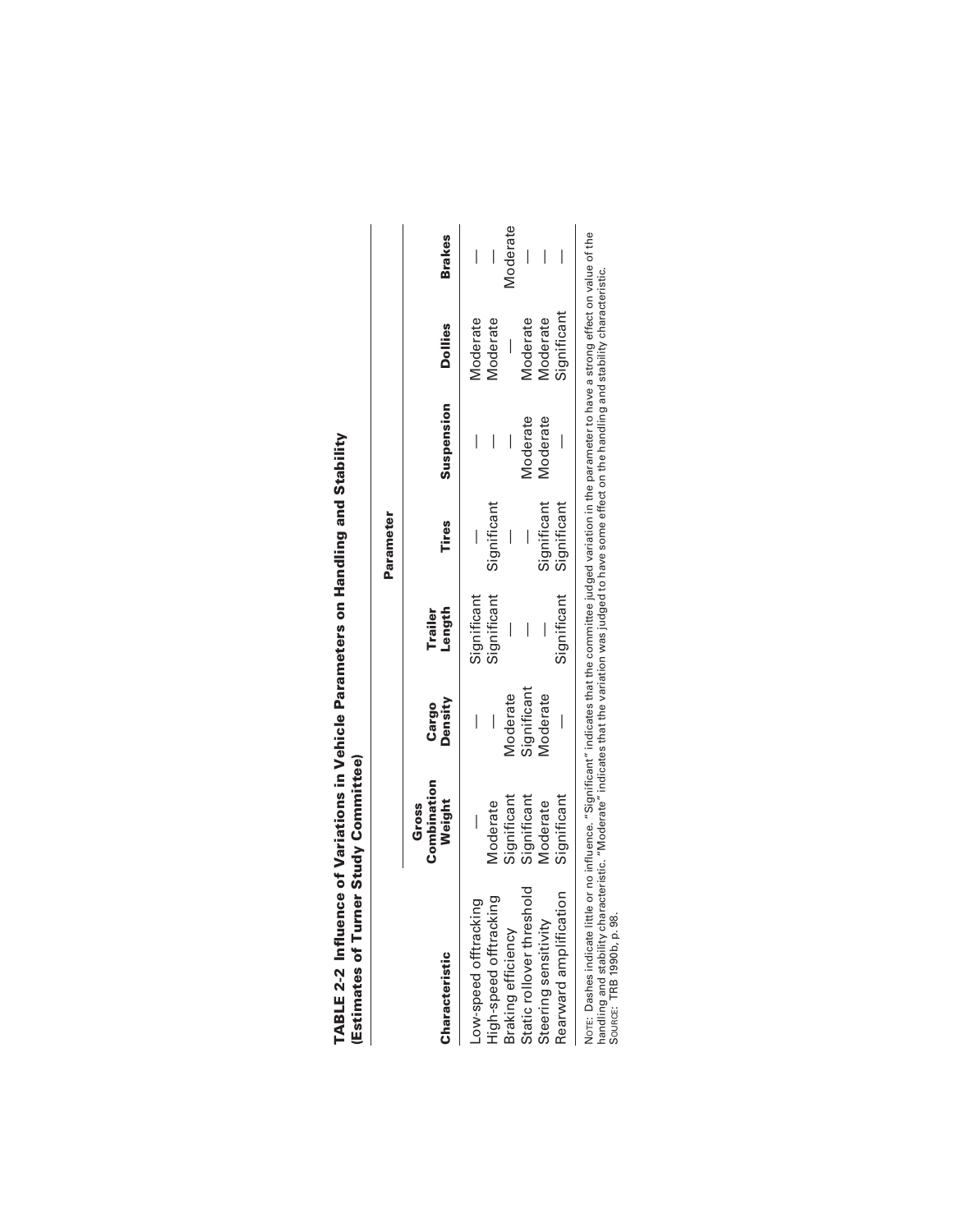**TABLE 2-2 Influence of Variations in Vehicle Parameters on Handling and Stability (Estimates of Turner Study Committee)**

| Characteristic | Parameter | | | | | | |
|---|---|---|---|---|---|---|---|
| | Gross Combination Weight | Cargo Density | Trailer Length | Tires | Suspension | Dollies | Brakes |
| Low-speed offtracking | — | — | Significant | — | — | Moderate | — |
| High-speed offtracking | Moderate | — | Significant | Significant | — | Moderate | — |
| Braking efficiency | Significant | Moderate | — | — | — | — | Moderate |
| Static rollover threshold | Significant | Significant | — | — | Moderate | Moderate | — |
| Steering sensitivity | Moderate | Moderate | — | Significant | Moderate | Moderate | — |
| Rearward amplification | Significant | — | Significant | Significant | — | Significant | — |

NOTE: Dashes indicate little or no influence. "Significant" indicates that the committee judged variation in the parameter to have a strong effect on value of the handling and stability characteristic. "Moderate" indicates that the variation was judged to have some effect on the handling and stability characteristic.
SOURCE: TRB 1990b, p. 98.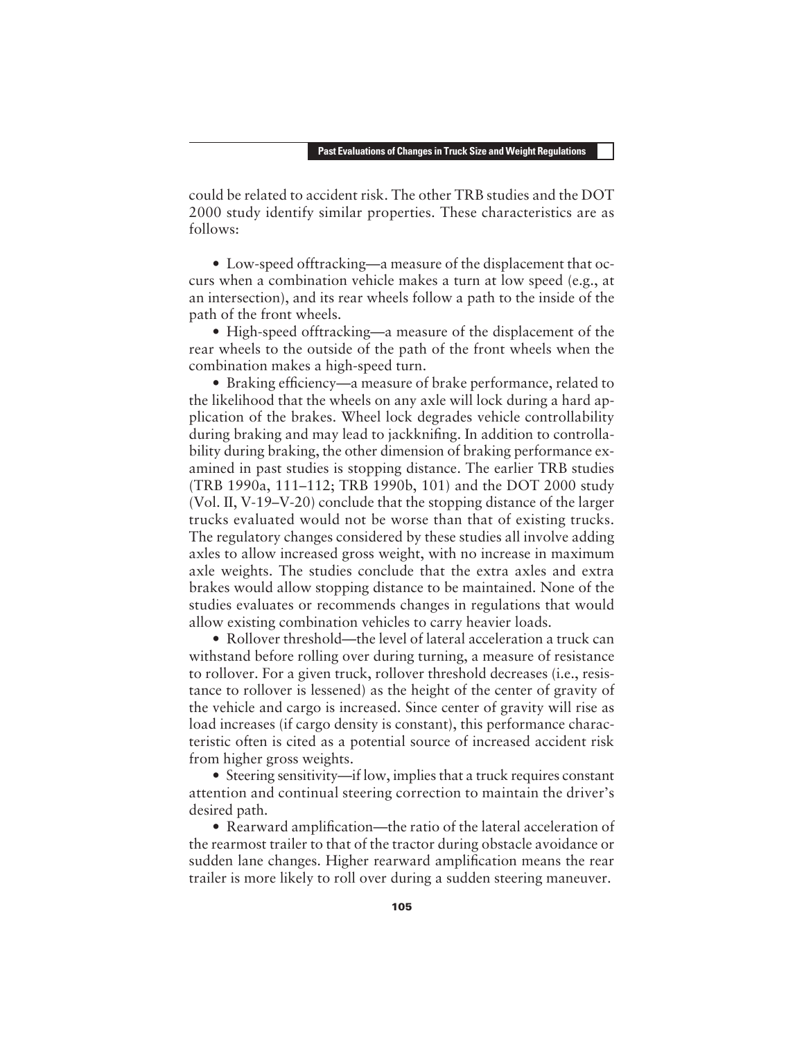could be related to accident risk. The other TRB studies and the DOT 2000 study identify similar properties. These characteristics are as follows:

- Low-speed offtracking—a measure of the displacement that occurs when a combination vehicle makes a turn at low speed (e.g., at an intersection), and its rear wheels follow a path to the inside of the path of the front wheels.
- High-speed offtracking—a measure of the displacement of the rear wheels to the outside of the path of the front wheels when the combination makes a high-speed turn.
- Braking efficiency—a measure of brake performance, related to the likelihood that the wheels on any axle will lock during a hard application of the brakes. Wheel lock degrades vehicle controllability during braking and may lead to jackknifing. In addition to controllability during braking, the other dimension of braking performance examined in past studies is stopping distance. The earlier TRB studies (TRB 1990a, 111–112; TRB 1990b, 101) and the DOT 2000 study (Vol. II, V-19–V-20) conclude that the stopping distance of the larger trucks evaluated would not be worse than that of existing trucks. The regulatory changes considered by these studies all involve adding axles to allow increased gross weight, with no increase in maximum axle weights. The studies conclude that the extra axles and extra brakes would allow stopping distance to be maintained. None of the studies evaluates or recommends changes in regulations that would allow existing combination vehicles to carry heavier loads.
- Rollover threshold—the level of lateral acceleration a truck can withstand before rolling over during turning, a measure of resistance to rollover. For a given truck, rollover threshold decreases (i.e., resistance to rollover is lessened) as the height of the center of gravity of the vehicle and cargo is increased. Since center of gravity will rise as load increases (if cargo density is constant), this performance characteristic often is cited as a potential source of increased accident risk from higher gross weights.
- Steering sensitivity—if low, implies that a truck requires constant attention and continual steering correction to maintain the driver's desired path.
- Rearward amplification—the ratio of the lateral acceleration of the rearmost trailer to that of the tractor during obstacle avoidance or sudden lane changes. Higher rearward amplification means the rear trailer is more likely to roll over during a sudden steering maneuver.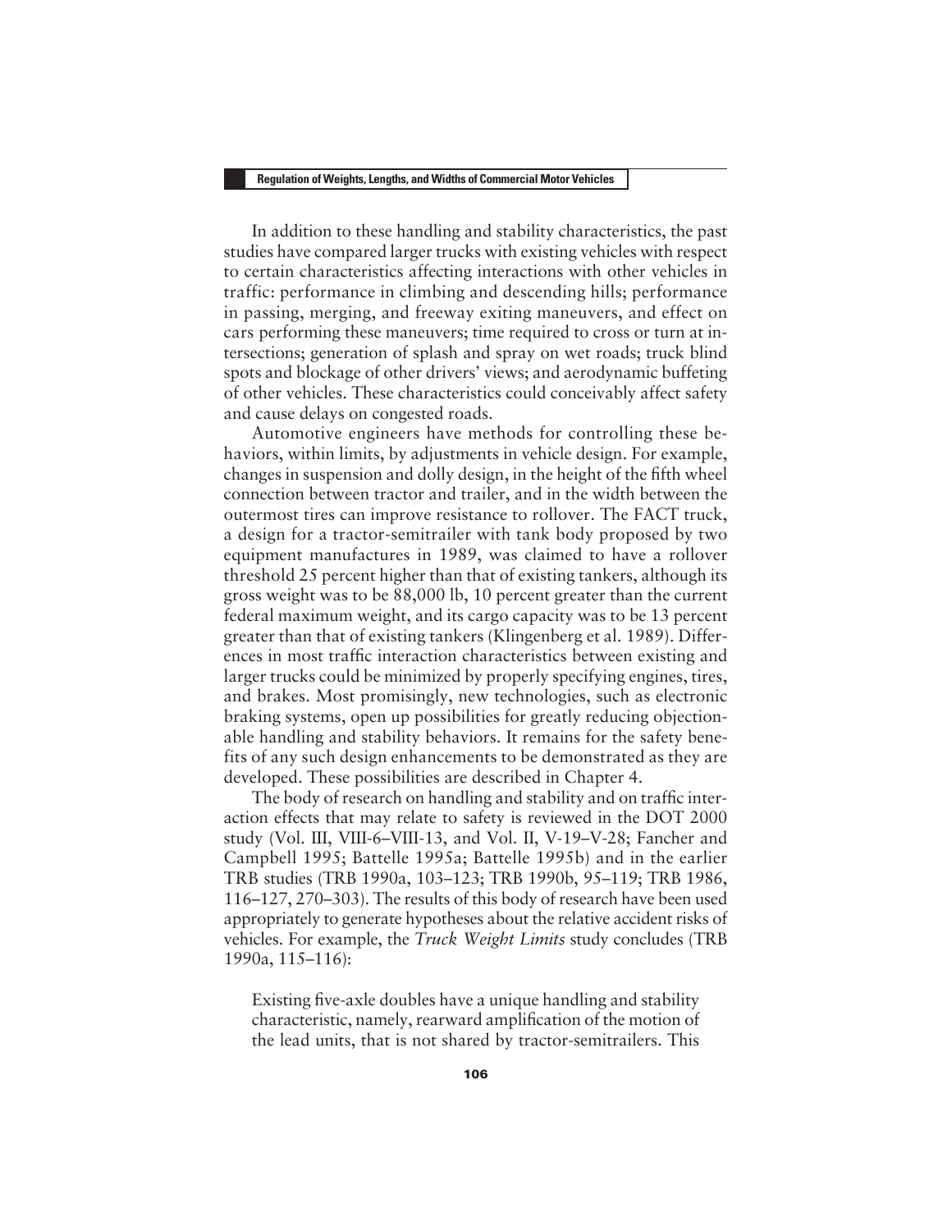In addition to these handling and stability characteristics, the past studies have compared larger trucks with existing vehicles with respect to certain characteristics affecting interactions with other vehicles in traffic: performance in climbing and descending hills; performance in passing, merging, and freeway exiting maneuvers, and effect on cars performing these maneuvers; time required to cross or turn at intersections; generation of splash and spray on wet roads; truck blind spots and blockage of other drivers' views; and aerodynamic buffeting of other vehicles. These characteristics could conceivably affect safety and cause delays on congested roads.

Automotive engineers have methods for controlling these behaviors, within limits, by adjustments in vehicle design. For example, changes in suspension and dolly design, in the height of the fifth wheel connection between tractor and trailer, and in the width between the outermost tires can improve resistance to rollover. The FACT truck, a design for a tractor-semitrailer with tank body proposed by two equipment manufactures in 1989, was claimed to have a rollover threshold 25 percent higher than that of existing tankers, although its gross weight was to be 88,000 lb, 10 percent greater than the current federal maximum weight, and its cargo capacity was to be 13 percent greater than that of existing tankers (Klingenberg et al. 1989). Differences in most traffic interaction characteristics between existing and larger trucks could be minimized by properly specifying engines, tires, and brakes. Most promisingly, new technologies, such as electronic braking systems, open up possibilities for greatly reducing objectionable handling and stability behaviors. It remains for the safety benefits of any such design enhancements to be demonstrated as they are developed. These possibilities are described in Chapter 4.

The body of research on handling and stability and on traffic interaction effects that may relate to safety is reviewed in the DOT 2000 study (Vol. III, VIII-6–VIII-13, and Vol. II, V-19–V-28; Fancher and Campbell 1995; Battelle 1995a; Battelle 1995b) and in the earlier TRB studies (TRB 1990a, 103–123; TRB 1990b, 95–119; TRB 1986, 116–127, 270–303). The results of this body of research have been used appropriately to generate hypotheses about the relative accident risks of vehicles. For example, the *Truck Weight Limits* study concludes (TRB 1990a, 115–116):

> Existing five-axle doubles have a unique handling and stability characteristic, namely, rearward amplification of the motion of the lead units, that is not shared by tractor-semitrailers. This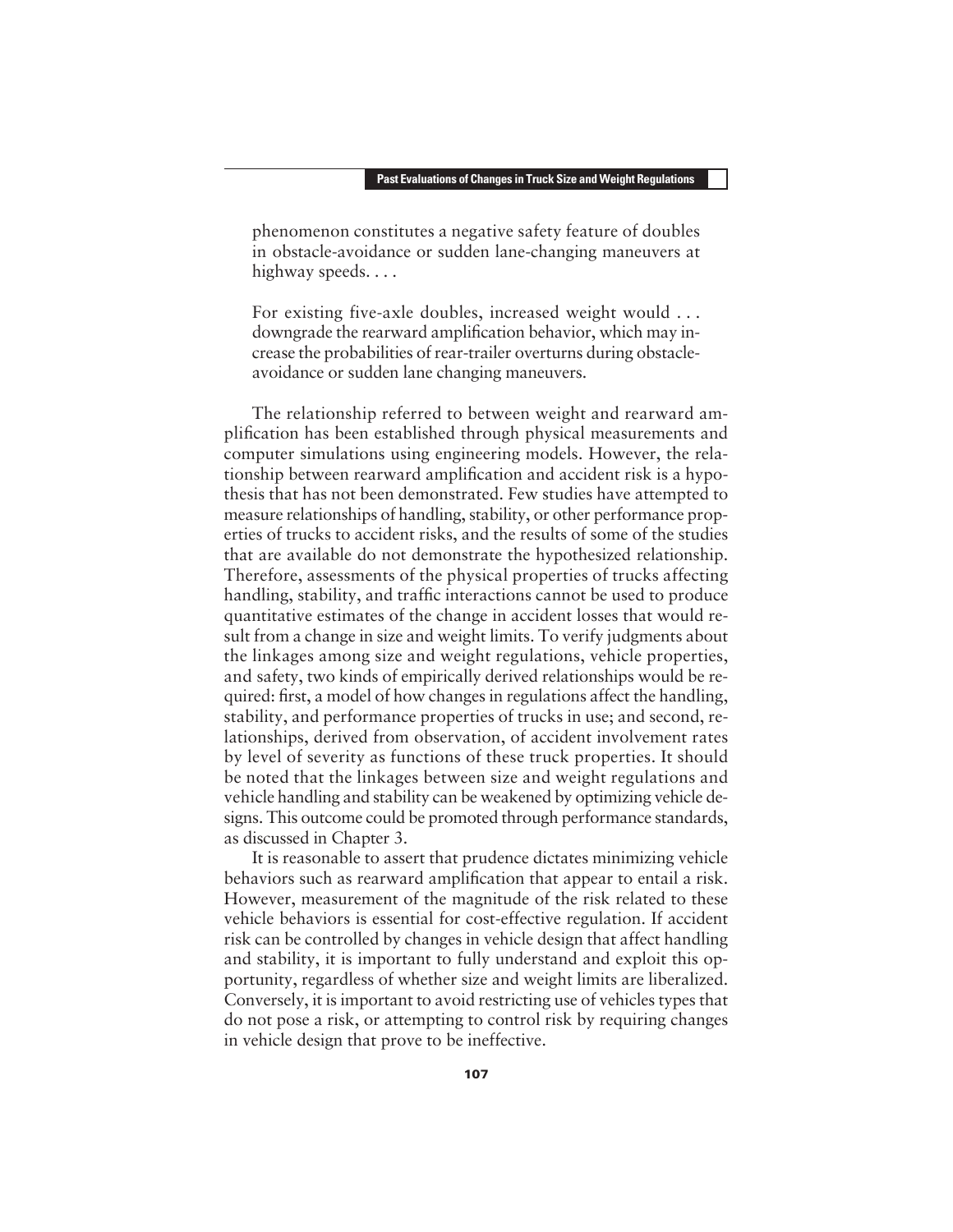> phenomenon constitutes a negative safety feature of doubles in obstacle-avoidance or sudden lane-changing maneuvers at highway speeds. . . .
>
> For existing five-axle doubles, increased weight would . . . downgrade the rearward amplification behavior, which may increase the probabilities of rear-trailer overturns during obstacle-avoidance or sudden lane changing maneuvers.

The relationship referred to between weight and rearward amplification has been established through physical measurements and computer simulations using engineering models. However, the relationship between rearward amplification and accident risk is a hypothesis that has not been demonstrated. Few studies have attempted to measure relationships of handling, stability, or other performance properties of trucks to accident risks, and the results of some of the studies that are available do not demonstrate the hypothesized relationship. Therefore, assessments of the physical properties of trucks affecting handling, stability, and traffic interactions cannot be used to produce quantitative estimates of the change in accident losses that would result from a change in size and weight limits. To verify judgments about the linkages among size and weight regulations, vehicle properties, and safety, two kinds of empirically derived relationships would be required: first, a model of how changes in regulations affect the handling, stability, and performance properties of trucks in use; and second, relationships, derived from observation, of accident involvement rates by level of severity as functions of these truck properties. It should be noted that the linkages between size and weight regulations and vehicle handling and stability can be weakened by optimizing vehicle designs. This outcome could be promoted through performance standards, as discussed in Chapter 3.

It is reasonable to assert that prudence dictates minimizing vehicle behaviors such as rearward amplification that appear to entail a risk. However, measurement of the magnitude of the risk related to these vehicle behaviors is essential for cost-effective regulation. If accident risk can be controlled by changes in vehicle design that affect handling and stability, it is important to fully understand and exploit this opportunity, regardless of whether size and weight limits are liberalized. Conversely, it is important to avoid restricting use of vehicles types that do not pose a risk, or attempting to control risk by requiring changes in vehicle design that prove to be ineffective.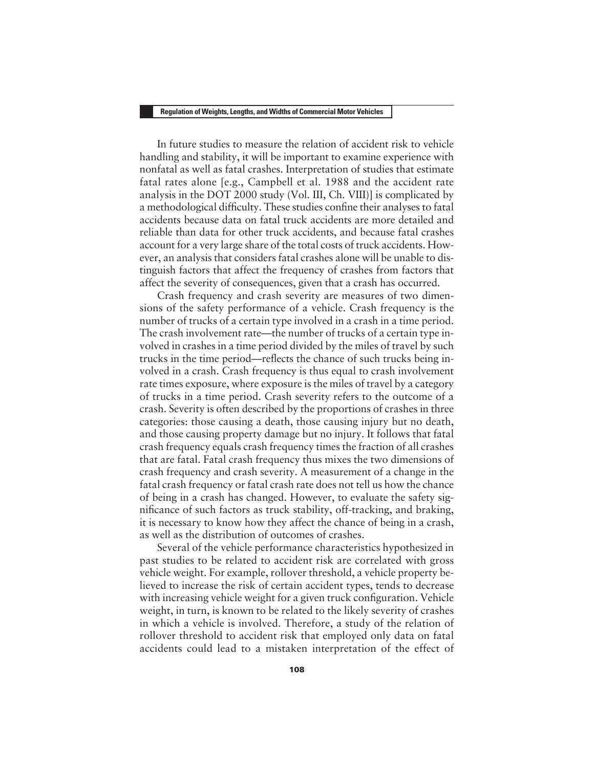In future studies to measure the relation of accident risk to vehicle handling and stability, it will be important to examine experience with nonfatal as well as fatal crashes. Interpretation of studies that estimate fatal rates alone [e.g., Campbell et al. 1988 and the accident rate analysis in the DOT 2000 study (Vol. III, Ch. VIII)] is complicated by a methodological difficulty. These studies confine their analyses to fatal accidents because data on fatal truck accidents are more detailed and reliable than data for other truck accidents, and because fatal crashes account for a very large share of the total costs of truck accidents. However, an analysis that considers fatal crashes alone will be unable to distinguish factors that affect the frequency of crashes from factors that affect the severity of consequences, given that a crash has occurred.

Crash frequency and crash severity are measures of two dimensions of the safety performance of a vehicle. Crash frequency is the number of trucks of a certain type involved in a crash in a time period. The crash involvement rate—the number of trucks of a certain type involved in crashes in a time period divided by the miles of travel by such trucks in the time period—reflects the chance of such trucks being involved in a crash. Crash frequency is thus equal to crash involvement rate times exposure, where exposure is the miles of travel by a category of trucks in a time period. Crash severity refers to the outcome of a crash. Severity is often described by the proportions of crashes in three categories: those causing a death, those causing injury but no death, and those causing property damage but no injury. It follows that fatal crash frequency equals crash frequency times the fraction of all crashes that are fatal. Fatal crash frequency thus mixes the two dimensions of crash frequency and crash severity. A measurement of a change in the fatal crash frequency or fatal crash rate does not tell us how the chance of being in a crash has changed. However, to evaluate the safety significance of such factors as truck stability, off-tracking, and braking, it is necessary to know how they affect the chance of being in a crash, as well as the distribution of outcomes of crashes.

Several of the vehicle performance characteristics hypothesized in past studies to be related to accident risk are correlated with gross vehicle weight. For example, rollover threshold, a vehicle property believed to increase the risk of certain accident types, tends to decrease with increasing vehicle weight for a given truck configuration. Vehicle weight, in turn, is known to be related to the likely severity of crashes in which a vehicle is involved. Therefore, a study of the relation of rollover threshold to accident risk that employed only data on fatal accidents could lead to a mistaken interpretation of the effect of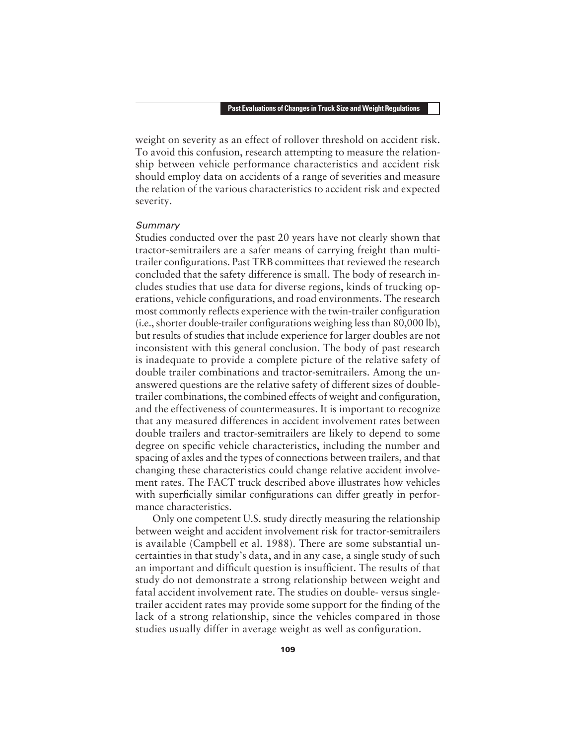weight on severity as an effect of rollover threshold on accident risk. To avoid this confusion, research attempting to measure the relationship between vehicle performance characteristics and accident risk should employ data on accidents of a range of severities and measure the relation of the various characteristics to accident risk and expected severity.

#### *Summary*

Studies conducted over the past 20 years have not clearly shown that tractor-semitrailers are a safer means of carrying freight than multitrailer configurations. Past TRB committees that reviewed the research concluded that the safety difference is small. The body of research includes studies that use data for diverse regions, kinds of trucking operations, vehicle configurations, and road environments. The research most commonly reflects experience with the twin-trailer configuration (i.e., shorter double-trailer configurations weighing less than 80,000 lb), but results of studies that include experience for larger doubles are not inconsistent with this general conclusion. The body of past research is inadequate to provide a complete picture of the relative safety of double trailer combinations and tractor-semitrailers. Among the unanswered questions are the relative safety of different sizes of double-trailer combinations, the combined effects of weight and configuration, and the effectiveness of countermeasures. It is important to recognize that any measured differences in accident involvement rates between double trailers and tractor-semitrailers are likely to depend to some degree on specific vehicle characteristics, including the number and spacing of axles and the types of connections between trailers, and that changing these characteristics could change relative accident involvement rates. The FACT truck described above illustrates how vehicles with superficially similar configurations can differ greatly in performance characteristics.

Only one competent U.S. study directly measuring the relationship between weight and accident involvement risk for tractor-semitrailers is available (Campbell et al. 1988). There are some substantial uncertainties in that study's data, and in any case, a single study of such an important and difficult question is insufficient. The results of that study do not demonstrate a strong relationship between weight and fatal accident involvement rate. The studies on double- versus single-trailer accident rates may provide some support for the finding of the lack of a strong relationship, since the vehicles compared in those studies usually differ in average weight as well as configuration.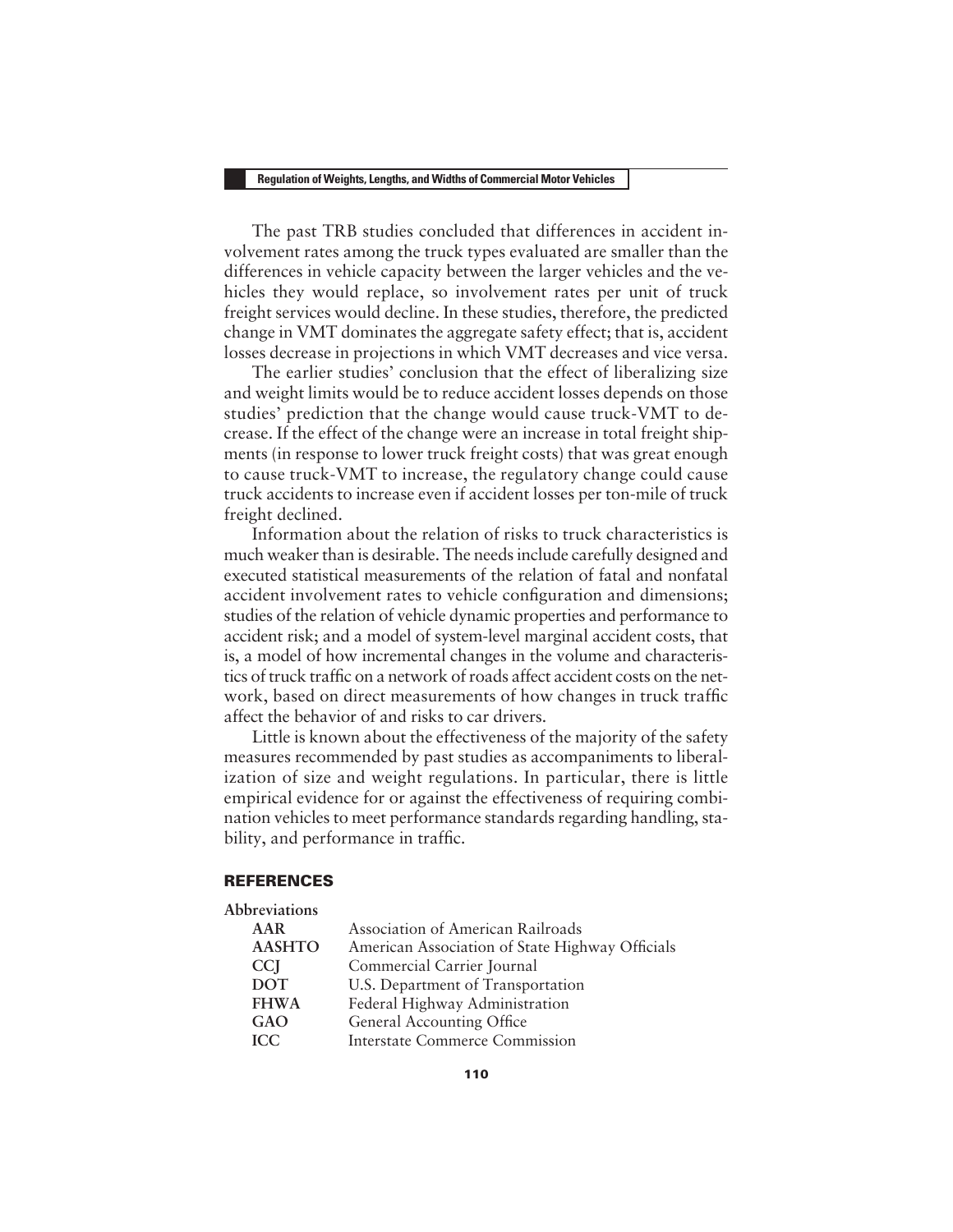The past TRB studies concluded that differences in accident involvement rates among the truck types evaluated are smaller than the differences in vehicle capacity between the larger vehicles and the vehicles they would replace, so involvement rates per unit of truck freight services would decline. In these studies, therefore, the predicted change in VMT dominates the aggregate safety effect; that is, accident losses decrease in projections in which VMT decreases and vice versa.

The earlier studies' conclusion that the effect of liberalizing size and weight limits would be to reduce accident losses depends on those studies' prediction that the change would cause truck-VMT to decrease. If the effect of the change were an increase in total freight shipments (in response to lower truck freight costs) that was great enough to cause truck-VMT to increase, the regulatory change could cause truck accidents to increase even if accident losses per ton-mile of truck freight declined.

Information about the relation of risks to truck characteristics is much weaker than is desirable. The needs include carefully designed and executed statistical measurements of the relation of fatal and nonfatal accident involvement rates to vehicle configuration and dimensions; studies of the relation of vehicle dynamic properties and performance to accident risk; and a model of system-level marginal accident costs, that is, a model of how incremental changes in the volume and characteristics of truck traffic on a network of roads affect accident costs on the network, based on direct measurements of how changes in truck traffic affect the behavior of and risks to car drivers.

Little is known about the effectiveness of the majority of the safety measures recommended by past studies as accompaniments to liberalization of size and weight regulations. In particular, there is little empirical evidence for or against the effectiveness of requiring combination vehicles to meet performance standards regarding handling, stability, and performance in traffic.

## REFERENCES

**Abbreviations**

| | |
|---|---|
| **AAR** | Association of American Railroads |
| **AASHTO** | American Association of State Highway Officials |
| **CCJ** | Commercial Carrier Journal |
| **DOT** | U.S. Department of Transportation |
| **FHWA** | Federal Highway Administration |
| **GAO** | General Accounting Office |
| **ICC** | Interstate Commerce Commission |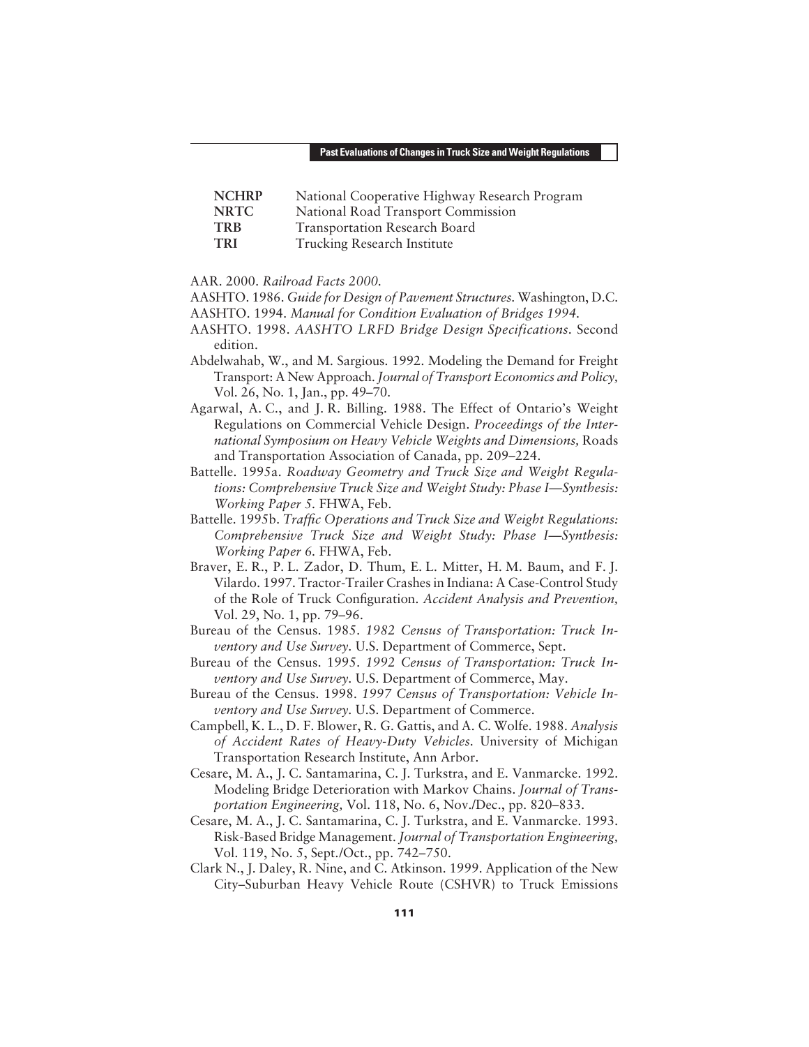| | |
|---|---|
| **NCHRP** | National Cooperative Highway Research Program |
| **NRTC** | National Road Transport Commission |
| **TRB** | Transportation Research Board |
| **TRI** | Trucking Research Institute |

AAR. 2000. *Railroad Facts 2000.*

AASHTO. 1986. *Guide for Design of Pavement Structures.* Washington, D.C.

AASHTO. 1994. *Manual for Condition Evaluation of Bridges 1994.*

AASHTO. 1998. *AASHTO LRFD Bridge Design Specifications.* Second edition.

Abdelwahab, W., and M. Sargious. 1992. Modeling the Demand for Freight Transport: A New Approach. *Journal of Transport Economics and Policy,* Vol. 26, No. 1, Jan., pp. 49–70.

Agarwal, A. C., and J. R. Billing. 1988. The Effect of Ontario's Weight Regulations on Commercial Vehicle Design. *Proceedings of the International Symposium on Heavy Vehicle Weights and Dimensions,* Roads and Transportation Association of Canada, pp. 209–224.

Battelle. 1995a. *Roadway Geometry and Truck Size and Weight Regulations: Comprehensive Truck Size and Weight Study: Phase I—Synthesis: Working Paper 5.* FHWA, Feb.

Battelle. 1995b. *Traffic Operations and Truck Size and Weight Regulations: Comprehensive Truck Size and Weight Study: Phase I—Synthesis: Working Paper 6.* FHWA, Feb.

Braver, E. R., P. L. Zador, D. Thum, E. L. Mitter, H. M. Baum, and F. J. Vilardo. 1997. Tractor-Trailer Crashes in Indiana: A Case-Control Study of the Role of Truck Configuration. *Accident Analysis and Prevention,* Vol. 29, No. 1, pp. 79–96.

Bureau of the Census. 1985. *1982 Census of Transportation: Truck Inventory and Use Survey.* U.S. Department of Commerce, Sept.

Bureau of the Census. 1995. *1992 Census of Transportation: Truck Inventory and Use Survey.* U.S. Department of Commerce, May.

Bureau of the Census. 1998. *1997 Census of Transportation: Vehicle Inventory and Use Survey.* U.S. Department of Commerce.

Campbell, K. L., D. F. Blower, R. G. Gattis, and A. C. Wolfe. 1988. *Analysis of Accident Rates of Heavy-Duty Vehicles.* University of Michigan Transportation Research Institute, Ann Arbor.

Cesare, M. A., J. C. Santamarina, C. J. Turkstra, and E. Vanmarcke. 1992. Modeling Bridge Deterioration with Markov Chains. *Journal of Transportation Engineering,* Vol. 118, No. 6, Nov./Dec., pp. 820–833.

Cesare, M. A., J. C. Santamarina, C. J. Turkstra, and E. Vanmarcke. 1993. Risk-Based Bridge Management. *Journal of Transportation Engineering,* Vol. 119, No. 5, Sept./Oct., pp. 742–750.

Clark N., J. Daley, R. Nine, and C. Atkinson. 1999. Application of the New City–Suburban Heavy Vehicle Route (CSHVR) to Truck Emissions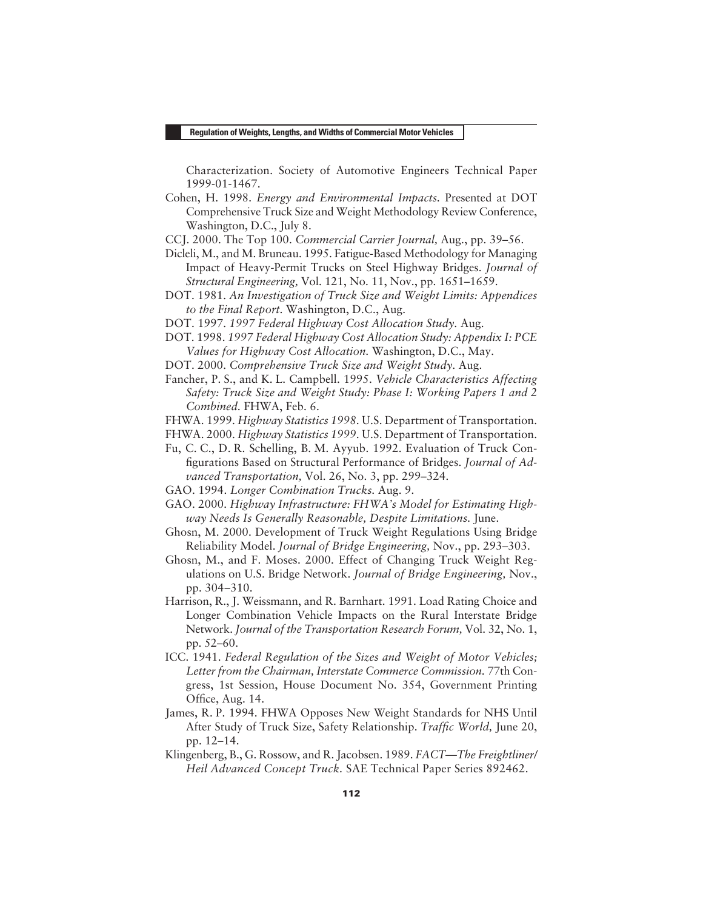Characterization. Society of Automotive Engineers Technical Paper 1999-01-1467.

Cohen, H. 1998. *Energy and Environmental Impacts.* Presented at DOT Comprehensive Truck Size and Weight Methodology Review Conference, Washington, D.C., July 8.

CCJ. 2000. The Top 100. *Commercial Carrier Journal,* Aug., pp. 39–56.

Dicleli, M., and M. Bruneau. 1995. Fatigue-Based Methodology for Managing Impact of Heavy-Permit Trucks on Steel Highway Bridges. *Journal of Structural Engineering,* Vol. 121, No. 11, Nov., pp. 1651–1659.

DOT. 1981. *An Investigation of Truck Size and Weight Limits: Appendices to the Final Report.* Washington, D.C., Aug.

DOT. 1997. *1997 Federal Highway Cost Allocation Study.* Aug.

DOT. 1998. *1997 Federal Highway Cost Allocation Study: Appendix I: PCE Values for Highway Cost Allocation.* Washington, D.C., May.

DOT. 2000. *Comprehensive Truck Size and Weight Study.* Aug.

Fancher, P. S., and K. L. Campbell. 1995. *Vehicle Characteristics Affecting Safety: Truck Size and Weight Study: Phase I: Working Papers 1 and 2 Combined.* FHWA, Feb. 6.

FHWA. 1999. *Highway Statistics 1998.* U.S. Department of Transportation.

FHWA. 2000. *Highway Statistics 1999.* U.S. Department of Transportation.

Fu, C. C., D. R. Schelling, B. M. Ayyub. 1992. Evaluation of Truck Configurations Based on Structural Performance of Bridges. *Journal of Advanced Transportation,* Vol. 26, No. 3, pp. 299–324.

GAO. 1994. *Longer Combination Trucks.* Aug. 9.

GAO. 2000. *Highway Infrastructure: FHWA's Model for Estimating Highway Needs Is Generally Reasonable, Despite Limitations.* June.

Ghosn, M. 2000. Development of Truck Weight Regulations Using Bridge Reliability Model. *Journal of Bridge Engineering,* Nov., pp. 293–303.

Ghosn, M., and F. Moses. 2000. Effect of Changing Truck Weight Regulations on U.S. Bridge Network. *Journal of Bridge Engineering,* Nov., pp. 304–310.

Harrison, R., J. Weissmann, and R. Barnhart. 1991. Load Rating Choice and Longer Combination Vehicle Impacts on the Rural Interstate Bridge Network. *Journal of the Transportation Research Forum,* Vol. 32, No. 1, pp. 52–60.

ICC. 1941. *Federal Regulation of the Sizes and Weight of Motor Vehicles; Letter from the Chairman, Interstate Commerce Commission.* 77th Congress, 1st Session, House Document No. 354, Government Printing Office, Aug. 14.

James, R. P. 1994. FHWA Opposes New Weight Standards for NHS Until After Study of Truck Size, Safety Relationship. *Traffic World,* June 20, pp. 12–14.

Klingenberg, B., G. Rossow, and R. Jacobsen. 1989. *FACT—The Freightliner/Heil Advanced Concept Truck.* SAE Technical Paper Series 892462.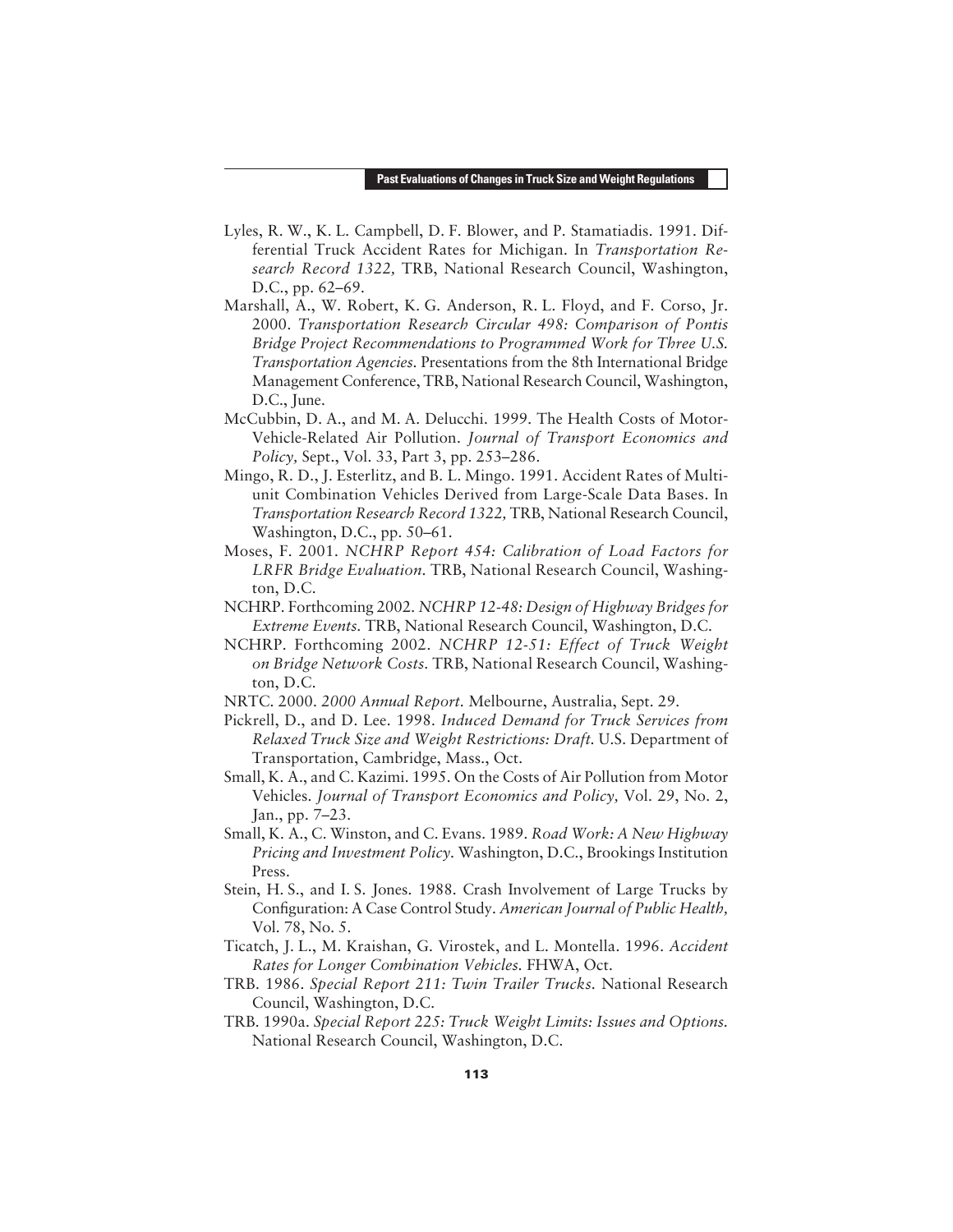Lyles, R. W., K. L. Campbell, D. F. Blower, and P. Stamatiadis. 1991. Differential Truck Accident Rates for Michigan. In *Transportation Research Record 1322,* TRB, National Research Council, Washington, D.C., pp. 62–69.

Marshall, A., W. Robert, K. G. Anderson, R. L. Floyd, and F. Corso, Jr. 2000. *Transportation Research Circular 498: Comparison of Pontis Bridge Project Recommendations to Programmed Work for Three U.S. Transportation Agencies.* Presentations from the 8th International Bridge Management Conference, TRB, National Research Council, Washington, D.C., June.

McCubbin, D. A., and M. A. Delucchi. 1999. The Health Costs of Motor-Vehicle-Related Air Pollution. *Journal of Transport Economics and Policy,* Sept., Vol. 33, Part 3, pp. 253–286.

Mingo, R. D., J. Esterlitz, and B. L. Mingo. 1991. Accident Rates of Multiunit Combination Vehicles Derived from Large-Scale Data Bases. In *Transportation Research Record 1322,* TRB, National Research Council, Washington, D.C., pp. 50–61.

Moses, F. 2001. *NCHRP Report 454: Calibration of Load Factors for LRFR Bridge Evaluation.* TRB, National Research Council, Washington, D.C.

NCHRP. Forthcoming 2002. *NCHRP 12-48: Design of Highway Bridges for Extreme Events.* TRB, National Research Council, Washington, D.C.

NCHRP. Forthcoming 2002. *NCHRP 12-51: Effect of Truck Weight on Bridge Network Costs.* TRB, National Research Council, Washington, D.C.

NRTC. 2000. *2000 Annual Report.* Melbourne, Australia, Sept. 29.

Pickrell, D., and D. Lee. 1998. *Induced Demand for Truck Services from Relaxed Truck Size and Weight Restrictions: Draft.* U.S. Department of Transportation, Cambridge, Mass., Oct.

Small, K. A., and C. Kazimi. 1995. On the Costs of Air Pollution from Motor Vehicles. *Journal of Transport Economics and Policy,* Vol. 29, No. 2, Jan., pp. 7–23.

Small, K. A., C. Winston, and C. Evans. 1989. *Road Work: A New Highway Pricing and Investment Policy.* Washington, D.C., Brookings Institution Press.

Stein, H. S., and I. S. Jones. 1988. Crash Involvement of Large Trucks by Configuration: A Case Control Study. *American Journal of Public Health,* Vol. 78, No. 5.

Ticatch, J. L., M. Kraishan, G. Virostek, and L. Montella. 1996. *Accident Rates for Longer Combination Vehicles.* FHWA, Oct.

TRB. 1986. *Special Report 211: Twin Trailer Trucks.* National Research Council, Washington, D.C.

TRB. 1990a. *Special Report 225: Truck Weight Limits: Issues and Options.* National Research Council, Washington, D.C.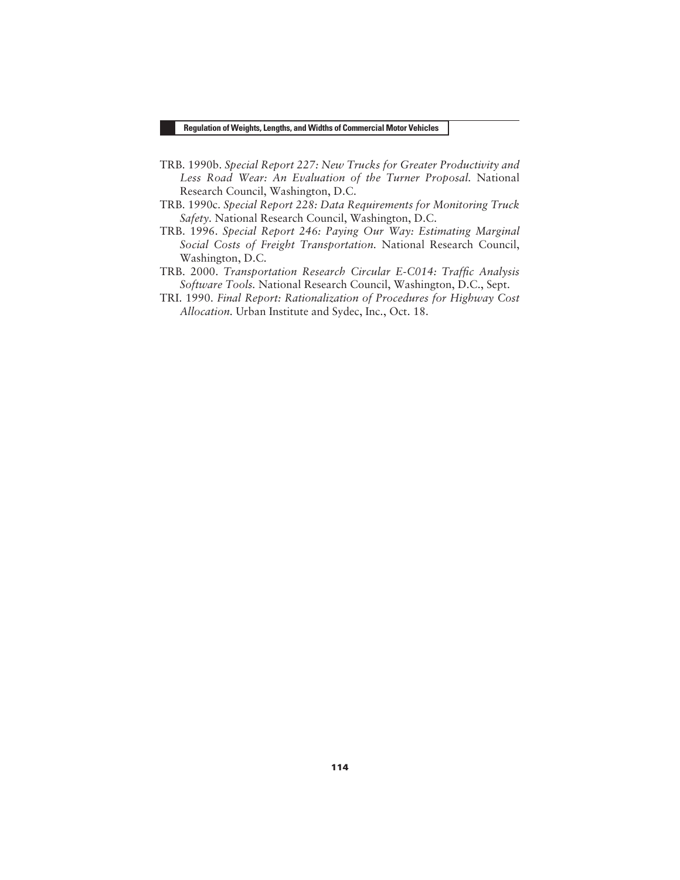TRB. 1990b. *Special Report 227: New Trucks for Greater Productivity and Less Road Wear: An Evaluation of the Turner Proposal.* National Research Council, Washington, D.C.

TRB. 1990c. *Special Report 228: Data Requirements for Monitoring Truck Safety.* National Research Council, Washington, D.C.

TRB. 1996. *Special Report 246: Paying Our Way: Estimating Marginal Social Costs of Freight Transportation.* National Research Council, Washington, D.C.

TRB. 2000. *Transportation Research Circular E-C014: Traffic Analysis Software Tools.* National Research Council, Washington, D.C., Sept.

TRI. 1990. *Final Report: Rationalization of Procedures for Highway Cost Allocation.* Urban Institute and Sydec, Inc., Oct. 18.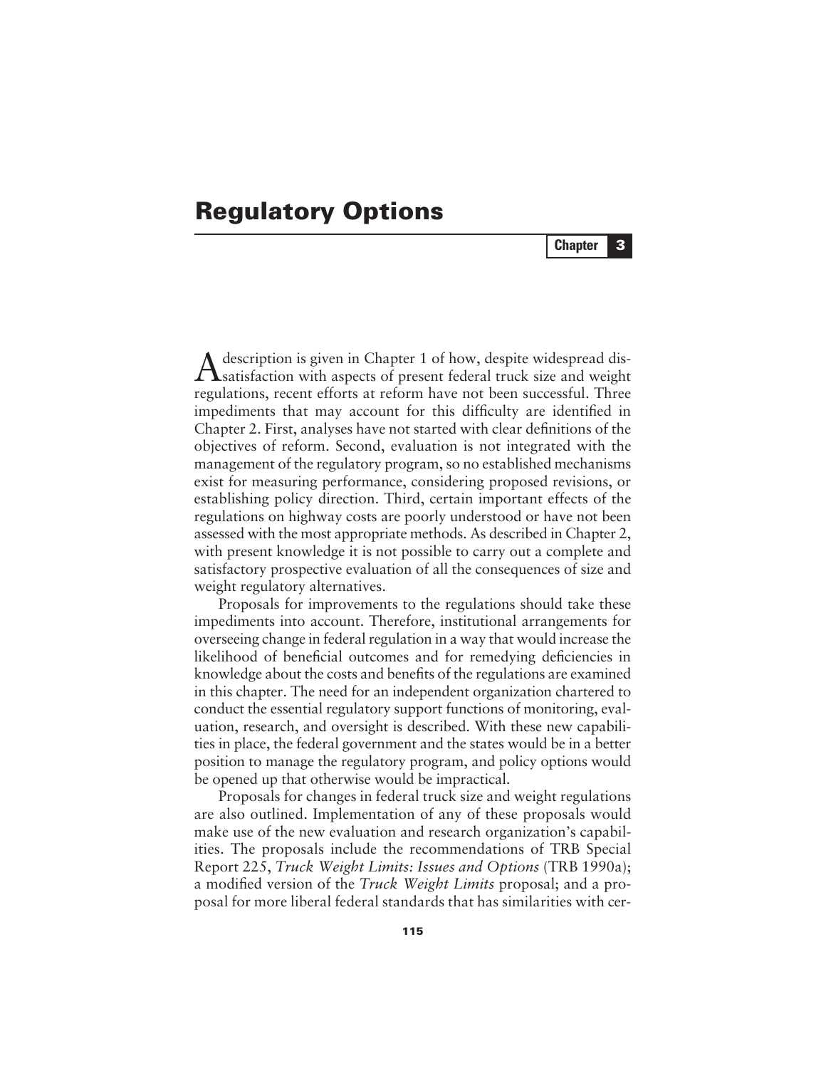# Regulatory Options

**Chapter 3**

A description is given in Chapter 1 of how, despite widespread dissatisfaction with aspects of present federal truck size and weight regulations, recent efforts at reform have not been successful. Three impediments that may account for this difficulty are identified in Chapter 2. First, analyses have not started with clear definitions of the objectives of reform. Second, evaluation is not integrated with the management of the regulatory program, so no established mechanisms exist for measuring performance, considering proposed revisions, or establishing policy direction. Third, certain important effects of the regulations on highway costs are poorly understood or have not been assessed with the most appropriate methods. As described in Chapter 2, with present knowledge it is not possible to carry out a complete and satisfactory prospective evaluation of all the consequences of size and weight regulatory alternatives.

Proposals for improvements to the regulations should take these impediments into account. Therefore, institutional arrangements for overseeing change in federal regulation in a way that would increase the likelihood of beneficial outcomes and for remedying deficiencies in knowledge about the costs and benefits of the regulations are examined in this chapter. The need for an independent organization chartered to conduct the essential regulatory support functions of monitoring, evaluation, research, and oversight is described. With these new capabilities in place, the federal government and the states would be in a better position to manage the regulatory program, and policy options would be opened up that otherwise would be impractical.

Proposals for changes in federal truck size and weight regulations are also outlined. Implementation of any of these proposals would make use of the new evaluation and research organization's capabilities. The proposals include the recommendations of TRB Special Report 225, *Truck Weight Limits: Issues and Options* (TRB 1990a); a modified version of the *Truck Weight Limits* proposal; and a proposal for more liberal federal standards that has similarities with cer-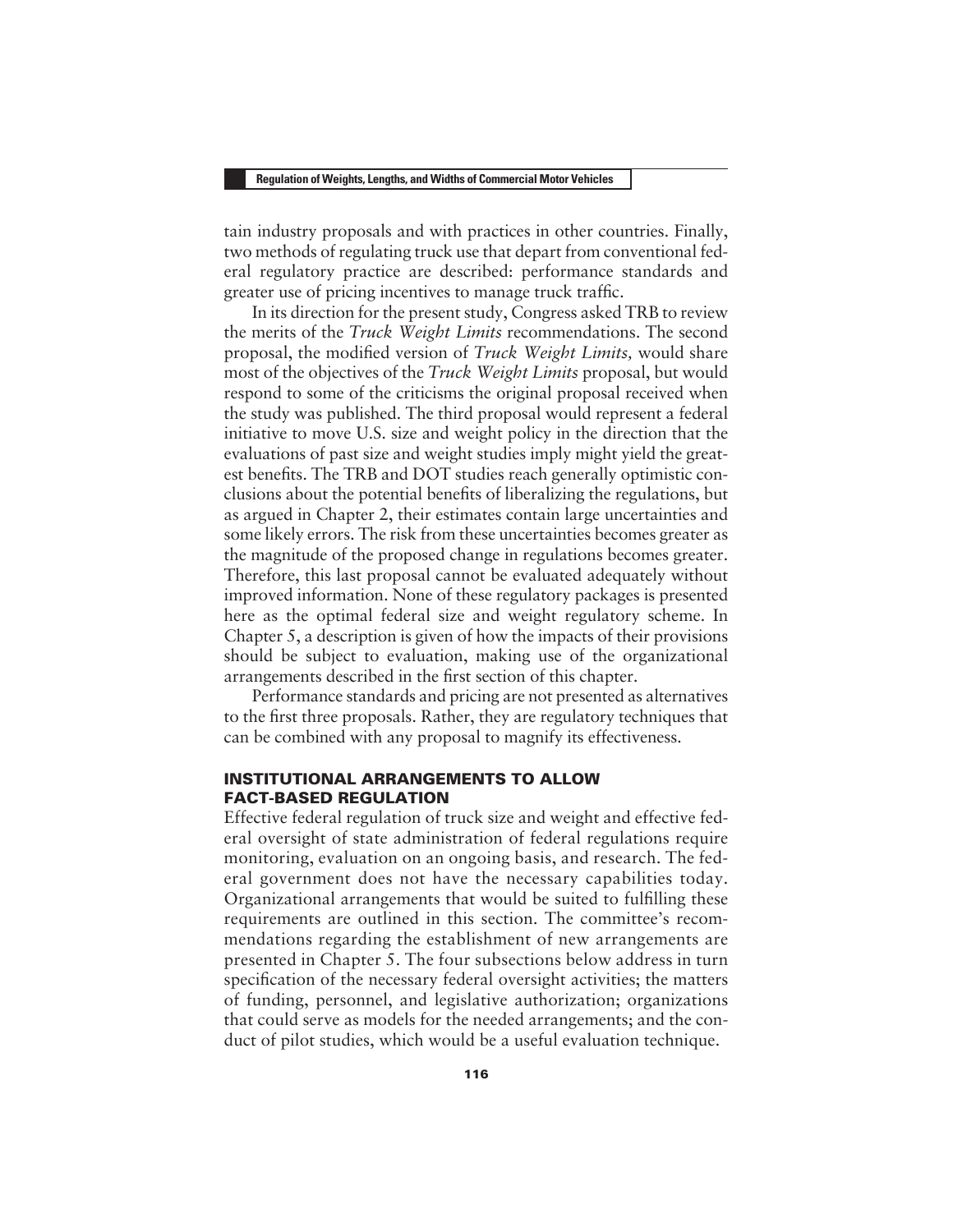tain industry proposals and with practices in other countries. Finally, two methods of regulating truck use that depart from conventional federal regulatory practice are described: performance standards and greater use of pricing incentives to manage truck traffic.

In its direction for the present study, Congress asked TRB to review the merits of the *Truck Weight Limits* recommendations. The second proposal, the modified version of *Truck Weight Limits,* would share most of the objectives of the *Truck Weight Limits* proposal, but would respond to some of the criticisms the original proposal received when the study was published. The third proposal would represent a federal initiative to move U.S. size and weight policy in the direction that the evaluations of past size and weight studies imply might yield the greatest benefits. The TRB and DOT studies reach generally optimistic conclusions about the potential benefits of liberalizing the regulations, but as argued in Chapter 2, their estimates contain large uncertainties and some likely errors. The risk from these uncertainties becomes greater as the magnitude of the proposed change in regulations becomes greater. Therefore, this last proposal cannot be evaluated adequately without improved information. None of these regulatory packages is presented here as the optimal federal size and weight regulatory scheme. In Chapter 5, a description is given of how the impacts of their provisions should be subject to evaluation, making use of the organizational arrangements described in the first section of this chapter.

Performance standards and pricing are not presented as alternatives to the first three proposals. Rather, they are regulatory techniques that can be combined with any proposal to magnify its effectiveness.

## INSTITUTIONAL ARRANGEMENTS TO ALLOW FACT-BASED REGULATION

Effective federal regulation of truck size and weight and effective federal oversight of state administration of federal regulations require monitoring, evaluation on an ongoing basis, and research. The federal government does not have the necessary capabilities today. Organizational arrangements that would be suited to fulfilling these requirements are outlined in this section. The committee's recommendations regarding the establishment of new arrangements are presented in Chapter 5. The four subsections below address in turn specification of the necessary federal oversight activities; the matters of funding, personnel, and legislative authorization; organizations that could serve as models for the needed arrangements; and the conduct of pilot studies, which would be a useful evaluation technique.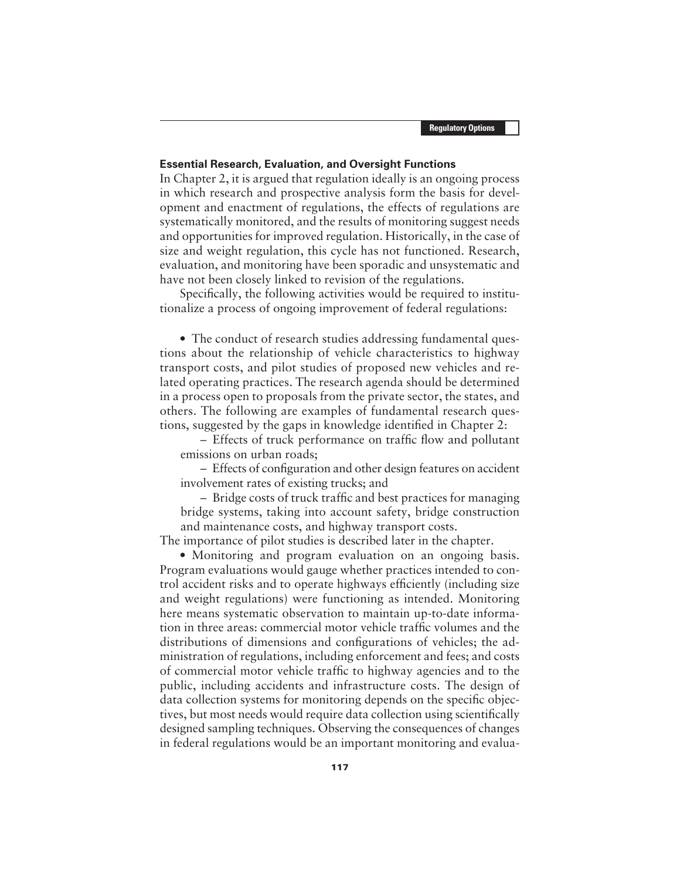### Essential Research, Evaluation, and Oversight Functions

In Chapter 2, it is argued that regulation ideally is an ongoing process in which research and prospective analysis form the basis for development and enactment of regulations, the effects of regulations are systematically monitored, and the results of monitoring suggest needs and opportunities for improved regulation. Historically, in the case of size and weight regulation, this cycle has not functioned. Research, evaluation, and monitoring have been sporadic and unsystematic and have not been closely linked to revision of the regulations.

Specifically, the following activities would be required to institutionalize a process of ongoing improvement of federal regulations:

- The conduct of research studies addressing fundamental questions about the relationship of vehicle characteristics to highway transport costs, and pilot studies of proposed new vehicles and related operating practices. The research agenda should be determined in a process open to proposals from the private sector, the states, and others. The following are examples of fundamental research questions, suggested by the gaps in knowledge identified in Chapter 2:
  - Effects of truck performance on traffic flow and pollutant emissions on urban roads;
  - Effects of configuration and other design features on accident involvement rates of existing trucks; and
  - Bridge costs of truck traffic and best practices for managing bridge systems, taking into account safety, bridge construction and maintenance costs, and highway transport costs.

  The importance of pilot studies is described later in the chapter.
- Monitoring and program evaluation on an ongoing basis. Program evaluations would gauge whether practices intended to control accident risks and to operate highways efficiently (including size and weight regulations) were functioning as intended. Monitoring here means systematic observation to maintain up-to-date information in three areas: commercial motor vehicle traffic volumes and the distributions of dimensions and configurations of vehicles; the administration of regulations, including enforcement and fees; and costs of commercial motor vehicle traffic to highway agencies and to the public, including accidents and infrastructure costs. The design of data collection systems for monitoring depends on the specific objectives, but most needs would require data collection using scientifically designed sampling techniques. Observing the consequences of changes in federal regulations would be an important monitoring and evalua-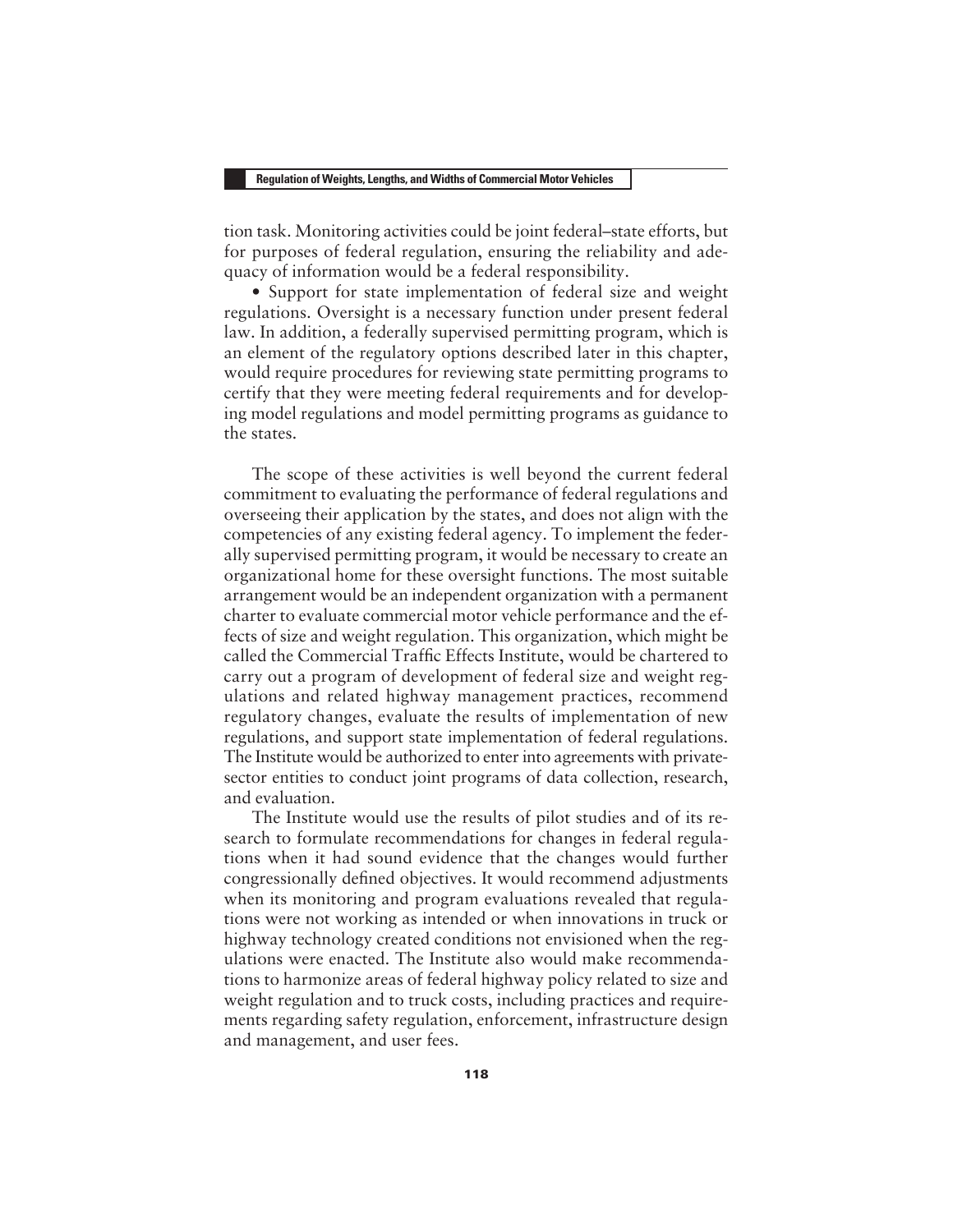tion task. Monitoring activities could be joint federal–state efforts, but for purposes of federal regulation, ensuring the reliability and adequacy of information would be a federal responsibility.

- Support for state implementation of federal size and weight regulations. Oversight is a necessary function under present federal law. In addition, a federally supervised permitting program, which is an element of the regulatory options described later in this chapter, would require procedures for reviewing state permitting programs to certify that they were meeting federal requirements and for developing model regulations and model permitting programs as guidance to the states.

The scope of these activities is well beyond the current federal commitment to evaluating the performance of federal regulations and overseeing their application by the states, and does not align with the competencies of any existing federal agency. To implement the federally supervised permitting program, it would be necessary to create an organizational home for these oversight functions. The most suitable arrangement would be an independent organization with a permanent charter to evaluate commercial motor vehicle performance and the effects of size and weight regulation. This organization, which might be called the Commercial Traffic Effects Institute, would be chartered to carry out a program of development of federal size and weight regulations and related highway management practices, recommend regulatory changes, evaluate the results of implementation of new regulations, and support state implementation of federal regulations. The Institute would be authorized to enter into agreements with private-sector entities to conduct joint programs of data collection, research, and evaluation.

The Institute would use the results of pilot studies and of its research to formulate recommendations for changes in federal regulations when it had sound evidence that the changes would further congressionally defined objectives. It would recommend adjustments when its monitoring and program evaluations revealed that regulations were not working as intended or when innovations in truck or highway technology created conditions not envisioned when the regulations were enacted. The Institute also would make recommendations to harmonize areas of federal highway policy related to size and weight regulation and to truck costs, including practices and requirements regarding safety regulation, enforcement, infrastructure design and management, and user fees.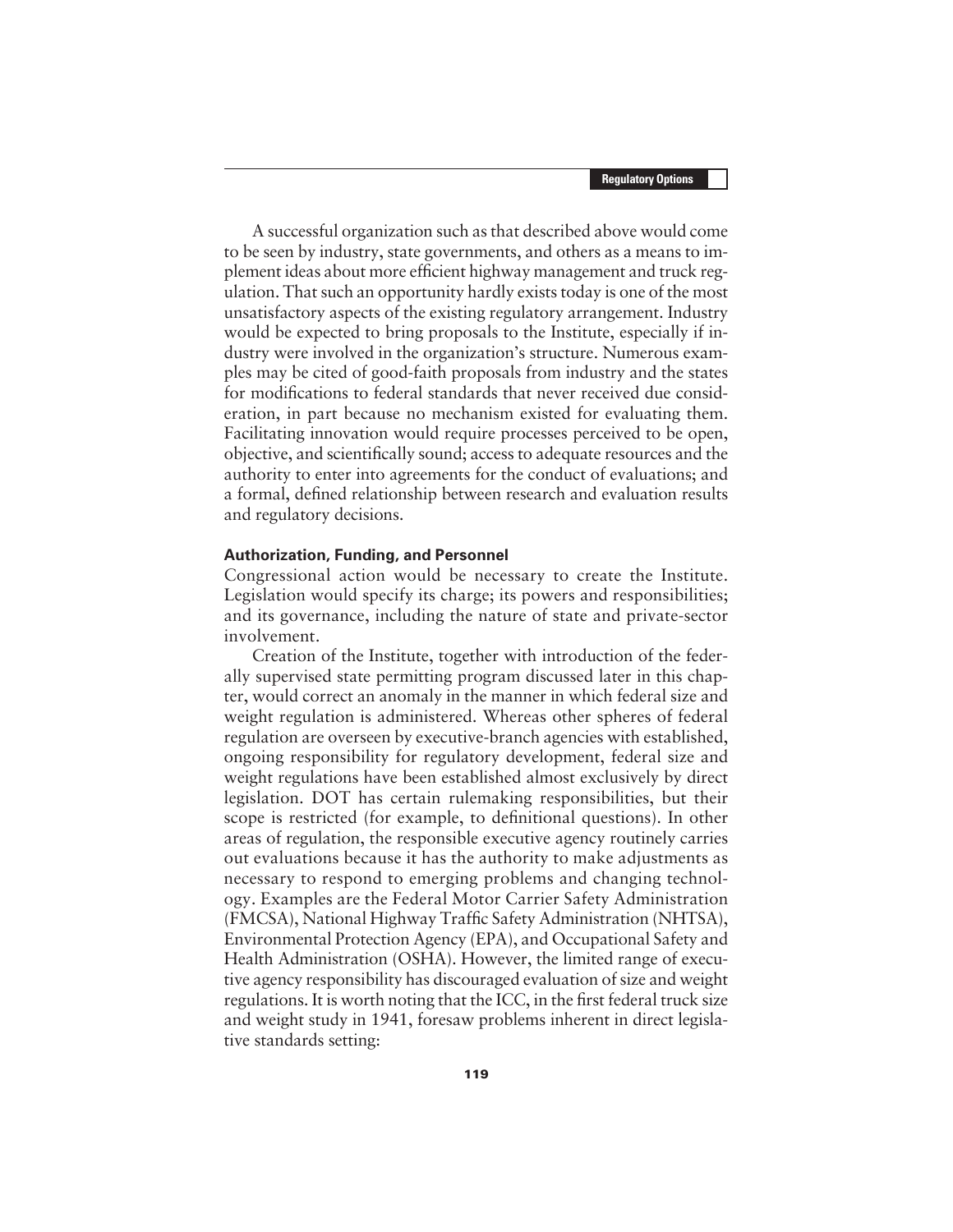A successful organization such as that described above would come to be seen by industry, state governments, and others as a means to implement ideas about more efficient highway management and truck regulation. That such an opportunity hardly exists today is one of the most unsatisfactory aspects of the existing regulatory arrangement. Industry would be expected to bring proposals to the Institute, especially if industry were involved in the organization's structure. Numerous examples may be cited of good-faith proposals from industry and the states for modifications to federal standards that never received due consideration, in part because no mechanism existed for evaluating them. Facilitating innovation would require processes perceived to be open, objective, and scientifically sound; access to adequate resources and the authority to enter into agreements for the conduct of evaluations; and a formal, defined relationship between research and evaluation results and regulatory decisions.

### Authorization, Funding, and Personnel

Congressional action would be necessary to create the Institute. Legislation would specify its charge; its powers and responsibilities; and its governance, including the nature of state and private-sector involvement.

Creation of the Institute, together with introduction of the federally supervised state permitting program discussed later in this chapter, would correct an anomaly in the manner in which federal size and weight regulation is administered. Whereas other spheres of federal regulation are overseen by executive-branch agencies with established, ongoing responsibility for regulatory development, federal size and weight regulations have been established almost exclusively by direct legislation. DOT has certain rulemaking responsibilities, but their scope is restricted (for example, to definitional questions). In other areas of regulation, the responsible executive agency routinely carries out evaluations because it has the authority to make adjustments as necessary to respond to emerging problems and changing technology. Examples are the Federal Motor Carrier Safety Administration (FMCSA), National Highway Traffic Safety Administration (NHTSA), Environmental Protection Agency (EPA), and Occupational Safety and Health Administration (OSHA). However, the limited range of executive agency responsibility has discouraged evaluation of size and weight regulations. It is worth noting that the ICC, in the first federal truck size and weight study in 1941, foresaw problems inherent in direct legislative standards setting: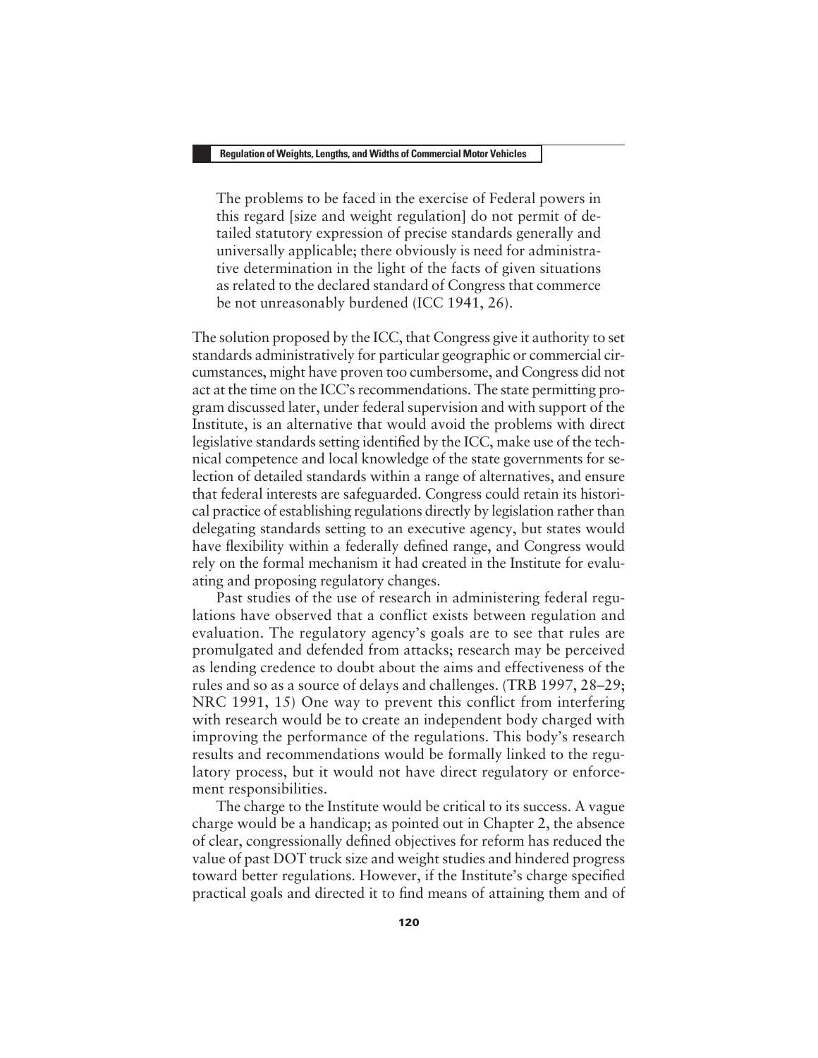> The problems to be faced in the exercise of Federal powers in this regard [size and weight regulation] do not permit of detailed statutory expression of precise standards generally and universally applicable; there obviously is need for administrative determination in the light of the facts of given situations as related to the declared standard of Congress that commerce be not unreasonably burdened (ICC 1941, 26).

The solution proposed by the ICC, that Congress give it authority to set standards administratively for particular geographic or commercial circumstances, might have proven too cumbersome, and Congress did not act at the time on the ICC's recommendations. The state permitting program discussed later, under federal supervision and with support of the Institute, is an alternative that would avoid the problems with direct legislative standards setting identified by the ICC, make use of the technical competence and local knowledge of the state governments for selection of detailed standards within a range of alternatives, and ensure that federal interests are safeguarded. Congress could retain its historical practice of establishing regulations directly by legislation rather than delegating standards setting to an executive agency, but states would have flexibility within a federally defined range, and Congress would rely on the formal mechanism it had created in the Institute for evaluating and proposing regulatory changes.

Past studies of the use of research in administering federal regulations have observed that a conflict exists between regulation and evaluation. The regulatory agency's goals are to see that rules are promulgated and defended from attacks; research may be perceived as lending credence to doubt about the aims and effectiveness of the rules and so as a source of delays and challenges. (TRB 1997, 28–29; NRC 1991, 15) One way to prevent this conflict from interfering with research would be to create an independent body charged with improving the performance of the regulations. This body's research results and recommendations would be formally linked to the regulatory process, but it would not have direct regulatory or enforcement responsibilities.

The charge to the Institute would be critical to its success. A vague charge would be a handicap; as pointed out in Chapter 2, the absence of clear, congressionally defined objectives for reform has reduced the value of past DOT truck size and weight studies and hindered progress toward better regulations. However, if the Institute's charge specified practical goals and directed it to find means of attaining them and of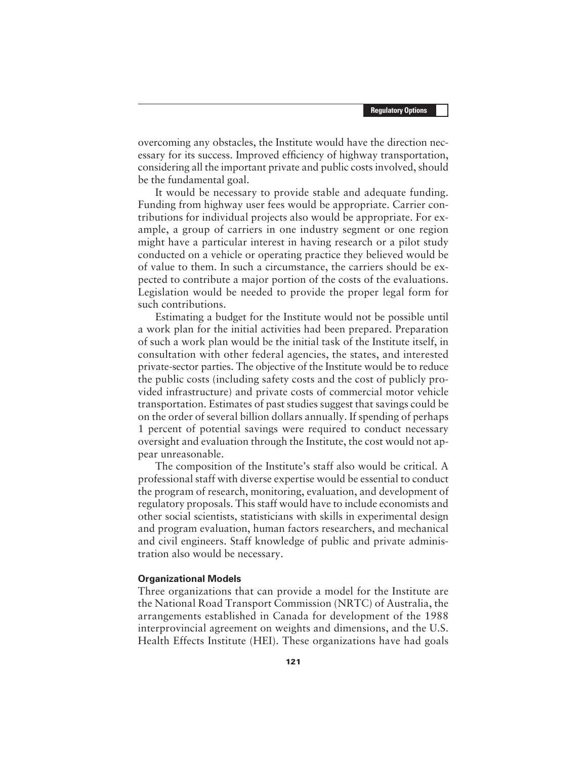overcoming any obstacles, the Institute would have the direction necessary for its success. Improved efficiency of highway transportation, considering all the important private and public costs involved, should be the fundamental goal.

It would be necessary to provide stable and adequate funding. Funding from highway user fees would be appropriate. Carrier contributions for individual projects also would be appropriate. For example, a group of carriers in one industry segment or one region might have a particular interest in having research or a pilot study conducted on a vehicle or operating practice they believed would be of value to them. In such a circumstance, the carriers should be expected to contribute a major portion of the costs of the evaluations. Legislation would be needed to provide the proper legal form for such contributions.

Estimating a budget for the Institute would not be possible until a work plan for the initial activities had been prepared. Preparation of such a work plan would be the initial task of the Institute itself, in consultation with other federal agencies, the states, and interested private-sector parties. The objective of the Institute would be to reduce the public costs (including safety costs and the cost of publicly provided infrastructure) and private costs of commercial motor vehicle transportation. Estimates of past studies suggest that savings could be on the order of several billion dollars annually. If spending of perhaps 1 percent of potential savings were required to conduct necessary oversight and evaluation through the Institute, the cost would not appear unreasonable.

The composition of the Institute's staff also would be critical. A professional staff with diverse expertise would be essential to conduct the program of research, monitoring, evaluation, and development of regulatory proposals. This staff would have to include economists and other social scientists, statisticians with skills in experimental design and program evaluation, human factors researchers, and mechanical and civil engineers. Staff knowledge of public and private administration also would be necessary.

### Organizational Models

Three organizations that can provide a model for the Institute are the National Road Transport Commission (NRTC) of Australia, the arrangements established in Canada for development of the 1988 interprovincial agreement on weights and dimensions, and the U.S. Health Effects Institute (HEI). These organizations have had goals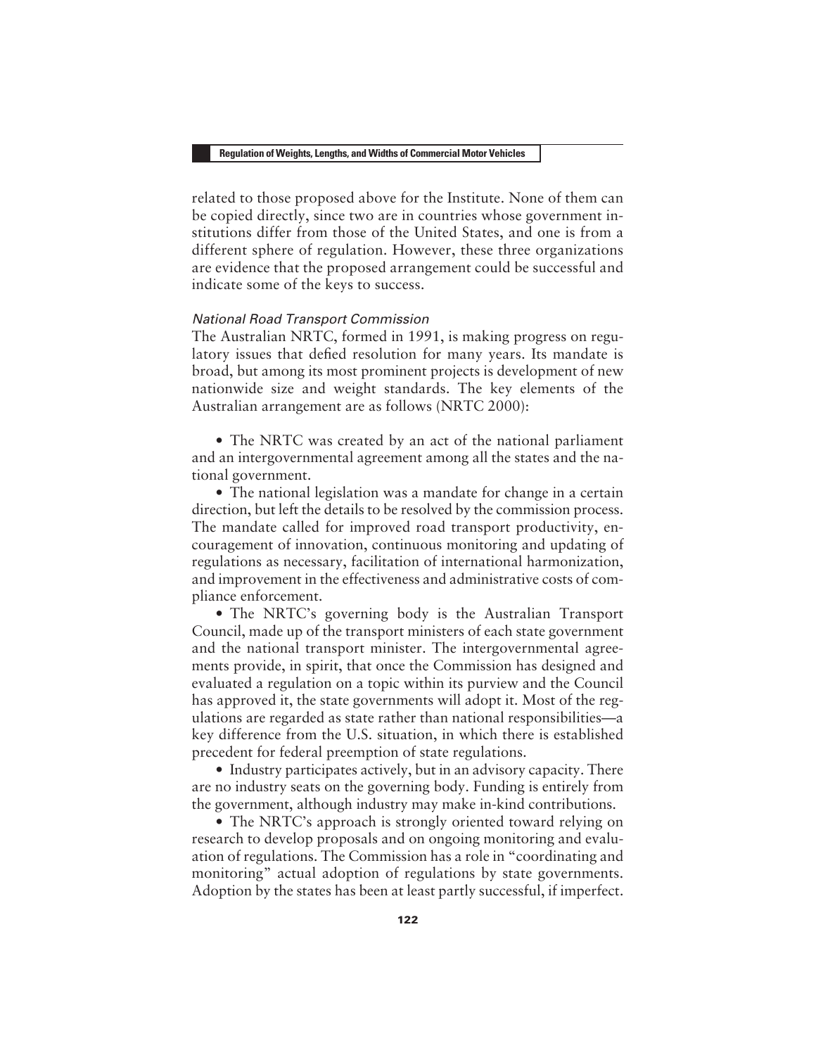related to those proposed above for the Institute. None of them can be copied directly, since two are in countries whose government institutions differ from those of the United States, and one is from a different sphere of regulation. However, these three organizations are evidence that the proposed arrangement could be successful and indicate some of the keys to success.

### *National Road Transport Commission*

The Australian NRTC, formed in 1991, is making progress on regulatory issues that defied resolution for many years. Its mandate is broad, but among its most prominent projects is development of new nationwide size and weight standards. The key elements of the Australian arrangement are as follows (NRTC 2000):

- The NRTC was created by an act of the national parliament and an intergovernmental agreement among all the states and the national government.
- The national legislation was a mandate for change in a certain direction, but left the details to be resolved by the commission process. The mandate called for improved road transport productivity, encouragement of innovation, continuous monitoring and updating of regulations as necessary, facilitation of international harmonization, and improvement in the effectiveness and administrative costs of compliance enforcement.
- The NRTC's governing body is the Australian Transport Council, made up of the transport ministers of each state government and the national transport minister. The intergovernmental agreements provide, in spirit, that once the Commission has designed and evaluated a regulation on a topic within its purview and the Council has approved it, the state governments will adopt it. Most of the regulations are regarded as state rather than national responsibilities—a key difference from the U.S. situation, in which there is established precedent for federal preemption of state regulations.
- Industry participates actively, but in an advisory capacity. There are no industry seats on the governing body. Funding is entirely from the government, although industry may make in-kind contributions.
- The NRTC's approach is strongly oriented toward relying on research to develop proposals and on ongoing monitoring and evaluation of regulations. The Commission has a role in "coordinating and monitoring" actual adoption of regulations by state governments. Adoption by the states has been at least partly successful, if imperfect.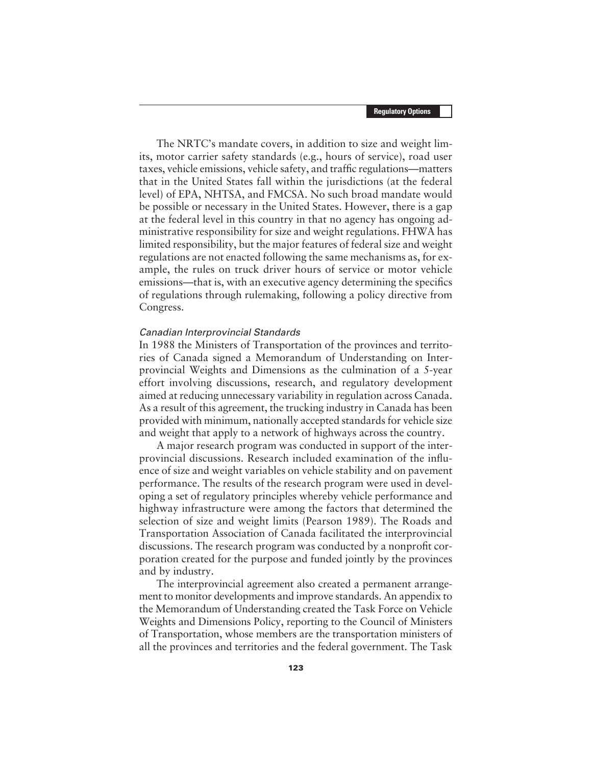The NRTC's mandate covers, in addition to size and weight limits, motor carrier safety standards (e.g., hours of service), road user taxes, vehicle emissions, vehicle safety, and traffic regulations—matters that in the United States fall within the jurisdictions (at the federal level) of EPA, NHTSA, and FMCSA. No such broad mandate would be possible or necessary in the United States. However, there is a gap at the federal level in this country in that no agency has ongoing administrative responsibility for size and weight regulations. FHWA has limited responsibility, but the major features of federal size and weight regulations are not enacted following the same mechanisms as, for example, the rules on truck driver hours of service or motor vehicle emissions—that is, with an executive agency determining the specifics of regulations through rulemaking, following a policy directive from Congress.

### *Canadian Interprovincial Standards*

In 1988 the Ministers of Transportation of the provinces and territories of Canada signed a Memorandum of Understanding on Interprovincial Weights and Dimensions as the culmination of a 5-year effort involving discussions, research, and regulatory development aimed at reducing unnecessary variability in regulation across Canada. As a result of this agreement, the trucking industry in Canada has been provided with minimum, nationally accepted standards for vehicle size and weight that apply to a network of highways across the country.

A major research program was conducted in support of the interprovincial discussions. Research included examination of the influence of size and weight variables on vehicle stability and on pavement performance. The results of the research program were used in developing a set of regulatory principles whereby vehicle performance and highway infrastructure were among the factors that determined the selection of size and weight limits (Pearson 1989). The Roads and Transportation Association of Canada facilitated the interprovincial discussions. The research program was conducted by a nonprofit corporation created for the purpose and funded jointly by the provinces and by industry.

The interprovincial agreement also created a permanent arrangement to monitor developments and improve standards. An appendix to the Memorandum of Understanding created the Task Force on Vehicle Weights and Dimensions Policy, reporting to the Council of Ministers of Transportation, whose members are the transportation ministers of all the provinces and territories and the federal government. The Task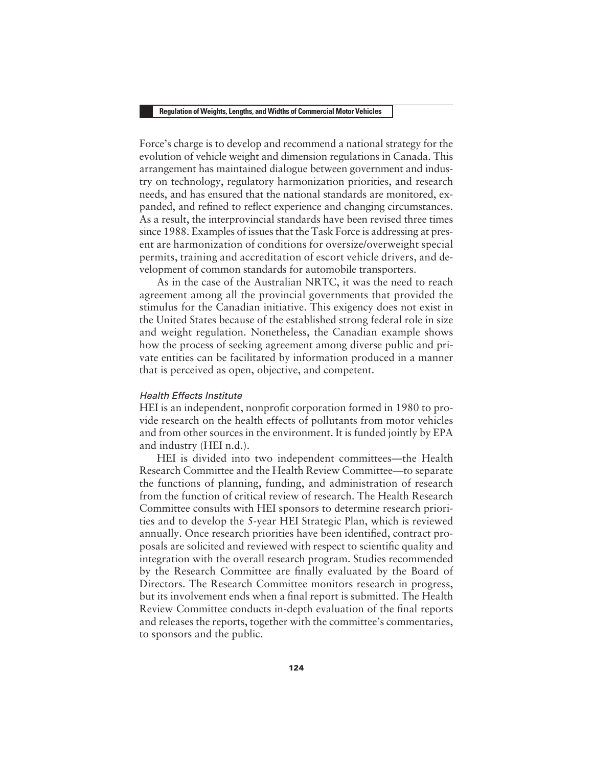Force's charge is to develop and recommend a national strategy for the evolution of vehicle weight and dimension regulations in Canada. This arrangement has maintained dialogue between government and industry on technology, regulatory harmonization priorities, and research needs, and has ensured that the national standards are monitored, expanded, and refined to reflect experience and changing circumstances. As a result, the interprovincial standards have been revised three times since 1988. Examples of issues that the Task Force is addressing at present are harmonization of conditions for oversize/overweight special permits, training and accreditation of escort vehicle drivers, and development of common standards for automobile transporters.

As in the case of the Australian NRTC, it was the need to reach agreement among all the provincial governments that provided the stimulus for the Canadian initiative. This exigency does not exist in the United States because of the established strong federal role in size and weight regulation. Nonetheless, the Canadian example shows how the process of seeking agreement among diverse public and private entities can be facilitated by information produced in a manner that is perceived as open, objective, and competent.

#### *Health Effects Institute*

HEI is an independent, nonprofit corporation formed in 1980 to provide research on the health effects of pollutants from motor vehicles and from other sources in the environment. It is funded jointly by EPA and industry (HEI n.d.).

HEI is divided into two independent committees—the Health Research Committee and the Health Review Committee—to separate the functions of planning, funding, and administration of research from the function of critical review of research. The Health Research Committee consults with HEI sponsors to determine research priorities and to develop the 5-year HEI Strategic Plan, which is reviewed annually. Once research priorities have been identified, contract proposals are solicited and reviewed with respect to scientific quality and integration with the overall research program. Studies recommended by the Research Committee are finally evaluated by the Board of Directors. The Research Committee monitors research in progress, but its involvement ends when a final report is submitted. The Health Review Committee conducts in-depth evaluation of the final reports and releases the reports, together with the committee's commentaries, to sponsors and the public.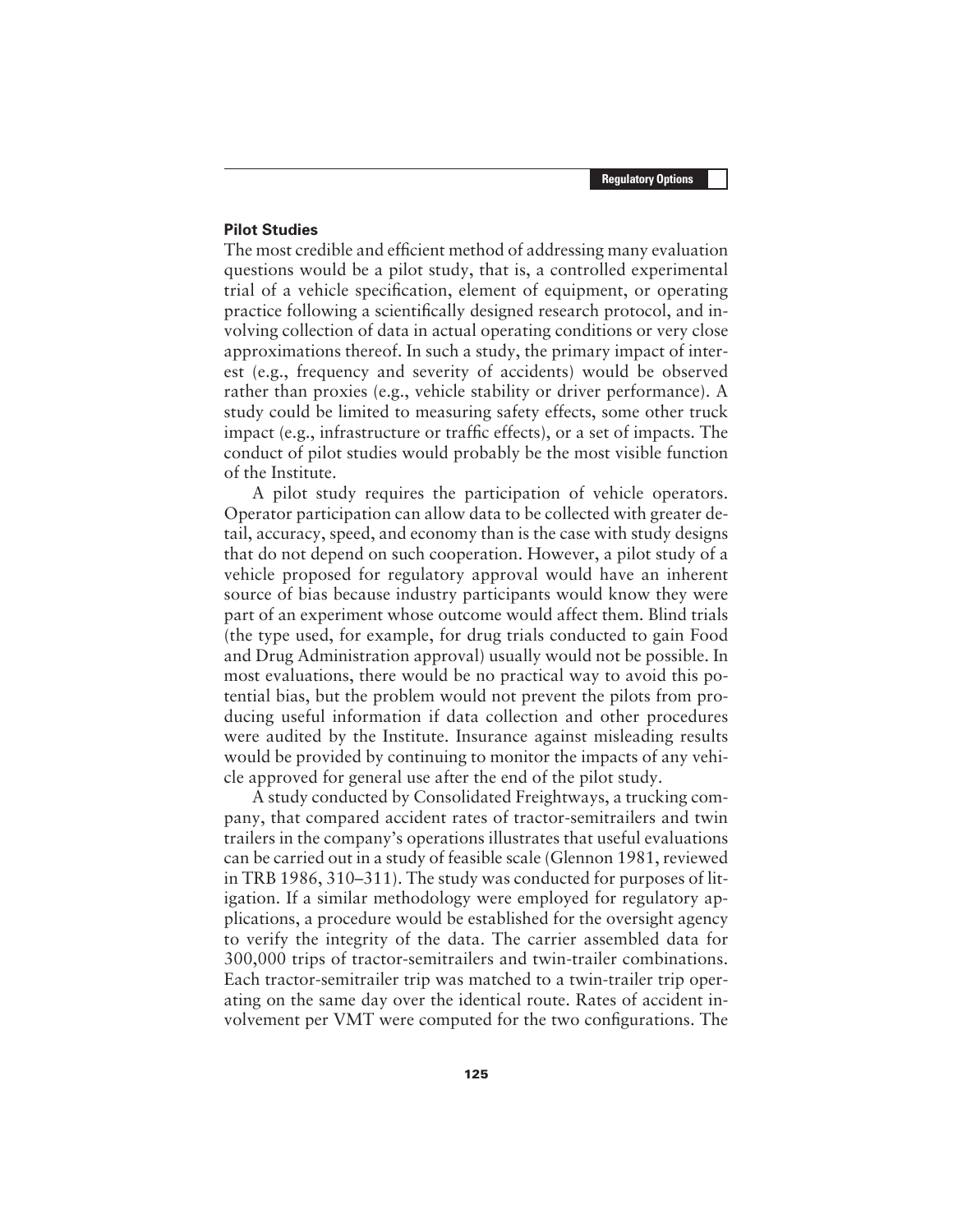### Pilot Studies

The most credible and efficient method of addressing many evaluation questions would be a pilot study, that is, a controlled experimental trial of a vehicle specification, element of equipment, or operating practice following a scientifically designed research protocol, and involving collection of data in actual operating conditions or very close approximations thereof. In such a study, the primary impact of interest (e.g., frequency and severity of accidents) would be observed rather than proxies (e.g., vehicle stability or driver performance). A study could be limited to measuring safety effects, some other truck impact (e.g., infrastructure or traffic effects), or a set of impacts. The conduct of pilot studies would probably be the most visible function of the Institute.

A pilot study requires the participation of vehicle operators. Operator participation can allow data to be collected with greater detail, accuracy, speed, and economy than is the case with study designs that do not depend on such cooperation. However, a pilot study of a vehicle proposed for regulatory approval would have an inherent source of bias because industry participants would know they were part of an experiment whose outcome would affect them. Blind trials (the type used, for example, for drug trials conducted to gain Food and Drug Administration approval) usually would not be possible. In most evaluations, there would be no practical way to avoid this potential bias, but the problem would not prevent the pilots from producing useful information if data collection and other procedures were audited by the Institute. Insurance against misleading results would be provided by continuing to monitor the impacts of any vehicle approved for general use after the end of the pilot study.

A study conducted by Consolidated Freightways, a trucking company, that compared accident rates of tractor-semitrailers and twin trailers in the company's operations illustrates that useful evaluations can be carried out in a study of feasible scale (Glennon 1981, reviewed in TRB 1986, 310–311). The study was conducted for purposes of litigation. If a similar methodology were employed for regulatory applications, a procedure would be established for the oversight agency to verify the integrity of the data. The carrier assembled data for 300,000 trips of tractor-semitrailers and twin-trailer combinations. Each tractor-semitrailer trip was matched to a twin-trailer trip operating on the same day over the identical route. Rates of accident involvement per VMT were computed for the two configurations. The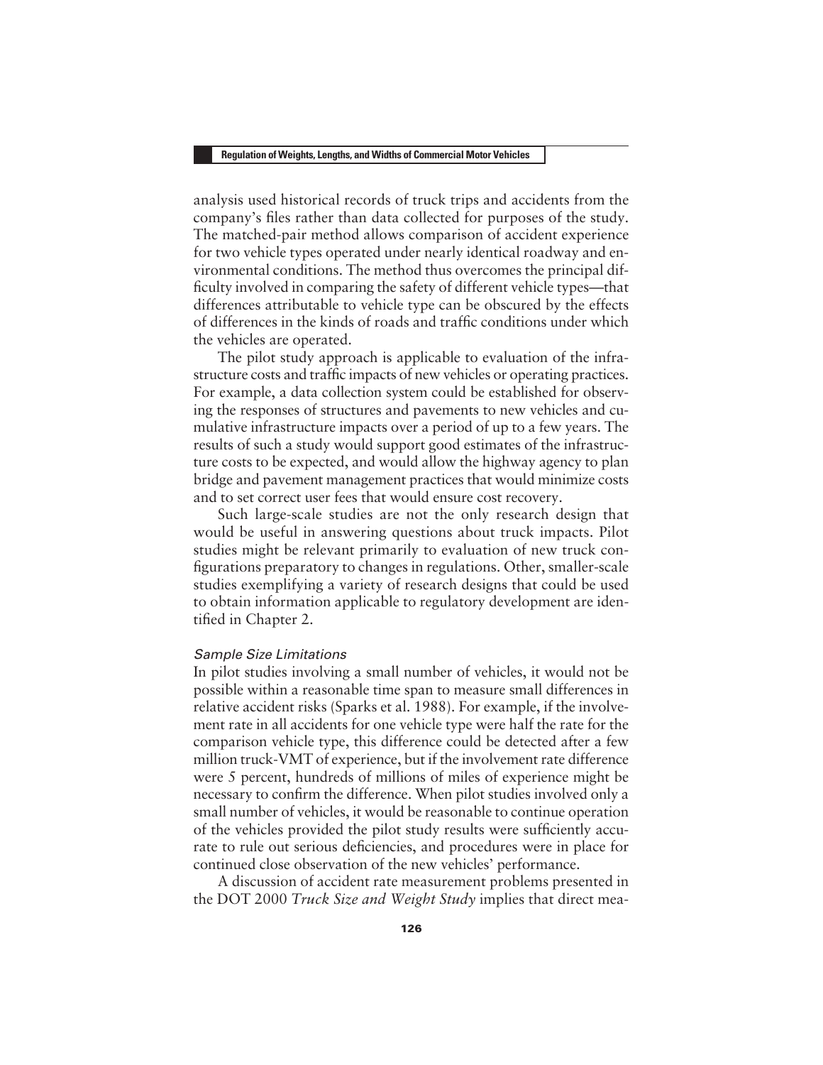analysis used historical records of truck trips and accidents from the company's files rather than data collected for purposes of the study. The matched-pair method allows comparison of accident experience for two vehicle types operated under nearly identical roadway and environmental conditions. The method thus overcomes the principal difficulty involved in comparing the safety of different vehicle types—that differences attributable to vehicle type can be obscured by the effects of differences in the kinds of roads and traffic conditions under which the vehicles are operated.

The pilot study approach is applicable to evaluation of the infrastructure costs and traffic impacts of new vehicles or operating practices. For example, a data collection system could be established for observing the responses of structures and pavements to new vehicles and cumulative infrastructure impacts over a period of up to a few years. The results of such a study would support good estimates of the infrastructure costs to be expected, and would allow the highway agency to plan bridge and pavement management practices that would minimize costs and to set correct user fees that would ensure cost recovery.

Such large-scale studies are not the only research design that would be useful in answering questions about truck impacts. Pilot studies might be relevant primarily to evaluation of new truck configurations preparatory to changes in regulations. Other, smaller-scale studies exemplifying a variety of research designs that could be used to obtain information applicable to regulatory development are identified in Chapter 2.

### *Sample Size Limitations*

In pilot studies involving a small number of vehicles, it would not be possible within a reasonable time span to measure small differences in relative accident risks (Sparks et al. 1988). For example, if the involvement rate in all accidents for one vehicle type were half the rate for the comparison vehicle type, this difference could be detected after a few million truck-VMT of experience, but if the involvement rate difference were 5 percent, hundreds of millions of miles of experience might be necessary to confirm the difference. When pilot studies involved only a small number of vehicles, it would be reasonable to continue operation of the vehicles provided the pilot study results were sufficiently accurate to rule out serious deficiencies, and procedures were in place for continued close observation of the new vehicles' performance.

A discussion of accident rate measurement problems presented in the DOT 2000 *Truck Size and Weight Study* implies that direct mea-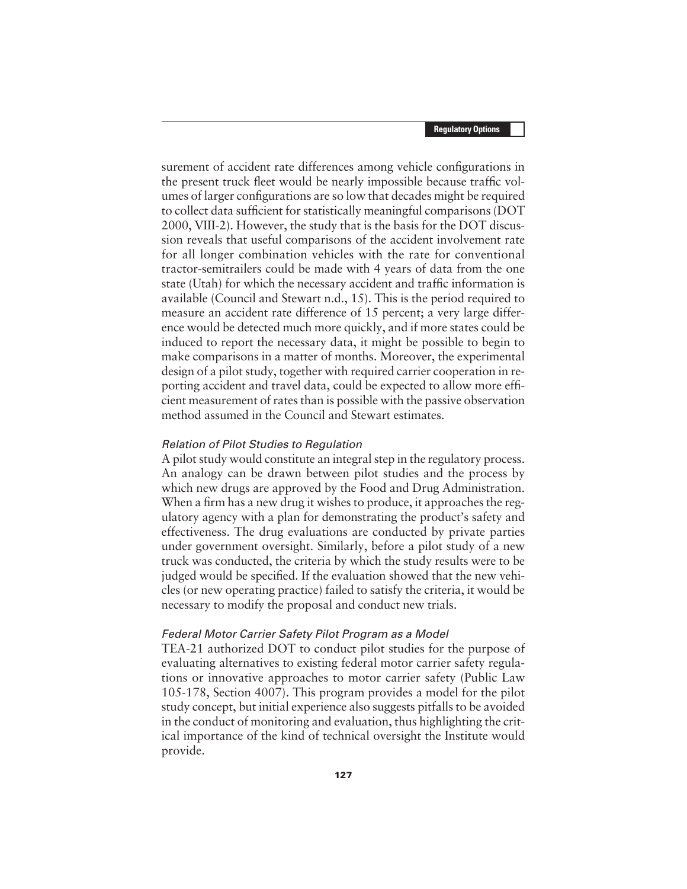surement of accident rate differences among vehicle configurations in the present truck fleet would be nearly impossible because traffic volumes of larger configurations are so low that decades might be required to collect data sufficient for statistically meaningful comparisons (DOT 2000, VIII-2). However, the study that is the basis for the DOT discussion reveals that useful comparisons of the accident involvement rate for all longer combination vehicles with the rate for conventional tractor-semitrailers could be made with 4 years of data from the one state (Utah) for which the necessary accident and traffic information is available (Council and Stewart n.d., 15). This is the period required to measure an accident rate difference of 15 percent; a very large difference would be detected much more quickly, and if more states could be induced to report the necessary data, it might be possible to begin to make comparisons in a matter of months. Moreover, the experimental design of a pilot study, together with required carrier cooperation in reporting accident and travel data, could be expected to allow more efficient measurement of rates than is possible with the passive observation method assumed in the Council and Stewart estimates.

#### *Relation of Pilot Studies to Regulation*

A pilot study would constitute an integral step in the regulatory process. An analogy can be drawn between pilot studies and the process by which new drugs are approved by the Food and Drug Administration. When a firm has a new drug it wishes to produce, it approaches the regulatory agency with a plan for demonstrating the product's safety and effectiveness. The drug evaluations are conducted by private parties under government oversight. Similarly, before a pilot study of a new truck was conducted, the criteria by which the study results were to be judged would be specified. If the evaluation showed that the new vehicles (or new operating practice) failed to satisfy the criteria, it would be necessary to modify the proposal and conduct new trials.

#### *Federal Motor Carrier Safety Pilot Program as a Model*

TEA-21 authorized DOT to conduct pilot studies for the purpose of evaluating alternatives to existing federal motor carrier safety regulations or innovative approaches to motor carrier safety (Public Law 105-178, Section 4007). This program provides a model for the pilot study concept, but initial experience also suggests pitfalls to be avoided in the conduct of monitoring and evaluation, thus highlighting the critical importance of the kind of technical oversight the Institute would provide.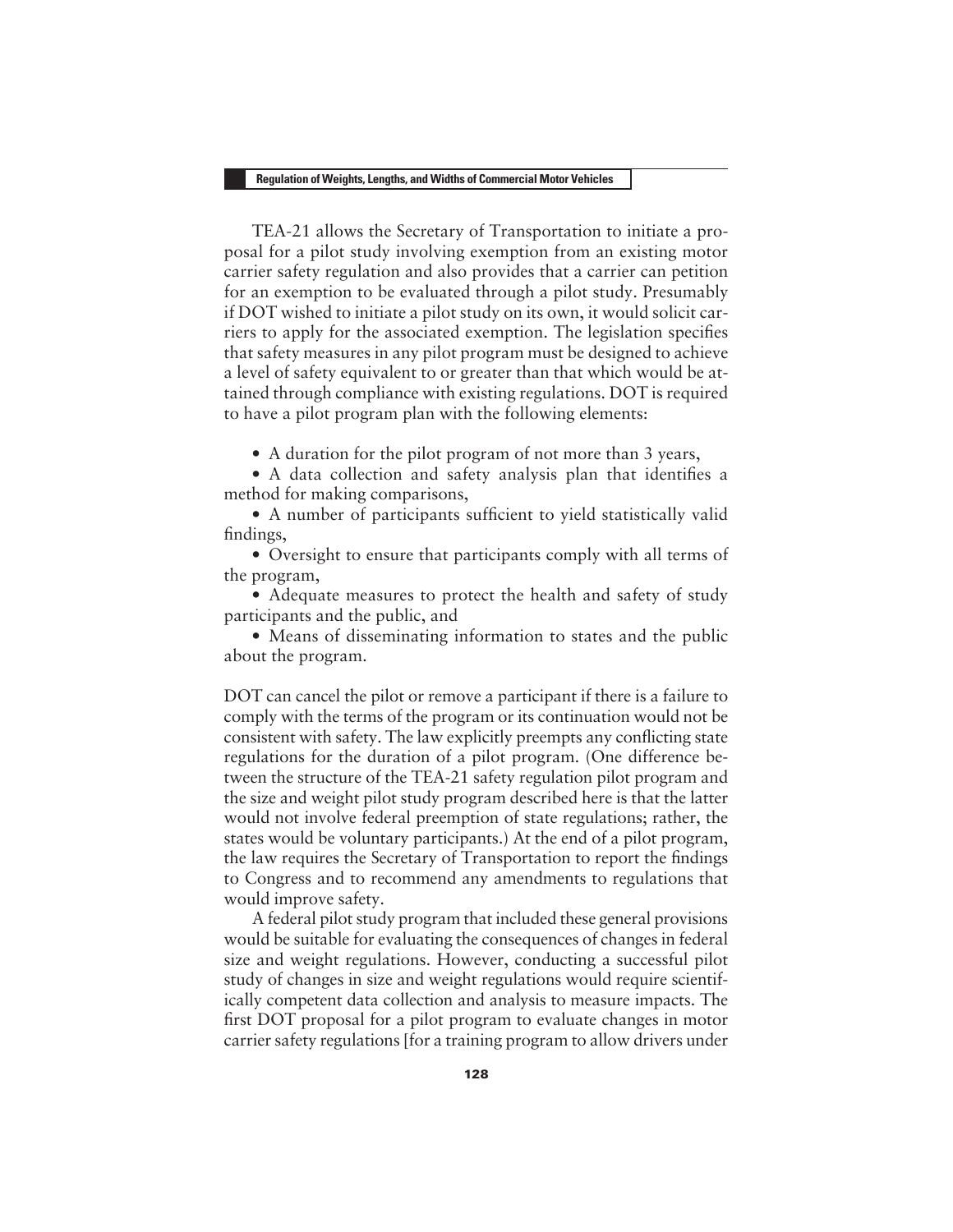TEA-21 allows the Secretary of Transportation to initiate a proposal for a pilot study involving exemption from an existing motor carrier safety regulation and also provides that a carrier can petition for an exemption to be evaluated through a pilot study. Presumably if DOT wished to initiate a pilot study on its own, it would solicit carriers to apply for the associated exemption. The legislation specifies that safety measures in any pilot program must be designed to achieve a level of safety equivalent to or greater than that which would be attained through compliance with existing regulations. DOT is required to have a pilot program plan with the following elements:

- A duration for the pilot program of not more than 3 years,
- A data collection and safety analysis plan that identifies a method for making comparisons,
- A number of participants sufficient to yield statistically valid findings,
- Oversight to ensure that participants comply with all terms of the program,
- Adequate measures to protect the health and safety of study participants and the public, and
- Means of disseminating information to states and the public about the program.

DOT can cancel the pilot or remove a participant if there is a failure to comply with the terms of the program or its continuation would not be consistent with safety. The law explicitly preempts any conflicting state regulations for the duration of a pilot program. (One difference between the structure of the TEA-21 safety regulation pilot program and the size and weight pilot study program described here is that the latter would not involve federal preemption of state regulations; rather, the states would be voluntary participants.) At the end of a pilot program, the law requires the Secretary of Transportation to report the findings to Congress and to recommend any amendments to regulations that would improve safety.

A federal pilot study program that included these general provisions would be suitable for evaluating the consequences of changes in federal size and weight regulations. However, conducting a successful pilot study of changes in size and weight regulations would require scientifically competent data collection and analysis to measure impacts. The first DOT proposal for a pilot program to evaluate changes in motor carrier safety regulations [for a training program to allow drivers under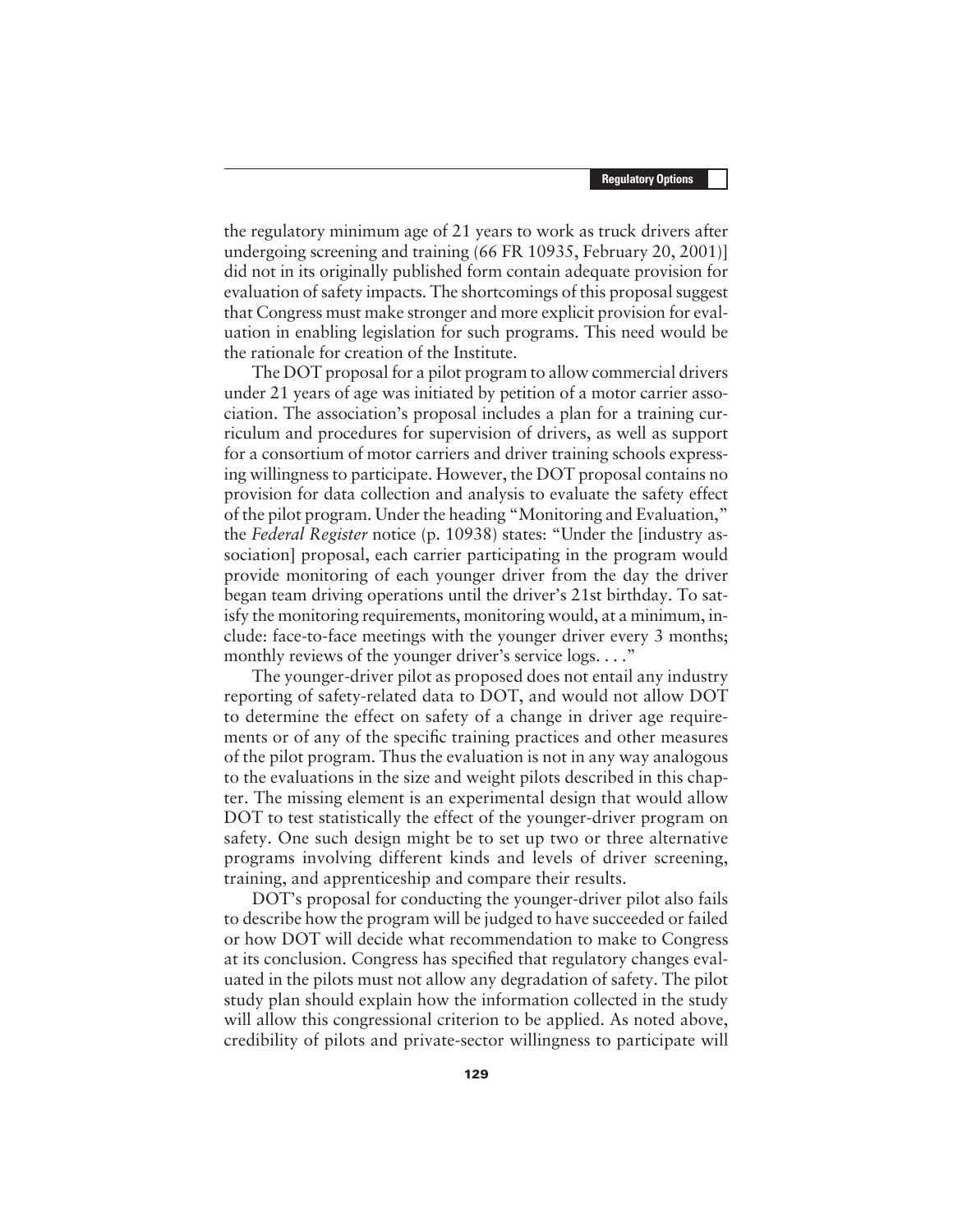the regulatory minimum age of 21 years to work as truck drivers after undergoing screening and training (66 FR 10935, February 20, 2001)] did not in its originally published form contain adequate provision for evaluation of safety impacts. The shortcomings of this proposal suggest that Congress must make stronger and more explicit provision for evaluation in enabling legislation for such programs. This need would be the rationale for creation of the Institute.

The DOT proposal for a pilot program to allow commercial drivers under 21 years of age was initiated by petition of a motor carrier association. The association's proposal includes a plan for a training curriculum and procedures for supervision of drivers, as well as support for a consortium of motor carriers and driver training schools expressing willingness to participate. However, the DOT proposal contains no provision for data collection and analysis to evaluate the safety effect of the pilot program. Under the heading "Monitoring and Evaluation," the *Federal Register* notice (p. 10938) states: "Under the [industry association] proposal, each carrier participating in the program would provide monitoring of each younger driver from the day the driver began team driving operations until the driver's 21st birthday. To satisfy the monitoring requirements, monitoring would, at a minimum, include: face-to-face meetings with the younger driver every 3 months; monthly reviews of the younger driver's service logs. . . ."

The younger-driver pilot as proposed does not entail any industry reporting of safety-related data to DOT, and would not allow DOT to determine the effect on safety of a change in driver age requirements or of any of the specific training practices and other measures of the pilot program. Thus the evaluation is not in any way analogous to the evaluations in the size and weight pilots described in this chapter. The missing element is an experimental design that would allow DOT to test statistically the effect of the younger-driver program on safety. One such design might be to set up two or three alternative programs involving different kinds and levels of driver screening, training, and apprenticeship and compare their results.

DOT's proposal for conducting the younger-driver pilot also fails to describe how the program will be judged to have succeeded or failed or how DOT will decide what recommendation to make to Congress at its conclusion. Congress has specified that regulatory changes evaluated in the pilots must not allow any degradation of safety. The pilot study plan should explain how the information collected in the study will allow this congressional criterion to be applied. As noted above, credibility of pilots and private-sector willingness to participate will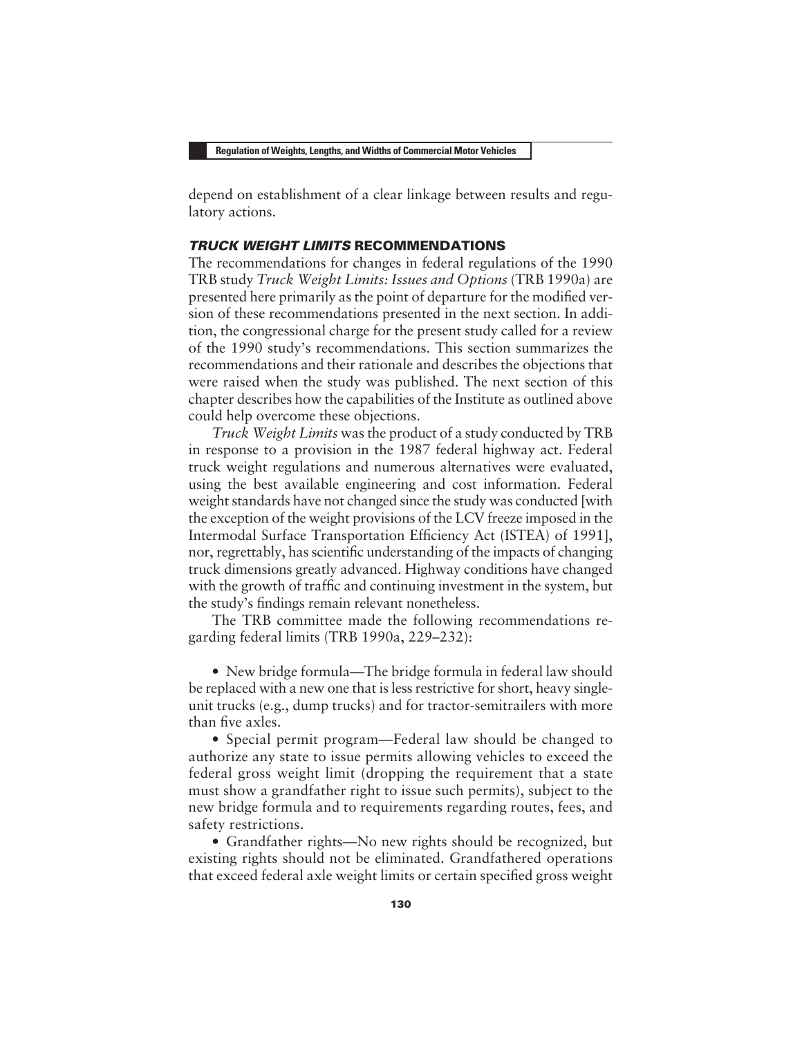depend on establishment of a clear linkage between results and regulatory actions.

## *TRUCK WEIGHT LIMITS* RECOMMENDATIONS

The recommendations for changes in federal regulations of the 1990 TRB study *Truck Weight Limits: Issues and Options* (TRB 1990a) are presented here primarily as the point of departure for the modified version of these recommendations presented in the next section. In addition, the congressional charge for the present study called for a review of the 1990 study's recommendations. This section summarizes the recommendations and their rationale and describes the objections that were raised when the study was published. The next section of this chapter describes how the capabilities of the Institute as outlined above could help overcome these objections.

*Truck Weight Limits* was the product of a study conducted by TRB in response to a provision in the 1987 federal highway act. Federal truck weight regulations and numerous alternatives were evaluated, using the best available engineering and cost information. Federal weight standards have not changed since the study was conducted [with the exception of the weight provisions of the LCV freeze imposed in the Intermodal Surface Transportation Efficiency Act (ISTEA) of 1991], nor, regrettably, has scientific understanding of the impacts of changing truck dimensions greatly advanced. Highway conditions have changed with the growth of traffic and continuing investment in the system, but the study's findings remain relevant nonetheless.

The TRB committee made the following recommendations regarding federal limits (TRB 1990a, 229–232):

- New bridge formula—The bridge formula in federal law should be replaced with a new one that is less restrictive for short, heavy single-unit trucks (e.g., dump trucks) and for tractor-semitrailers with more than five axles.
- Special permit program—Federal law should be changed to authorize any state to issue permits allowing vehicles to exceed the federal gross weight limit (dropping the requirement that a state must show a grandfather right to issue such permits), subject to the new bridge formula and to requirements regarding routes, fees, and safety restrictions.
- Grandfather rights—No new rights should be recognized, but existing rights should not be eliminated. Grandfathered operations that exceed federal axle weight limits or certain specified gross weight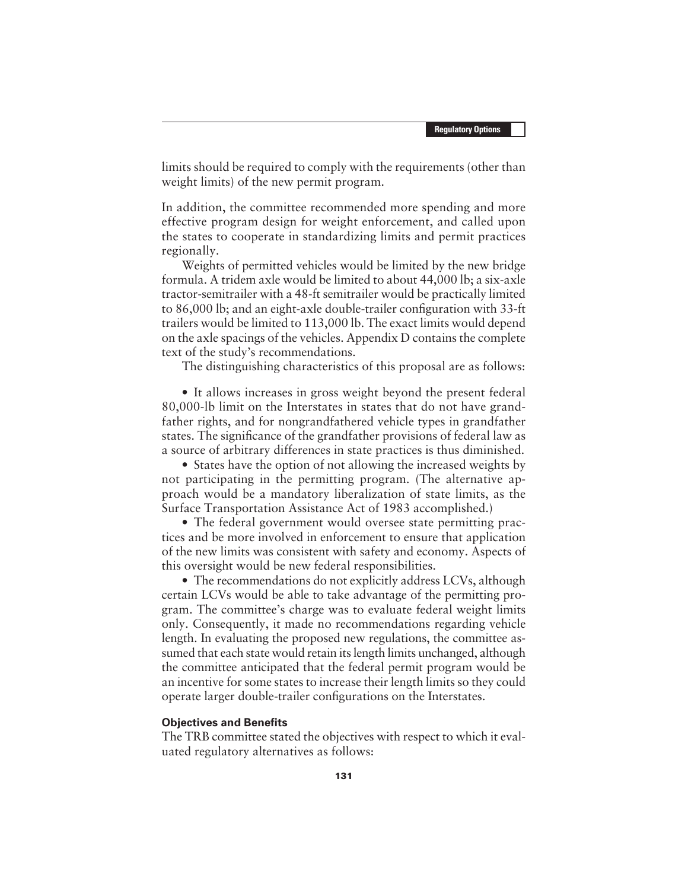limits should be required to comply with the requirements (other than weight limits) of the new permit program.

In addition, the committee recommended more spending and more effective program design for weight enforcement, and called upon the states to cooperate in standardizing limits and permit practices regionally.

Weights of permitted vehicles would be limited by the new bridge formula. A tridem axle would be limited to about 44,000 lb; a six-axle tractor-semitrailer with a 48-ft semitrailer would be practically limited to 86,000 lb; and an eight-axle double-trailer configuration with 33-ft trailers would be limited to 113,000 lb. The exact limits would depend on the axle spacings of the vehicles. Appendix D contains the complete text of the study's recommendations.

The distinguishing characteristics of this proposal are as follows:

- It allows increases in gross weight beyond the present federal 80,000-lb limit on the Interstates in states that do not have grandfather rights, and for nongrandfathered vehicle types in grandfather states. The significance of the grandfather provisions of federal law as a source of arbitrary differences in state practices is thus diminished.
- States have the option of not allowing the increased weights by not participating in the permitting program. (The alternative approach would be a mandatory liberalization of state limits, as the Surface Transportation Assistance Act of 1983 accomplished.)
- The federal government would oversee state permitting practices and be more involved in enforcement to ensure that application of the new limits was consistent with safety and economy. Aspects of this oversight would be new federal responsibilities.
- The recommendations do not explicitly address LCVs, although certain LCVs would be able to take advantage of the permitting program. The committee's charge was to evaluate federal weight limits only. Consequently, it made no recommendations regarding vehicle length. In evaluating the proposed new regulations, the committee assumed that each state would retain its length limits unchanged, although the committee anticipated that the federal permit program would be an incentive for some states to increase their length limits so they could operate larger double-trailer configurations on the Interstates.

### Objectives and Benefits

The TRB committee stated the objectives with respect to which it evaluated regulatory alternatives as follows: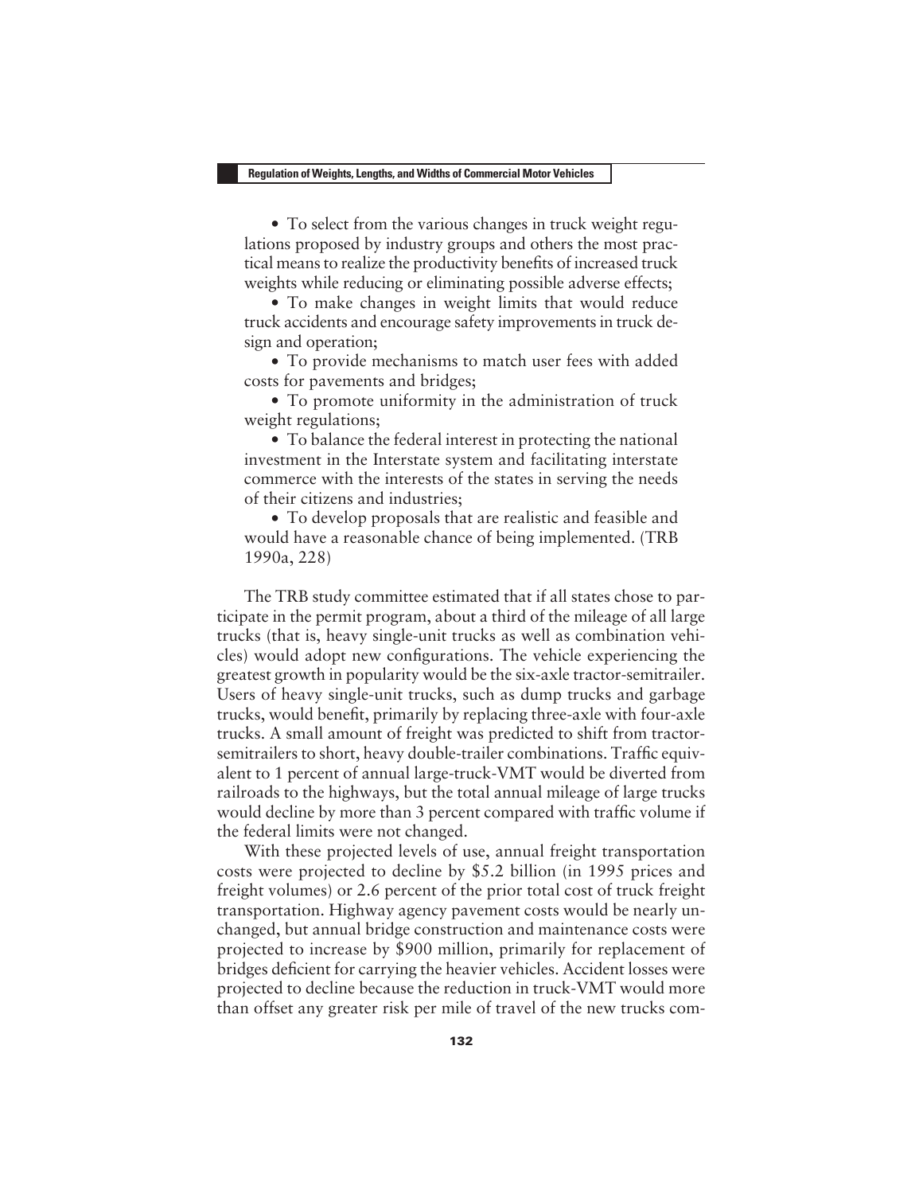- To select from the various changes in truck weight regulations proposed by industry groups and others the most practical means to realize the productivity benefits of increased truck weights while reducing or eliminating possible adverse effects;
- To make changes in weight limits that would reduce truck accidents and encourage safety improvements in truck design and operation;
- To provide mechanisms to match user fees with added costs for pavements and bridges;
- To promote uniformity in the administration of truck weight regulations;
- To balance the federal interest in protecting the national investment in the Interstate system and facilitating interstate commerce with the interests of the states in serving the needs of their citizens and industries;
- To develop proposals that are realistic and feasible and would have a reasonable chance of being implemented. (TRB 1990a, 228)

The TRB study committee estimated that if all states chose to participate in the permit program, about a third of the mileage of all large trucks (that is, heavy single-unit trucks as well as combination vehicles) would adopt new configurations. The vehicle experiencing the greatest growth in popularity would be the six-axle tractor-semitrailer. Users of heavy single-unit trucks, such as dump trucks and garbage trucks, would benefit, primarily by replacing three-axle with four-axle trucks. A small amount of freight was predicted to shift from tractor-semitrailers to short, heavy double-trailer combinations. Traffic equivalent to 1 percent of annual large-truck-VMT would be diverted from railroads to the highways, but the total annual mileage of large trucks would decline by more than 3 percent compared with traffic volume if the federal limits were not changed.

With these projected levels of use, annual freight transportation costs were projected to decline by $5.2 billion (in 1995 prices and freight volumes) or 2.6 percent of the prior total cost of truck freight transportation. Highway agency pavement costs would be nearly unchanged, but annual bridge construction and maintenance costs were projected to increase by $900 million, primarily for replacement of bridges deficient for carrying the heavier vehicles. Accident losses were projected to decline because the reduction in truck-VMT would more than offset any greater risk per mile of travel of the new trucks com-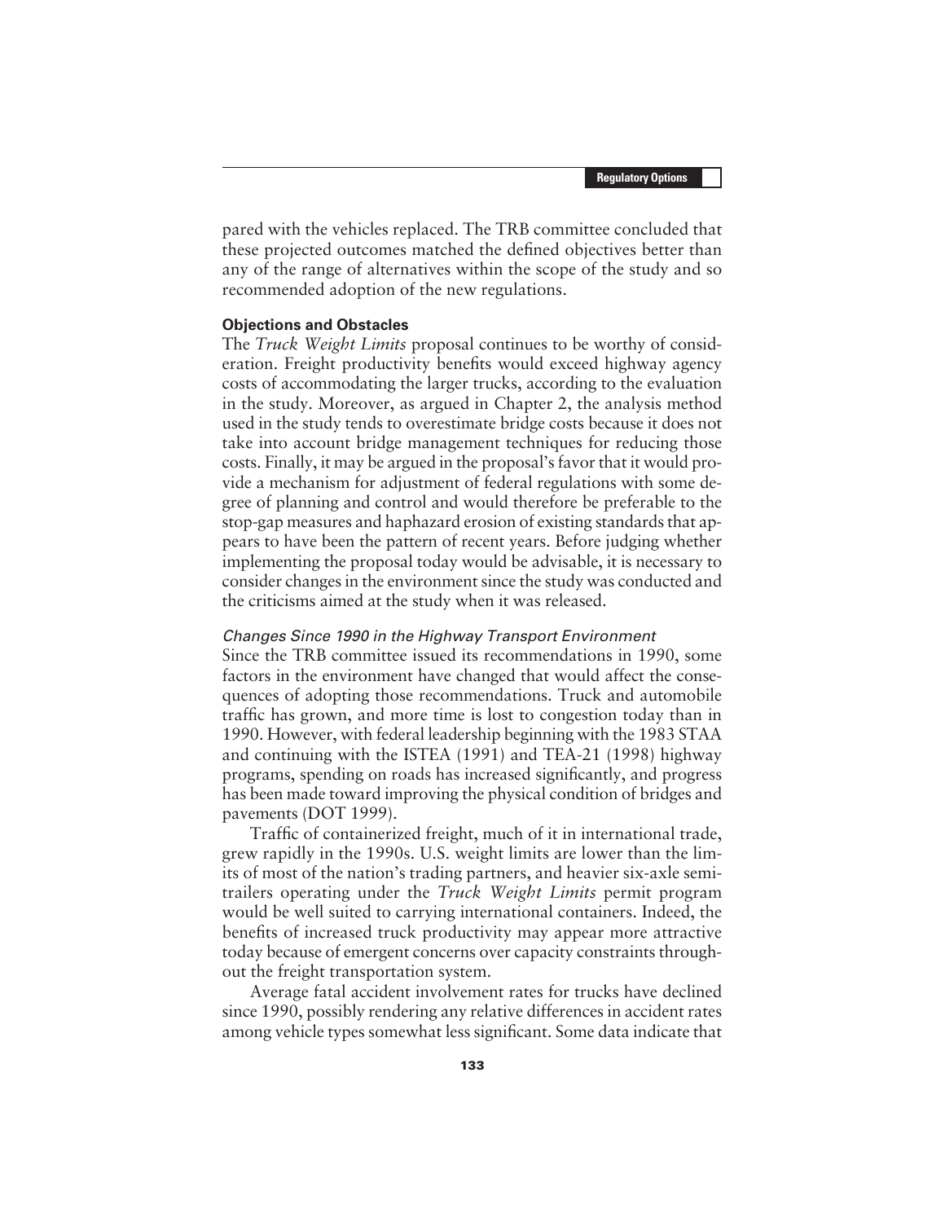pared with the vehicles replaced. The TRB committee concluded that these projected outcomes matched the defined objectives better than any of the range of alternatives within the scope of the study and so recommended adoption of the new regulations.

### Objections and Obstacles

The *Truck Weight Limits* proposal continues to be worthy of consideration. Freight productivity benefits would exceed highway agency costs of accommodating the larger trucks, according to the evaluation in the study. Moreover, as argued in Chapter 2, the analysis method used in the study tends to overestimate bridge costs because it does not take into account bridge management techniques for reducing those costs. Finally, it may be argued in the proposal's favor that it would provide a mechanism for adjustment of federal regulations with some degree of planning and control and would therefore be preferable to the stop-gap measures and haphazard erosion of existing standards that appears to have been the pattern of recent years. Before judging whether implementing the proposal today would be advisable, it is necessary to consider changes in the environment since the study was conducted and the criticisms aimed at the study when it was released.

#### *Changes Since 1990 in the Highway Transport Environment*

Since the TRB committee issued its recommendations in 1990, some factors in the environment have changed that would affect the consequences of adopting those recommendations. Truck and automobile traffic has grown, and more time is lost to congestion today than in 1990. However, with federal leadership beginning with the 1983 STAA and continuing with the ISTEA (1991) and TEA-21 (1998) highway programs, spending on roads has increased significantly, and progress has been made toward improving the physical condition of bridges and pavements (DOT 1999).

Traffic of containerized freight, much of it in international trade, grew rapidly in the 1990s. U.S. weight limits are lower than the limits of most of the nation's trading partners, and heavier six-axle semitrailers operating under the *Truck Weight Limits* permit program would be well suited to carrying international containers. Indeed, the benefits of increased truck productivity may appear more attractive today because of emergent concerns over capacity constraints throughout the freight transportation system.

Average fatal accident involvement rates for trucks have declined since 1990, possibly rendering any relative differences in accident rates among vehicle types somewhat less significant. Some data indicate that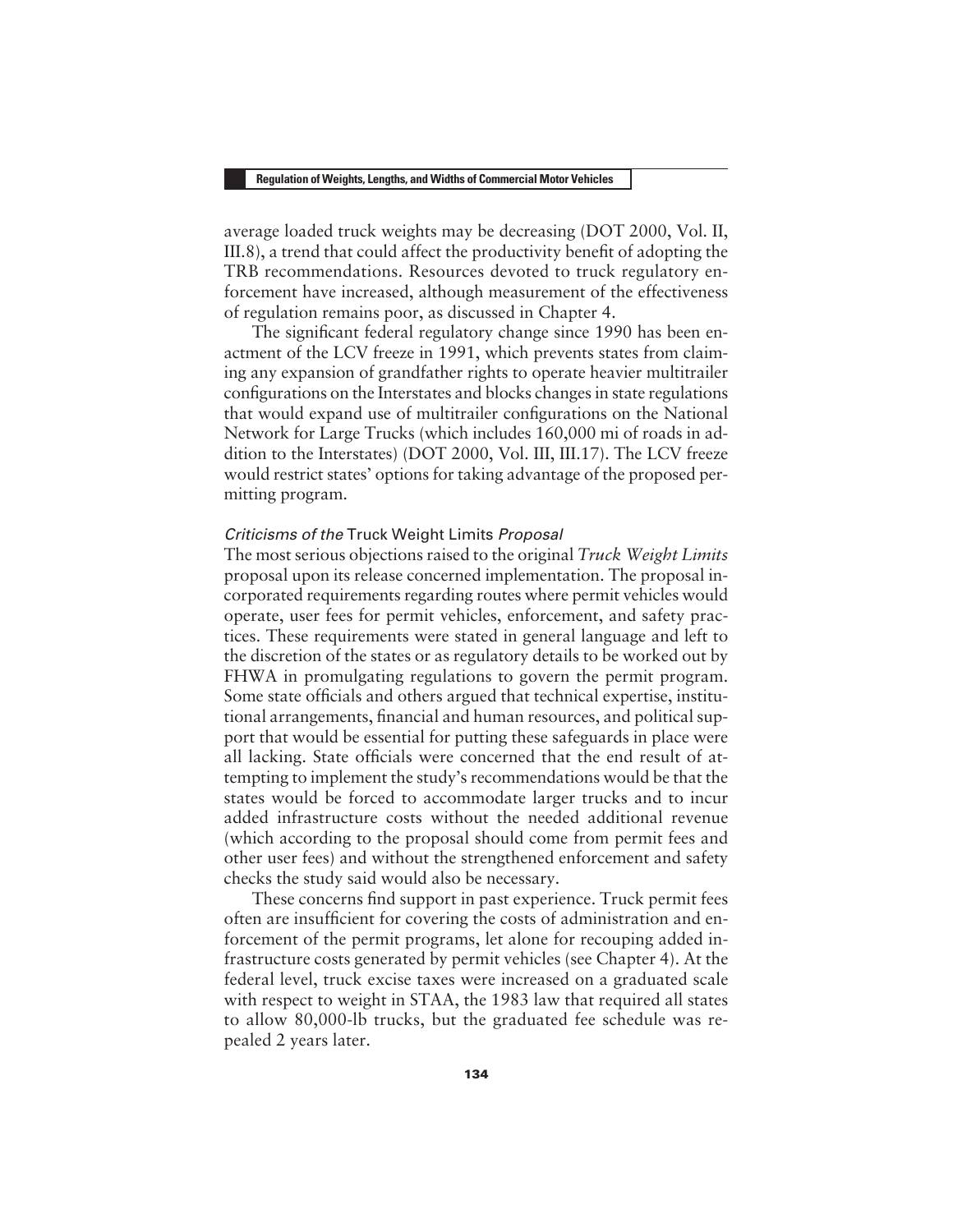average loaded truck weights may be decreasing (DOT 2000, Vol. II, III.8), a trend that could affect the productivity benefit of adopting the TRB recommendations. Resources devoted to truck regulatory enforcement have increased, although measurement of the effectiveness of regulation remains poor, as discussed in Chapter 4.

The significant federal regulatory change since 1990 has been enactment of the LCV freeze in 1991, which prevents states from claiming any expansion of grandfather rights to operate heavier multitrailer configurations on the Interstates and blocks changes in state regulations that would expand use of multitrailer configurations on the National Network for Large Trucks (which includes 160,000 mi of roads in addition to the Interstates) (DOT 2000, Vol. III, III.17). The LCV freeze would restrict states' options for taking advantage of the proposed permitting program.

#### *Criticisms of the* Truck Weight Limits *Proposal*

The most serious objections raised to the original *Truck Weight Limits* proposal upon its release concerned implementation. The proposal incorporated requirements regarding routes where permit vehicles would operate, user fees for permit vehicles, enforcement, and safety practices. These requirements were stated in general language and left to the discretion of the states or as regulatory details to be worked out by FHWA in promulgating regulations to govern the permit program. Some state officials and others argued that technical expertise, institutional arrangements, financial and human resources, and political support that would be essential for putting these safeguards in place were all lacking. State officials were concerned that the end result of attempting to implement the study's recommendations would be that the states would be forced to accommodate larger trucks and to incur added infrastructure costs without the needed additional revenue (which according to the proposal should come from permit fees and other user fees) and without the strengthened enforcement and safety checks the study said would also be necessary.

These concerns find support in past experience. Truck permit fees often are insufficient for covering the costs of administration and enforcement of the permit programs, let alone for recouping added infrastructure costs generated by permit vehicles (see Chapter 4). At the federal level, truck excise taxes were increased on a graduated scale with respect to weight in STAA, the 1983 law that required all states to allow 80,000-lb trucks, but the graduated fee schedule was repealed 2 years later.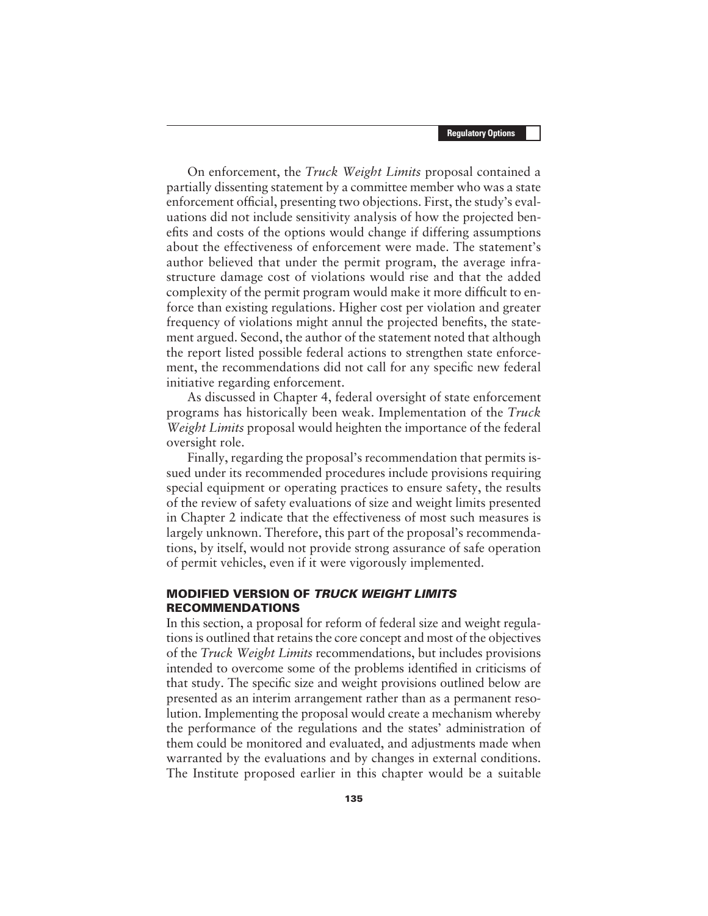On enforcement, the *Truck Weight Limits* proposal contained a partially dissenting statement by a committee member who was a state enforcement official, presenting two objections. First, the study's evaluations did not include sensitivity analysis of how the projected benefits and costs of the options would change if differing assumptions about the effectiveness of enforcement were made. The statement's author believed that under the permit program, the average infrastructure damage cost of violations would rise and that the added complexity of the permit program would make it more difficult to enforce than existing regulations. Higher cost per violation and greater frequency of violations might annul the projected benefits, the statement argued. Second, the author of the statement noted that although the report listed possible federal actions to strengthen state enforcement, the recommendations did not call for any specific new federal initiative regarding enforcement.

As discussed in Chapter 4, federal oversight of state enforcement programs has historically been weak. Implementation of the *Truck Weight Limits* proposal would heighten the importance of the federal oversight role.

Finally, regarding the proposal's recommendation that permits issued under its recommended procedures include provisions requiring special equipment or operating practices to ensure safety, the results of the review of safety evaluations of size and weight limits presented in Chapter 2 indicate that the effectiveness of most such measures is largely unknown. Therefore, this part of the proposal's recommendations, by itself, would not provide strong assurance of safe operation of permit vehicles, even if it were vigorously implemented.

## MODIFIED VERSION OF *TRUCK WEIGHT LIMITS* RECOMMENDATIONS

In this section, a proposal for reform of federal size and weight regulations is outlined that retains the core concept and most of the objectives of the *Truck Weight Limits* recommendations, but includes provisions intended to overcome some of the problems identified in criticisms of that study. The specific size and weight provisions outlined below are presented as an interim arrangement rather than as a permanent resolution. Implementing the proposal would create a mechanism whereby the performance of the regulations and the states' administration of them could be monitored and evaluated, and adjustments made when warranted by the evaluations and by changes in external conditions. The Institute proposed earlier in this chapter would be a suitable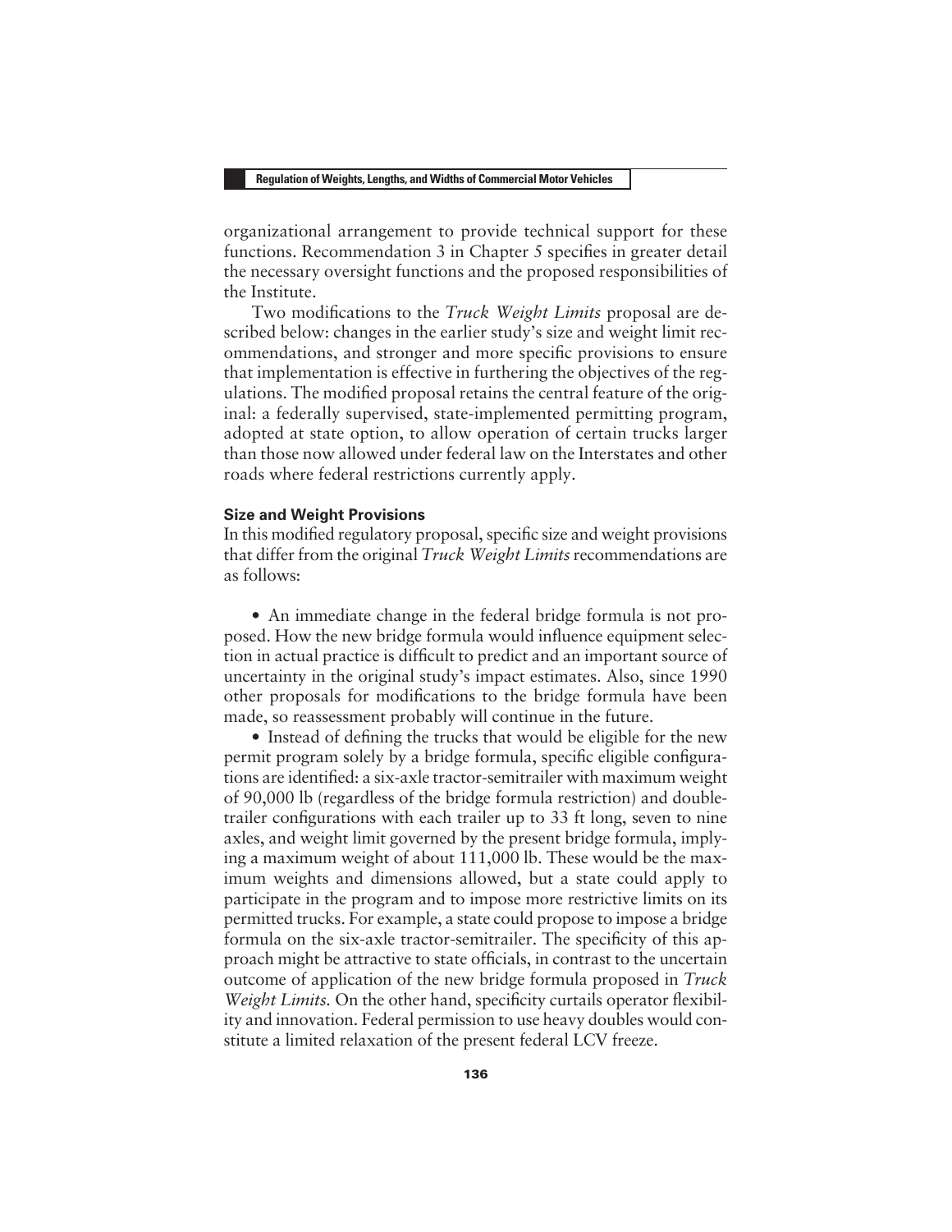organizational arrangement to provide technical support for these functions. Recommendation 3 in Chapter 5 specifies in greater detail the necessary oversight functions and the proposed responsibilities of the Institute.

Two modifications to the *Truck Weight Limits* proposal are described below: changes in the earlier study's size and weight limit recommendations, and stronger and more specific provisions to ensure that implementation is effective in furthering the objectives of the regulations. The modified proposal retains the central feature of the original: a federally supervised, state-implemented permitting program, adopted at state option, to allow operation of certain trucks larger than those now allowed under federal law on the Interstates and other roads where federal restrictions currently apply.

### Size and Weight Provisions

In this modified regulatory proposal, specific size and weight provisions that differ from the original *Truck Weight Limits* recommendations are as follows:

- An immediate change in the federal bridge formula is not proposed. How the new bridge formula would influence equipment selection in actual practice is difficult to predict and an important source of uncertainty in the original study's impact estimates. Also, since 1990 other proposals for modifications to the bridge formula have been made, so reassessment probably will continue in the future.
- Instead of defining the trucks that would be eligible for the new permit program solely by a bridge formula, specific eligible configurations are identified: a six-axle tractor-semitrailer with maximum weight of 90,000 lb (regardless of the bridge formula restriction) and double-trailer configurations with each trailer up to 33 ft long, seven to nine axles, and weight limit governed by the present bridge formula, implying a maximum weight of about 111,000 lb. These would be the maximum weights and dimensions allowed, but a state could apply to participate in the program and to impose more restrictive limits on its permitted trucks. For example, a state could propose to impose a bridge formula on the six-axle tractor-semitrailer. The specificity of this approach might be attractive to state officials, in contrast to the uncertain outcome of application of the new bridge formula proposed in *Truck Weight Limits.* On the other hand, specificity curtails operator flexibility and innovation. Federal permission to use heavy doubles would constitute a limited relaxation of the present federal LCV freeze.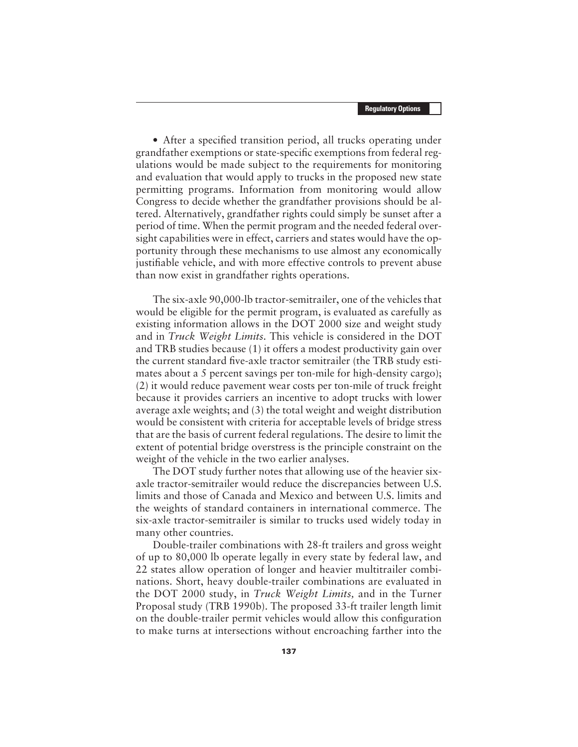- After a specified transition period, all trucks operating under grandfather exemptions or state-specific exemptions from federal regulations would be made subject to the requirements for monitoring and evaluation that would apply to trucks in the proposed new state permitting programs. Information from monitoring would allow Congress to decide whether the grandfather provisions should be altered. Alternatively, grandfather rights could simply be sunset after a period of time. When the permit program and the needed federal oversight capabilities were in effect, carriers and states would have the opportunity through these mechanisms to use almost any economically justifiable vehicle, and with more effective controls to prevent abuse than now exist in grandfather rights operations.

The six-axle 90,000-lb tractor-semitrailer, one of the vehicles that would be eligible for the permit program, is evaluated as carefully as existing information allows in the DOT 2000 size and weight study and in *Truck Weight Limits.* This vehicle is considered in the DOT and TRB studies because (1) it offers a modest productivity gain over the current standard five-axle tractor semitrailer (the TRB study estimates about a 5 percent savings per ton-mile for high-density cargo); (2) it would reduce pavement wear costs per ton-mile of truck freight because it provides carriers an incentive to adopt trucks with lower average axle weights; and (3) the total weight and weight distribution would be consistent with criteria for acceptable levels of bridge stress that are the basis of current federal regulations. The desire to limit the extent of potential bridge overstress is the principle constraint on the weight of the vehicle in the two earlier analyses.

The DOT study further notes that allowing use of the heavier six-axle tractor-semitrailer would reduce the discrepancies between U.S. limits and those of Canada and Mexico and between U.S. limits and the weights of standard containers in international commerce. The six-axle tractor-semitrailer is similar to trucks used widely today in many other countries.

Double-trailer combinations with 28-ft trailers and gross weight of up to 80,000 lb operate legally in every state by federal law, and 22 states allow operation of longer and heavier multitrailer combinations. Short, heavy double-trailer combinations are evaluated in the DOT 2000 study, in *Truck Weight Limits,* and in the Turner Proposal study (TRB 1990b). The proposed 33-ft trailer length limit on the double-trailer permit vehicles would allow this configuration to make turns at intersections without encroaching farther into the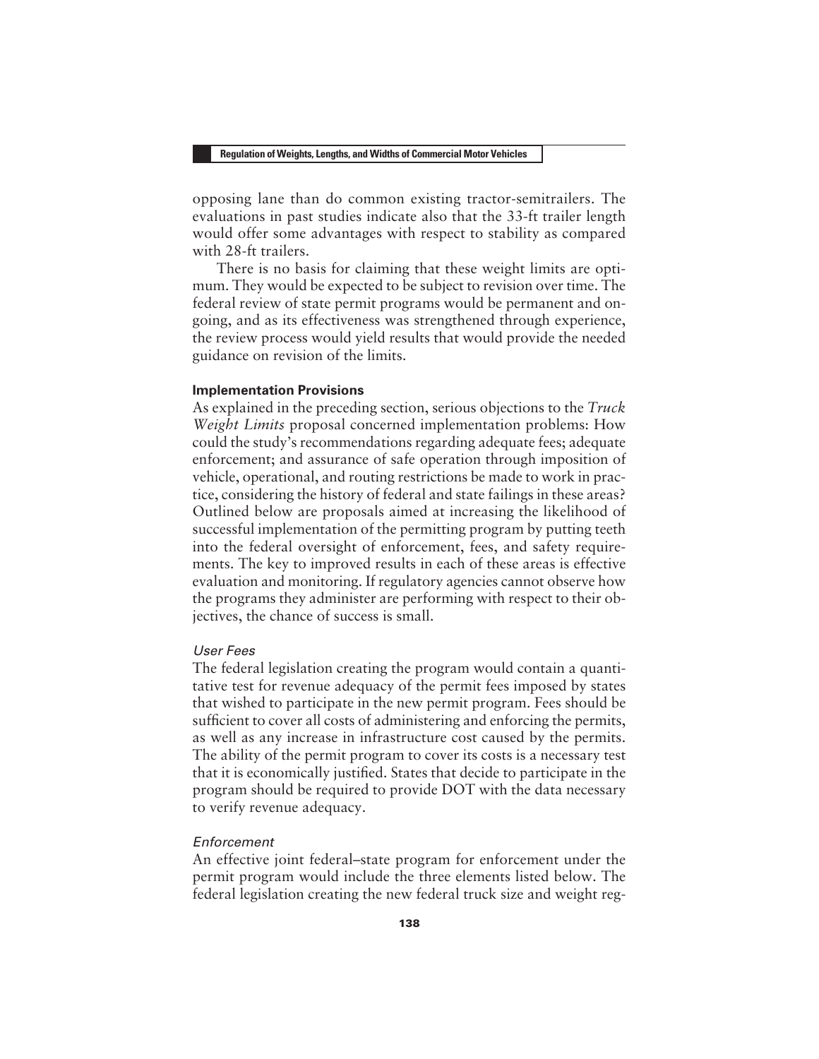opposing lane than do common existing tractor-semitrailers. The evaluations in past studies indicate also that the 33-ft trailer length would offer some advantages with respect to stability as compared with 28-ft trailers.

There is no basis for claiming that these weight limits are optimum. They would be expected to be subject to revision over time. The federal review of state permit programs would be permanent and ongoing, and as its effectiveness was strengthened through experience, the review process would yield results that would provide the needed guidance on revision of the limits.

### Implementation Provisions

As explained in the preceding section, serious objections to the *Truck Weight Limits* proposal concerned implementation problems: How could the study's recommendations regarding adequate fees; adequate enforcement; and assurance of safe operation through imposition of vehicle, operational, and routing restrictions be made to work in practice, considering the history of federal and state failings in these areas? Outlined below are proposals aimed at increasing the likelihood of successful implementation of the permitting program by putting teeth into the federal oversight of enforcement, fees, and safety requirements. The key to improved results in each of these areas is effective evaluation and monitoring. If regulatory agencies cannot observe how the programs they administer are performing with respect to their objectives, the chance of success is small.

#### *User Fees*

The federal legislation creating the program would contain a quantitative test for revenue adequacy of the permit fees imposed by states that wished to participate in the new permit program. Fees should be sufficient to cover all costs of administering and enforcing the permits, as well as any increase in infrastructure cost caused by the permits. The ability of the permit program to cover its costs is a necessary test that it is economically justified. States that decide to participate in the program should be required to provide DOT with the data necessary to verify revenue adequacy.

#### *Enforcement*

An effective joint federal–state program for enforcement under the permit program would include the three elements listed below. The federal legislation creating the new federal truck size and weight reg-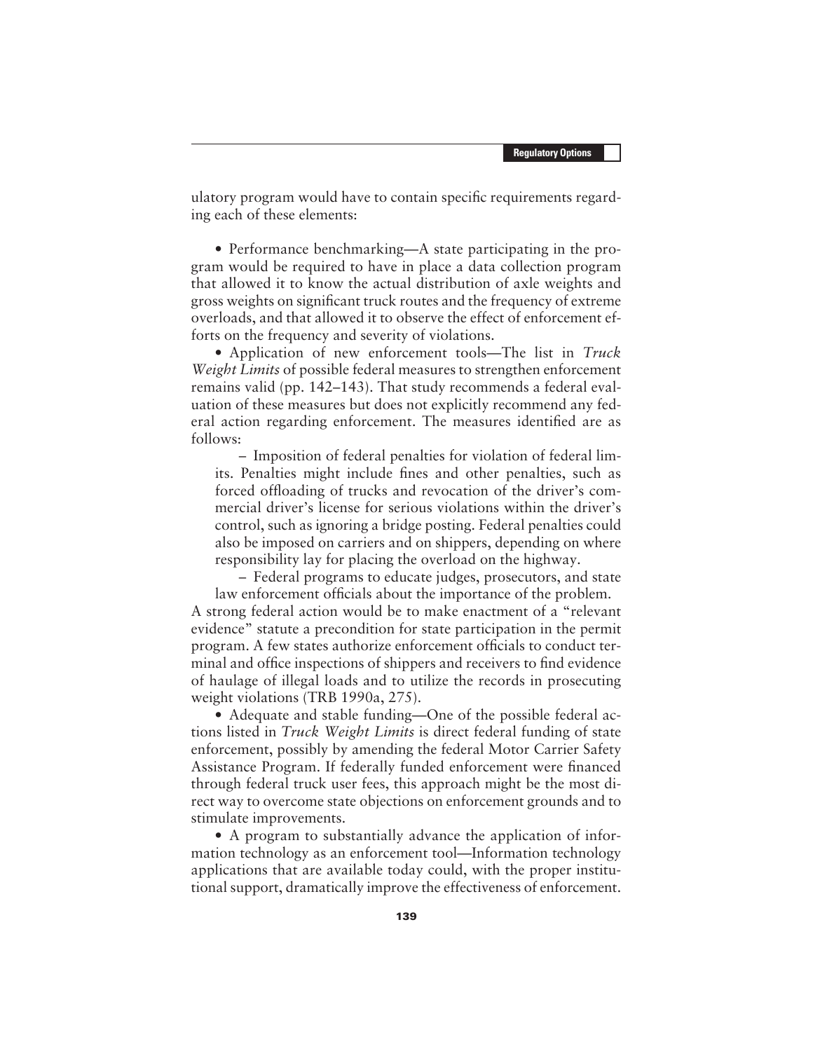ulatory program would have to contain specific requirements regarding each of these elements:

- Performance benchmarking—A state participating in the program would be required to have in place a data collection program that allowed it to know the actual distribution of axle weights and gross weights on significant truck routes and the frequency of extreme overloads, and that allowed it to observe the effect of enforcement efforts on the frequency and severity of violations.
- Application of new enforcement tools—The list in *Truck Weight Limits* of possible federal measures to strengthen enforcement remains valid (pp. 142–143). That study recommends a federal evaluation of these measures but does not explicitly recommend any federal action regarding enforcement. The measures identified are as follows:
  - Imposition of federal penalties for violation of federal limits. Penalties might include fines and other penalties, such as forced offloading of trucks and revocation of the driver's commercial driver's license for serious violations within the driver's control, such as ignoring a bridge posting. Federal penalties could also be imposed on carriers and on shippers, depending on where responsibility lay for placing the overload on the highway.
  - Federal programs to educate judges, prosecutors, and state law enforcement officials about the importance of the problem.

A strong federal action would be to make enactment of a "relevant evidence" statute a precondition for state participation in the permit program. A few states authorize enforcement officials to conduct terminal and office inspections of shippers and receivers to find evidence of haulage of illegal loads and to utilize the records in prosecuting weight violations (TRB 1990a, 275).

- Adequate and stable funding—One of the possible federal actions listed in *Truck Weight Limits* is direct federal funding of state enforcement, possibly by amending the federal Motor Carrier Safety Assistance Program. If federally funded enforcement were financed through federal truck user fees, this approach might be the most direct way to overcome state objections on enforcement grounds and to stimulate improvements.
- A program to substantially advance the application of information technology as an enforcement tool—Information technology applications that are available today could, with the proper institutional support, dramatically improve the effectiveness of enforcement.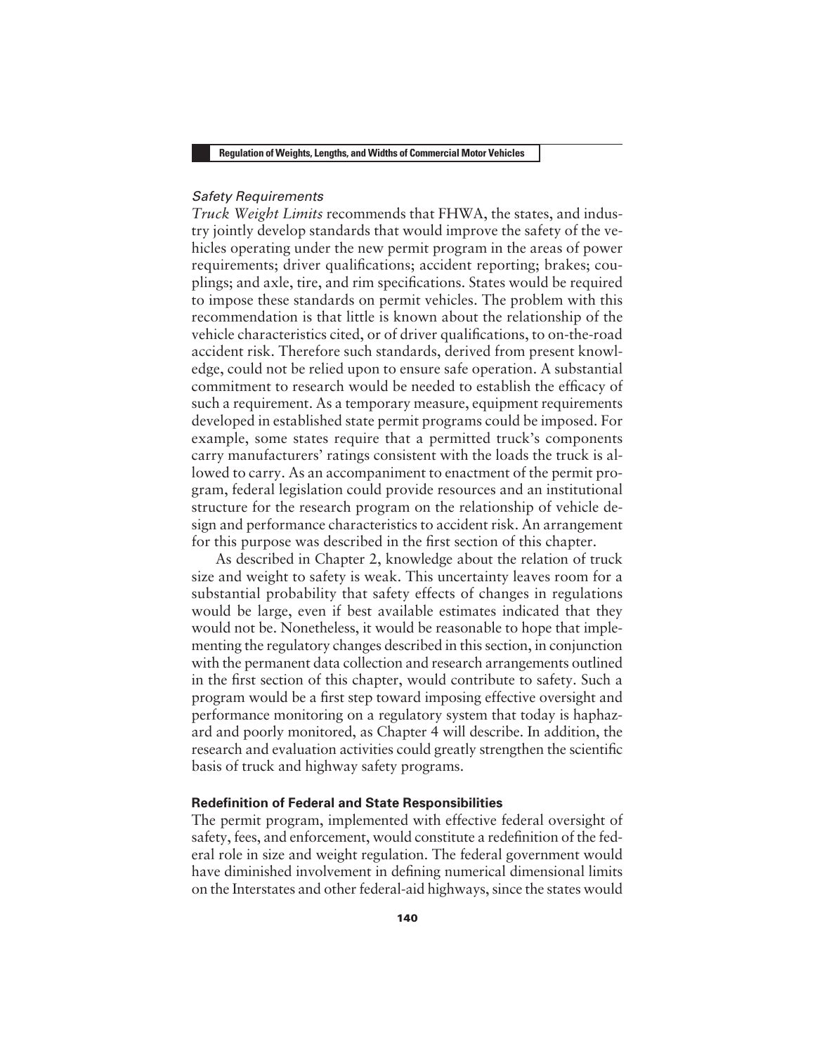*Safety Requirements*

*Truck Weight Limits* recommends that FHWA, the states, and industry jointly develop standards that would improve the safety of the vehicles operating under the new permit program in the areas of power requirements; driver qualifications; accident reporting; brakes; couplings; and axle, tire, and rim specifications. States would be required to impose these standards on permit vehicles. The problem with this recommendation is that little is known about the relationship of the vehicle characteristics cited, or of driver qualifications, to on-the-road accident risk. Therefore such standards, derived from present knowledge, could not be relied upon to ensure safe operation. A substantial commitment to research would be needed to establish the efficacy of such a requirement. As a temporary measure, equipment requirements developed in established state permit programs could be imposed. For example, some states require that a permitted truck's components carry manufacturers' ratings consistent with the loads the truck is allowed to carry. As an accompaniment to enactment of the permit program, federal legislation could provide resources and an institutional structure for the research program on the relationship of vehicle design and performance characteristics to accident risk. An arrangement for this purpose was described in the first section of this chapter.

As described in Chapter 2, knowledge about the relation of truck size and weight to safety is weak. This uncertainty leaves room for a substantial probability that safety effects of changes in regulations would be large, even if best available estimates indicated that they would not be. Nonetheless, it would be reasonable to hope that implementing the regulatory changes described in this section, in conjunction with the permanent data collection and research arrangements outlined in the first section of this chapter, would contribute to safety. Such a program would be a first step toward imposing effective oversight and performance monitoring on a regulatory system that today is haphazard and poorly monitored, as Chapter 4 will describe. In addition, the research and evaluation activities could greatly strengthen the scientific basis of truck and highway safety programs.

## Redefinition of Federal and State Responsibilities

The permit program, implemented with effective federal oversight of safety, fees, and enforcement, would constitute a redefinition of the federal role in size and weight regulation. The federal government would have diminished involvement in defining numerical dimensional limits on the Interstates and other federal-aid highways, since the states would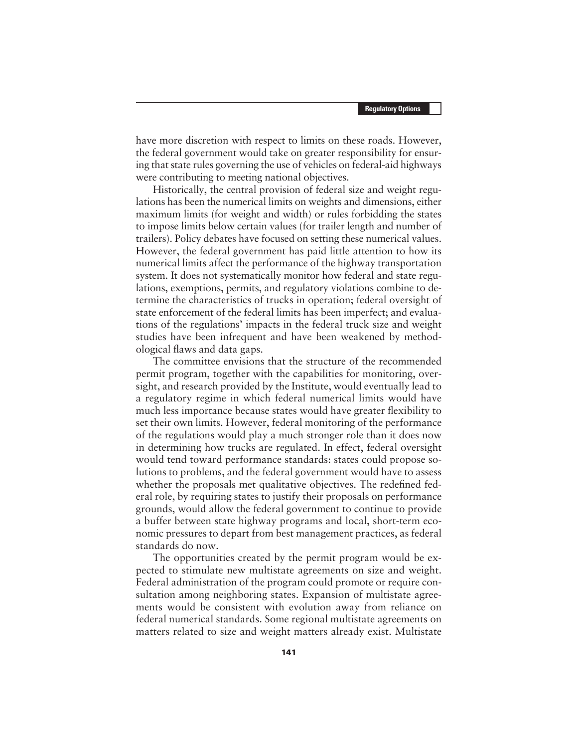have more discretion with respect to limits on these roads. However, the federal government would take on greater responsibility for ensuring that state rules governing the use of vehicles on federal-aid highways were contributing to meeting national objectives.

Historically, the central provision of federal size and weight regulations has been the numerical limits on weights and dimensions, either maximum limits (for weight and width) or rules forbidding the states to impose limits below certain values (for trailer length and number of trailers). Policy debates have focused on setting these numerical values. However, the federal government has paid little attention to how its numerical limits affect the performance of the highway transportation system. It does not systematically monitor how federal and state regulations, exemptions, permits, and regulatory violations combine to determine the characteristics of trucks in operation; federal oversight of state enforcement of the federal limits has been imperfect; and evaluations of the regulations' impacts in the federal truck size and weight studies have been infrequent and have been weakened by methodological flaws and data gaps.

The committee envisions that the structure of the recommended permit program, together with the capabilities for monitoring, oversight, and research provided by the Institute, would eventually lead to a regulatory regime in which federal numerical limits would have much less importance because states would have greater flexibility to set their own limits. However, federal monitoring of the performance of the regulations would play a much stronger role than it does now in determining how trucks are regulated. In effect, federal oversight would tend toward performance standards: states could propose solutions to problems, and the federal government would have to assess whether the proposals met qualitative objectives. The redefined federal role, by requiring states to justify their proposals on performance grounds, would allow the federal government to continue to provide a buffer between state highway programs and local, short-term economic pressures to depart from best management practices, as federal standards do now.

The opportunities created by the permit program would be expected to stimulate new multistate agreements on size and weight. Federal administration of the program could promote or require consultation among neighboring states. Expansion of multistate agreements would be consistent with evolution away from reliance on federal numerical standards. Some regional multistate agreements on matters related to size and weight matters already exist. Multistate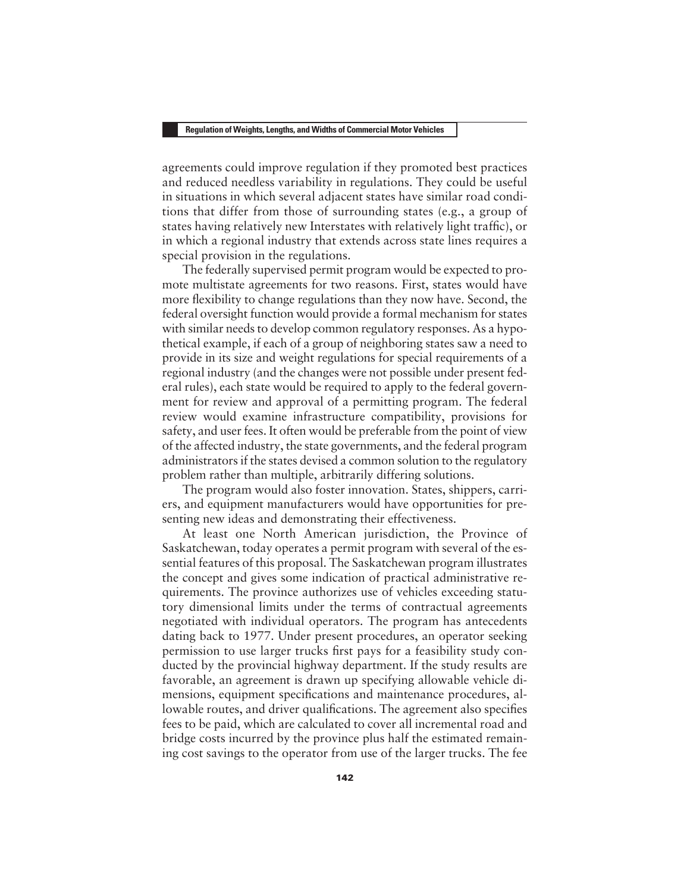agreements could improve regulation if they promoted best practices and reduced needless variability in regulations. They could be useful in situations in which several adjacent states have similar road conditions that differ from those of surrounding states (e.g., a group of states having relatively new Interstates with relatively light traffic), or in which a regional industry that extends across state lines requires a special provision in the regulations.

The federally supervised permit program would be expected to promote multistate agreements for two reasons. First, states would have more flexibility to change regulations than they now have. Second, the federal oversight function would provide a formal mechanism for states with similar needs to develop common regulatory responses. As a hypothetical example, if each of a group of neighboring states saw a need to provide in its size and weight regulations for special requirements of a regional industry (and the changes were not possible under present federal rules), each state would be required to apply to the federal government for review and approval of a permitting program. The federal review would examine infrastructure compatibility, provisions for safety, and user fees. It often would be preferable from the point of view of the affected industry, the state governments, and the federal program administrators if the states devised a common solution to the regulatory problem rather than multiple, arbitrarily differing solutions.

The program would also foster innovation. States, shippers, carriers, and equipment manufacturers would have opportunities for presenting new ideas and demonstrating their effectiveness.

At least one North American jurisdiction, the Province of Saskatchewan, today operates a permit program with several of the essential features of this proposal. The Saskatchewan program illustrates the concept and gives some indication of practical administrative requirements. The province authorizes use of vehicles exceeding statutory dimensional limits under the terms of contractual agreements negotiated with individual operators. The program has antecedents dating back to 1977. Under present procedures, an operator seeking permission to use larger trucks first pays for a feasibility study conducted by the provincial highway department. If the study results are favorable, an agreement is drawn up specifying allowable vehicle dimensions, equipment specifications and maintenance procedures, allowable routes, and driver qualifications. The agreement also specifies fees to be paid, which are calculated to cover all incremental road and bridge costs incurred by the province plus half the estimated remaining cost savings to the operator from use of the larger trucks. The fee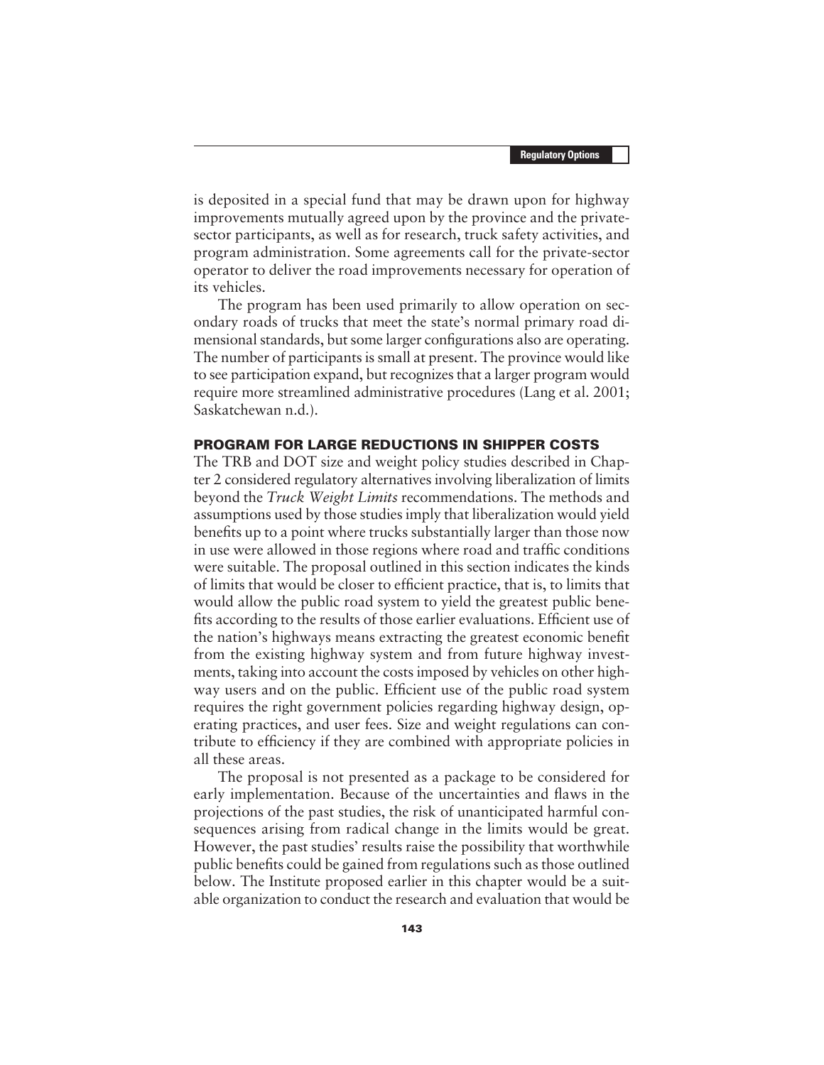is deposited in a special fund that may be drawn upon for highway improvements mutually agreed upon by the province and the private-sector participants, as well as for research, truck safety activities, and program administration. Some agreements call for the private-sector operator to deliver the road improvements necessary for operation of its vehicles.

The program has been used primarily to allow operation on secondary roads of trucks that meet the state's normal primary road dimensional standards, but some larger configurations also are operating. The number of participants is small at present. The province would like to see participation expand, but recognizes that a larger program would require more streamlined administrative procedures (Lang et al. 2001; Saskatchewan n.d.).

## PROGRAM FOR LARGE REDUCTIONS IN SHIPPER COSTS

The TRB and DOT size and weight policy studies described in Chapter 2 considered regulatory alternatives involving liberalization of limits beyond the *Truck Weight Limits* recommendations. The methods and assumptions used by those studies imply that liberalization would yield benefits up to a point where trucks substantially larger than those now in use were allowed in those regions where road and traffic conditions were suitable. The proposal outlined in this section indicates the kinds of limits that would be closer to efficient practice, that is, to limits that would allow the public road system to yield the greatest public benefits according to the results of those earlier evaluations. Efficient use of the nation's highways means extracting the greatest economic benefit from the existing highway system and from future highway investments, taking into account the costs imposed by vehicles on other highway users and on the public. Efficient use of the public road system requires the right government policies regarding highway design, operating practices, and user fees. Size and weight regulations can contribute to efficiency if they are combined with appropriate policies in all these areas.

The proposal is not presented as a package to be considered for early implementation. Because of the uncertainties and flaws in the projections of the past studies, the risk of unanticipated harmful consequences arising from radical change in the limits would be great. However, the past studies' results raise the possibility that worthwhile public benefits could be gained from regulations such as those outlined below. The Institute proposed earlier in this chapter would be a suitable organization to conduct the research and evaluation that would be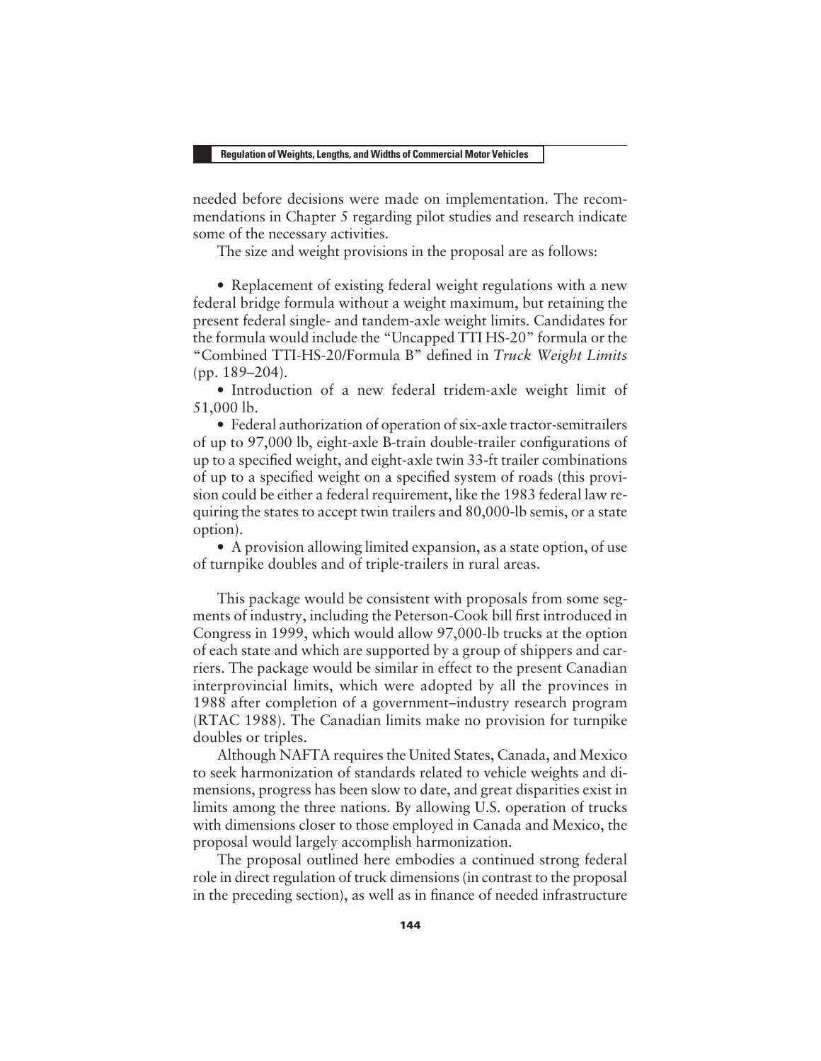needed before decisions were made on implementation. The recommendations in Chapter 5 regarding pilot studies and research indicate some of the necessary activities.

The size and weight provisions in the proposal are as follows:

- Replacement of existing federal weight regulations with a new federal bridge formula without a weight maximum, but retaining the present federal single- and tandem-axle weight limits. Candidates for the formula would include the "Uncapped TTI HS-20" formula or the "Combined TTI-HS-20/Formula B" defined in *Truck Weight Limits* (pp. 189–204).
- Introduction of a new federal tridem-axle weight limit of 51,000 lb.
- Federal authorization of operation of six-axle tractor-semitrailers of up to 97,000 lb, eight-axle B-train double-trailer configurations of up to a specified weight, and eight-axle twin 33-ft trailer combinations of up to a specified weight on a specified system of roads (this provision could be either a federal requirement, like the 1983 federal law requiring the states to accept twin trailers and 80,000-lb semis, or a state option).
- A provision allowing limited expansion, as a state option, of use of turnpike doubles and of triple-trailers in rural areas.

This package would be consistent with proposals from some segments of industry, including the Peterson-Cook bill first introduced in Congress in 1999, which would allow 97,000-lb trucks at the option of each state and which are supported by a group of shippers and carriers. The package would be similar in effect to the present Canadian interprovincial limits, which were adopted by all the provinces in 1988 after completion of a government–industry research program (RTAC 1988). The Canadian limits make no provision for turnpike doubles or triples.

Although NAFTA requires the United States, Canada, and Mexico to seek harmonization of standards related to vehicle weights and dimensions, progress has been slow to date, and great disparities exist in limits among the three nations. By allowing U.S. operation of trucks with dimensions closer to those employed in Canada and Mexico, the proposal would largely accomplish harmonization.

The proposal outlined here embodies a continued strong federal role in direct regulation of truck dimensions (in contrast to the proposal in the preceding section), as well as in finance of needed infrastructure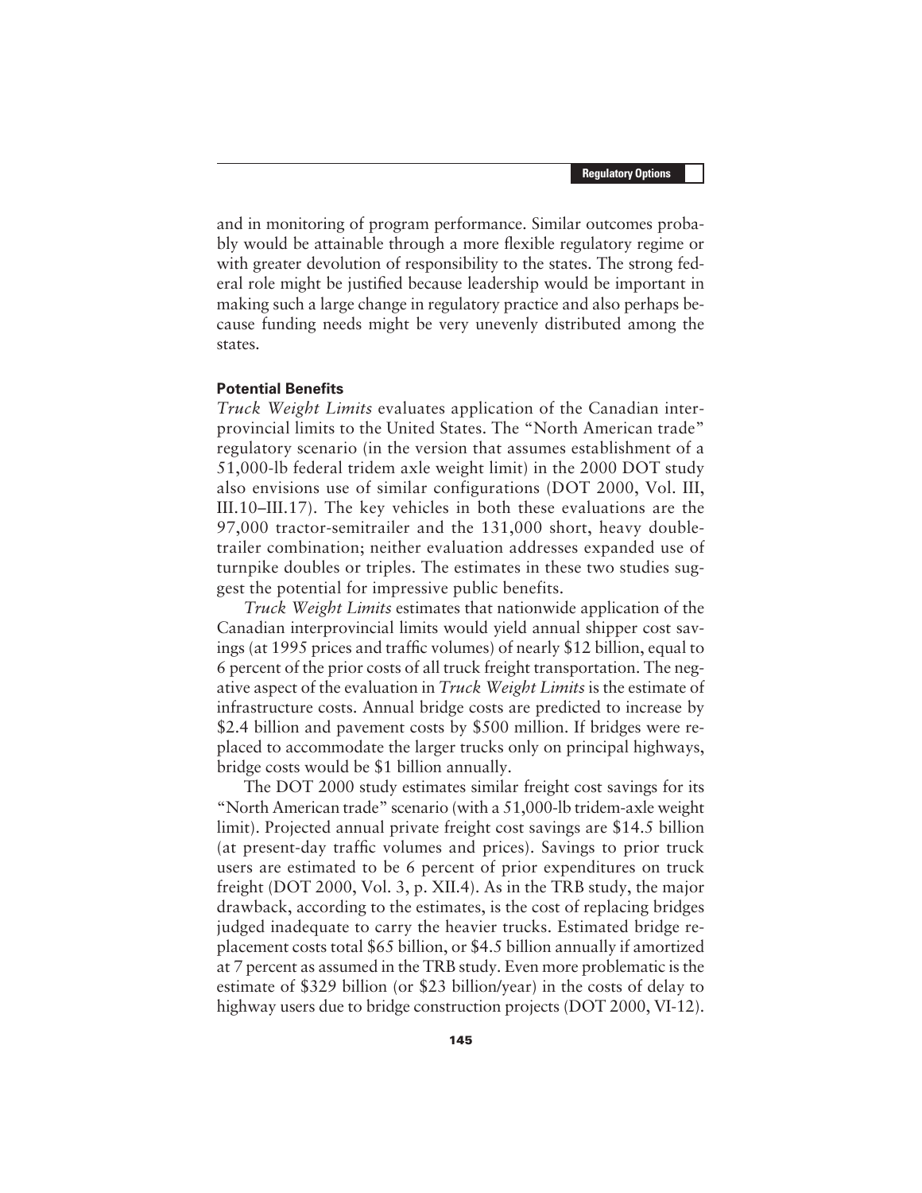and in monitoring of program performance. Similar outcomes probably would be attainable through a more flexible regulatory regime or with greater devolution of responsibility to the states. The strong federal role might be justified because leadership would be important in making such a large change in regulatory practice and also perhaps because funding needs might be very unevenly distributed among the states.

### Potential Benefits

*Truck Weight Limits* evaluates application of the Canadian interprovincial limits to the United States. The "North American trade" regulatory scenario (in the version that assumes establishment of a 51,000-lb federal tridem axle weight limit) in the 2000 DOT study also envisions use of similar configurations (DOT 2000, Vol. III, III.10–III.17). The key vehicles in both these evaluations are the 97,000 tractor-semitrailer and the 131,000 short, heavy double-trailer combination; neither evaluation addresses expanded use of turnpike doubles or triples. The estimates in these two studies suggest the potential for impressive public benefits.

*Truck Weight Limits* estimates that nationwide application of the Canadian interprovincial limits would yield annual shipper cost savings (at 1995 prices and traffic volumes) of nearly $12 billion, equal to 6 percent of the prior costs of all truck freight transportation. The negative aspect of the evaluation in *Truck Weight Limits* is the estimate of infrastructure costs. Annual bridge costs are predicted to increase by $2.4 billion and pavement costs by $500 million. If bridges were replaced to accommodate the larger trucks only on principal highways, bridge costs would be $1 billion annually.

The DOT 2000 study estimates similar freight cost savings for its "North American trade" scenario (with a 51,000-lb tridem-axle weight limit). Projected annual private freight cost savings are $14.5 billion (at present-day traffic volumes and prices). Savings to prior truck users are estimated to be 6 percent of prior expenditures on truck freight (DOT 2000, Vol. 3, p. XII.4). As in the TRB study, the major drawback, according to the estimates, is the cost of replacing bridges judged inadequate to carry the heavier trucks. Estimated bridge replacement costs total $65 billion, or $4.5 billion annually if amortized at 7 percent as assumed in the TRB study. Even more problematic is the estimate of $329 billion (or $23 billion/year) in the costs of delay to highway users due to bridge construction projects (DOT 2000, VI-12).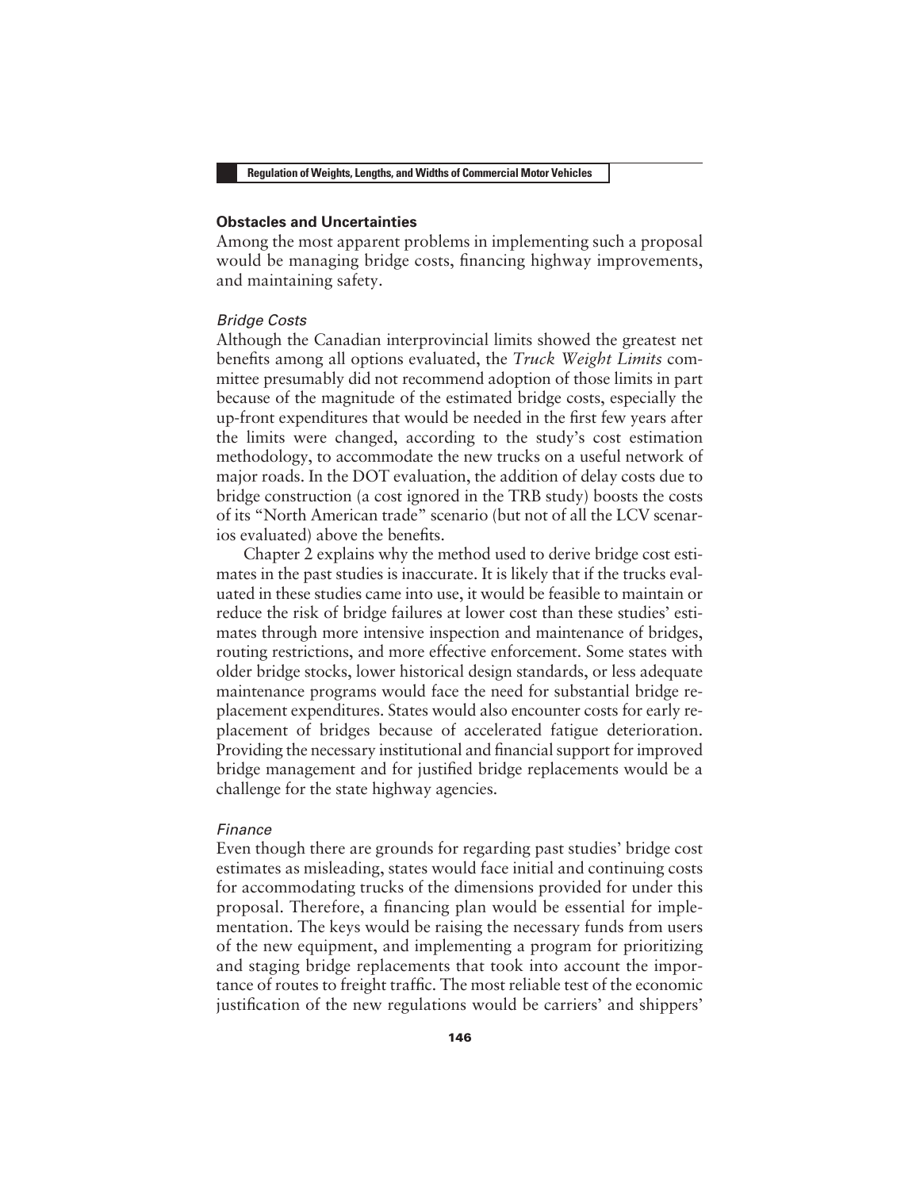### Obstacles and Uncertainties

Among the most apparent problems in implementing such a proposal would be managing bridge costs, financing highway improvements, and maintaining safety.

#### *Bridge Costs*

Although the Canadian interprovincial limits showed the greatest net benefits among all options evaluated, the *Truck Weight Limits* committee presumably did not recommend adoption of those limits in part because of the magnitude of the estimated bridge costs, especially the up-front expenditures that would be needed in the first few years after the limits were changed, according to the study's cost estimation methodology, to accommodate the new trucks on a useful network of major roads. In the DOT evaluation, the addition of delay costs due to bridge construction (a cost ignored in the TRB study) boosts the costs of its "North American trade" scenario (but not of all the LCV scenarios evaluated) above the benefits.

Chapter 2 explains why the method used to derive bridge cost estimates in the past studies is inaccurate. It is likely that if the trucks evaluated in these studies came into use, it would be feasible to maintain or reduce the risk of bridge failures at lower cost than these studies' estimates through more intensive inspection and maintenance of bridges, routing restrictions, and more effective enforcement. Some states with older bridge stocks, lower historical design standards, or less adequate maintenance programs would face the need for substantial bridge replacement expenditures. States would also encounter costs for early replacement of bridges because of accelerated fatigue deterioration. Providing the necessary institutional and financial support for improved bridge management and for justified bridge replacements would be a challenge for the state highway agencies.

#### *Finance*

Even though there are grounds for regarding past studies' bridge cost estimates as misleading, states would face initial and continuing costs for accommodating trucks of the dimensions provided for under this proposal. Therefore, a financing plan would be essential for implementation. The keys would be raising the necessary funds from users of the new equipment, and implementing a program for prioritizing and staging bridge replacements that took into account the importance of routes to freight traffic. The most reliable test of the economic justification of the new regulations would be carriers' and shippers'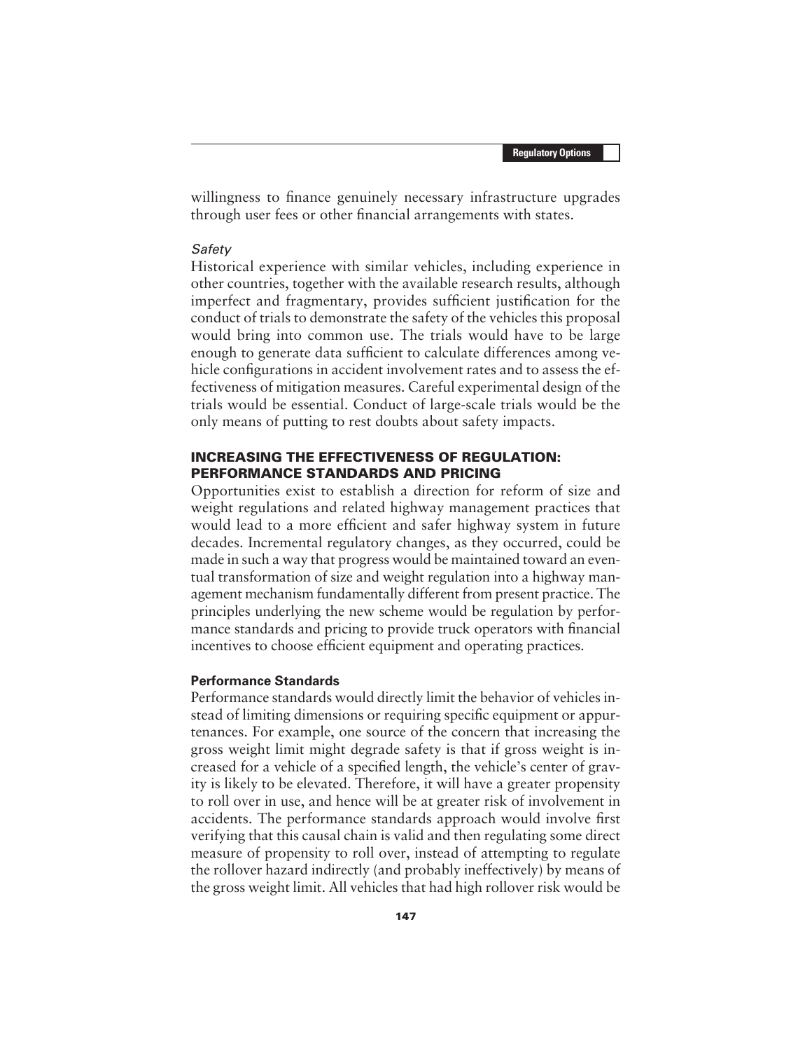willingness to finance genuinely necessary infrastructure upgrades through user fees or other financial arrangements with states.

*Safety*

Historical experience with similar vehicles, including experience in other countries, together with the available research results, although imperfect and fragmentary, provides sufficient justification for the conduct of trials to demonstrate the safety of the vehicles this proposal would bring into common use. The trials would have to be large enough to generate data sufficient to calculate differences among vehicle configurations in accident involvement rates and to assess the effectiveness of mitigation measures. Careful experimental design of the trials would be essential. Conduct of large-scale trials would be the only means of putting to rest doubts about safety impacts.

## INCREASING THE EFFECTIVENESS OF REGULATION: PERFORMANCE STANDARDS AND PRICING

Opportunities exist to establish a direction for reform of size and weight regulations and related highway management practices that would lead to a more efficient and safer highway system in future decades. Incremental regulatory changes, as they occurred, could be made in such a way that progress would be maintained toward an eventual transformation of size and weight regulation into a highway management mechanism fundamentally different from present practice. The principles underlying the new scheme would be regulation by performance standards and pricing to provide truck operators with financial incentives to choose efficient equipment and operating practices.

### Performance Standards

Performance standards would directly limit the behavior of vehicles instead of limiting dimensions or requiring specific equipment or appurtenances. For example, one source of the concern that increasing the gross weight limit might degrade safety is that if gross weight is increased for a vehicle of a specified length, the vehicle's center of gravity is likely to be elevated. Therefore, it will have a greater propensity to roll over in use, and hence will be at greater risk of involvement in accidents. The performance standards approach would involve first verifying that this causal chain is valid and then regulating some direct measure of propensity to roll over, instead of attempting to regulate the rollover hazard indirectly (and probably ineffectively) by means of the gross weight limit. All vehicles that had high rollover risk would be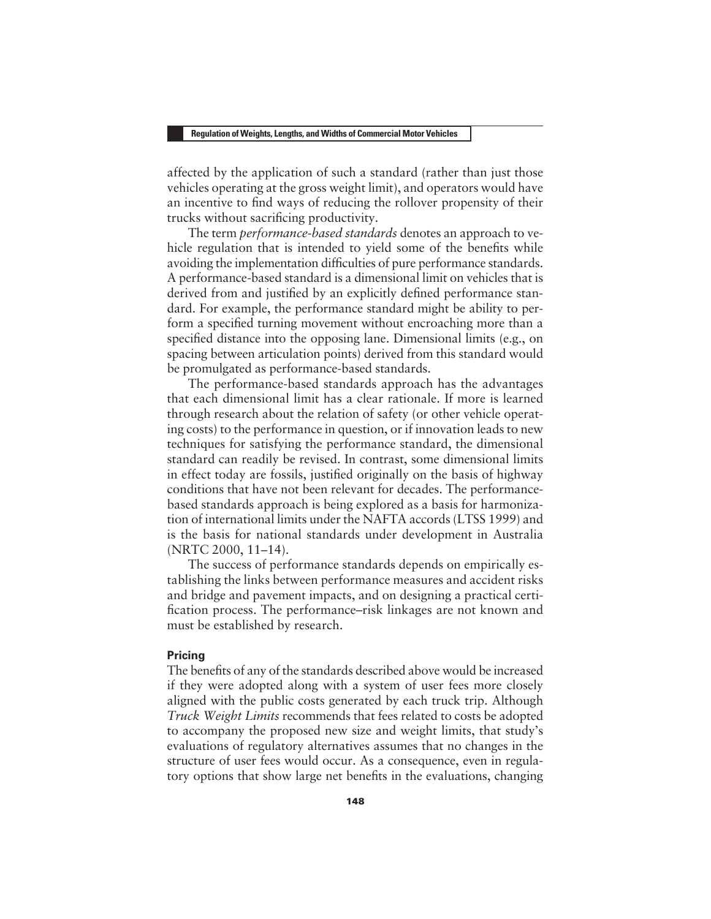affected by the application of such a standard (rather than just those vehicles operating at the gross weight limit), and operators would have an incentive to find ways of reducing the rollover propensity of their trucks without sacrificing productivity.

The term *performance-based standards* denotes an approach to vehicle regulation that is intended to yield some of the benefits while avoiding the implementation difficulties of pure performance standards. A performance-based standard is a dimensional limit on vehicles that is derived from and justified by an explicitly defined performance standard. For example, the performance standard might be ability to perform a specified turning movement without encroaching more than a specified distance into the opposing lane. Dimensional limits (e.g., on spacing between articulation points) derived from this standard would be promulgated as performance-based standards.

The performance-based standards approach has the advantages that each dimensional limit has a clear rationale. If more is learned through research about the relation of safety (or other vehicle operating costs) to the performance in question, or if innovation leads to new techniques for satisfying the performance standard, the dimensional standard can readily be revised. In contrast, some dimensional limits in effect today are fossils, justified originally on the basis of highway conditions that have not been relevant for decades. The performance-based standards approach is being explored as a basis for harmonization of international limits under the NAFTA accords (LTSS 1999) and is the basis for national standards under development in Australia (NRTC 2000, 11–14).

The success of performance standards depends on empirically establishing the links between performance measures and accident risks and bridge and pavement impacts, and on designing a practical certification process. The performance–risk linkages are not known and must be established by research.

#### Pricing

The benefits of any of the standards described above would be increased if they were adopted along with a system of user fees more closely aligned with the public costs generated by each truck trip. Although *Truck Weight Limits* recommends that fees related to costs be adopted to accompany the proposed new size and weight limits, that study's evaluations of regulatory alternatives assumes that no changes in the structure of user fees would occur. As a consequence, even in regulatory options that show large net benefits in the evaluations, changing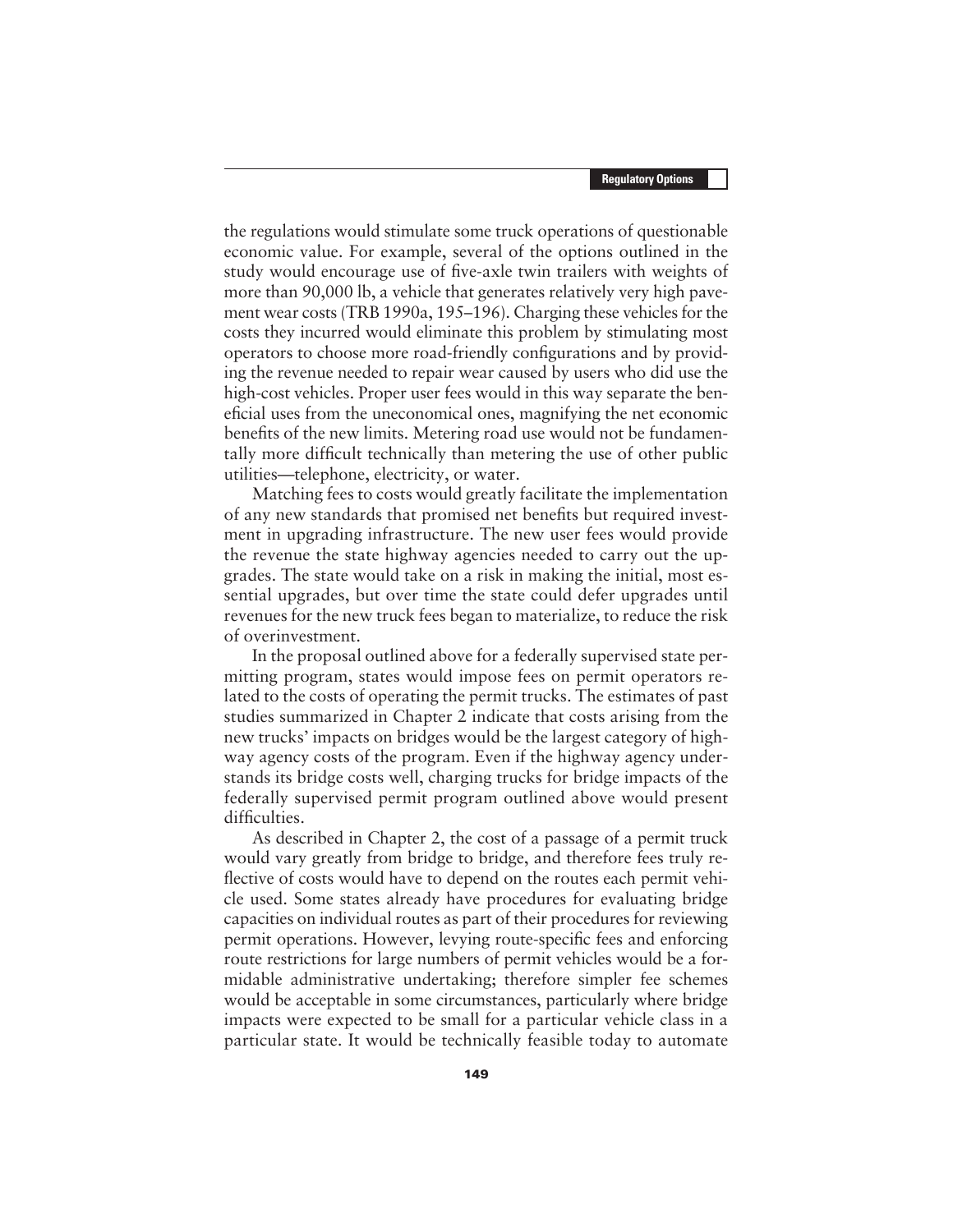the regulations would stimulate some truck operations of questionable economic value. For example, several of the options outlined in the study would encourage use of five-axle twin trailers with weights of more than 90,000 lb, a vehicle that generates relatively very high pavement wear costs (TRB 1990a, 195–196). Charging these vehicles for the costs they incurred would eliminate this problem by stimulating most operators to choose more road-friendly configurations and by providing the revenue needed to repair wear caused by users who did use the high-cost vehicles. Proper user fees would in this way separate the beneficial uses from the uneconomical ones, magnifying the net economic benefits of the new limits. Metering road use would not be fundamentally more difficult technically than metering the use of other public utilities—telephone, electricity, or water.

Matching fees to costs would greatly facilitate the implementation of any new standards that promised net benefits but required investment in upgrading infrastructure. The new user fees would provide the revenue the state highway agencies needed to carry out the upgrades. The state would take on a risk in making the initial, most essential upgrades, but over time the state could defer upgrades until revenues for the new truck fees began to materialize, to reduce the risk of overinvestment.

In the proposal outlined above for a federally supervised state permitting program, states would impose fees on permit operators related to the costs of operating the permit trucks. The estimates of past studies summarized in Chapter 2 indicate that costs arising from the new trucks' impacts on bridges would be the largest category of highway agency costs of the program. Even if the highway agency understands its bridge costs well, charging trucks for bridge impacts of the federally supervised permit program outlined above would present difficulties.

As described in Chapter 2, the cost of a passage of a permit truck would vary greatly from bridge to bridge, and therefore fees truly reflective of costs would have to depend on the routes each permit vehicle used. Some states already have procedures for evaluating bridge capacities on individual routes as part of their procedures for reviewing permit operations. However, levying route-specific fees and enforcing route restrictions for large numbers of permit vehicles would be a formidable administrative undertaking; therefore simpler fee schemes would be acceptable in some circumstances, particularly where bridge impacts were expected to be small for a particular vehicle class in a particular state. It would be technically feasible today to automate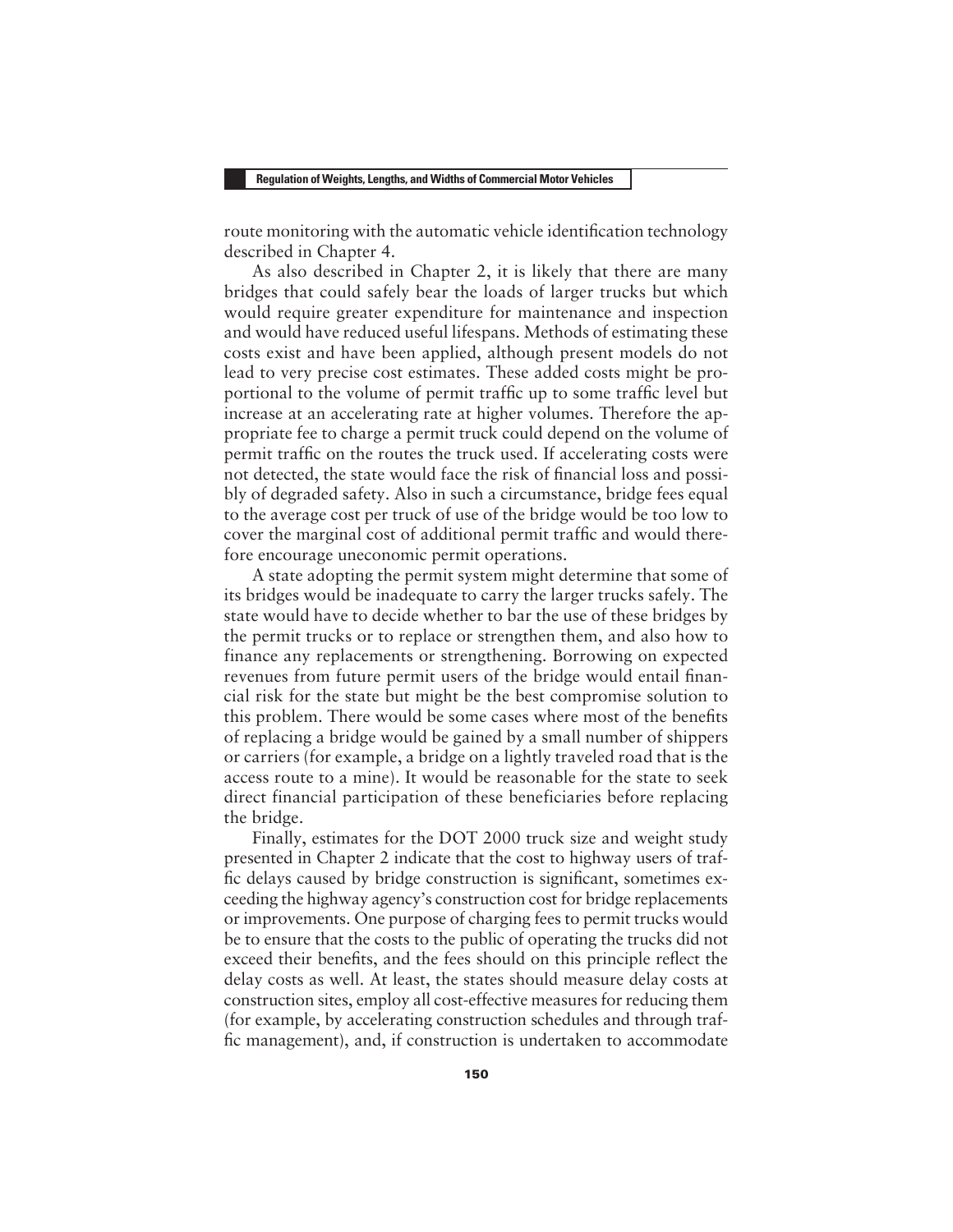route monitoring with the automatic vehicle identification technology described in Chapter 4.

As also described in Chapter 2, it is likely that there are many bridges that could safely bear the loads of larger trucks but which would require greater expenditure for maintenance and inspection and would have reduced useful lifespans. Methods of estimating these costs exist and have been applied, although present models do not lead to very precise cost estimates. These added costs might be proportional to the volume of permit traffic up to some traffic level but increase at an accelerating rate at higher volumes. Therefore the appropriate fee to charge a permit truck could depend on the volume of permit traffic on the routes the truck used. If accelerating costs were not detected, the state would face the risk of financial loss and possibly of degraded safety. Also in such a circumstance, bridge fees equal to the average cost per truck of use of the bridge would be too low to cover the marginal cost of additional permit traffic and would therefore encourage uneconomic permit operations.

A state adopting the permit system might determine that some of its bridges would be inadequate to carry the larger trucks safely. The state would have to decide whether to bar the use of these bridges by the permit trucks or to replace or strengthen them, and also how to finance any replacements or strengthening. Borrowing on expected revenues from future permit users of the bridge would entail financial risk for the state but might be the best compromise solution to this problem. There would be some cases where most of the benefits of replacing a bridge would be gained by a small number of shippers or carriers (for example, a bridge on a lightly traveled road that is the access route to a mine). It would be reasonable for the state to seek direct financial participation of these beneficiaries before replacing the bridge.

Finally, estimates for the DOT 2000 truck size and weight study presented in Chapter 2 indicate that the cost to highway users of traffic delays caused by bridge construction is significant, sometimes exceeding the highway agency's construction cost for bridge replacements or improvements. One purpose of charging fees to permit trucks would be to ensure that the costs to the public of operating the trucks did not exceed their benefits, and the fees should on this principle reflect the delay costs as well. At least, the states should measure delay costs at construction sites, employ all cost-effective measures for reducing them (for example, by accelerating construction schedules and through traffic management), and, if construction is undertaken to accommodate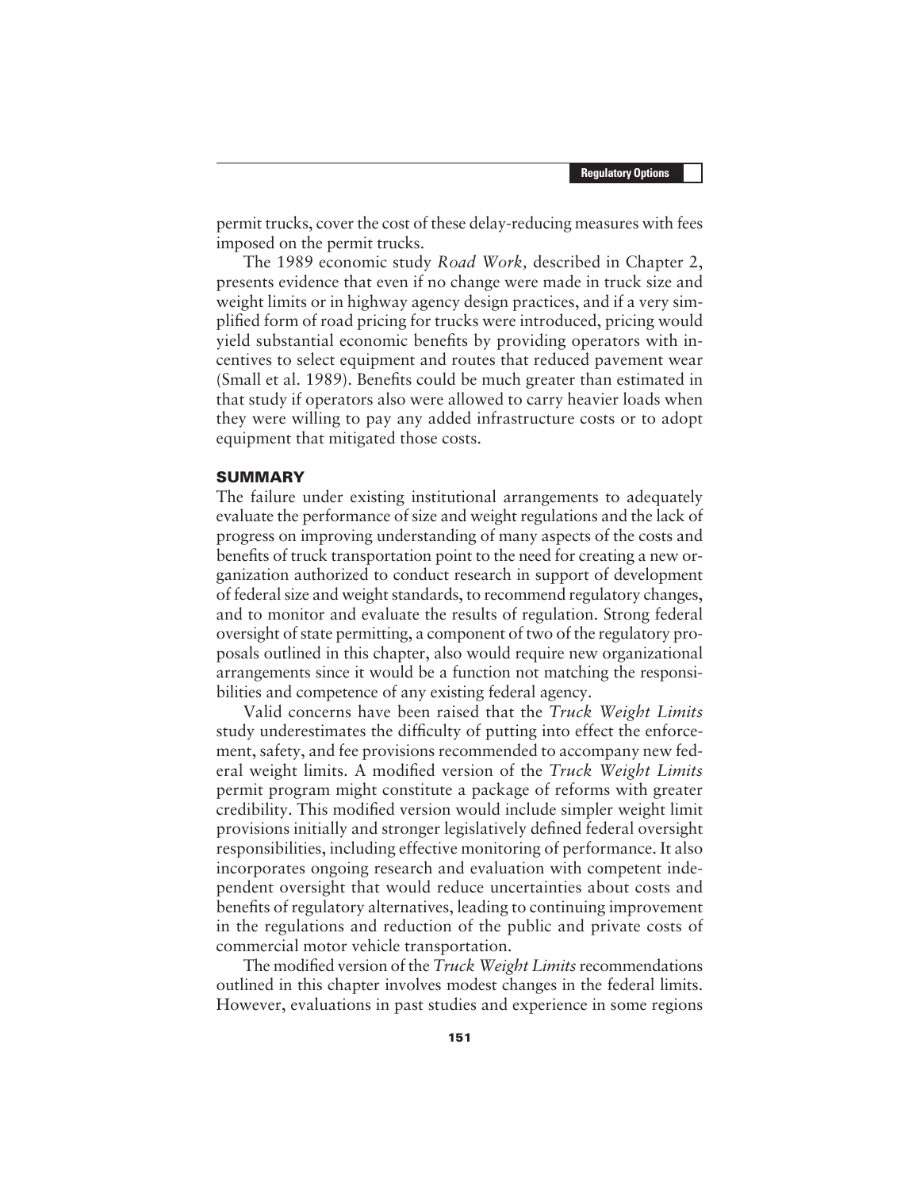permit trucks, cover the cost of these delay-reducing measures with fees imposed on the permit trucks.

The 1989 economic study *Road Work,* described in Chapter 2, presents evidence that even if no change were made in truck size and weight limits or in highway agency design practices, and if a very simplified form of road pricing for trucks were introduced, pricing would yield substantial economic benefits by providing operators with incentives to select equipment and routes that reduced pavement wear (Small et al. 1989). Benefits could be much greater than estimated in that study if operators also were allowed to carry heavier loads when they were willing to pay any added infrastructure costs or to adopt equipment that mitigated those costs.

## SUMMARY

The failure under existing institutional arrangements to adequately evaluate the performance of size and weight regulations and the lack of progress on improving understanding of many aspects of the costs and benefits of truck transportation point to the need for creating a new organization authorized to conduct research in support of development of federal size and weight standards, to recommend regulatory changes, and to monitor and evaluate the results of regulation. Strong federal oversight of state permitting, a component of two of the regulatory proposals outlined in this chapter, also would require new organizational arrangements since it would be a function not matching the responsibilities and competence of any existing federal agency.

Valid concerns have been raised that the *Truck Weight Limits* study underestimates the difficulty of putting into effect the enforcement, safety, and fee provisions recommended to accompany new federal weight limits. A modified version of the *Truck Weight Limits* permit program might constitute a package of reforms with greater credibility. This modified version would include simpler weight limit provisions initially and stronger legislatively defined federal oversight responsibilities, including effective monitoring of performance. It also incorporates ongoing research and evaluation with competent independent oversight that would reduce uncertainties about costs and benefits of regulatory alternatives, leading to continuing improvement in the regulations and reduction of the public and private costs of commercial motor vehicle transportation.

The modified version of the *Truck Weight Limits* recommendations outlined in this chapter involves modest changes in the federal limits. However, evaluations in past studies and experience in some regions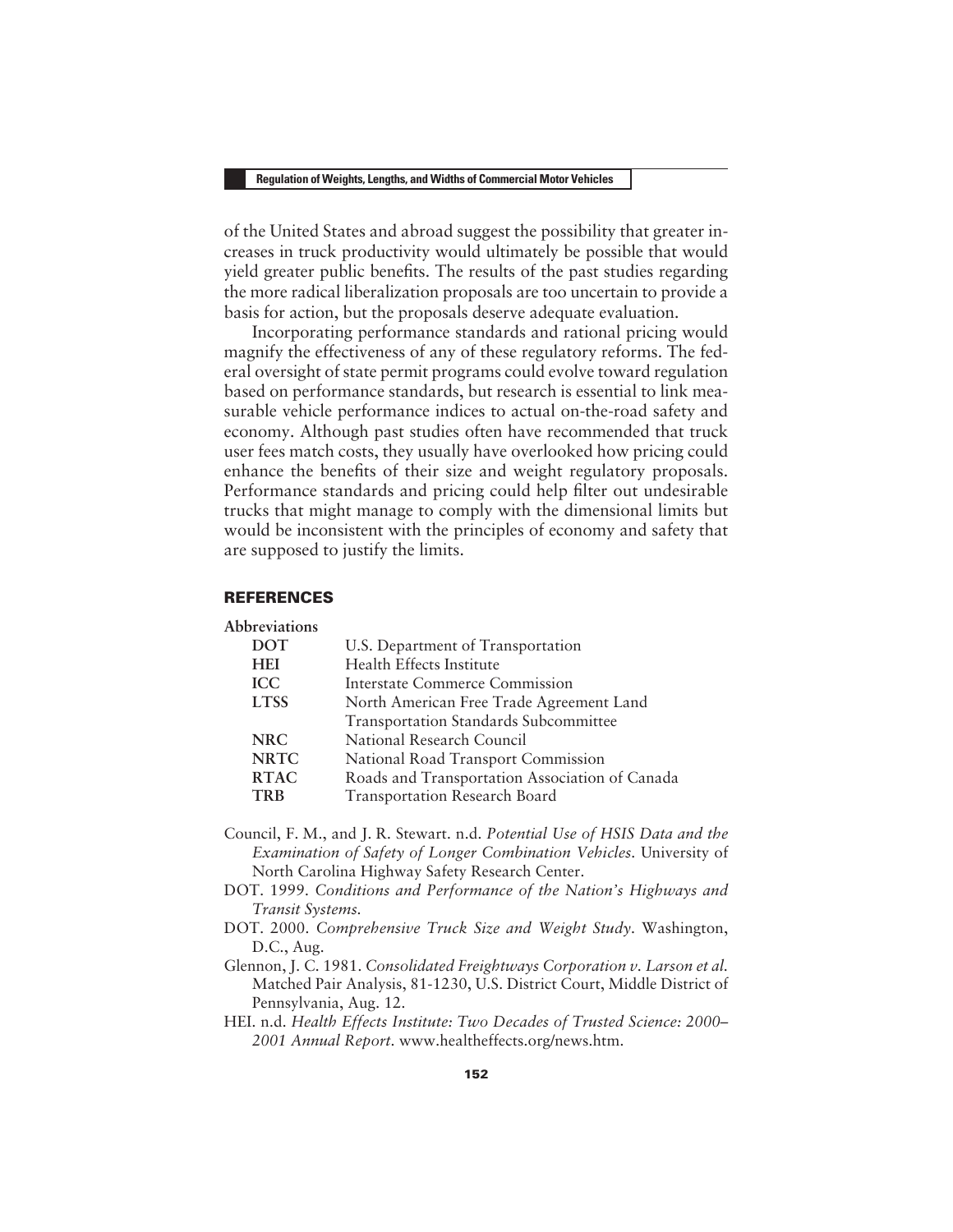of the United States and abroad suggest the possibility that greater increases in truck productivity would ultimately be possible that would yield greater public benefits. The results of the past studies regarding the more radical liberalization proposals are too uncertain to provide a basis for action, but the proposals deserve adequate evaluation.

Incorporating performance standards and rational pricing would magnify the effectiveness of any of these regulatory reforms. The federal oversight of state permit programs could evolve toward regulation based on performance standards, but research is essential to link measurable vehicle performance indices to actual on-the-road safety and economy. Although past studies often have recommended that truck user fees match costs, they usually have overlooked how pricing could enhance the benefits of their size and weight regulatory proposals. Performance standards and pricing could help filter out undesirable trucks that might manage to comply with the dimensional limits but would be inconsistent with the principles of economy and safety that are supposed to justify the limits.

## REFERENCES

**Abbreviations**

| | |
|---|---|
| **DOT** | U.S. Department of Transportation |
| **HEI** | Health Effects Institute |
| **ICC** | Interstate Commerce Commission |
| **LTSS** | North American Free Trade Agreement Land Transportation Standards Subcommittee |
| **NRC** | National Research Council |
| **NRTC** | National Road Transport Commission |
| **RTAC** | Roads and Transportation Association of Canada |
| **TRB** | Transportation Research Board |

Council, F. M., and J. R. Stewart. n.d. *Potential Use of HSIS Data and the Examination of Safety of Longer Combination Vehicles.* University of North Carolina Highway Safety Research Center.

DOT. 1999. *Conditions and Performance of the Nation's Highways and Transit Systems.*

DOT. 2000. *Comprehensive Truck Size and Weight Study.* Washington, D.C., Aug.

Glennon, J. C. 1981. *Consolidated Freightways Corporation v. Larson et al.* Matched Pair Analysis, 81-1230, U.S. District Court, Middle District of Pennsylvania, Aug. 12.

HEI. n.d. *Health Effects Institute: Two Decades of Trusted Science: 2000–2001 Annual Report.* www.healtheffects.org/news.htm.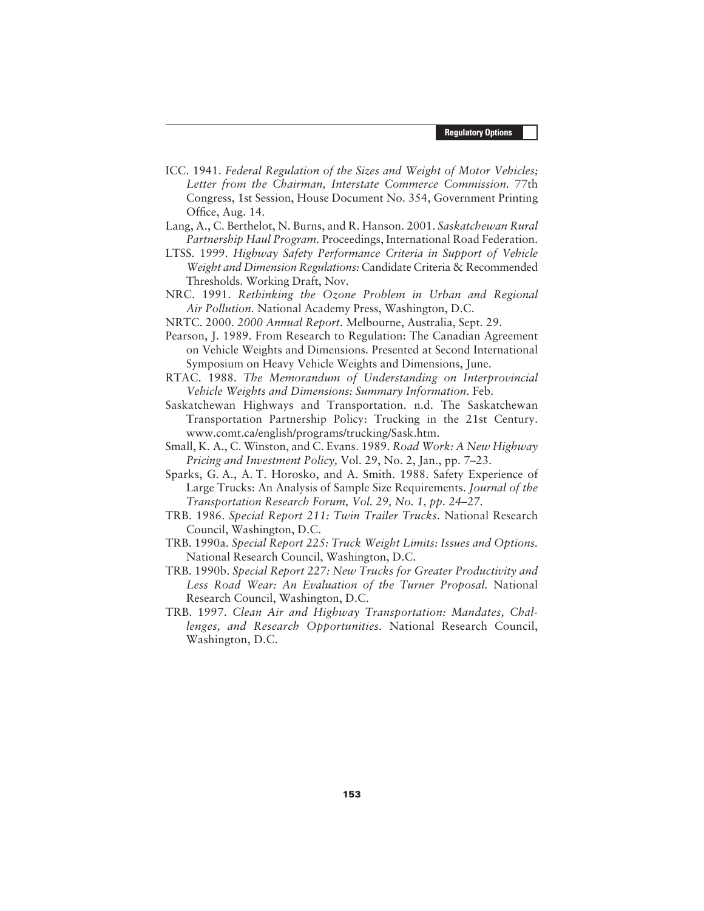ICC. 1941. *Federal Regulation of the Sizes and Weight of Motor Vehicles; Letter from the Chairman, Interstate Commerce Commission.* 77th Congress, 1st Session, House Document No. 354, Government Printing Office, Aug. 14.

Lang, A., C. Berthelot, N. Burns, and R. Hanson. 2001. *Saskatchewan Rural Partnership Haul Program.* Proceedings, International Road Federation.

LTSS. 1999. *Highway Safety Performance Criteria in Support of Vehicle Weight and Dimension Regulations:* Candidate Criteria & Recommended Thresholds. Working Draft, Nov.

NRC. 1991. *Rethinking the Ozone Problem in Urban and Regional Air Pollution.* National Academy Press, Washington, D.C.

NRTC. 2000. *2000 Annual Report.* Melbourne, Australia, Sept. 29.

Pearson, J. 1989. From Research to Regulation: The Canadian Agreement on Vehicle Weights and Dimensions. Presented at Second International Symposium on Heavy Vehicle Weights and Dimensions, June.

RTAC. 1988. *The Memorandum of Understanding on Interprovincial Vehicle Weights and Dimensions: Summary Information.* Feb.

Saskatchewan Highways and Transportation. n.d. The Saskatchewan Transportation Partnership Policy: Trucking in the 21st Century. www.comt.ca/english/programs/trucking/Sask.htm.

Small, K. A., C. Winston, and C. Evans. 1989. *Road Work: A New Highway Pricing and Investment Policy,* Vol. 29, No. 2, Jan., pp. 7–23.

Sparks, G. A., A. T. Horosko, and A. Smith. 1988. Safety Experience of Large Trucks: An Analysis of Sample Size Requirements. *Journal of the Transportation Research Forum, Vol. 29, No. 1, pp. 24–27.*

TRB. 1986. *Special Report 211: Twin Trailer Trucks.* National Research Council, Washington, D.C.

TRB. 1990a. *Special Report 225: Truck Weight Limits: Issues and Options.* National Research Council, Washington, D.C.

TRB. 1990b. *Special Report 227: New Trucks for Greater Productivity and Less Road Wear: An Evaluation of the Turner Proposal.* National Research Council, Washington, D.C.

TRB. 1997. *Clean Air and Highway Transportation: Mandates, Challenges, and Research Opportunities.* National Research Council, Washington, D.C.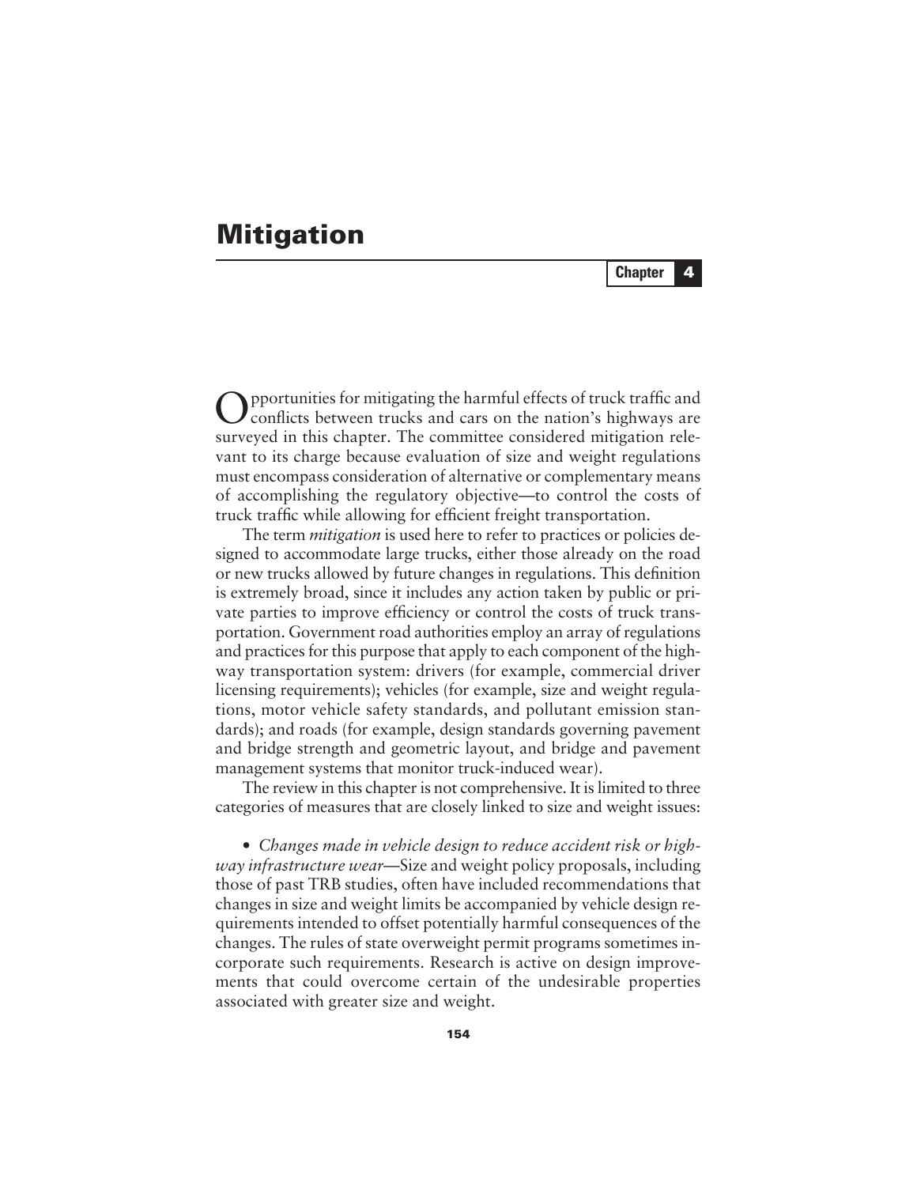# Mitigation

**Chapter 4**

Opportunities for mitigating the harmful effects of truck traffic and conflicts between trucks and cars on the nation's highways are surveyed in this chapter. The committee considered mitigation relevant to its charge because evaluation of size and weight regulations must encompass consideration of alternative or complementary means of accomplishing the regulatory objective—to control the costs of truck traffic while allowing for efficient freight transportation.

The term *mitigation* is used here to refer to practices or policies designed to accommodate large trucks, either those already on the road or new trucks allowed by future changes in regulations. This definition is extremely broad, since it includes any action taken by public or private parties to improve efficiency or control the costs of truck transportation. Government road authorities employ an array of regulations and practices for this purpose that apply to each component of the highway transportation system: drivers (for example, commercial driver licensing requirements); vehicles (for example, size and weight regulations, motor vehicle safety standards, and pollutant emission standards); and roads (for example, design standards governing pavement and bridge strength and geometric layout, and bridge and pavement management systems that monitor truck-induced wear).

The review in this chapter is not comprehensive. It is limited to three categories of measures that are closely linked to size and weight issues:

- *Changes made in vehicle design to reduce accident risk or highway infrastructure wear*—Size and weight policy proposals, including those of past TRB studies, often have included recommendations that changes in size and weight limits be accompanied by vehicle design requirements intended to offset potentially harmful consequences of the changes. The rules of state overweight permit programs sometimes incorporate such requirements. Research is active on design improvements that could overcome certain of the undesirable properties associated with greater size and weight.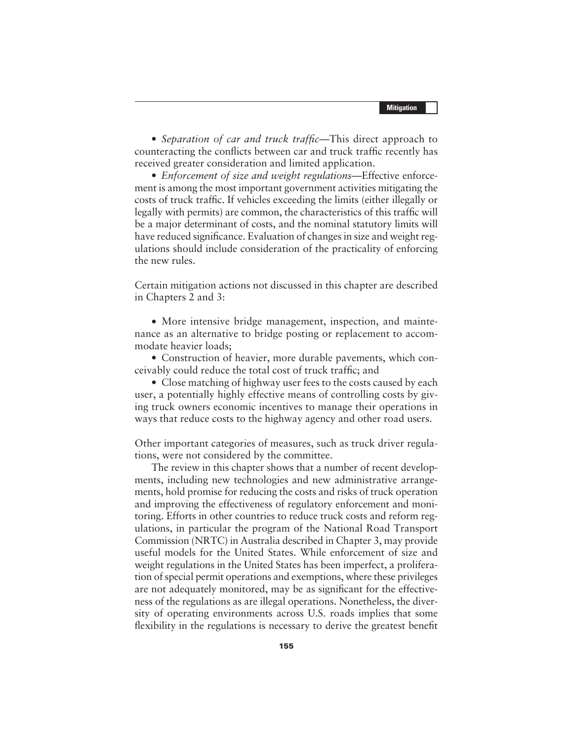- *Separation of car and truck traffic*—This direct approach to counteracting the conflicts between car and truck traffic recently has received greater consideration and limited application.
- *Enforcement of size and weight regulations*—Effective enforcement is among the most important government activities mitigating the costs of truck traffic. If vehicles exceeding the limits (either illegally or legally with permits) are common, the characteristics of this traffic will be a major determinant of costs, and the nominal statutory limits will have reduced significance. Evaluation of changes in size and weight regulations should include consideration of the practicality of enforcing the new rules.

Certain mitigation actions not discussed in this chapter are described in Chapters 2 and 3:

- More intensive bridge management, inspection, and maintenance as an alternative to bridge posting or replacement to accommodate heavier loads;
- Construction of heavier, more durable pavements, which conceivably could reduce the total cost of truck traffic; and
- Close matching of highway user fees to the costs caused by each user, a potentially highly effective means of controlling costs by giving truck owners economic incentives to manage their operations in ways that reduce costs to the highway agency and other road users.

Other important categories of measures, such as truck driver regulations, were not considered by the committee.

The review in this chapter shows that a number of recent developments, including new technologies and new administrative arrangements, hold promise for reducing the costs and risks of truck operation and improving the effectiveness of regulatory enforcement and monitoring. Efforts in other countries to reduce truck costs and reform regulations, in particular the program of the National Road Transport Commission (NRTC) in Australia described in Chapter 3, may provide useful models for the United States. While enforcement of size and weight regulations in the United States has been imperfect, a proliferation of special permit operations and exemptions, where these privileges are not adequately monitored, may be as significant for the effectiveness of the regulations as are illegal operations. Nonetheless, the diversity of operating environments across U.S. roads implies that some flexibility in the regulations is necessary to derive the greatest benefit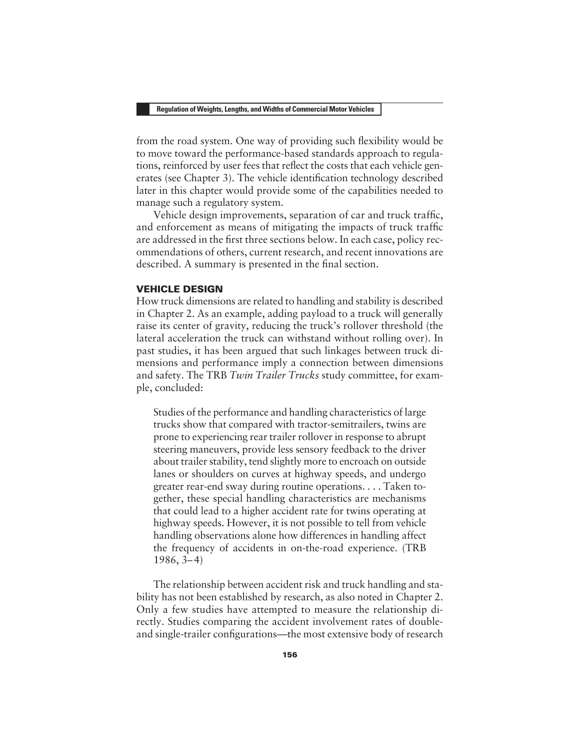from the road system. One way of providing such flexibility would be to move toward the performance-based standards approach to regulations, reinforced by user fees that reflect the costs that each vehicle generates (see Chapter 3). The vehicle identification technology described later in this chapter would provide some of the capabilities needed to manage such a regulatory system.

Vehicle design improvements, separation of car and truck traffic, and enforcement as means of mitigating the impacts of truck traffic are addressed in the first three sections below. In each case, policy recommendations of others, current research, and recent innovations are described. A summary is presented in the final section.

## VEHICLE DESIGN

How truck dimensions are related to handling and stability is described in Chapter 2. As an example, adding payload to a truck will generally raise its center of gravity, reducing the truck's rollover threshold (the lateral acceleration the truck can withstand without rolling over). In past studies, it has been argued that such linkages between truck dimensions and performance imply a connection between dimensions and safety. The TRB *Twin Trailer Trucks* study committee, for example, concluded:

> Studies of the performance and handling characteristics of large trucks show that compared with tractor-semitrailers, twins are prone to experiencing rear trailer rollover in response to abrupt steering maneuvers, provide less sensory feedback to the driver about trailer stability, tend slightly more to encroach on outside lanes or shoulders on curves at highway speeds, and undergo greater rear-end sway during routine operations. . . . Taken together, these special handling characteristics are mechanisms that could lead to a higher accident rate for twins operating at highway speeds. However, it is not possible to tell from vehicle handling observations alone how differences in handling affect the frequency of accidents in on-the-road experience. (TRB 1986, 3–4)

The relationship between accident risk and truck handling and stability has not been established by research, as also noted in Chapter 2. Only a few studies have attempted to measure the relationship directly. Studies comparing the accident involvement rates of double- and single-trailer configurations—the most extensive body of research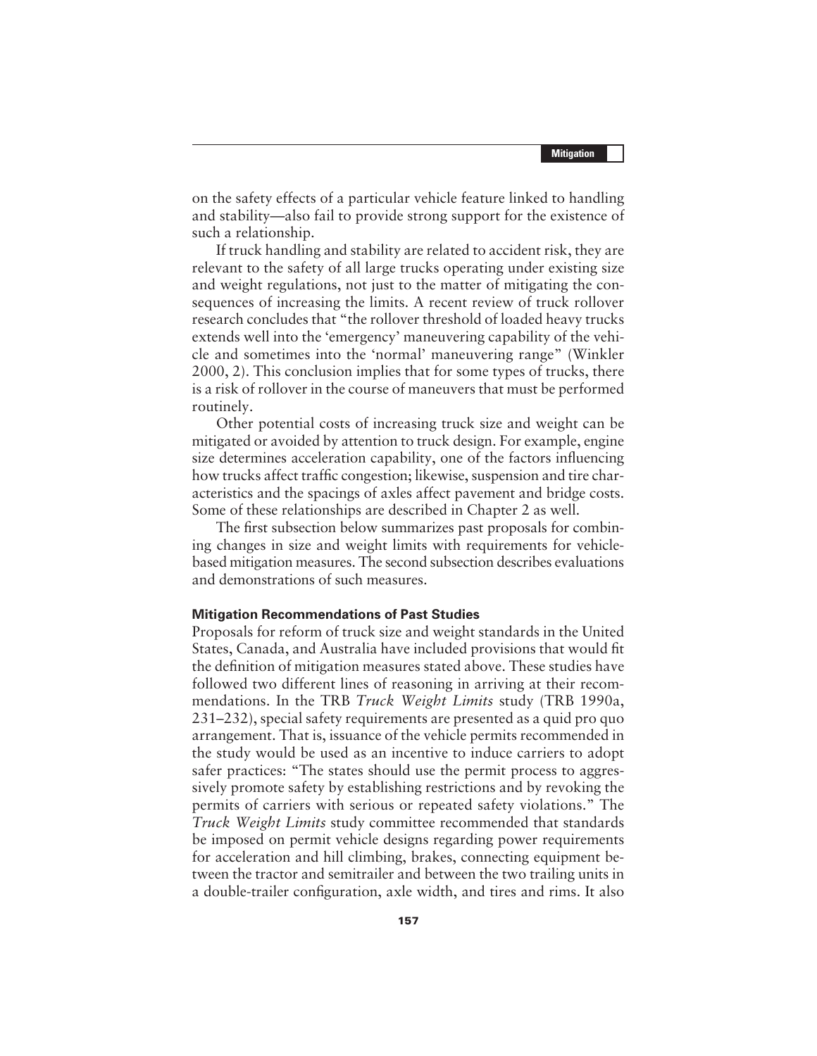on the safety effects of a particular vehicle feature linked to handling and stability—also fail to provide strong support for the existence of such a relationship.

If truck handling and stability are related to accident risk, they are relevant to the safety of all large trucks operating under existing size and weight regulations, not just to the matter of mitigating the consequences of increasing the limits. A recent review of truck rollover research concludes that "the rollover threshold of loaded heavy trucks extends well into the 'emergency' maneuvering capability of the vehicle and sometimes into the 'normal' maneuvering range" (Winkler 2000, 2). This conclusion implies that for some types of trucks, there is a risk of rollover in the course of maneuvers that must be performed routinely.

Other potential costs of increasing truck size and weight can be mitigated or avoided by attention to truck design. For example, engine size determines acceleration capability, one of the factors influencing how trucks affect traffic congestion; likewise, suspension and tire characteristics and the spacings of axles affect pavement and bridge costs. Some of these relationships are described in Chapter 2 as well.

The first subsection below summarizes past proposals for combining changes in size and weight limits with requirements for vehicle-based mitigation measures. The second subsection describes evaluations and demonstrations of such measures.

### Mitigation Recommendations of Past Studies

Proposals for reform of truck size and weight standards in the United States, Canada, and Australia have included provisions that would fit the definition of mitigation measures stated above. These studies have followed two different lines of reasoning in arriving at their recommendations. In the TRB *Truck Weight Limits* study (TRB 1990a, 231–232), special safety requirements are presented as a quid pro quo arrangement. That is, issuance of the vehicle permits recommended in the study would be used as an incentive to induce carriers to adopt safer practices: "The states should use the permit process to aggressively promote safety by establishing restrictions and by revoking the permits of carriers with serious or repeated safety violations." The *Truck Weight Limits* study committee recommended that standards be imposed on permit vehicle designs regarding power requirements for acceleration and hill climbing, brakes, connecting equipment between the tractor and semitrailer and between the two trailing units in a double-trailer configuration, axle width, and tires and rims. It also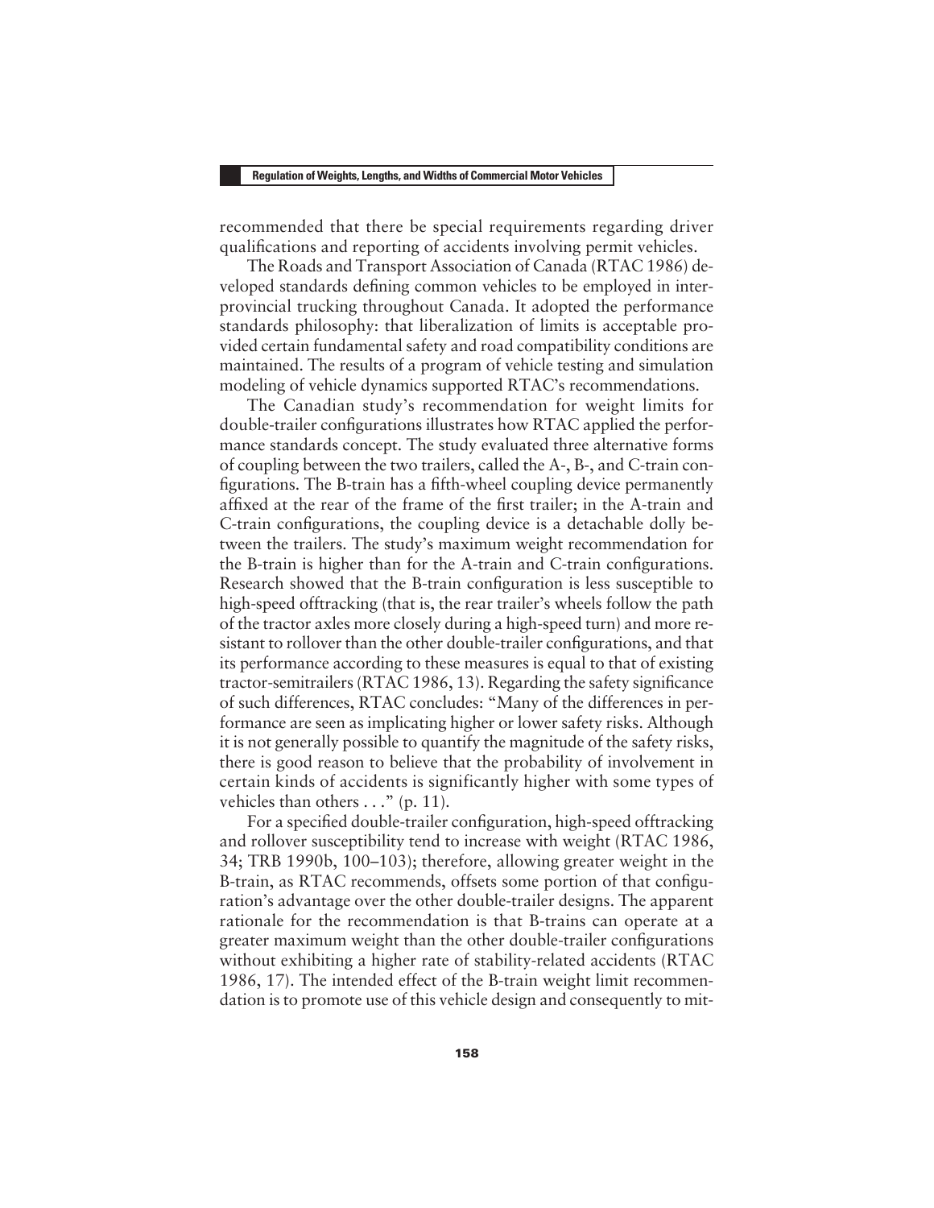recommended that there be special requirements regarding driver qualifications and reporting of accidents involving permit vehicles.

The Roads and Transport Association of Canada (RTAC 1986) developed standards defining common vehicles to be employed in interprovincial trucking throughout Canada. It adopted the performance standards philosophy: that liberalization of limits is acceptable provided certain fundamental safety and road compatibility conditions are maintained. The results of a program of vehicle testing and simulation modeling of vehicle dynamics supported RTAC's recommendations.

The Canadian study's recommendation for weight limits for double-trailer configurations illustrates how RTAC applied the performance standards concept. The study evaluated three alternative forms of coupling between the two trailers, called the A-, B-, and C-train configurations. The B-train has a fifth-wheel coupling device permanently affixed at the rear of the frame of the first trailer; in the A-train and C-train configurations, the coupling device is a detachable dolly between the trailers. The study's maximum weight recommendation for the B-train is higher than for the A-train and C-train configurations. Research showed that the B-train configuration is less susceptible to high-speed offtracking (that is, the rear trailer's wheels follow the path of the tractor axles more closely during a high-speed turn) and more resistant to rollover than the other double-trailer configurations, and that its performance according to these measures is equal to that of existing tractor-semitrailers (RTAC 1986, 13). Regarding the safety significance of such differences, RTAC concludes: "Many of the differences in performance are seen as implicating higher or lower safety risks. Although it is not generally possible to quantify the magnitude of the safety risks, there is good reason to believe that the probability of involvement in certain kinds of accidents is significantly higher with some types of vehicles than others . . ." (p. 11).

For a specified double-trailer configuration, high-speed offtracking and rollover susceptibility tend to increase with weight (RTAC 1986, 34; TRB 1990b, 100–103); therefore, allowing greater weight in the B-train, as RTAC recommends, offsets some portion of that configuration's advantage over the other double-trailer designs. The apparent rationale for the recommendation is that B-trains can operate at a greater maximum weight than the other double-trailer configurations without exhibiting a higher rate of stability-related accidents (RTAC 1986, 17). The intended effect of the B-train weight limit recommendation is to promote use of this vehicle design and consequently to mit-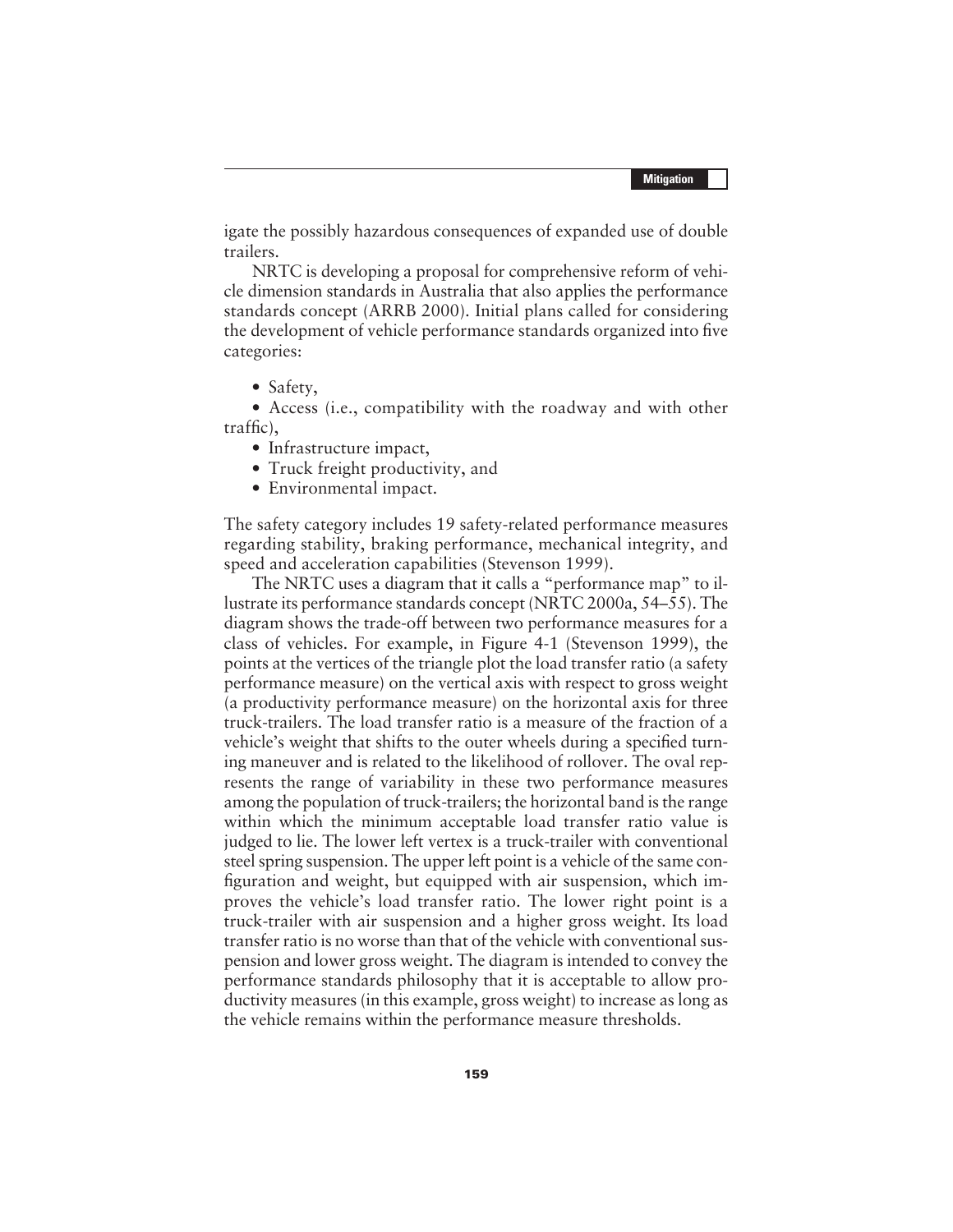igate the possibly hazardous consequences of expanded use of double trailers.

NRTC is developing a proposal for comprehensive reform of vehicle dimension standards in Australia that also applies the performance standards concept (ARRB 2000). Initial plans called for considering the development of vehicle performance standards organized into five categories:

- Safety,
- Access (i.e., compatibility with the roadway and with other traffic),
- Infrastructure impact,
- Truck freight productivity, and
- Environmental impact.

The safety category includes 19 safety-related performance measures regarding stability, braking performance, mechanical integrity, and speed and acceleration capabilities (Stevenson 1999).

The NRTC uses a diagram that it calls a "performance map" to illustrate its performance standards concept (NRTC 2000a, 54–55). The diagram shows the trade-off between two performance measures for a class of vehicles. For example, in Figure 4-1 (Stevenson 1999), the points at the vertices of the triangle plot the load transfer ratio (a safety performance measure) on the vertical axis with respect to gross weight (a productivity performance measure) on the horizontal axis for three truck-trailers. The load transfer ratio is a measure of the fraction of a vehicle's weight that shifts to the outer wheels during a specified turning maneuver and is related to the likelihood of rollover. The oval represents the range of variability in these two performance measures among the population of truck-trailers; the horizontal band is the range within which the minimum acceptable load transfer ratio value is judged to lie. The lower left vertex is a truck-trailer with conventional steel spring suspension. The upper left point is a vehicle of the same configuration and weight, but equipped with air suspension, which improves the vehicle's load transfer ratio. The lower right point is a truck-trailer with air suspension and a higher gross weight. Its load transfer ratio is no worse than that of the vehicle with conventional suspension and lower gross weight. The diagram is intended to convey the performance standards philosophy that it is acceptable to allow productivity measures (in this example, gross weight) to increase as long as the vehicle remains within the performance measure thresholds.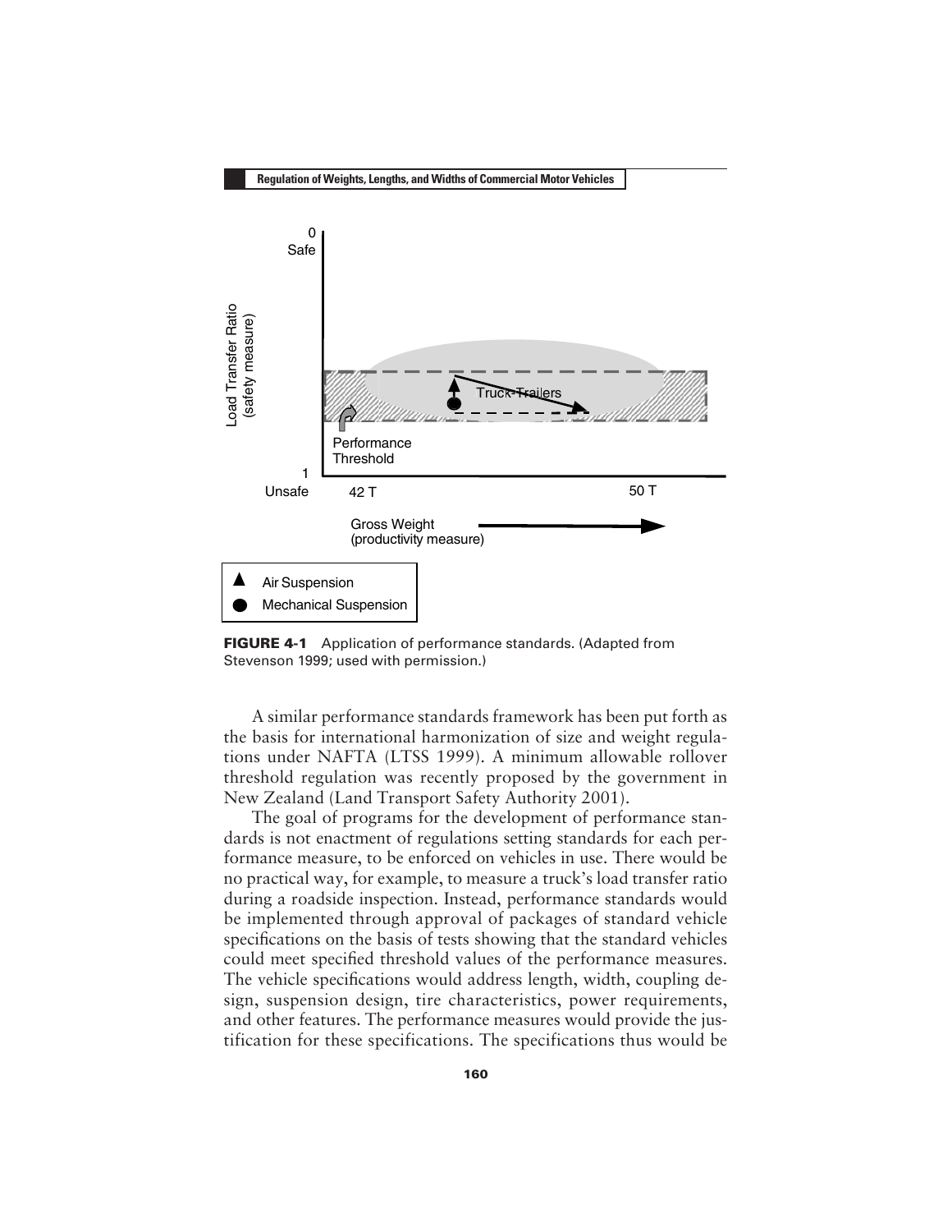FIGURE 4-1 Application of performance standards. (Adapted from Stevenson 1999; used with permission.)

A similar performance standards framework has been put forth as the basis for international harmonization of size and weight regulations under NAFTA (LTSS 1999). A minimum allowable rollover threshold regulation was recently proposed by the government in New Zealand (Land Transport Safety Authority 2001).

The goal of programs for the development of performance standards is not enactment of regulations setting standards for each performance measure, to be enforced on vehicles in use. There would be no practical way, for example, to measure a truck's load transfer ratio during a roadside inspection. Instead, performance standards would be implemented through approval of packages of standard vehicle specifications on the basis of tests showing that the standard vehicles could meet specified threshold values of the performance measures. The vehicle specifications would address length, width, coupling design, suspension design, tire characteristics, power requirements, and other features. The performance measures would provide the justification for these specifications. The specifications thus would be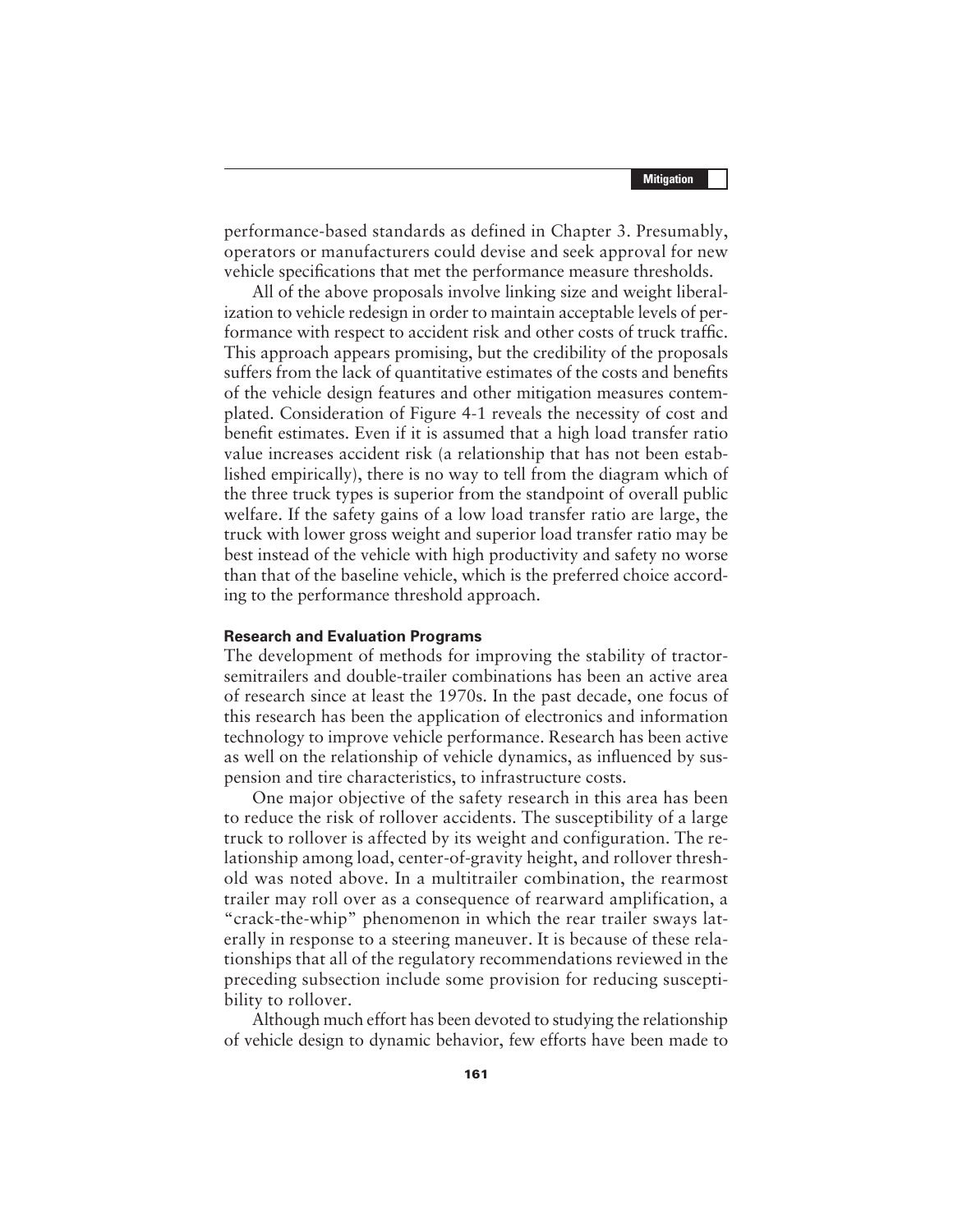performance-based standards as defined in Chapter 3. Presumably, operators or manufacturers could devise and seek approval for new vehicle specifications that met the performance measure thresholds.

All of the above proposals involve linking size and weight liberalization to vehicle redesign in order to maintain acceptable levels of performance with respect to accident risk and other costs of truck traffic. This approach appears promising, but the credibility of the proposals suffers from the lack of quantitative estimates of the costs and benefits of the vehicle design features and other mitigation measures contemplated. Consideration of Figure 4-1 reveals the necessity of cost and benefit estimates. Even if it is assumed that a high load transfer ratio value increases accident risk (a relationship that has not been established empirically), there is no way to tell from the diagram which of the three truck types is superior from the standpoint of overall public welfare. If the safety gains of a low load transfer ratio are large, the truck with lower gross weight and superior load transfer ratio may be best instead of the vehicle with high productivity and safety no worse than that of the baseline vehicle, which is the preferred choice according to the performance threshold approach.

### Research and Evaluation Programs

The development of methods for improving the stability of tractor-semitrailers and double-trailer combinations has been an active area of research since at least the 1970s. In the past decade, one focus of this research has been the application of electronics and information technology to improve vehicle performance. Research has been active as well on the relationship of vehicle dynamics, as influenced by suspension and tire characteristics, to infrastructure costs.

One major objective of the safety research in this area has been to reduce the risk of rollover accidents. The susceptibility of a large truck to rollover is affected by its weight and configuration. The relationship among load, center-of-gravity height, and rollover threshold was noted above. In a multitrailer combination, the rearmost trailer may roll over as a consequence of rearward amplification, a "crack-the-whip" phenomenon in which the rear trailer sways laterally in response to a steering maneuver. It is because of these relationships that all of the regulatory recommendations reviewed in the preceding subsection include some provision for reducing susceptibility to rollover.

Although much effort has been devoted to studying the relationship of vehicle design to dynamic behavior, few efforts have been made to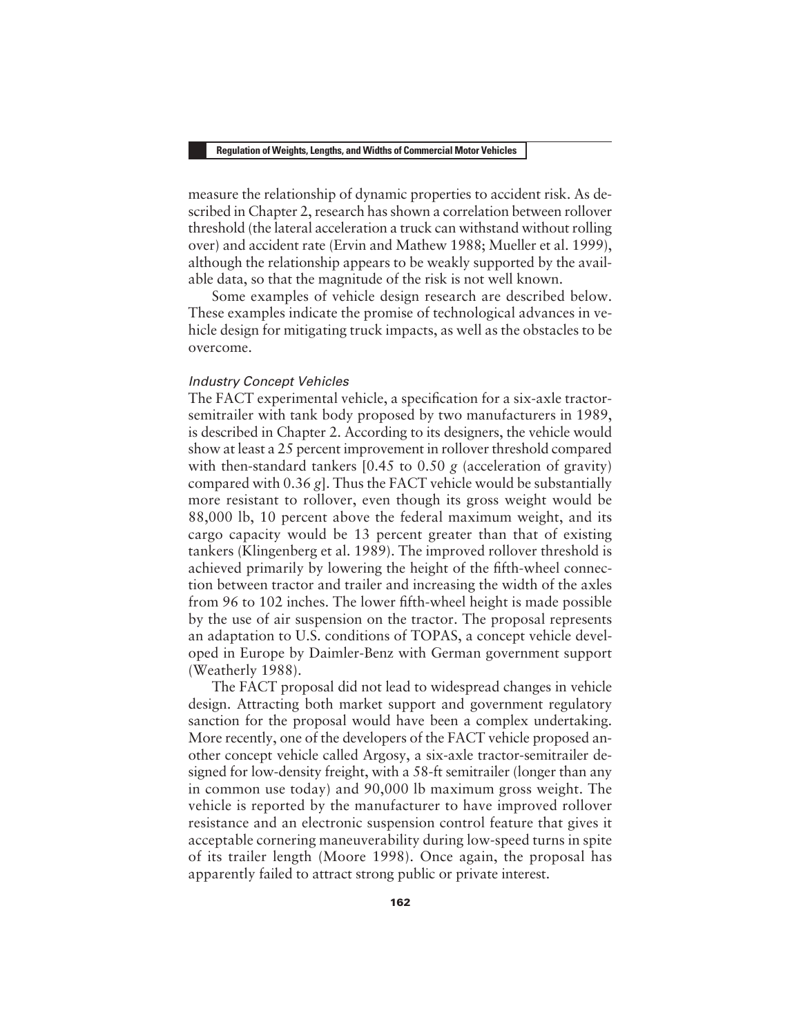measure the relationship of dynamic properties to accident risk. As described in Chapter 2, research has shown a correlation between rollover threshold (the lateral acceleration a truck can withstand without rolling over) and accident rate (Ervin and Mathew 1988; Mueller et al. 1999), although the relationship appears to be weakly supported by the available data, so that the magnitude of the risk is not well known.

Some examples of vehicle design research are described below. These examples indicate the promise of technological advances in vehicle design for mitigating truck impacts, as well as the obstacles to be overcome.

#### *Industry Concept Vehicles*

The FACT experimental vehicle, a specification for a six-axle tractor-semitrailer with tank body proposed by two manufacturers in 1989, is described in Chapter 2. According to its designers, the vehicle would show at least a 25 percent improvement in rollover threshold compared with then-standard tankers [0.45 to 0.50 *g* (acceleration of gravity) compared with 0.36 *g*]. Thus the FACT vehicle would be substantially more resistant to rollover, even though its gross weight would be 88,000 lb, 10 percent above the federal maximum weight, and its cargo capacity would be 13 percent greater than that of existing tankers (Klingenberg et al. 1989). The improved rollover threshold is achieved primarily by lowering the height of the fifth-wheel connection between tractor and trailer and increasing the width of the axles from 96 to 102 inches. The lower fifth-wheel height is made possible by the use of air suspension on the tractor. The proposal represents an adaptation to U.S. conditions of TOPAS, a concept vehicle developed in Europe by Daimler-Benz with German government support (Weatherly 1988).

The FACT proposal did not lead to widespread changes in vehicle design. Attracting both market support and government regulatory sanction for the proposal would have been a complex undertaking. More recently, one of the developers of the FACT vehicle proposed another concept vehicle called Argosy, a six-axle tractor-semitrailer designed for low-density freight, with a 58-ft semitrailer (longer than any in common use today) and 90,000 lb maximum gross weight. The vehicle is reported by the manufacturer to have improved rollover resistance and an electronic suspension control feature that gives it acceptable cornering maneuverability during low-speed turns in spite of its trailer length (Moore 1998). Once again, the proposal has apparently failed to attract strong public or private interest.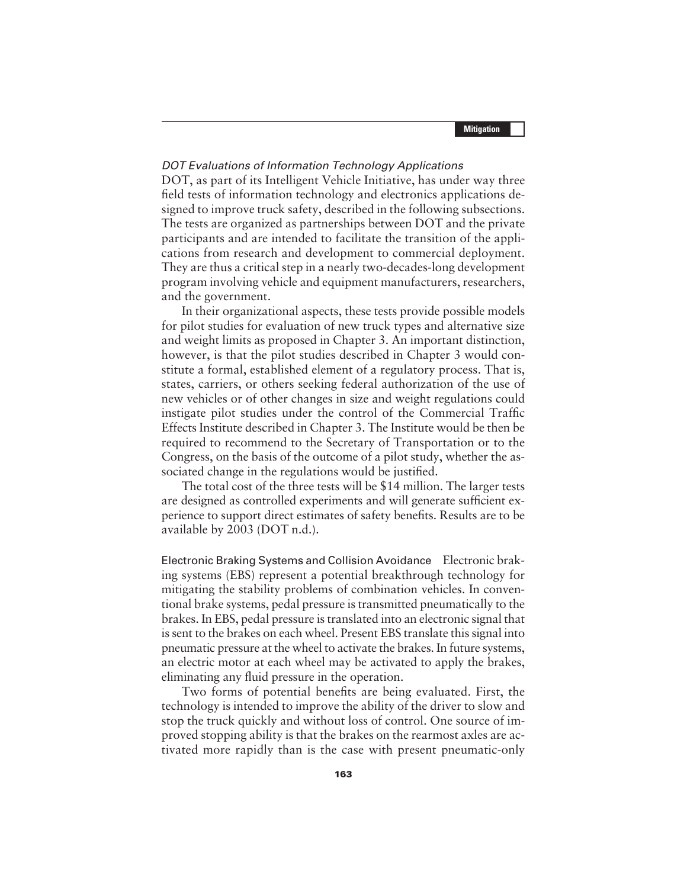### *DOT Evaluations of Information Technology Applications*

DOT, as part of its Intelligent Vehicle Initiative, has under way three field tests of information technology and electronics applications designed to improve truck safety, described in the following subsections. The tests are organized as partnerships between DOT and the private participants and are intended to facilitate the transition of the applications from research and development to commercial deployment. They are thus a critical step in a nearly two-decades-long development program involving vehicle and equipment manufacturers, researchers, and the government.

In their organizational aspects, these tests provide possible models for pilot studies for evaluation of new truck types and alternative size and weight limits as proposed in Chapter 3. An important distinction, however, is that the pilot studies described in Chapter 3 would constitute a formal, established element of a regulatory process. That is, states, carriers, or others seeking federal authorization of the use of new vehicles or of other changes in size and weight regulations could instigate pilot studies under the control of the Commercial Traffic Effects Institute described in Chapter 3. The Institute would be then be required to recommend to the Secretary of Transportation or to the Congress, on the basis of the outcome of a pilot study, whether the associated change in the regulations would be justified.

The total cost of the three tests will be $14 million. The larger tests are designed as controlled experiments and will generate sufficient experience to support direct estimates of safety benefits. Results are to be available by 2003 (DOT n.d.).

Electronic Braking Systems and Collision Avoidance Electronic braking systems (EBS) represent a potential breakthrough technology for mitigating the stability problems of combination vehicles. In conventional brake systems, pedal pressure is transmitted pneumatically to the brakes. In EBS, pedal pressure is translated into an electronic signal that is sent to the brakes on each wheel. Present EBS translate this signal into pneumatic pressure at the wheel to activate the brakes. In future systems, an electric motor at each wheel may be activated to apply the brakes, eliminating any fluid pressure in the operation.

Two forms of potential benefits are being evaluated. First, the technology is intended to improve the ability of the driver to slow and stop the truck quickly and without loss of control. One source of improved stopping ability is that the brakes on the rearmost axles are activated more rapidly than is the case with present pneumatic-only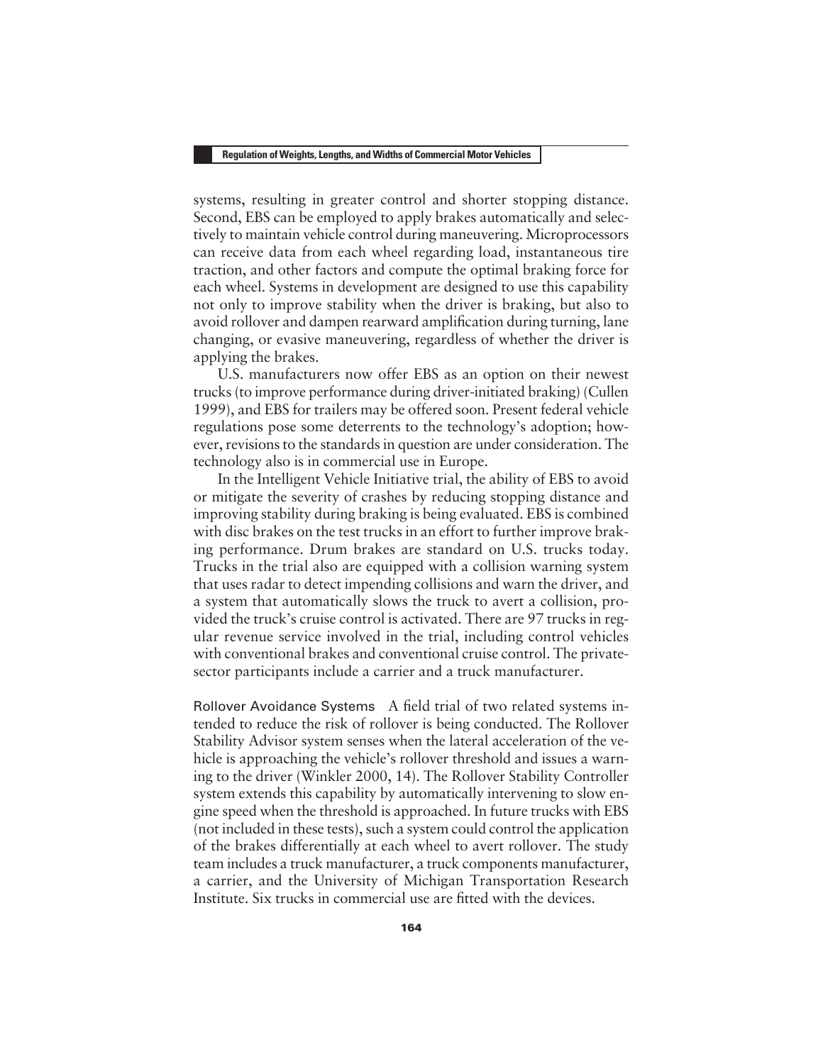systems, resulting in greater control and shorter stopping distance. Second, EBS can be employed to apply brakes automatically and selectively to maintain vehicle control during maneuvering. Microprocessors can receive data from each wheel regarding load, instantaneous tire traction, and other factors and compute the optimal braking force for each wheel. Systems in development are designed to use this capability not only to improve stability when the driver is braking, but also to avoid rollover and dampen rearward amplification during turning, lane changing, or evasive maneuvering, regardless of whether the driver is applying the brakes.

U.S. manufacturers now offer EBS as an option on their newest trucks (to improve performance during driver-initiated braking) (Cullen 1999), and EBS for trailers may be offered soon. Present federal vehicle regulations pose some deterrents to the technology's adoption; however, revisions to the standards in question are under consideration. The technology also is in commercial use in Europe.

In the Intelligent Vehicle Initiative trial, the ability of EBS to avoid or mitigate the severity of crashes by reducing stopping distance and improving stability during braking is being evaluated. EBS is combined with disc brakes on the test trucks in an effort to further improve braking performance. Drum brakes are standard on U.S. trucks today. Trucks in the trial also are equipped with a collision warning system that uses radar to detect impending collisions and warn the driver, and a system that automatically slows the truck to avert a collision, provided the truck's cruise control is activated. There are 97 trucks in regular revenue service involved in the trial, including control vehicles with conventional brakes and conventional cruise control. The private-sector participants include a carrier and a truck manufacturer.

Rollover Avoidance Systems A field trial of two related systems intended to reduce the risk of rollover is being conducted. The Rollover Stability Advisor system senses when the lateral acceleration of the vehicle is approaching the vehicle's rollover threshold and issues a warning to the driver (Winkler 2000, 14). The Rollover Stability Controller system extends this capability by automatically intervening to slow engine speed when the threshold is approached. In future trucks with EBS (not included in these tests), such a system could control the application of the brakes differentially at each wheel to avert rollover. The study team includes a truck manufacturer, a truck components manufacturer, a carrier, and the University of Michigan Transportation Research Institute. Six trucks in commercial use are fitted with the devices.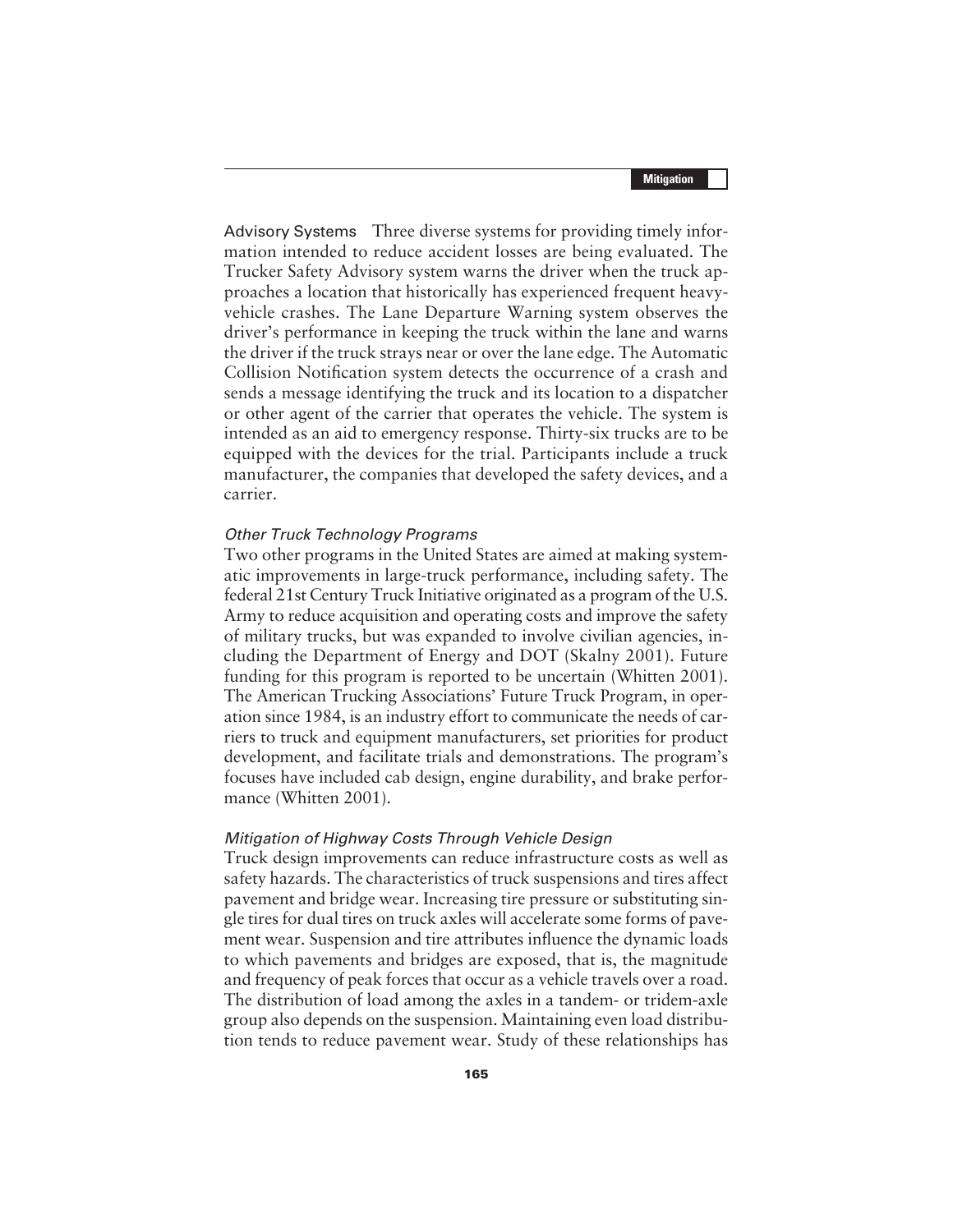Advisory Systems Three diverse systems for providing timely information intended to reduce accident losses are being evaluated. The Trucker Safety Advisory system warns the driver when the truck approaches a location that historically has experienced frequent heavy-vehicle crashes. The Lane Departure Warning system observes the driver's performance in keeping the truck within the lane and warns the driver if the truck strays near or over the lane edge. The Automatic Collision Notification system detects the occurrence of a crash and sends a message identifying the truck and its location to a dispatcher or other agent of the carrier that operates the vehicle. The system is intended as an aid to emergency response. Thirty-six trucks are to be equipped with the devices for the trial. Participants include a truck manufacturer, the companies that developed the safety devices, and a carrier.

### *Other Truck Technology Programs*

Two other programs in the United States are aimed at making systematic improvements in large-truck performance, including safety. The federal 21st Century Truck Initiative originated as a program of the U.S. Army to reduce acquisition and operating costs and improve the safety of military trucks, but was expanded to involve civilian agencies, including the Department of Energy and DOT (Skalny 2001). Future funding for this program is reported to be uncertain (Whitten 2001). The American Trucking Associations' Future Truck Program, in operation since 1984, is an industry effort to communicate the needs of carriers to truck and equipment manufacturers, set priorities for product development, and facilitate trials and demonstrations. The program's focuses have included cab design, engine durability, and brake performance (Whitten 2001).

### *Mitigation of Highway Costs Through Vehicle Design*

Truck design improvements can reduce infrastructure costs as well as safety hazards. The characteristics of truck suspensions and tires affect pavement and bridge wear. Increasing tire pressure or substituting single tires for dual tires on truck axles will accelerate some forms of pavement wear. Suspension and tire attributes influence the dynamic loads to which pavements and bridges are exposed, that is, the magnitude and frequency of peak forces that occur as a vehicle travels over a road. The distribution of load among the axles in a tandem- or tridem-axle group also depends on the suspension. Maintaining even load distribution tends to reduce pavement wear. Study of these relationships has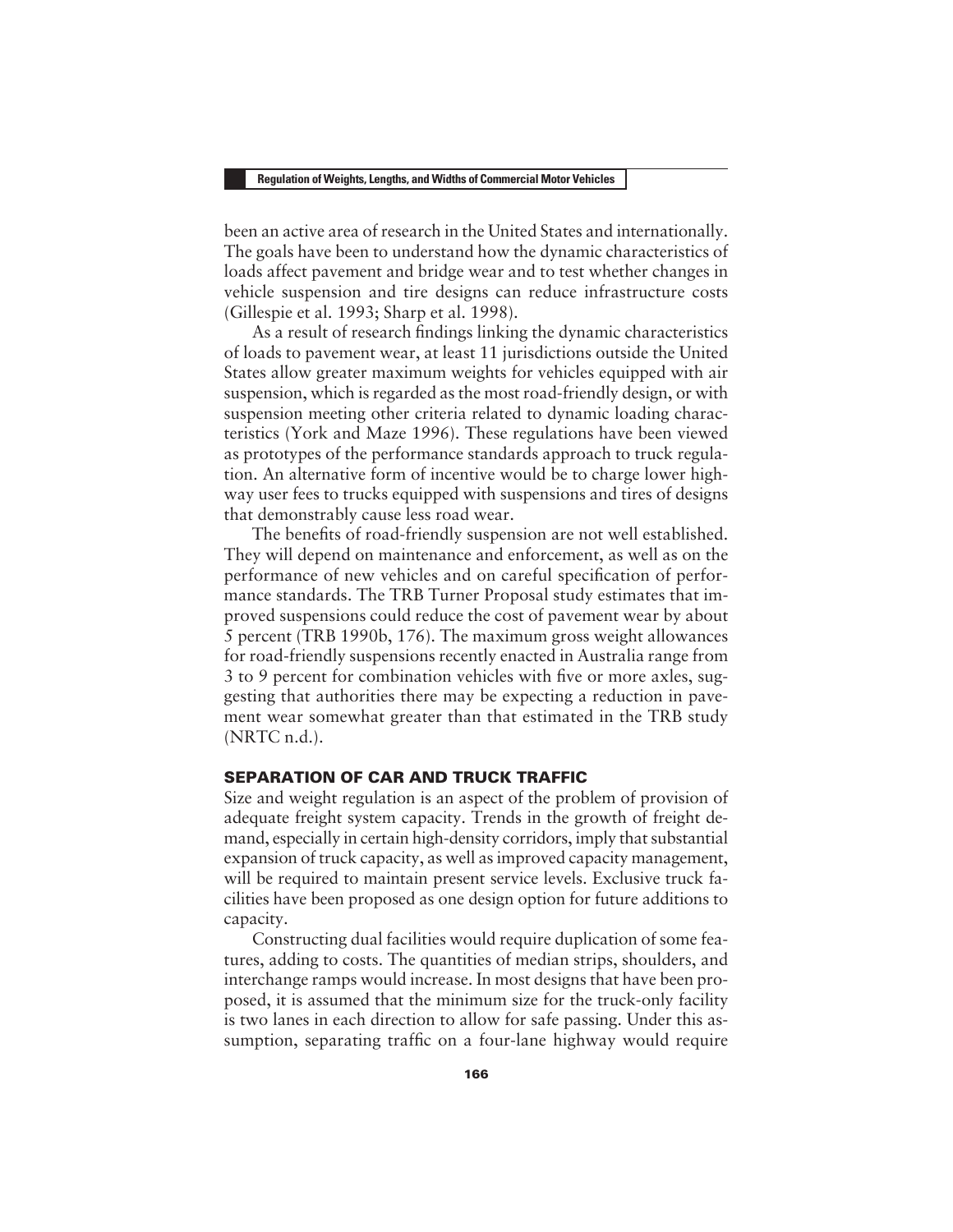been an active area of research in the United States and internationally. The goals have been to understand how the dynamic characteristics of loads affect pavement and bridge wear and to test whether changes in vehicle suspension and tire designs can reduce infrastructure costs (Gillespie et al. 1993; Sharp et al. 1998).

As a result of research findings linking the dynamic characteristics of loads to pavement wear, at least 11 jurisdictions outside the United States allow greater maximum weights for vehicles equipped with air suspension, which is regarded as the most road-friendly design, or with suspension meeting other criteria related to dynamic loading characteristics (York and Maze 1996). These regulations have been viewed as prototypes of the performance standards approach to truck regulation. An alternative form of incentive would be to charge lower highway user fees to trucks equipped with suspensions and tires of designs that demonstrably cause less road wear.

The benefits of road-friendly suspension are not well established. They will depend on maintenance and enforcement, as well as on the performance of new vehicles and on careful specification of performance standards. The TRB Turner Proposal study estimates that improved suspensions could reduce the cost of pavement wear by about 5 percent (TRB 1990b, 176). The maximum gross weight allowances for road-friendly suspensions recently enacted in Australia range from 3 to 9 percent for combination vehicles with five or more axles, suggesting that authorities there may be expecting a reduction in pavement wear somewhat greater than that estimated in the TRB study (NRTC n.d.).

## SEPARATION OF CAR AND TRUCK TRAFFIC

Size and weight regulation is an aspect of the problem of provision of adequate freight system capacity. Trends in the growth of freight demand, especially in certain high-density corridors, imply that substantial expansion of truck capacity, as well as improved capacity management, will be required to maintain present service levels. Exclusive truck facilities have been proposed as one design option for future additions to capacity.

Constructing dual facilities would require duplication of some features, adding to costs. The quantities of median strips, shoulders, and interchange ramps would increase. In most designs that have been proposed, it is assumed that the minimum size for the truck-only facility is two lanes in each direction to allow for safe passing. Under this assumption, separating traffic on a four-lane highway would require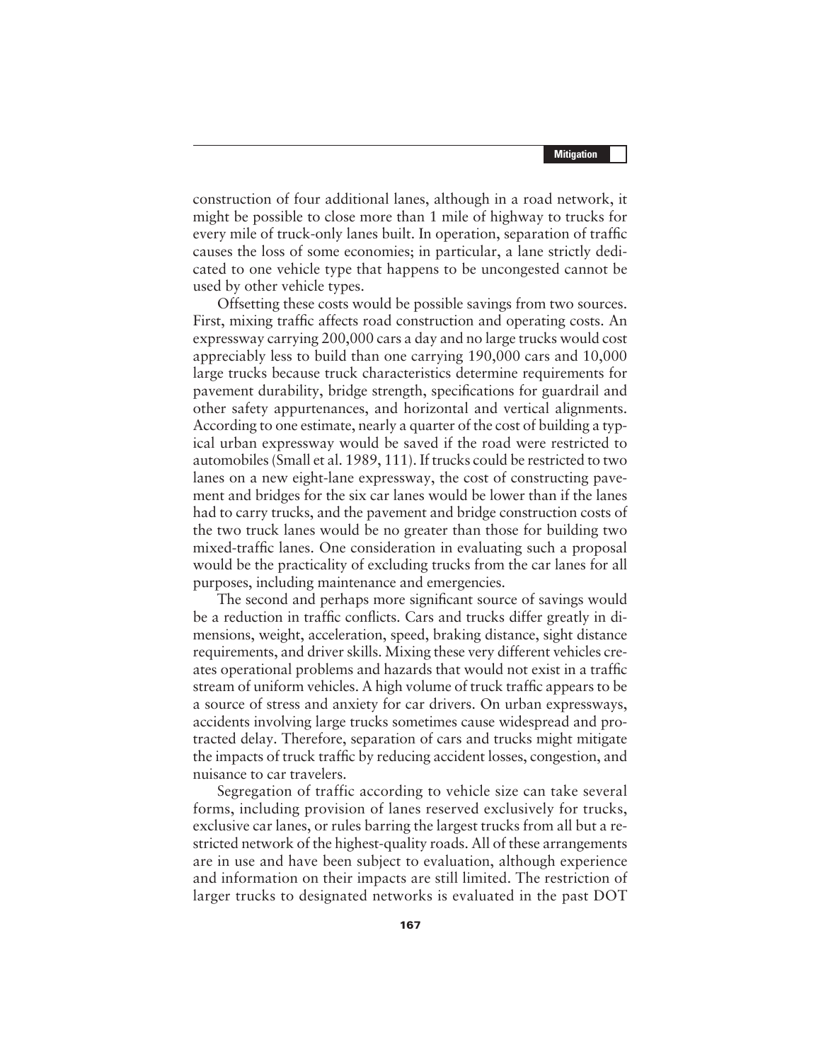construction of four additional lanes, although in a road network, it might be possible to close more than 1 mile of highway to trucks for every mile of truck-only lanes built. In operation, separation of traffic causes the loss of some economies; in particular, a lane strictly dedicated to one vehicle type that happens to be uncongested cannot be used by other vehicle types.

Offsetting these costs would be possible savings from two sources. First, mixing traffic affects road construction and operating costs. An expressway carrying 200,000 cars a day and no large trucks would cost appreciably less to build than one carrying 190,000 cars and 10,000 large trucks because truck characteristics determine requirements for pavement durability, bridge strength, specifications for guardrail and other safety appurtenances, and horizontal and vertical alignments. According to one estimate, nearly a quarter of the cost of building a typical urban expressway would be saved if the road were restricted to automobiles (Small et al. 1989, 111). If trucks could be restricted to two lanes on a new eight-lane expressway, the cost of constructing pavement and bridges for the six car lanes would be lower than if the lanes had to carry trucks, and the pavement and bridge construction costs of the two truck lanes would be no greater than those for building two mixed-traffic lanes. One consideration in evaluating such a proposal would be the practicality of excluding trucks from the car lanes for all purposes, including maintenance and emergencies.

The second and perhaps more significant source of savings would be a reduction in traffic conflicts. Cars and trucks differ greatly in dimensions, weight, acceleration, speed, braking distance, sight distance requirements, and driver skills. Mixing these very different vehicles creates operational problems and hazards that would not exist in a traffic stream of uniform vehicles. A high volume of truck traffic appears to be a source of stress and anxiety for car drivers. On urban expressways, accidents involving large trucks sometimes cause widespread and protracted delay. Therefore, separation of cars and trucks might mitigate the impacts of truck traffic by reducing accident losses, congestion, and nuisance to car travelers.

Segregation of traffic according to vehicle size can take several forms, including provision of lanes reserved exclusively for trucks, exclusive car lanes, or rules barring the largest trucks from all but a restricted network of the highest-quality roads. All of these arrangements are in use and have been subject to evaluation, although experience and information on their impacts are still limited. The restriction of larger trucks to designated networks is evaluated in the past DOT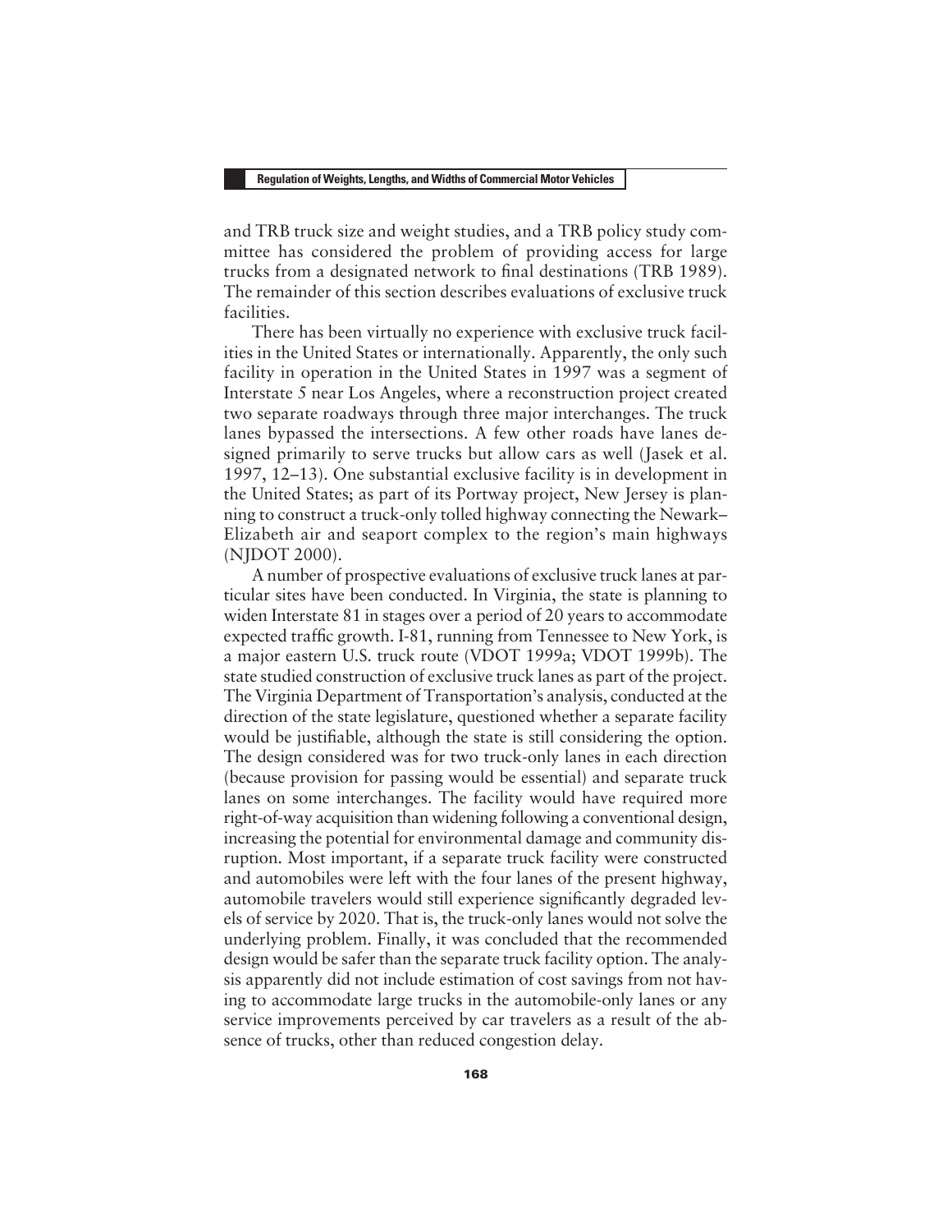and TRB truck size and weight studies, and a TRB policy study committee has considered the problem of providing access for large trucks from a designated network to final destinations (TRB 1989). The remainder of this section describes evaluations of exclusive truck facilities.

There has been virtually no experience with exclusive truck facilities in the United States or internationally. Apparently, the only such facility in operation in the United States in 1997 was a segment of Interstate 5 near Los Angeles, where a reconstruction project created two separate roadways through three major interchanges. The truck lanes bypassed the intersections. A few other roads have lanes designed primarily to serve trucks but allow cars as well (Jasek et al. 1997, 12–13). One substantial exclusive facility is in development in the United States; as part of its Portway project, New Jersey is planning to construct a truck-only tolled highway connecting the Newark–Elizabeth air and seaport complex to the region's main highways (NJDOT 2000).

A number of prospective evaluations of exclusive truck lanes at particular sites have been conducted. In Virginia, the state is planning to widen Interstate 81 in stages over a period of 20 years to accommodate expected traffic growth. I-81, running from Tennessee to New York, is a major eastern U.S. truck route (VDOT 1999a; VDOT 1999b). The state studied construction of exclusive truck lanes as part of the project. The Virginia Department of Transportation's analysis, conducted at the direction of the state legislature, questioned whether a separate facility would be justifiable, although the state is still considering the option. The design considered was for two truck-only lanes in each direction (because provision for passing would be essential) and separate truck lanes on some interchanges. The facility would have required more right-of-way acquisition than widening following a conventional design, increasing the potential for environmental damage and community disruption. Most important, if a separate truck facility were constructed and automobiles were left with the four lanes of the present highway, automobile travelers would still experience significantly degraded levels of service by 2020. That is, the truck-only lanes would not solve the underlying problem. Finally, it was concluded that the recommended design would be safer than the separate truck facility option. The analysis apparently did not include estimation of cost savings from not having to accommodate large trucks in the automobile-only lanes or any service improvements perceived by car travelers as a result of the absence of trucks, other than reduced congestion delay.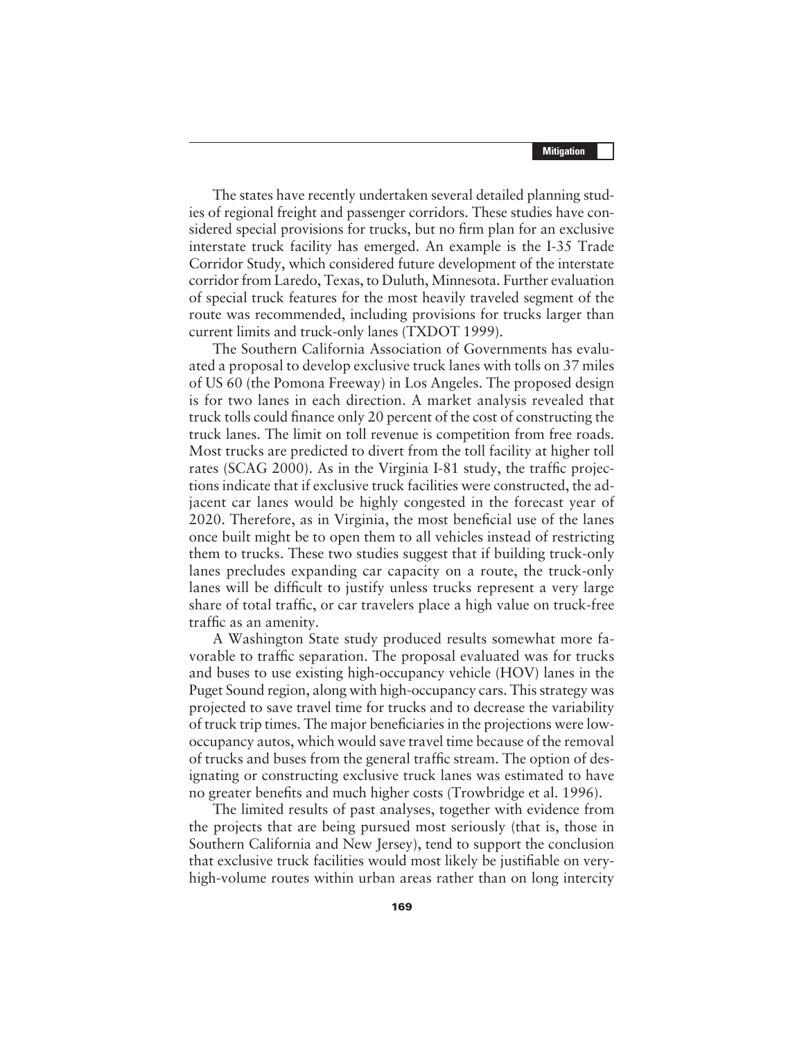The states have recently undertaken several detailed planning studies of regional freight and passenger corridors. These studies have considered special provisions for trucks, but no firm plan for an exclusive interstate truck facility has emerged. An example is the I-35 Trade Corridor Study, which considered future development of the interstate corridor from Laredo, Texas, to Duluth, Minnesota. Further evaluation of special truck features for the most heavily traveled segment of the route was recommended, including provisions for trucks larger than current limits and truck-only lanes (TXDOT 1999).

The Southern California Association of Governments has evaluated a proposal to develop exclusive truck lanes with tolls on 37 miles of US 60 (the Pomona Freeway) in Los Angeles. The proposed design is for two lanes in each direction. A market analysis revealed that truck tolls could finance only 20 percent of the cost of constructing the truck lanes. The limit on toll revenue is competition from free roads. Most trucks are predicted to divert from the toll facility at higher toll rates (SCAG 2000). As in the Virginia I-81 study, the traffic projections indicate that if exclusive truck facilities were constructed, the adjacent car lanes would be highly congested in the forecast year of 2020. Therefore, as in Virginia, the most beneficial use of the lanes once built might be to open them to all vehicles instead of restricting them to trucks. These two studies suggest that if building truck-only lanes precludes expanding car capacity on a route, the truck-only lanes will be difficult to justify unless trucks represent a very large share of total traffic, or car travelers place a high value on truck-free traffic as an amenity.

A Washington State study produced results somewhat more favorable to traffic separation. The proposal evaluated was for trucks and buses to use existing high-occupancy vehicle (HOV) lanes in the Puget Sound region, along with high-occupancy cars. This strategy was projected to save travel time for trucks and to decrease the variability of truck trip times. The major beneficiaries in the projections were low-occupancy autos, which would save travel time because of the removal of trucks and buses from the general traffic stream. The option of designating or constructing exclusive truck lanes was estimated to have no greater benefits and much higher costs (Trowbridge et al. 1996).

The limited results of past analyses, together with evidence from the projects that are being pursued most seriously (that is, those in Southern California and New Jersey), tend to support the conclusion that exclusive truck facilities would most likely be justifiable on very-high-volume routes within urban areas rather than on long intercity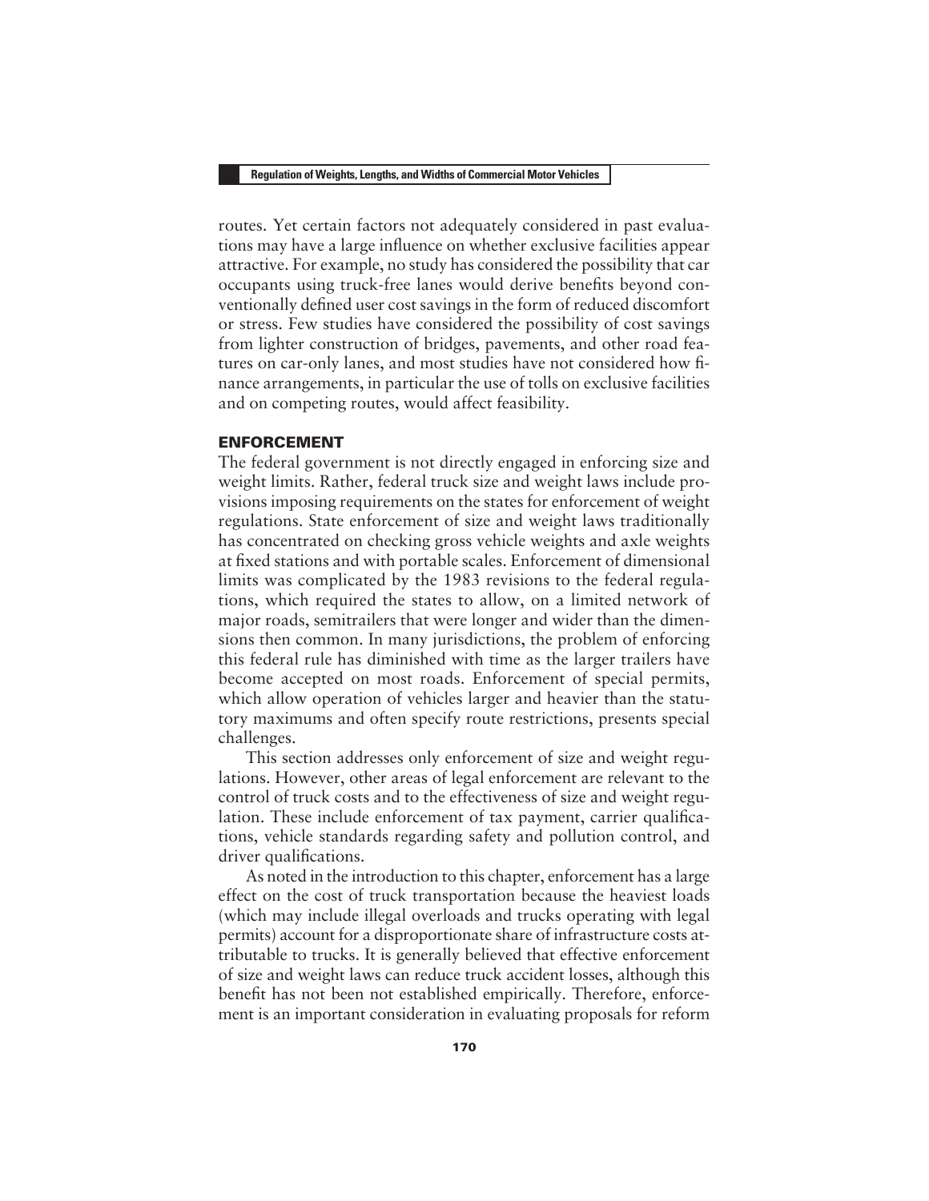routes. Yet certain factors not adequately considered in past evaluations may have a large influence on whether exclusive facilities appear attractive. For example, no study has considered the possibility that car occupants using truck-free lanes would derive benefits beyond conventionally defined user cost savings in the form of reduced discomfort or stress. Few studies have considered the possibility of cost savings from lighter construction of bridges, pavements, and other road features on car-only lanes, and most studies have not considered how finance arrangements, in particular the use of tolls on exclusive facilities and on competing routes, would affect feasibility.

## ENFORCEMENT

The federal government is not directly engaged in enforcing size and weight limits. Rather, federal truck size and weight laws include provisions imposing requirements on the states for enforcement of weight regulations. State enforcement of size and weight laws traditionally has concentrated on checking gross vehicle weights and axle weights at fixed stations and with portable scales. Enforcement of dimensional limits was complicated by the 1983 revisions to the federal regulations, which required the states to allow, on a limited network of major roads, semitrailers that were longer and wider than the dimensions then common. In many jurisdictions, the problem of enforcing this federal rule has diminished with time as the larger trailers have become accepted on most roads. Enforcement of special permits, which allow operation of vehicles larger and heavier than the statutory maximums and often specify route restrictions, presents special challenges.

This section addresses only enforcement of size and weight regulations. However, other areas of legal enforcement are relevant to the control of truck costs and to the effectiveness of size and weight regulation. These include enforcement of tax payment, carrier qualifications, vehicle standards regarding safety and pollution control, and driver qualifications.

As noted in the introduction to this chapter, enforcement has a large effect on the cost of truck transportation because the heaviest loads (which may include illegal overloads and trucks operating with legal permits) account for a disproportionate share of infrastructure costs attributable to trucks. It is generally believed that effective enforcement of size and weight laws can reduce truck accident losses, although this benefit has not been not established empirically. Therefore, enforcement is an important consideration in evaluating proposals for reform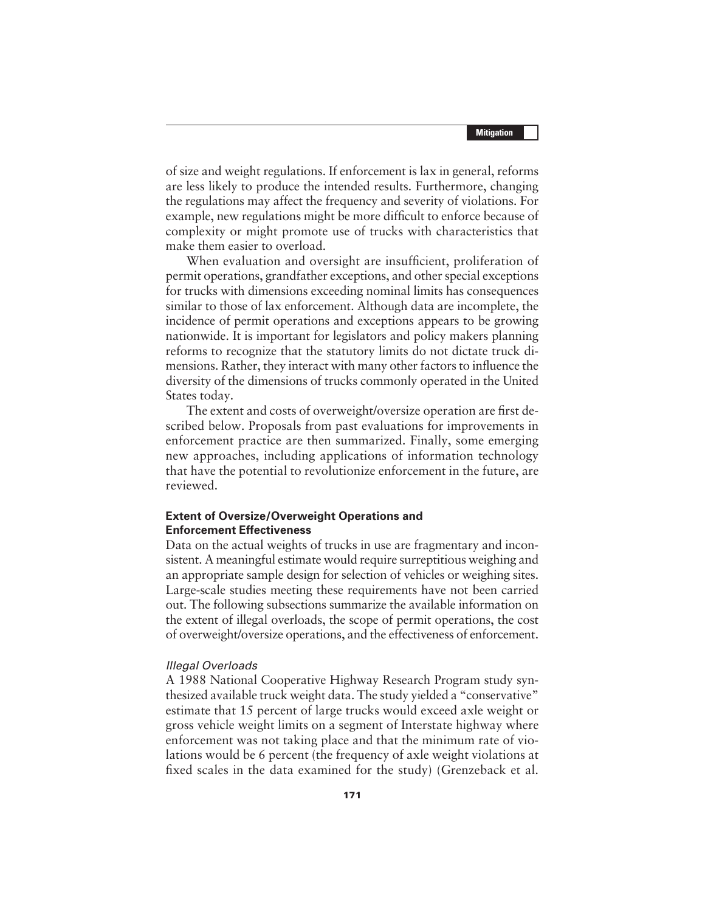of size and weight regulations. If enforcement is lax in general, reforms are less likely to produce the intended results. Furthermore, changing the regulations may affect the frequency and severity of violations. For example, new regulations might be more difficult to enforce because of complexity or might promote use of trucks with characteristics that make them easier to overload.

When evaluation and oversight are insufficient, proliferation of permit operations, grandfather exceptions, and other special exceptions for trucks with dimensions exceeding nominal limits has consequences similar to those of lax enforcement. Although data are incomplete, the incidence of permit operations and exceptions appears to be growing nationwide. It is important for legislators and policy makers planning reforms to recognize that the statutory limits do not dictate truck dimensions. Rather, they interact with many other factors to influence the diversity of the dimensions of trucks commonly operated in the United States today.

The extent and costs of overweight/oversize operation are first described below. Proposals from past evaluations for improvements in enforcement practice are then summarized. Finally, some emerging new approaches, including applications of information technology that have the potential to revolutionize enforcement in the future, are reviewed.

### Extent of Oversize/Overweight Operations and Enforcement Effectiveness

Data on the actual weights of trucks in use are fragmentary and inconsistent. A meaningful estimate would require surreptitious weighing and an appropriate sample design for selection of vehicles or weighing sites. Large-scale studies meeting these requirements have not been carried out. The following subsections summarize the available information on the extent of illegal overloads, the scope of permit operations, the cost of overweight/oversize operations, and the effectiveness of enforcement.

#### *Illegal Overloads*

A 1988 National Cooperative Highway Research Program study synthesized available truck weight data. The study yielded a "conservative" estimate that 15 percent of large trucks would exceed axle weight or gross vehicle weight limits on a segment of Interstate highway where enforcement was not taking place and that the minimum rate of violations would be 6 percent (the frequency of axle weight violations at fixed scales in the data examined for the study) (Grenzeback et al.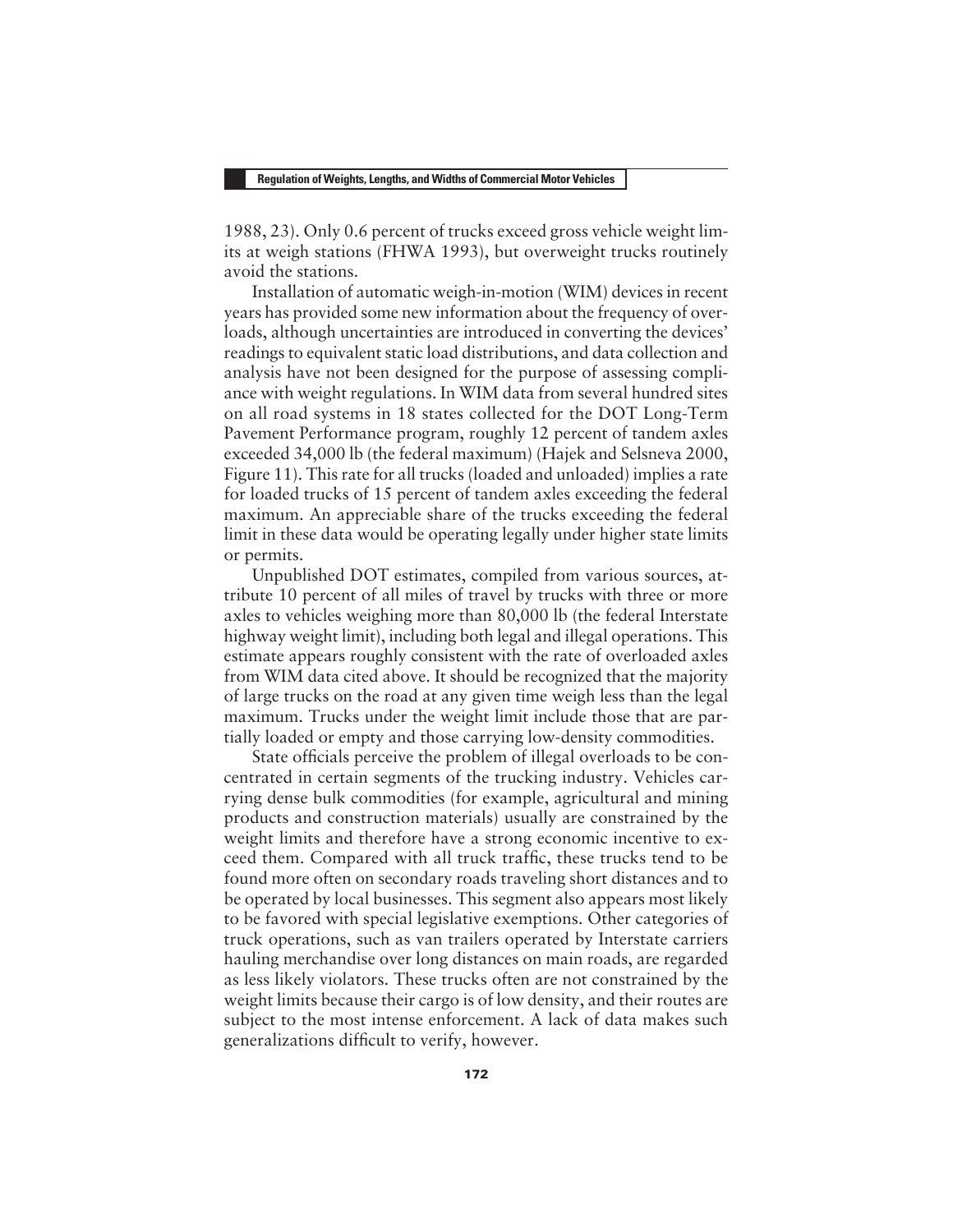1988, 23). Only 0.6 percent of trucks exceed gross vehicle weight limits at weigh stations (FHWA 1993), but overweight trucks routinely avoid the stations.

Installation of automatic weigh-in-motion (WIM) devices in recent years has provided some new information about the frequency of overloads, although uncertainties are introduced in converting the devices' readings to equivalent static load distributions, and data collection and analysis have not been designed for the purpose of assessing compliance with weight regulations. In WIM data from several hundred sites on all road systems in 18 states collected for the DOT Long-Term Pavement Performance program, roughly 12 percent of tandem axles exceeded 34,000 lb (the federal maximum) (Hajek and Selsneva 2000, Figure 11). This rate for all trucks (loaded and unloaded) implies a rate for loaded trucks of 15 percent of tandem axles exceeding the federal maximum. An appreciable share of the trucks exceeding the federal limit in these data would be operating legally under higher state limits or permits.

Unpublished DOT estimates, compiled from various sources, attribute 10 percent of all miles of travel by trucks with three or more axles to vehicles weighing more than 80,000 lb (the federal Interstate highway weight limit), including both legal and illegal operations. This estimate appears roughly consistent with the rate of overloaded axles from WIM data cited above. It should be recognized that the majority of large trucks on the road at any given time weigh less than the legal maximum. Trucks under the weight limit include those that are partially loaded or empty and those carrying low-density commodities.

State officials perceive the problem of illegal overloads to be concentrated in certain segments of the trucking industry. Vehicles carrying dense bulk commodities (for example, agricultural and mining products and construction materials) usually are constrained by the weight limits and therefore have a strong economic incentive to exceed them. Compared with all truck traffic, these trucks tend to be found more often on secondary roads traveling short distances and to be operated by local businesses. This segment also appears most likely to be favored with special legislative exemptions. Other categories of truck operations, such as van trailers operated by Interstate carriers hauling merchandise over long distances on main roads, are regarded as less likely violators. These trucks often are not constrained by the weight limits because their cargo is of low density, and their routes are subject to the most intense enforcement. A lack of data makes such generalizations difficult to verify, however.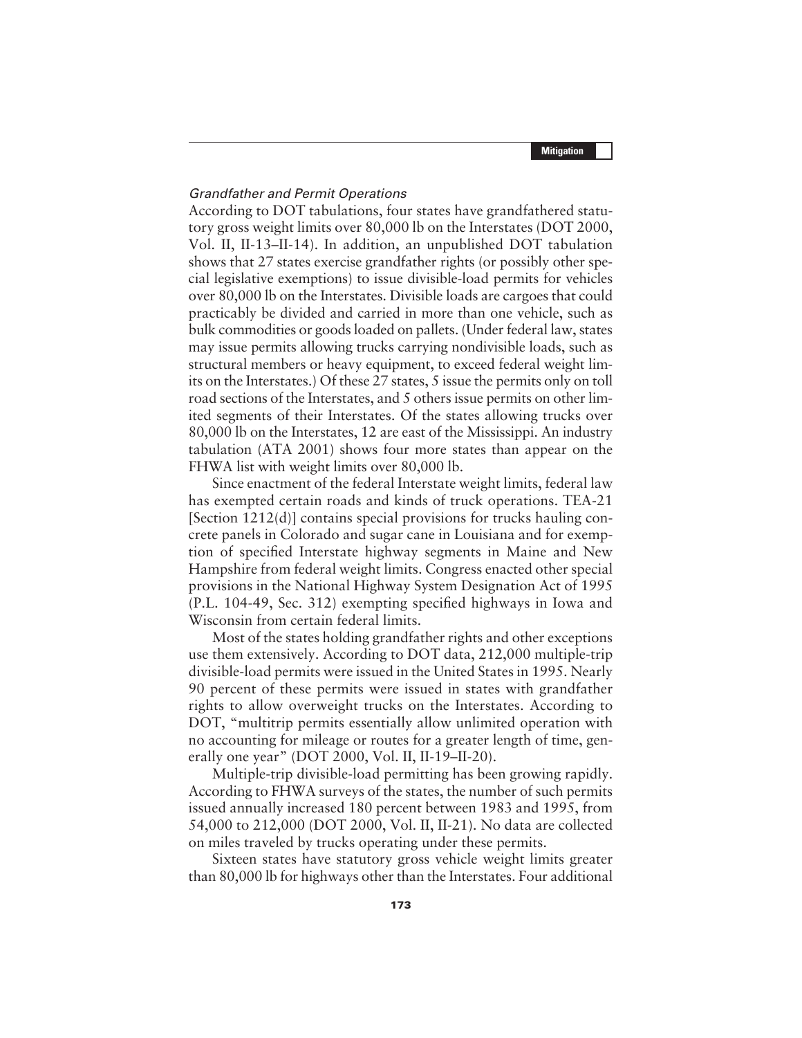### *Grandfather and Permit Operations*

According to DOT tabulations, four states have grandfathered statutory gross weight limits over 80,000 lb on the Interstates (DOT 2000, Vol. II, II-13–II-14). In addition, an unpublished DOT tabulation shows that 27 states exercise grandfather rights (or possibly other special legislative exemptions) to issue divisible-load permits for vehicles over 80,000 lb on the Interstates. Divisible loads are cargoes that could practicably be divided and carried in more than one vehicle, such as bulk commodities or goods loaded on pallets. (Under federal law, states may issue permits allowing trucks carrying nondivisible loads, such as structural members or heavy equipment, to exceed federal weight limits on the Interstates.) Of these 27 states, 5 issue the permits only on toll road sections of the Interstates, and 5 others issue permits on other limited segments of their Interstates. Of the states allowing trucks over 80,000 lb on the Interstates, 12 are east of the Mississippi. An industry tabulation (ATA 2001) shows four more states than appear on the FHWA list with weight limits over 80,000 lb.

Since enactment of the federal Interstate weight limits, federal law has exempted certain roads and kinds of truck operations. TEA-21 [Section 1212(d)] contains special provisions for trucks hauling concrete panels in Colorado and sugar cane in Louisiana and for exemption of specified Interstate highway segments in Maine and New Hampshire from federal weight limits. Congress enacted other special provisions in the National Highway System Designation Act of 1995 (P.L. 104-49, Sec. 312) exempting specified highways in Iowa and Wisconsin from certain federal limits.

Most of the states holding grandfather rights and other exceptions use them extensively. According to DOT data, 212,000 multiple-trip divisible-load permits were issued in the United States in 1995. Nearly 90 percent of these permits were issued in states with grandfather rights to allow overweight trucks on the Interstates. According to DOT, "multitrip permits essentially allow unlimited operation with no accounting for mileage or routes for a greater length of time, generally one year" (DOT 2000, Vol. II, II-19–II-20).

Multiple-trip divisible-load permitting has been growing rapidly. According to FHWA surveys of the states, the number of such permits issued annually increased 180 percent between 1983 and 1995, from 54,000 to 212,000 (DOT 2000, Vol. II, II-21). No data are collected on miles traveled by trucks operating under these permits.

Sixteen states have statutory gross vehicle weight limits greater than 80,000 lb for highways other than the Interstates. Four additional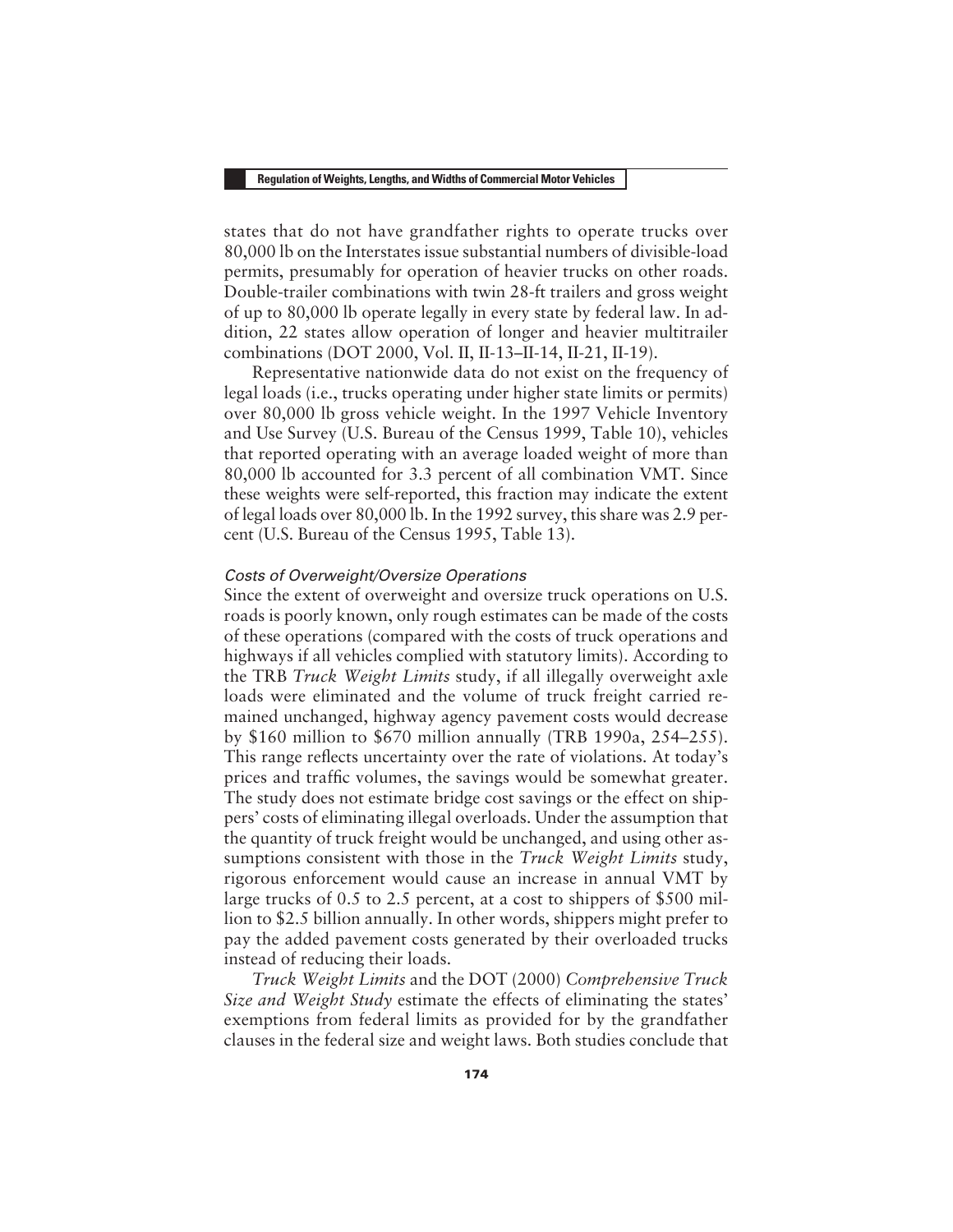states that do not have grandfather rights to operate trucks over 80,000 lb on the Interstates issue substantial numbers of divisible-load permits, presumably for operation of heavier trucks on other roads. Double-trailer combinations with twin 28-ft trailers and gross weight of up to 80,000 lb operate legally in every state by federal law. In addition, 22 states allow operation of longer and heavier multitrailer combinations (DOT 2000, Vol. II, II-13–II-14, II-21, II-19).

Representative nationwide data do not exist on the frequency of legal loads (i.e., trucks operating under higher state limits or permits) over 80,000 lb gross vehicle weight. In the 1997 Vehicle Inventory and Use Survey (U.S. Bureau of the Census 1999, Table 10), vehicles that reported operating with an average loaded weight of more than 80,000 lb accounted for 3.3 percent of all combination VMT. Since these weights were self-reported, this fraction may indicate the extent of legal loads over 80,000 lb. In the 1992 survey, this share was 2.9 percent (U.S. Bureau of the Census 1995, Table 13).

### *Costs of Overweight/Oversize Operations*

Since the extent of overweight and oversize truck operations on U.S. roads is poorly known, only rough estimates can be made of the costs of these operations (compared with the costs of truck operations and highways if all vehicles complied with statutory limits). According to the TRB *Truck Weight Limits* study, if all illegally overweight axle loads were eliminated and the volume of truck freight carried remained unchanged, highway agency pavement costs would decrease by \$160 million to \$670 million annually (TRB 1990a, 254–255). This range reflects uncertainty over the rate of violations. At today's prices and traffic volumes, the savings would be somewhat greater. The study does not estimate bridge cost savings or the effect on shippers' costs of eliminating illegal overloads. Under the assumption that the quantity of truck freight would be unchanged, and using other assumptions consistent with those in the *Truck Weight Limits* study, rigorous enforcement would cause an increase in annual VMT by large trucks of 0.5 to 2.5 percent, at a cost to shippers of \$500 million to \$2.5 billion annually. In other words, shippers might prefer to pay the added pavement costs generated by their overloaded trucks instead of reducing their loads.

*Truck Weight Limits* and the DOT (2000) *Comprehensive Truck Size and Weight Study* estimate the effects of eliminating the states' exemptions from federal limits as provided for by the grandfather clauses in the federal size and weight laws. Both studies conclude that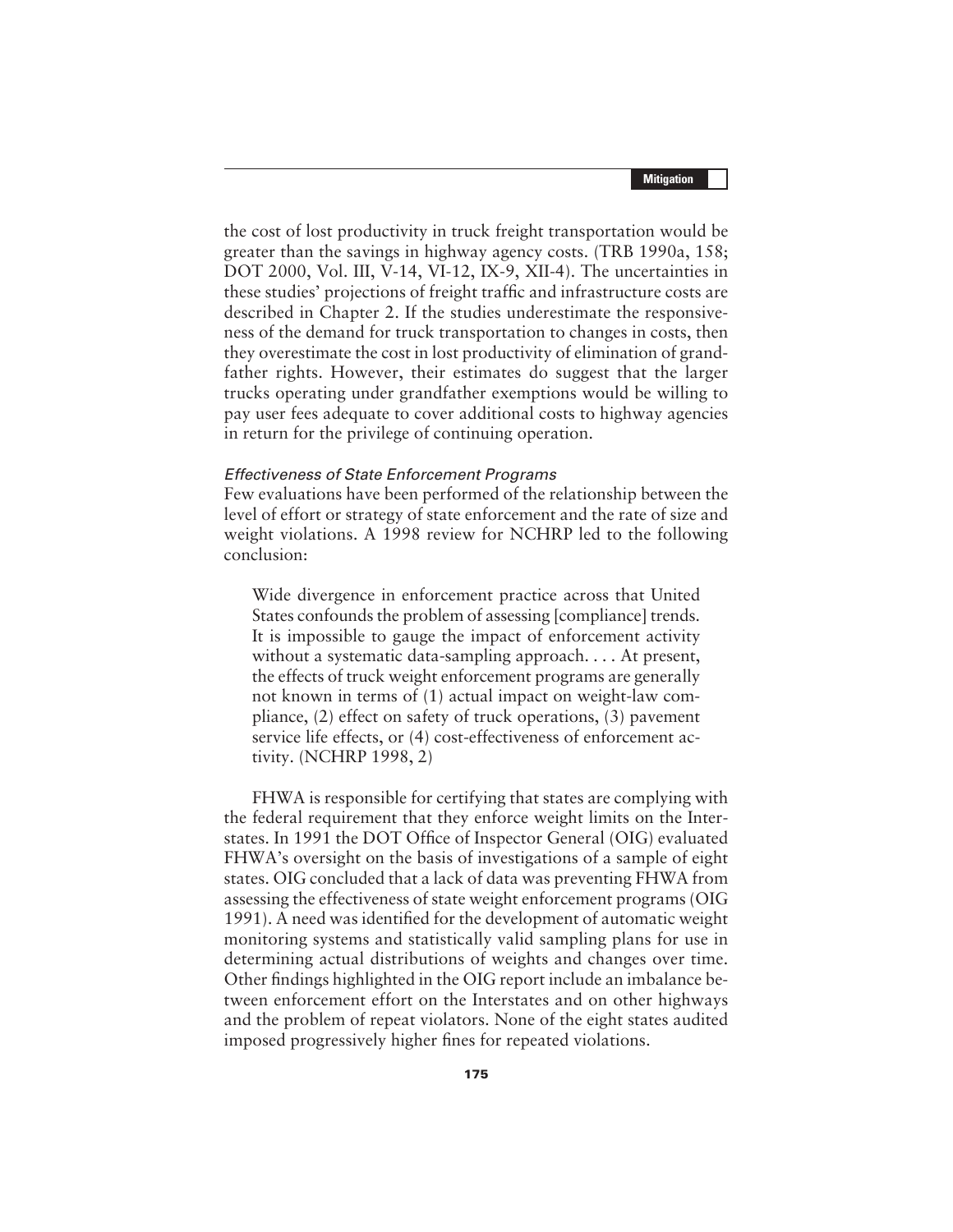the cost of lost productivity in truck freight transportation would be greater than the savings in highway agency costs. (TRB 1990a, 158; DOT 2000, Vol. III, V-14, VI-12, IX-9, XII-4). The uncertainties in these studies' projections of freight traffic and infrastructure costs are described in Chapter 2. If the studies underestimate the responsiveness of the demand for truck transportation to changes in costs, then they overestimate the cost in lost productivity of elimination of grandfather rights. However, their estimates do suggest that the larger trucks operating under grandfather exemptions would be willing to pay user fees adequate to cover additional costs to highway agencies in return for the privilege of continuing operation.

#### *Effectiveness of State Enforcement Programs*

Few evaluations have been performed of the relationship between the level of effort or strategy of state enforcement and the rate of size and weight violations. A 1998 review for NCHRP led to the following conclusion:

> Wide divergence in enforcement practice across that United States confounds the problem of assessing [compliance] trends. It is impossible to gauge the impact of enforcement activity without a systematic data-sampling approach. . . . At present, the effects of truck weight enforcement programs are generally not known in terms of (1) actual impact on weight-law compliance, (2) effect on safety of truck operations, (3) pavement service life effects, or (4) cost-effectiveness of enforcement activity. (NCHRP 1998, 2)

FHWA is responsible for certifying that states are complying with the federal requirement that they enforce weight limits on the Interstates. In 1991 the DOT Office of Inspector General (OIG) evaluated FHWA's oversight on the basis of investigations of a sample of eight states. OIG concluded that a lack of data was preventing FHWA from assessing the effectiveness of state weight enforcement programs (OIG 1991). A need was identified for the development of automatic weight monitoring systems and statistically valid sampling plans for use in determining actual distributions of weights and changes over time. Other findings highlighted in the OIG report include an imbalance between enforcement effort on the Interstates and on other highways and the problem of repeat violators. None of the eight states audited imposed progressively higher fines for repeated violations.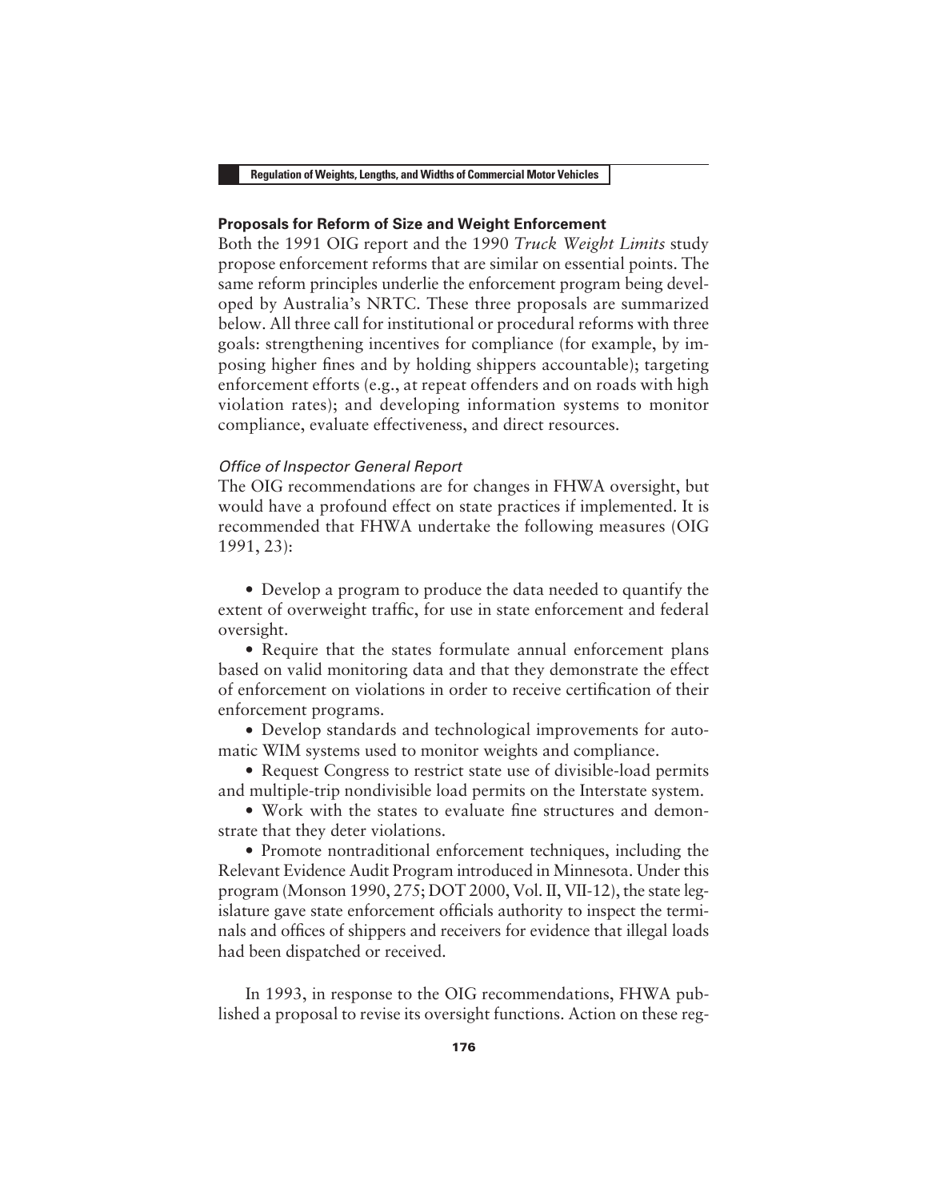### Proposals for Reform of Size and Weight Enforcement

Both the 1991 OIG report and the 1990 *Truck Weight Limits* study propose enforcement reforms that are similar on essential points. The same reform principles underlie the enforcement program being developed by Australia's NRTC. These three proposals are summarized below. All three call for institutional or procedural reforms with three goals: strengthening incentives for compliance (for example, by imposing higher fines and by holding shippers accountable); targeting enforcement efforts (e.g., at repeat offenders and on roads with high violation rates); and developing information systems to monitor compliance, evaluate effectiveness, and direct resources.

#### *Office of Inspector General Report*

The OIG recommendations are for changes in FHWA oversight, but would have a profound effect on state practices if implemented. It is recommended that FHWA undertake the following measures (OIG 1991, 23):

- Develop a program to produce the data needed to quantify the extent of overweight traffic, for use in state enforcement and federal oversight.
- Require that the states formulate annual enforcement plans based on valid monitoring data and that they demonstrate the effect of enforcement on violations in order to receive certification of their enforcement programs.
- Develop standards and technological improvements for automatic WIM systems used to monitor weights and compliance.
- Request Congress to restrict state use of divisible-load permits and multiple-trip nondivisible load permits on the Interstate system.
- Work with the states to evaluate fine structures and demonstrate that they deter violations.
- Promote nontraditional enforcement techniques, including the Relevant Evidence Audit Program introduced in Minnesota. Under this program (Monson 1990, 275; DOT 2000, Vol. II, VII-12), the state legislature gave state enforcement officials authority to inspect the terminals and offices of shippers and receivers for evidence that illegal loads had been dispatched or received.

In 1993, in response to the OIG recommendations, FHWA published a proposal to revise its oversight functions. Action on these reg-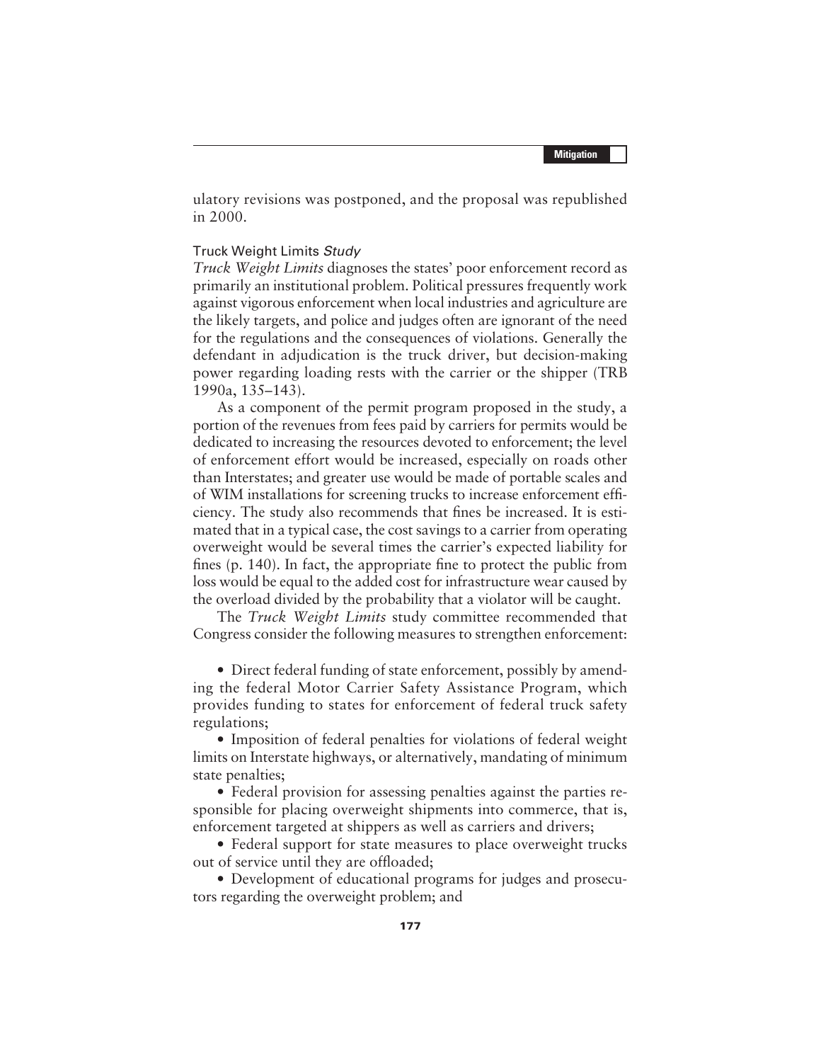ulatory revisions was postponed, and the proposal was republished in 2000.

### Truck Weight Limits *Study*

*Truck Weight Limits* diagnoses the states' poor enforcement record as primarily an institutional problem. Political pressures frequently work against vigorous enforcement when local industries and agriculture are the likely targets, and police and judges often are ignorant of the need for the regulations and the consequences of violations. Generally the defendant in adjudication is the truck driver, but decision-making power regarding loading rests with the carrier or the shipper (TRB 1990a, 135–143).

As a component of the permit program proposed in the study, a portion of the revenues from fees paid by carriers for permits would be dedicated to increasing the resources devoted to enforcement; the level of enforcement effort would be increased, especially on roads other than Interstates; and greater use would be made of portable scales and of WIM installations for screening trucks to increase enforcement efficiency. The study also recommends that fines be increased. It is estimated that in a typical case, the cost savings to a carrier from operating overweight would be several times the carrier's expected liability for fines (p. 140). In fact, the appropriate fine to protect the public from loss would be equal to the added cost for infrastructure wear caused by the overload divided by the probability that a violator will be caught.

The *Truck Weight Limits* study committee recommended that Congress consider the following measures to strengthen enforcement:

- Direct federal funding of state enforcement, possibly by amending the federal Motor Carrier Safety Assistance Program, which provides funding to states for enforcement of federal truck safety regulations;
- Imposition of federal penalties for violations of federal weight limits on Interstate highways, or alternatively, mandating of minimum state penalties;
- Federal provision for assessing penalties against the parties responsible for placing overweight shipments into commerce, that is, enforcement targeted at shippers as well as carriers and drivers;
- Federal support for state measures to place overweight trucks out of service until they are offloaded;
- Development of educational programs for judges and prosecutors regarding the overweight problem; and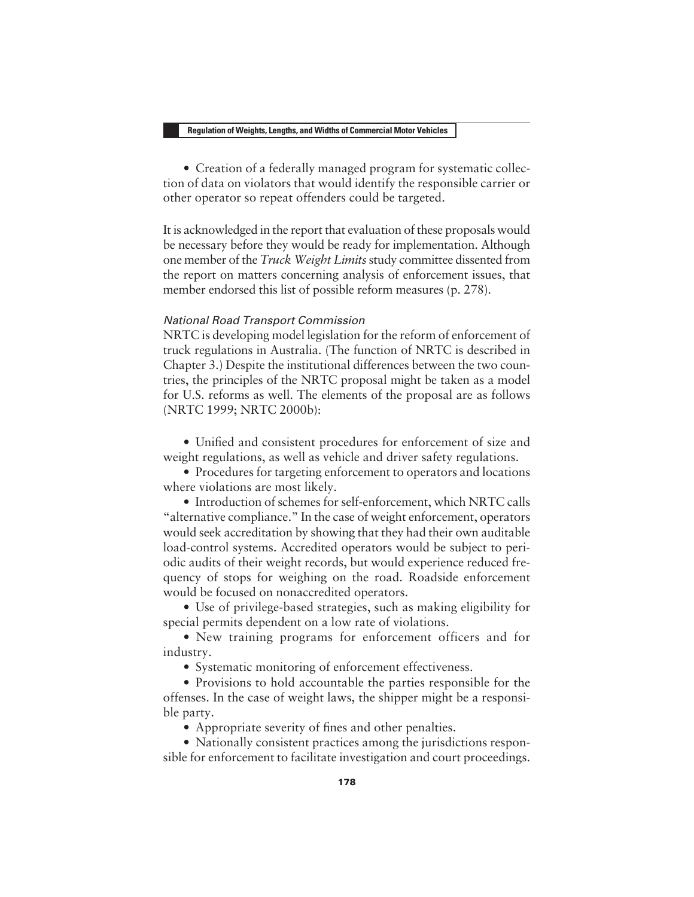- Creation of a federally managed program for systematic collection of data on violators that would identify the responsible carrier or other operator so repeat offenders could be targeted.

It is acknowledged in the report that evaluation of these proposals would be necessary before they would be ready for implementation. Although one member of the *Truck Weight Limits* study committee dissented from the report on matters concerning analysis of enforcement issues, that member endorsed this list of possible reform measures (p. 278).

#### *National Road Transport Commission*

NRTC is developing model legislation for the reform of enforcement of truck regulations in Australia. (The function of NRTC is described in Chapter 3.) Despite the institutional differences between the two countries, the principles of the NRTC proposal might be taken as a model for U.S. reforms as well. The elements of the proposal are as follows (NRTC 1999; NRTC 2000b):

- Unified and consistent procedures for enforcement of size and weight regulations, as well as vehicle and driver safety regulations.
- Procedures for targeting enforcement to operators and locations where violations are most likely.
- Introduction of schemes for self-enforcement, which NRTC calls "alternative compliance." In the case of weight enforcement, operators would seek accreditation by showing that they had their own auditable load-control systems. Accredited operators would be subject to periodic audits of their weight records, but would experience reduced frequency of stops for weighing on the road. Roadside enforcement would be focused on nonaccredited operators.
- Use of privilege-based strategies, such as making eligibility for special permits dependent on a low rate of violations.
- New training programs for enforcement officers and for industry.
- Systematic monitoring of enforcement effectiveness.
- Provisions to hold accountable the parties responsible for the offenses. In the case of weight laws, the shipper might be a responsible party.
- Appropriate severity of fines and other penalties.
- Nationally consistent practices among the jurisdictions responsible for enforcement to facilitate investigation and court proceedings.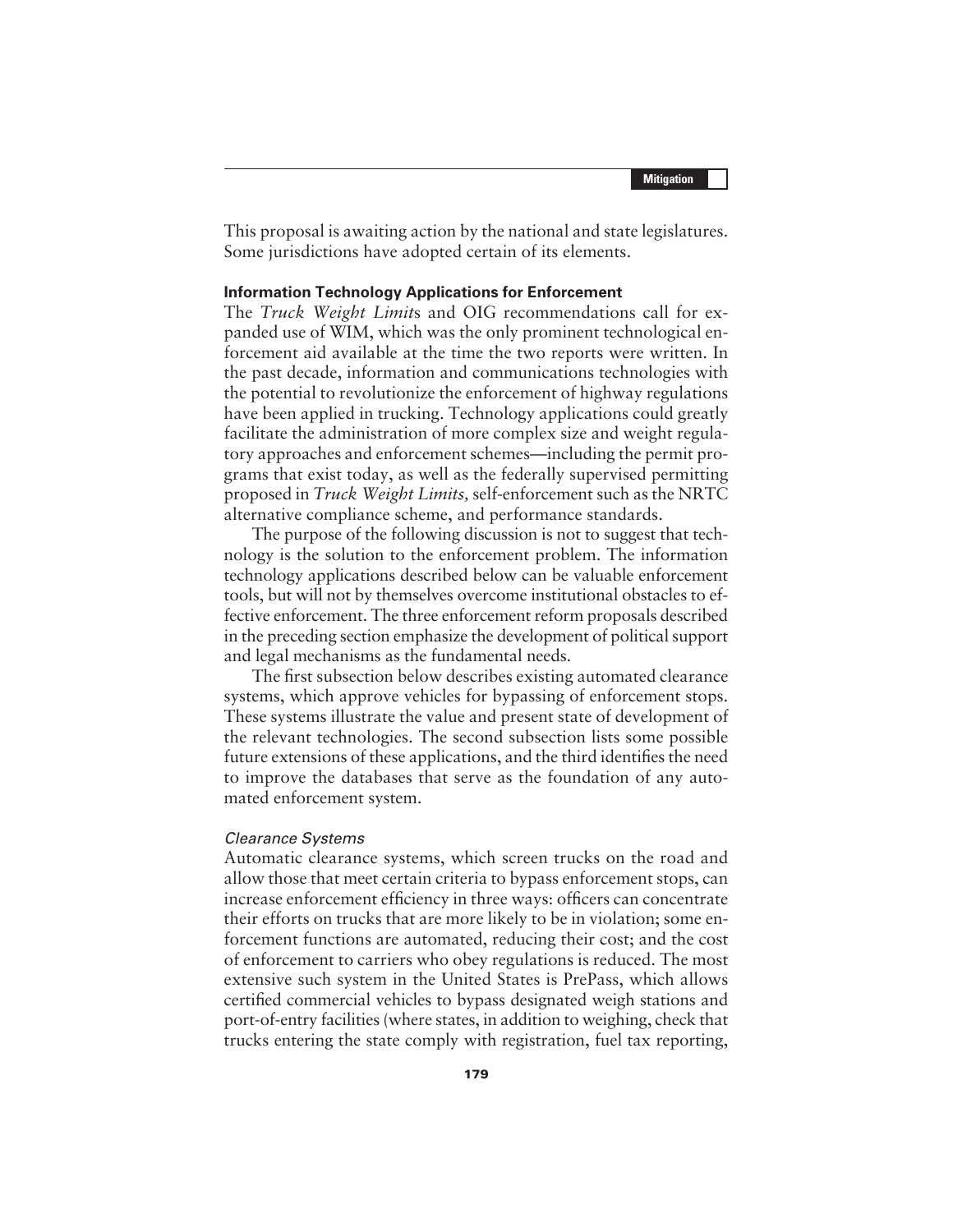This proposal is awaiting action by the national and state legislatures. Some jurisdictions have adopted certain of its elements.

### Information Technology Applications for Enforcement

The *Truck Weight Limits* and OIG recommendations call for expanded use of WIM, which was the only prominent technological enforcement aid available at the time the two reports were written. In the past decade, information and communications technologies with the potential to revolutionize the enforcement of highway regulations have been applied in trucking. Technology applications could greatly facilitate the administration of more complex size and weight regulatory approaches and enforcement schemes—including the permit programs that exist today, as well as the federally supervised permitting proposed in *Truck Weight Limits,* self-enforcement such as the NRTC alternative compliance scheme, and performance standards.

The purpose of the following discussion is not to suggest that technology is the solution to the enforcement problem. The information technology applications described below can be valuable enforcement tools, but will not by themselves overcome institutional obstacles to effective enforcement. The three enforcement reform proposals described in the preceding section emphasize the development of political support and legal mechanisms as the fundamental needs.

The first subsection below describes existing automated clearance systems, which approve vehicles for bypassing of enforcement stops. These systems illustrate the value and present state of development of the relevant technologies. The second subsection lists some possible future extensions of these applications, and the third identifies the need to improve the databases that serve as the foundation of any automated enforcement system.

#### *Clearance Systems*

Automatic clearance systems, which screen trucks on the road and allow those that meet certain criteria to bypass enforcement stops, can increase enforcement efficiency in three ways: officers can concentrate their efforts on trucks that are more likely to be in violation; some enforcement functions are automated, reducing their cost; and the cost of enforcement to carriers who obey regulations is reduced. The most extensive such system in the United States is PrePass, which allows certified commercial vehicles to bypass designated weigh stations and port-of-entry facilities (where states, in addition to weighing, check that trucks entering the state comply with registration, fuel tax reporting,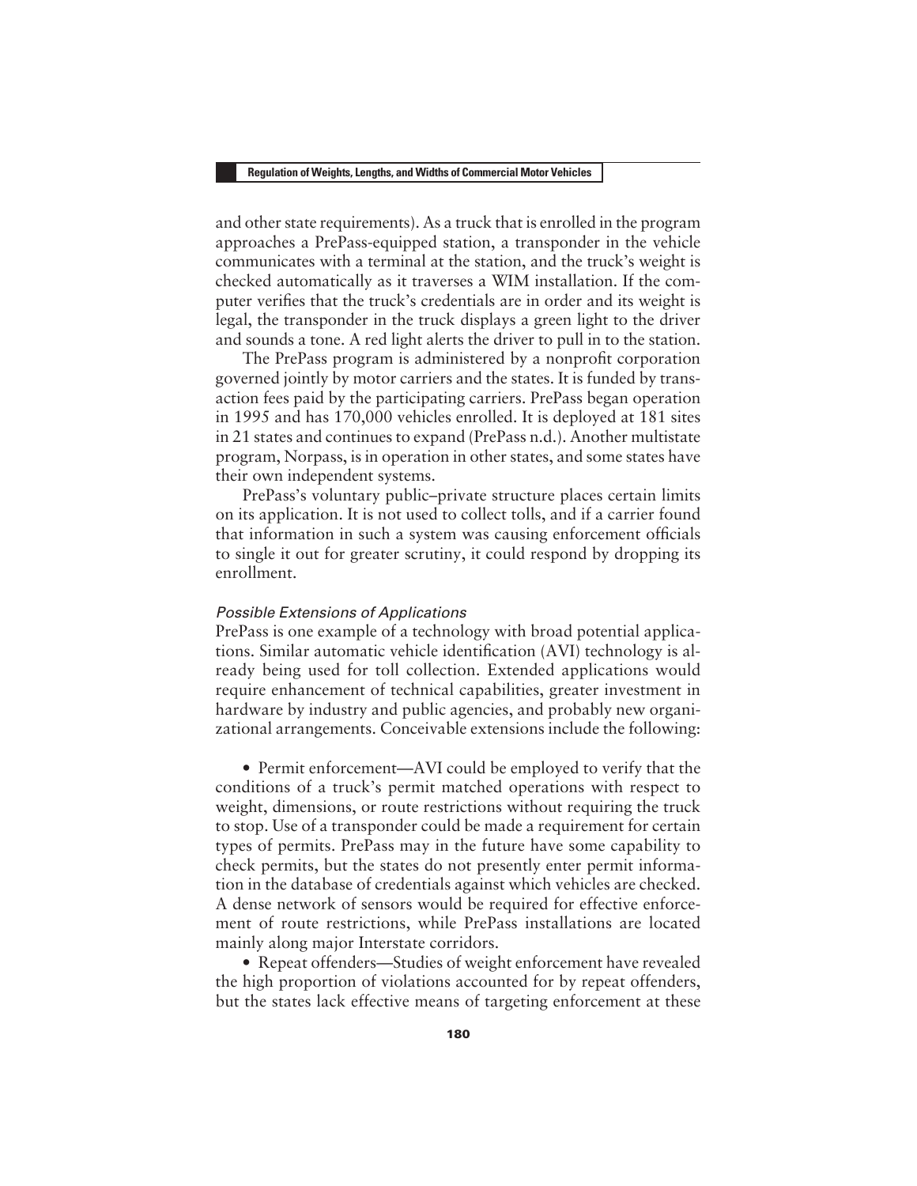and other state requirements). As a truck that is enrolled in the program approaches a PrePass-equipped station, a transponder in the vehicle communicates with a terminal at the station, and the truck's weight is checked automatically as it traverses a WIM installation. If the computer verifies that the truck's credentials are in order and its weight is legal, the transponder in the truck displays a green light to the driver and sounds a tone. A red light alerts the driver to pull in to the station.

The PrePass program is administered by a nonprofit corporation governed jointly by motor carriers and the states. It is funded by transaction fees paid by the participating carriers. PrePass began operation in 1995 and has 170,000 vehicles enrolled. It is deployed at 181 sites in 21 states and continues to expand (PrePass n.d.). Another multistate program, Norpass, is in operation in other states, and some states have their own independent systems.

PrePass's voluntary public–private structure places certain limits on its application. It is not used to collect tolls, and if a carrier found that information in such a system was causing enforcement officials to single it out for greater scrutiny, it could respond by dropping its enrollment.

#### *Possible Extensions of Applications*

PrePass is one example of a technology with broad potential applications. Similar automatic vehicle identification (AVI) technology is already being used for toll collection. Extended applications would require enhancement of technical capabilities, greater investment in hardware by industry and public agencies, and probably new organizational arrangements. Conceivable extensions include the following:

- Permit enforcement—AVI could be employed to verify that the conditions of a truck's permit matched operations with respect to weight, dimensions, or route restrictions without requiring the truck to stop. Use of a transponder could be made a requirement for certain types of permits. PrePass may in the future have some capability to check permits, but the states do not presently enter permit information in the database of credentials against which vehicles are checked. A dense network of sensors would be required for effective enforcement of route restrictions, while PrePass installations are located mainly along major Interstate corridors.
- Repeat offenders—Studies of weight enforcement have revealed the high proportion of violations accounted for by repeat offenders, but the states lack effective means of targeting enforcement at these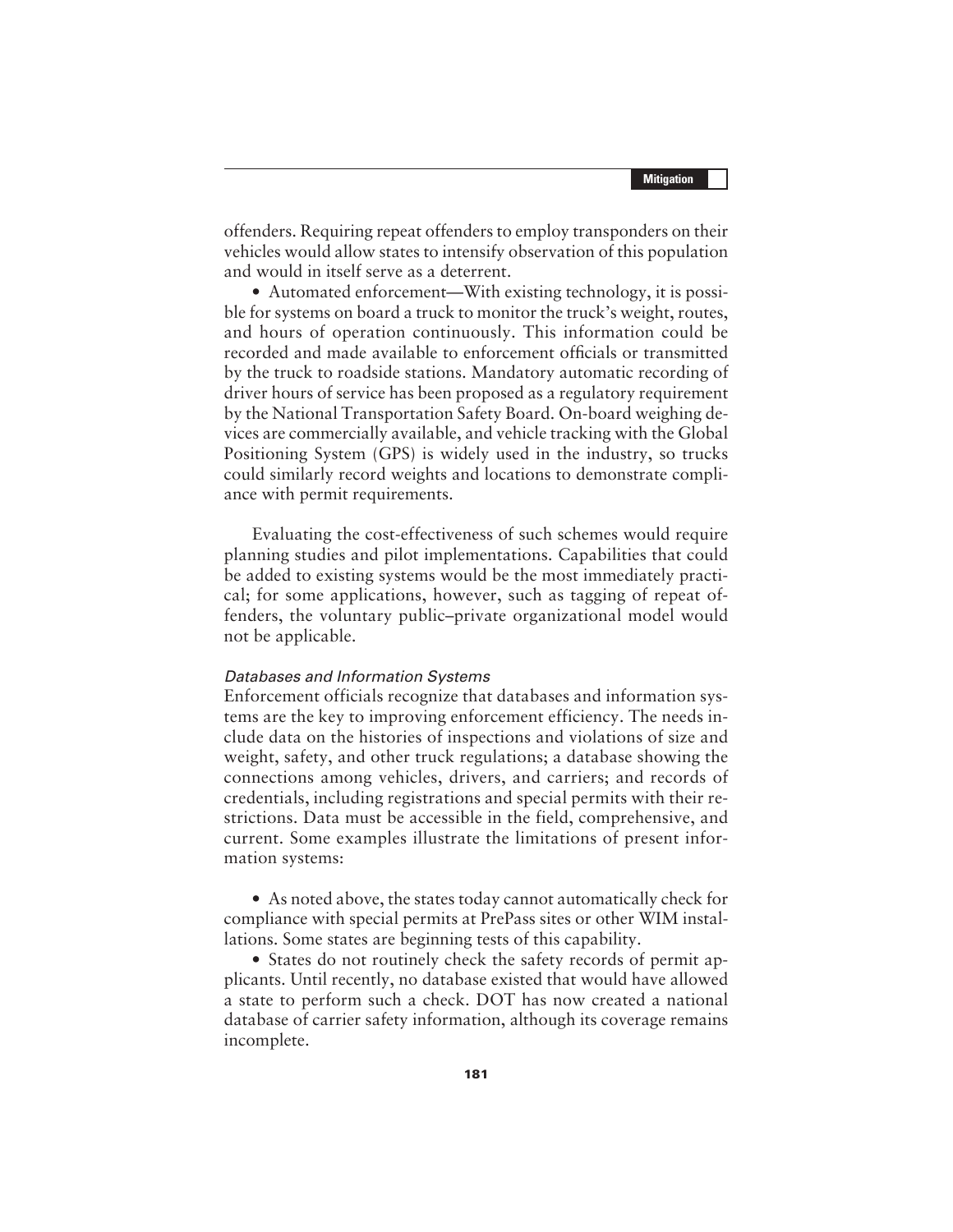offenders. Requiring repeat offenders to employ transponders on their vehicles would allow states to intensify observation of this population and would in itself serve as a deterrent.

- Automated enforcement—With existing technology, it is possible for systems on board a truck to monitor the truck's weight, routes, and hours of operation continuously. This information could be recorded and made available to enforcement officials or transmitted by the truck to roadside stations. Mandatory automatic recording of driver hours of service has been proposed as a regulatory requirement by the National Transportation Safety Board. On-board weighing devices are commercially available, and vehicle tracking with the Global Positioning System (GPS) is widely used in the industry, so trucks could similarly record weights and locations to demonstrate compliance with permit requirements.

Evaluating the cost-effectiveness of such schemes would require planning studies and pilot implementations. Capabilities that could be added to existing systems would be the most immediately practical; for some applications, however, such as tagging of repeat offenders, the voluntary public–private organizational model would not be applicable.

#### *Databases and Information Systems*

Enforcement officials recognize that databases and information systems are the key to improving enforcement efficiency. The needs include data on the histories of inspections and violations of size and weight, safety, and other truck regulations; a database showing the connections among vehicles, drivers, and carriers; and records of credentials, including registrations and special permits with their restrictions. Data must be accessible in the field, comprehensive, and current. Some examples illustrate the limitations of present information systems:

- As noted above, the states today cannot automatically check for compliance with special permits at PrePass sites or other WIM installations. Some states are beginning tests of this capability.
- States do not routinely check the safety records of permit applicants. Until recently, no database existed that would have allowed a state to perform such a check. DOT has now created a national database of carrier safety information, although its coverage remains incomplete.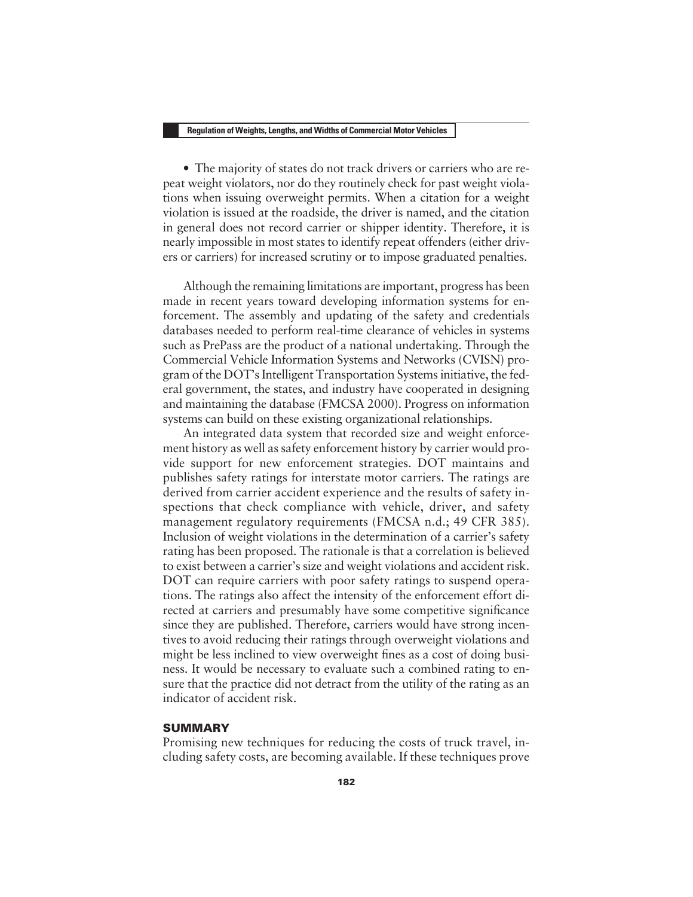- The majority of states do not track drivers or carriers who are repeat weight violators, nor do they routinely check for past weight violations when issuing overweight permits. When a citation for a weight violation is issued at the roadside, the driver is named, and the citation in general does not record carrier or shipper identity. Therefore, it is nearly impossible in most states to identify repeat offenders (either drivers or carriers) for increased scrutiny or to impose graduated penalties.

Although the remaining limitations are important, progress has been made in recent years toward developing information systems for enforcement. The assembly and updating of the safety and credentials databases needed to perform real-time clearance of vehicles in systems such as PrePass are the product of a national undertaking. Through the Commercial Vehicle Information Systems and Networks (CVISN) program of the DOT's Intelligent Transportation Systems initiative, the federal government, the states, and industry have cooperated in designing and maintaining the database (FMCSA 2000). Progress on information systems can build on these existing organizational relationships.

An integrated data system that recorded size and weight enforcement history as well as safety enforcement history by carrier would provide support for new enforcement strategies. DOT maintains and publishes safety ratings for interstate motor carriers. The ratings are derived from carrier accident experience and the results of safety inspections that check compliance with vehicle, driver, and safety management regulatory requirements (FMCSA n.d.; 49 CFR 385). Inclusion of weight violations in the determination of a carrier's safety rating has been proposed. The rationale is that a correlation is believed to exist between a carrier's size and weight violations and accident risk. DOT can require carriers with poor safety ratings to suspend operations. The ratings also affect the intensity of the enforcement effort directed at carriers and presumably have some competitive significance since they are published. Therefore, carriers would have strong incentives to avoid reducing their ratings through overweight violations and might be less inclined to view overweight fines as a cost of doing business. It would be necessary to evaluate such a combined rating to ensure that the practice did not detract from the utility of the rating as an indicator of accident risk.

## SUMMARY

Promising new techniques for reducing the costs of truck travel, including safety costs, are becoming available. If these techniques prove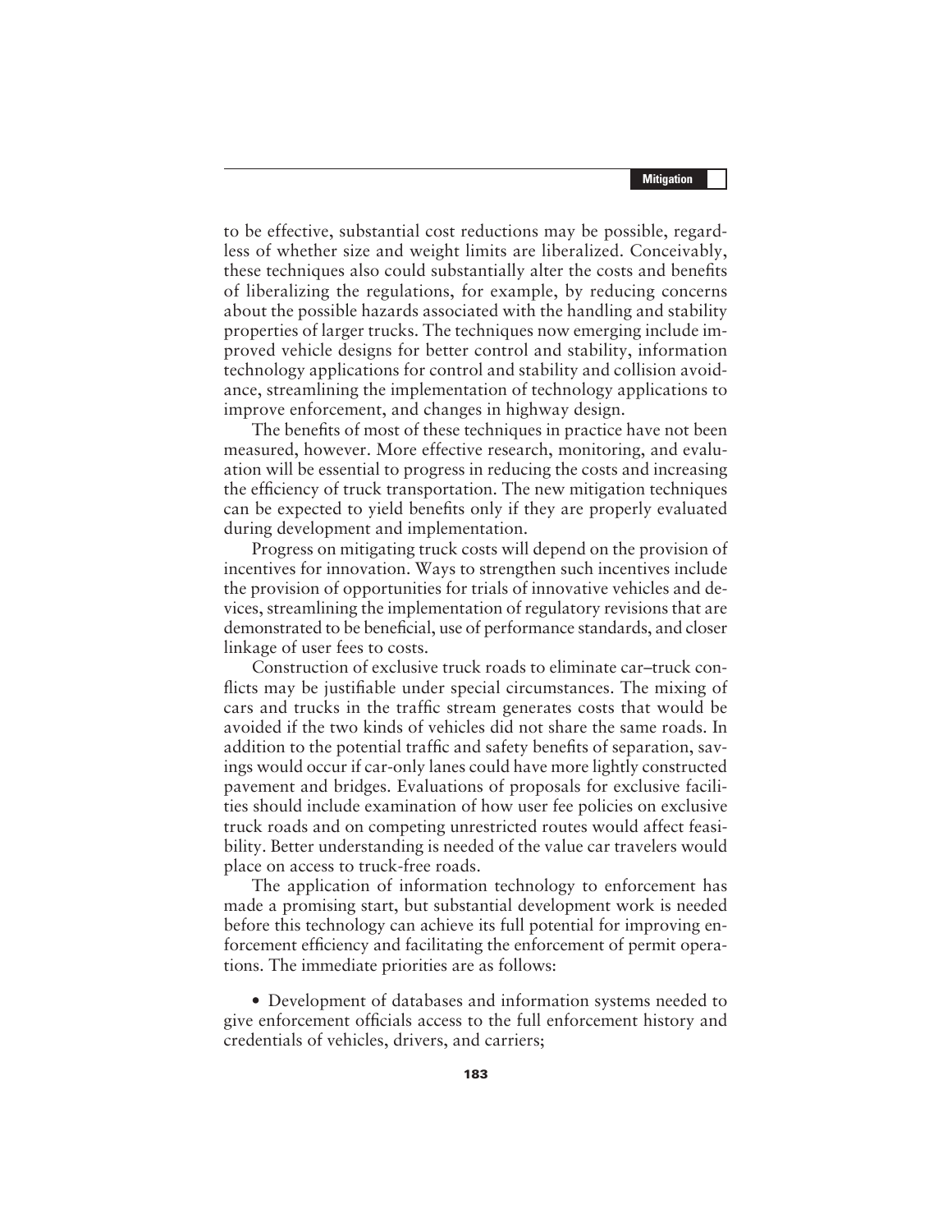to be effective, substantial cost reductions may be possible, regardless of whether size and weight limits are liberalized. Conceivably, these techniques also could substantially alter the costs and benefits of liberalizing the regulations, for example, by reducing concerns about the possible hazards associated with the handling and stability properties of larger trucks. The techniques now emerging include improved vehicle designs for better control and stability, information technology applications for control and stability and collision avoidance, streamlining the implementation of technology applications to improve enforcement, and changes in highway design.

The benefits of most of these techniques in practice have not been measured, however. More effective research, monitoring, and evaluation will be essential to progress in reducing the costs and increasing the efficiency of truck transportation. The new mitigation techniques can be expected to yield benefits only if they are properly evaluated during development and implementation.

Progress on mitigating truck costs will depend on the provision of incentives for innovation. Ways to strengthen such incentives include the provision of opportunities for trials of innovative vehicles and devices, streamlining the implementation of regulatory revisions that are demonstrated to be beneficial, use of performance standards, and closer linkage of user fees to costs.

Construction of exclusive truck roads to eliminate car–truck conflicts may be justifiable under special circumstances. The mixing of cars and trucks in the traffic stream generates costs that would be avoided if the two kinds of vehicles did not share the same roads. In addition to the potential traffic and safety benefits of separation, savings would occur if car-only lanes could have more lightly constructed pavement and bridges. Evaluations of proposals for exclusive facilities should include examination of how user fee policies on exclusive truck roads and on competing unrestricted routes would affect feasibility. Better understanding is needed of the value car travelers would place on access to truck-free roads.

The application of information technology to enforcement has made a promising start, but substantial development work is needed before this technology can achieve its full potential for improving enforcement efficiency and facilitating the enforcement of permit operations. The immediate priorities are as follows:

- Development of databases and information systems needed to give enforcement officials access to the full enforcement history and credentials of vehicles, drivers, and carriers;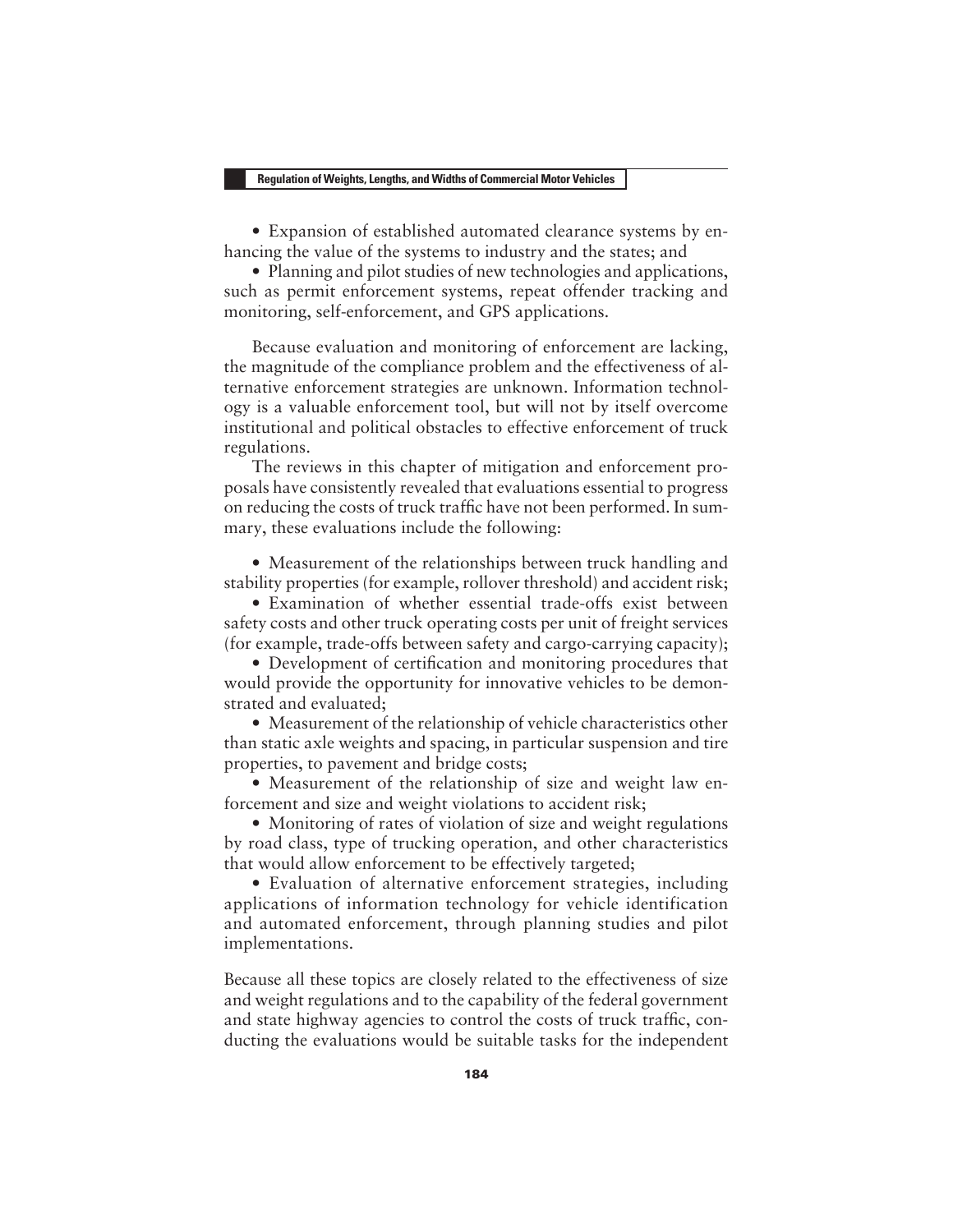- Expansion of established automated clearance systems by enhancing the value of the systems to industry and the states; and
- Planning and pilot studies of new technologies and applications, such as permit enforcement systems, repeat offender tracking and monitoring, self-enforcement, and GPS applications.

Because evaluation and monitoring of enforcement are lacking, the magnitude of the compliance problem and the effectiveness of alternative enforcement strategies are unknown. Information technology is a valuable enforcement tool, but will not by itself overcome institutional and political obstacles to effective enforcement of truck regulations.

The reviews in this chapter of mitigation and enforcement proposals have consistently revealed that evaluations essential to progress on reducing the costs of truck traffic have not been performed. In summary, these evaluations include the following:

- Measurement of the relationships between truck handling and stability properties (for example, rollover threshold) and accident risk;
- Examination of whether essential trade-offs exist between safety costs and other truck operating costs per unit of freight services (for example, trade-offs between safety and cargo-carrying capacity);
- Development of certification and monitoring procedures that would provide the opportunity for innovative vehicles to be demonstrated and evaluated;
- Measurement of the relationship of vehicle characteristics other than static axle weights and spacing, in particular suspension and tire properties, to pavement and bridge costs;
- Measurement of the relationship of size and weight law enforcement and size and weight violations to accident risk;
- Monitoring of rates of violation of size and weight regulations by road class, type of trucking operation, and other characteristics that would allow enforcement to be effectively targeted;
- Evaluation of alternative enforcement strategies, including applications of information technology for vehicle identification and automated enforcement, through planning studies and pilot implementations.

Because all these topics are closely related to the effectiveness of size and weight regulations and to the capability of the federal government and state highway agencies to control the costs of truck traffic, conducting the evaluations would be suitable tasks for the independent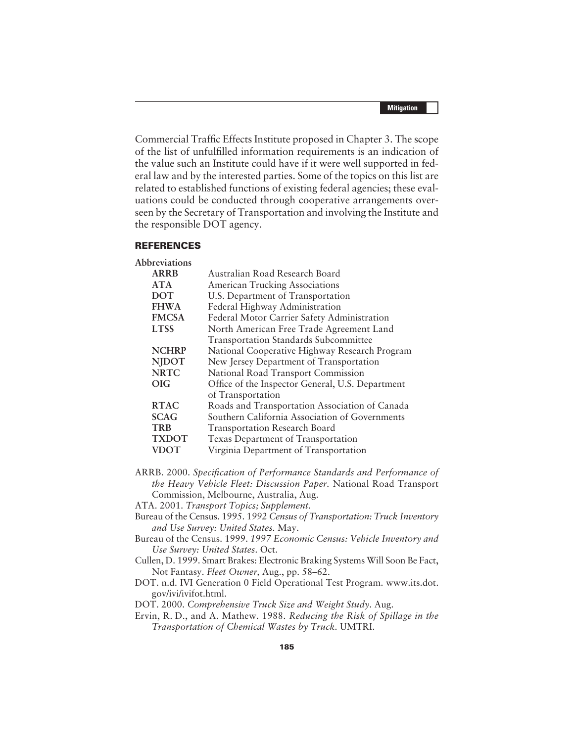Commercial Traffic Effects Institute proposed in Chapter 3. The scope of the list of unfulfilled information requirements is an indication of the value such an Institute could have if it were well supported in federal law and by the interested parties. Some of the topics on this list are related to established functions of existing federal agencies; these evaluations could be conducted through cooperative arrangements overseen by the Secretary of Transportation and involving the Institute and the responsible DOT agency.

## REFERENCES

**Abbreviations**

| | |
|---|---|
| **ARRB** | Australian Road Research Board |
| **ATA** | American Trucking Associations |
| **DOT** | U.S. Department of Transportation |
| **FHWA** | Federal Highway Administration |
| **FMCSA** | Federal Motor Carrier Safety Administration |
| **LTSS** | North American Free Trade Agreement Land Transportation Standards Subcommittee |
| **NCHRP** | National Cooperative Highway Research Program |
| **NJDOT** | New Jersey Department of Transportation |
| **NRTC** | National Road Transport Commission |
| **OIG** | Office of the Inspector General, U.S. Department of Transportation |
| **RTAC** | Roads and Transportation Association of Canada |
| **SCAG** | Southern California Association of Governments |
| **TRB** | Transportation Research Board |
| **TXDOT** | Texas Department of Transportation |
| **VDOT** | Virginia Department of Transportation |

ARRB. 2000. *Specification of Performance Standards and Performance of the Heavy Vehicle Fleet: Discussion Paper*. National Road Transport Commission, Melbourne, Australia, Aug.

ATA. 2001. *Transport Topics; Supplement.*

Bureau of the Census. 1995. *1992 Census of Transportation: Truck Inventory and Use Survey: United States.* May.

Bureau of the Census. 1999. *1997 Economic Census: Vehicle Inventory and Use Survey: United States.* Oct.

Cullen, D. 1999. Smart Brakes: Electronic Braking Systems Will Soon Be Fact, Not Fantasy. *Fleet Owner,* Aug., pp. 58–62.

DOT. n.d. IVI Generation 0 Field Operational Test Program. www.its.dot.gov/ivi/ivifot.html.

DOT. 2000. *Comprehensive Truck Size and Weight Study.* Aug.

Ervin, R. D., and A. Mathew. 1988. *Reducing the Risk of Spillage in the Transportation of Chemical Wastes by Truck.* UMTRI.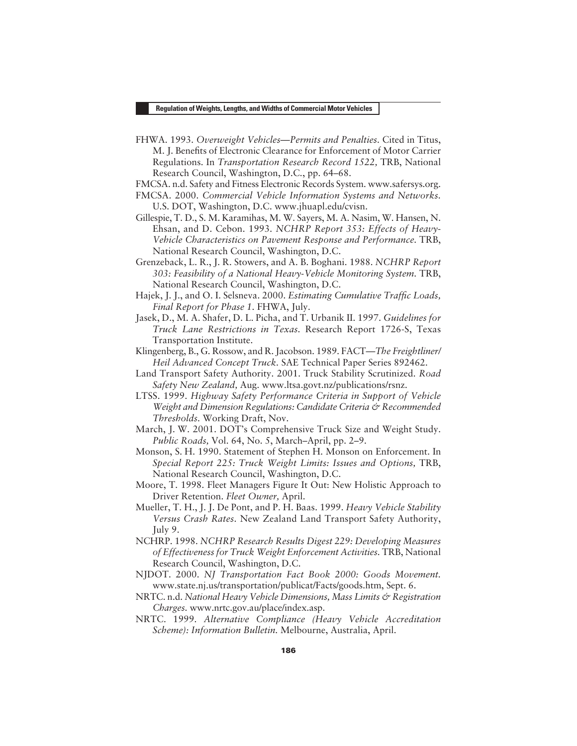FHWA. 1993. *Overweight Vehicles—Permits and Penalties.* Cited in Titus, M. J. Benefits of Electronic Clearance for Enforcement of Motor Carrier Regulations. In *Transportation Research Record 1522,* TRB, National Research Council, Washington, D.C., pp. 64–68.

FMCSA. n.d. Safety and Fitness Electronic Records System. www.safersys.org.

FMCSA. 2000. *Commercial Vehicle Information Systems and Networks.* U.S. DOT, Washington, D.C. www.jhuapl.edu/cvisn.

Gillespie, T. D., S. M. Karamihas, M. W. Sayers, M. A. Nasim, W. Hansen, N. Ehsan, and D. Cebon. 1993. *NCHRP Report 353: Effects of Heavy-Vehicle Characteristics on Pavement Response and Performance.* TRB, National Research Council, Washington, D.C.

Grenzeback, L. R., J. R. Stowers, and A. B. Boghani. 1988. *NCHRP Report 303: Feasibility of a National Heavy-Vehicle Monitoring System.* TRB, National Research Council, Washington, D.C.

Hajek, J. J., and O. I. Selsneva. 2000. *Estimating Cumulative Traffic Loads, Final Report for Phase 1.* FHWA, July.

Jasek, D., M. A. Shafer, D. L. Picha, and T. Urbanik II. 1997. *Guidelines for Truck Lane Restrictions in Texas.* Research Report 1726-S, Texas Transportation Institute.

Klingenberg, B., G. Rossow, and R. Jacobson. 1989. FACT—*The Freightliner/Heil Advanced Concept Truck.* SAE Technical Paper Series 892462.

Land Transport Safety Authority. 2001. Truck Stability Scrutinized. *Road Safety New Zealand,* Aug. www.ltsa.govt.nz/publications/rsnz.

LTSS. 1999. *Highway Safety Performance Criteria in Support of Vehicle Weight and Dimension Regulations: Candidate Criteria & Recommended Thresholds.* Working Draft, Nov.

March, J. W. 2001. DOT's Comprehensive Truck Size and Weight Study. *Public Roads,* Vol. 64, No. 5, March–April, pp. 2–9.

Monson, S. H. 1990. Statement of Stephen H. Monson on Enforcement. In *Special Report 225: Truck Weight Limits: Issues and Options,* TRB, National Research Council, Washington, D.C.

Moore, T. 1998. Fleet Managers Figure It Out: New Holistic Approach to Driver Retention. *Fleet Owner,* April.

Mueller, T. H., J. J. De Pont, and P. H. Baas. 1999. *Heavy Vehicle Stability Versus Crash Rates.* New Zealand Land Transport Safety Authority, July 9.

NCHRP. 1998. *NCHRP Research Results Digest 229: Developing Measures of Effectiveness for Truck Weight Enforcement Activities.* TRB, National Research Council, Washington, D.C.

NJDOT. 2000. *NJ Transportation Fact Book 2000: Goods Movement.* www.state.nj.us/transportation/publicat/Facts/goods.htm, Sept. 6.

NRTC. n.d. *National Heavy Vehicle Dimensions, Mass Limits & Registration Charges.* www.nrtc.gov.au/place/index.asp.

NRTC. 1999. *Alternative Compliance (Heavy Vehicle Accreditation Scheme): Information Bulletin.* Melbourne, Australia, April.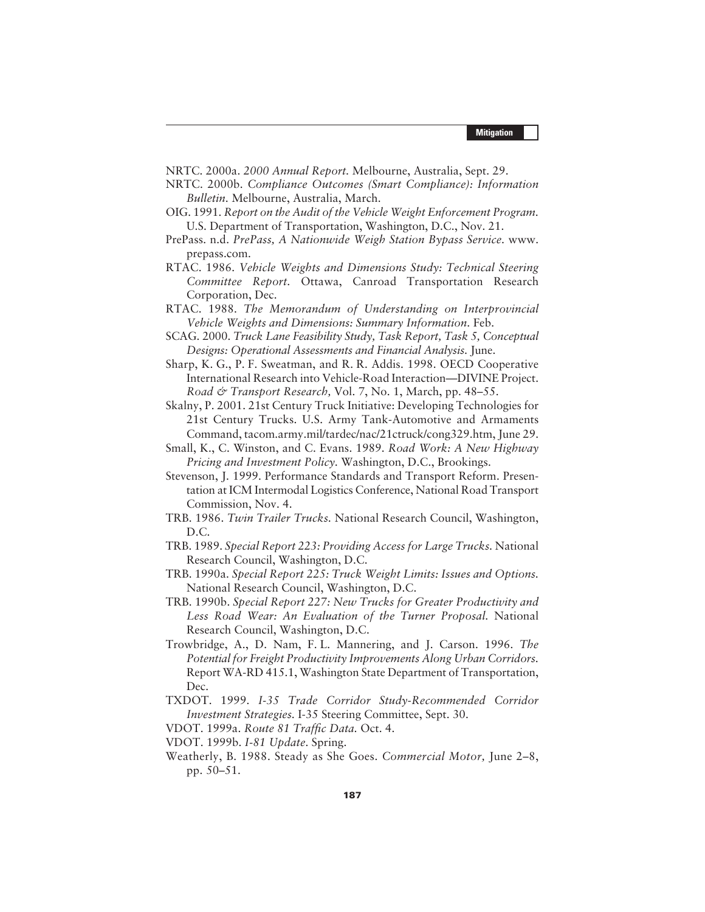NRTC. 2000a. *2000 Annual Report.* Melbourne, Australia, Sept. 29.

NRTC. 2000b. *Compliance Outcomes (Smart Compliance): Information Bulletin.* Melbourne, Australia, March.

OIG. 1991. *Report on the Audit of the Vehicle Weight Enforcement Program.* U.S. Department of Transportation, Washington, D.C., Nov. 21.

PrePass. n.d. *PrePass, A Nationwide Weigh Station Bypass Service.* www.prepass.com.

RTAC. 1986. *Vehicle Weights and Dimensions Study: Technical Steering Committee Report.* Ottawa, Canroad Transportation Research Corporation, Dec.

RTAC. 1988. *The Memorandum of Understanding on Interprovincial Vehicle Weights and Dimensions: Summary Information.* Feb.

SCAG. 2000. *Truck Lane Feasibility Study, Task Report, Task 5, Conceptual Designs: Operational Assessments and Financial Analysis.* June.

Sharp, K. G., P. F. Sweatman, and R. R. Addis. 1998. OECD Cooperative International Research into Vehicle-Road Interaction—DIVINE Project. *Road & Transport Research,* Vol. 7, No. 1, March, pp. 48–55.

Skalny, P. 2001. 21st Century Truck Initiative: Developing Technologies for 21st Century Trucks. U.S. Army Tank-Automotive and Armaments Command, tacom.army.mil/tardec/nac/21ctruck/cong329.htm, June 29.

Small, K., C. Winston, and C. Evans. 1989. *Road Work: A New Highway Pricing and Investment Policy.* Washington, D.C., Brookings.

Stevenson, J. 1999. Performance Standards and Transport Reform. Presentation at ICM Intermodal Logistics Conference, National Road Transport Commission, Nov. 4.

TRB. 1986. *Twin Trailer Trucks.* National Research Council, Washington, D.C.

TRB. 1989. *Special Report 223: Providing Access for Large Trucks.* National Research Council, Washington, D.C.

TRB. 1990a. *Special Report 225: Truck Weight Limits: Issues and Options.* National Research Council, Washington, D.C.

TRB. 1990b. *Special Report 227: New Trucks for Greater Productivity and Less Road Wear: An Evaluation of the Turner Proposal.* National Research Council, Washington, D.C.

Trowbridge, A., D. Nam, F. L. Mannering, and J. Carson. 1996. *The Potential for Freight Productivity Improvements Along Urban Corridors.* Report WA-RD 415.1, Washington State Department of Transportation, Dec.

TXDOT. 1999. *I-35 Trade Corridor Study-Recommended Corridor Investment Strategies.* I-35 Steering Committee, Sept. 30.

VDOT. 1999a. *Route 81 Traffic Data.* Oct. 4.

VDOT. 1999b. *I-81 Update.* Spring.

Weatherly, B. 1988. Steady as She Goes. *Commercial Motor,* June 2–8, pp. 50–51.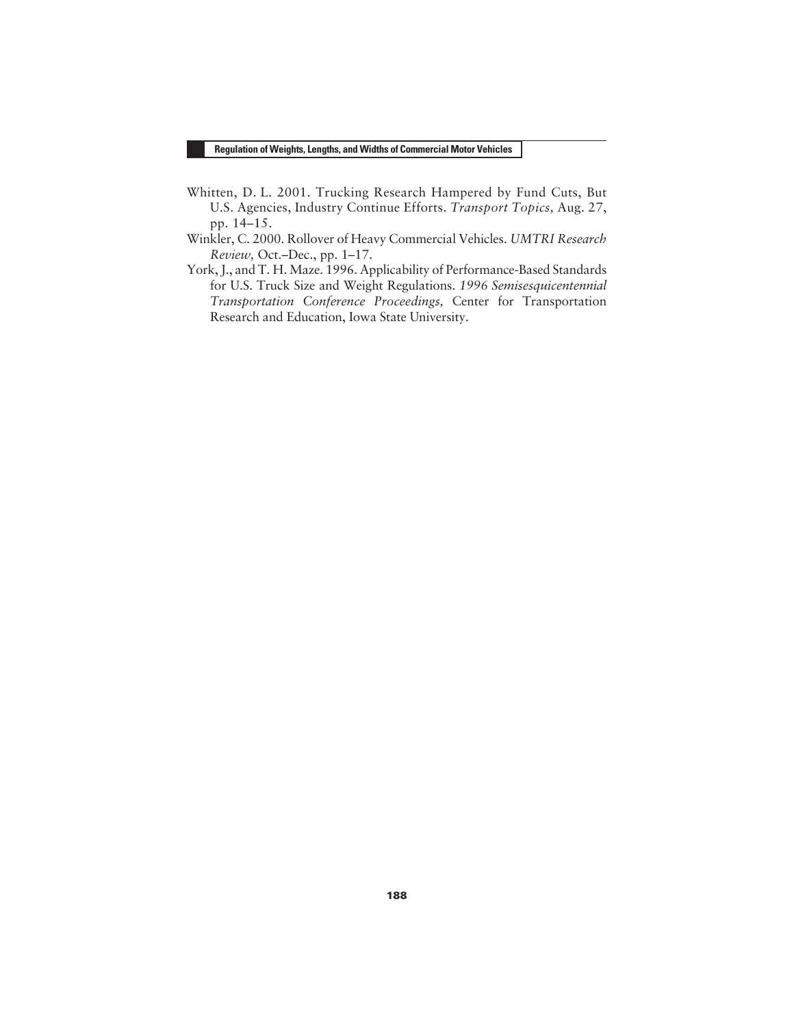Whitten, D. L. 2001. Trucking Research Hampered by Fund Cuts, But U.S. Agencies, Industry Continue Efforts. *Transport Topics,* Aug. 27, pp. 14–15.

Winkler, C. 2000. Rollover of Heavy Commercial Vehicles. *UMTRI Research Review,* Oct.–Dec., pp. 1–17.

York, J., and T. H. Maze. 1996. Applicability of Performance-Based Standards for U.S. Truck Size and Weight Regulations. *1996 Semisesquicentennial Transportation Conference Proceedings,* Center for Transportation Research and Education, Iowa State University.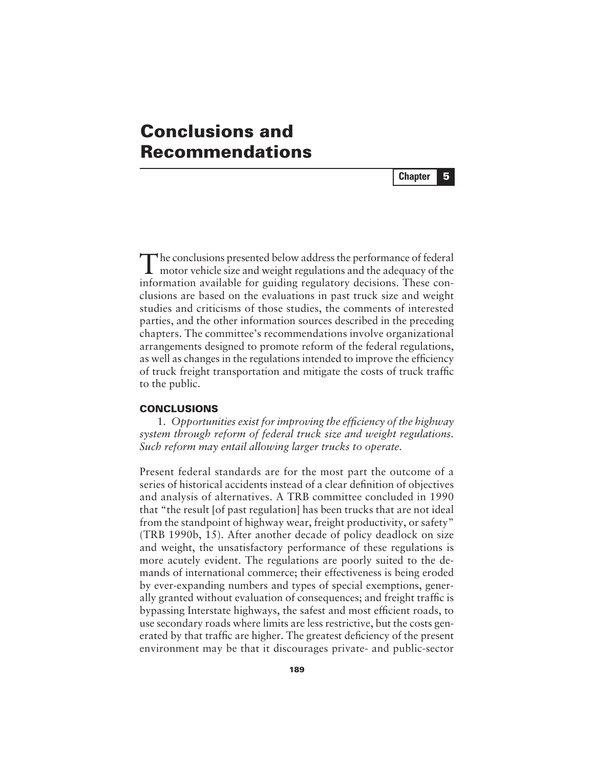# Conclusions and Recommendations

**Chapter 5**

The conclusions presented below address the performance of federal motor vehicle size and weight regulations and the adequacy of the information available for guiding regulatory decisions. These conclusions are based on the evaluations in past truck size and weight studies and criticisms of those studies, the comments of interested parties, and the other information sources described in the preceding chapters. The committee's recommendations involve organizational arrangements designed to promote reform of the federal regulations, as well as changes in the regulations intended to improve the efficiency of truck freight transportation and mitigate the costs of truck traffic to the public.

## CONCLUSIONS

1. *Opportunities exist for improving the efficiency of the highway system through reform of federal truck size and weight regulations. Such reform may entail allowing larger trucks to operate.*

Present federal standards are for the most part the outcome of a series of historical accidents instead of a clear definition of objectives and analysis of alternatives. A TRB committee concluded in 1990 that "the result [of past regulation] has been trucks that are not ideal from the standpoint of highway wear, freight productivity, or safety" (TRB 1990b, 15). After another decade of policy deadlock on size and weight, the unsatisfactory performance of these regulations is more acutely evident. The regulations are poorly suited to the demands of international commerce; their effectiveness is being eroded by ever-expanding numbers and types of special exemptions, generally granted without evaluation of consequences; and freight traffic is bypassing Interstate highways, the safest and most efficient roads, to use secondary roads where limits are less restrictive, but the costs generated by that traffic are higher. The greatest deficiency of the present environment may be that it discourages private- and public-sector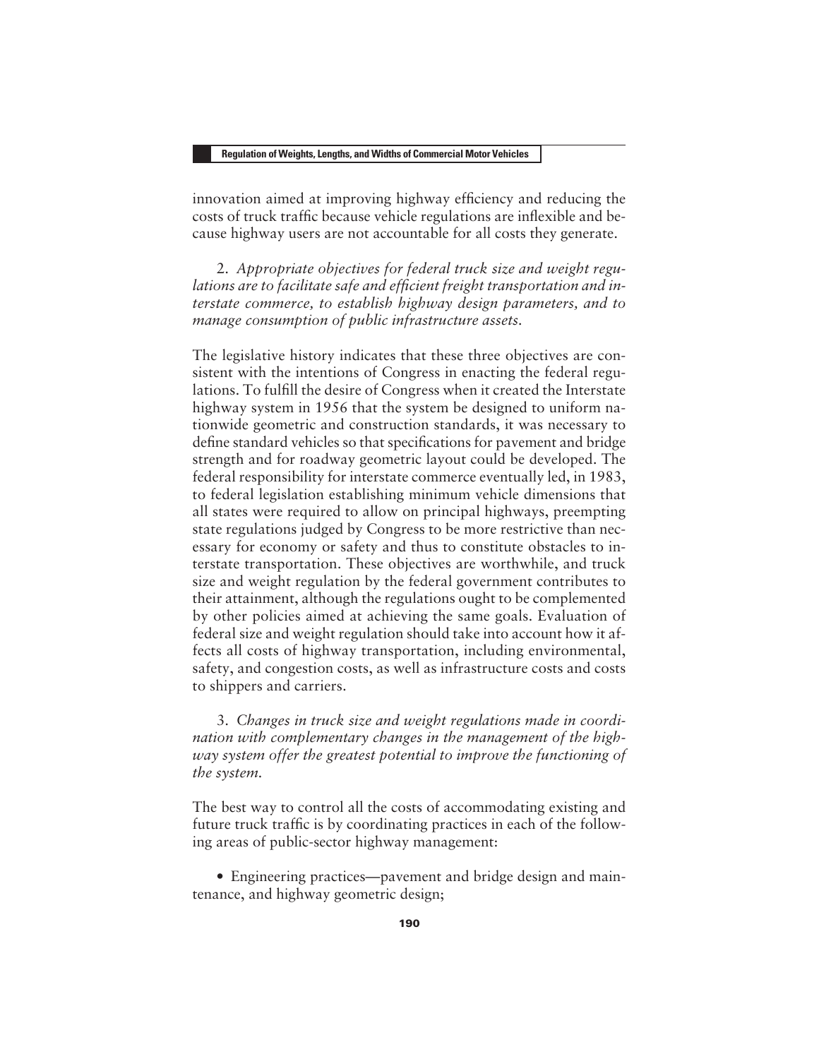innovation aimed at improving highway efficiency and reducing the costs of truck traffic because vehicle regulations are inflexible and because highway users are not accountable for all costs they generate.

2. *Appropriate objectives for federal truck size and weight regulations are to facilitate safe and efficient freight transportation and interstate commerce, to establish highway design parameters, and to manage consumption of public infrastructure assets.*

The legislative history indicates that these three objectives are consistent with the intentions of Congress in enacting the federal regulations. To fulfill the desire of Congress when it created the Interstate highway system in 1956 that the system be designed to uniform nationwide geometric and construction standards, it was necessary to define standard vehicles so that specifications for pavement and bridge strength and for roadway geometric layout could be developed. The federal responsibility for interstate commerce eventually led, in 1983, to federal legislation establishing minimum vehicle dimensions that all states were required to allow on principal highways, preempting state regulations judged by Congress to be more restrictive than necessary for economy or safety and thus to constitute obstacles to interstate transportation. These objectives are worthwhile, and truck size and weight regulation by the federal government contributes to their attainment, although the regulations ought to be complemented by other policies aimed at achieving the same goals. Evaluation of federal size and weight regulation should take into account how it affects all costs of highway transportation, including environmental, safety, and congestion costs, as well as infrastructure costs and costs to shippers and carriers.

3. *Changes in truck size and weight regulations made in coordination with complementary changes in the management of the highway system offer the greatest potential to improve the functioning of the system.*

The best way to control all the costs of accommodating existing and future truck traffic is by coordinating practices in each of the following areas of public-sector highway management:

- Engineering practices—pavement and bridge design and maintenance, and highway geometric design;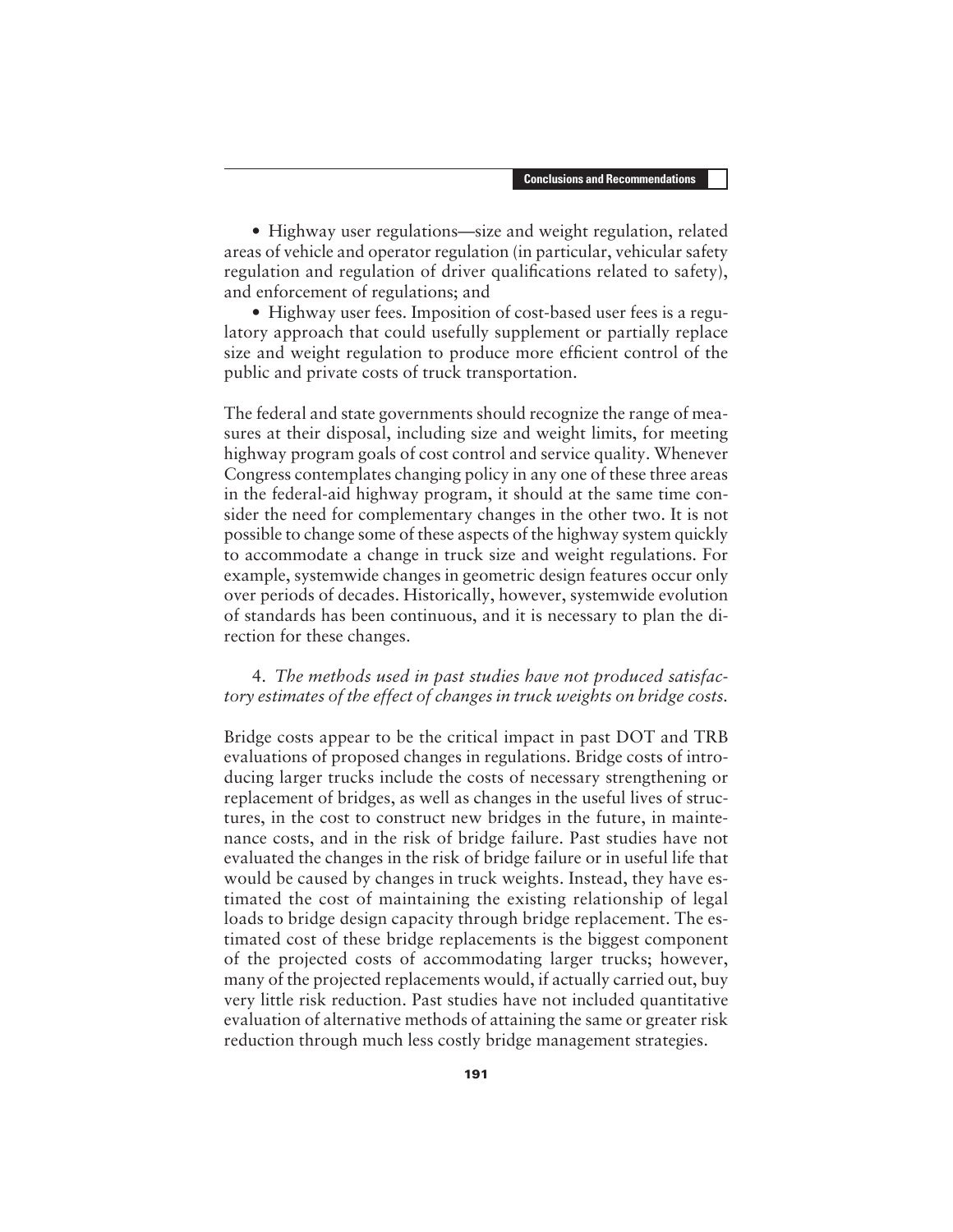- Highway user regulations—size and weight regulation, related areas of vehicle and operator regulation (in particular, vehicular safety regulation and regulation of driver qualifications related to safety), and enforcement of regulations; and
- Highway user fees. Imposition of cost-based user fees is a regulatory approach that could usefully supplement or partially replace size and weight regulation to produce more efficient control of the public and private costs of truck transportation.

The federal and state governments should recognize the range of measures at their disposal, including size and weight limits, for meeting highway program goals of cost control and service quality. Whenever Congress contemplates changing policy in any one of these three areas in the federal-aid highway program, it should at the same time consider the need for complementary changes in the other two. It is not possible to change some of these aspects of the highway system quickly to accommodate a change in truck size and weight regulations. For example, systemwide changes in geometric design features occur only over periods of decades. Historically, however, systemwide evolution of standards has been continuous, and it is necessary to plan the direction for these changes.

4. *The methods used in past studies have not produced satisfactory estimates of the effect of changes in truck weights on bridge costs.*

Bridge costs appear to be the critical impact in past DOT and TRB evaluations of proposed changes in regulations. Bridge costs of introducing larger trucks include the costs of necessary strengthening or replacement of bridges, as well as changes in the useful lives of structures, in the cost to construct new bridges in the future, in maintenance costs, and in the risk of bridge failure. Past studies have not evaluated the changes in the risk of bridge failure or in useful life that would be caused by changes in truck weights. Instead, they have estimated the cost of maintaining the existing relationship of legal loads to bridge design capacity through bridge replacement. The estimated cost of these bridge replacements is the biggest component of the projected costs of accommodating larger trucks; however, many of the projected replacements would, if actually carried out, buy very little risk reduction. Past studies have not included quantitative evaluation of alternative methods of attaining the same or greater risk reduction through much less costly bridge management strategies.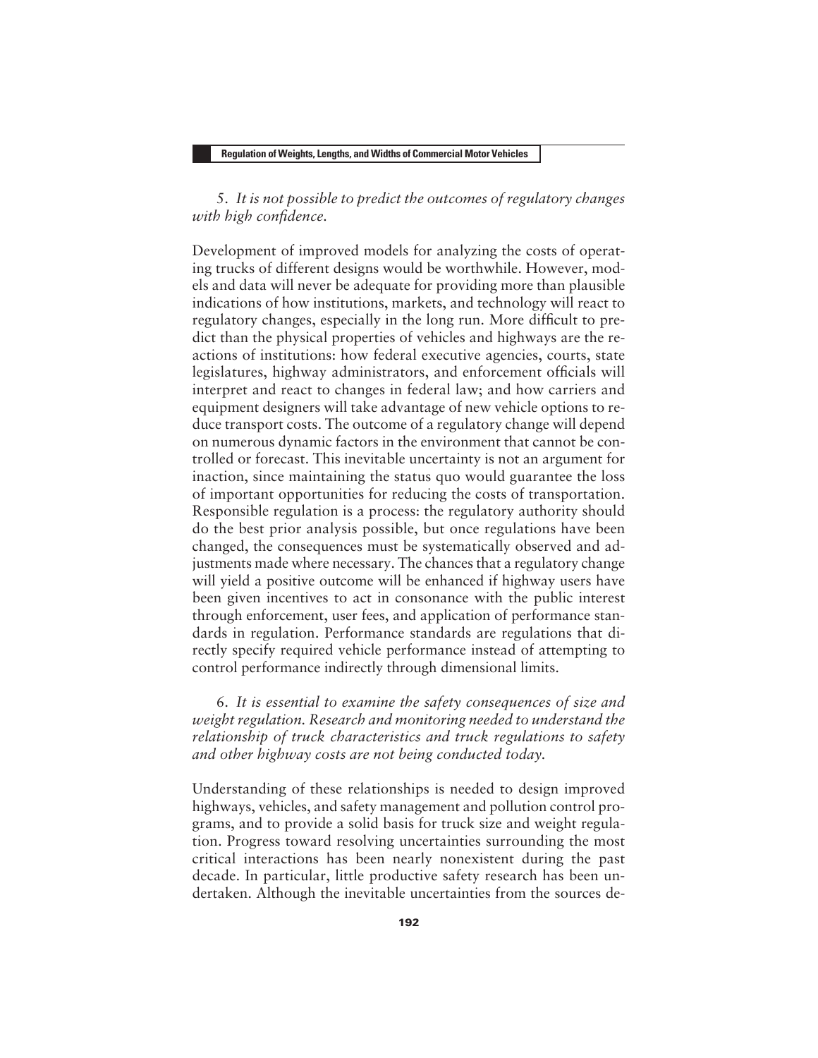5. *It is not possible to predict the outcomes of regulatory changes with high confidence.*

Development of improved models for analyzing the costs of operating trucks of different designs would be worthwhile. However, models and data will never be adequate for providing more than plausible indications of how institutions, markets, and technology will react to regulatory changes, especially in the long run. More difficult to predict than the physical properties of vehicles and highways are the reactions of institutions: how federal executive agencies, courts, state legislatures, highway administrators, and enforcement officials will interpret and react to changes in federal law; and how carriers and equipment designers will take advantage of new vehicle options to reduce transport costs. The outcome of a regulatory change will depend on numerous dynamic factors in the environment that cannot be controlled or forecast. This inevitable uncertainty is not an argument for inaction, since maintaining the status quo would guarantee the loss of important opportunities for reducing the costs of transportation. Responsible regulation is a process: the regulatory authority should do the best prior analysis possible, but once regulations have been changed, the consequences must be systematically observed and adjustments made where necessary. The chances that a regulatory change will yield a positive outcome will be enhanced if highway users have been given incentives to act in consonance with the public interest through enforcement, user fees, and application of performance standards in regulation. Performance standards are regulations that directly specify required vehicle performance instead of attempting to control performance indirectly through dimensional limits.

6. *It is essential to examine the safety consequences of size and weight regulation. Research and monitoring needed to understand the relationship of truck characteristics and truck regulations to safety and other highway costs are not being conducted today.*

Understanding of these relationships is needed to design improved highways, vehicles, and safety management and pollution control programs, and to provide a solid basis for truck size and weight regulation. Progress toward resolving uncertainties surrounding the most critical interactions has been nearly nonexistent during the past decade. In particular, little productive safety research has been undertaken. Although the inevitable uncertainties from the sources de-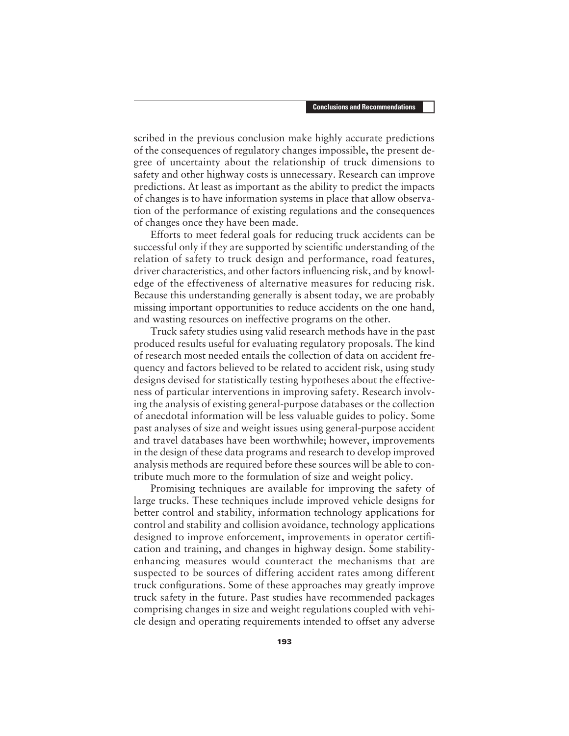scribed in the previous conclusion make highly accurate predictions of the consequences of regulatory changes impossible, the present degree of uncertainty about the relationship of truck dimensions to safety and other highway costs is unnecessary. Research can improve predictions. At least as important as the ability to predict the impacts of changes is to have information systems in place that allow observation of the performance of existing regulations and the consequences of changes once they have been made.

Efforts to meet federal goals for reducing truck accidents can be successful only if they are supported by scientific understanding of the relation of safety to truck design and performance, road features, driver characteristics, and other factors influencing risk, and by knowledge of the effectiveness of alternative measures for reducing risk. Because this understanding generally is absent today, we are probably missing important opportunities to reduce accidents on the one hand, and wasting resources on ineffective programs on the other.

Truck safety studies using valid research methods have in the past produced results useful for evaluating regulatory proposals. The kind of research most needed entails the collection of data on accident frequency and factors believed to be related to accident risk, using study designs devised for statistically testing hypotheses about the effectiveness of particular interventions in improving safety. Research involving the analysis of existing general-purpose databases or the collection of anecdotal information will be less valuable guides to policy. Some past analyses of size and weight issues using general-purpose accident and travel databases have been worthwhile; however, improvements in the design of these data programs and research to develop improved analysis methods are required before these sources will be able to contribute much more to the formulation of size and weight policy.

Promising techniques are available for improving the safety of large trucks. These techniques include improved vehicle designs for better control and stability, information technology applications for control and stability and collision avoidance, technology applications designed to improve enforcement, improvements in operator certification and training, and changes in highway design. Some stability-enhancing measures would counteract the mechanisms that are suspected to be sources of differing accident rates among different truck configurations. Some of these approaches may greatly improve truck safety in the future. Past studies have recommended packages comprising changes in size and weight regulations coupled with vehicle design and operating requirements intended to offset any adverse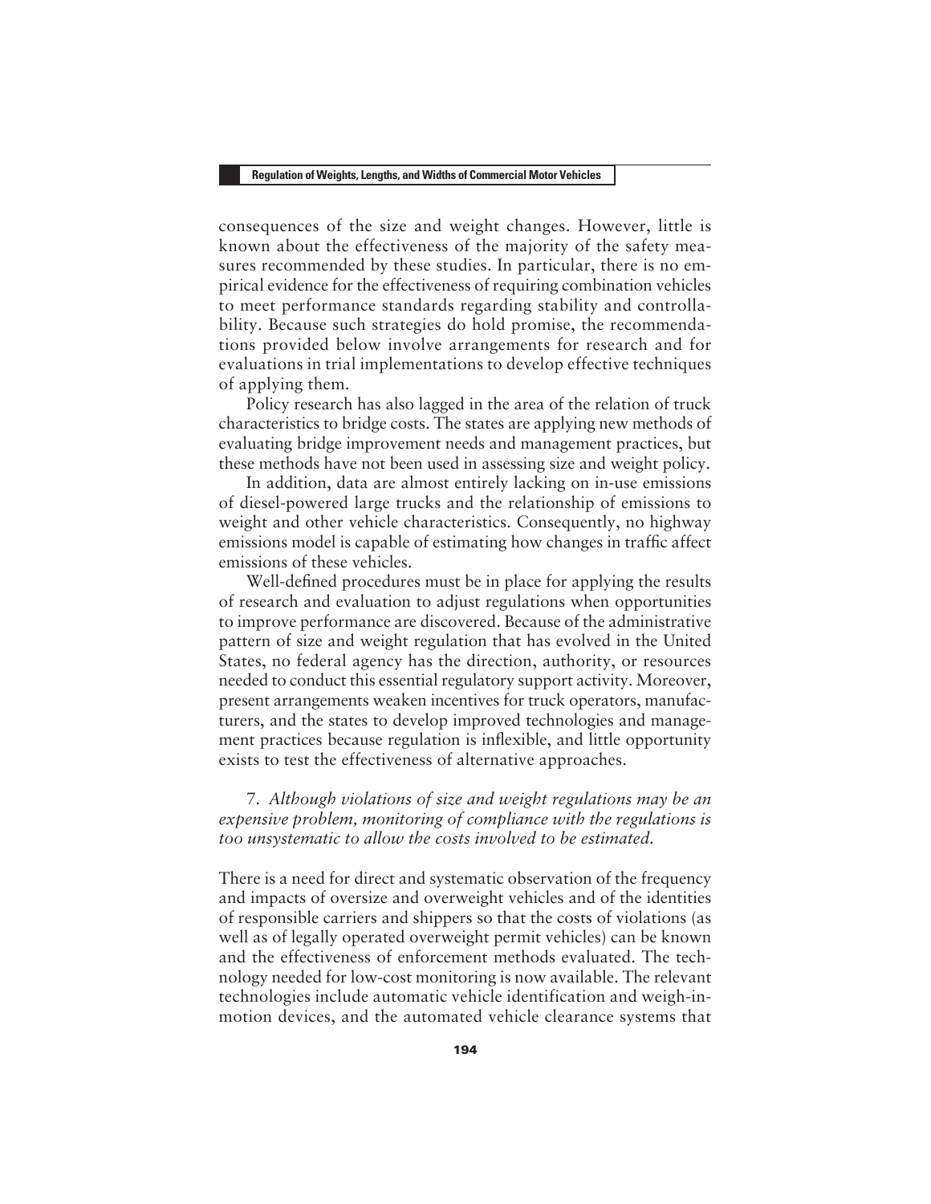consequences of the size and weight changes. However, little is known about the effectiveness of the majority of the safety measures recommended by these studies. In particular, there is no empirical evidence for the effectiveness of requiring combination vehicles to meet performance standards regarding stability and controllability. Because such strategies do hold promise, the recommendations provided below involve arrangements for research and for evaluations in trial implementations to develop effective techniques of applying them.

Policy research has also lagged in the area of the relation of truck characteristics to bridge costs. The states are applying new methods of evaluating bridge improvement needs and management practices, but these methods have not been used in assessing size and weight policy.

In addition, data are almost entirely lacking on in-use emissions of diesel-powered large trucks and the relationship of emissions to weight and other vehicle characteristics. Consequently, no highway emissions model is capable of estimating how changes in traffic affect emissions of these vehicles.

Well-defined procedures must be in place for applying the results of research and evaluation to adjust regulations when opportunities to improve performance are discovered. Because of the administrative pattern of size and weight regulation that has evolved in the United States, no federal agency has the direction, authority, or resources needed to conduct this essential regulatory support activity. Moreover, present arrangements weaken incentives for truck operators, manufacturers, and the states to develop improved technologies and management practices because regulation is inflexible, and little opportunity exists to test the effectiveness of alternative approaches.

7. *Although violations of size and weight regulations may be an expensive problem, monitoring of compliance with the regulations is too unsystematic to allow the costs involved to be estimated.*

There is a need for direct and systematic observation of the frequency and impacts of oversize and overweight vehicles and of the identities of responsible carriers and shippers so that the costs of violations (as well as of legally operated overweight permit vehicles) can be known and the effectiveness of enforcement methods evaluated. The technology needed for low-cost monitoring is now available. The relevant technologies include automatic vehicle identification and weigh-in-motion devices, and the automated vehicle clearance systems that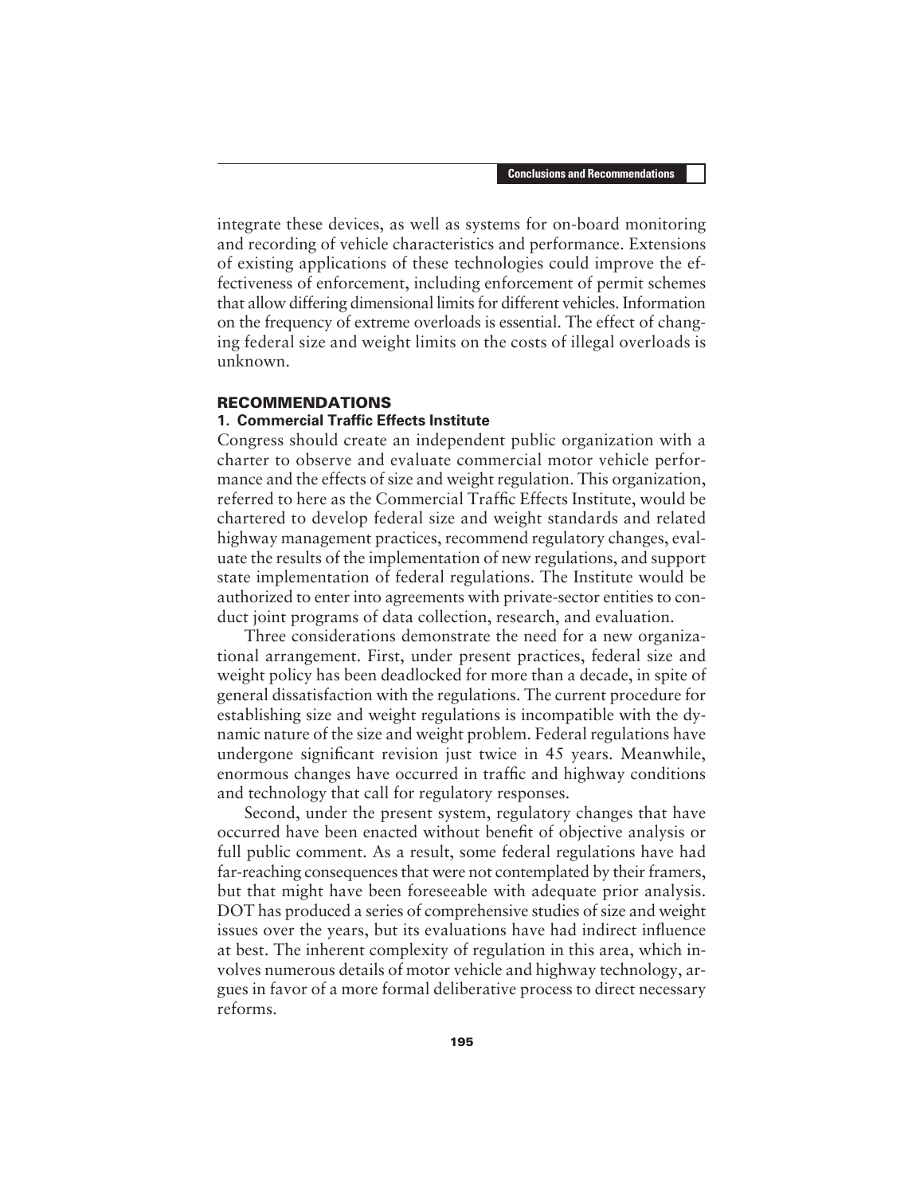integrate these devices, as well as systems for on-board monitoring and recording of vehicle characteristics and performance. Extensions of existing applications of these technologies could improve the effectiveness of enforcement, including enforcement of permit schemes that allow differing dimensional limits for different vehicles. Information on the frequency of extreme overloads is essential. The effect of changing federal size and weight limits on the costs of illegal overloads is unknown.

## RECOMMENDATIONS

### 1. Commercial Traffic Effects Institute

Congress should create an independent public organization with a charter to observe and evaluate commercial motor vehicle performance and the effects of size and weight regulation. This organization, referred to here as the Commercial Traffic Effects Institute, would be chartered to develop federal size and weight standards and related highway management practices, recommend regulatory changes, evaluate the results of the implementation of new regulations, and support state implementation of federal regulations. The Institute would be authorized to enter into agreements with private-sector entities to conduct joint programs of data collection, research, and evaluation.

Three considerations demonstrate the need for a new organizational arrangement. First, under present practices, federal size and weight policy has been deadlocked for more than a decade, in spite of general dissatisfaction with the regulations. The current procedure for establishing size and weight regulations is incompatible with the dynamic nature of the size and weight problem. Federal regulations have undergone significant revision just twice in 45 years. Meanwhile, enormous changes have occurred in traffic and highway conditions and technology that call for regulatory responses.

Second, under the present system, regulatory changes that have occurred have been enacted without benefit of objective analysis or full public comment. As a result, some federal regulations have had far-reaching consequences that were not contemplated by their framers, but that might have been foreseeable with adequate prior analysis. DOT has produced a series of comprehensive studies of size and weight issues over the years, but its evaluations have had indirect influence at best. The inherent complexity of regulation in this area, which involves numerous details of motor vehicle and highway technology, argues in favor of a more formal deliberative process to direct necessary reforms.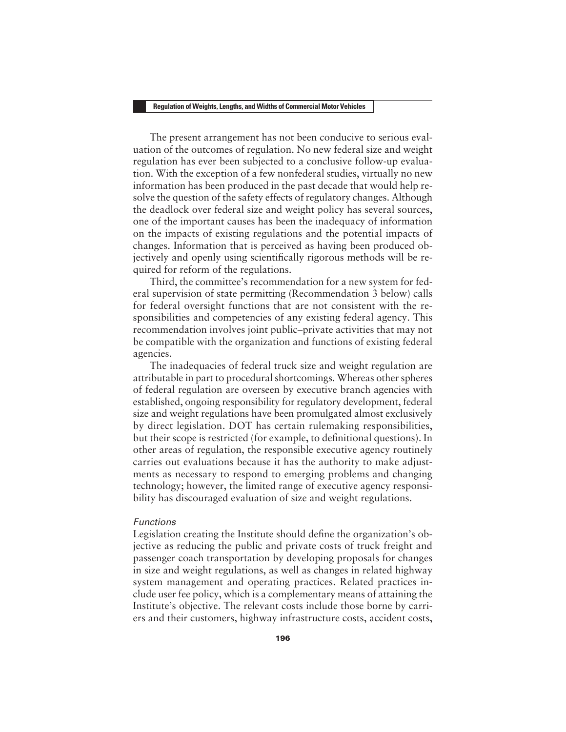The present arrangement has not been conducive to serious evaluation of the outcomes of regulation. No new federal size and weight regulation has ever been subjected to a conclusive follow-up evaluation. With the exception of a few nonfederal studies, virtually no new information has been produced in the past decade that would help resolve the question of the safety effects of regulatory changes. Although the deadlock over federal size and weight policy has several sources, one of the important causes has been the inadequacy of information on the impacts of existing regulations and the potential impacts of changes. Information that is perceived as having been produced objectively and openly using scientifically rigorous methods will be required for reform of the regulations.

Third, the committee's recommendation for a new system for federal supervision of state permitting (Recommendation 3 below) calls for federal oversight functions that are not consistent with the responsibilities and competencies of any existing federal agency. This recommendation involves joint public–private activities that may not be compatible with the organization and functions of existing federal agencies.

The inadequacies of federal truck size and weight regulation are attributable in part to procedural shortcomings. Whereas other spheres of federal regulation are overseen by executive branch agencies with established, ongoing responsibility for regulatory development, federal size and weight regulations have been promulgated almost exclusively by direct legislation. DOT has certain rulemaking responsibilities, but their scope is restricted (for example, to definitional questions). In other areas of regulation, the responsible executive agency routinely carries out evaluations because it has the authority to make adjustments as necessary to respond to emerging problems and changing technology; however, the limited range of executive agency responsibility has discouraged evaluation of size and weight regulations.

#### *Functions*

Legislation creating the Institute should define the organization's objective as reducing the public and private costs of truck freight and passenger coach transportation by developing proposals for changes in size and weight regulations, as well as changes in related highway system management and operating practices. Related practices include user fee policy, which is a complementary means of attaining the Institute's objective. The relevant costs include those borne by carriers and their customers, highway infrastructure costs, accident costs,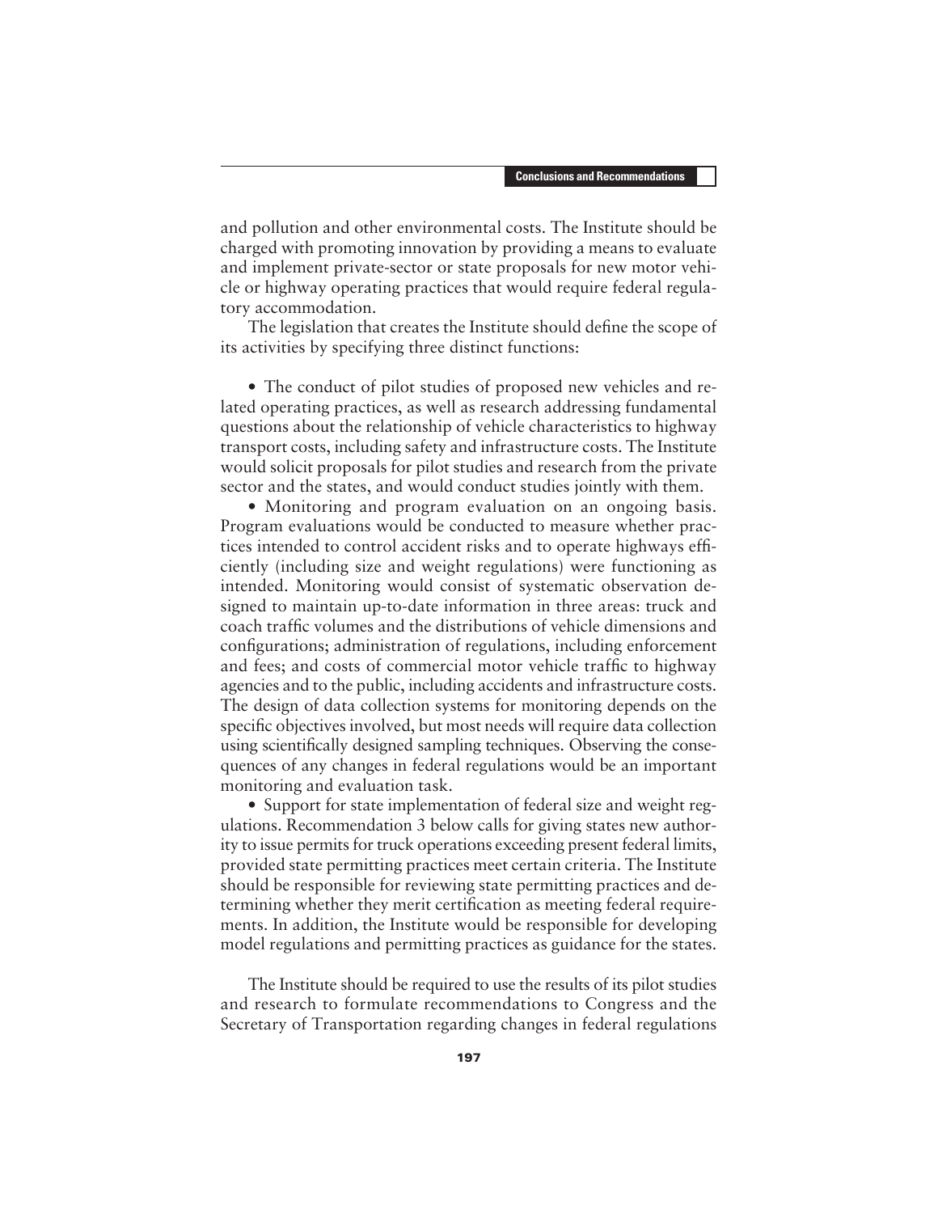and pollution and other environmental costs. The Institute should be charged with promoting innovation by providing a means to evaluate and implement private-sector or state proposals for new motor vehicle or highway operating practices that would require federal regulatory accommodation.

The legislation that creates the Institute should define the scope of its activities by specifying three distinct functions:

- The conduct of pilot studies of proposed new vehicles and related operating practices, as well as research addressing fundamental questions about the relationship of vehicle characteristics to highway transport costs, including safety and infrastructure costs. The Institute would solicit proposals for pilot studies and research from the private sector and the states, and would conduct studies jointly with them.
- Monitoring and program evaluation on an ongoing basis. Program evaluations would be conducted to measure whether practices intended to control accident risks and to operate highways efficiently (including size and weight regulations) were functioning as intended. Monitoring would consist of systematic observation designed to maintain up-to-date information in three areas: truck and coach traffic volumes and the distributions of vehicle dimensions and configurations; administration of regulations, including enforcement and fees; and costs of commercial motor vehicle traffic to highway agencies and to the public, including accidents and infrastructure costs. The design of data collection systems for monitoring depends on the specific objectives involved, but most needs will require data collection using scientifically designed sampling techniques. Observing the consequences of any changes in federal regulations would be an important monitoring and evaluation task.
- Support for state implementation of federal size and weight regulations. Recommendation 3 below calls for giving states new authority to issue permits for truck operations exceeding present federal limits, provided state permitting practices meet certain criteria. The Institute should be responsible for reviewing state permitting practices and determining whether they merit certification as meeting federal requirements. In addition, the Institute would be responsible for developing model regulations and permitting practices as guidance for the states.

The Institute should be required to use the results of its pilot studies and research to formulate recommendations to Congress and the Secretary of Transportation regarding changes in federal regulations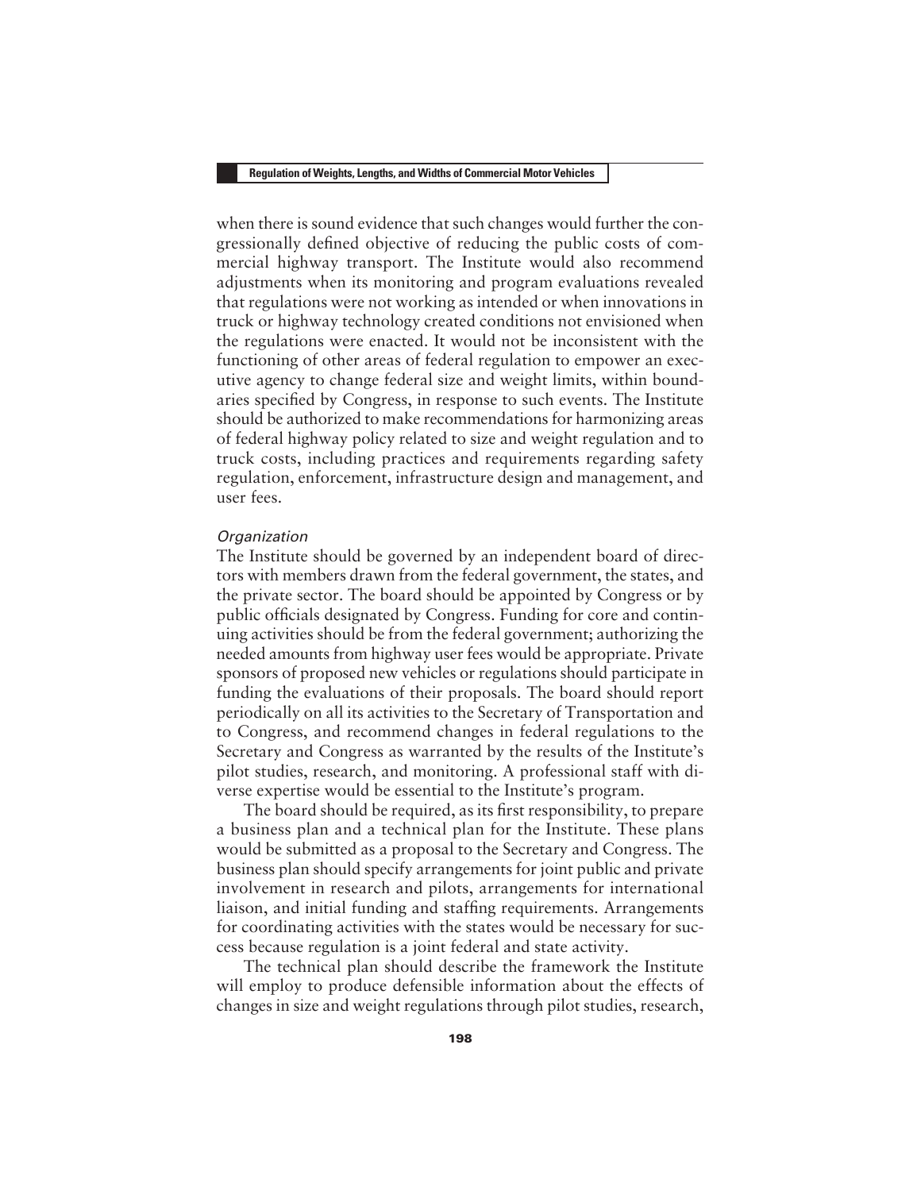when there is sound evidence that such changes would further the congressionally defined objective of reducing the public costs of commercial highway transport. The Institute would also recommend adjustments when its monitoring and program evaluations revealed that regulations were not working as intended or when innovations in truck or highway technology created conditions not envisioned when the regulations were enacted. It would not be inconsistent with the functioning of other areas of federal regulation to empower an executive agency to change federal size and weight limits, within boundaries specified by Congress, in response to such events. The Institute should be authorized to make recommendations for harmonizing areas of federal highway policy related to size and weight regulation and to truck costs, including practices and requirements regarding safety regulation, enforcement, infrastructure design and management, and user fees.

*Organization*

The Institute should be governed by an independent board of directors with members drawn from the federal government, the states, and the private sector. The board should be appointed by Congress or by public officials designated by Congress. Funding for core and continuing activities should be from the federal government; authorizing the needed amounts from highway user fees would be appropriate. Private sponsors of proposed new vehicles or regulations should participate in funding the evaluations of their proposals. The board should report periodically on all its activities to the Secretary of Transportation and to Congress, and recommend changes in federal regulations to the Secretary and Congress as warranted by the results of the Institute's pilot studies, research, and monitoring. A professional staff with diverse expertise would be essential to the Institute's program.

The board should be required, as its first responsibility, to prepare a business plan and a technical plan for the Institute. These plans would be submitted as a proposal to the Secretary and Congress. The business plan should specify arrangements for joint public and private involvement in research and pilots, arrangements for international liaison, and initial funding and staffing requirements. Arrangements for coordinating activities with the states would be necessary for success because regulation is a joint federal and state activity.

The technical plan should describe the framework the Institute will employ to produce defensible information about the effects of changes in size and weight regulations through pilot studies, research,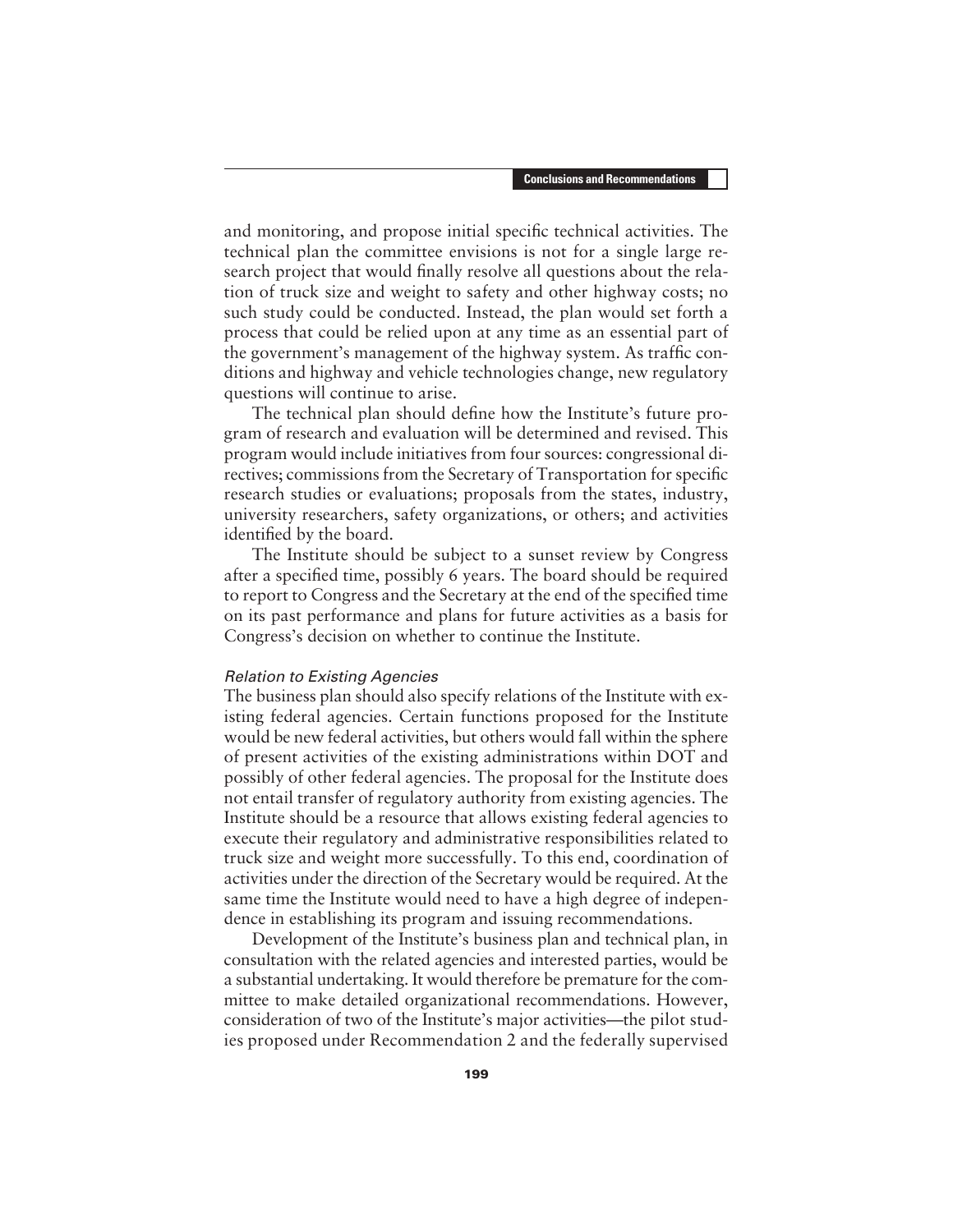and monitoring, and propose initial specific technical activities. The technical plan the committee envisions is not for a single large research project that would finally resolve all questions about the relation of truck size and weight to safety and other highway costs; no such study could be conducted. Instead, the plan would set forth a process that could be relied upon at any time as an essential part of the government's management of the highway system. As traffic conditions and highway and vehicle technologies change, new regulatory questions will continue to arise.

The technical plan should define how the Institute's future program of research and evaluation will be determined and revised. This program would include initiatives from four sources: congressional directives; commissions from the Secretary of Transportation for specific research studies or evaluations; proposals from the states, industry, university researchers, safety organizations, or others; and activities identified by the board.

The Institute should be subject to a sunset review by Congress after a specified time, possibly 6 years. The board should be required to report to Congress and the Secretary at the end of the specified time on its past performance and plans for future activities as a basis for Congress's decision on whether to continue the Institute.

#### *Relation to Existing Agencies*

The business plan should also specify relations of the Institute with existing federal agencies. Certain functions proposed for the Institute would be new federal activities, but others would fall within the sphere of present activities of the existing administrations within DOT and possibly of other federal agencies. The proposal for the Institute does not entail transfer of regulatory authority from existing agencies. The Institute should be a resource that allows existing federal agencies to execute their regulatory and administrative responsibilities related to truck size and weight more successfully. To this end, coordination of activities under the direction of the Secretary would be required. At the same time the Institute would need to have a high degree of independence in establishing its program and issuing recommendations.

Development of the Institute's business plan and technical plan, in consultation with the related agencies and interested parties, would be a substantial undertaking. It would therefore be premature for the committee to make detailed organizational recommendations. However, consideration of two of the Institute's major activities—the pilot studies proposed under Recommendation 2 and the federally supervised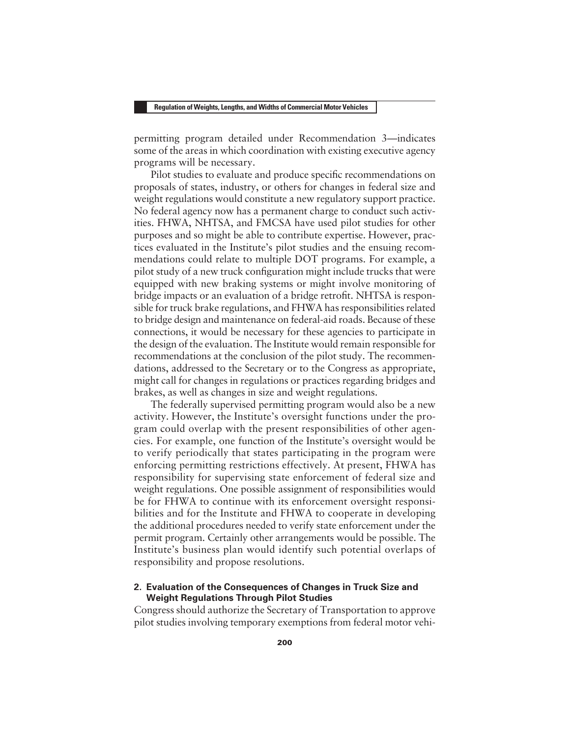permitting program detailed under Recommendation 3—indicates some of the areas in which coordination with existing executive agency programs will be necessary.

Pilot studies to evaluate and produce specific recommendations on proposals of states, industry, or others for changes in federal size and weight regulations would constitute a new regulatory support practice. No federal agency now has a permanent charge to conduct such activities. FHWA, NHTSA, and FMCSA have used pilot studies for other purposes and so might be able to contribute expertise. However, practices evaluated in the Institute's pilot studies and the ensuing recommendations could relate to multiple DOT programs. For example, a pilot study of a new truck configuration might include trucks that were equipped with new braking systems or might involve monitoring of bridge impacts or an evaluation of a bridge retrofit. NHTSA is responsible for truck brake regulations, and FHWA has responsibilities related to bridge design and maintenance on federal-aid roads. Because of these connections, it would be necessary for these agencies to participate in the design of the evaluation. The Institute would remain responsible for recommendations at the conclusion of the pilot study. The recommendations, addressed to the Secretary or to the Congress as appropriate, might call for changes in regulations or practices regarding bridges and brakes, as well as changes in size and weight regulations.

The federally supervised permitting program would also be a new activity. However, the Institute's oversight functions under the program could overlap with the present responsibilities of other agencies. For example, one function of the Institute's oversight would be to verify periodically that states participating in the program were enforcing permitting restrictions effectively. At present, FHWA has responsibility for supervising state enforcement of federal size and weight regulations. One possible assignment of responsibilities would be for FHWA to continue with its enforcement oversight responsibilities and for the Institute and FHWA to cooperate in developing the additional procedures needed to verify state enforcement under the permit program. Certainly other arrangements would be possible. The Institute's business plan would identify such potential overlaps of responsibility and propose resolutions.

### 2. Evaluation of the Consequences of Changes in Truck Size and Weight Regulations Through Pilot Studies

Congress should authorize the Secretary of Transportation to approve pilot studies involving temporary exemptions from federal motor vehi-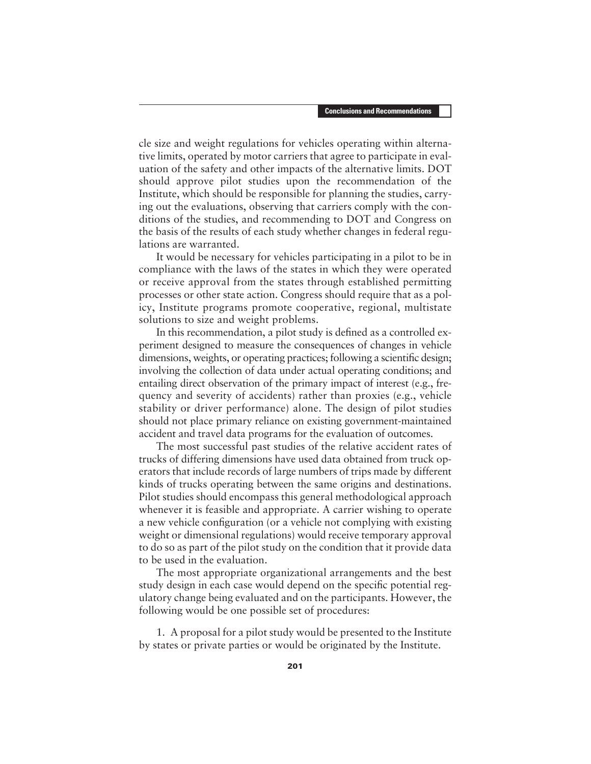cle size and weight regulations for vehicles operating within alternative limits, operated by motor carriers that agree to participate in evaluation of the safety and other impacts of the alternative limits. DOT should approve pilot studies upon the recommendation of the Institute, which should be responsible for planning the studies, carrying out the evaluations, observing that carriers comply with the conditions of the studies, and recommending to DOT and Congress on the basis of the results of each study whether changes in federal regulations are warranted.

It would be necessary for vehicles participating in a pilot to be in compliance with the laws of the states in which they were operated or receive approval from the states through established permitting processes or other state action. Congress should require that as a policy, Institute programs promote cooperative, regional, multistate solutions to size and weight problems.

In this recommendation, a pilot study is defined as a controlled experiment designed to measure the consequences of changes in vehicle dimensions, weights, or operating practices; following a scientific design; involving the collection of data under actual operating conditions; and entailing direct observation of the primary impact of interest (e.g., frequency and severity of accidents) rather than proxies (e.g., vehicle stability or driver performance) alone. The design of pilot studies should not place primary reliance on existing government-maintained accident and travel data programs for the evaluation of outcomes.

The most successful past studies of the relative accident rates of trucks of differing dimensions have used data obtained from truck operators that include records of large numbers of trips made by different kinds of trucks operating between the same origins and destinations. Pilot studies should encompass this general methodological approach whenever it is feasible and appropriate. A carrier wishing to operate a new vehicle configuration (or a vehicle not complying with existing weight or dimensional regulations) would receive temporary approval to do so as part of the pilot study on the condition that it provide data to be used in the evaluation.

The most appropriate organizational arrangements and the best study design in each case would depend on the specific potential regulatory change being evaluated and on the participants. However, the following would be one possible set of procedures:

1. A proposal for a pilot study would be presented to the Institute by states or private parties or would be originated by the Institute.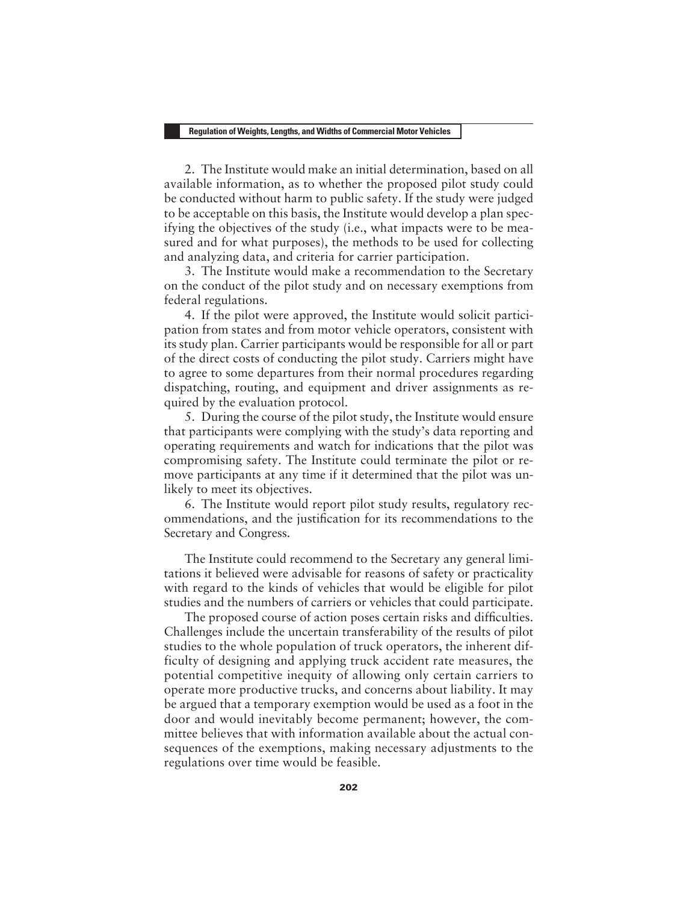2. The Institute would make an initial determination, based on all available information, as to whether the proposed pilot study could be conducted without harm to public safety. If the study were judged to be acceptable on this basis, the Institute would develop a plan specifying the objectives of the study (i.e., what impacts were to be measured and for what purposes), the methods to be used for collecting and analyzing data, and criteria for carrier participation.

3. The Institute would make a recommendation to the Secretary on the conduct of the pilot study and on necessary exemptions from federal regulations.

4. If the pilot were approved, the Institute would solicit participation from states and from motor vehicle operators, consistent with its study plan. Carrier participants would be responsible for all or part of the direct costs of conducting the pilot study. Carriers might have to agree to some departures from their normal procedures regarding dispatching, routing, and equipment and driver assignments as required by the evaluation protocol.

5. During the course of the pilot study, the Institute would ensure that participants were complying with the study's data reporting and operating requirements and watch for indications that the pilot was compromising safety. The Institute could terminate the pilot or remove participants at any time if it determined that the pilot was unlikely to meet its objectives.

6. The Institute would report pilot study results, regulatory recommendations, and the justification for its recommendations to the Secretary and Congress.

The Institute could recommend to the Secretary any general limitations it believed were advisable for reasons of safety or practicality with regard to the kinds of vehicles that would be eligible for pilot studies and the numbers of carriers or vehicles that could participate.

The proposed course of action poses certain risks and difficulties. Challenges include the uncertain transferability of the results of pilot studies to the whole population of truck operators, the inherent difficulty of designing and applying truck accident rate measures, the potential competitive inequity of allowing only certain carriers to operate more productive trucks, and concerns about liability. It may be argued that a temporary exemption would be used as a foot in the door and would inevitably become permanent; however, the committee believes that with information available about the actual consequences of the exemptions, making necessary adjustments to the regulations over time would be feasible.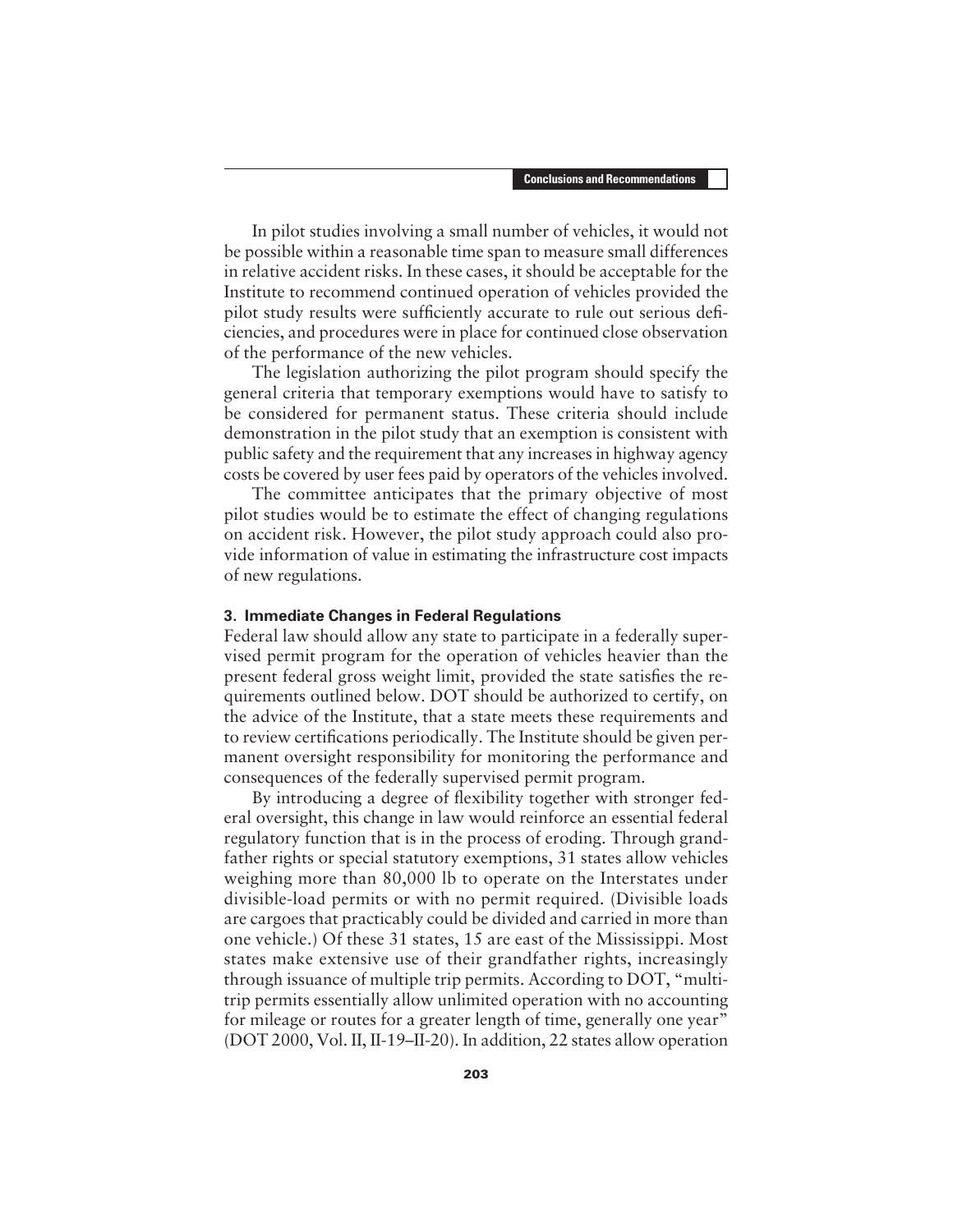In pilot studies involving a small number of vehicles, it would not be possible within a reasonable time span to measure small differences in relative accident risks. In these cases, it should be acceptable for the Institute to recommend continued operation of vehicles provided the pilot study results were sufficiently accurate to rule out serious deficiencies, and procedures were in place for continued close observation of the performance of the new vehicles.

The legislation authorizing the pilot program should specify the general criteria that temporary exemptions would have to satisfy to be considered for permanent status. These criteria should include demonstration in the pilot study that an exemption is consistent with public safety and the requirement that any increases in highway agency costs be covered by user fees paid by operators of the vehicles involved.

The committee anticipates that the primary objective of most pilot studies would be to estimate the effect of changing regulations on accident risk. However, the pilot study approach could also provide information of value in estimating the infrastructure cost impacts of new regulations.

### 3. Immediate Changes in Federal Regulations

Federal law should allow any state to participate in a federally supervised permit program for the operation of vehicles heavier than the present federal gross weight limit, provided the state satisfies the requirements outlined below. DOT should be authorized to certify, on the advice of the Institute, that a state meets these requirements and to review certifications periodically. The Institute should be given permanent oversight responsibility for monitoring the performance and consequences of the federally supervised permit program.

By introducing a degree of flexibility together with stronger federal oversight, this change in law would reinforce an essential federal regulatory function that is in the process of eroding. Through grandfather rights or special statutory exemptions, 31 states allow vehicles weighing more than 80,000 lb to operate on the Interstates under divisible-load permits or with no permit required. (Divisible loads are cargoes that practicably could be divided and carried in more than one vehicle.) Of these 31 states, 15 are east of the Mississippi. Most states make extensive use of their grandfather rights, increasingly through issuance of multiple trip permits. According to DOT, "multitrip permits essentially allow unlimited operation with no accounting for mileage or routes for a greater length of time, generally one year" (DOT 2000, Vol. II, II-19–II-20). In addition, 22 states allow operation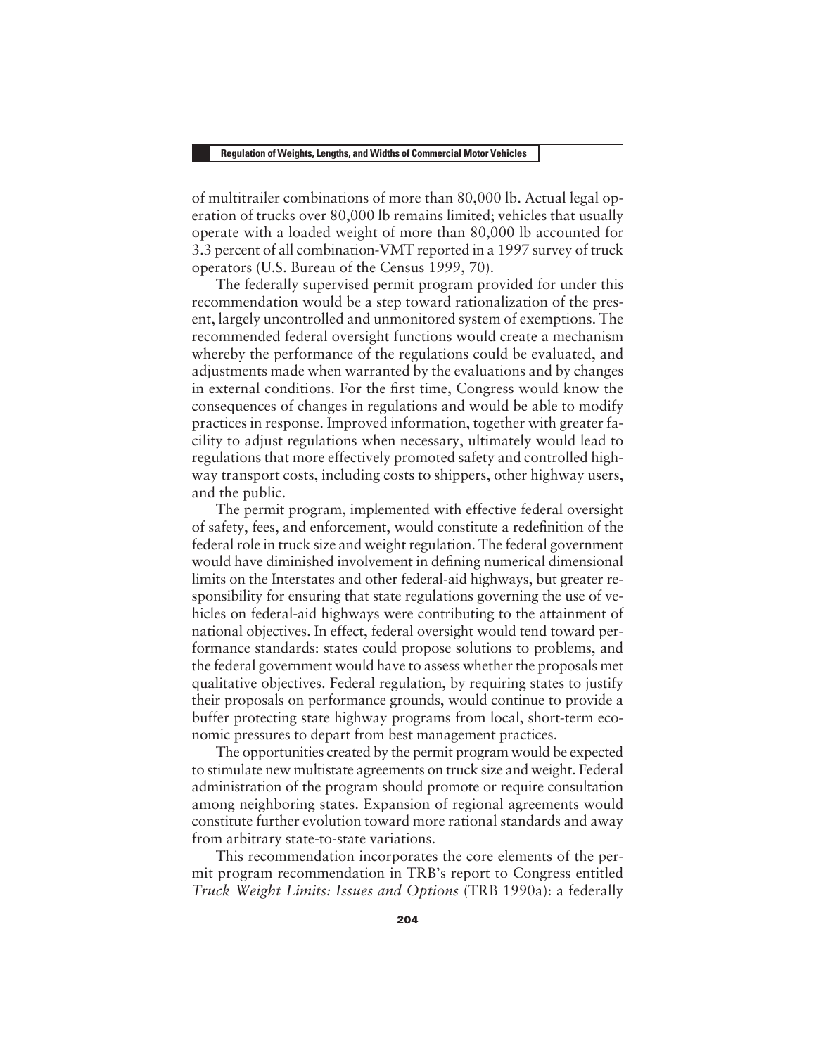of multitrailer combinations of more than 80,000 lb. Actual legal operation of trucks over 80,000 lb remains limited; vehicles that usually operate with a loaded weight of more than 80,000 lb accounted for 3.3 percent of all combination-VMT reported in a 1997 survey of truck operators (U.S. Bureau of the Census 1999, 70).

The federally supervised permit program provided for under this recommendation would be a step toward rationalization of the present, largely uncontrolled and unmonitored system of exemptions. The recommended federal oversight functions would create a mechanism whereby the performance of the regulations could be evaluated, and adjustments made when warranted by the evaluations and by changes in external conditions. For the first time, Congress would know the consequences of changes in regulations and would be able to modify practices in response. Improved information, together with greater facility to adjust regulations when necessary, ultimately would lead to regulations that more effectively promoted safety and controlled highway transport costs, including costs to shippers, other highway users, and the public.

The permit program, implemented with effective federal oversight of safety, fees, and enforcement, would constitute a redefinition of the federal role in truck size and weight regulation. The federal government would have diminished involvement in defining numerical dimensional limits on the Interstates and other federal-aid highways, but greater responsibility for ensuring that state regulations governing the use of vehicles on federal-aid highways were contributing to the attainment of national objectives. In effect, federal oversight would tend toward performance standards: states could propose solutions to problems, and the federal government would have to assess whether the proposals met qualitative objectives. Federal regulation, by requiring states to justify their proposals on performance grounds, would continue to provide a buffer protecting state highway programs from local, short-term economic pressures to depart from best management practices.

The opportunities created by the permit program would be expected to stimulate new multistate agreements on truck size and weight. Federal administration of the program should promote or require consultation among neighboring states. Expansion of regional agreements would constitute further evolution toward more rational standards and away from arbitrary state-to-state variations.

This recommendation incorporates the core elements of the permit program recommendation in TRB's report to Congress entitled *Truck Weight Limits: Issues and Options* (TRB 1990a): a federally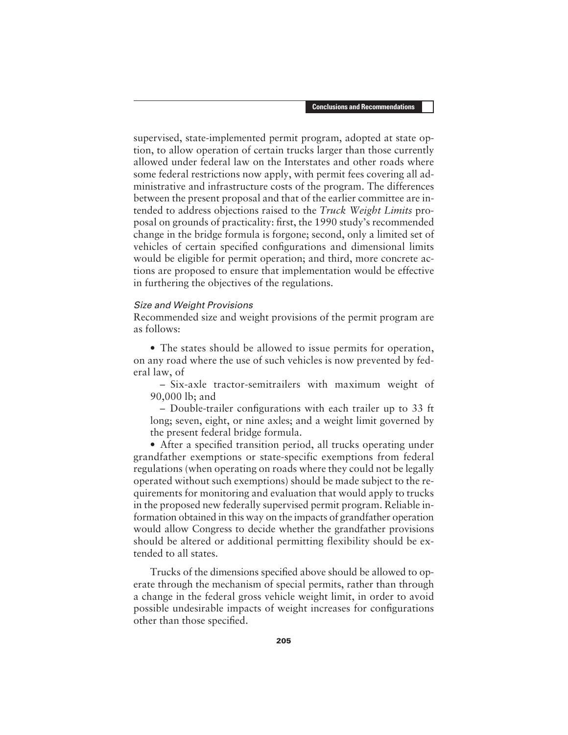supervised, state-implemented permit program, adopted at state option, to allow operation of certain trucks larger than those currently allowed under federal law on the Interstates and other roads where some federal restrictions now apply, with permit fees covering all administrative and infrastructure costs of the program. The differences between the present proposal and that of the earlier committee are intended to address objections raised to the *Truck Weight Limits* proposal on grounds of practicality: first, the 1990 study's recommended change in the bridge formula is forgone; second, only a limited set of vehicles of certain specified configurations and dimensional limits would be eligible for permit operation; and third, more concrete actions are proposed to ensure that implementation would be effective in furthering the objectives of the regulations.

### *Size and Weight Provisions*

Recommended size and weight provisions of the permit program are as follows:

- The states should be allowed to issue permits for operation, on any road where the use of such vehicles is now prevented by federal law, of
  - Six-axle tractor-semitrailers with maximum weight of 90,000 lb; and
  - Double-trailer configurations with each trailer up to 33 ft long; seven, eight, or nine axles; and a weight limit governed by the present federal bridge formula.
- After a specified transition period, all trucks operating under grandfather exemptions or state-specific exemptions from federal regulations (when operating on roads where they could not be legally operated without such exemptions) should be made subject to the requirements for monitoring and evaluation that would apply to trucks in the proposed new federally supervised permit program. Reliable information obtained in this way on the impacts of grandfather operation would allow Congress to decide whether the grandfather provisions should be altered or additional permitting flexibility should be extended to all states.

Trucks of the dimensions specified above should be allowed to operate through the mechanism of special permits, rather than through a change in the federal gross vehicle weight limit, in order to avoid possible undesirable impacts of weight increases for configurations other than those specified.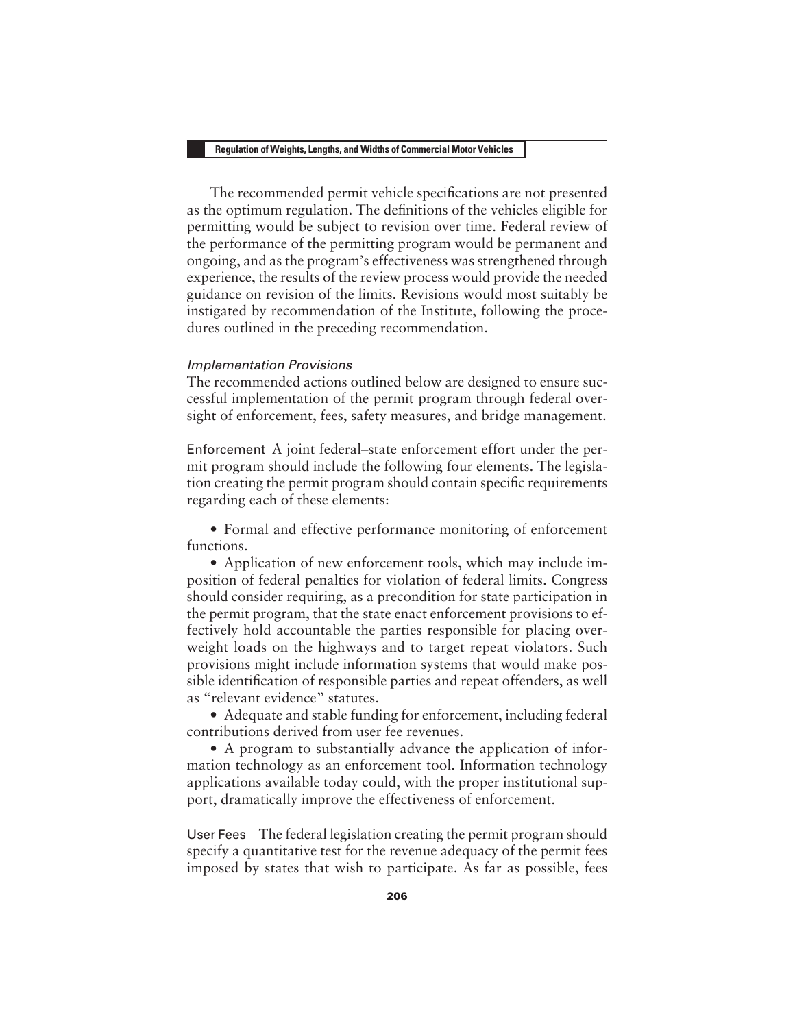The recommended permit vehicle specifications are not presented as the optimum regulation. The definitions of the vehicles eligible for permitting would be subject to revision over time. Federal review of the performance of the permitting program would be permanent and ongoing, and as the program's effectiveness was strengthened through experience, the results of the review process would provide the needed guidance on revision of the limits. Revisions would most suitably be instigated by recommendation of the Institute, following the procedures outlined in the preceding recommendation.

*Implementation Provisions*

The recommended actions outlined below are designed to ensure successful implementation of the permit program through federal oversight of enforcement, fees, safety measures, and bridge management.

Enforcement A joint federal–state enforcement effort under the permit program should include the following four elements. The legislation creating the permit program should contain specific requirements regarding each of these elements:

- Formal and effective performance monitoring of enforcement functions.
- Application of new enforcement tools, which may include imposition of federal penalties for violation of federal limits. Congress should consider requiring, as a precondition for state participation in the permit program, that the state enact enforcement provisions to effectively hold accountable the parties responsible for placing overweight loads on the highways and to target repeat violators. Such provisions might include information systems that would make possible identification of responsible parties and repeat offenders, as well as "relevant evidence" statutes.
- Adequate and stable funding for enforcement, including federal contributions derived from user fee revenues.
- A program to substantially advance the application of information technology as an enforcement tool. Information technology applications available today could, with the proper institutional support, dramatically improve the effectiveness of enforcement.

User Fees The federal legislation creating the permit program should specify a quantitative test for the revenue adequacy of the permit fees imposed by states that wish to participate. As far as possible, fees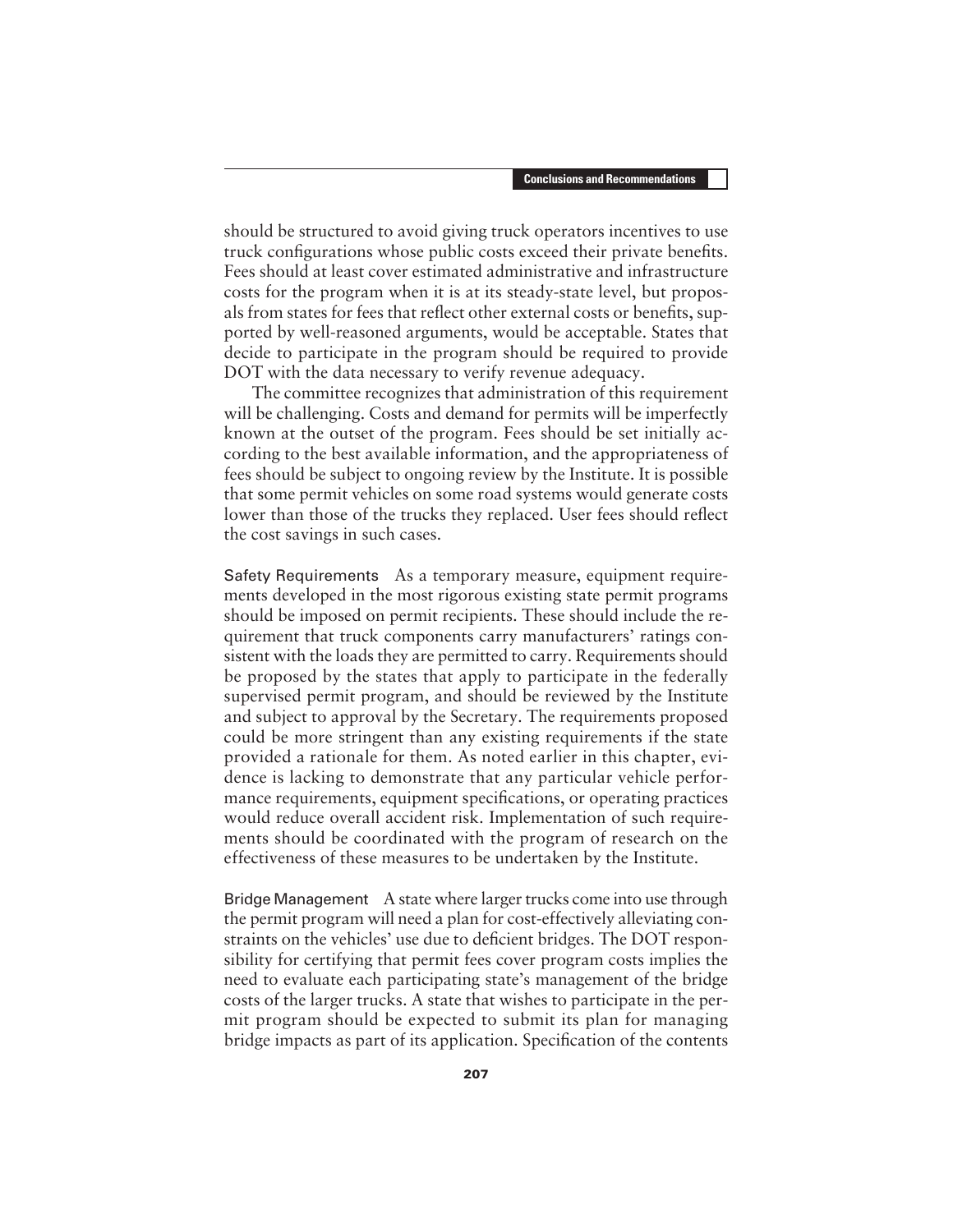should be structured to avoid giving truck operators incentives to use truck configurations whose public costs exceed their private benefits. Fees should at least cover estimated administrative and infrastructure costs for the program when it is at its steady-state level, but proposals from states for fees that reflect other external costs or benefits, supported by well-reasoned arguments, would be acceptable. States that decide to participate in the program should be required to provide DOT with the data necessary to verify revenue adequacy.

The committee recognizes that administration of this requirement will be challenging. Costs and demand for permits will be imperfectly known at the outset of the program. Fees should be set initially according to the best available information, and the appropriateness of fees should be subject to ongoing review by the Institute. It is possible that some permit vehicles on some road systems would generate costs lower than those of the trucks they replaced. User fees should reflect the cost savings in such cases.

Safety Requirements As a temporary measure, equipment requirements developed in the most rigorous existing state permit programs should be imposed on permit recipients. These should include the requirement that truck components carry manufacturers' ratings consistent with the loads they are permitted to carry. Requirements should be proposed by the states that apply to participate in the federally supervised permit program, and should be reviewed by the Institute and subject to approval by the Secretary. The requirements proposed could be more stringent than any existing requirements if the state provided a rationale for them. As noted earlier in this chapter, evidence is lacking to demonstrate that any particular vehicle performance requirements, equipment specifications, or operating practices would reduce overall accident risk. Implementation of such requirements should be coordinated with the program of research on the effectiveness of these measures to be undertaken by the Institute.

Bridge Management A state where larger trucks come into use through the permit program will need a plan for cost-effectively alleviating constraints on the vehicles' use due to deficient bridges. The DOT responsibility for certifying that permit fees cover program costs implies the need to evaluate each participating state's management of the bridge costs of the larger trucks. A state that wishes to participate in the permit program should be expected to submit its plan for managing bridge impacts as part of its application. Specification of the contents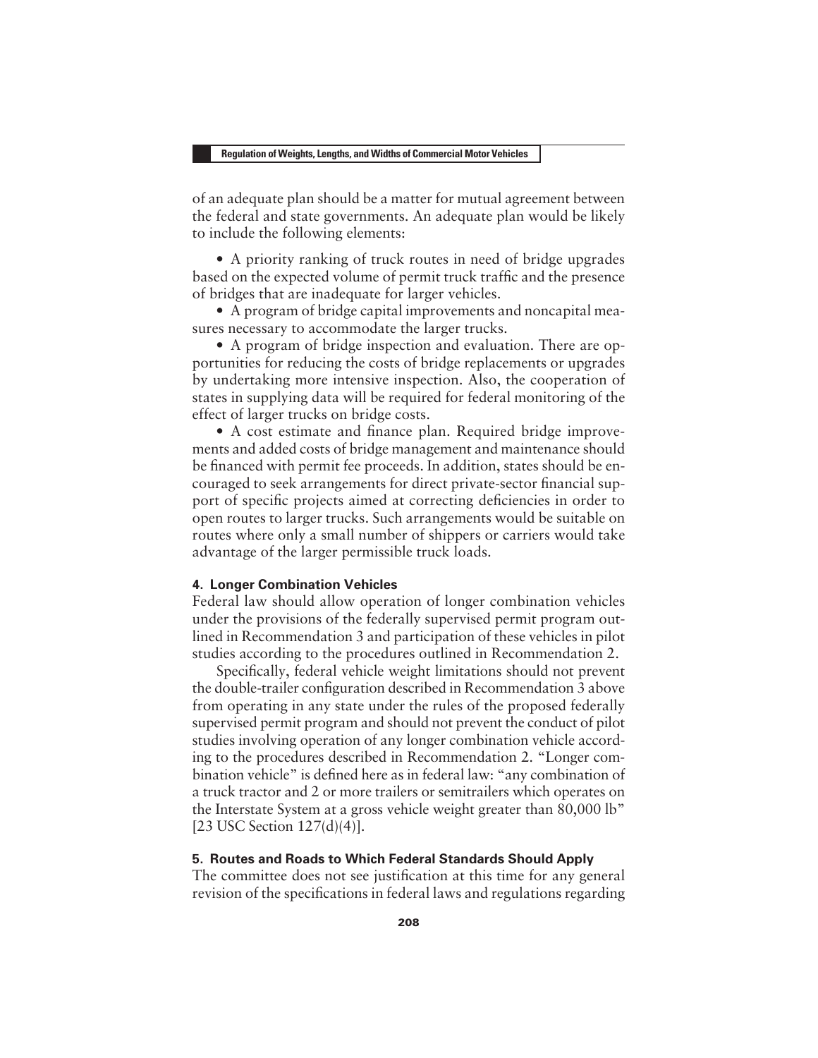of an adequate plan should be a matter for mutual agreement between the federal and state governments. An adequate plan would be likely to include the following elements:

- A priority ranking of truck routes in need of bridge upgrades based on the expected volume of permit truck traffic and the presence of bridges that are inadequate for larger vehicles.
- A program of bridge capital improvements and noncapital measures necessary to accommodate the larger trucks.
- A program of bridge inspection and evaluation. There are opportunities for reducing the costs of bridge replacements or upgrades by undertaking more intensive inspection. Also, the cooperation of states in supplying data will be required for federal monitoring of the effect of larger trucks on bridge costs.
- A cost estimate and finance plan. Required bridge improvements and added costs of bridge management and maintenance should be financed with permit fee proceeds. In addition, states should be encouraged to seek arrangements for direct private-sector financial support of specific projects aimed at correcting deficiencies in order to open routes to larger trucks. Such arrangements would be suitable on routes where only a small number of shippers or carriers would take advantage of the larger permissible truck loads.

#### 4. Longer Combination Vehicles

Federal law should allow operation of longer combination vehicles under the provisions of the federally supervised permit program outlined in Recommendation 3 and participation of these vehicles in pilot studies according to the procedures outlined in Recommendation 2.

Specifically, federal vehicle weight limitations should not prevent the double-trailer configuration described in Recommendation 3 above from operating in any state under the rules of the proposed federally supervised permit program and should not prevent the conduct of pilot studies involving operation of any longer combination vehicle according to the procedures described in Recommendation 2. "Longer combination vehicle" is defined here as in federal law: "any combination of a truck tractor and 2 or more trailers or semitrailers which operates on the Interstate System at a gross vehicle weight greater than 80,000 lb" [23 USC Section 127(d)(4)].

#### 5. Routes and Roads to Which Federal Standards Should Apply

The committee does not see justification at this time for any general revision of the specifications in federal laws and regulations regarding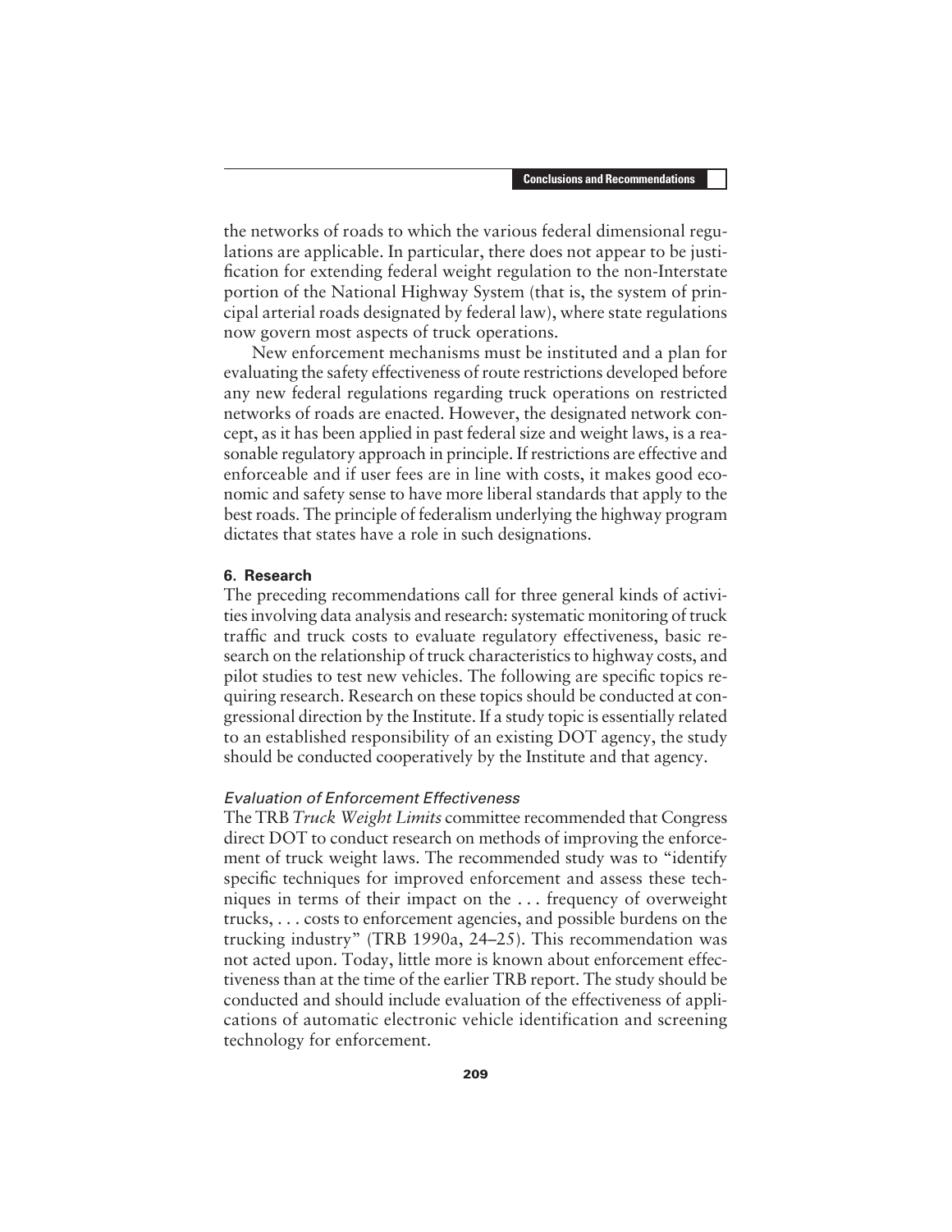the networks of roads to which the various federal dimensional regulations are applicable. In particular, there does not appear to be justification for extending federal weight regulation to the non-Interstate portion of the National Highway System (that is, the system of principal arterial roads designated by federal law), where state regulations now govern most aspects of truck operations.

New enforcement mechanisms must be instituted and a plan for evaluating the safety effectiveness of route restrictions developed before any new federal regulations regarding truck operations on restricted networks of roads are enacted. However, the designated network concept, as it has been applied in past federal size and weight laws, is a reasonable regulatory approach in principle. If restrictions are effective and enforceable and if user fees are in line with costs, it makes good economic and safety sense to have more liberal standards that apply to the best roads. The principle of federalism underlying the highway program dictates that states have a role in such designations.

### 6. Research

The preceding recommendations call for three general kinds of activities involving data analysis and research: systematic monitoring of truck traffic and truck costs to evaluate regulatory effectiveness, basic research on the relationship of truck characteristics to highway costs, and pilot studies to test new vehicles. The following are specific topics requiring research. Research on these topics should be conducted at congressional direction by the Institute. If a study topic is essentially related to an established responsibility of an existing DOT agency, the study should be conducted cooperatively by the Institute and that agency.

#### *Evaluation of Enforcement Effectiveness*

The TRB *Truck Weight Limits* committee recommended that Congress direct DOT to conduct research on methods of improving the enforcement of truck weight laws. The recommended study was to "identify specific techniques for improved enforcement and assess these techniques in terms of their impact on the . . . frequency of overweight trucks, . . . costs to enforcement agencies, and possible burdens on the trucking industry" (TRB 1990a, 24–25). This recommendation was not acted upon. Today, little more is known about enforcement effectiveness than at the time of the earlier TRB report. The study should be conducted and should include evaluation of the effectiveness of applications of automatic electronic vehicle identification and screening technology for enforcement.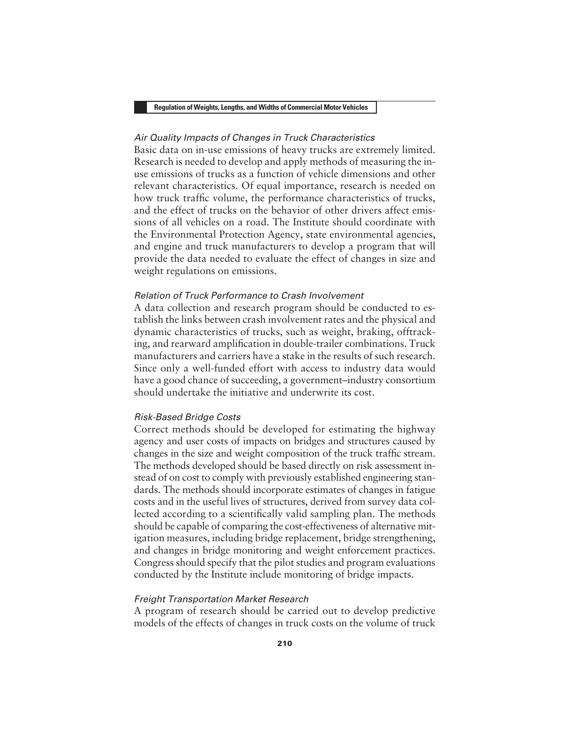#### *Air Quality Impacts of Changes in Truck Characteristics*

Basic data on in-use emissions of heavy trucks are extremely limited. Research is needed to develop and apply methods of measuring the in-use emissions of trucks as a function of vehicle dimensions and other relevant characteristics. Of equal importance, research is needed on how truck traffic volume, the performance characteristics of trucks, and the effect of trucks on the behavior of other drivers affect emissions of all vehicles on a road. The Institute should coordinate with the Environmental Protection Agency, state environmental agencies, and engine and truck manufacturers to develop a program that will provide the data needed to evaluate the effect of changes in size and weight regulations on emissions.

#### *Relation of Truck Performance to Crash Involvement*

A data collection and research program should be conducted to establish the links between crash involvement rates and the physical and dynamic characteristics of trucks, such as weight, braking, offtracking, and rearward amplification in double-trailer combinations. Truck manufacturers and carriers have a stake in the results of such research. Since only a well-funded effort with access to industry data would have a good chance of succeeding, a government–industry consortium should undertake the initiative and underwrite its cost.

#### *Risk-Based Bridge Costs*

Correct methods should be developed for estimating the highway agency and user costs of impacts on bridges and structures caused by changes in the size and weight composition of the truck traffic stream. The methods developed should be based directly on risk assessment instead of on cost to comply with previously established engineering standards. The methods should incorporate estimates of changes in fatigue costs and in the useful lives of structures, derived from survey data collected according to a scientifically valid sampling plan. The methods should be capable of comparing the cost-effectiveness of alternative mitigation measures, including bridge replacement, bridge strengthening, and changes in bridge monitoring and weight enforcement practices. Congress should specify that the pilot studies and program evaluations conducted by the Institute include monitoring of bridge impacts.

#### *Freight Transportation Market Research*

A program of research should be carried out to develop predictive models of the effects of changes in truck costs on the volume of truck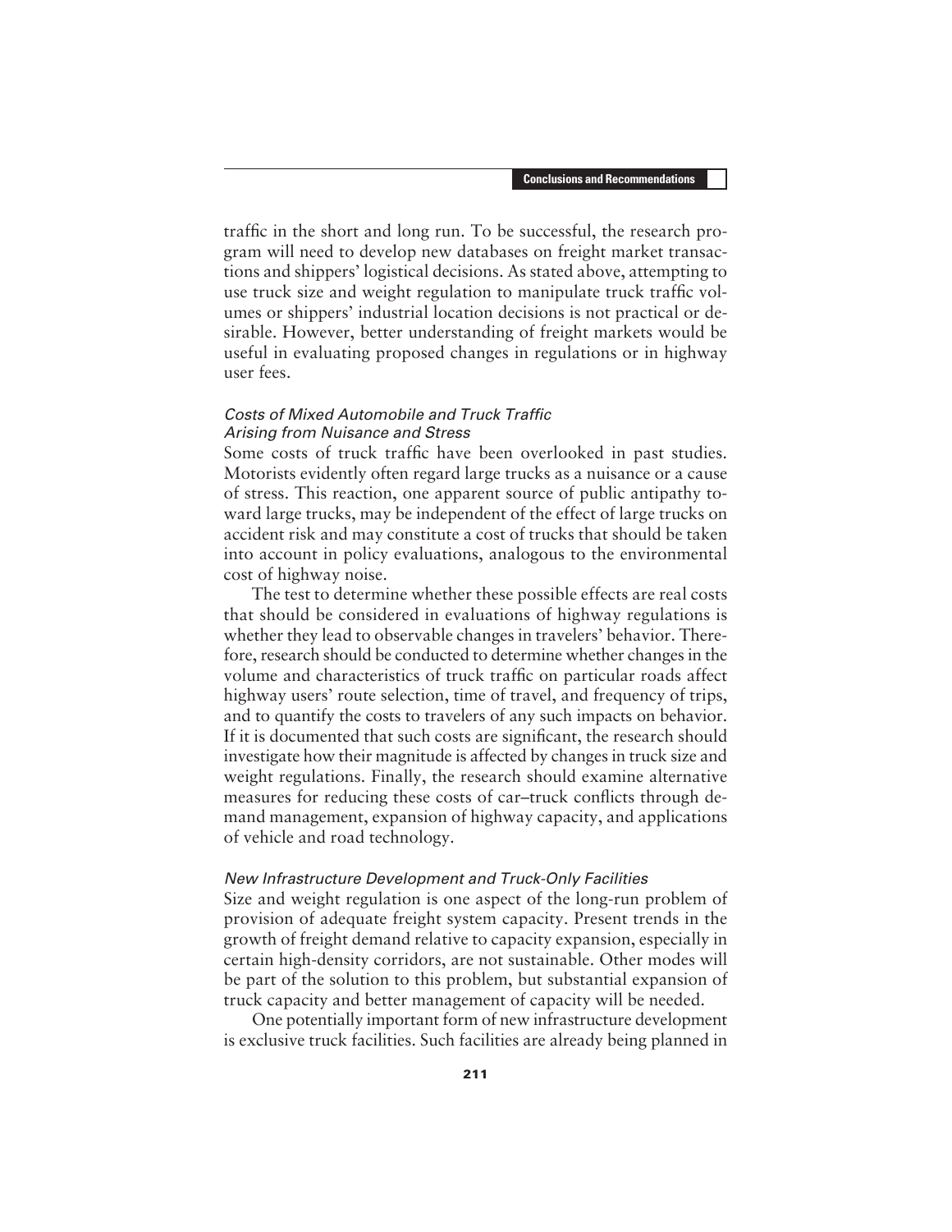traffic in the short and long run. To be successful, the research program will need to develop new databases on freight market transactions and shippers' logistical decisions. As stated above, attempting to use truck size and weight regulation to manipulate truck traffic volumes or shippers' industrial location decisions is not practical or desirable. However, better understanding of freight markets would be useful in evaluating proposed changes in regulations or in highway user fees.

#### *Costs of Mixed Automobile and Truck Traffic Arising from Nuisance and Stress*

Some costs of truck traffic have been overlooked in past studies. Motorists evidently often regard large trucks as a nuisance or a cause of stress. This reaction, one apparent source of public antipathy toward large trucks, may be independent of the effect of large trucks on accident risk and may constitute a cost of trucks that should be taken into account in policy evaluations, analogous to the environmental cost of highway noise.

The test to determine whether these possible effects are real costs that should be considered in evaluations of highway regulations is whether they lead to observable changes in travelers' behavior. Therefore, research should be conducted to determine whether changes in the volume and characteristics of truck traffic on particular roads affect highway users' route selection, time of travel, and frequency of trips, and to quantify the costs to travelers of any such impacts on behavior. If it is documented that such costs are significant, the research should investigate how their magnitude is affected by changes in truck size and weight regulations. Finally, the research should examine alternative measures for reducing these costs of car–truck conflicts through demand management, expansion of highway capacity, and applications of vehicle and road technology.

#### *New Infrastructure Development and Truck-Only Facilities*

Size and weight regulation is one aspect of the long-run problem of provision of adequate freight system capacity. Present trends in the growth of freight demand relative to capacity expansion, especially in certain high-density corridors, are not sustainable. Other modes will be part of the solution to this problem, but substantial expansion of truck capacity and better management of capacity will be needed.

One potentially important form of new infrastructure development is exclusive truck facilities. Such facilities are already being planned in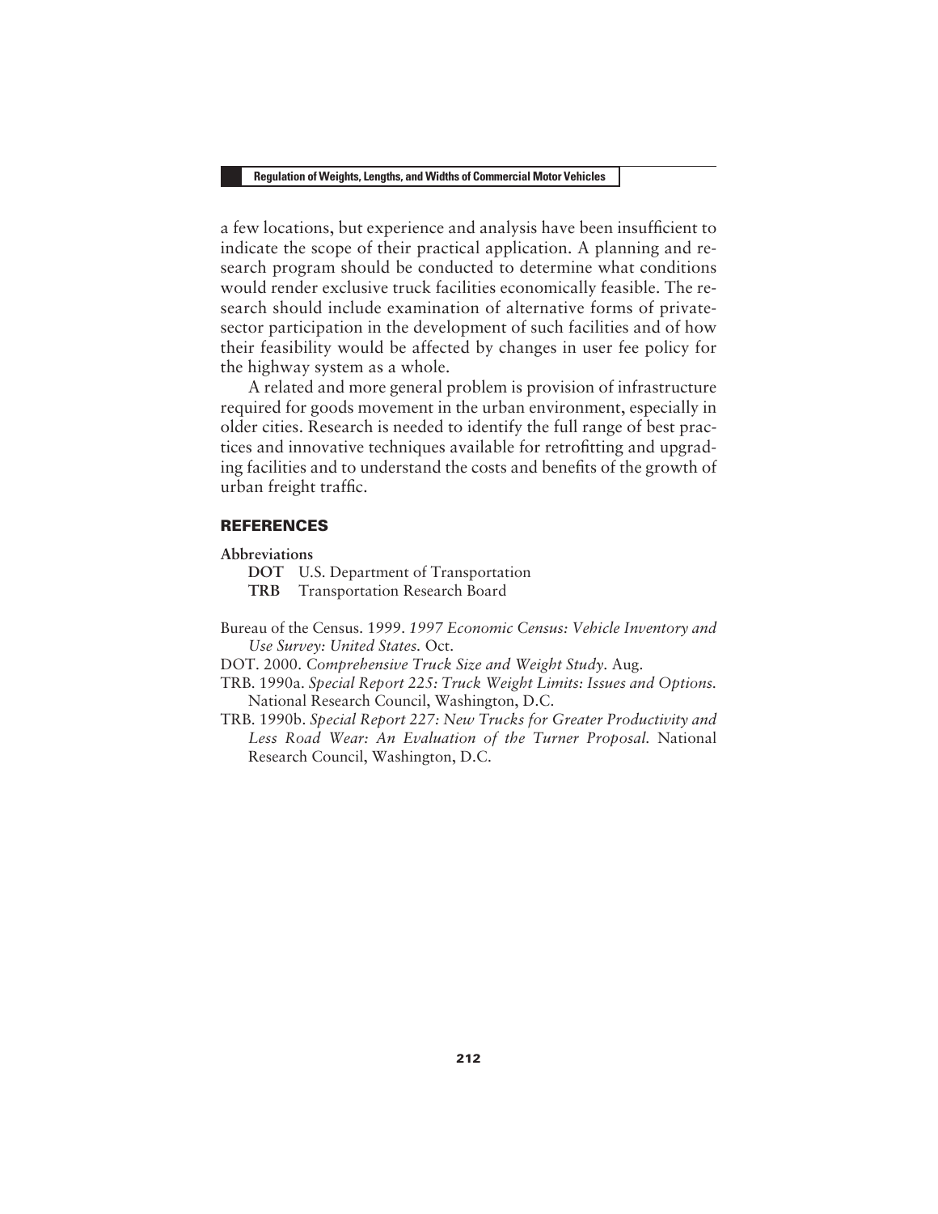a few locations, but experience and analysis have been insufficient to indicate the scope of their practical application. A planning and research program should be conducted to determine what conditions would render exclusive truck facilities economically feasible. The research should include examination of alternative forms of private-sector participation in the development of such facilities and of how their feasibility would be affected by changes in user fee policy for the highway system as a whole.

A related and more general problem is provision of infrastructure required for goods movement in the urban environment, especially in older cities. Research is needed to identify the full range of best practices and innovative techniques available for retrofitting and upgrading facilities and to understand the costs and benefits of the growth of urban freight traffic.

## REFERENCES

**Abbreviations**

**DOT** U.S. Department of Transportation
**TRB** Transportation Research Board

Bureau of the Census. 1999. *1997 Economic Census: Vehicle Inventory and Use Survey: United States.* Oct.

DOT. 2000. *Comprehensive Truck Size and Weight Study.* Aug.

TRB. 1990a. *Special Report 225: Truck Weight Limits: Issues and Options.* National Research Council, Washington, D.C.

TRB. 1990b. *Special Report 227: New Trucks for Greater Productivity and Less Road Wear: An Evaluation of the Turner Proposal.* National Research Council, Washington, D.C.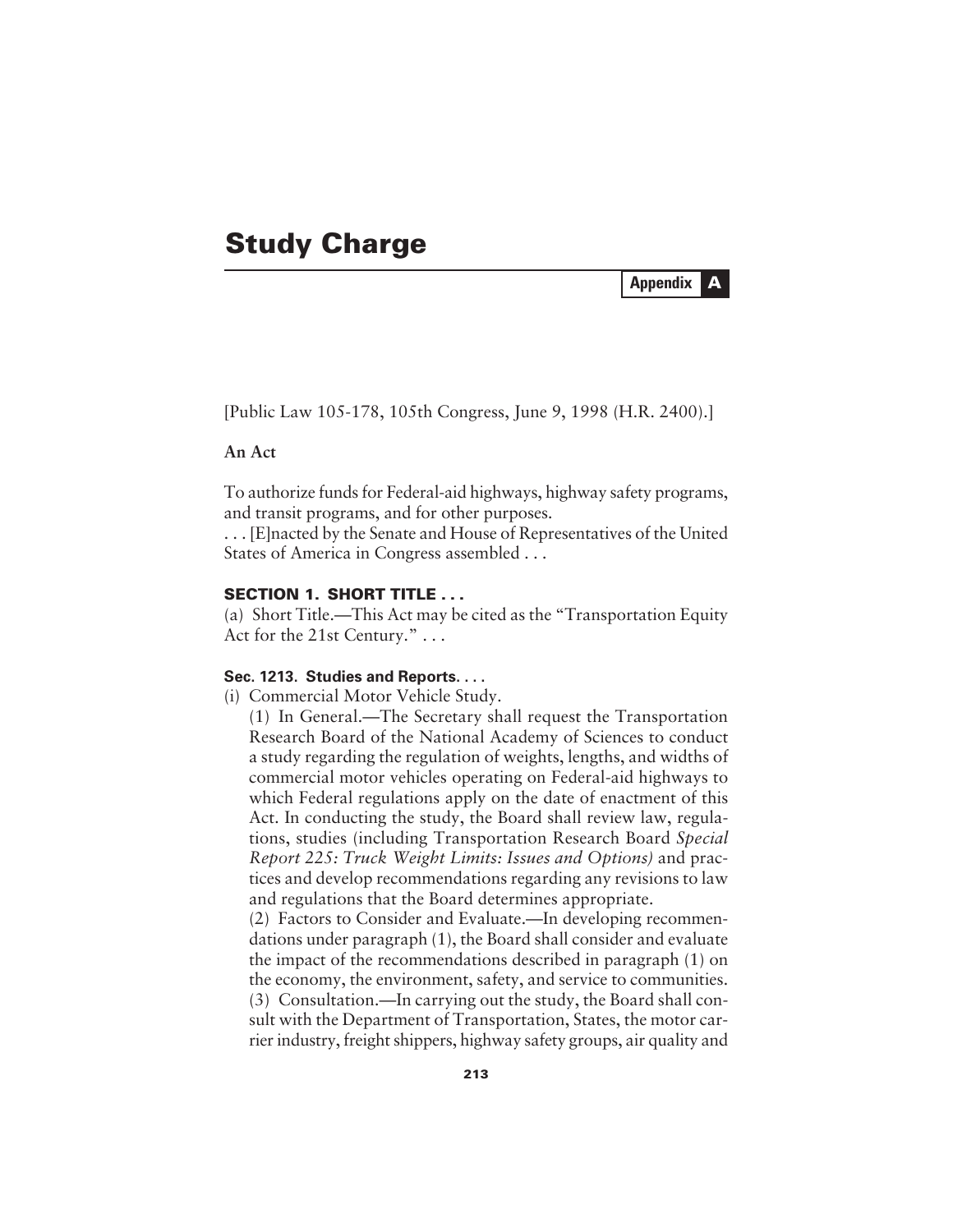# Study Charge

**Appendix A**

[Public Law 105-178, 105th Congress, June 9, 1998 (H.R. 2400).]

**An Act**

To authorize funds for Federal-aid highways, highway safety programs, and transit programs, and for other purposes.
. . . [E]nacted by the Senate and House of Representatives of the United States of America in Congress assembled . . .

### SECTION 1. SHORT TITLE . . .

(a) Short Title.—This Act may be cited as the "Transportation Equity Act for the 21st Century." . . .

#### Sec. 1213. Studies and Reports. . . .

(i) Commercial Motor Vehicle Study.

(1) In General.—The Secretary shall request the Transportation Research Board of the National Academy of Sciences to conduct a study regarding the regulation of weights, lengths, and widths of commercial motor vehicles operating on Federal-aid highways to which Federal regulations apply on the date of enactment of this Act. In conducting the study, the Board shall review law, regulations, studies (including Transportation Research Board *Special Report 225: Truck Weight Limits: Issues and Options)* and practices and develop recommendations regarding any revisions to law and regulations that the Board determines appropriate.

(2) Factors to Consider and Evaluate.—In developing recommendations under paragraph (1), the Board shall consider and evaluate the impact of the recommendations described in paragraph (1) on the economy, the environment, safety, and service to communities.

(3) Consultation.—In carrying out the study, the Board shall consult with the Department of Transportation, States, the motor carrier industry, freight shippers, highway safety groups, air quality and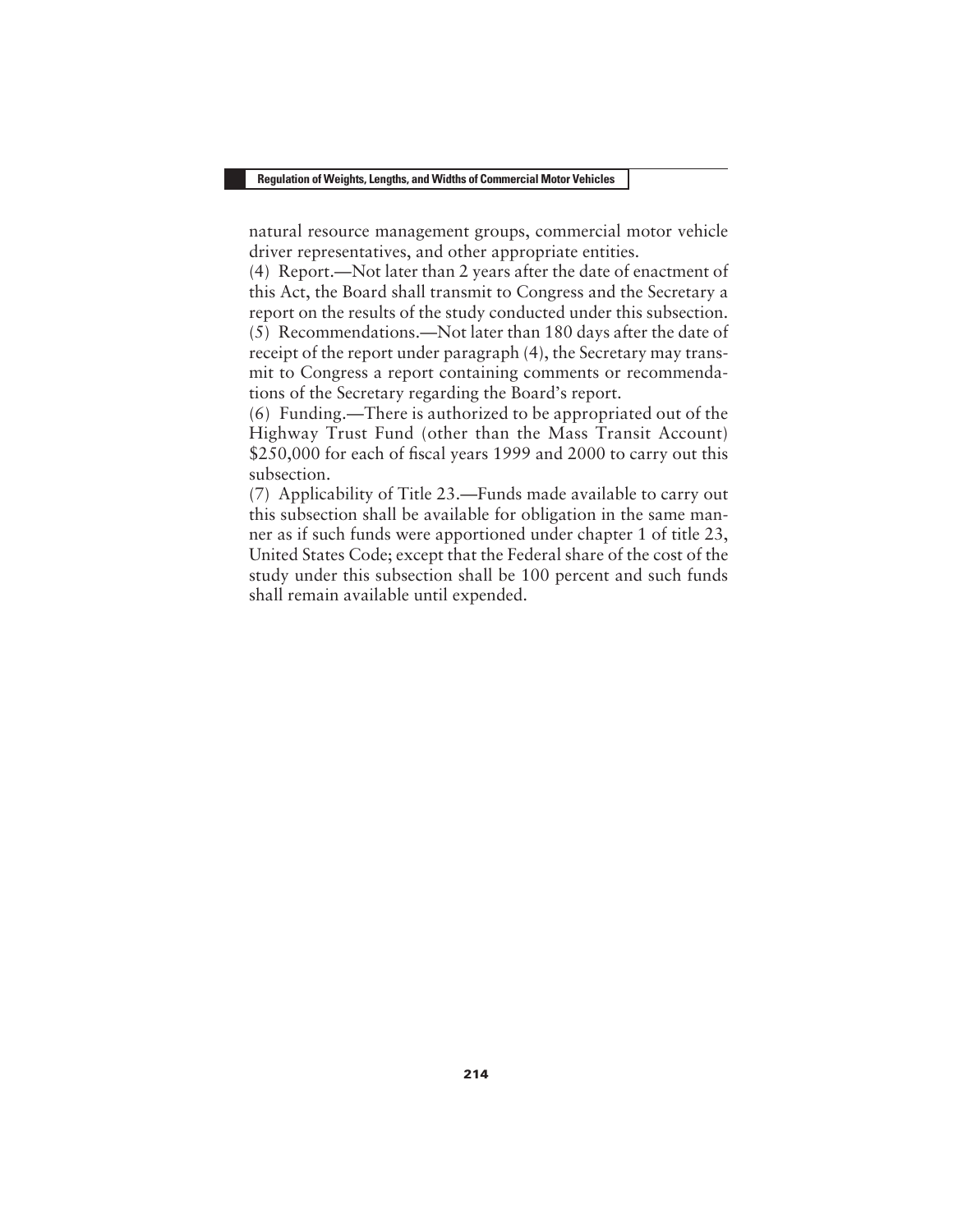natural resource management groups, commercial motor vehicle driver representatives, and other appropriate entities.

(4) Report.—Not later than 2 years after the date of enactment of this Act, the Board shall transmit to Congress and the Secretary a report on the results of the study conducted under this subsection.

(5) Recommendations.—Not later than 180 days after the date of receipt of the report under paragraph (4), the Secretary may transmit to Congress a report containing comments or recommendations of the Secretary regarding the Board's report.

(6) Funding.—There is authorized to be appropriated out of the Highway Trust Fund (other than the Mass Transit Account) $250,000 for each of fiscal years 1999 and 2000 to carry out this subsection.

(7) Applicability of Title 23.—Funds made available to carry out this subsection shall be available for obligation in the same manner as if such funds were apportioned under chapter 1 of title 23, United States Code; except that the Federal share of the cost of the study under this subsection shall be 100 percent and such funds shall remain available until expended.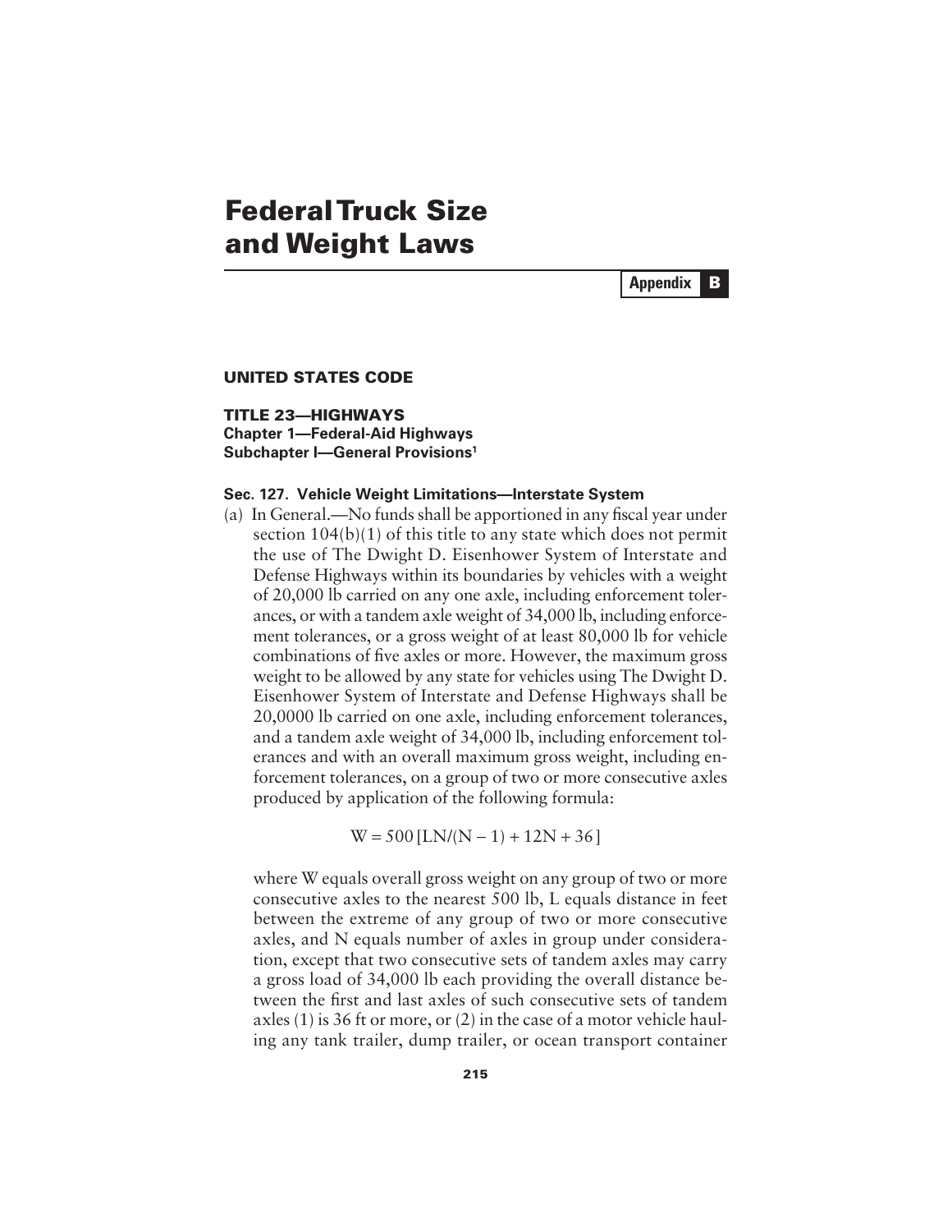# Federal Truck Size and Weight Laws

**Appendix B**

## UNITED STATES CODE

### TITLE 23—HIGHWAYS

**Chapter 1—Federal-Aid Highways**
**Subchapter I—General Provisions**[1]

#### Sec. 127. Vehicle Weight Limitations—Interstate System

(a) In General.—No funds shall be apportioned in any fiscal year under section 104(b)(1) of this title to any state which does not permit the use of The Dwight D. Eisenhower System of Interstate and Defense Highways within its boundaries by vehicles with a weight of 20,000 lb carried on any one axle, including enforcement tolerances, or with a tandem axle weight of 34,000 lb, including enforcement tolerances, or a gross weight of at least 80,000 lb for vehicle combinations of five axles or more. However, the maximum gross weight to be allowed by any state for vehicles using The Dwight D. Eisenhower System of Interstate and Defense Highways shall be 20,0000 lb carried on one axle, including enforcement tolerances, and a tandem axle weight of 34,000 lb, including enforcement tolerances and with an overall maximum gross weight, including enforcement tolerances, on a group of two or more consecutive axles produced by application of the following formula:

$$W = 500\,[LN/(N - 1) + 12N + 36]$$

where W equals overall gross weight on any group of two or more consecutive axles to the nearest 500 lb, L equals distance in feet between the extreme of any group of two or more consecutive axles, and N equals number of axles in group under consideration, except that two consecutive sets of tandem axles may carry a gross load of 34,000 lb each providing the overall distance between the first and last axles of such consecutive sets of tandem axles (1) is 36 ft or more, or (2) in the case of a motor vehicle hauling any tank trailer, dump trailer, or ocean transport container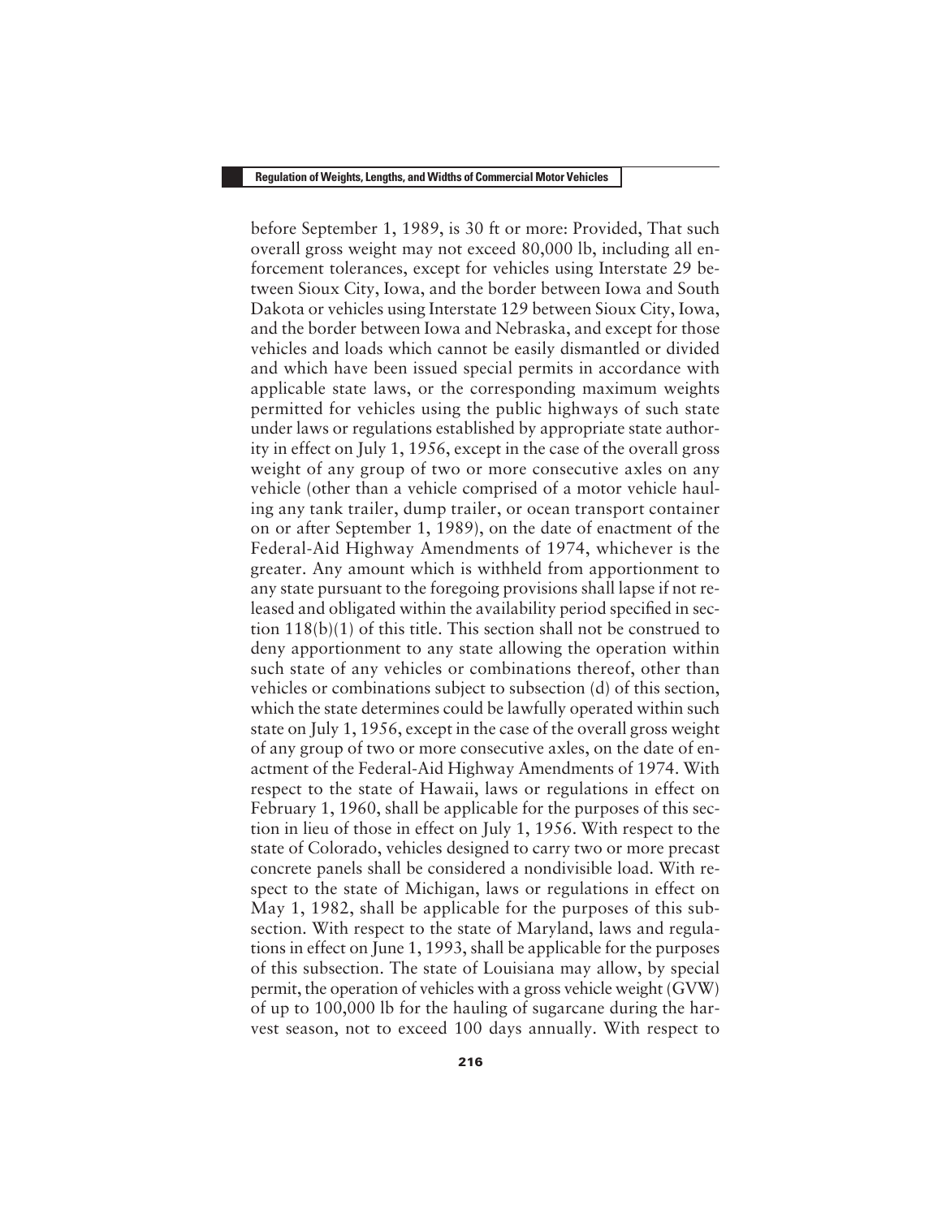before September 1, 1989, is 30 ft or more: Provided, That such overall gross weight may not exceed 80,000 lb, including all enforcement tolerances, except for vehicles using Interstate 29 between Sioux City, Iowa, and the border between Iowa and South Dakota or vehicles using Interstate 129 between Sioux City, Iowa, and the border between Iowa and Nebraska, and except for those vehicles and loads which cannot be easily dismantled or divided and which have been issued special permits in accordance with applicable state laws, or the corresponding maximum weights permitted for vehicles using the public highways of such state under laws or regulations established by appropriate state authority in effect on July 1, 1956, except in the case of the overall gross weight of any group of two or more consecutive axles on any vehicle (other than a vehicle comprised of a motor vehicle hauling any tank trailer, dump trailer, or ocean transport container on or after September 1, 1989), on the date of enactment of the Federal-Aid Highway Amendments of 1974, whichever is the greater. Any amount which is withheld from apportionment to any state pursuant to the foregoing provisions shall lapse if not released and obligated within the availability period specified in section 118(b)(1) of this title. This section shall not be construed to deny apportionment to any state allowing the operation within such state of any vehicles or combinations thereof, other than vehicles or combinations subject to subsection (d) of this section, which the state determines could be lawfully operated within such state on July 1, 1956, except in the case of the overall gross weight of any group of two or more consecutive axles, on the date of enactment of the Federal-Aid Highway Amendments of 1974. With respect to the state of Hawaii, laws or regulations in effect on February 1, 1960, shall be applicable for the purposes of this section in lieu of those in effect on July 1, 1956. With respect to the state of Colorado, vehicles designed to carry two or more precast concrete panels shall be considered a nondivisible load. With respect to the state of Michigan, laws or regulations in effect on May 1, 1982, shall be applicable for the purposes of this subsection. With respect to the state of Maryland, laws and regulations in effect on June 1, 1993, shall be applicable for the purposes of this subsection. The state of Louisiana may allow, by special permit, the operation of vehicles with a gross vehicle weight (GVW) of up to 100,000 lb for the hauling of sugarcane during the harvest season, not to exceed 100 days annually. With respect to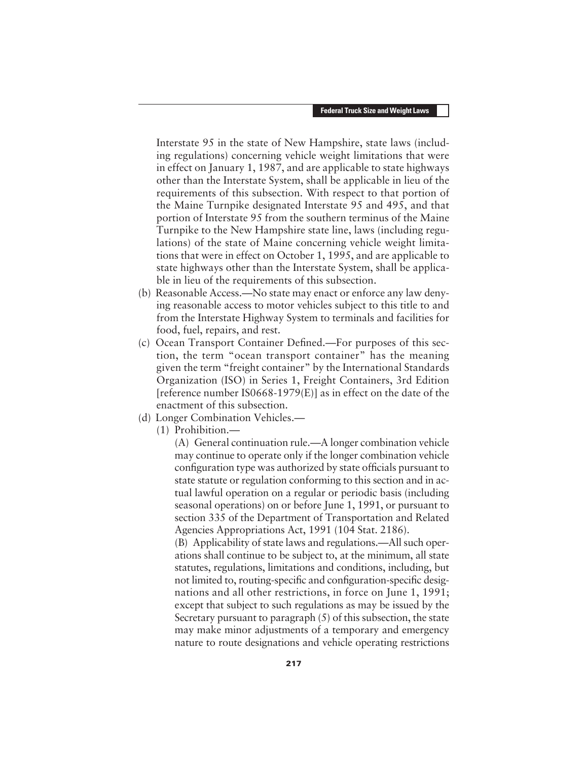Interstate 95 in the state of New Hampshire, state laws (including regulations) concerning vehicle weight limitations that were in effect on January 1, 1987, and are applicable to state highways other than the Interstate System, shall be applicable in lieu of the requirements of this subsection. With respect to that portion of the Maine Turnpike designated Interstate 95 and 495, and that portion of Interstate 95 from the southern terminus of the Maine Turnpike to the New Hampshire state line, laws (including regulations) of the state of Maine concerning vehicle weight limitations that were in effect on October 1, 1995, and are applicable to state highways other than the Interstate System, shall be applicable in lieu of the requirements of this subsection.

(b) Reasonable Access.—No state may enact or enforce any law denying reasonable access to motor vehicles subject to this title to and from the Interstate Highway System to terminals and facilities for food, fuel, repairs, and rest.

(c) Ocean Transport Container Defined.—For purposes of this section, the term "ocean transport container" has the meaning given the term "freight container" by the International Standards Organization (ISO) in Series 1, Freight Containers, 3rd Edition [reference number IS0668-1979(E)] as in effect on the date of the enactment of this subsection.

(d) Longer Combination Vehicles.—

(1) Prohibition.—

(A) General continuation rule.—A longer combination vehicle may continue to operate only if the longer combination vehicle configuration type was authorized by state officials pursuant to state statute or regulation conforming to this section and in actual lawful operation on a regular or periodic basis (including seasonal operations) on or before June 1, 1991, or pursuant to section 335 of the Department of Transportation and Related Agencies Appropriations Act, 1991 (104 Stat. 2186).

(B) Applicability of state laws and regulations.—All such operations shall continue to be subject to, at the minimum, all state statutes, regulations, limitations and conditions, including, but not limited to, routing-specific and configuration-specific designations and all other restrictions, in force on June 1, 1991; except that subject to such regulations as may be issued by the Secretary pursuant to paragraph (5) of this subsection, the state may make minor adjustments of a temporary and emergency nature to route designations and vehicle operating restrictions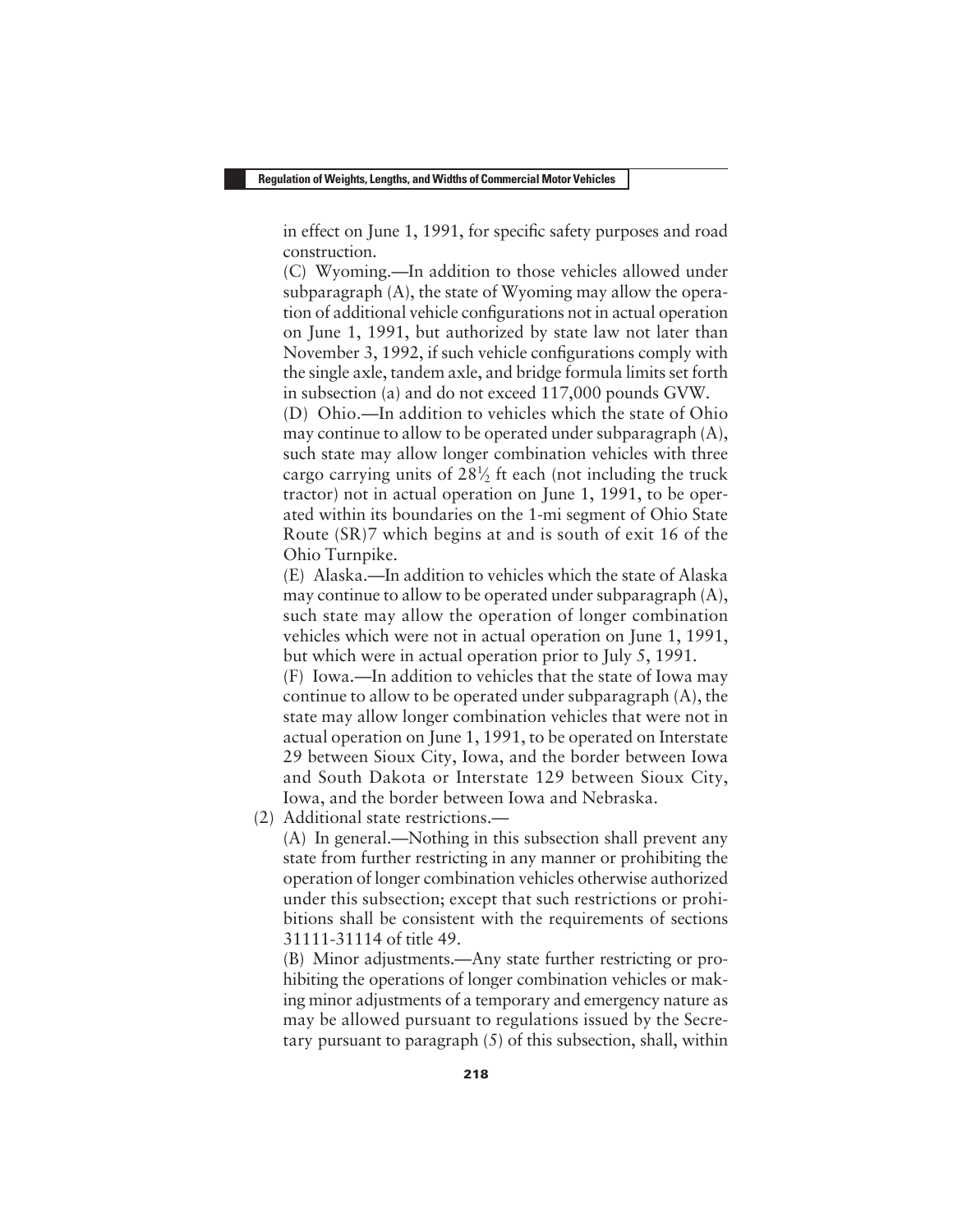in effect on June 1, 1991, for specific safety purposes and road construction.

(C) Wyoming.—In addition to those vehicles allowed under subparagraph (A), the state of Wyoming may allow the operation of additional vehicle configurations not in actual operation on June 1, 1991, but authorized by state law not later than November 3, 1992, if such vehicle configurations comply with the single axle, tandem axle, and bridge formula limits set forth in subsection (a) and do not exceed 117,000 pounds GVW.

(D) Ohio.—In addition to vehicles which the state of Ohio may continue to allow to be operated under subparagraph (A), such state may allow longer combination vehicles with three cargo carrying units of 28½ ft each (not including the truck tractor) not in actual operation on June 1, 1991, to be operated within its boundaries on the 1-mi segment of Ohio State Route (SR)7 which begins at and is south of exit 16 of the Ohio Turnpike.

(E) Alaska.—In addition to vehicles which the state of Alaska may continue to allow to be operated under subparagraph (A), such state may allow the operation of longer combination vehicles which were not in actual operation on June 1, 1991, but which were in actual operation prior to July 5, 1991.

(F) Iowa.—In addition to vehicles that the state of Iowa may continue to allow to be operated under subparagraph (A), the state may allow longer combination vehicles that were not in actual operation on June 1, 1991, to be operated on Interstate 29 between Sioux City, Iowa, and the border between Iowa and South Dakota or Interstate 129 between Sioux City, Iowa, and the border between Iowa and Nebraska.

(2) Additional state restrictions.—

(A) In general.—Nothing in this subsection shall prevent any state from further restricting in any manner or prohibiting the operation of longer combination vehicles otherwise authorized under this subsection; except that such restrictions or prohibitions shall be consistent with the requirements of sections 31111-31114 of title 49.

(B) Minor adjustments.—Any state further restricting or prohibiting the operations of longer combination vehicles or making minor adjustments of a temporary and emergency nature as may be allowed pursuant to regulations issued by the Secretary pursuant to paragraph (5) of this subsection, shall, within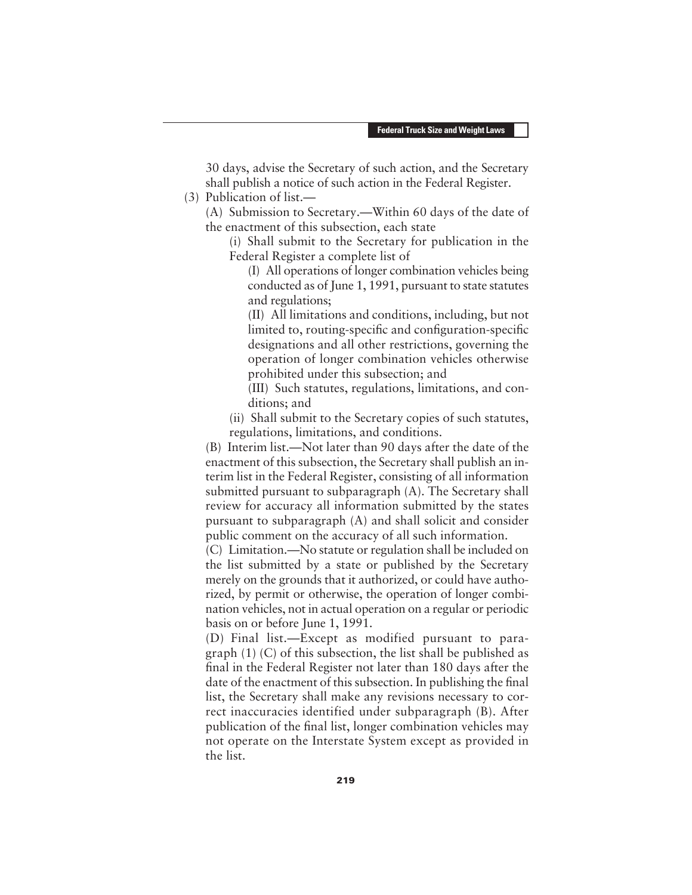30 days, advise the Secretary of such action, and the Secretary shall publish a notice of such action in the Federal Register.

(3) Publication of list.—

(A) Submission to Secretary.—Within 60 days of the date of the enactment of this subsection, each state

(i) Shall submit to the Secretary for publication in the Federal Register a complete list of

(I) All operations of longer combination vehicles being conducted as of June 1, 1991, pursuant to state statutes and regulations;

(II) All limitations and conditions, including, but not limited to, routing-specific and configuration-specific designations and all other restrictions, governing the operation of longer combination vehicles otherwise prohibited under this subsection; and

(III) Such statutes, regulations, limitations, and conditions; and

(ii) Shall submit to the Secretary copies of such statutes, regulations, limitations, and conditions.

(B) Interim list.—Not later than 90 days after the date of the enactment of this subsection, the Secretary shall publish an interim list in the Federal Register, consisting of all information submitted pursuant to subparagraph (A). The Secretary shall review for accuracy all information submitted by the states pursuant to subparagraph (A) and shall solicit and consider public comment on the accuracy of all such information.

(C) Limitation.—No statute or regulation shall be included on the list submitted by a state or published by the Secretary merely on the grounds that it authorized, or could have authorized, by permit or otherwise, the operation of longer combination vehicles, not in actual operation on a regular or periodic basis on or before June 1, 1991.

(D) Final list.—Except as modified pursuant to paragraph (1) (C) of this subsection, the list shall be published as final in the Federal Register not later than 180 days after the date of the enactment of this subsection. In publishing the final list, the Secretary shall make any revisions necessary to correct inaccuracies identified under subparagraph (B). After publication of the final list, longer combination vehicles may not operate on the Interstate System except as provided in the list.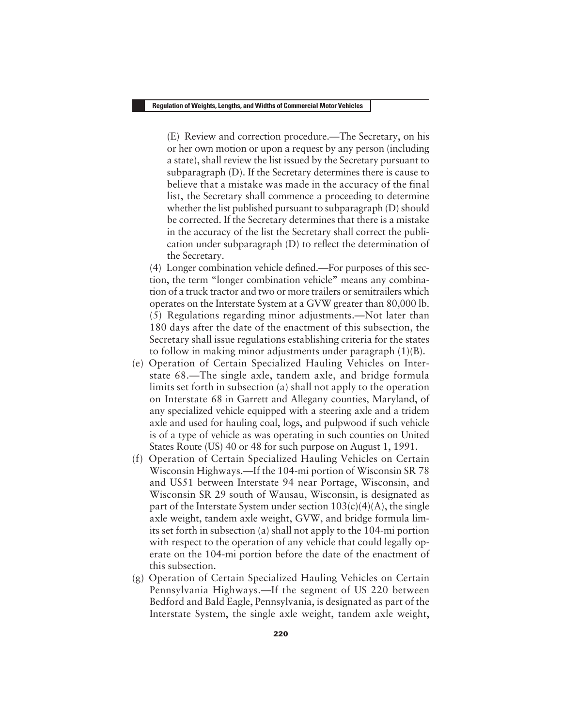(E) Review and correction procedure.—The Secretary, on his or her own motion or upon a request by any person (including a state), shall review the list issued by the Secretary pursuant to subparagraph (D). If the Secretary determines there is cause to believe that a mistake was made in the accuracy of the final list, the Secretary shall commence a proceeding to determine whether the list published pursuant to subparagraph (D) should be corrected. If the Secretary determines that there is a mistake in the accuracy of the list the Secretary shall correct the publication under subparagraph (D) to reflect the determination of the Secretary.

(4) Longer combination vehicle defined.—For purposes of this section, the term "longer combination vehicle" means any combination of a truck tractor and two or more trailers or semitrailers which operates on the Interstate System at a GVW greater than 80,000 lb.

(5) Regulations regarding minor adjustments.—Not later than 180 days after the date of the enactment of this subsection, the Secretary shall issue regulations establishing criteria for the states to follow in making minor adjustments under paragraph (1)(B).

(e) Operation of Certain Specialized Hauling Vehicles on Interstate 68.—The single axle, tandem axle, and bridge formula limits set forth in subsection (a) shall not apply to the operation on Interstate 68 in Garrett and Allegany counties, Maryland, of any specialized vehicle equipped with a steering axle and a tridem axle and used for hauling coal, logs, and pulpwood if such vehicle is of a type of vehicle as was operating in such counties on United States Route (US) 40 or 48 for such purpose on August 1, 1991.

(f) Operation of Certain Specialized Hauling Vehicles on Certain Wisconsin Highways.—If the 104-mi portion of Wisconsin SR 78 and US51 between Interstate 94 near Portage, Wisconsin, and Wisconsin SR 29 south of Wausau, Wisconsin, is designated as part of the Interstate System under section 103(c)(4)(A), the single axle weight, tandem axle weight, GVW, and bridge formula limits set forth in subsection (a) shall not apply to the 104-mi portion with respect to the operation of any vehicle that could legally operate on the 104-mi portion before the date of the enactment of this subsection.

(g) Operation of Certain Specialized Hauling Vehicles on Certain Pennsylvania Highways.—If the segment of US 220 between Bedford and Bald Eagle, Pennsylvania, is designated as part of the Interstate System, the single axle weight, tandem axle weight,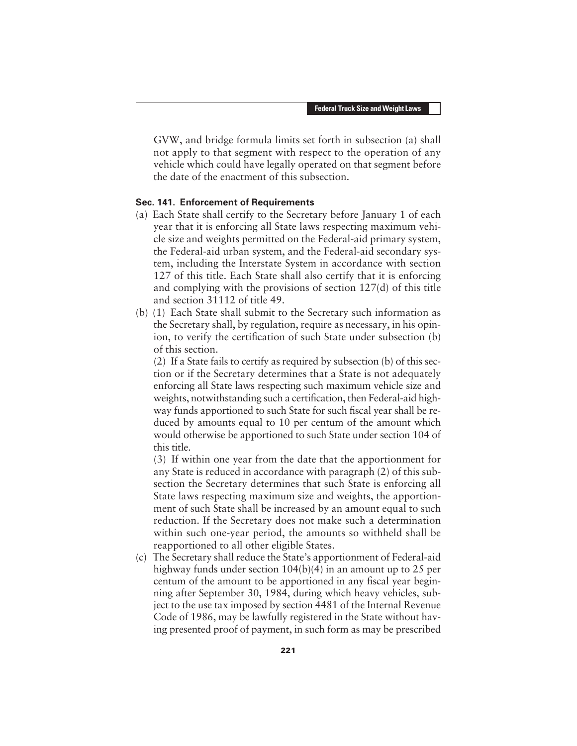GVW, and bridge formula limits set forth in subsection (a) shall not apply to that segment with respect to the operation of any vehicle which could have legally operated on that segment before the date of the enactment of this subsection.

### Sec. 141. Enforcement of Requirements

(a) Each State shall certify to the Secretary before January 1 of each year that it is enforcing all State laws respecting maximum vehicle size and weights permitted on the Federal-aid primary system, the Federal-aid urban system, and the Federal-aid secondary system, including the Interstate System in accordance with section 127 of this title. Each State shall also certify that it is enforcing and complying with the provisions of section 127(d) of this title and section 31112 of title 49.

(b) (1) Each State shall submit to the Secretary such information as the Secretary shall, by regulation, require as necessary, in his opinion, to verify the certification of such State under subsection (b) of this section.

(2) If a State fails to certify as required by subsection (b) of this section or if the Secretary determines that a State is not adequately enforcing all State laws respecting such maximum vehicle size and weights, notwithstanding such a certification, then Federal-aid highway funds apportioned to such State for such fiscal year shall be reduced by amounts equal to 10 per centum of the amount which would otherwise be apportioned to such State under section 104 of this title.

(3) If within one year from the date that the apportionment for any State is reduced in accordance with paragraph (2) of this subsection the Secretary determines that such State is enforcing all State laws respecting maximum size and weights, the apportionment of such State shall be increased by an amount equal to such reduction. If the Secretary does not make such a determination within such one-year period, the amounts so withheld shall be reapportioned to all other eligible States.

(c) The Secretary shall reduce the State's apportionment of Federal-aid highway funds under section 104(b)(4) in an amount up to 25 per centum of the amount to be apportioned in any fiscal year beginning after September 30, 1984, during which heavy vehicles, subject to the use tax imposed by section 4481 of the Internal Revenue Code of 1986, may be lawfully registered in the State without having presented proof of payment, in such form as may be prescribed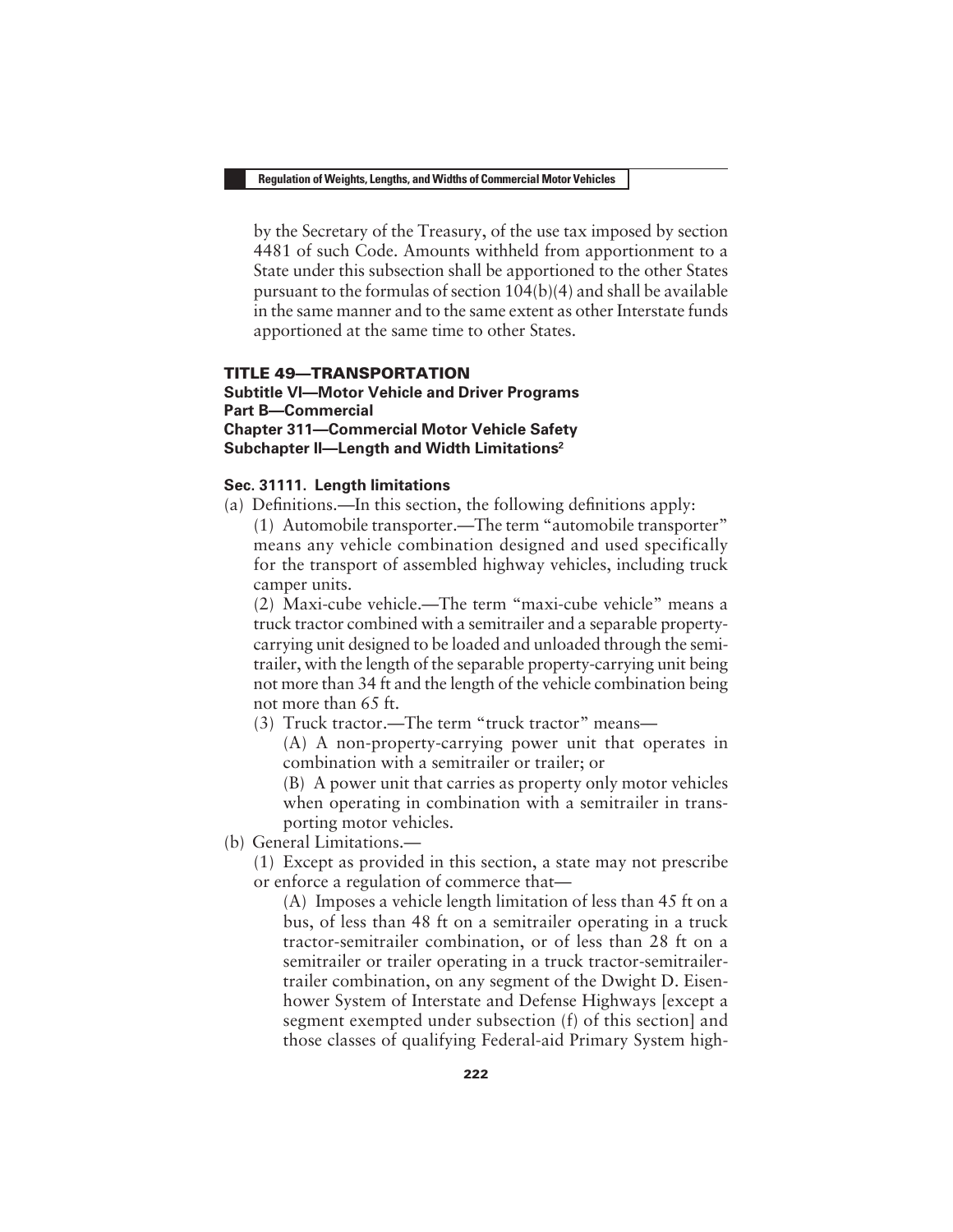by the Secretary of the Treasury, of the use tax imposed by section 4481 of such Code. Amounts withheld from apportionment to a State under this subsection shall be apportioned to the other States pursuant to the formulas of section 104(b)(4) and shall be available in the same manner and to the same extent as other Interstate funds apportioned at the same time to other States.

## TITLE 49—TRANSPORTATION

### Subtitle VI—Motor Vehicle and Driver Programs

### Part B—Commercial

### Chapter 311—Commercial Motor Vehicle Safety

### Subchapter II—Length and Width Limitations[2]

#### Sec. 31111. Length limitations

(a) Definitions.—In this section, the following definitions apply:

(1) Automobile transporter.—The term "automobile transporter" means any vehicle combination designed and used specifically for the transport of assembled highway vehicles, including truck camper units.

(2) Maxi-cube vehicle.—The term "maxi-cube vehicle" means a truck tractor combined with a semitrailer and a separable property-carrying unit designed to be loaded and unloaded through the semitrailer, with the length of the separable property-carrying unit being not more than 34 ft and the length of the vehicle combination being not more than 65 ft.

(3) Truck tractor.—The term "truck tractor" means—

(A) A non-property-carrying power unit that operates in combination with a semitrailer or trailer; or

(B) A power unit that carries as property only motor vehicles when operating in combination with a semitrailer in transporting motor vehicles.

(b) General Limitations.—

(1) Except as provided in this section, a state may not prescribe or enforce a regulation of commerce that—

(A) Imposes a vehicle length limitation of less than 45 ft on a bus, of less than 48 ft on a semitrailer operating in a truck tractor-semitrailer combination, or of less than 28 ft on a semitrailer or trailer operating in a truck tractor-semitrailer-trailer combination, on any segment of the Dwight D. Eisenhower System of Interstate and Defense Highways [except a segment exempted under subsection (f) of this section] and those classes of qualifying Federal-aid Primary System high-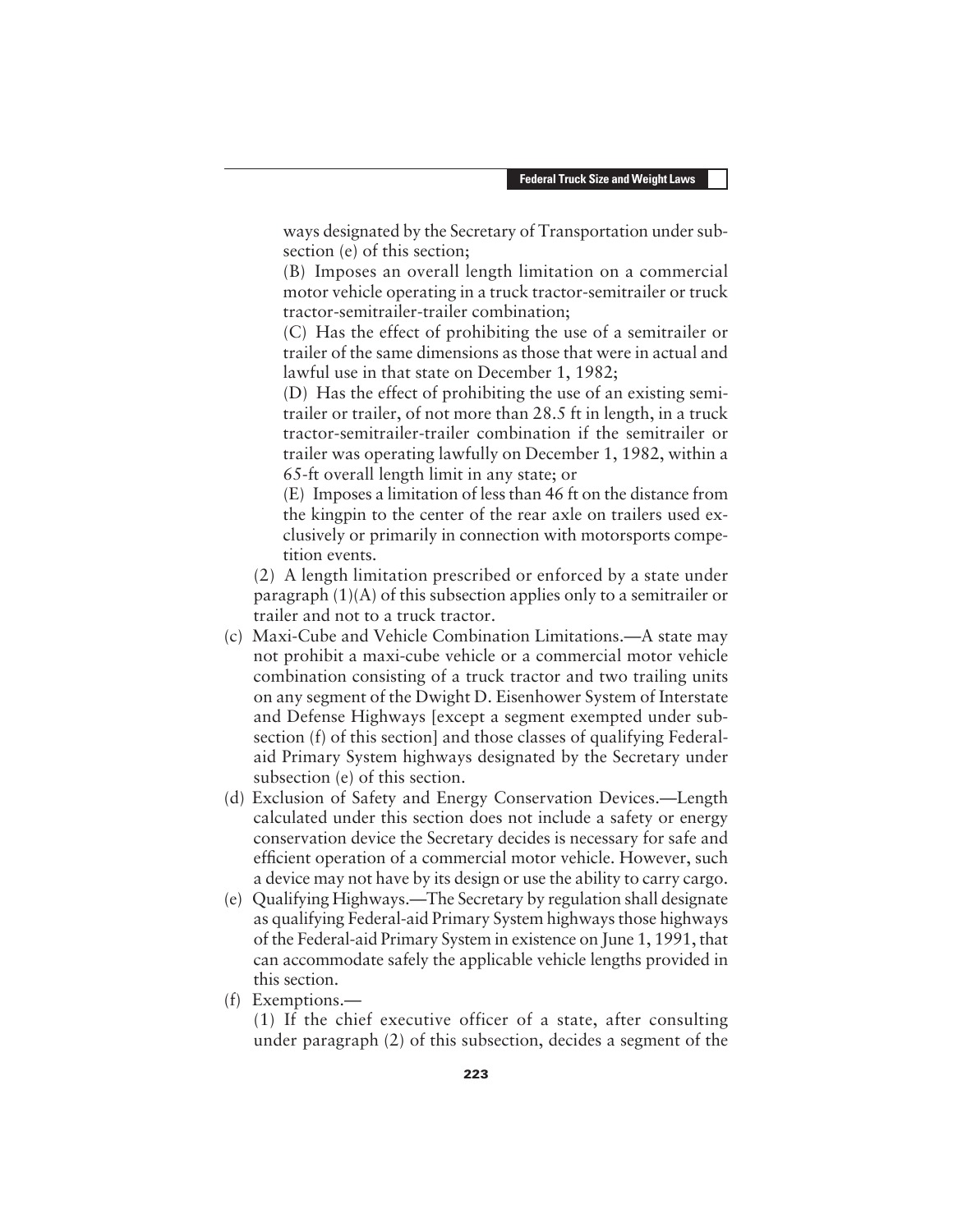ways designated by the Secretary of Transportation under subsection (e) of this section;

(B) Imposes an overall length limitation on a commercial motor vehicle operating in a truck tractor-semitrailer or truck tractor-semitrailer-trailer combination;

(C) Has the effect of prohibiting the use of a semitrailer or trailer of the same dimensions as those that were in actual and lawful use in that state on December 1, 1982;

(D) Has the effect of prohibiting the use of an existing semitrailer or trailer, of not more than 28.5 ft in length, in a truck tractor-semitrailer-trailer combination if the semitrailer or trailer was operating lawfully on December 1, 1982, within a 65-ft overall length limit in any state; or

(E) Imposes a limitation of less than 46 ft on the distance from the kingpin to the center of the rear axle on trailers used exclusively or primarily in connection with motorsports competition events.

(2) A length limitation prescribed or enforced by a state under paragraph (1)(A) of this subsection applies only to a semitrailer or trailer and not to a truck tractor.

(c) Maxi-Cube and Vehicle Combination Limitations.—A state may not prohibit a maxi-cube vehicle or a commercial motor vehicle combination consisting of a truck tractor and two trailing units on any segment of the Dwight D. Eisenhower System of Interstate and Defense Highways [except a segment exempted under subsection (f) of this section] and those classes of qualifying Federal-aid Primary System highways designated by the Secretary under subsection (e) of this section.

(d) Exclusion of Safety and Energy Conservation Devices.—Length calculated under this section does not include a safety or energy conservation device the Secretary decides is necessary for safe and efficient operation of a commercial motor vehicle. However, such a device may not have by its design or use the ability to carry cargo.

(e) Qualifying Highways.—The Secretary by regulation shall designate as qualifying Federal-aid Primary System highways those highways of the Federal-aid Primary System in existence on June 1, 1991, that can accommodate safely the applicable vehicle lengths provided in this section.

(f) Exemptions.—

(1) If the chief executive officer of a state, after consulting under paragraph (2) of this subsection, decides a segment of the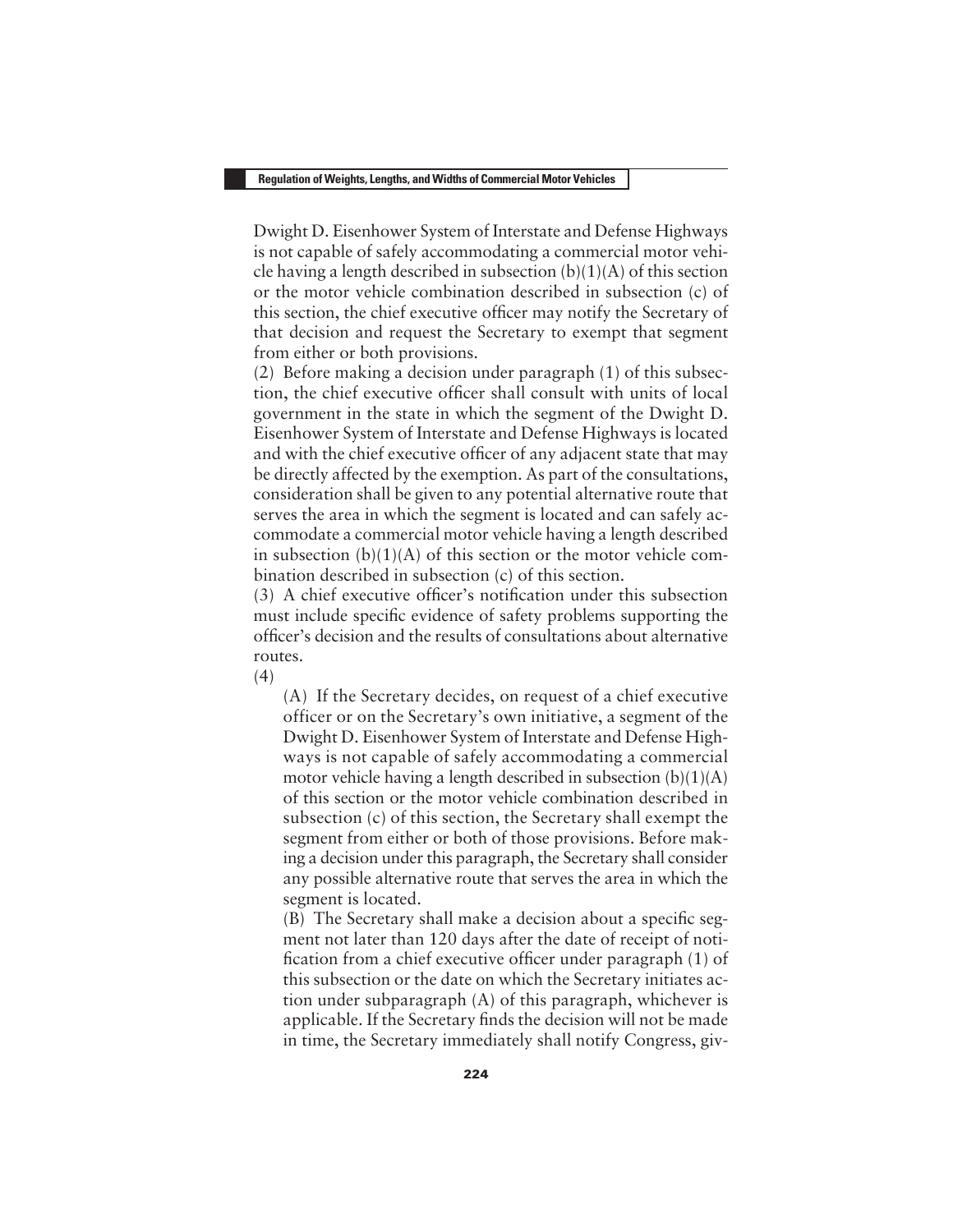Dwight D. Eisenhower System of Interstate and Defense Highways is not capable of safely accommodating a commercial motor vehicle having a length described in subsection (b)(1)(A) of this section or the motor vehicle combination described in subsection (c) of this section, the chief executive officer may notify the Secretary of that decision and request the Secretary to exempt that segment from either or both provisions.

(2) Before making a decision under paragraph (1) of this subsection, the chief executive officer shall consult with units of local government in the state in which the segment of the Dwight D. Eisenhower System of Interstate and Defense Highways is located and with the chief executive officer of any adjacent state that may be directly affected by the exemption. As part of the consultations, consideration shall be given to any potential alternative route that serves the area in which the segment is located and can safely accommodate a commercial motor vehicle having a length described in subsection (b)(1)(A) of this section or the motor vehicle combination described in subsection (c) of this section.

(3) A chief executive officer's notification under this subsection must include specific evidence of safety problems supporting the officer's decision and the results of consultations about alternative routes.

(4)

(A) If the Secretary decides, on request of a chief executive officer or on the Secretary's own initiative, a segment of the Dwight D. Eisenhower System of Interstate and Defense Highways is not capable of safely accommodating a commercial motor vehicle having a length described in subsection (b)(1)(A) of this section or the motor vehicle combination described in subsection (c) of this section, the Secretary shall exempt the segment from either or both of those provisions. Before making a decision under this paragraph, the Secretary shall consider any possible alternative route that serves the area in which the segment is located.

(B) The Secretary shall make a decision about a specific segment not later than 120 days after the date of receipt of notification from a chief executive officer under paragraph (1) of this subsection or the date on which the Secretary initiates action under subparagraph (A) of this paragraph, whichever is applicable. If the Secretary finds the decision will not be made in time, the Secretary immediately shall notify Congress, giv-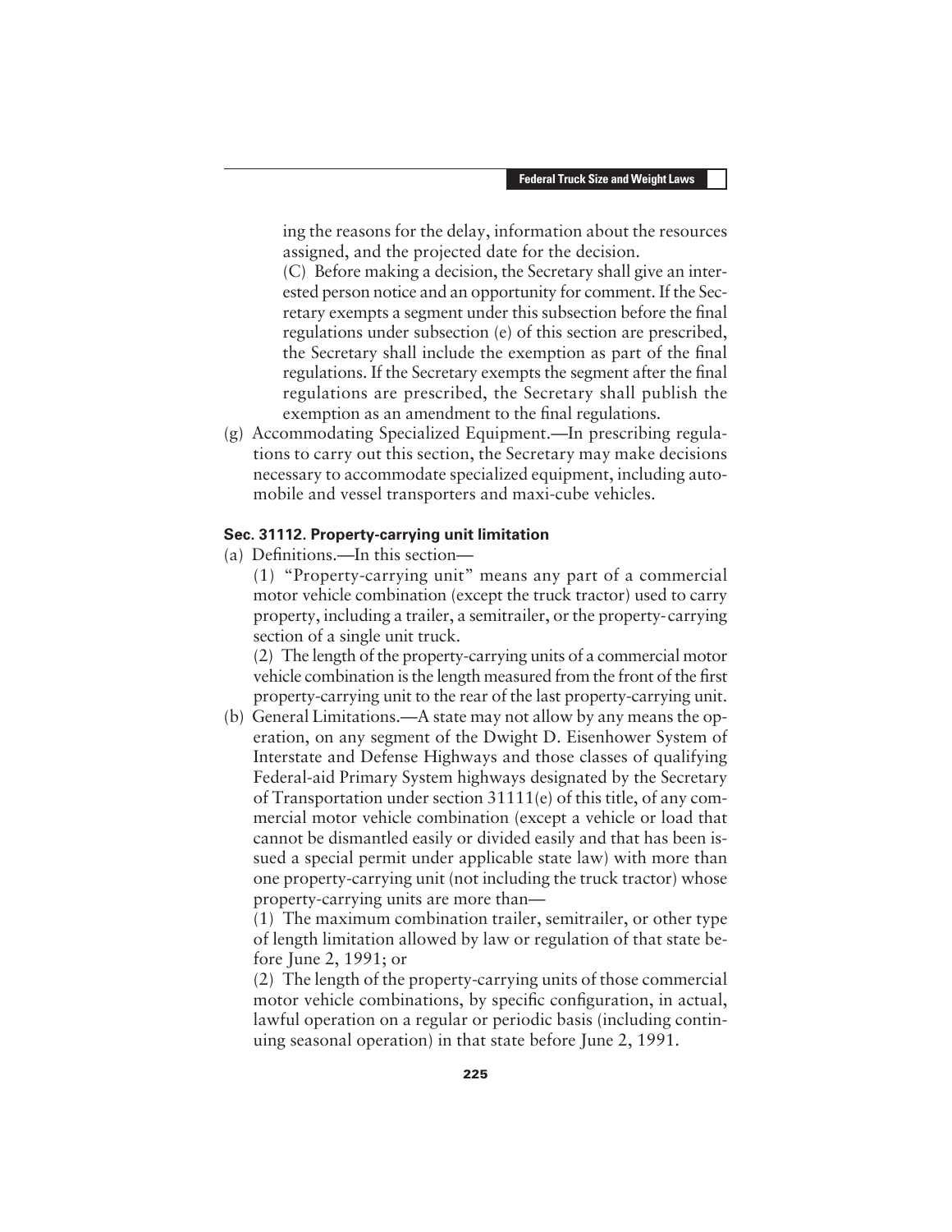ing the reasons for the delay, information about the resources assigned, and the projected date for the decision.

(C) Before making a decision, the Secretary shall give an interested person notice and an opportunity for comment. If the Secretary exempts a segment under this subsection before the final regulations under subsection (e) of this section are prescribed, the Secretary shall include the exemption as part of the final regulations. If the Secretary exempts the segment after the final regulations are prescribed, the Secretary shall publish the exemption as an amendment to the final regulations.

(g) Accommodating Specialized Equipment.—In prescribing regulations to carry out this section, the Secretary may make decisions necessary to accommodate specialized equipment, including automobile and vessel transporters and maxi-cube vehicles.

### Sec. 31112. Property-carrying unit limitation

(a) Definitions.—In this section—

(1) "Property-carrying unit" means any part of a commercial motor vehicle combination (except the truck tractor) used to carry property, including a trailer, a semitrailer, or the property-carrying section of a single unit truck.

(2) The length of the property-carrying units of a commercial motor vehicle combination is the length measured from the front of the first property-carrying unit to the rear of the last property-carrying unit.

(b) General Limitations.—A state may not allow by any means the operation, on any segment of the Dwight D. Eisenhower System of Interstate and Defense Highways and those classes of qualifying Federal-aid Primary System highways designated by the Secretary of Transportation under section 31111(e) of this title, of any commercial motor vehicle combination (except a vehicle or load that cannot be dismantled easily or divided easily and that has been issued a special permit under applicable state law) with more than one property-carrying unit (not including the truck tractor) whose property-carrying units are more than—

(1) The maximum combination trailer, semitrailer, or other type of length limitation allowed by law or regulation of that state before June 2, 1991; or

(2) The length of the property-carrying units of those commercial motor vehicle combinations, by specific configuration, in actual, lawful operation on a regular or periodic basis (including continuing seasonal operation) in that state before June 2, 1991.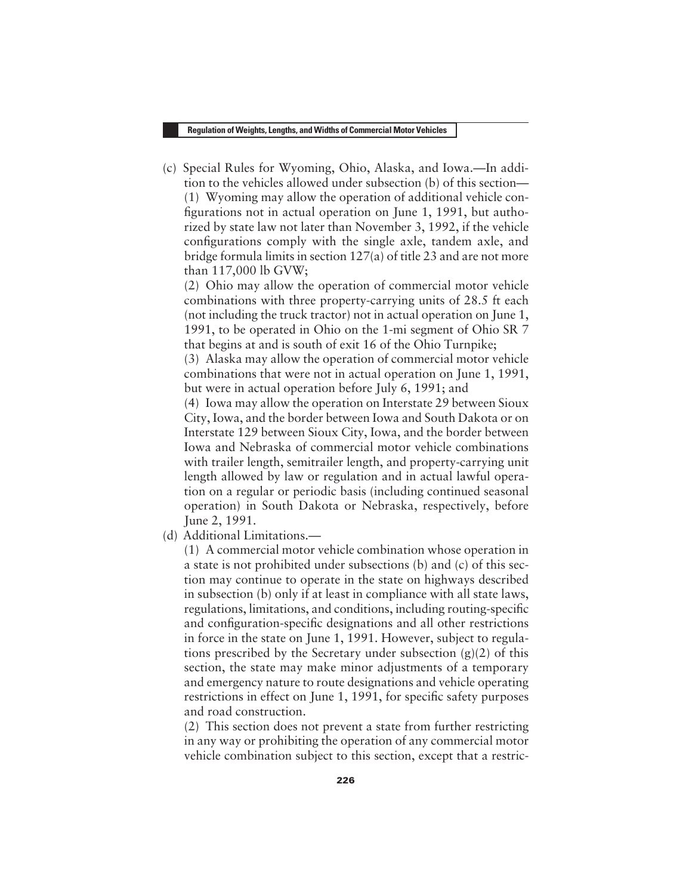(c) Special Rules for Wyoming, Ohio, Alaska, and Iowa.—In addition to the vehicles allowed under subsection (b) of this section—

(1) Wyoming may allow the operation of additional vehicle configurations not in actual operation on June 1, 1991, but authorized by state law not later than November 3, 1992, if the vehicle configurations comply with the single axle, tandem axle, and bridge formula limits in section 127(a) of title 23 and are not more than 117,000 lb GVW;

(2) Ohio may allow the operation of commercial motor vehicle combinations with three property-carrying units of 28.5 ft each (not including the truck tractor) not in actual operation on June 1, 1991, to be operated in Ohio on the 1-mi segment of Ohio SR 7 that begins at and is south of exit 16 of the Ohio Turnpike;

(3) Alaska may allow the operation of commercial motor vehicle combinations that were not in actual operation on June 1, 1991, but were in actual operation before July 6, 1991; and

(4) Iowa may allow the operation on Interstate 29 between Sioux City, Iowa, and the border between Iowa and South Dakota or on Interstate 129 between Sioux City, Iowa, and the border between Iowa and Nebraska of commercial motor vehicle combinations with trailer length, semitrailer length, and property-carrying unit length allowed by law or regulation and in actual lawful operation on a regular or periodic basis (including continued seasonal operation) in South Dakota or Nebraska, respectively, before June 2, 1991.

(d) Additional Limitations.—

(1) A commercial motor vehicle combination whose operation in a state is not prohibited under subsections (b) and (c) of this section may continue to operate in the state on highways described in subsection (b) only if at least in compliance with all state laws, regulations, limitations, and conditions, including routing-specific and configuration-specific designations and all other restrictions in force in the state on June 1, 1991. However, subject to regulations prescribed by the Secretary under subsection (g)(2) of this section, the state may make minor adjustments of a temporary and emergency nature to route designations and vehicle operating restrictions in effect on June 1, 1991, for specific safety purposes and road construction.

(2) This section does not prevent a state from further restricting in any way or prohibiting the operation of any commercial motor vehicle combination subject to this section, except that a restric-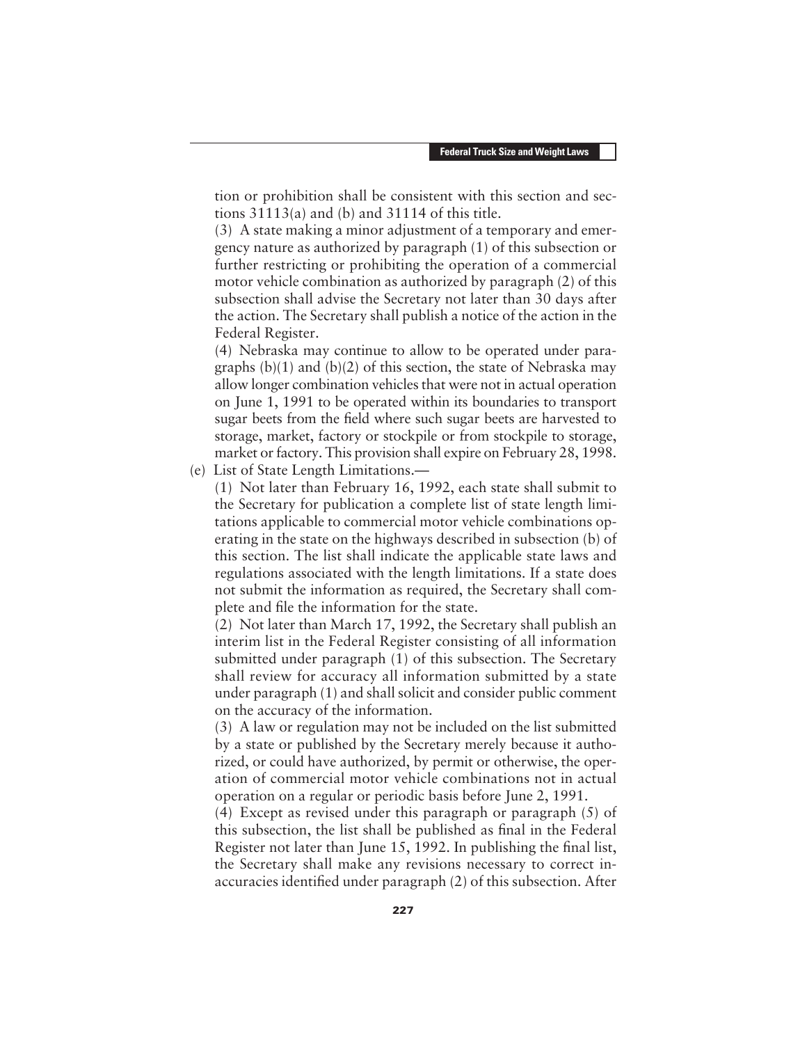tion or prohibition shall be consistent with this section and sections 31113(a) and (b) and 31114 of this title.

(3) A state making a minor adjustment of a temporary and emergency nature as authorized by paragraph (1) of this subsection or further restricting or prohibiting the operation of a commercial motor vehicle combination as authorized by paragraph (2) of this subsection shall advise the Secretary not later than 30 days after the action. The Secretary shall publish a notice of the action in the Federal Register.

(4) Nebraska may continue to allow to be operated under paragraphs (b)(1) and (b)(2) of this section, the state of Nebraska may allow longer combination vehicles that were not in actual operation on June 1, 1991 to be operated within its boundaries to transport sugar beets from the field where such sugar beets are harvested to storage, market, factory or stockpile or from stockpile to storage, market or factory. This provision shall expire on February 28, 1998.

(e) List of State Length Limitations.—

(1) Not later than February 16, 1992, each state shall submit to the Secretary for publication a complete list of state length limitations applicable to commercial motor vehicle combinations operating in the state on the highways described in subsection (b) of this section. The list shall indicate the applicable state laws and regulations associated with the length limitations. If a state does not submit the information as required, the Secretary shall complete and file the information for the state.

(2) Not later than March 17, 1992, the Secretary shall publish an interim list in the Federal Register consisting of all information submitted under paragraph (1) of this subsection. The Secretary shall review for accuracy all information submitted by a state under paragraph (1) and shall solicit and consider public comment on the accuracy of the information.

(3) A law or regulation may not be included on the list submitted by a state or published by the Secretary merely because it authorized, or could have authorized, by permit or otherwise, the operation of commercial motor vehicle combinations not in actual operation on a regular or periodic basis before June 2, 1991.

(4) Except as revised under this paragraph or paragraph (5) of this subsection, the list shall be published as final in the Federal Register not later than June 15, 1992. In publishing the final list, the Secretary shall make any revisions necessary to correct inaccuracies identified under paragraph (2) of this subsection. After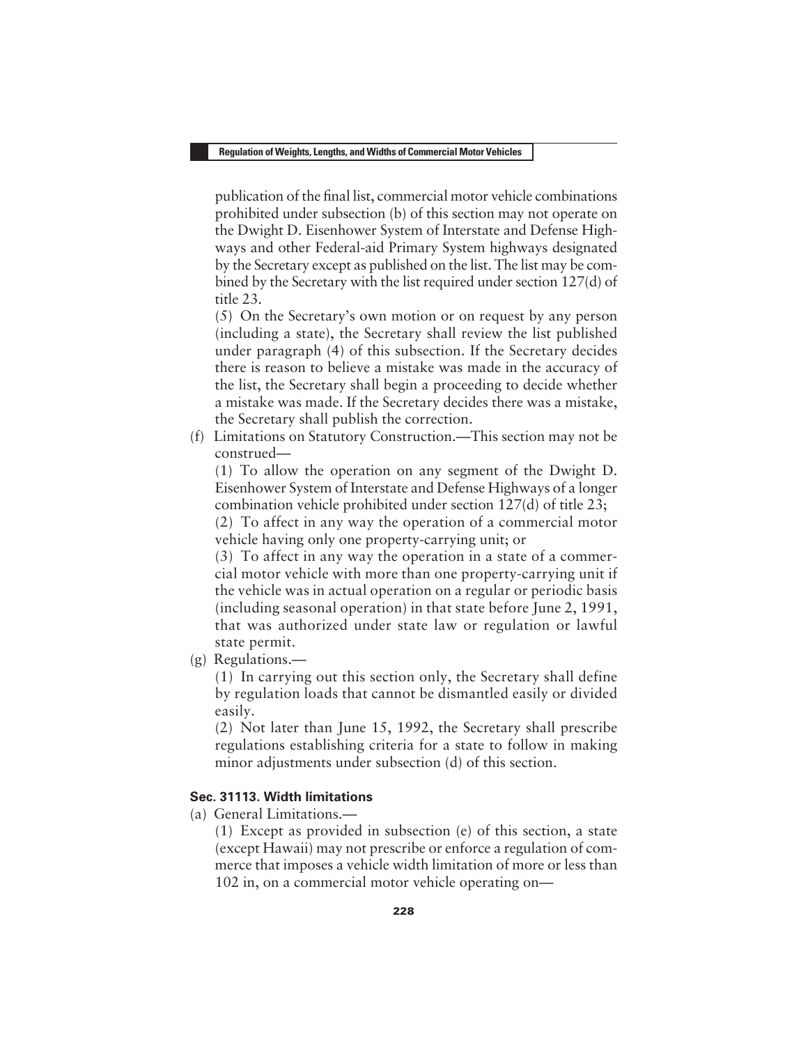publication of the final list, commercial motor vehicle combinations prohibited under subsection (b) of this section may not operate on the Dwight D. Eisenhower System of Interstate and Defense Highways and other Federal-aid Primary System highways designated by the Secretary except as published on the list. The list may be combined by the Secretary with the list required under section 127(d) of title 23.

(5) On the Secretary's own motion or on request by any person (including a state), the Secretary shall review the list published under paragraph (4) of this subsection. If the Secretary decides there is reason to believe a mistake was made in the accuracy of the list, the Secretary shall begin a proceeding to decide whether a mistake was made. If the Secretary decides there was a mistake, the Secretary shall publish the correction.

(f) Limitations on Statutory Construction.—This section may not be construed—

(1) To allow the operation on any segment of the Dwight D. Eisenhower System of Interstate and Defense Highways of a longer combination vehicle prohibited under section 127(d) of title 23;

(2) To affect in any way the operation of a commercial motor vehicle having only one property-carrying unit; or

(3) To affect in any way the operation in a state of a commercial motor vehicle with more than one property-carrying unit if the vehicle was in actual operation on a regular or periodic basis (including seasonal operation) in that state before June 2, 1991, that was authorized under state law or regulation or lawful state permit.

(g) Regulations.—

(1) In carrying out this section only, the Secretary shall define by regulation loads that cannot be dismantled easily or divided easily.

(2) Not later than June 15, 1992, the Secretary shall prescribe regulations establishing criteria for a state to follow in making minor adjustments under subsection (d) of this section.

### Sec. 31113. Width limitations

(a) General Limitations.—

(1) Except as provided in subsection (e) of this section, a state (except Hawaii) may not prescribe or enforce a regulation of commerce that imposes a vehicle width limitation of more or less than 102 in, on a commercial motor vehicle operating on—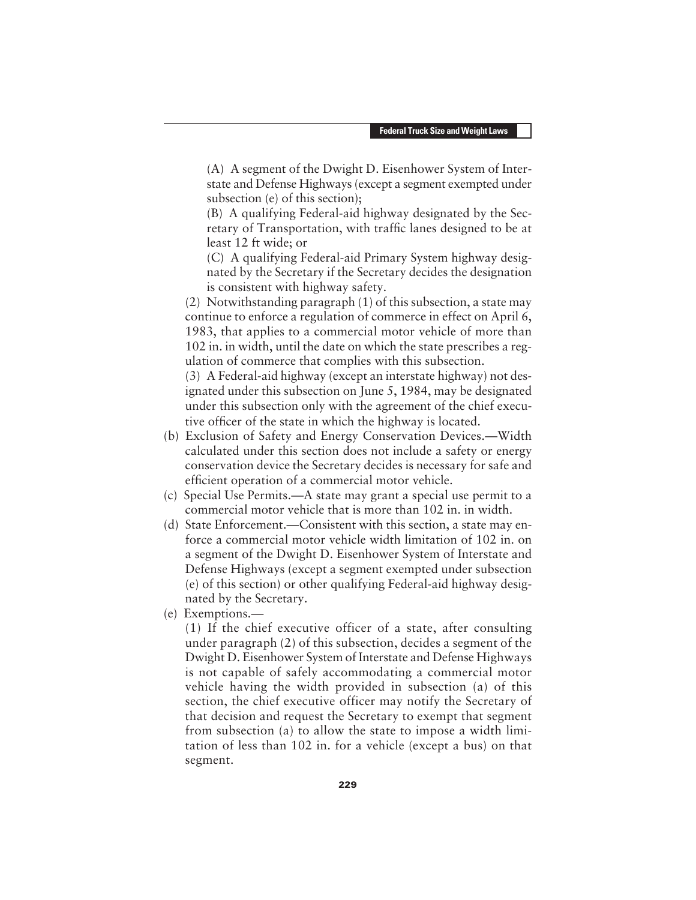(A) A segment of the Dwight D. Eisenhower System of Interstate and Defense Highways (except a segment exempted under subsection (e) of this section);

(B) A qualifying Federal-aid highway designated by the Secretary of Transportation, with traffic lanes designed to be at least 12 ft wide; or

(C) A qualifying Federal-aid Primary System highway designated by the Secretary if the Secretary decides the designation is consistent with highway safety.

(2) Notwithstanding paragraph (1) of this subsection, a state may continue to enforce a regulation of commerce in effect on April 6, 1983, that applies to a commercial motor vehicle of more than 102 in. in width, until the date on which the state prescribes a regulation of commerce that complies with this subsection.

(3) A Federal-aid highway (except an interstate highway) not designated under this subsection on June 5, 1984, may be designated under this subsection only with the agreement of the chief executive officer of the state in which the highway is located.

(b) Exclusion of Safety and Energy Conservation Devices.—Width calculated under this section does not include a safety or energy conservation device the Secretary decides is necessary for safe and efficient operation of a commercial motor vehicle.

(c) Special Use Permits.—A state may grant a special use permit to a commercial motor vehicle that is more than 102 in. in width.

(d) State Enforcement.—Consistent with this section, a state may enforce a commercial motor vehicle width limitation of 102 in. on a segment of the Dwight D. Eisenhower System of Interstate and Defense Highways (except a segment exempted under subsection (e) of this section) or other qualifying Federal-aid highway designated by the Secretary.

(e) Exemptions.—

(1) If the chief executive officer of a state, after consulting under paragraph (2) of this subsection, decides a segment of the Dwight D. Eisenhower System of Interstate and Defense Highways is not capable of safely accommodating a commercial motor vehicle having the width provided in subsection (a) of this section, the chief executive officer may notify the Secretary of that decision and request the Secretary to exempt that segment from subsection (a) to allow the state to impose a width limitation of less than 102 in. for a vehicle (except a bus) on that segment.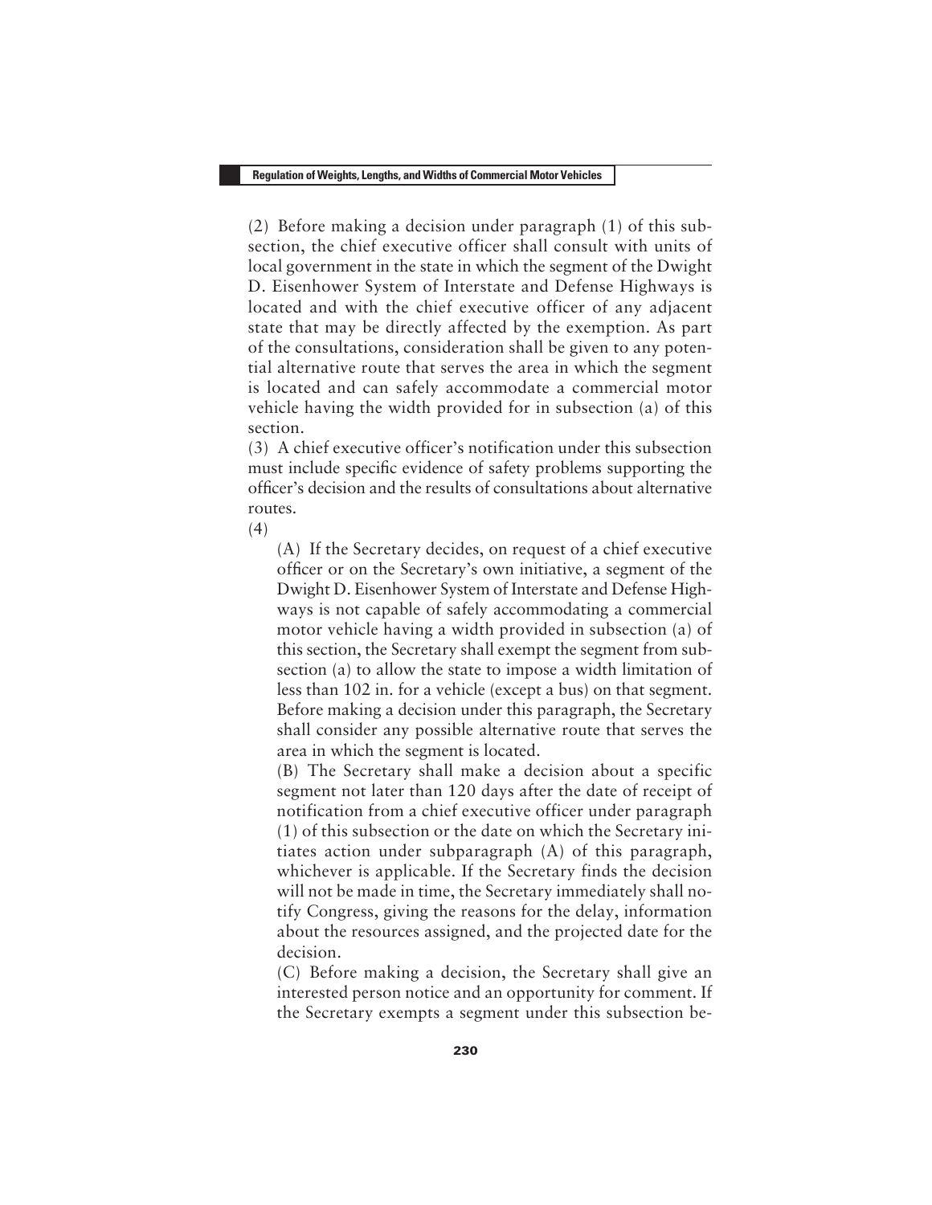(2) Before making a decision under paragraph (1) of this subsection, the chief executive officer shall consult with units of local government in the state in which the segment of the Dwight D. Eisenhower System of Interstate and Defense Highways is located and with the chief executive officer of any adjacent state that may be directly affected by the exemption. As part of the consultations, consideration shall be given to any potential alternative route that serves the area in which the segment is located and can safely accommodate a commercial motor vehicle having the width provided for in subsection (a) of this section.

(3) A chief executive officer's notification under this subsection must include specific evidence of safety problems supporting the officer's decision and the results of consultations about alternative routes.

(4)

(A) If the Secretary decides, on request of a chief executive officer or on the Secretary's own initiative, a segment of the Dwight D. Eisenhower System of Interstate and Defense Highways is not capable of safely accommodating a commercial motor vehicle having a width provided in subsection (a) of this section, the Secretary shall exempt the segment from subsection (a) to allow the state to impose a width limitation of less than 102 in. for a vehicle (except a bus) on that segment. Before making a decision under this paragraph, the Secretary shall consider any possible alternative route that serves the area in which the segment is located.

(B) The Secretary shall make a decision about a specific segment not later than 120 days after the date of receipt of notification from a chief executive officer under paragraph (1) of this subsection or the date on which the Secretary initiates action under subparagraph (A) of this paragraph, whichever is applicable. If the Secretary finds the decision will not be made in time, the Secretary immediately shall notify Congress, giving the reasons for the delay, information about the resources assigned, and the projected date for the decision.

(C) Before making a decision, the Secretary shall give an interested person notice and an opportunity for comment. If the Secretary exempts a segment under this subsection be-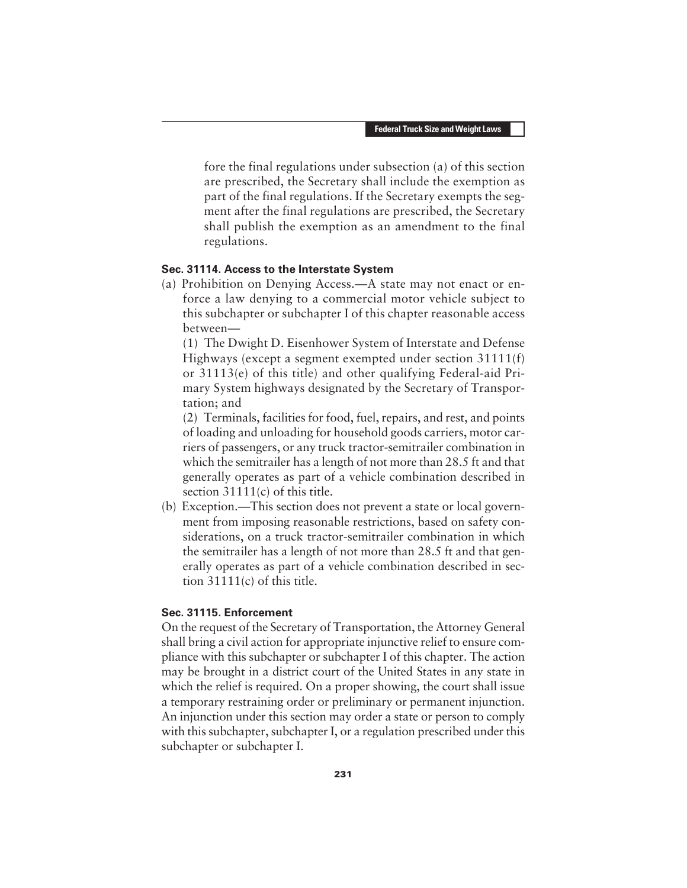fore the final regulations under subsection (a) of this section are prescribed, the Secretary shall include the exemption as part of the final regulations. If the Secretary exempts the segment after the final regulations are prescribed, the Secretary shall publish the exemption as an amendment to the final regulations.

**Sec. 31114. Access to the Interstate System**

(a) Prohibition on Denying Access.—A state may not enact or enforce a law denying to a commercial motor vehicle subject to this subchapter or subchapter I of this chapter reasonable access between—

(1) The Dwight D. Eisenhower System of Interstate and Defense Highways (except a segment exempted under section 31111(f) or 31113(e) of this title) and other qualifying Federal-aid Primary System highways designated by the Secretary of Transportation; and

(2) Terminals, facilities for food, fuel, repairs, and rest, and points of loading and unloading for household goods carriers, motor carriers of passengers, or any truck tractor-semitrailer combination in which the semitrailer has a length of not more than 28.5 ft and that generally operates as part of a vehicle combination described in section 31111(c) of this title.

(b) Exception.—This section does not prevent a state or local government from imposing reasonable restrictions, based on safety considerations, on a truck tractor-semitrailer combination in which the semitrailer has a length of not more than 28.5 ft and that generally operates as part of a vehicle combination described in section 31111(c) of this title.

**Sec. 31115. Enforcement**

On the request of the Secretary of Transportation, the Attorney General shall bring a civil action for appropriate injunctive relief to ensure compliance with this subchapter or subchapter I of this chapter. The action may be brought in a district court of the United States in any state in which the relief is required. On a proper showing, the court shall issue a temporary restraining order or preliminary or permanent injunction. An injunction under this section may order a state or person to comply with this subchapter, subchapter I, or a regulation prescribed under this subchapter or subchapter I.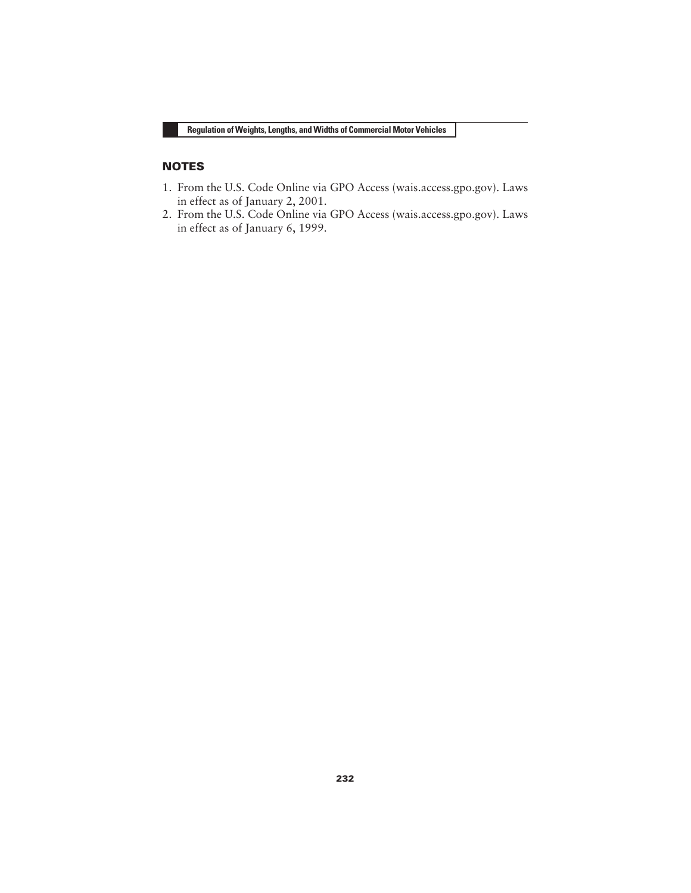## NOTES

1. From the U.S. Code Online via GPO Access (wais.access.gpo.gov). Laws in effect as of January 2, 2001.
2. From the U.S. Code Online via GPO Access (wais.access.gpo.gov). Laws in effect as of January 6, 1999.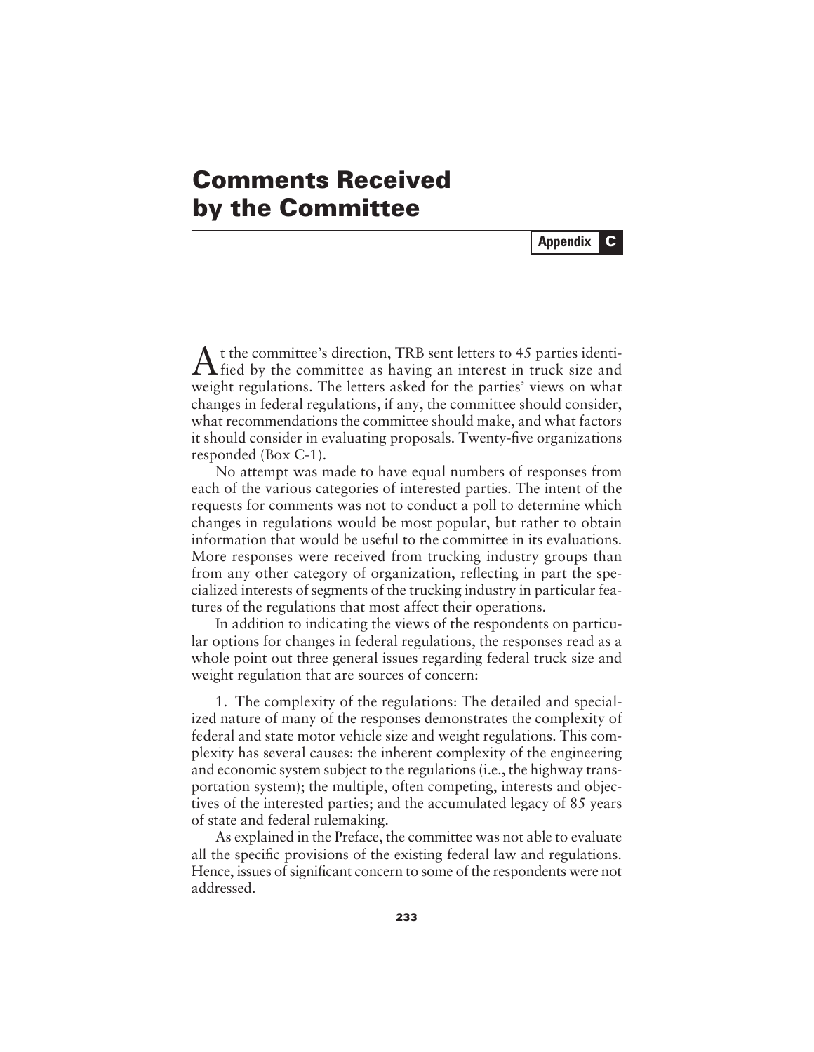# Comments Received by the Committee

**Appendix C**

At the committee's direction, TRB sent letters to 45 parties identified by the committee as having an interest in truck size and weight regulations. The letters asked for the parties' views on what changes in federal regulations, if any, the committee should consider, what recommendations the committee should make, and what factors it should consider in evaluating proposals. Twenty-five organizations responded (Box C-1).

No attempt was made to have equal numbers of responses from each of the various categories of interested parties. The intent of the requests for comments was not to conduct a poll to determine which changes in regulations would be most popular, but rather to obtain information that would be useful to the committee in its evaluations. More responses were received from trucking industry groups than from any other category of organization, reflecting in part the specialized interests of segments of the trucking industry in particular features of the regulations that most affect their operations.

In addition to indicating the views of the respondents on particular options for changes in federal regulations, the responses read as a whole point out three general issues regarding federal truck size and weight regulation that are sources of concern:

1. The complexity of the regulations: The detailed and specialized nature of many of the responses demonstrates the complexity of federal and state motor vehicle size and weight regulations. This complexity has several causes: the inherent complexity of the engineering and economic system subject to the regulations (i.e., the highway transportation system); the multiple, often competing, interests and objectives of the interested parties; and the accumulated legacy of 85 years of state and federal rulemaking.

As explained in the Preface, the committee was not able to evaluate all the specific provisions of the existing federal law and regulations. Hence, issues of significant concern to some of the respondents were not addressed.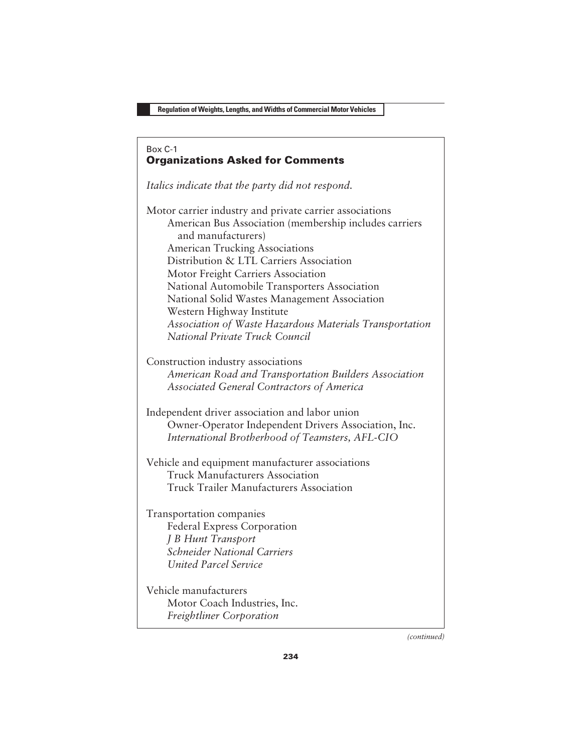Box C-1

## Organizations Asked for Comments

*Italics indicate that the party did not respond.*

Motor carrier industry and private carrier associations

- American Bus Association (membership includes carriers and manufacturers)
- American Trucking Associations
- Distribution & LTL Carriers Association
- Motor Freight Carriers Association
- National Automobile Transporters Association
- National Solid Wastes Management Association
- Western Highway Institute
- *Association of Waste Hazardous Materials Transportation*
- *National Private Truck Council*

Construction industry associations

- *American Road and Transportation Builders Association*
- *Associated General Contractors of America*

Independent driver association and labor union

- Owner-Operator Independent Drivers Association, Inc.
- *International Brotherhood of Teamsters, AFL-CIO*

Vehicle and equipment manufacturer associations

- Truck Manufacturers Association
- Truck Trailer Manufacturers Association

Transportation companies

- Federal Express Corporation
- *J B Hunt Transport*
- *Schneider National Carriers*
- *United Parcel Service*

Vehicle manufacturers

- Motor Coach Industries, Inc.
- *Freightliner Corporation*

*(continued)*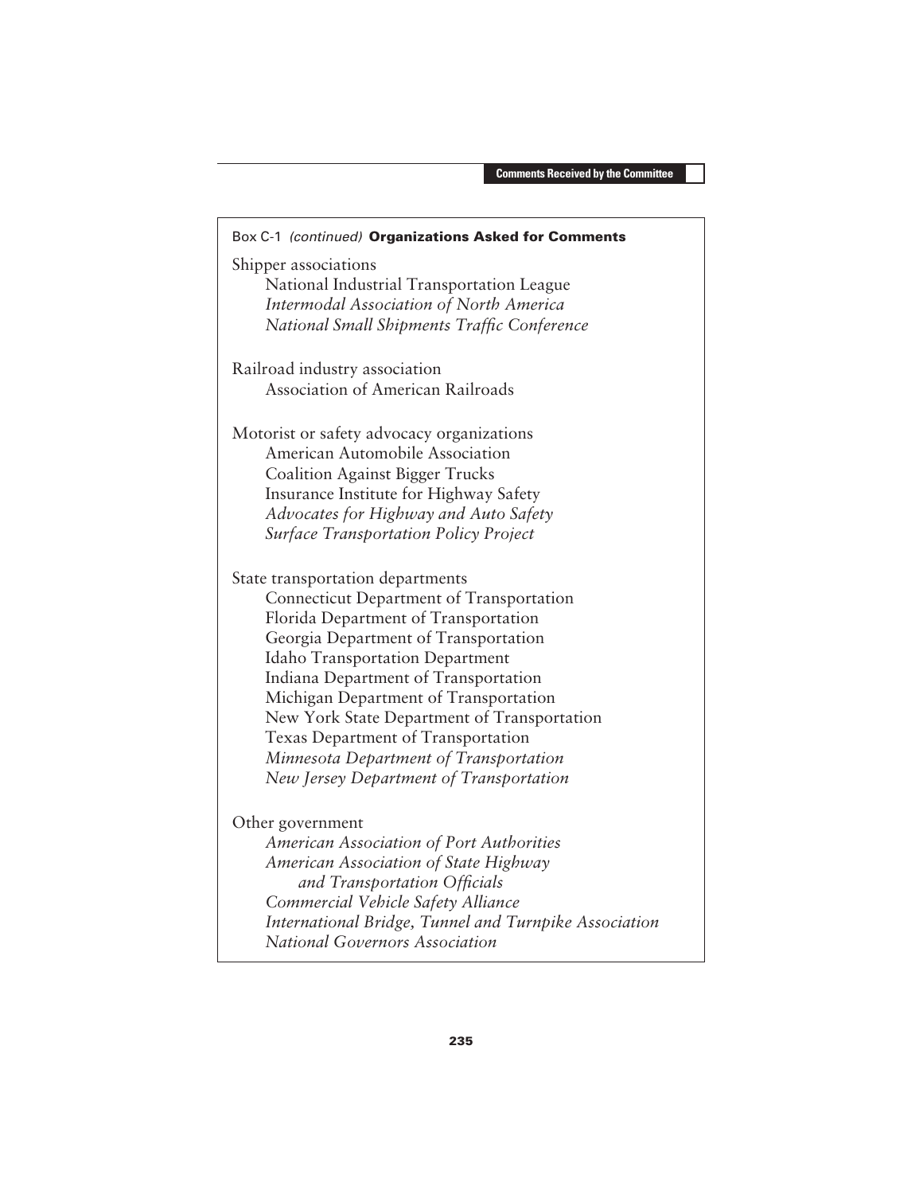Box C-1 *(continued)* **Organizations Asked for Comments**

Shipper associations

- National Industrial Transportation League
- *Intermodal Association of North America*
- *National Small Shipments Traffic Conference*

Railroad industry association

- Association of American Railroads

Motorist or safety advocacy organizations

- American Automobile Association
- Coalition Against Bigger Trucks
- Insurance Institute for Highway Safety
- *Advocates for Highway and Auto Safety*
- *Surface Transportation Policy Project*

State transportation departments

- Connecticut Department of Transportation
- Florida Department of Transportation
- Georgia Department of Transportation
- Idaho Transportation Department
- Indiana Department of Transportation
- Michigan Department of Transportation
- New York State Department of Transportation
- Texas Department of Transportation
- *Minnesota Department of Transportation*
- *New Jersey Department of Transportation*

Other government

- *American Association of Port Authorities*
- *American Association of State Highway and Transportation Officials*
- *Commercial Vehicle Safety Alliance*
- *International Bridge, Tunnel and Turnpike Association*
- *National Governors Association*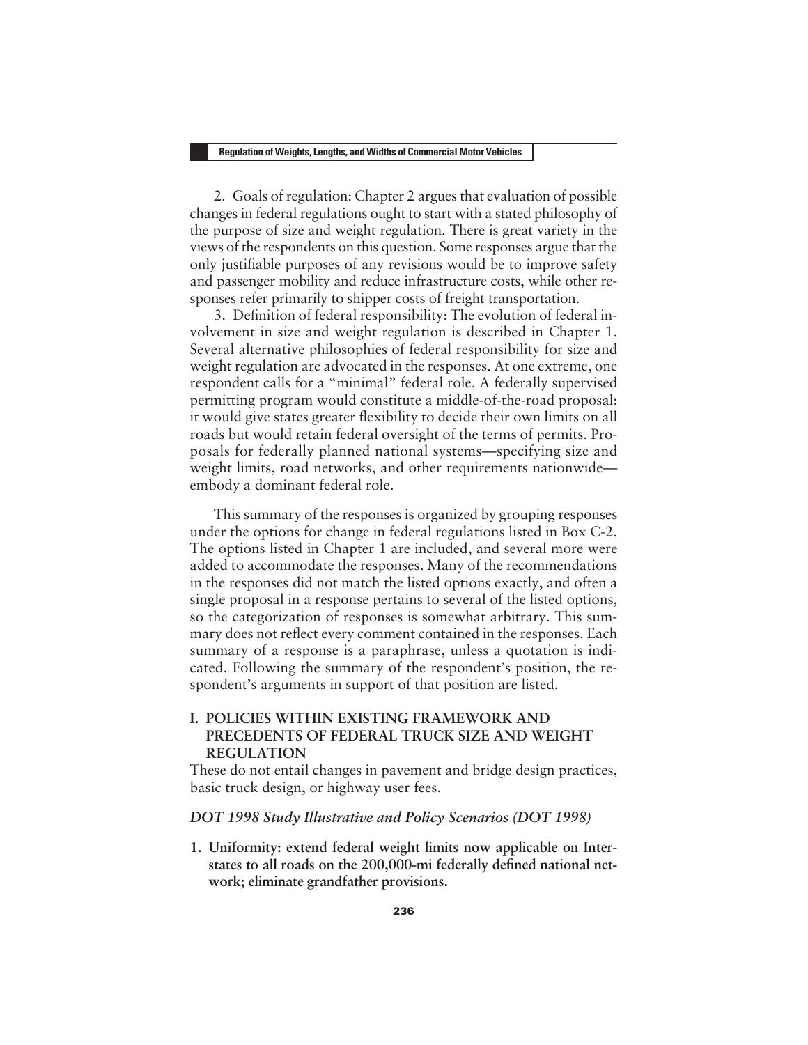2. Goals of regulation: Chapter 2 argues that evaluation of possible changes in federal regulations ought to start with a stated philosophy of the purpose of size and weight regulation. There is great variety in the views of the respondents on this question. Some responses argue that the only justifiable purposes of any revisions would be to improve safety and passenger mobility and reduce infrastructure costs, while other responses refer primarily to shipper costs of freight transportation.

3. Definition of federal responsibility: The evolution of federal involvement in size and weight regulation is described in Chapter 1. Several alternative philosophies of federal responsibility for size and weight regulation are advocated in the responses. At one extreme, one respondent calls for a "minimal" federal role. A federally supervised permitting program would constitute a middle-of-the-road proposal: it would give states greater flexibility to decide their own limits on all roads but would retain federal oversight of the terms of permits. Proposals for federally planned national systems—specifying size and weight limits, road networks, and other requirements nationwide—embody a dominant federal role.

This summary of the responses is organized by grouping responses under the options for change in federal regulations listed in Box C-2. The options listed in Chapter 1 are included, and several more were added to accommodate the responses. Many of the recommendations in the responses did not match the listed options exactly, and often a single proposal in a response pertains to several of the listed options, so the categorization of responses is somewhat arbitrary. This summary does not reflect every comment contained in the responses. Each summary of a response is a paraphrase, unless a quotation is indicated. Following the summary of the respondent's position, the respondent's arguments in support of that position are listed.

## I. POLICIES WITHIN EXISTING FRAMEWORK AND PRECEDENTS OF FEDERAL TRUCK SIZE AND WEIGHT REGULATION

These do not entail changes in pavement and bridge design practices, basic truck design, or highway user fees.

### *DOT 1998 Study Illustrative and Policy Scenarios (DOT 1998)*

**1. Uniformity: extend federal weight limits now applicable on Interstates to all roads on the 200,000-mi federally defined national network; eliminate grandfather provisions.**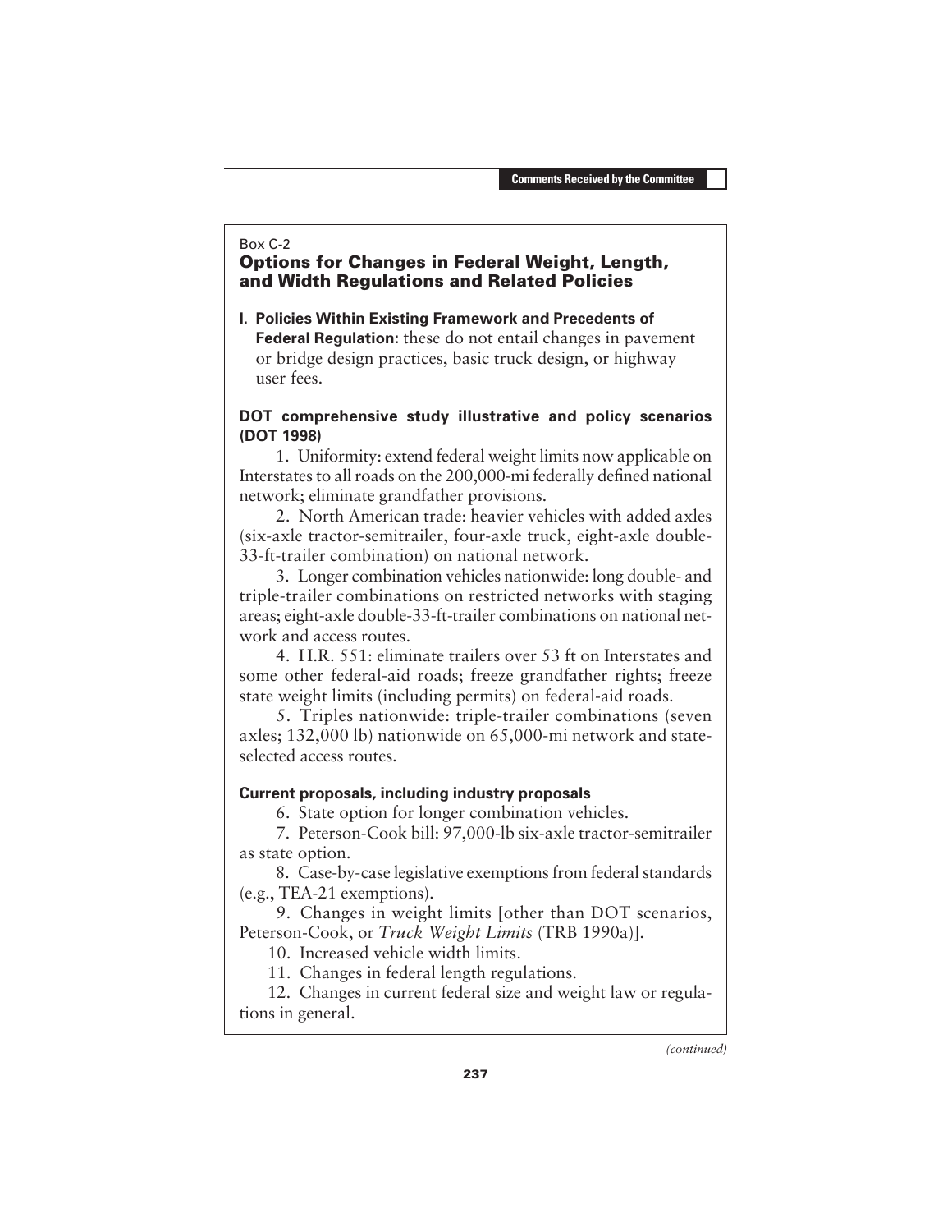Box C-2

## Options for Changes in Federal Weight, Length, and Width Regulations and Related Policies

**I. Policies Within Existing Framework and Precedents of Federal Regulation**: these do not entail changes in pavement or bridge design practices, basic truck design, or highway user fees.

**DOT comprehensive study illustrative and policy scenarios (DOT 1998)**

1. Uniformity: extend federal weight limits now applicable on Interstates to all roads on the 200,000-mi federally defined national network; eliminate grandfather provisions.

2. North American trade: heavier vehicles with added axles (six-axle tractor-semitrailer, four-axle truck, eight-axle double-33-ft-trailer combination) on national network.

3. Longer combination vehicles nationwide: long double- and triple-trailer combinations on restricted networks with staging areas; eight-axle double-33-ft-trailer combinations on national network and access routes.

4. H.R. 551: eliminate trailers over 53 ft on Interstates and some other federal-aid roads; freeze grandfather rights; freeze state weight limits (including permits) on federal-aid roads.

5. Triples nationwide: triple-trailer combinations (seven axles; 132,000 lb) nationwide on 65,000-mi network and state-selected access routes.

**Current proposals, including industry proposals**

6. State option for longer combination vehicles.

7. Peterson-Cook bill: 97,000-lb six-axle tractor-semitrailer as state option.

8. Case-by-case legislative exemptions from federal standards (e.g., TEA-21 exemptions).

9. Changes in weight limits [other than DOT scenarios, Peterson-Cook, or *Truck Weight Limits* (TRB 1990a)].

10. Increased vehicle width limits.

11. Changes in federal length regulations.

12. Changes in current federal size and weight law or regulations in general.

*(continued)*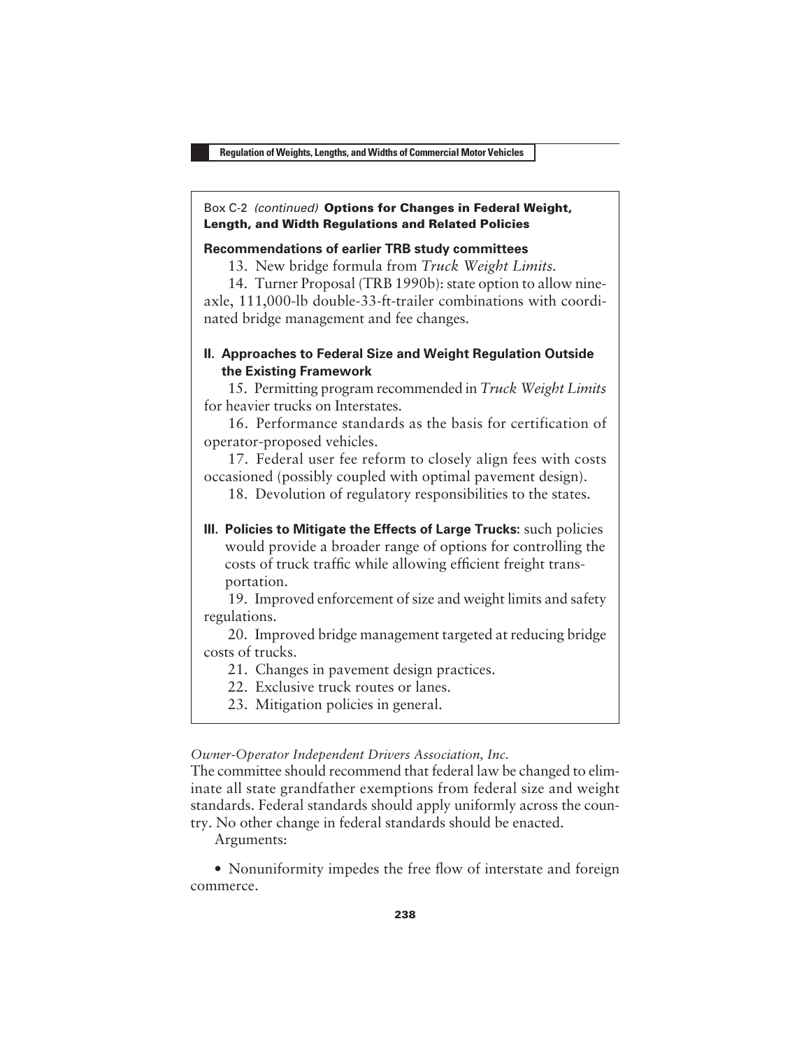Box C-2 *(continued)* **Options for Changes in Federal Weight, Length, and Width Regulations and Related Policies**

**Recommendations of earlier TRB study committees**

13. New bridge formula from *Truck Weight Limits*.

14. Turner Proposal (TRB 1990b): state option to allow nine-axle, 111,000-lb double-33-ft-trailer combinations with coordinated bridge management and fee changes.

**II. Approaches to Federal Size and Weight Regulation Outside the Existing Framework**

15. Permitting program recommended in *Truck Weight Limits* for heavier trucks on Interstates.

16. Performance standards as the basis for certification of operator-proposed vehicles.

17. Federal user fee reform to closely align fees with costs occasioned (possibly coupled with optimal pavement design).

18. Devolution of regulatory responsibilities to the states.

**III. Policies to Mitigate the Effects of Large Trucks:** such policies would provide a broader range of options for controlling the costs of truck traffic while allowing efficient freight transportation.

19. Improved enforcement of size and weight limits and safety regulations.

20. Improved bridge management targeted at reducing bridge costs of trucks.

21. Changes in pavement design practices.

22. Exclusive truck routes or lanes.

23. Mitigation policies in general.

*Owner-Operator Independent Drivers Association, Inc.*

The committee should recommend that federal law be changed to eliminate all state grandfather exemptions from federal size and weight standards. Federal standards should apply uniformly across the country. No other change in federal standards should be enacted.

Arguments:

- Nonuniformity impedes the free flow of interstate and foreign commerce.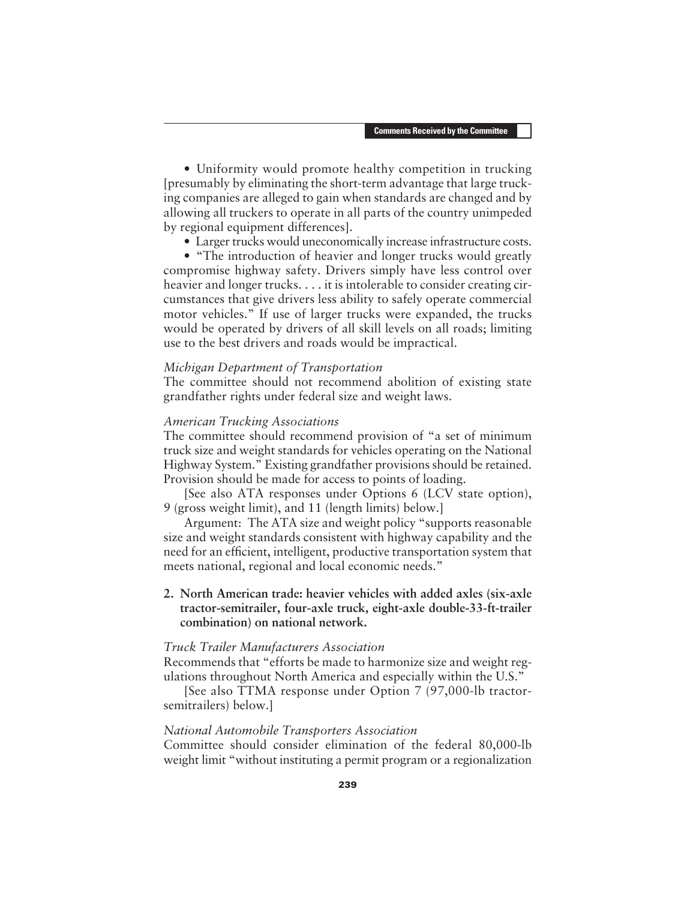- Uniformity would promote healthy competition in trucking [presumably by eliminating the short-term advantage that large trucking companies are alleged to gain when standards are changed and by allowing all truckers to operate in all parts of the country unimpeded by regional equipment differences].
- Larger trucks would uneconomically increase infrastructure costs.
- "The introduction of heavier and longer trucks would greatly compromise highway safety. Drivers simply have less control over heavier and longer trucks. . . . it is intolerable to consider creating circumstances that give drivers less ability to safely operate commercial motor vehicles." If use of larger trucks were expanded, the trucks would be operated by drivers of all skill levels on all roads; limiting use to the best drivers and roads would be impractical.

*Michigan Department of Transportation*

The committee should not recommend abolition of existing state grandfather rights under federal size and weight laws.

*American Trucking Associations*

The committee should recommend provision of "a set of minimum truck size and weight standards for vehicles operating on the National Highway System." Existing grandfather provisions should be retained. Provision should be made for access to points of loading.

[See also ATA responses under Options 6 (LCV state option), 9 (gross weight limit), and 11 (length limits) below.]

Argument: The ATA size and weight policy "supports reasonable size and weight standards consistent with highway capability and the need for an efficient, intelligent, productive transportation system that meets national, regional and local economic needs."

**2. North American trade: heavier vehicles with added axles (six-axle tractor-semitrailer, four-axle truck, eight-axle double-33-ft-trailer combination) on national network.**

*Truck Trailer Manufacturers Association*

Recommends that "efforts be made to harmonize size and weight regulations throughout North America and especially within the U.S."

[See also TTMA response under Option 7 (97,000-lb tractor-semitrailers) below.]

*National Automobile Transporters Association*

Committee should consider elimination of the federal 80,000-lb weight limit "without instituting a permit program or a regionalization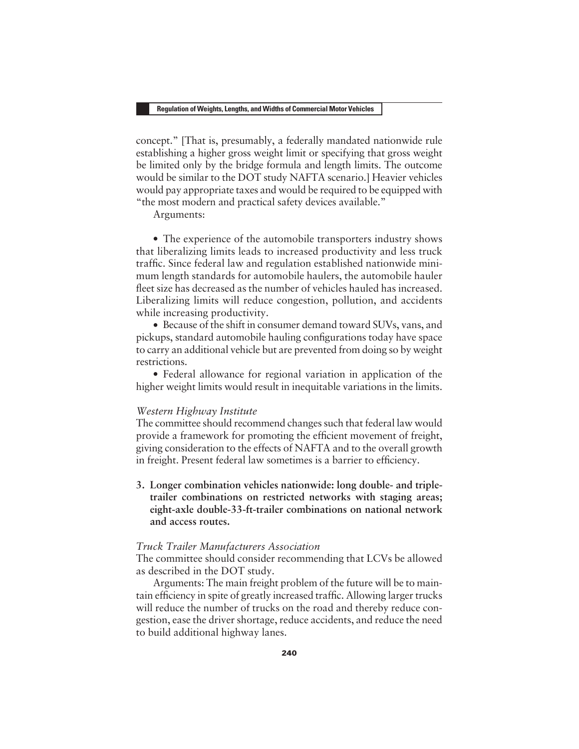concept." [That is, presumably, a federally mandated nationwide rule establishing a higher gross weight limit or specifying that gross weight be limited only by the bridge formula and length limits. The outcome would be similar to the DOT study NAFTA scenario.] Heavier vehicles would pay appropriate taxes and would be required to be equipped with "the most modern and practical safety devices available."

Arguments:

- The experience of the automobile transporters industry shows that liberalizing limits leads to increased productivity and less truck traffic. Since federal law and regulation established nationwide minimum length standards for automobile haulers, the automobile hauler fleet size has decreased as the number of vehicles hauled has increased. Liberalizing limits will reduce congestion, pollution, and accidents while increasing productivity.
- Because of the shift in consumer demand toward SUVs, vans, and pickups, standard automobile hauling configurations today have space to carry an additional vehicle but are prevented from doing so by weight restrictions.
- Federal allowance for regional variation in application of the higher weight limits would result in inequitable variations in the limits.

*Western Highway Institute*

The committee should recommend changes such that federal law would provide a framework for promoting the efficient movement of freight, giving consideration to the effects of NAFTA and to the overall growth in freight. Present federal law sometimes is a barrier to efficiency.

**3. Longer combination vehicles nationwide: long double- and triple-trailer combinations on restricted networks with staging areas; eight-axle double-33-ft-trailer combinations on national network and access routes.**

*Truck Trailer Manufacturers Association*

The committee should consider recommending that LCVs be allowed as described in the DOT study.

Arguments: The main freight problem of the future will be to maintain efficiency in spite of greatly increased traffic. Allowing larger trucks will reduce the number of trucks on the road and thereby reduce congestion, ease the driver shortage, reduce accidents, and reduce the need to build additional highway lanes.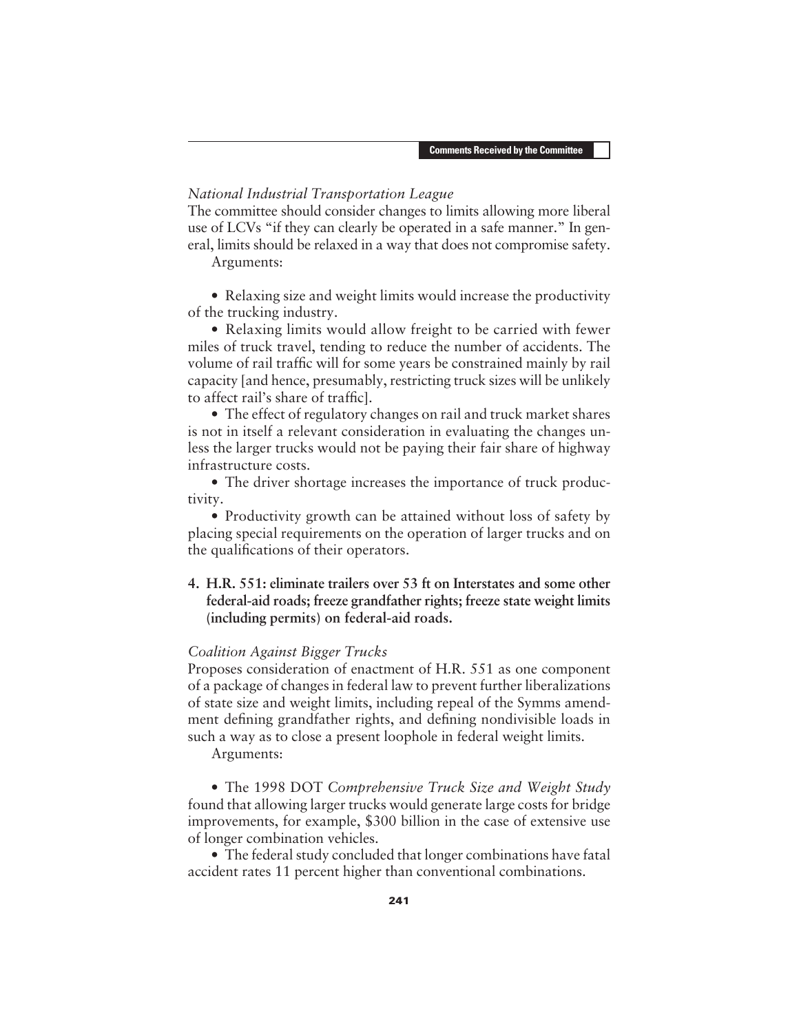*National Industrial Transportation League*

The committee should consider changes to limits allowing more liberal use of LCVs "if they can clearly be operated in a safe manner." In general, limits should be relaxed in a way that does not compromise safety.

Arguments:

- Relaxing size and weight limits would increase the productivity of the trucking industry.
- Relaxing limits would allow freight to be carried with fewer miles of truck travel, tending to reduce the number of accidents. The volume of rail traffic will for some years be constrained mainly by rail capacity [and hence, presumably, restricting truck sizes will be unlikely to affect rail's share of traffic].
- The effect of regulatory changes on rail and truck market shares is not in itself a relevant consideration in evaluating the changes unless the larger trucks would not be paying their fair share of highway infrastructure costs.
- The driver shortage increases the importance of truck productivity.
- Productivity growth can be attained without loss of safety by placing special requirements on the operation of larger trucks and on the qualifications of their operators.

**4. H.R. 551: eliminate trailers over 53 ft on Interstates and some other federal-aid roads; freeze grandfather rights; freeze state weight limits (including permits) on federal-aid roads.**

*Coalition Against Bigger Trucks*

Proposes consideration of enactment of H.R. 551 as one component of a package of changes in federal law to prevent further liberalizations of state size and weight limits, including repeal of the Symms amendment defining grandfather rights, and defining nondivisible loads in such a way as to close a present loophole in federal weight limits.

Arguments:

- The 1998 DOT *Comprehensive Truck Size and Weight Study* found that allowing larger trucks would generate large costs for bridge improvements, for example, $300 billion in the case of extensive use of longer combination vehicles.
- The federal study concluded that longer combinations have fatal accident rates 11 percent higher than conventional combinations.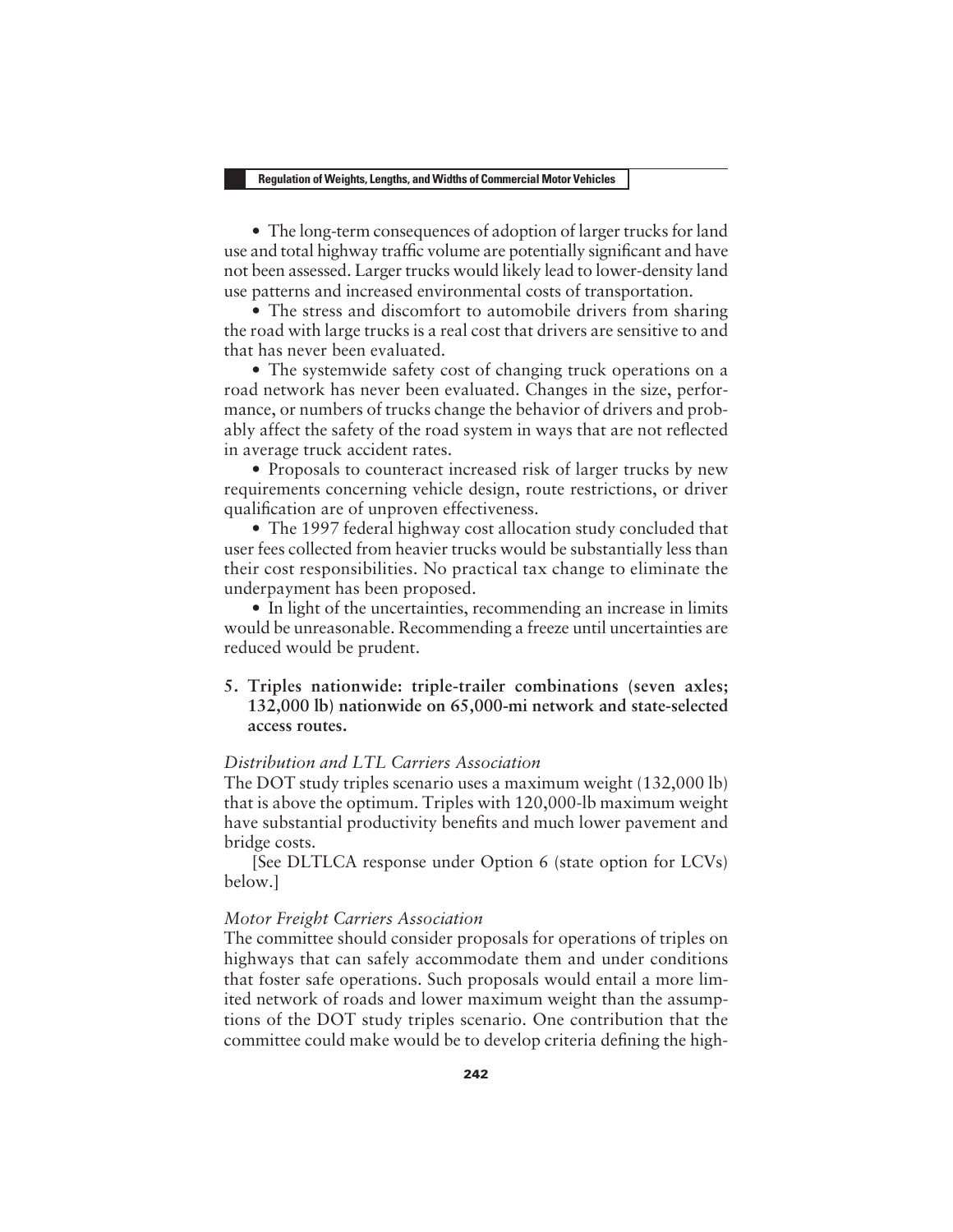- The long-term consequences of adoption of larger trucks for land use and total highway traffic volume are potentially significant and have not been assessed. Larger trucks would likely lead to lower-density land use patterns and increased environmental costs of transportation.
- The stress and discomfort to automobile drivers from sharing the road with large trucks is a real cost that drivers are sensitive to and that has never been evaluated.
- The systemwide safety cost of changing truck operations on a road network has never been evaluated. Changes in the size, performance, or numbers of trucks change the behavior of drivers and probably affect the safety of the road system in ways that are not reflected in average truck accident rates.
- Proposals to counteract increased risk of larger trucks by new requirements concerning vehicle design, route restrictions, or driver qualification are of unproven effectiveness.
- The 1997 federal highway cost allocation study concluded that user fees collected from heavier trucks would be substantially less than their cost responsibilities. No practical tax change to eliminate the underpayment has been proposed.
- In light of the uncertainties, recommending an increase in limits would be unreasonable. Recommending a freeze until uncertainties are reduced would be prudent.

**5. Triples nationwide: triple-trailer combinations (seven axles; 132,000 lb) nationwide on 65,000-mi network and state-selected access routes.**

*Distribution and LTL Carriers Association*

The DOT study triples scenario uses a maximum weight (132,000 lb) that is above the optimum. Triples with 120,000-lb maximum weight have substantial productivity benefits and much lower pavement and bridge costs.

[See DLTLCA response under Option 6 (state option for LCVs) below.]

*Motor Freight Carriers Association*

The committee should consider proposals for operations of triples on highways that can safely accommodate them and under conditions that foster safe operations. Such proposals would entail a more limited network of roads and lower maximum weight than the assumptions of the DOT study triples scenario. One contribution that the committee could make would be to develop criteria defining the high-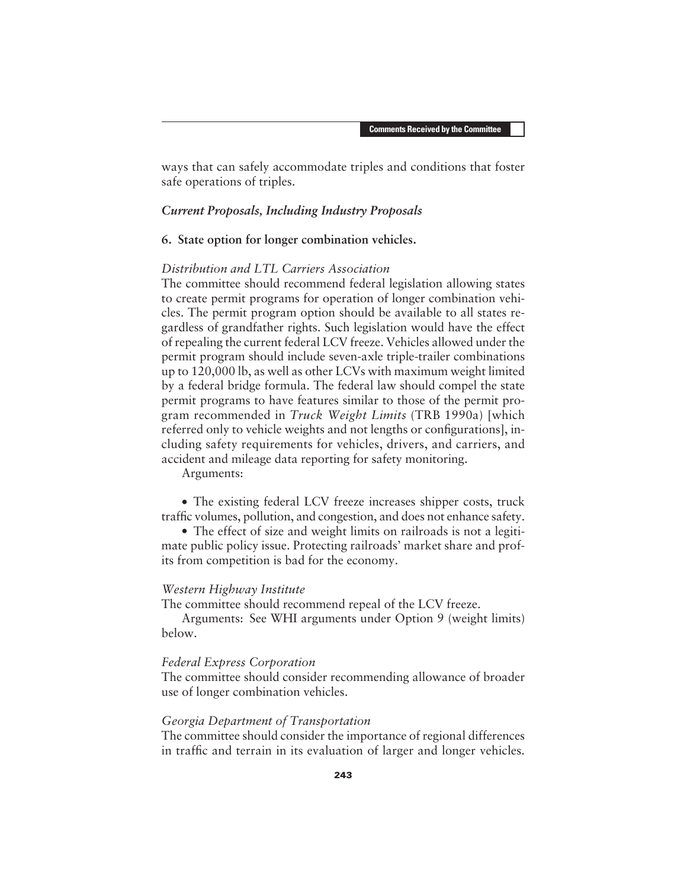ways that can safely accommodate triples and conditions that foster safe operations of triples.

### *Current Proposals, Including Industry Proposals*

**6. State option for longer combination vehicles.**

*Distribution and LTL Carriers Association*

The committee should recommend federal legislation allowing states to create permit programs for operation of longer combination vehicles. The permit program option should be available to all states regardless of grandfather rights. Such legislation would have the effect of repealing the current federal LCV freeze. Vehicles allowed under the permit program should include seven-axle triple-trailer combinations up to 120,000 lb, as well as other LCVs with maximum weight limited by a federal bridge formula. The federal law should compel the state permit programs to have features similar to those of the permit program recommended in *Truck Weight Limits* (TRB 1990a) [which referred only to vehicle weights and not lengths or configurations], including safety requirements for vehicles, drivers, and carriers, and accident and mileage data reporting for safety monitoring.

Arguments:

- The existing federal LCV freeze increases shipper costs, truck traffic volumes, pollution, and congestion, and does not enhance safety.
- The effect of size and weight limits on railroads is not a legitimate public policy issue. Protecting railroads' market share and profits from competition is bad for the economy.

*Western Highway Institute*

The committee should recommend repeal of the LCV freeze.

Arguments: See WHI arguments under Option 9 (weight limits) below.

*Federal Express Corporation*

The committee should consider recommending allowance of broader use of longer combination vehicles.

*Georgia Department of Transportation*

The committee should consider the importance of regional differences in traffic and terrain in its evaluation of larger and longer vehicles.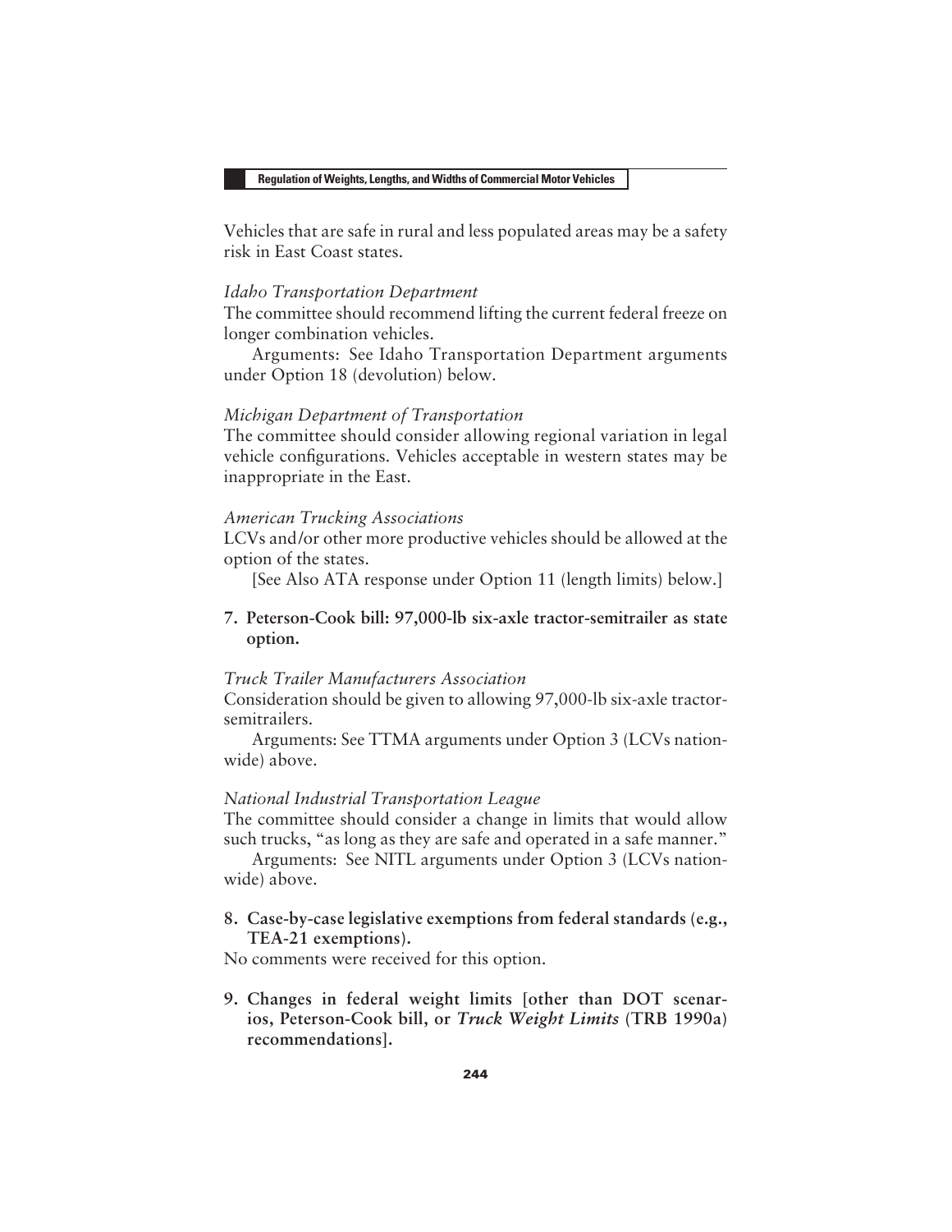Vehicles that are safe in rural and less populated areas may be a safety risk in East Coast states.

*Idaho Transportation Department*
The committee should recommend lifting the current federal freeze on longer combination vehicles.

Arguments: See Idaho Transportation Department arguments under Option 18 (devolution) below.

*Michigan Department of Transportation*
The committee should consider allowing regional variation in legal vehicle configurations. Vehicles acceptable in western states may be inappropriate in the East.

*American Trucking Associations*
LCVs and/or other more productive vehicles should be allowed at the option of the states.

[See Also ATA response under Option 11 (length limits) below.]

**7. Peterson-Cook bill: 97,000-lb six-axle tractor-semitrailer as state option.**

*Truck Trailer Manufacturers Association*
Consideration should be given to allowing 97,000-lb six-axle tractor-semitrailers.

Arguments: See TTMA arguments under Option 3 (LCVs nationwide) above.

*National Industrial Transportation League*
The committee should consider a change in limits that would allow such trucks, "as long as they are safe and operated in a safe manner."

Arguments: See NITL arguments under Option 3 (LCVs nationwide) above.

**8. Case-by-case legislative exemptions from federal standards (e.g., TEA-21 exemptions).**

No comments were received for this option.

**9. Changes in federal weight limits [other than DOT scenarios, Peterson-Cook bill, or *Truck Weight Limits* (TRB 1990a) recommendations].**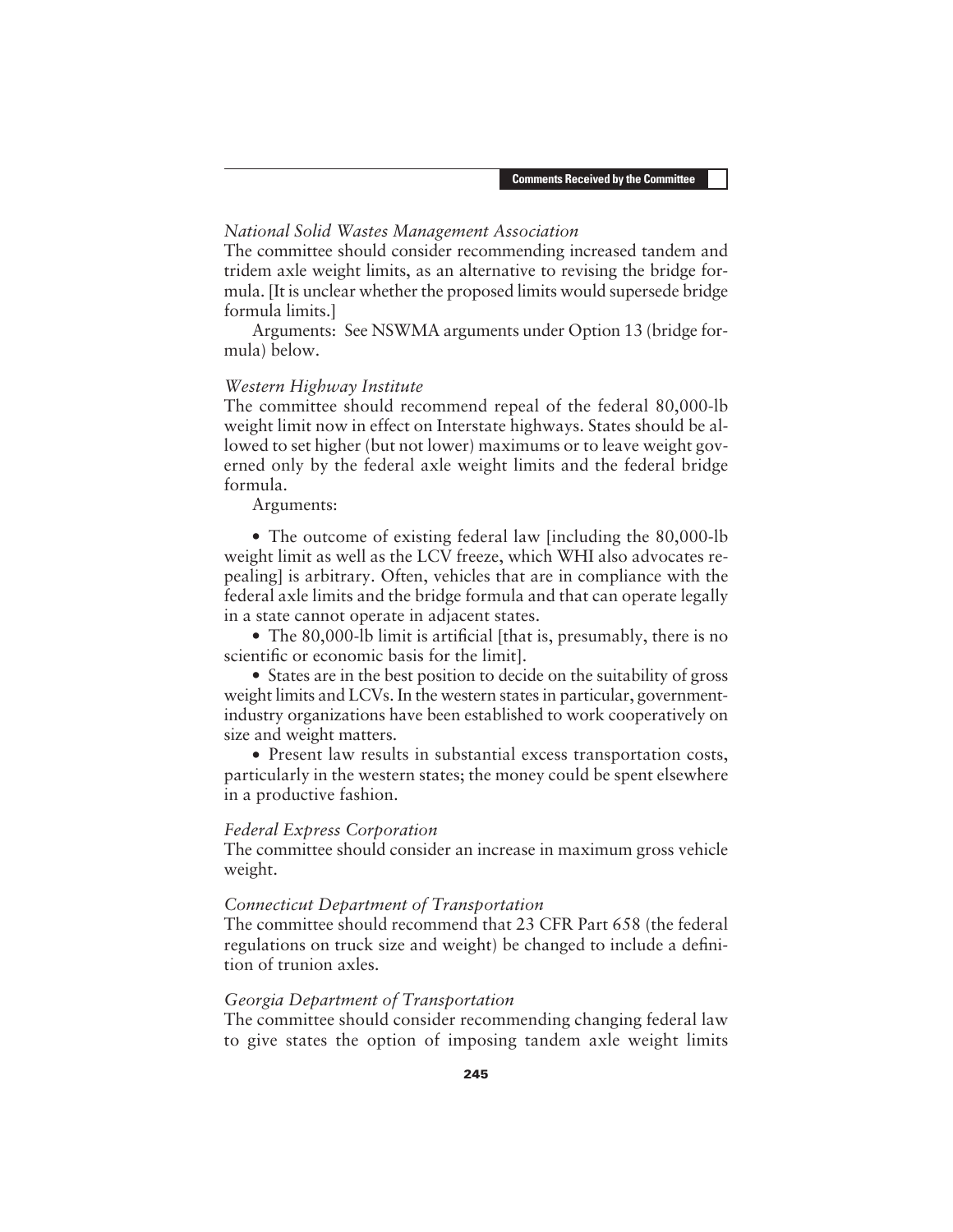*National Solid Wastes Management Association*

The committee should consider recommending increased tandem and tridem axle weight limits, as an alternative to revising the bridge formula. [It is unclear whether the proposed limits would supersede bridge formula limits.]

Arguments: See NSWMA arguments under Option 13 (bridge formula) below.

*Western Highway Institute*

The committee should recommend repeal of the federal 80,000-lb weight limit now in effect on Interstate highways. States should be allowed to set higher (but not lower) maximums or to leave weight governed only by the federal axle weight limits and the federal bridge formula.

Arguments:

- The outcome of existing federal law [including the 80,000-lb weight limit as well as the LCV freeze, which WHI also advocates repealing] is arbitrary. Often, vehicles that are in compliance with the federal axle limits and the bridge formula and that can operate legally in a state cannot operate in adjacent states.
- The 80,000-lb limit is artificial [that is, presumably, there is no scientific or economic basis for the limit].
- States are in the best position to decide on the suitability of gross weight limits and LCVs. In the western states in particular, government-industry organizations have been established to work cooperatively on size and weight matters.
- Present law results in substantial excess transportation costs, particularly in the western states; the money could be spent elsewhere in a productive fashion.

*Federal Express Corporation*

The committee should consider an increase in maximum gross vehicle weight.

*Connecticut Department of Transportation*

The committee should recommend that 23 CFR Part 658 (the federal regulations on truck size and weight) be changed to include a definition of trunion axles.

*Georgia Department of Transportation*

The committee should consider recommending changing federal law to give states the option of imposing tandem axle weight limits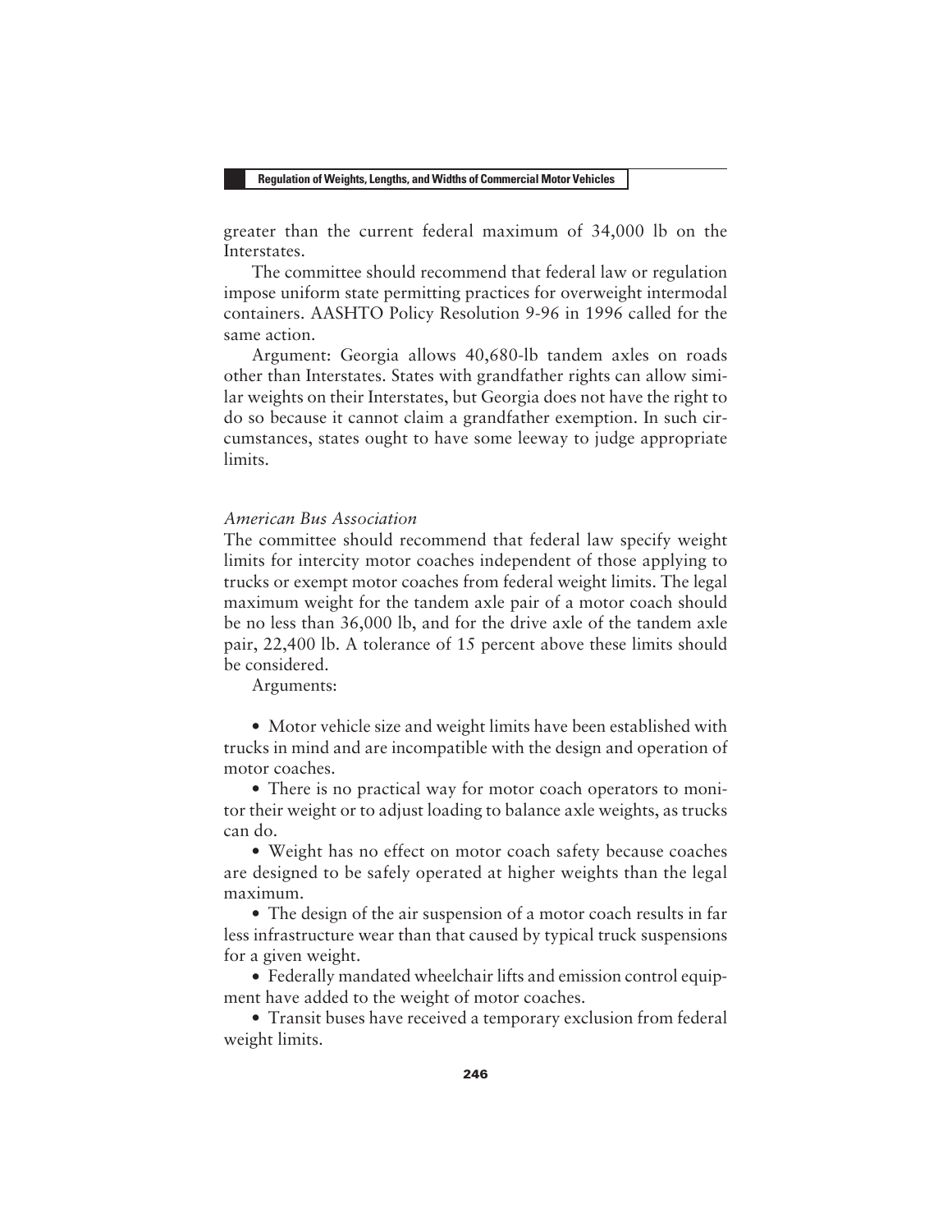greater than the current federal maximum of 34,000 lb on the Interstates.

The committee should recommend that federal law or regulation impose uniform state permitting practices for overweight intermodal containers. AASHTO Policy Resolution 9-96 in 1996 called for the same action.

Argument: Georgia allows 40,680-lb tandem axles on roads other than Interstates. States with grandfather rights can allow similar weights on their Interstates, but Georgia does not have the right to do so because it cannot claim a grandfather exemption. In such circumstances, states ought to have some leeway to judge appropriate limits.

*American Bus Association*

The committee should recommend that federal law specify weight limits for intercity motor coaches independent of those applying to trucks or exempt motor coaches from federal weight limits. The legal maximum weight for the tandem axle pair of a motor coach should be no less than 36,000 lb, and for the drive axle of the tandem axle pair, 22,400 lb. A tolerance of 15 percent above these limits should be considered.

Arguments:

- Motor vehicle size and weight limits have been established with trucks in mind and are incompatible with the design and operation of motor coaches.
- There is no practical way for motor coach operators to monitor their weight or to adjust loading to balance axle weights, as trucks can do.
- Weight has no effect on motor coach safety because coaches are designed to be safely operated at higher weights than the legal maximum.
- The design of the air suspension of a motor coach results in far less infrastructure wear than that caused by typical truck suspensions for a given weight.
- Federally mandated wheelchair lifts and emission control equipment have added to the weight of motor coaches.
- Transit buses have received a temporary exclusion from federal weight limits.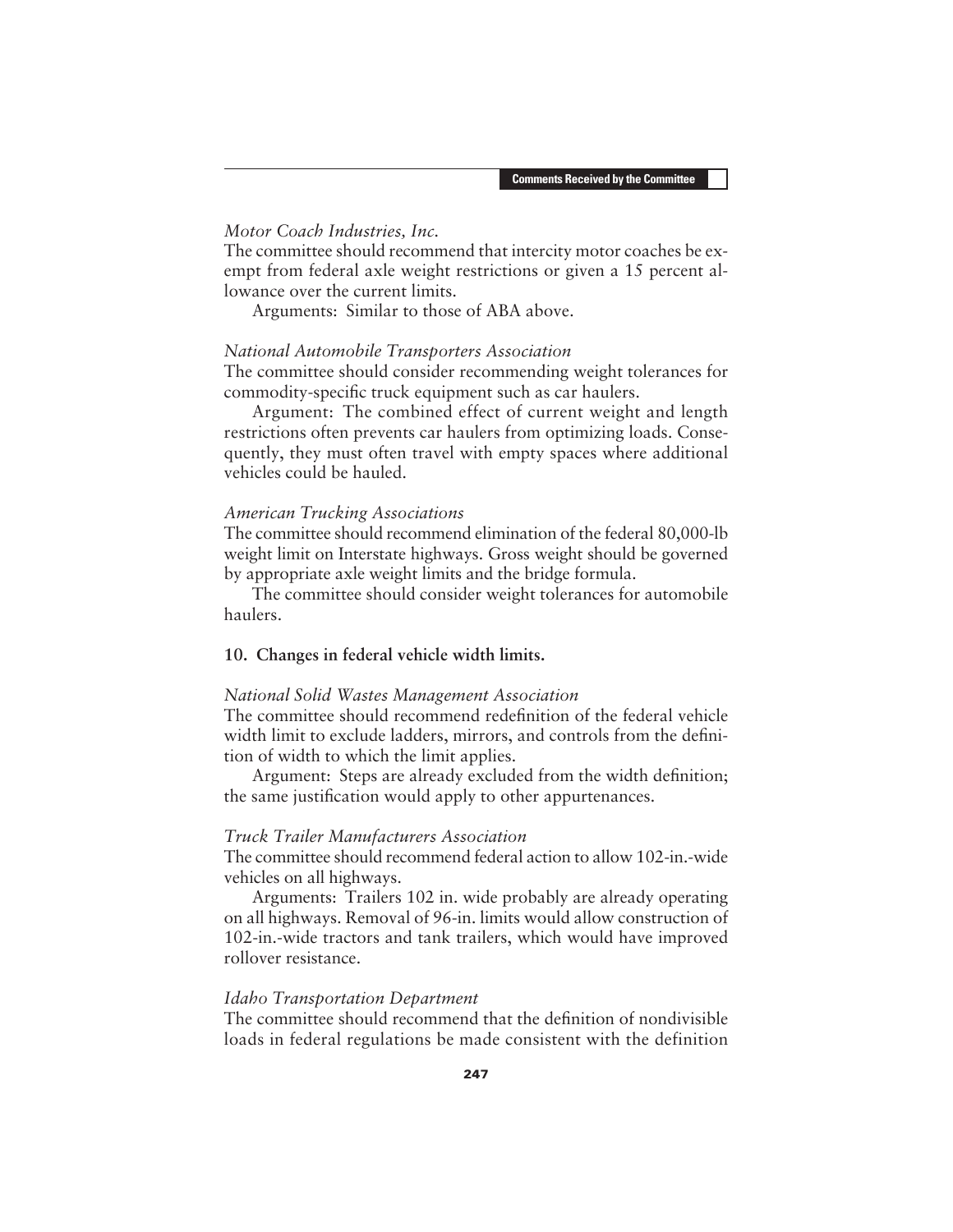*Motor Coach Industries, Inc.*
The committee should recommend that intercity motor coaches be exempt from federal axle weight restrictions or given a 15 percent allowance over the current limits.

Arguments: Similar to those of ABA above.

*National Automobile Transporters Association*
The committee should consider recommending weight tolerances for commodity-specific truck equipment such as car haulers.

Argument: The combined effect of current weight and length restrictions often prevents car haulers from optimizing loads. Consequently, they must often travel with empty spaces where additional vehicles could be hauled.

*American Trucking Associations*
The committee should recommend elimination of the federal 80,000-lb weight limit on Interstate highways. Gross weight should be governed by appropriate axle weight limits and the bridge formula.

The committee should consider weight tolerances for automobile haulers.

**10. Changes in federal vehicle width limits.**

*National Solid Wastes Management Association*
The committee should recommend redefinition of the federal vehicle width limit to exclude ladders, mirrors, and controls from the definition of width to which the limit applies.

Argument: Steps are already excluded from the width definition; the same justification would apply to other appurtenances.

*Truck Trailer Manufacturers Association*
The committee should recommend federal action to allow 102-in.-wide vehicles on all highways.

Arguments: Trailers 102 in. wide probably are already operating on all highways. Removal of 96-in. limits would allow construction of 102-in.-wide tractors and tank trailers, which would have improved rollover resistance.

*Idaho Transportation Department*
The committee should recommend that the definition of nondivisible loads in federal regulations be made consistent with the definition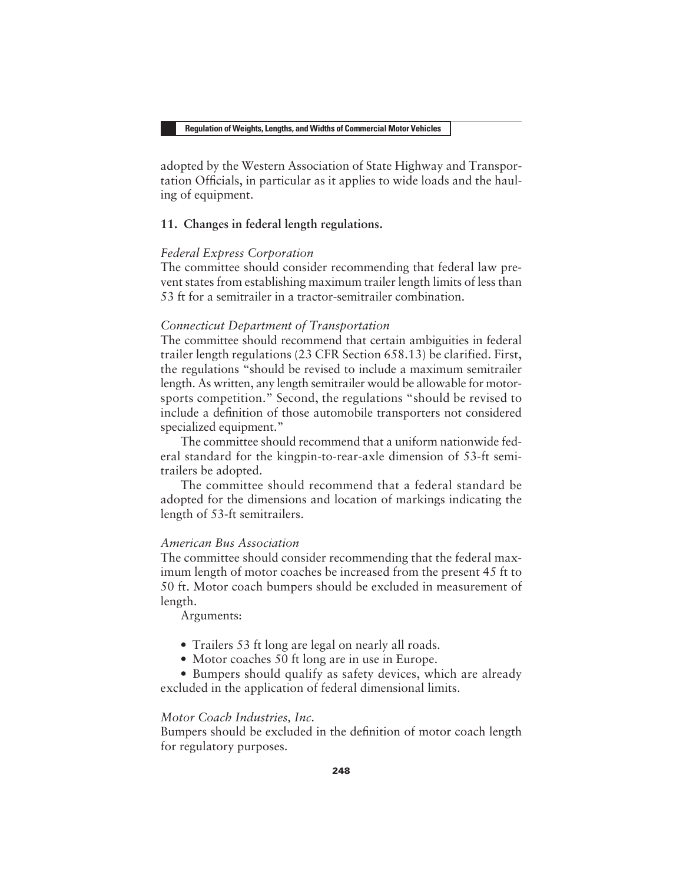adopted by the Western Association of State Highway and Transportation Officials, in particular as it applies to wide loads and the hauling of equipment.

### 11. Changes in federal length regulations.

*Federal Express Corporation*

The committee should consider recommending that federal law prevent states from establishing maximum trailer length limits of less than 53 ft for a semitrailer in a tractor-semitrailer combination.

*Connecticut Department of Transportation*

The committee should recommend that certain ambiguities in federal trailer length regulations (23 CFR Section 658.13) be clarified. First, the regulations "should be revised to include a maximum semitrailer length. As written, any length semitrailer would be allowable for motorsports competition." Second, the regulations "should be revised to include a definition of those automobile transporters not considered specialized equipment."

The committee should recommend that a uniform nationwide federal standard for the kingpin-to-rear-axle dimension of 53-ft semitrailers be adopted.

The committee should recommend that a federal standard be adopted for the dimensions and location of markings indicating the length of 53-ft semitrailers.

*American Bus Association*

The committee should consider recommending that the federal maximum length of motor coaches be increased from the present 45 ft to 50 ft. Motor coach bumpers should be excluded in measurement of length.

Arguments:

- Trailers 53 ft long are legal on nearly all roads.
- Motor coaches 50 ft long are in use in Europe.
- Bumpers should qualify as safety devices, which are already excluded in the application of federal dimensional limits.

*Motor Coach Industries, Inc.*

Bumpers should be excluded in the definition of motor coach length for regulatory purposes.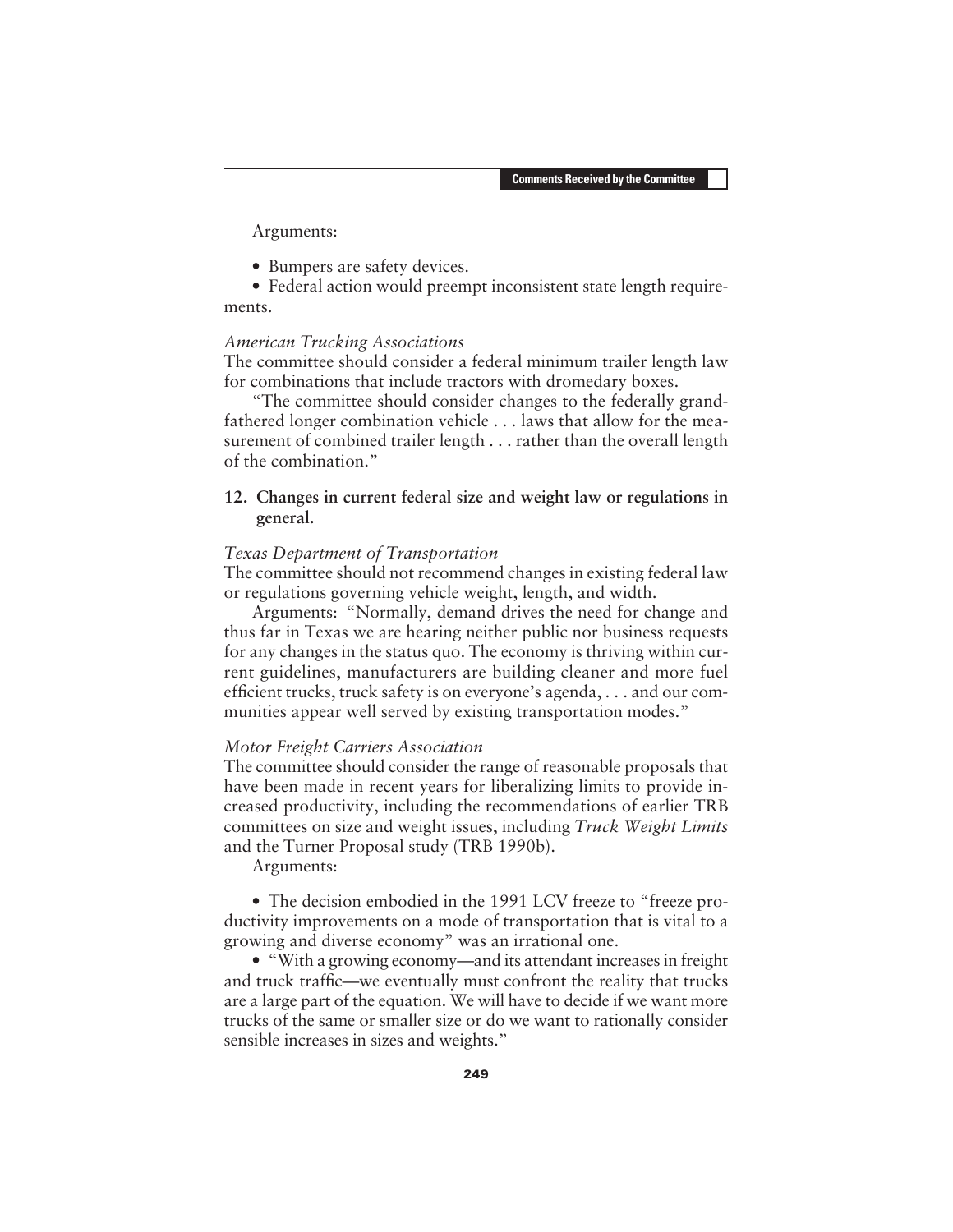Arguments:

- Bumpers are safety devices.
- Federal action would preempt inconsistent state length requirements.

*American Trucking Associations*
The committee should consider a federal minimum trailer length law for combinations that include tractors with dromedary boxes.

"The committee should consider changes to the federally grandfathered longer combination vehicle . . . laws that allow for the measurement of combined trailer length . . . rather than the overall length of the combination."

**12. Changes in current federal size and weight law or regulations in general.**

*Texas Department of Transportation*
The committee should not recommend changes in existing federal law or regulations governing vehicle weight, length, and width.

Arguments: "Normally, demand drives the need for change and thus far in Texas we are hearing neither public nor business requests for any changes in the status quo. The economy is thriving within current guidelines, manufacturers are building cleaner and more fuel efficient trucks, truck safety is on everyone's agenda, . . . and our communities appear well served by existing transportation modes."

*Motor Freight Carriers Association*
The committee should consider the range of reasonable proposals that have been made in recent years for liberalizing limits to provide increased productivity, including the recommendations of earlier TRB committees on size and weight issues, including *Truck Weight Limits* and the Turner Proposal study (TRB 1990b).

Arguments:

- The decision embodied in the 1991 LCV freeze to "freeze productivity improvements on a mode of transportation that is vital to a growing and diverse economy" was an irrational one.
- "With a growing economy—and its attendant increases in freight and truck traffic—we eventually must confront the reality that trucks are a large part of the equation. We will have to decide if we want more trucks of the same or smaller size or do we want to rationally consider sensible increases in sizes and weights."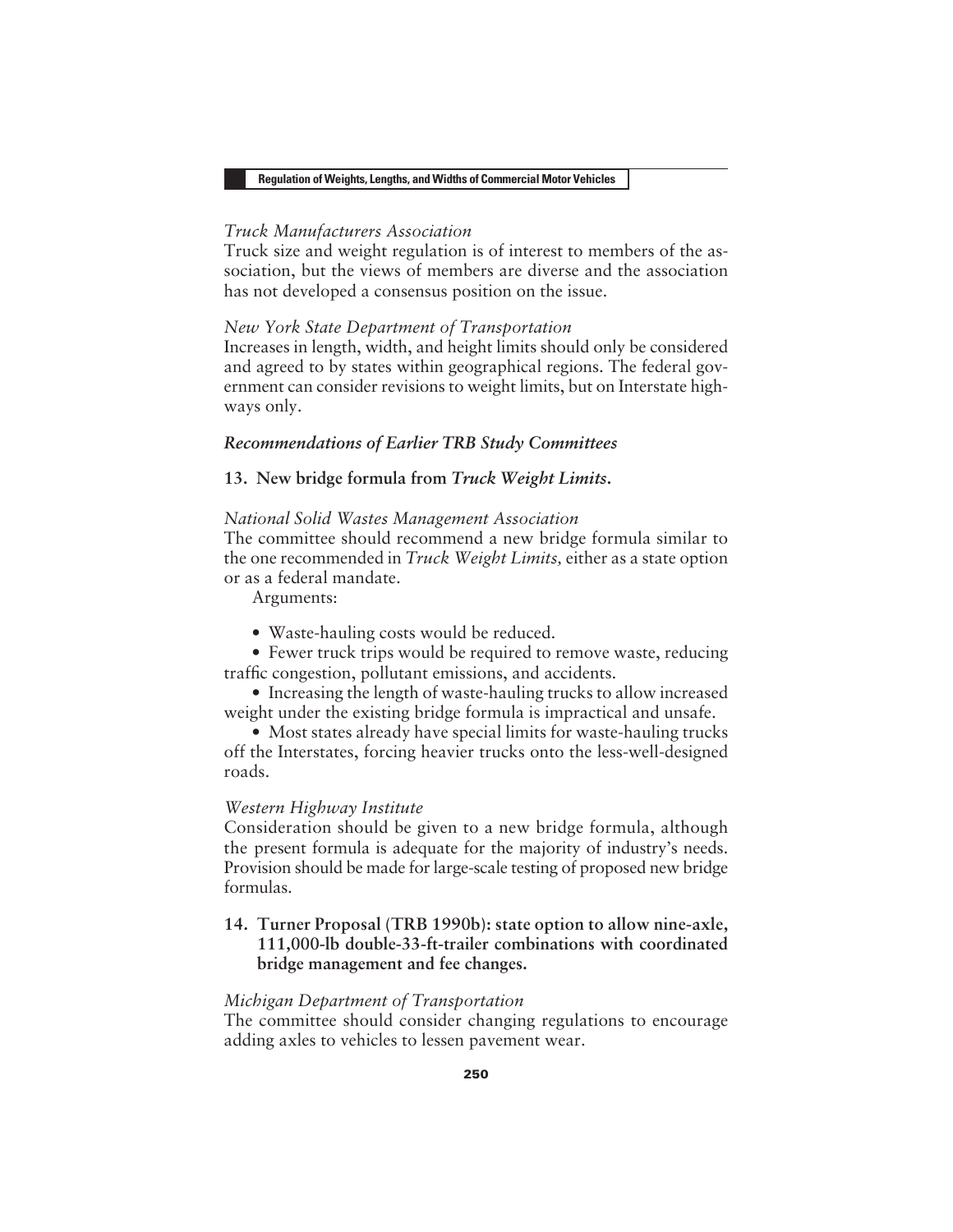*Truck Manufacturers Association*
Truck size and weight regulation is of interest to members of the association, but the views of members are diverse and the association has not developed a consensus position on the issue.

*New York State Department of Transportation*
Increases in length, width, and height limits should only be considered and agreed to by states within geographical regions. The federal government can consider revisions to weight limits, but on Interstate highways only.

### *Recommendations of Earlier TRB Study Committees*

**13. New bridge formula from *Truck Weight Limits*.**

*National Solid Wastes Management Association*
The committee should recommend a new bridge formula similar to the one recommended in *Truck Weight Limits,* either as a state option or as a federal mandate.

Arguments:

- Waste-hauling costs would be reduced.
- Fewer truck trips would be required to remove waste, reducing traffic congestion, pollutant emissions, and accidents.
- Increasing the length of waste-hauling trucks to allow increased weight under the existing bridge formula is impractical and unsafe.
- Most states already have special limits for waste-hauling trucks off the Interstates, forcing heavier trucks onto the less-well-designed roads.

*Western Highway Institute*
Consideration should be given to a new bridge formula, although the present formula is adequate for the majority of industry's needs. Provision should be made for large-scale testing of proposed new bridge formulas.

**14. Turner Proposal (TRB 1990b): state option to allow nine-axle, 111,000-lb double-33-ft-trailer combinations with coordinated bridge management and fee changes.**

*Michigan Department of Transportation*
The committee should consider changing regulations to encourage adding axles to vehicles to lessen pavement wear.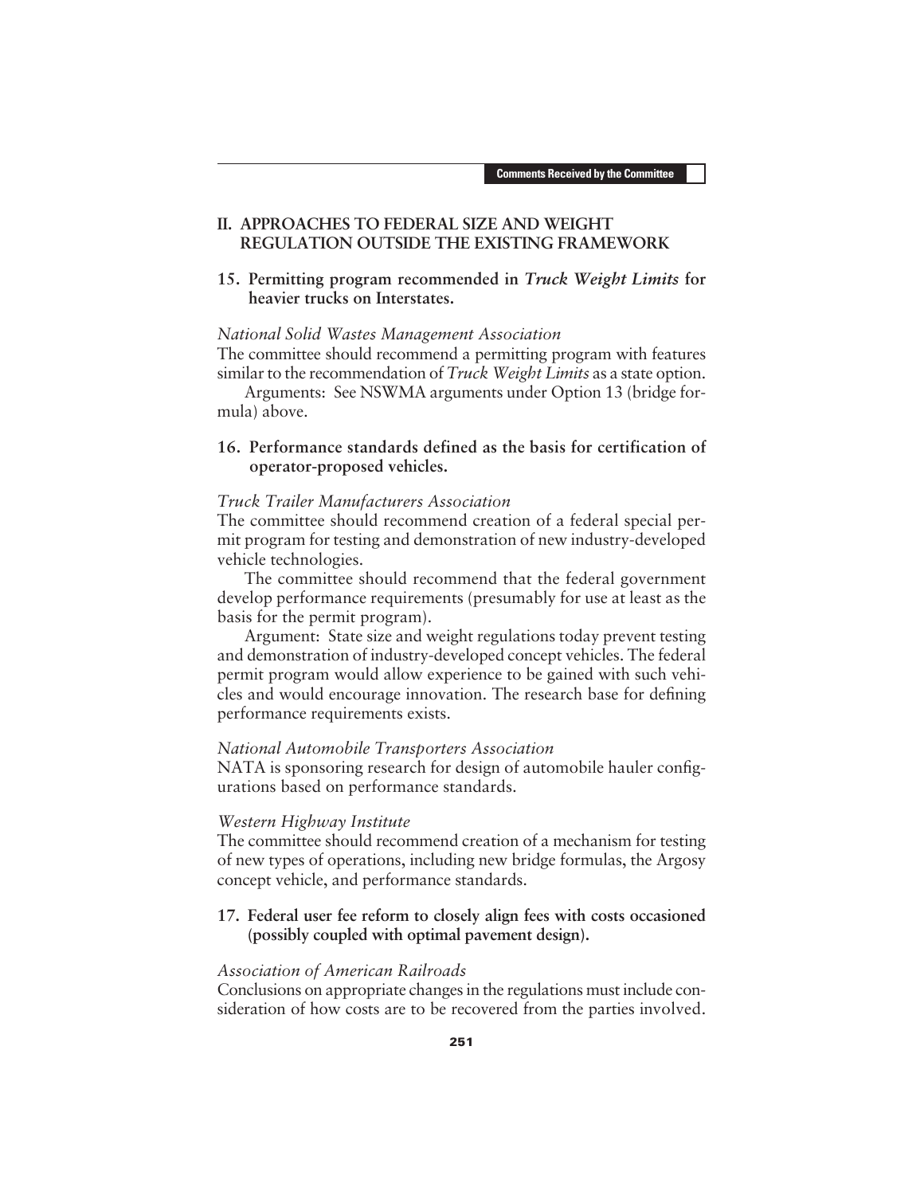## II. APPROACHES TO FEDERAL SIZE AND WEIGHT REGULATION OUTSIDE THE EXISTING FRAMEWORK

### 15. Permitting program recommended in *Truck Weight Limits* for heavier trucks on Interstates.

*National Solid Wastes Management Association*

The committee should recommend a permitting program with features similar to the recommendation of *Truck Weight Limits* as a state option.

Arguments: See NSWMA arguments under Option 13 (bridge formula) above.

### 16. Performance standards defined as the basis for certification of operator-proposed vehicles.

*Truck Trailer Manufacturers Association*

The committee should recommend creation of a federal special permit program for testing and demonstration of new industry-developed vehicle technologies.

The committee should recommend that the federal government develop performance requirements (presumably for use at least as the basis for the permit program).

Argument: State size and weight regulations today prevent testing and demonstration of industry-developed concept vehicles. The federal permit program would allow experience to be gained with such vehicles and would encourage innovation. The research base for defining performance requirements exists.

*National Automobile Transporters Association*

NATA is sponsoring research for design of automobile hauler configurations based on performance standards.

*Western Highway Institute*

The committee should recommend creation of a mechanism for testing of new types of operations, including new bridge formulas, the Argosy concept vehicle, and performance standards.

### 17. Federal user fee reform to closely align fees with costs occasioned (possibly coupled with optimal pavement design).

*Association of American Railroads*

Conclusions on appropriate changes in the regulations must include consideration of how costs are to be recovered from the parties involved.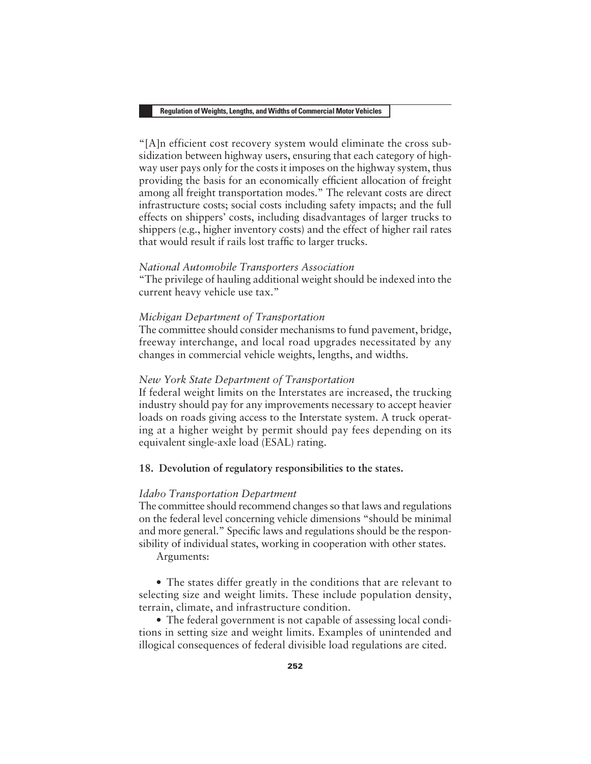"[A]n efficient cost recovery system would eliminate the cross subsidization between highway users, ensuring that each category of highway user pays only for the costs it imposes on the highway system, thus providing the basis for an economically efficient allocation of freight among all freight transportation modes." The relevant costs are direct infrastructure costs; social costs including safety impacts; and the full effects on shippers' costs, including disadvantages of larger trucks to shippers (e.g., higher inventory costs) and the effect of higher rail rates that would result if rails lost traffic to larger trucks.

*National Automobile Transporters Association*
"The privilege of hauling additional weight should be indexed into the current heavy vehicle use tax."

*Michigan Department of Transportation*
The committee should consider mechanisms to fund pavement, bridge, freeway interchange, and local road upgrades necessitated by any changes in commercial vehicle weights, lengths, and widths.

*New York State Department of Transportation*
If federal weight limits on the Interstates are increased, the trucking industry should pay for any improvements necessary to accept heavier loads on roads giving access to the Interstate system. A truck operating at a higher weight by permit should pay fees depending on its equivalent single-axle load (ESAL) rating.

**18. Devolution of regulatory responsibilities to the states.**

*Idaho Transportation Department*
The committee should recommend changes so that laws and regulations on the federal level concerning vehicle dimensions "should be minimal and more general." Specific laws and regulations should be the responsibility of individual states, working in cooperation with other states.

Arguments:

- The states differ greatly in the conditions that are relevant to selecting size and weight limits. These include population density, terrain, climate, and infrastructure condition.
- The federal government is not capable of assessing local conditions in setting size and weight limits. Examples of unintended and illogical consequences of federal divisible load regulations are cited.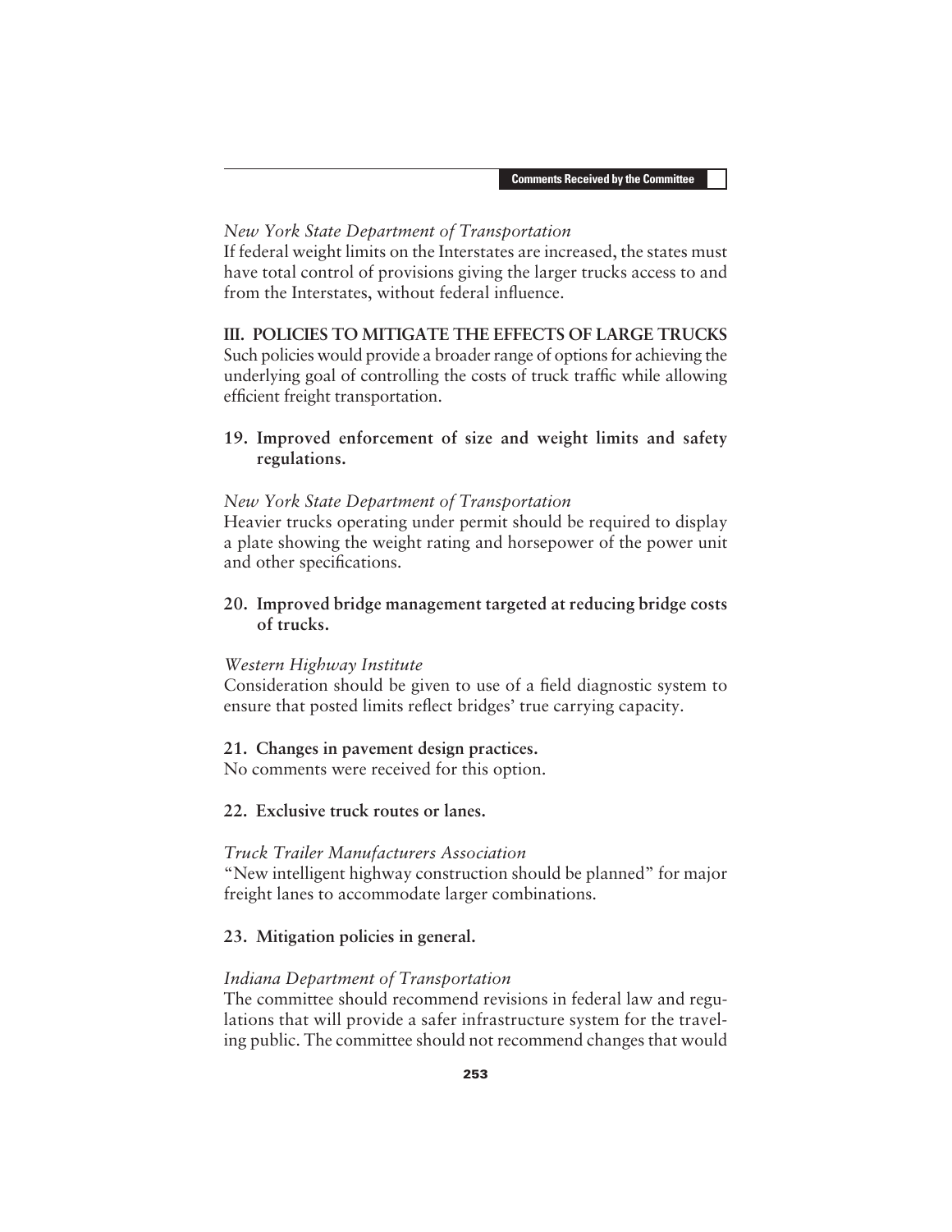*New York State Department of Transportation*
If federal weight limits on the Interstates are increased, the states must have total control of provisions giving the larger trucks access to and from the Interstates, without federal influence.

## III. POLICIES TO MITIGATE THE EFFECTS OF LARGE TRUCKS

Such policies would provide a broader range of options for achieving the underlying goal of controlling the costs of truck traffic while allowing efficient freight transportation.

### 19. Improved enforcement of size and weight limits and safety regulations.

*New York State Department of Transportation*
Heavier trucks operating under permit should be required to display a plate showing the weight rating and horsepower of the power unit and other specifications.

### 20. Improved bridge management targeted at reducing bridge costs of trucks.

*Western Highway Institute*
Consideration should be given to use of a field diagnostic system to ensure that posted limits reflect bridges' true carrying capacity.

### 21. Changes in pavement design practices.

No comments were received for this option.

### 22. Exclusive truck routes or lanes.

*Truck Trailer Manufacturers Association*
"New intelligent highway construction should be planned" for major freight lanes to accommodate larger combinations.

### 23. Mitigation policies in general.

*Indiana Department of Transportation*
The committee should recommend revisions in federal law and regulations that will provide a safer infrastructure system for the traveling public. The committee should not recommend changes that would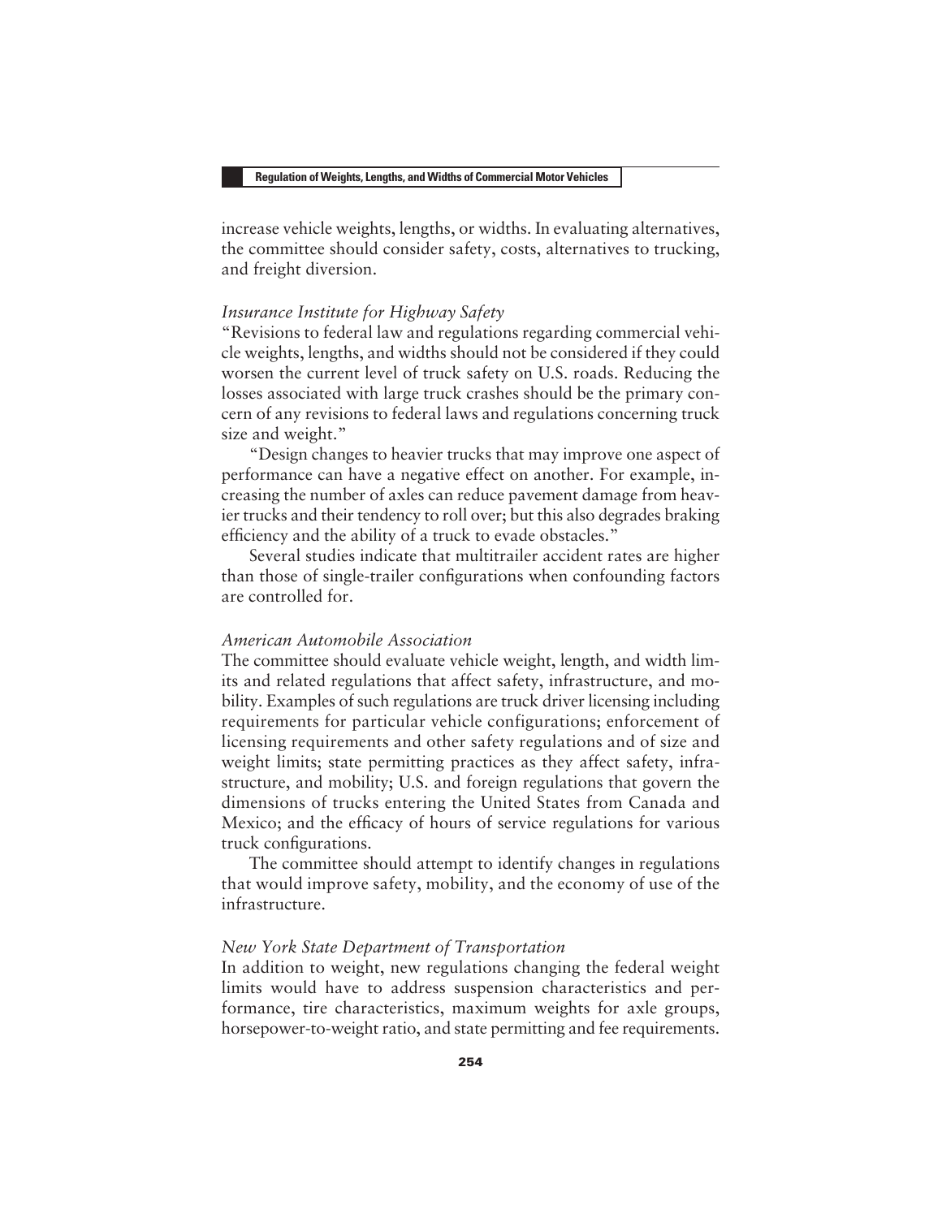increase vehicle weights, lengths, or widths. In evaluating alternatives, the committee should consider safety, costs, alternatives to trucking, and freight diversion.

*Insurance Institute for Highway Safety*

"Revisions to federal law and regulations regarding commercial vehicle weights, lengths, and widths should not be considered if they could worsen the current level of truck safety on U.S. roads. Reducing the losses associated with large truck crashes should be the primary concern of any revisions to federal laws and regulations concerning truck size and weight."

"Design changes to heavier trucks that may improve one aspect of performance can have a negative effect on another. For example, increasing the number of axles can reduce pavement damage from heavier trucks and their tendency to roll over; but this also degrades braking efficiency and the ability of a truck to evade obstacles."

Several studies indicate that multitrailer accident rates are higher than those of single-trailer configurations when confounding factors are controlled for.

*American Automobile Association*

The committee should evaluate vehicle weight, length, and width limits and related regulations that affect safety, infrastructure, and mobility. Examples of such regulations are truck driver licensing including requirements for particular vehicle configurations; enforcement of licensing requirements and other safety regulations and of size and weight limits; state permitting practices as they affect safety, infrastructure, and mobility; U.S. and foreign regulations that govern the dimensions of trucks entering the United States from Canada and Mexico; and the efficacy of hours of service regulations for various truck configurations.

The committee should attempt to identify changes in regulations that would improve safety, mobility, and the economy of use of the infrastructure.

*New York State Department of Transportation*

In addition to weight, new regulations changing the federal weight limits would have to address suspension characteristics and performance, tire characteristics, maximum weights for axle groups, horsepower-to-weight ratio, and state permitting and fee requirements.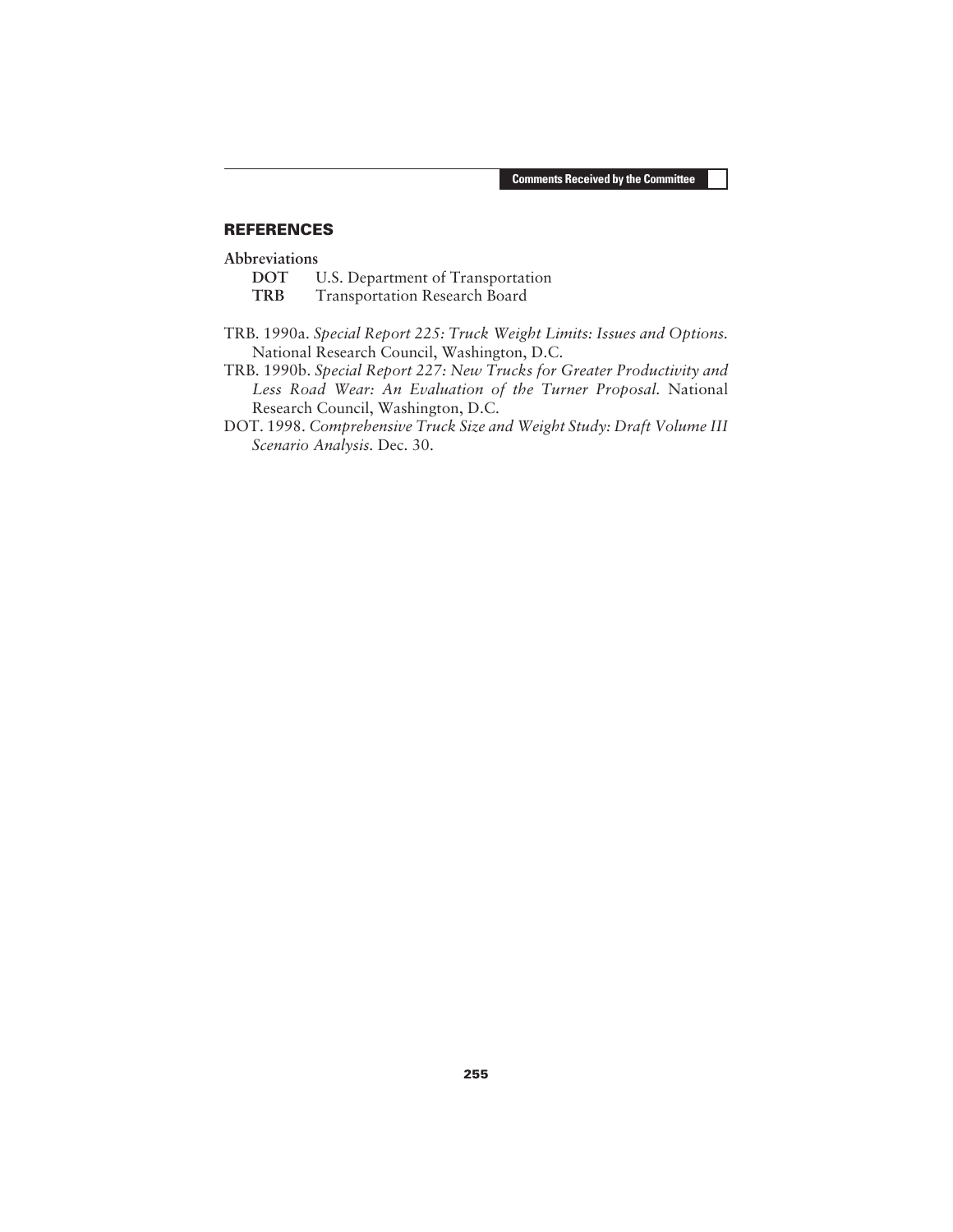## REFERENCES

**Abbreviations**

**DOT** U.S. Department of Transportation
**TRB** Transportation Research Board

TRB. 1990a. *Special Report 225: Truck Weight Limits: Issues and Options.* National Research Council, Washington, D.C.

TRB. 1990b. *Special Report 227: New Trucks for Greater Productivity and Less Road Wear: An Evaluation of the Turner Proposal.* National Research Council, Washington, D.C.

DOT. 1998. *Comprehensive Truck Size and Weight Study: Draft Volume III Scenario Analysis.* Dec. 30.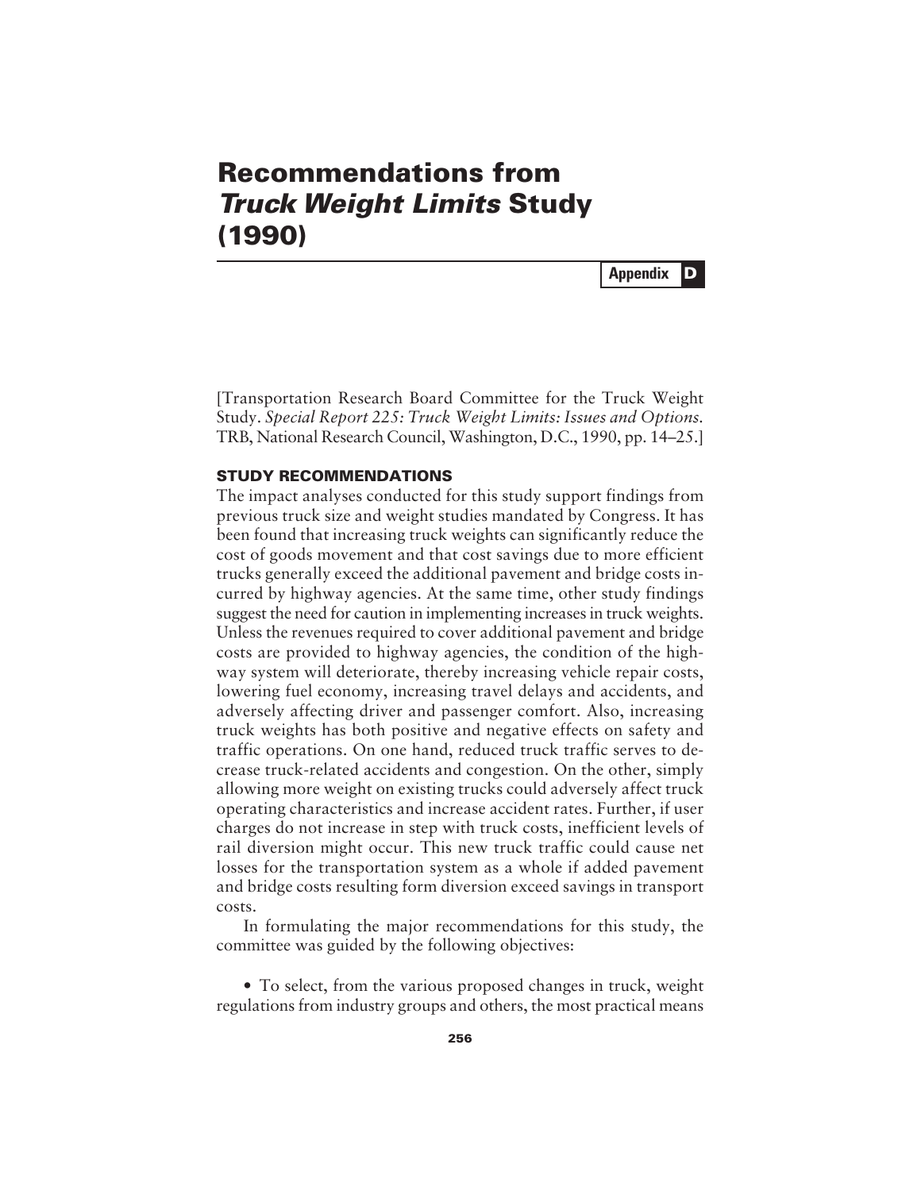# Recommendations from *Truck Weight Limits* Study (1990)

**Appendix D**

[Transportation Research Board Committee for the Truck Weight Study. *Special Report 225: Truck Weight Limits: Issues and Options.* TRB, National Research Council, Washington, D.C., 1990, pp. 14–25.]

## STUDY RECOMMENDATIONS

The impact analyses conducted for this study support findings from previous truck size and weight studies mandated by Congress. It has been found that increasing truck weights can significantly reduce the cost of goods movement and that cost savings due to more efficient trucks generally exceed the additional pavement and bridge costs incurred by highway agencies. At the same time, other study findings suggest the need for caution in implementing increases in truck weights. Unless the revenues required to cover additional pavement and bridge costs are provided to highway agencies, the condition of the highway system will deteriorate, thereby increasing vehicle repair costs, lowering fuel economy, increasing travel delays and accidents, and adversely affecting driver and passenger comfort. Also, increasing truck weights has both positive and negative effects on safety and traffic operations. On one hand, reduced truck traffic serves to decrease truck-related accidents and congestion. On the other, simply allowing more weight on existing trucks could adversely affect truck operating characteristics and increase accident rates. Further, if user charges do not increase in step with truck costs, inefficient levels of rail diversion might occur. This new truck traffic could cause net losses for the transportation system as a whole if added pavement and bridge costs resulting form diversion exceed savings in transport costs.

In formulating the major recommendations for this study, the committee was guided by the following objectives:

- To select, from the various proposed changes in truck, weight regulations from industry groups and others, the most practical means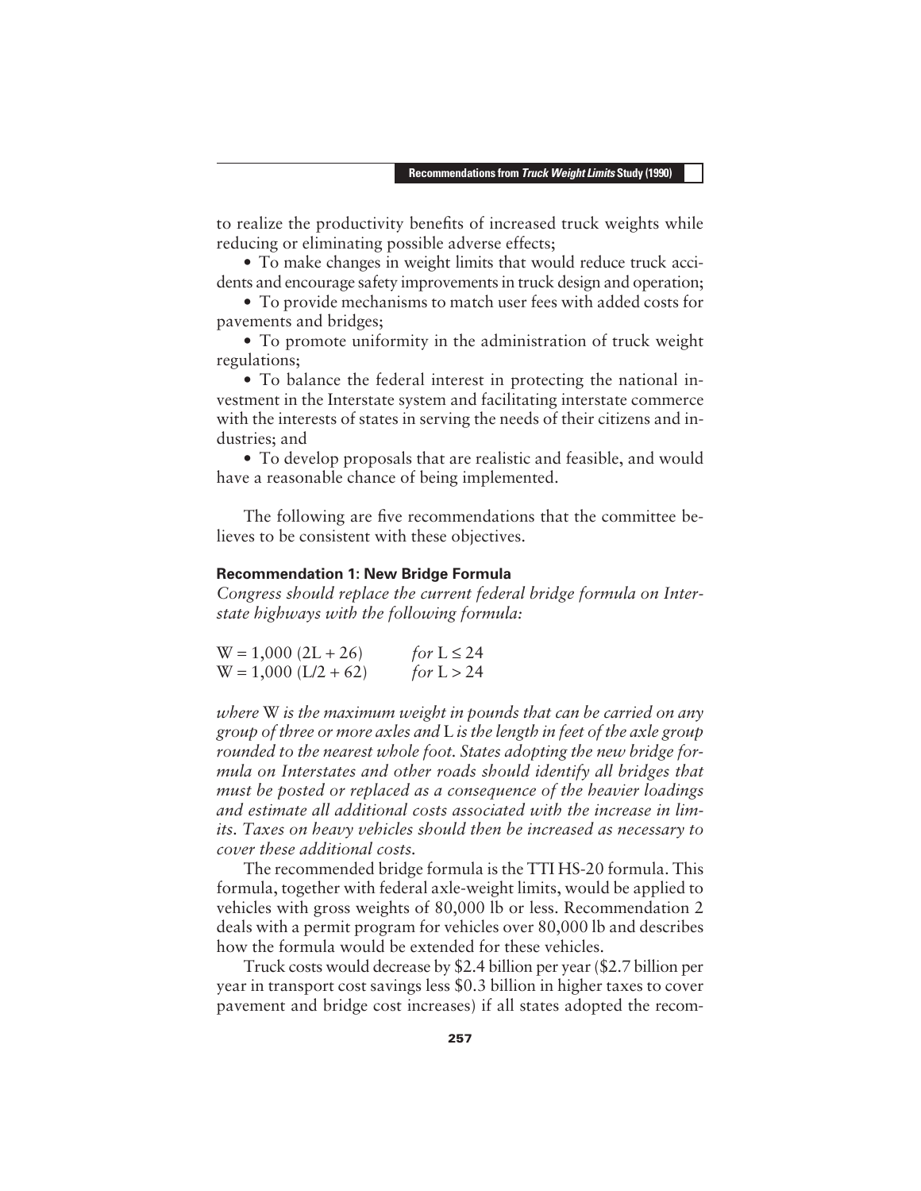to realize the productivity benefits of increased truck weights while reducing or eliminating possible adverse effects;

- To make changes in weight limits that would reduce truck accidents and encourage safety improvements in truck design and operation;
- To provide mechanisms to match user fees with added costs for pavements and bridges;
- To promote uniformity in the administration of truck weight regulations;
- To balance the federal interest in protecting the national investment in the Interstate system and facilitating interstate commerce with the interests of states in serving the needs of their citizens and industries; and
- To develop proposals that are realistic and feasible, and would have a reasonable chance of being implemented.

The following are five recommendations that the committee believes to be consistent with these objectives.

### Recommendation 1: New Bridge Formula

*Congress should replace the current federal bridge formula on Interstate highways with the following formula:*

$$W = 1{,}000\,(2L + 26) \qquad \textit{for } L \leq 24$$
$$W = 1{,}000\,(L/2 + 62) \qquad \textit{for } L > 24$$

*where* W *is the maximum weight in pounds that can be carried on any group of three or more axles and* L *is the length in feet of the axle group rounded to the nearest whole foot. States adopting the new bridge formula on Interstates and other roads should identify all bridges that must be posted or replaced as a consequence of the heavier loadings and estimate all additional costs associated with the increase in limits. Taxes on heavy vehicles should then be increased as necessary to cover these additional costs.*

The recommended bridge formula is the TTI HS-20 formula. This formula, together with federal axle-weight limits, would be applied to vehicles with gross weights of 80,000 lb or less. Recommendation 2 deals with a permit program for vehicles over 80,000 lb and describes how the formula would be extended for these vehicles.

Truck costs would decrease by $2.4 billion per year ($2.7 billion per year in transport cost savings less $0.3 billion in higher taxes to cover pavement and bridge cost increases) if all states adopted the recom-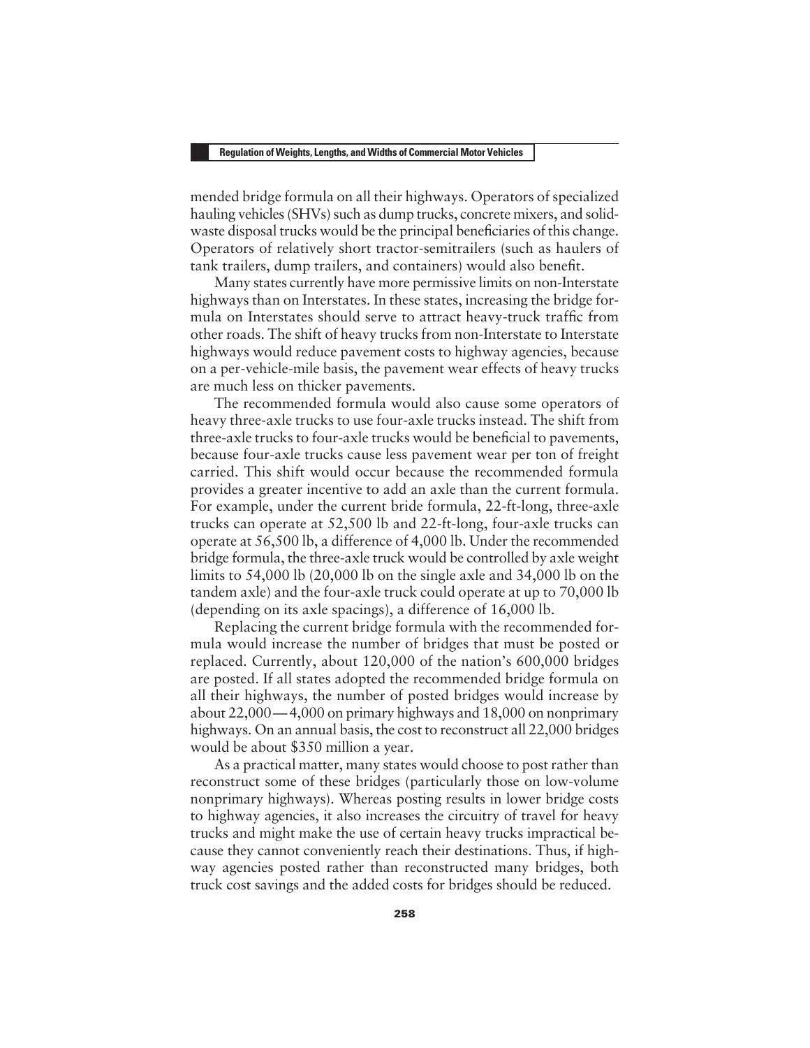mended bridge formula on all their highways. Operators of specialized hauling vehicles (SHVs) such as dump trucks, concrete mixers, and solid-waste disposal trucks would be the principal beneficiaries of this change. Operators of relatively short tractor-semitrailers (such as haulers of tank trailers, dump trailers, and containers) would also benefit.

Many states currently have more permissive limits on non-Interstate highways than on Interstates. In these states, increasing the bridge formula on Interstates should serve to attract heavy-truck traffic from other roads. The shift of heavy trucks from non-Interstate to Interstate highways would reduce pavement costs to highway agencies, because on a per-vehicle-mile basis, the pavement wear effects of heavy trucks are much less on thicker pavements.

The recommended formula would also cause some operators of heavy three-axle trucks to use four-axle trucks instead. The shift from three-axle trucks to four-axle trucks would be beneficial to pavements, because four-axle trucks cause less pavement wear per ton of freight carried. This shift would occur because the recommended formula provides a greater incentive to add an axle than the current formula. For example, under the current bride formula, 22-ft-long, three-axle trucks can operate at 52,500 lb and 22-ft-long, four-axle trucks can operate at 56,500 lb, a difference of 4,000 lb. Under the recommended bridge formula, the three-axle truck would be controlled by axle weight limits to 54,000 lb (20,000 lb on the single axle and 34,000 lb on the tandem axle) and the four-axle truck could operate at up to 70,000 lb (depending on its axle spacings), a difference of 16,000 lb.

Replacing the current bridge formula with the recommended formula would increase the number of bridges that must be posted or replaced. Currently, about 120,000 of the nation's 600,000 bridges are posted. If all states adopted the recommended bridge formula on all their highways, the number of posted bridges would increase by about 22,000—4,000 on primary highways and 18,000 on nonprimary highways. On an annual basis, the cost to reconstruct all 22,000 bridges would be about $350 million a year.

As a practical matter, many states would choose to post rather than reconstruct some of these bridges (particularly those on low-volume nonprimary highways). Whereas posting results in lower bridge costs to highway agencies, it also increases the circuitry of travel for heavy trucks and might make the use of certain heavy trucks impractical because they cannot conveniently reach their destinations. Thus, if highway agencies posted rather than reconstructed many bridges, both truck cost savings and the added costs for bridges should be reduced.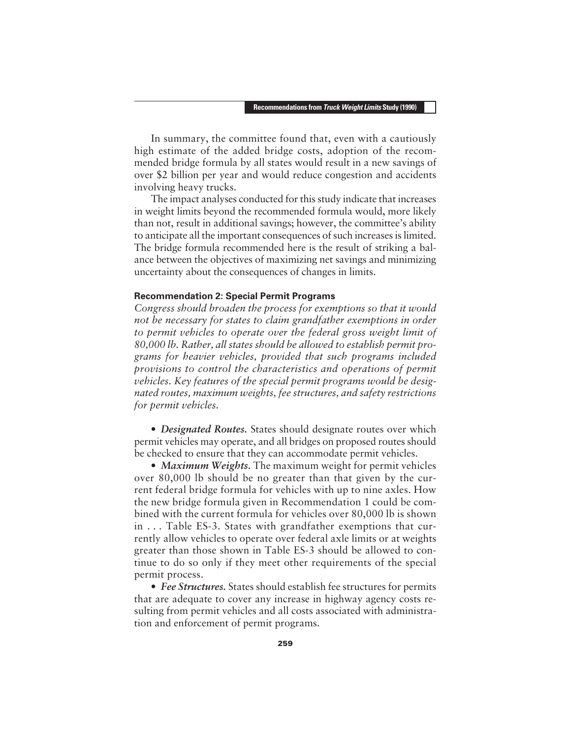In summary, the committee found that, even with a cautiously high estimate of the added bridge costs, adoption of the recommended bridge formula by all states would result in a new savings of over $2 billion per year and would reduce congestion and accidents involving heavy trucks.

The impact analyses conducted for this study indicate that increases in weight limits beyond the recommended formula would, more likely than not, result in additional savings; however, the committee's ability to anticipate all the important consequences of such increases is limited. The bridge formula recommended here is the result of striking a balance between the objectives of maximizing net savings and minimizing uncertainty about the consequences of changes in limits.

#### Recommendation 2: Special Permit Programs

*Congress should broaden the process for exemptions so that it would not be necessary for states to claim grandfather exemptions in order to permit vehicles to operate over the federal gross weight limit of 80,000 lb. Rather, all states should be allowed to establish permit programs for heavier vehicles, provided that such programs included provisions to control the characteristics and operations of permit vehicles. Key features of the special permit programs would be designated routes, maximum weights, fee structures, and safety restrictions for permit vehicles.*

- ***Designated Routes.*** States should designate routes over which permit vehicles may operate, and all bridges on proposed routes should be checked to ensure that they can accommodate permit vehicles.
- ***Maximum Weights.*** The maximum weight for permit vehicles over 80,000 lb should be no greater than that given by the current federal bridge formula for vehicles with up to nine axles. How the new bridge formula given in Recommendation 1 could be combined with the current formula for vehicles over 80,000 lb is shown in . . . Table ES-3. States with grandfather exemptions that currently allow vehicles to operate over federal axle limits or at weights greater than those shown in Table ES-3 should be allowed to continue to do so only if they meet other requirements of the special permit process.
- ***Fee Structures.*** States should establish fee structures for permits that are adequate to cover any increase in highway agency costs resulting from permit vehicles and all costs associated with administration and enforcement of permit programs.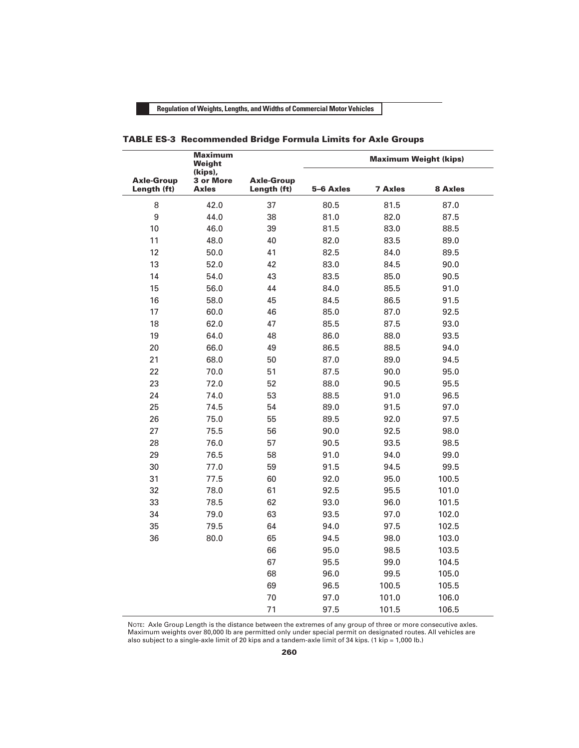**TABLE ES-3 Recommended Bridge Formula Limits for Axle Groups**

| Axle-Group Length (ft) | Maximum Weight (kips), 3 or More Axles | Axle-Group Length (ft) | Maximum Weight (kips) | | |
|---|---|---|---|---|---|
| | | | 5–6 Axles | 7 Axles | 8 Axles |
| 8 | 42.0 | 37 | 80.5 | 81.5 | 87.0 |
| 9 | 44.0 | 38 | 81.0 | 82.0 | 87.5 |
| 10 | 46.0 | 39 | 81.5 | 83.0 | 88.5 |
| 11 | 48.0 | 40 | 82.0 | 83.5 | 89.0 |
| 12 | 50.0 | 41 | 82.5 | 84.0 | 89.5 |
| 13 | 52.0 | 42 | 83.0 | 84.5 | 90.0 |
| 14 | 54.0 | 43 | 83.5 | 85.0 | 90.5 |
| 15 | 56.0 | 44 | 84.0 | 85.5 | 91.0 |
| 16 | 58.0 | 45 | 84.5 | 86.5 | 91.5 |
| 17 | 60.0 | 46 | 85.0 | 87.0 | 92.5 |
| 18 | 62.0 | 47 | 85.5 | 87.5 | 93.0 |
| 19 | 64.0 | 48 | 86.0 | 88.0 | 93.5 |
| 20 | 66.0 | 49 | 86.5 | 88.5 | 94.0 |
| 21 | 68.0 | 50 | 87.0 | 89.0 | 94.5 |
| 22 | 70.0 | 51 | 87.5 | 90.0 | 95.0 |
| 23 | 72.0 | 52 | 88.0 | 90.5 | 95.5 |
| 24 | 74.0 | 53 | 88.5 | 91.0 | 96.5 |
| 25 | 74.5 | 54 | 89.0 | 91.5 | 97.0 |
| 26 | 75.0 | 55 | 89.5 | 92.0 | 97.5 |
| 27 | 75.5 | 56 | 90.0 | 92.5 | 98.0 |
| 28 | 76.0 | 57 | 90.5 | 93.5 | 98.5 |
| 29 | 76.5 | 58 | 91.0 | 94.0 | 99.0 |
| 30 | 77.0 | 59 | 91.5 | 94.5 | 99.5 |
| 31 | 77.5 | 60 | 92.0 | 95.0 | 100.5 |
| 32 | 78.0 | 61 | 92.5 | 95.5 | 101.0 |
| 33 | 78.5 | 62 | 93.0 | 96.0 | 101.5 |
| 34 | 79.0 | 63 | 93.5 | 97.0 | 102.0 |
| 35 | 79.5 | 64 | 94.0 | 97.5 | 102.5 |
| 36 | 80.0 | 65 | 94.5 | 98.0 | 103.0 |
| | | 66 | 95.0 | 98.5 | 103.5 |
| | | 67 | 95.5 | 99.0 | 104.5 |
| | | 68 | 96.0 | 99.5 | 105.0 |
| | | 69 | 96.5 | 100.5 | 105.5 |
| | | 70 | 97.0 | 101.0 | 106.0 |
| | | 71 | 97.5 | 101.5 | 106.5 |

NOTE: Axle Group Length is the distance between the extremes of any group of three or more consecutive axles. Maximum weights over 80,000 lb are permitted only under special permit on designated routes. All vehicles are also subject to a single-axle limit of 20 kips and a tandem-axle limit of 34 kips. (1 kip = 1,000 lb.)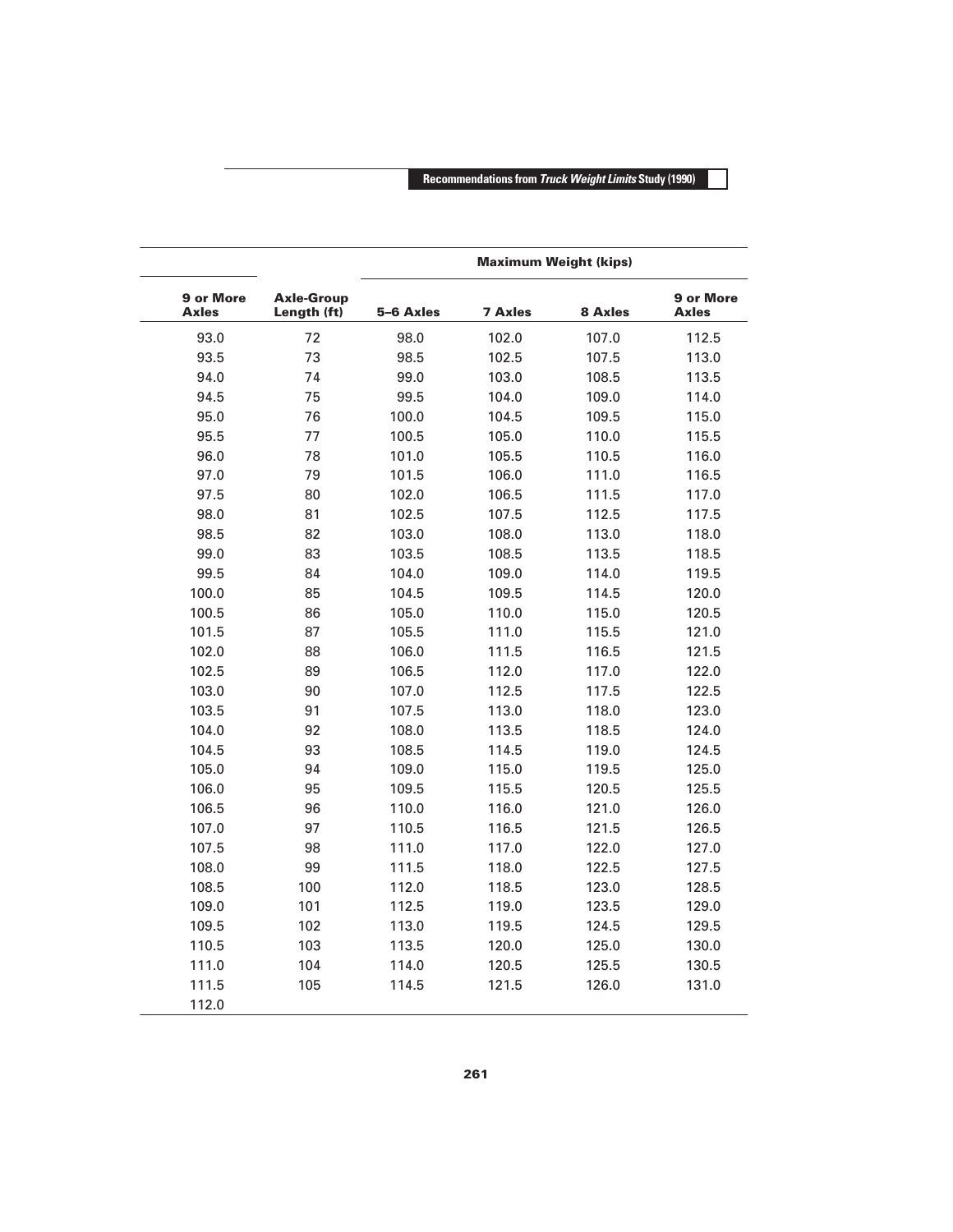| | | Maximum Weight (kips) | | | |
|---|---|---|---|---|---|
| 9 or More Axles | Axle-Group Length (ft) | 5–6 Axles | 7 Axles | 8 Axles | 9 or More Axles |
| 93.0 | 72 | 98.0 | 102.0 | 107.0 | 112.5 |
| 93.5 | 73 | 98.5 | 102.5 | 107.5 | 113.0 |
| 94.0 | 74 | 99.0 | 103.0 | 108.5 | 113.5 |
| 94.5 | 75 | 99.5 | 104.0 | 109.0 | 114.0 |
| 95.0 | 76 | 100.0 | 104.5 | 109.5 | 115.0 |
| 95.5 | 77 | 100.5 | 105.0 | 110.0 | 115.5 |
| 96.0 | 78 | 101.0 | 105.5 | 110.5 | 116.0 |
| 97.0 | 79 | 101.5 | 106.0 | 111.0 | 116.5 |
| 97.5 | 80 | 102.0 | 106.5 | 111.5 | 117.0 |
| 98.0 | 81 | 102.5 | 107.5 | 112.5 | 117.5 |
| 98.5 | 82 | 103.0 | 108.0 | 113.0 | 118.0 |
| 99.0 | 83 | 103.5 | 108.5 | 113.5 | 118.5 |
| 99.5 | 84 | 104.0 | 109.0 | 114.0 | 119.5 |
| 100.0 | 85 | 104.5 | 109.5 | 114.5 | 120.0 |
| 100.5 | 86 | 105.0 | 110.0 | 115.0 | 120.5 |
| 101.5 | 87 | 105.5 | 111.0 | 115.5 | 121.0 |
| 102.0 | 88 | 106.0 | 111.5 | 116.5 | 121.5 |
| 102.5 | 89 | 106.5 | 112.0 | 117.0 | 122.0 |
| 103.0 | 90 | 107.0 | 112.5 | 117.5 | 122.5 |
| 103.5 | 91 | 107.5 | 113.0 | 118.0 | 123.0 |
| 104.0 | 92 | 108.0 | 113.5 | 118.5 | 124.0 |
| 104.5 | 93 | 108.5 | 114.5 | 119.0 | 124.5 |
| 105.0 | 94 | 109.0 | 115.0 | 119.5 | 125.0 |
| 106.0 | 95 | 109.5 | 115.5 | 120.5 | 125.5 |
| 106.5 | 96 | 110.0 | 116.0 | 121.0 | 126.0 |
| 107.0 | 97 | 110.5 | 116.5 | 121.5 | 126.5 |
| 107.5 | 98 | 111.0 | 117.0 | 122.0 | 127.0 |
| 108.0 | 99 | 111.5 | 118.0 | 122.5 | 127.5 |
| 108.5 | 100 | 112.0 | 118.5 | 123.0 | 128.5 |
| 109.0 | 101 | 112.5 | 119.0 | 123.5 | 129.0 |
| 109.5 | 102 | 113.0 | 119.5 | 124.5 | 129.5 |
| 110.5 | 103 | 113.5 | 120.0 | 125.0 | 130.0 |
| 111.0 | 104 | 114.0 | 120.5 | 125.5 | 130.5 |
| 111.5 | 105 | 114.5 | 121.5 | 126.0 | 131.0 |
| 112.0 | | | | | |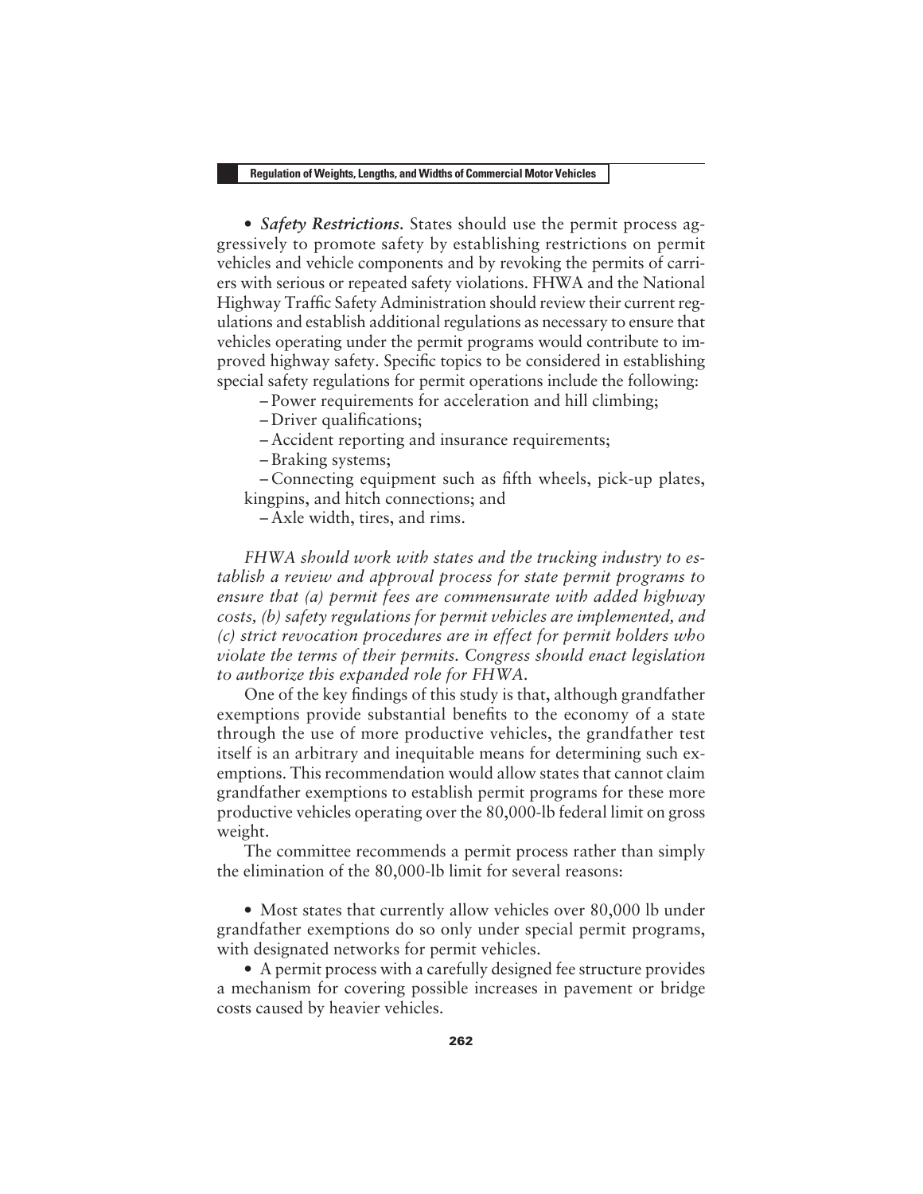- ***Safety Restrictions.*** States should use the permit process aggressively to promote safety by establishing restrictions on permit vehicles and vehicle components and by revoking the permits of carriers with serious or repeated safety violations. FHWA and the National Highway Traffic Safety Administration should review their current regulations and establish additional regulations as necessary to ensure that vehicles operating under the permit programs would contribute to improved highway safety. Specific topics to be considered in establishing special safety regulations for permit operations include the following:
  - Power requirements for acceleration and hill climbing;
  - Driver qualifications;
  - Accident reporting and insurance requirements;
  - Braking systems;
  - Connecting equipment such as fifth wheels, pick-up plates, kingpins, and hitch connections; and
  - Axle width, tires, and rims.

*FHWA should work with states and the trucking industry to establish a review and approval process for state permit programs to ensure that (a) permit fees are commensurate with added highway costs, (b) safety regulations for permit vehicles are implemented, and (c) strict revocation procedures are in effect for permit holders who violate the terms of their permits. Congress should enact legislation to authorize this expanded role for FHWA.*

One of the key findings of this study is that, although grandfather exemptions provide substantial benefits to the economy of a state through the use of more productive vehicles, the grandfather test itself is an arbitrary and inequitable means for determining such exemptions. This recommendation would allow states that cannot claim grandfather exemptions to establish permit programs for these more productive vehicles operating over the 80,000-lb federal limit on gross weight.

The committee recommends a permit process rather than simply the elimination of the 80,000-lb limit for several reasons:

- Most states that currently allow vehicles over 80,000 lb under grandfather exemptions do so only under special permit programs, with designated networks for permit vehicles.
- A permit process with a carefully designed fee structure provides a mechanism for covering possible increases in pavement or bridge costs caused by heavier vehicles.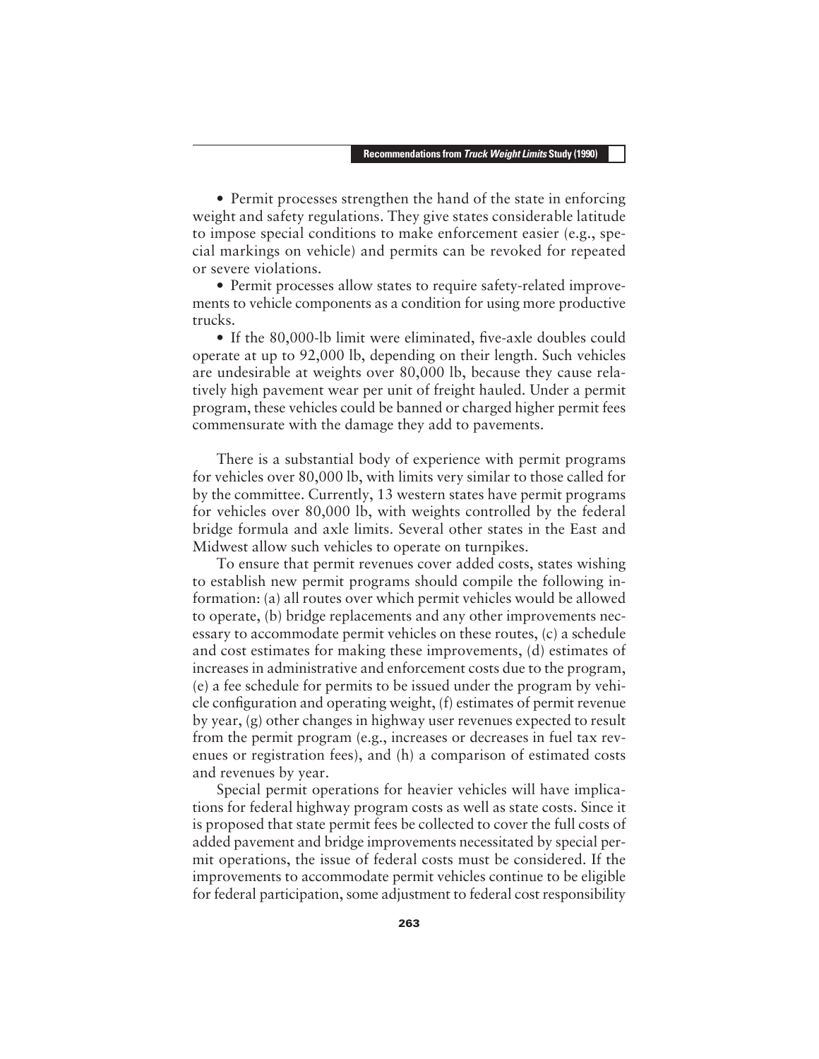- Permit processes strengthen the hand of the state in enforcing weight and safety regulations. They give states considerable latitude to impose special conditions to make enforcement easier (e.g., special markings on vehicle) and permits can be revoked for repeated or severe violations.
- Permit processes allow states to require safety-related improvements to vehicle components as a condition for using more productive trucks.
- If the 80,000-lb limit were eliminated, five-axle doubles could operate at up to 92,000 lb, depending on their length. Such vehicles are undesirable at weights over 80,000 lb, because they cause relatively high pavement wear per unit of freight hauled. Under a permit program, these vehicles could be banned or charged higher permit fees commensurate with the damage they add to pavements.

There is a substantial body of experience with permit programs for vehicles over 80,000 lb, with limits very similar to those called for by the committee. Currently, 13 western states have permit programs for vehicles over 80,000 lb, with weights controlled by the federal bridge formula and axle limits. Several other states in the East and Midwest allow such vehicles to operate on turnpikes.

To ensure that permit revenues cover added costs, states wishing to establish new permit programs should compile the following information: (a) all routes over which permit vehicles would be allowed to operate, (b) bridge replacements and any other improvements necessary to accommodate permit vehicles on these routes, (c) a schedule and cost estimates for making these improvements, (d) estimates of increases in administrative and enforcement costs due to the program, (e) a fee schedule for permits to be issued under the program by vehicle configuration and operating weight, (f) estimates of permit revenue by year, (g) other changes in highway user revenues expected to result from the permit program (e.g., increases or decreases in fuel tax revenues or registration fees), and (h) a comparison of estimated costs and revenues by year.

Special permit operations for heavier vehicles will have implications for federal highway program costs as well as state costs. Since it is proposed that state permit fees be collected to cover the full costs of added pavement and bridge improvements necessitated by special permit operations, the issue of federal costs must be considered. If the improvements to accommodate permit vehicles continue to be eligible for federal participation, some adjustment to federal cost responsibility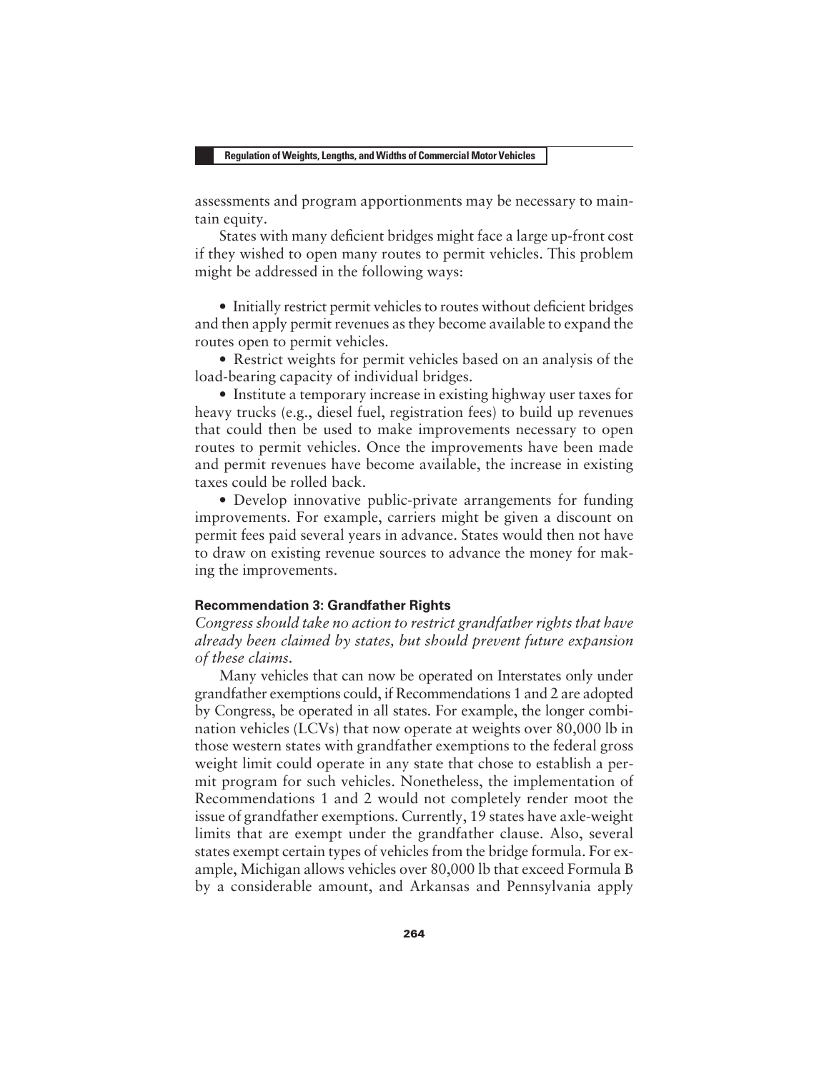assessments and program apportionments may be necessary to maintain equity.

States with many deficient bridges might face a large up-front cost if they wished to open many routes to permit vehicles. This problem might be addressed in the following ways:

- Initially restrict permit vehicles to routes without deficient bridges and then apply permit revenues as they become available to expand the routes open to permit vehicles.
- Restrict weights for permit vehicles based on an analysis of the load-bearing capacity of individual bridges.
- Institute a temporary increase in existing highway user taxes for heavy trucks (e.g., diesel fuel, registration fees) to build up revenues that could then be used to make improvements necessary to open routes to permit vehicles. Once the improvements have been made and permit revenues have become available, the increase in existing taxes could be rolled back.
- Develop innovative public-private arrangements for funding improvements. For example, carriers might be given a discount on permit fees paid several years in advance. States would then not have to draw on existing revenue sources to advance the money for making the improvements.

#### Recommendation 3: Grandfather Rights

*Congress should take no action to restrict grandfather rights that have already been claimed by states, but should prevent future expansion of these claims.*

Many vehicles that can now be operated on Interstates only under grandfather exemptions could, if Recommendations 1 and 2 are adopted by Congress, be operated in all states. For example, the longer combination vehicles (LCVs) that now operate at weights over 80,000 lb in those western states with grandfather exemptions to the federal gross weight limit could operate in any state that chose to establish a permit program for such vehicles. Nonetheless, the implementation of Recommendations 1 and 2 would not completely render moot the issue of grandfather exemptions. Currently, 19 states have axle-weight limits that are exempt under the grandfather clause. Also, several states exempt certain types of vehicles from the bridge formula. For example, Michigan allows vehicles over 80,000 lb that exceed Formula B by a considerable amount, and Arkansas and Pennsylvania apply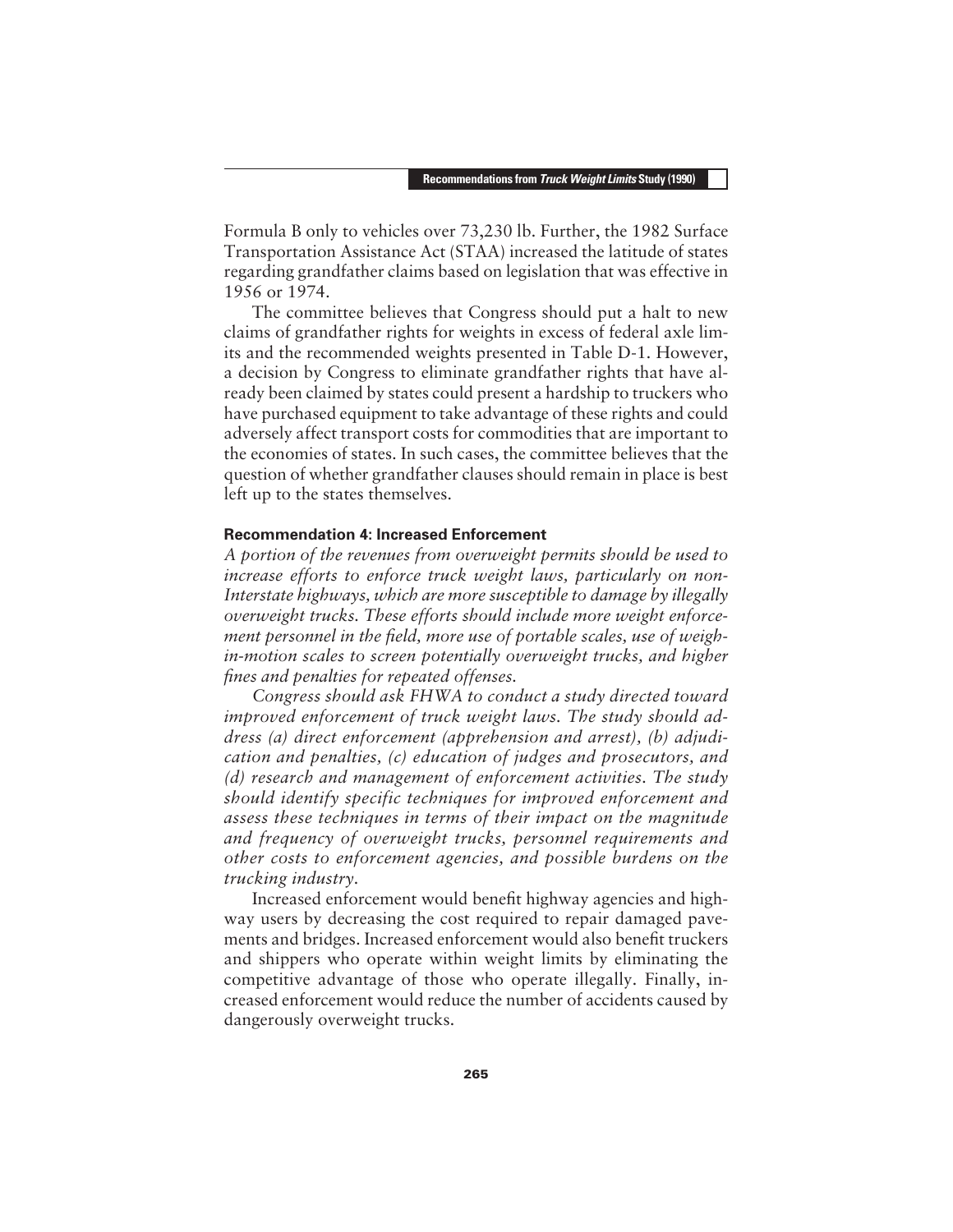Formula B only to vehicles over 73,230 lb. Further, the 1982 Surface Transportation Assistance Act (STAA) increased the latitude of states regarding grandfather claims based on legislation that was effective in 1956 or 1974.

The committee believes that Congress should put a halt to new claims of grandfather rights for weights in excess of federal axle limits and the recommended weights presented in Table D-1. However, a decision by Congress to eliminate grandfather rights that have already been claimed by states could present a hardship to truckers who have purchased equipment to take advantage of these rights and could adversely affect transport costs for commodities that are important to the economies of states. In such cases, the committee believes that the question of whether grandfather clauses should remain in place is best left up to the states themselves.

### Recommendation 4: Increased Enforcement

*A portion of the revenues from overweight permits should be used to increase efforts to enforce truck weight laws, particularly on non-Interstate highways, which are more susceptible to damage by illegally overweight trucks. These efforts should include more weight enforcement personnel in the field, more use of portable scales, use of weigh-in-motion scales to screen potentially overweight trucks, and higher fines and penalties for repeated offenses.*

*Congress should ask FHWA to conduct a study directed toward improved enforcement of truck weight laws. The study should address (a) direct enforcement (apprehension and arrest), (b) adjudication and penalties, (c) education of judges and prosecutors, and (d) research and management of enforcement activities. The study should identify specific techniques for improved enforcement and assess these techniques in terms of their impact on the magnitude and frequency of overweight trucks, personnel requirements and other costs to enforcement agencies, and possible burdens on the trucking industry.*

Increased enforcement would benefit highway agencies and highway users by decreasing the cost required to repair damaged pavements and bridges. Increased enforcement would also benefit truckers and shippers who operate within weight limits by eliminating the competitive advantage of those who operate illegally. Finally, increased enforcement would reduce the number of accidents caused by dangerously overweight trucks.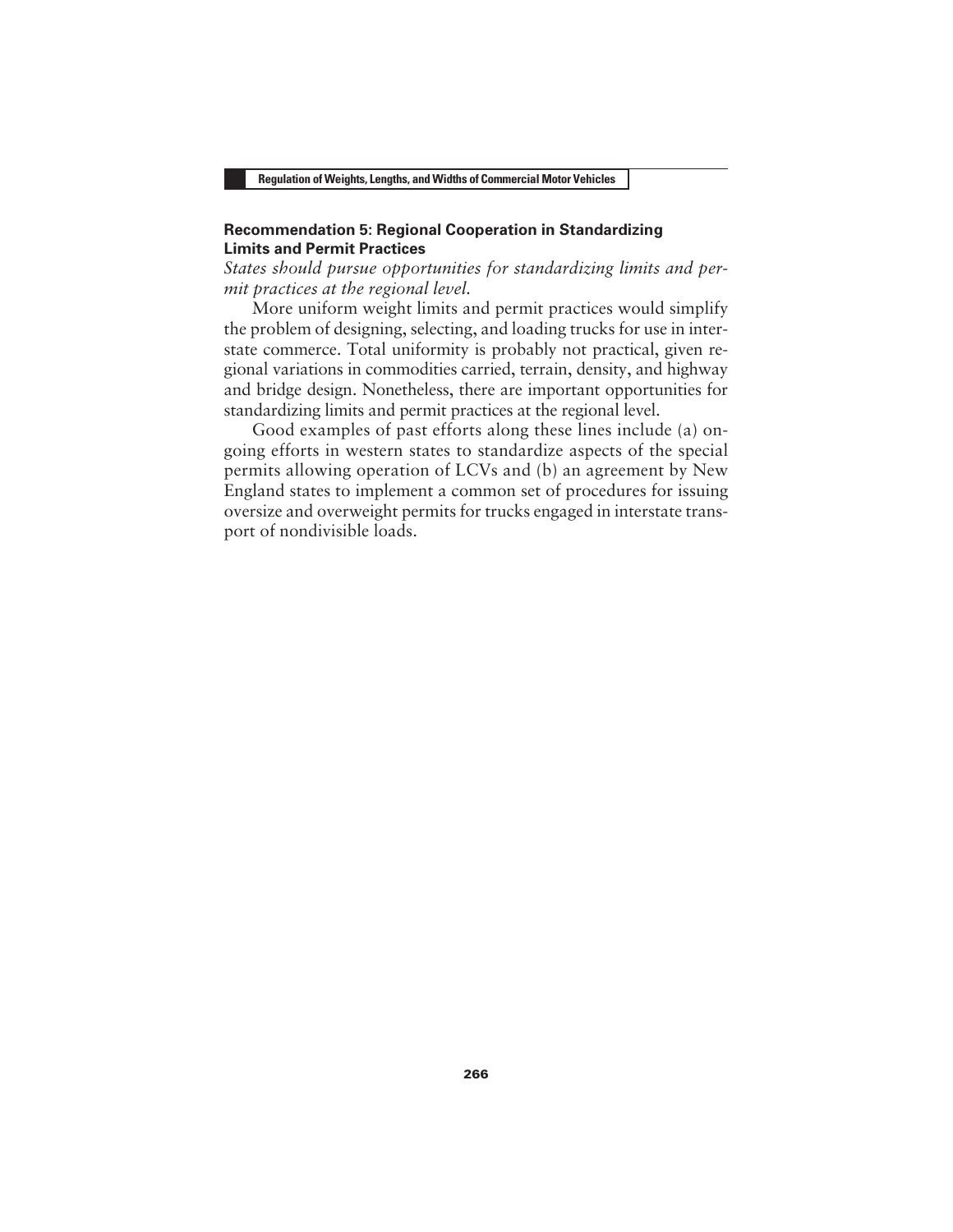### Recommendation 5: Regional Cooperation in Standardizing Limits and Permit Practices

*States should pursue opportunities for standardizing limits and permit practices at the regional level.*

More uniform weight limits and permit practices would simplify the problem of designing, selecting, and loading trucks for use in interstate commerce. Total uniformity is probably not practical, given regional variations in commodities carried, terrain, density, and highway and bridge design. Nonetheless, there are important opportunities for standardizing limits and permit practices at the regional level.

Good examples of past efforts along these lines include (a) ongoing efforts in western states to standardize aspects of the special permits allowing operation of LCVs and (b) an agreement by New England states to implement a common set of procedures for issuing oversize and overweight permits for trucks engaged in interstate transport of nondivisible loads.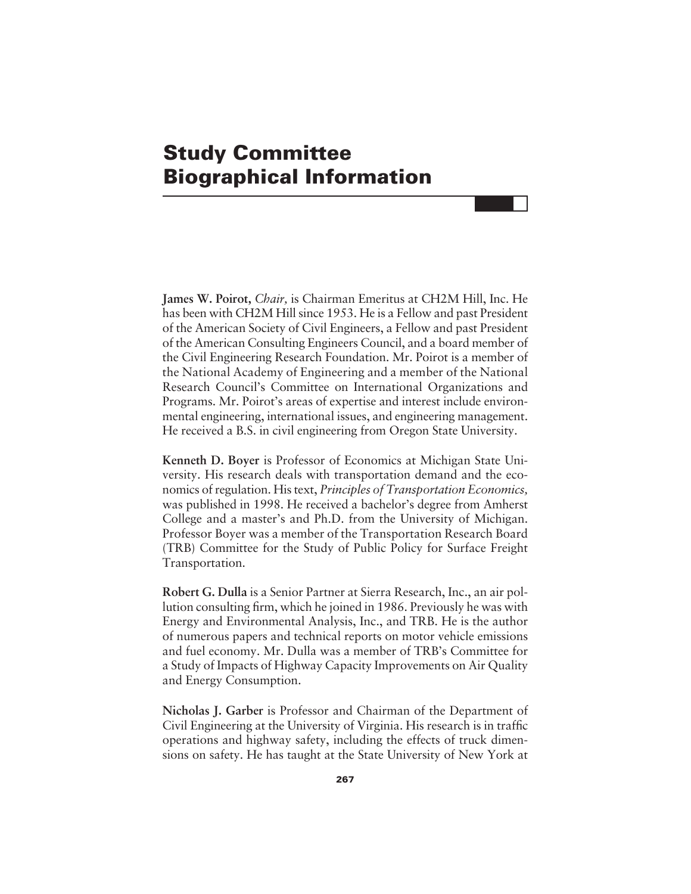# Study Committee Biographical Information

**James W. Poirot,** *Chair,* is Chairman Emeritus at CH2M Hill, Inc. He has been with CH2M Hill since 1953. He is a Fellow and past President of the American Society of Civil Engineers, a Fellow and past President of the American Consulting Engineers Council, and a board member of the Civil Engineering Research Foundation. Mr. Poirot is a member of the National Academy of Engineering and a member of the National Research Council's Committee on International Organizations and Programs. Mr. Poirot's areas of expertise and interest include environmental engineering, international issues, and engineering management. He received a B.S. in civil engineering from Oregon State University.

**Kenneth D. Boyer** is Professor of Economics at Michigan State University. His research deals with transportation demand and the economics of regulation. His text, *Principles of Transportation Economics,* was published in 1998. He received a bachelor's degree from Amherst College and a master's and Ph.D. from the University of Michigan. Professor Boyer was a member of the Transportation Research Board (TRB) Committee for the Study of Public Policy for Surface Freight Transportation.

**Robert G. Dulla** is a Senior Partner at Sierra Research, Inc., an air pollution consulting firm, which he joined in 1986. Previously he was with Energy and Environmental Analysis, Inc., and TRB. He is the author of numerous papers and technical reports on motor vehicle emissions and fuel economy. Mr. Dulla was a member of TRB's Committee for a Study of Impacts of Highway Capacity Improvements on Air Quality and Energy Consumption.

**Nicholas J. Garber** is Professor and Chairman of the Department of Civil Engineering at the University of Virginia. His research is in traffic operations and highway safety, including the effects of truck dimensions on safety. He has taught at the State University of New York at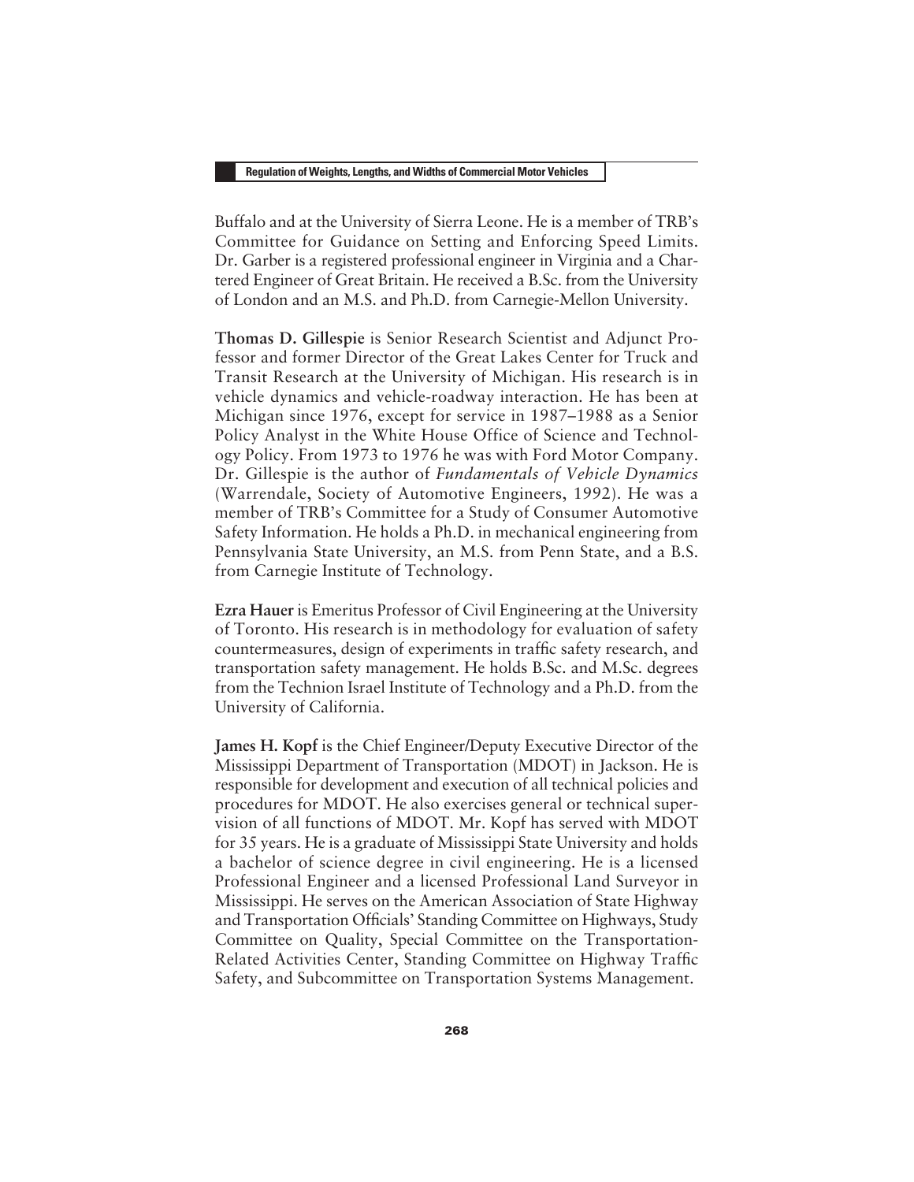Buffalo and at the University of Sierra Leone. He is a member of TRB's Committee for Guidance on Setting and Enforcing Speed Limits. Dr. Garber is a registered professional engineer in Virginia and a Chartered Engineer of Great Britain. He received a B.Sc. from the University of London and an M.S. and Ph.D. from Carnegie-Mellon University.

**Thomas D. Gillespie** is Senior Research Scientist and Adjunct Professor and former Director of the Great Lakes Center for Truck and Transit Research at the University of Michigan. His research is in vehicle dynamics and vehicle-roadway interaction. He has been at Michigan since 1976, except for service in 1987–1988 as a Senior Policy Analyst in the White House Office of Science and Technology Policy. From 1973 to 1976 he was with Ford Motor Company. Dr. Gillespie is the author of *Fundamentals of Vehicle Dynamics* (Warrendale, Society of Automotive Engineers, 1992). He was a member of TRB's Committee for a Study of Consumer Automotive Safety Information. He holds a Ph.D. in mechanical engineering from Pennsylvania State University, an M.S. from Penn State, and a B.S. from Carnegie Institute of Technology.

**Ezra Hauer** is Emeritus Professor of Civil Engineering at the University of Toronto. His research is in methodology for evaluation of safety countermeasures, design of experiments in traffic safety research, and transportation safety management. He holds B.Sc. and M.Sc. degrees from the Technion Israel Institute of Technology and a Ph.D. from the University of California.

**James H. Kopf** is the Chief Engineer/Deputy Executive Director of the Mississippi Department of Transportation (MDOT) in Jackson. He is responsible for development and execution of all technical policies and procedures for MDOT. He also exercises general or technical supervision of all functions of MDOT. Mr. Kopf has served with MDOT for 35 years. He is a graduate of Mississippi State University and holds a bachelor of science degree in civil engineering. He is a licensed Professional Engineer and a licensed Professional Land Surveyor in Mississippi. He serves on the American Association of State Highway and Transportation Officials' Standing Committee on Highways, Study Committee on Quality, Special Committee on the Transportation-Related Activities Center, Standing Committee on Highway Traffic Safety, and Subcommittee on Transportation Systems Management.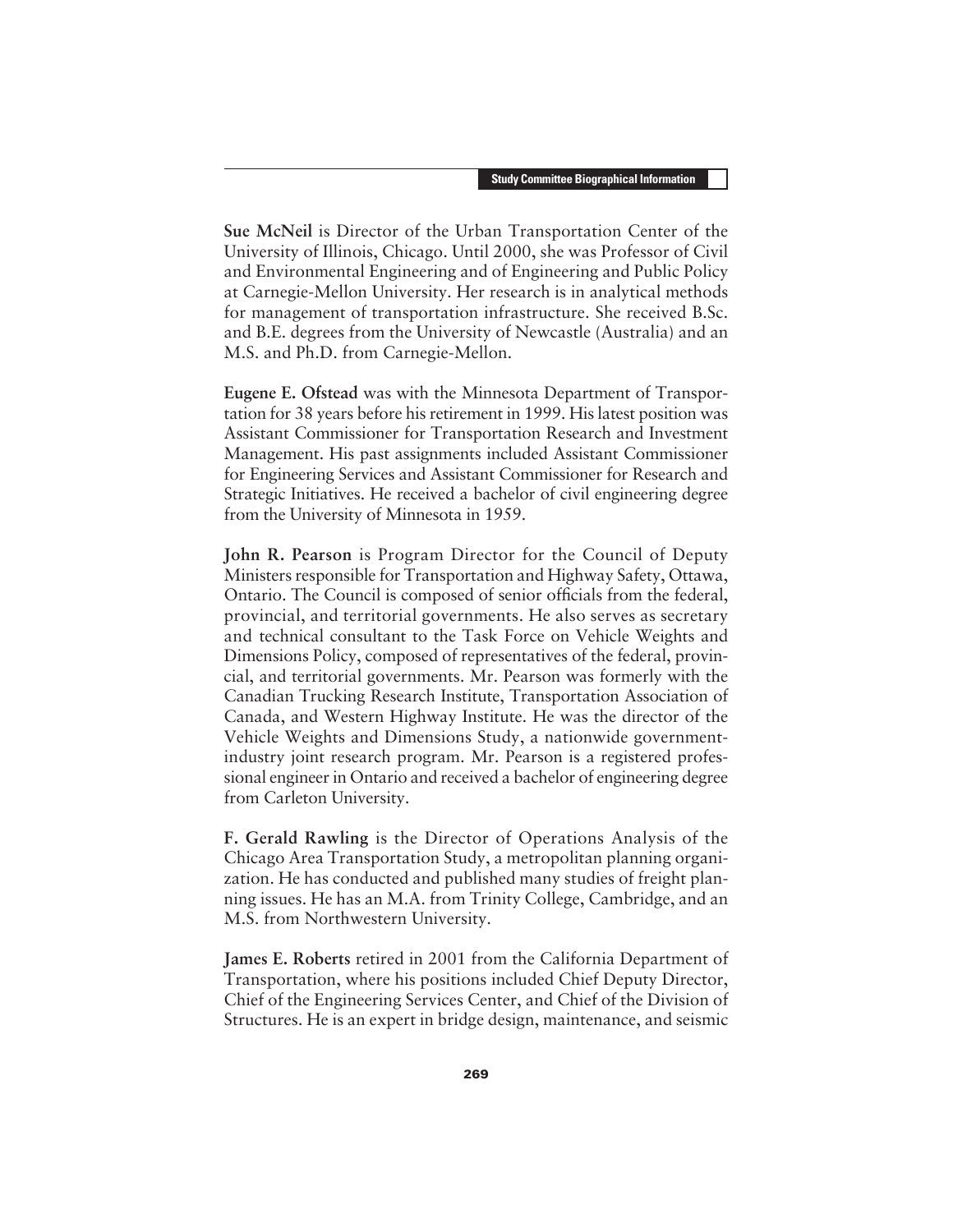**Sue McNeil** is Director of the Urban Transportation Center of the University of Illinois, Chicago. Until 2000, she was Professor of Civil and Environmental Engineering and of Engineering and Public Policy at Carnegie-Mellon University. Her research is in analytical methods for management of transportation infrastructure. She received B.Sc. and B.E. degrees from the University of Newcastle (Australia) and an M.S. and Ph.D. from Carnegie-Mellon.

**Eugene E. Ofstead** was with the Minnesota Department of Transportation for 38 years before his retirement in 1999. His latest position was Assistant Commissioner for Transportation Research and Investment Management. His past assignments included Assistant Commissioner for Engineering Services and Assistant Commissioner for Research and Strategic Initiatives. He received a bachelor of civil engineering degree from the University of Minnesota in 1959.

**John R. Pearson** is Program Director for the Council of Deputy Ministers responsible for Transportation and Highway Safety, Ottawa, Ontario. The Council is composed of senior officials from the federal, provincial, and territorial governments. He also serves as secretary and technical consultant to the Task Force on Vehicle Weights and Dimensions Policy, composed of representatives of the federal, provincial, and territorial governments. Mr. Pearson was formerly with the Canadian Trucking Research Institute, Transportation Association of Canada, and Western Highway Institute. He was the director of the Vehicle Weights and Dimensions Study, a nationwide government-industry joint research program. Mr. Pearson is a registered professional engineer in Ontario and received a bachelor of engineering degree from Carleton University.

**F. Gerald Rawling** is the Director of Operations Analysis of the Chicago Area Transportation Study, a metropolitan planning organization. He has conducted and published many studies of freight planning issues. He has an M.A. from Trinity College, Cambridge, and an M.S. from Northwestern University.

**James E. Roberts** retired in 2001 from the California Department of Transportation, where his positions included Chief Deputy Director, Chief of the Engineering Services Center, and Chief of the Division of Structures. He is an expert in bridge design, maintenance, and seismic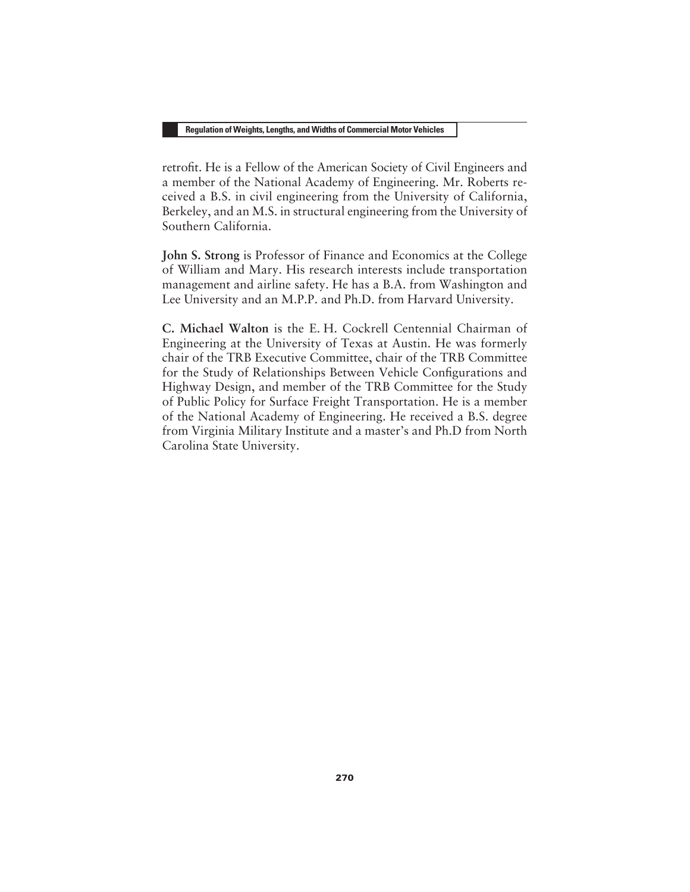retrofit. He is a Fellow of the American Society of Civil Engineers and a member of the National Academy of Engineering. Mr. Roberts received a B.S. in civil engineering from the University of California, Berkeley, and an M.S. in structural engineering from the University of Southern California.

**John S. Strong** is Professor of Finance and Economics at the College of William and Mary. His research interests include transportation management and airline safety. He has a B.A. from Washington and Lee University and an M.P.P. and Ph.D. from Harvard University.

**C. Michael Walton** is the E. H. Cockrell Centennial Chairman of Engineering at the University of Texas at Austin. He was formerly chair of the TRB Executive Committee, chair of the TRB Committee for the Study of Relationships Between Vehicle Configurations and Highway Design, and member of the TRB Committee for the Study of Public Policy for Surface Freight Transportation. He is a member of the National Academy of Engineering. He received a B.S. degree from Virginia Military Institute and a master's and Ph.D from North Carolina State University.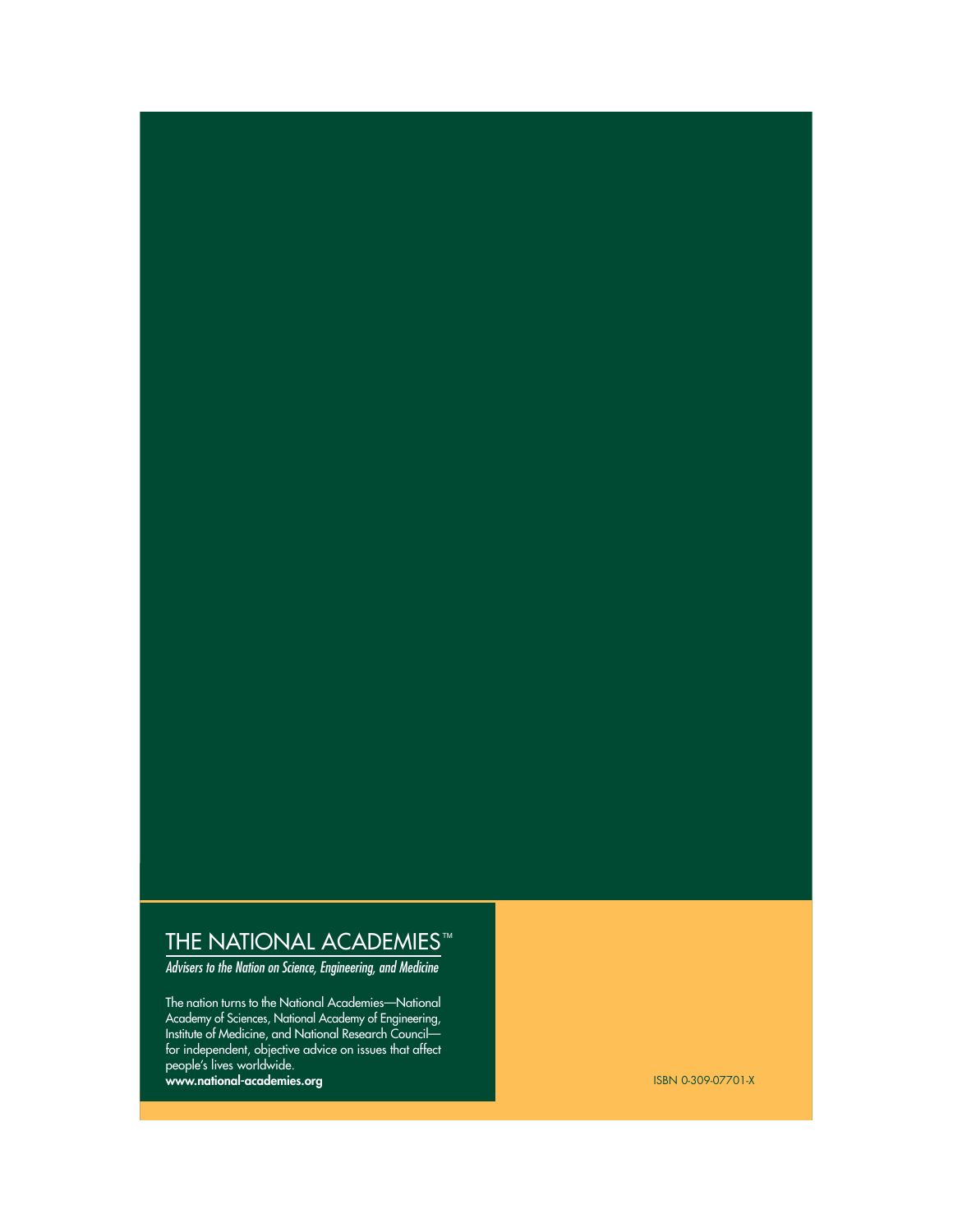THE NATIONAL ACADEMIES™

*Advisers to the Nation on Science, Engineering, and Medicine*

The nation turns to the National Academies—National Academy of Sciences, National Academy of Engineering, Institute of Medicine, and National Research Council—for independent, objective advice on issues that affect people's lives worldwide.
**www.national-academies.org**

ISBN 0-309-07701-X